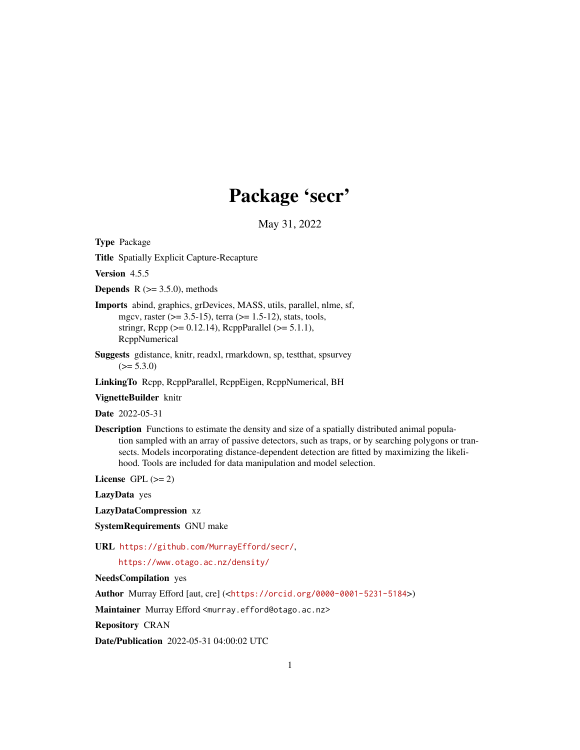# Package 'secr'

May 31, 2022

**Type** Package

**Title** Spatially Explicit Capture-Recapture

**Version** 4.5.5

**Depends** R (>= 3.5.0), methods

**Imports** abind, graphics, grDevices, MASS, utils, parallel, nlme, sf, mgcv, raster (>= 3.5-15), terra (>= 1.5-12), stats, tools, stringr, Rcpp (>= 0.12.14), RcppParallel (>= 5.1.1), RcppNumerical

**Suggests** gdistance, knitr, readxl, rmarkdown, sp, testthat, spsurvey (>= 5.3.0)

**LinkingTo** Rcpp, RcppParallel, RcppEigen, RcppNumerical, BH

**VignetteBuilder** knitr

**Date** 2022-05-31

**Description** Functions to estimate the density and size of a spatially distributed animal population sampled with an array of passive detectors, such as traps, or by searching polygons or transects. Models incorporating distance-dependent detection are fitted by maximizing the likelihood. Tools are included for data manipulation and model selection.

**License** GPL (>= 2)

**LazyData** yes

**LazyDataCompression** xz

**SystemRequirements** GNU make

**URL** https://github.com/MurrayEfford/secr/,

https://www.otago.ac.nz/density/

**NeedsCompilation** yes

**Author** Murray Efford [aut, cre] (<https://orcid.org/0000-0001-5231-5184>)

**Maintainer** Murray Efford <murray.efford@otago.ac.nz>

**Repository** CRAN

**Date/Publication** 2022-05-31 04:00:02 UTC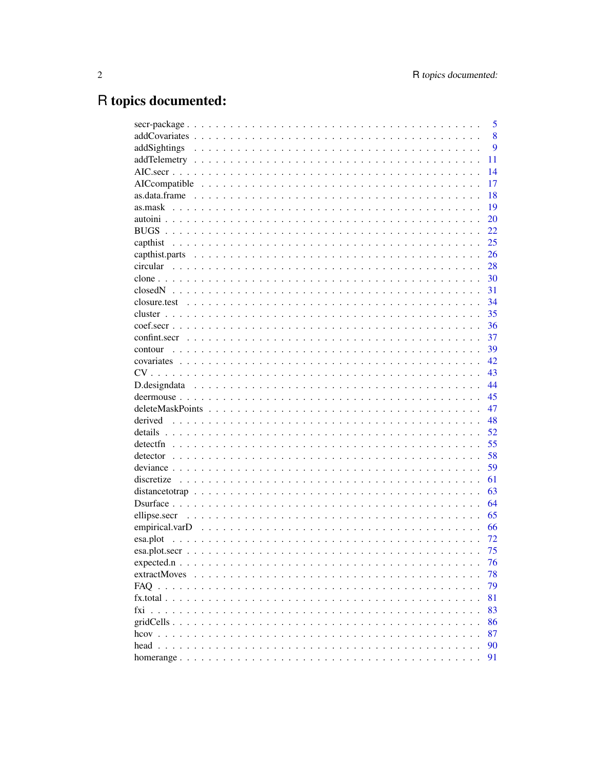# R topics documented:

| | |
|---|---|
| secr-package | 5 |
| addCovariates | 8 |
| addSightings | 9 |
| addTelemetry | 11 |
| AIC.secr | 14 |
| AICcompatible | 17 |
| as.data.frame | 18 |
| as.mask | 19 |
| autoini | 20 |
| BUGS | 22 |
| capthist | 25 |
| capthist.parts | 26 |
| circular | 28 |
| clone | 30 |
| closedN | 31 |
| closure.test | 34 |
| cluster | 35 |
| coef.secr | 36 |
| confint.secr | 37 |
| contour | 39 |
| covariates | 42 |
| CV | 43 |
| D.designdata | 44 |
| deermouse | 45 |
| deleteMaskPoints | 47 |
| derived | 48 |
| details | 52 |
| detectfn | 55 |
| detector | 58 |
| deviance | 59 |
| discretize | 61 |
| distancetotrap | 63 |
| Dsurface | 64 |
| ellipse.secr | 65 |
| empirical.varD | 66 |
| esa.plot | 72 |
| esa.plot.secr | 75 |
| expected.n | 76 |
| extractMoves | 78 |
| FAQ | 79 |
| fx.total | 81 |
| fxi | 83 |
| gridCells | 86 |
| hcov | 87 |
| head | 90 |
| homerange | 91 |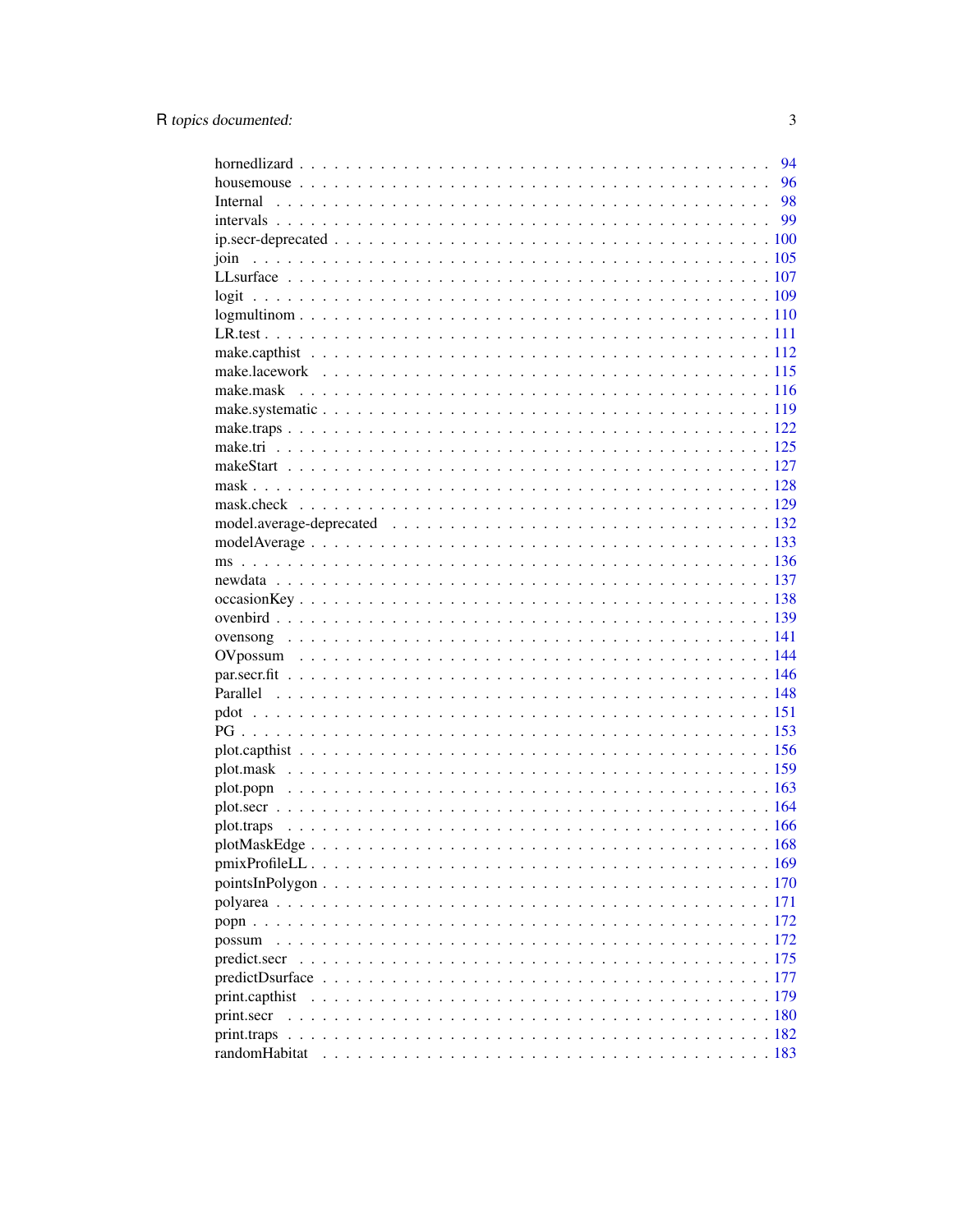| | |
|---|---|
| hornedlizard | 94 |
| housemouse | 96 |
| Internal | 98 |
| intervals | 99 |
| ip.secr-deprecated | 100 |
| join | 105 |
| LLsurface | 107 |
| logit | 109 |
| logmultinom | 110 |
| LR.test | 111 |
| make.capthist | 112 |
| make.lacework | 115 |
| make.mask | 116 |
| make.systematic | 119 |
| make.traps | 122 |
| make.tri | 125 |
| makeStart | 127 |
| mask | 128 |
| mask.check | 129 |
| model.average-deprecated | 132 |
| modelAverage | 133 |
| ms | 136 |
| newdata | 137 |
| occasionKey | 138 |
| ovenbird | 139 |
| ovensong | 141 |
| OVpossum | 144 |
| par.secr.fit | 146 |
| Parallel | 148 |
| pdot | 151 |
| PG | 153 |
| plot.capthist | 156 |
| plot.mask | 159 |
| plot.popn | 163 |
| plot.secr | 164 |
| plot.traps | 166 |
| plotMaskEdge | 168 |
| pmixProfileLL | 169 |
| pointsInPolygon | 170 |
| polyarea | 171 |
| popn | 172 |
| possum | 172 |
| predict.secr | 175 |
| predictDsurface | 177 |
| print.capthist | 179 |
| print.secr | 180 |
| print.traps | 182 |
| randomHabitat | 183 |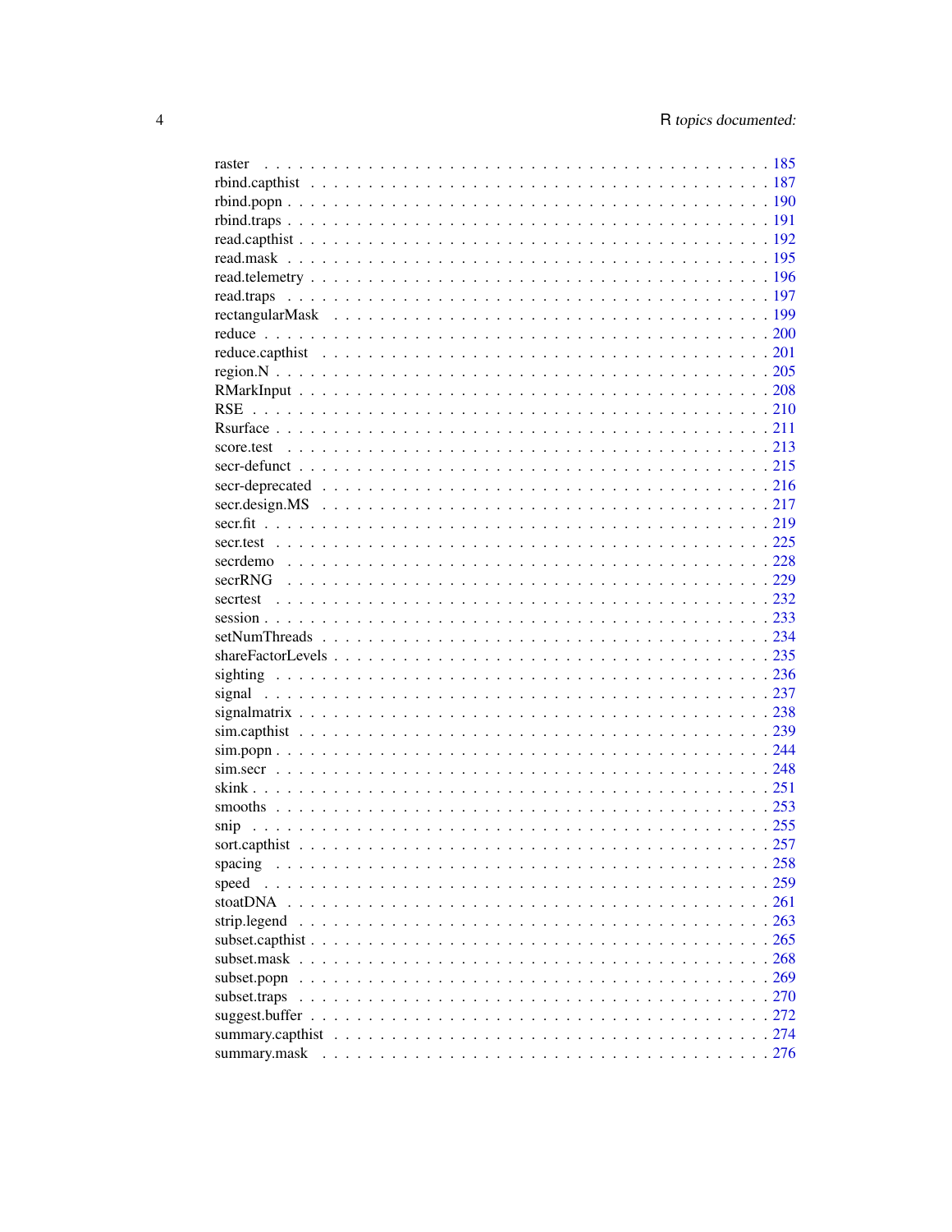raster . . . . . . . . . . . . . . . . . . . . . . . . . . . . . . . . . . . . . . . . . . . 185
rbind.capthist . . . . . . . . . . . . . . . . . . . . . . . . . . . . . . . . . . . . . . . 187
rbind.popn . . . . . . . . . . . . . . . . . . . . . . . . . . . . . . . . . . . . . . . . . 190
rbind.traps . . . . . . . . . . . . . . . . . . . . . . . . . . . . . . . . . . . . . . . . . 191
read.capthist . . . . . . . . . . . . . . . . . . . . . . . . . . . . . . . . . . . . . . . . 192
read.mask . . . . . . . . . . . . . . . . . . . . . . . . . . . . . . . . . . . . . . . . . . 195
read.telemetry . . . . . . . . . . . . . . . . . . . . . . . . . . . . . . . . . . . . . . . 196
read.traps . . . . . . . . . . . . . . . . . . . . . . . . . . . . . . . . . . . . . . . . . . 197
rectangularMask . . . . . . . . . . . . . . . . . . . . . . . . . . . . . . . . . . . . . . 199
reduce . . . . . . . . . . . . . . . . . . . . . . . . . . . . . . . . . . . . . . . . . . . . 200
reduce.capthist . . . . . . . . . . . . . . . . . . . . . . . . . . . . . . . . . . . . . . . 201
region.N . . . . . . . . . . . . . . . . . . . . . . . . . . . . . . . . . . . . . . . . . . . 205
RMarkInput . . . . . . . . . . . . . . . . . . . . . . . . . . . . . . . . . . . . . . . . . 208
RSE . . . . . . . . . . . . . . . . . . . . . . . . . . . . . . . . . . . . . . . . . . . . . 210
Rsurface . . . . . . . . . . . . . . . . . . . . . . . . . . . . . . . . . . . . . . . . . . . 211
score.test . . . . . . . . . . . . . . . . . . . . . . . . . . . . . . . . . . . . . . . . . . 213
secr-defunct . . . . . . . . . . . . . . . . . . . . . . . . . . . . . . . . . . . . . . . . . 215
secr-deprecated . . . . . . . . . . . . . . . . . . . . . . . . . . . . . . . . . . . . . . . 216
secr.design.MS . . . . . . . . . . . . . . . . . . . . . . . . . . . . . . . . . . . . . . . 217
secr.fit . . . . . . . . . . . . . . . . . . . . . . . . . . . . . . . . . . . . . . . . . . . . 219
secr.test . . . . . . . . . . . . . . . . . . . . . . . . . . . . . . . . . . . . . . . . . . . 225
secrdemo . . . . . . . . . . . . . . . . . . . . . . . . . . . . . . . . . . . . . . . . . . . 228
secrRNG . . . . . . . . . . . . . . . . . . . . . . . . . . . . . . . . . . . . . . . . . . . 229
secrtest . . . . . . . . . . . . . . . . . . . . . . . . . . . . . . . . . . . . . . . . . . . . 232
session . . . . . . . . . . . . . . . . . . . . . . . . . . . . . . . . . . . . . . . . . . . . 233
setNumThreads . . . . . . . . . . . . . . . . . . . . . . . . . . . . . . . . . . . . . . . 234
shareFactorLevels . . . . . . . . . . . . . . . . . . . . . . . . . . . . . . . . . . . . . 235
sighting . . . . . . . . . . . . . . . . . . . . . . . . . . . . . . . . . . . . . . . . . . . 236
signal . . . . . . . . . . . . . . . . . . . . . . . . . . . . . . . . . . . . . . . . . . . . . 237
signalmatrix . . . . . . . . . . . . . . . . . . . . . . . . . . . . . . . . . . . . . . . . . 238
sim.capthist . . . . . . . . . . . . . . . . . . . . . . . . . . . . . . . . . . . . . . . . . 239
sim.popn . . . . . . . . . . . . . . . . . . . . . . . . . . . . . . . . . . . . . . . . . . . 244
sim.secr . . . . . . . . . . . . . . . . . . . . . . . . . . . . . . . . . . . . . . . . . . . . 248
skink . . . . . . . . . . . . . . . . . . . . . . . . . . . . . . . . . . . . . . . . . . . . . 251
smooths . . . . . . . . . . . . . . . . . . . . . . . . . . . . . . . . . . . . . . . . . . . . 253
snip . . . . . . . . . . . . . . . . . . . . . . . . . . . . . . . . . . . . . . . . . . . . . . 255
sort.capthist . . . . . . . . . . . . . . . . . . . . . . . . . . . . . . . . . . . . . . . . . 257
spacing . . . . . . . . . . . . . . . . . . . . . . . . . . . . . . . . . . . . . . . . . . . . 258
speed . . . . . . . . . . . . . . . . . . . . . . . . . . . . . . . . . . . . . . . . . . . . . 259
stoatDNA . . . . . . . . . . . . . . . . . . . . . . . . . . . . . . . . . . . . . . . . . . . 261
strip.legend . . . . . . . . . . . . . . . . . . . . . . . . . . . . . . . . . . . . . . . . . 263
subset.capthist . . . . . . . . . . . . . . . . . . . . . . . . . . . . . . . . . . . . . . . 265
subset.mask . . . . . . . . . . . . . . . . . . . . . . . . . . . . . . . . . . . . . . . . . . 268
subset.popn . . . . . . . . . . . . . . . . . . . . . . . . . . . . . . . . . . . . . . . . . . 269
subset.traps . . . . . . . . . . . . . . . . . . . . . . . . . . . . . . . . . . . . . . . . . 270
suggest.buffer . . . . . . . . . . . . . . . . . . . . . . . . . . . . . . . . . . . . . . . . 272
summary.capthist . . . . . . . . . . . . . . . . . . . . . . . . . . . . . . . . . . . . . . 274
summary.mask . . . . . . . . . . . . . . . . . . . . . . . . . . . . . . . . . . . . . . . . 276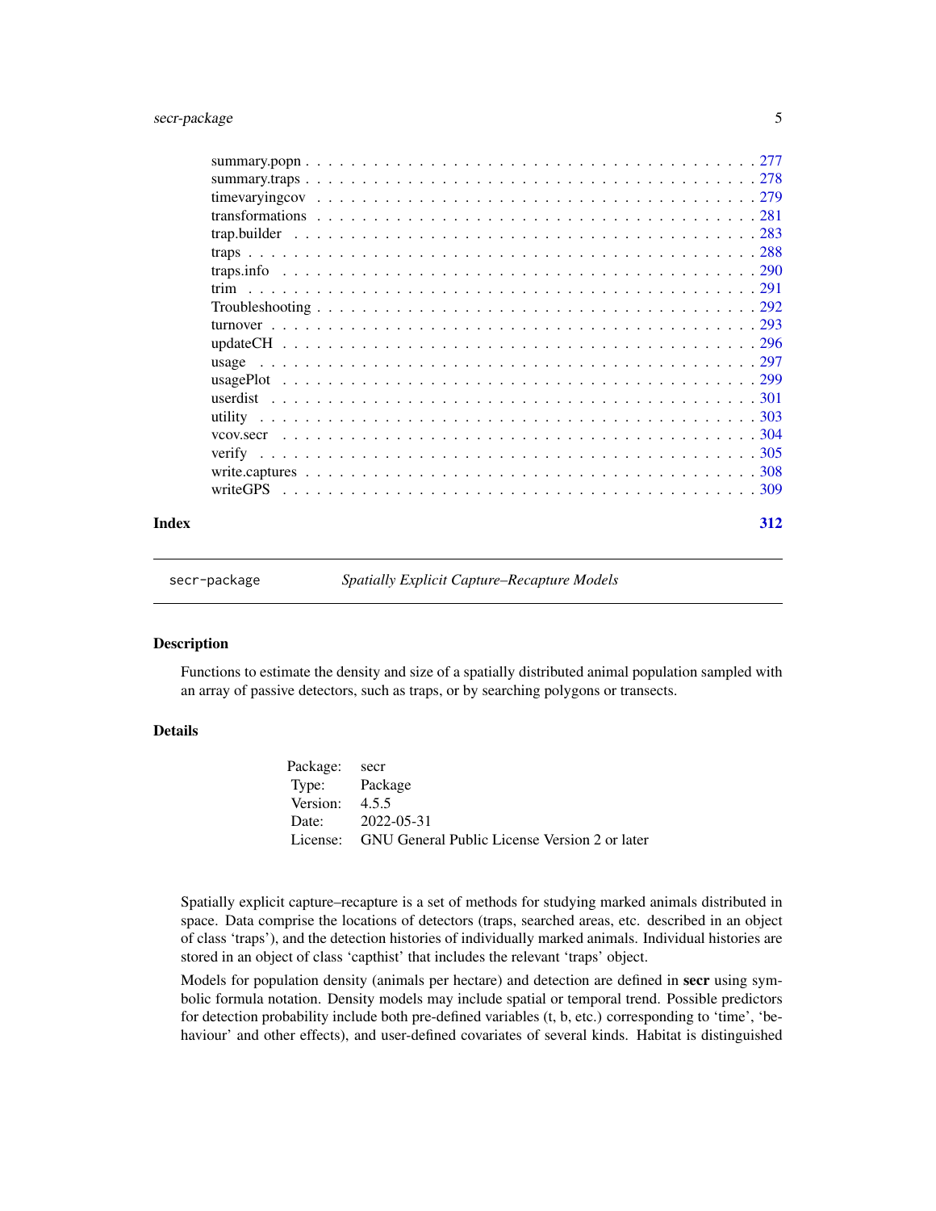summary.popn . . . . . . . . . . . . . . . . . . . . . . . . . . . . . . . . . . . . . . . 277
summary.traps . . . . . . . . . . . . . . . . . . . . . . . . . . . . . . . . . . . . . . . 278
timevaryingcov . . . . . . . . . . . . . . . . . . . . . . . . . . . . . . . . . . . . . . . 279
transformations . . . . . . . . . . . . . . . . . . . . . . . . . . . . . . . . . . . . . . . 281
trap.builder . . . . . . . . . . . . . . . . . . . . . . . . . . . . . . . . . . . . . . . 283
traps . . . . . . . . . . . . . . . . . . . . . . . . . . . . . . . . . . . . . . . 288
traps.info . . . . . . . . . . . . . . . . . . . . . . . . . . . . . . . . . . . . . . . 290
trim . . . . . . . . . . . . . . . . . . . . . . . . . . . . . . . . . . . . . . . 291
Troubleshooting . . . . . . . . . . . . . . . . . . . . . . . . . . . . . . . . . . . . . . . 292
turnover . . . . . . . . . . . . . . . . . . . . . . . . . . . . . . . . . . . . . . . 293
updateCH . . . . . . . . . . . . . . . . . . . . . . . . . . . . . . . . . . . . . . . 296
usage . . . . . . . . . . . . . . . . . . . . . . . . . . . . . . . . . . . . . . . 297
usagePlot . . . . . . . . . . . . . . . . . . . . . . . . . . . . . . . . . . . . . . . 299
userdist . . . . . . . . . . . . . . . . . . . . . . . . . . . . . . . . . . . . . . . 301
utility . . . . . . . . . . . . . . . . . . . . . . . . . . . . . . . . . . . . . . . 303
vcov.secr . . . . . . . . . . . . . . . . . . . . . . . . . . . . . . . . . . . . . . . 304
verify . . . . . . . . . . . . . . . . . . . . . . . . . . . . . . . . . . . . . . . 305
write.captures . . . . . . . . . . . . . . . . . . . . . . . . . . . . . . . . . . . . . . . 308
writeGPS . . . . . . . . . . . . . . . . . . . . . . . . . . . . . . . . . . . . . . . 309

**Index** **312**

---

`secr-package` *Spatially Explicit Capture–Recapture Models*

---

## Description

Functions to estimate the density and size of a spatially distributed animal population sampled with an array of passive detectors, such as traps, or by searching polygons or transects.

## Details

| | |
|---|---|
| Package: | secr |
| Type: | Package |
| Version: | 4.5.5 |
| Date: | 2022-05-31 |
| License: | GNU General Public License Version 2 or later |

Spatially explicit capture–recapture is a set of methods for studying marked animals distributed in space. Data comprise the locations of detectors (traps, searched areas, etc. described in an object of class 'traps'), and the detection histories of individually marked animals. Individual histories are stored in an object of class 'capthist' that includes the relevant 'traps' object.

Models for population density (animals per hectare) and detection are defined in **secr** using symbolic formula notation. Density models may include spatial or temporal trend. Possible predictors for detection probability include both pre-defined variables (t, b, etc.) corresponding to 'time', 'behaviour' and other effects), and user-defined covariates of several kinds. Habitat is distinguished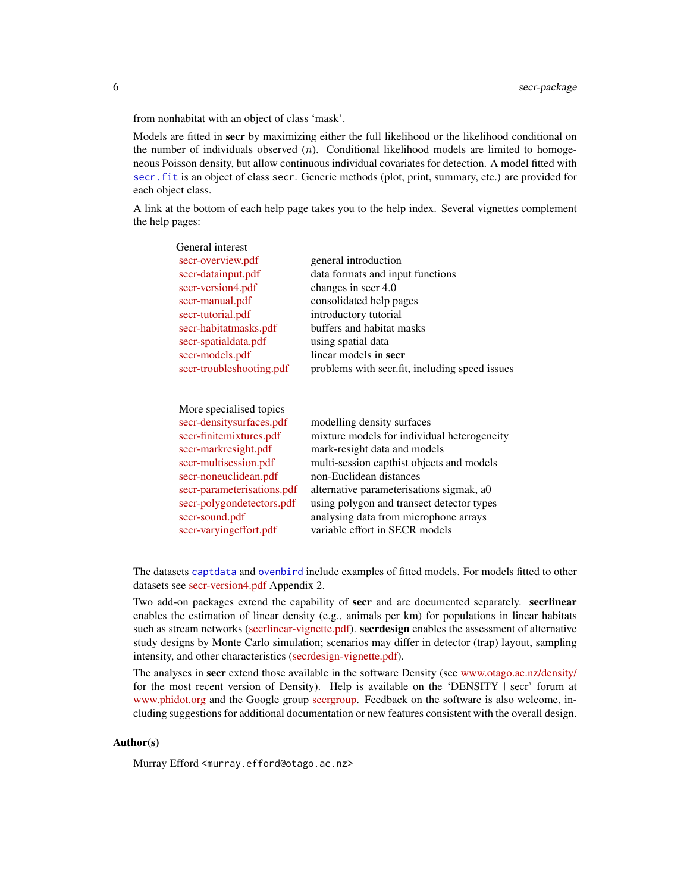from nonhabitat with an object of class 'mask'.

Models are fitted in **secr** by maximizing either the full likelihood or the likelihood conditional on the number of individuals observed ($n$). Conditional likelihood models are limited to homogeneous Poisson density, but allow continuous individual covariates for detection. A model fitted with `secr.fit` is an object of class `secr`. Generic methods (plot, print, summary, etc.) are provided for each object class.

A link at the bottom of each help page takes you to the help index. Several vignettes complement the help pages:

| General interest | |
|---|---|
| secr-overview.pdf | general introduction |
| secr-datainput.pdf | data formats and input functions |
| secr-version4.pdf | changes in secr 4.0 |
| secr-manual.pdf | consolidated help pages |
| secr-tutorial.pdf | introductory tutorial |
| secr-habitatmasks.pdf | buffers and habitat masks |
| secr-spatialdata.pdf | using spatial data |
| secr-models.pdf | linear models in **secr** |
| secr-troubleshooting.pdf | problems with secr.fit, including speed issues |

| More specialised topics | |
|---|---|
| secr-densitysurfaces.pdf | modelling density surfaces |
| secr-finitemixtures.pdf | mixture models for individual heterogeneity |
| secr-markresight.pdf | mark-resight data and models |
| secr-multisession.pdf | multi-session capthist objects and models |
| secr-noneuclidean.pdf | non-Euclidean distances |
| secr-parameterisations.pdf | alternative parameterisations sigmak, a0 |
| secr-polygondetectors.pdf | using polygon and transect detector types |
| secr-sound.pdf | analysing data from microphone arrays |
| secr-varyingeffort.pdf | variable effort in SECR models |

The datasets `captdata` and `ovenbird` include examples of fitted models. For models fitted to other datasets see secr-version4.pdf Appendix 2.

Two add-on packages extend the capability of **secr** and are documented separately. **secrlinear** enables the estimation of linear density (e.g., animals per km) for populations in linear habitats such as stream networks (secrlinear-vignette.pdf). **secrdesign** enables the assessment of alternative study designs by Monte Carlo simulation; scenarios may differ in detector (trap) layout, sampling intensity, and other characteristics (secrdesign-vignette.pdf).

The analyses in **secr** extend those available in the software Density (see www.otago.ac.nz/density/ for the most recent version of Density). Help is available on the 'DENSITY | secr' forum at www.phidot.org and the Google group secrgroup. Feedback on the software is also welcome, including suggestions for additional documentation or new features consistent with the overall design.

### Author(s)

Murray Efford <murray.efford@otago.ac.nz>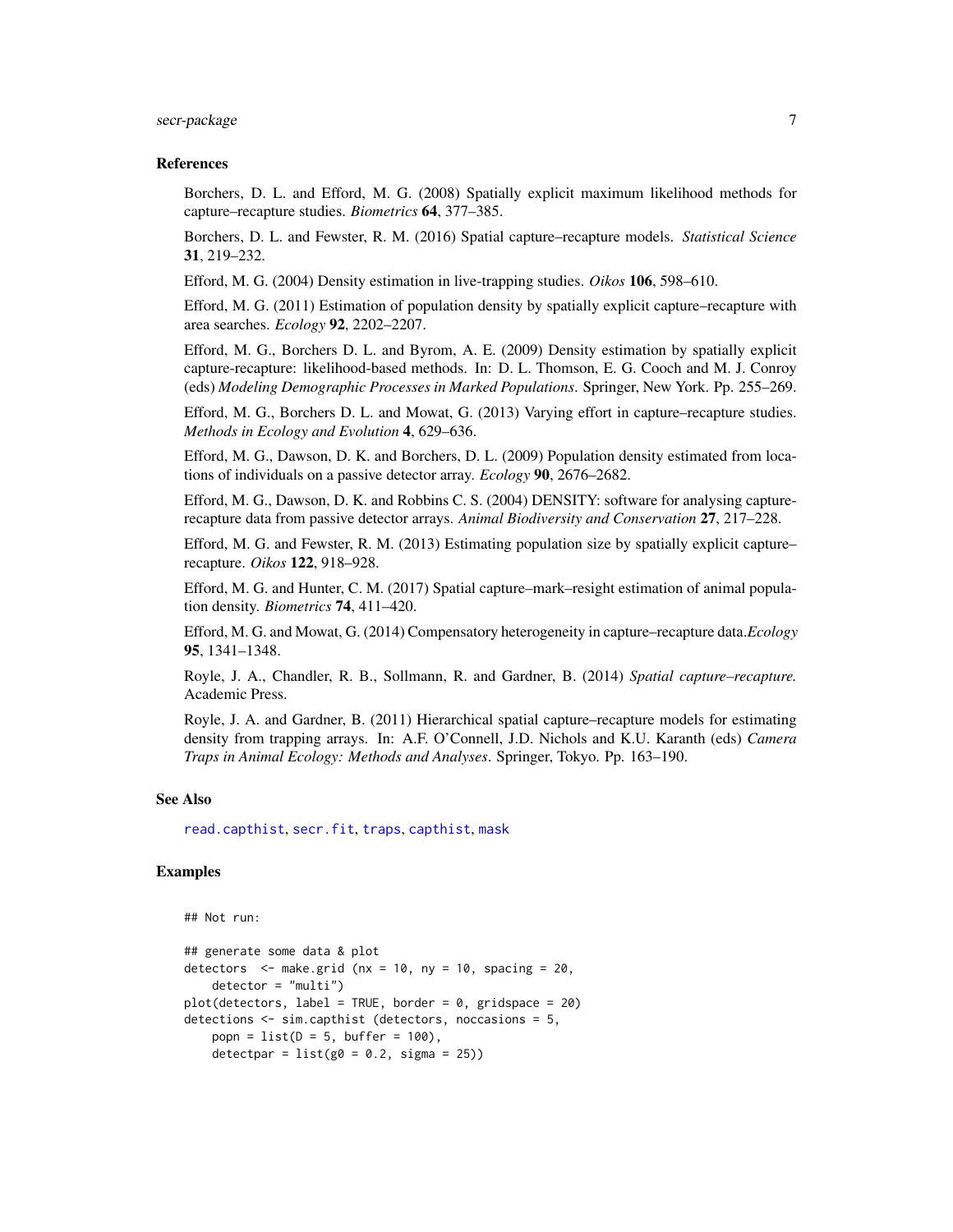## References

Borchers, D. L. and Efford, M. G. (2008) Spatially explicit maximum likelihood methods for capture–recapture studies. *Biometrics* **64**, 377–385.

Borchers, D. L. and Fewster, R. M. (2016) Spatial capture–recapture models. *Statistical Science* **31**, 219–232.

Efford, M. G. (2004) Density estimation in live-trapping studies. *Oikos* **106**, 598–610.

Efford, M. G. (2011) Estimation of population density by spatially explicit capture–recapture with area searches. *Ecology* **92**, 2202–2207.

Efford, M. G., Borchers D. L. and Byrom, A. E. (2009) Density estimation by spatially explicit capture-recapture: likelihood-based methods. In: D. L. Thomson, E. G. Cooch and M. J. Conroy (eds) *Modeling Demographic Processes in Marked Populations*. Springer, New York. Pp. 255–269.

Efford, M. G., Borchers D. L. and Mowat, G. (2013) Varying effort in capture–recapture studies. *Methods in Ecology and Evolution* **4**, 629–636.

Efford, M. G., Dawson, D. K. and Borchers, D. L. (2009) Population density estimated from locations of individuals on a passive detector array. *Ecology* **90**, 2676–2682.

Efford, M. G., Dawson, D. K. and Robbins C. S. (2004) DENSITY: software for analysing capture-recapture data from passive detector arrays. *Animal Biodiversity and Conservation* **27**, 217–228.

Efford, M. G. and Fewster, R. M. (2013) Estimating population size by spatially explicit capture–recapture. *Oikos* **122**, 918–928.

Efford, M. G. and Hunter, C. M. (2017) Spatial capture–mark–resight estimation of animal population density. *Biometrics* **74**, 411–420.

Efford, M. G. and Mowat, G. (2014) Compensatory heterogeneity in capture–recapture data.*Ecology* **95**, 1341–1348.

Royle, J. A., Chandler, R. B., Sollmann, R. and Gardner, B. (2014) *Spatial capture–recapture.* Academic Press.

Royle, J. A. and Gardner, B. (2011) Hierarchical spatial capture–recapture models for estimating density from trapping arrays. In: A.F. O'Connell, J.D. Nichols and K.U. Karanth (eds) *Camera Traps in Animal Ecology: Methods and Analyses*. Springer, Tokyo. Pp. 163–190.

## See Also

read.capthist, secr.fit, traps, capthist, mask

## Examples

```
## Not run:

## generate some data & plot
detectors  <- make.grid (nx = 10, ny = 10, spacing = 20,
    detector = "multi")
plot(detectors, label = TRUE, border = 0, gridspace = 20)
detections <- sim.capthist (detectors, noccasions = 5,
    popn = list(D = 5, buffer = 100),
    detectpar = list(g0 = 0.2, sigma = 25))
```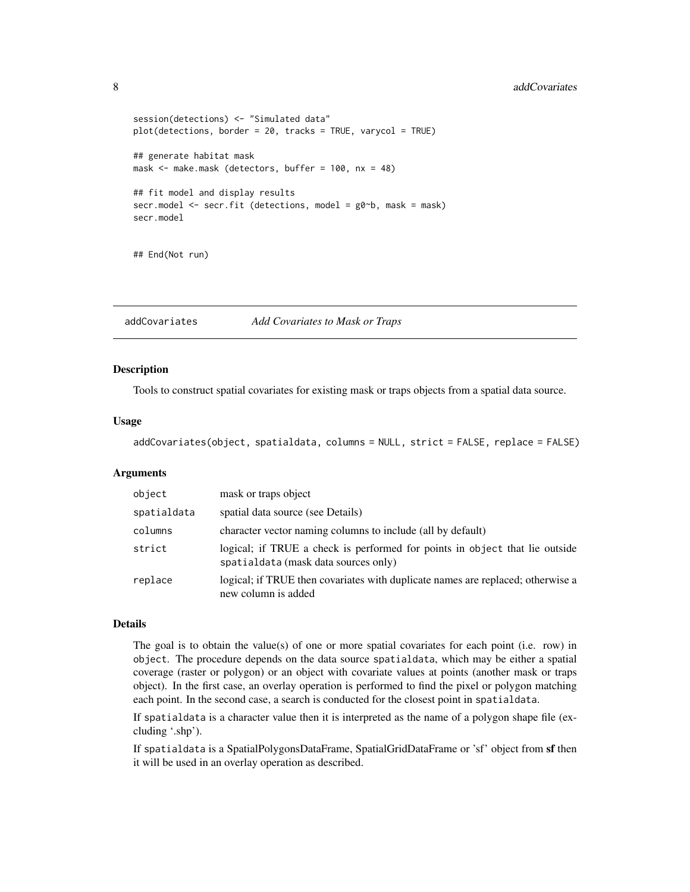```
session(detections) <- "Simulated data"
plot(detections, border = 20, tracks = TRUE, varycol = TRUE)

## generate habitat mask
mask <- make.mask (detectors, buffer = 100, nx = 48)

## fit model and display results
secr.model <- secr.fit (detections, model = g0~b, mask = mask)
secr.model


## End(Not run)
```

## addCovariates *Add Covariates to Mask or Traps*

### Description

Tools to construct spatial covariates for existing mask or traps objects from a spatial data source.

### Usage

```
addCovariates(object, spatialdata, columns = NULL, strict = FALSE, replace = FALSE)
```

### Arguments

| | |
|---|---|
| `object` | mask or traps object |
| `spatialdata` | spatial data source (see Details) |
| `columns` | character vector naming columns to include (all by default) |
| `strict` | logical; if TRUE a check is performed for points in `object` that lie outside `spatialdata` (mask data sources only) |
| `replace` | logical; if TRUE then covariates with duplicate names are replaced; otherwise a new column is added |

### Details

The goal is to obtain the value(s) of one or more spatial covariates for each point (i.e. row) in `object`. The procedure depends on the data source `spatialdata`, which may be either a spatial coverage (raster or polygon) or an object with covariate values at points (another mask or traps object). In the first case, an overlay operation is performed to find the pixel or polygon matching each point. In the second case, a search is conducted for the closest point in `spatialdata`.

If `spatialdata` is a character value then it is interpreted as the name of a polygon shape file (excluding '.shp').

If `spatialdata` is a SpatialPolygonsDataFrame, SpatialGridDataFrame or 'sf' object from **sf** then it will be used in an overlay operation as described.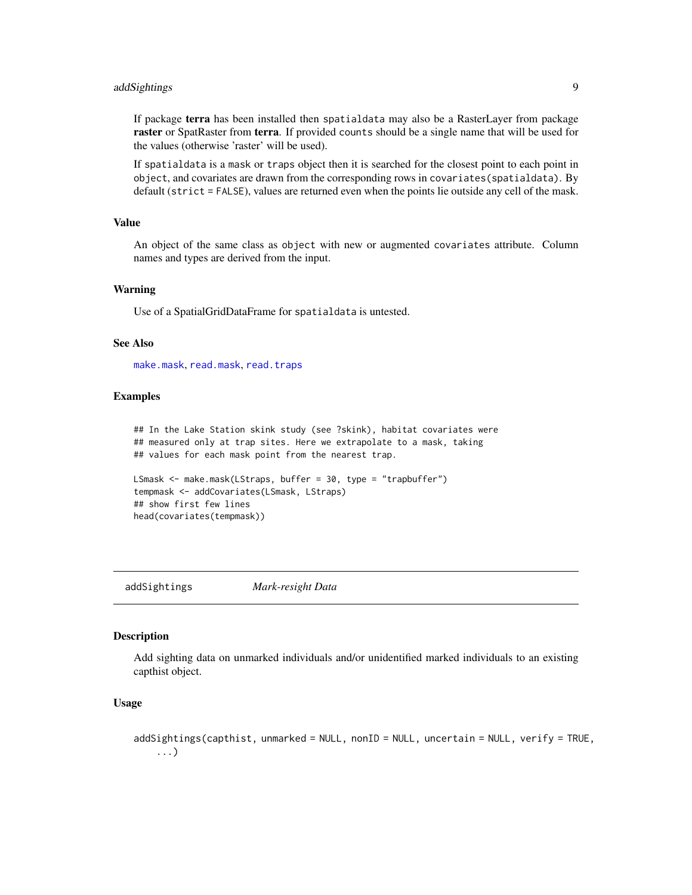If package **terra** has been installed then `spatialdata` may also be a RasterLayer from package **raster** or SpatRaster from **terra**. If provided `counts` should be a single name that will be used for the values (otherwise 'raster' will be used).

If `spatialdata` is a `mask` or `traps` object then it is searched for the closest point to each point in `object`, and covariates are drawn from the corresponding rows in `covariates(spatialdata)`. By default (`strict = FALSE`), values are returned even when the points lie outside any cell of the mask.

### Value

An object of the same class as `object` with new or augmented `covariates` attribute. Column names and types are derived from the input.

### Warning

Use of a SpatialGridDataFrame for `spatialdata` is untested.

### See Also

`make.mask`, `read.mask`, `read.traps`

### Examples

```
## In the Lake Station skink study (see ?skink), habitat covariates were
## measured only at trap sites. Here we extrapolate to a mask, taking
## values for each mask point from the nearest trap.

LSmask <- make.mask(LStraps, buffer = 30, type = "trapbuffer")
tempmask <- addCovariates(LSmask, LStraps)
## show first few lines
head(covariates(tempmask))
```

---

## addSightings *Mark-resight Data*

### Description

Add sighting data on unmarked individuals and/or unidentified marked individuals to an existing capthist object.

### Usage

```
addSightings(capthist, unmarked = NULL, nonID = NULL, uncertain = NULL, verify = TRUE,
    ...)
```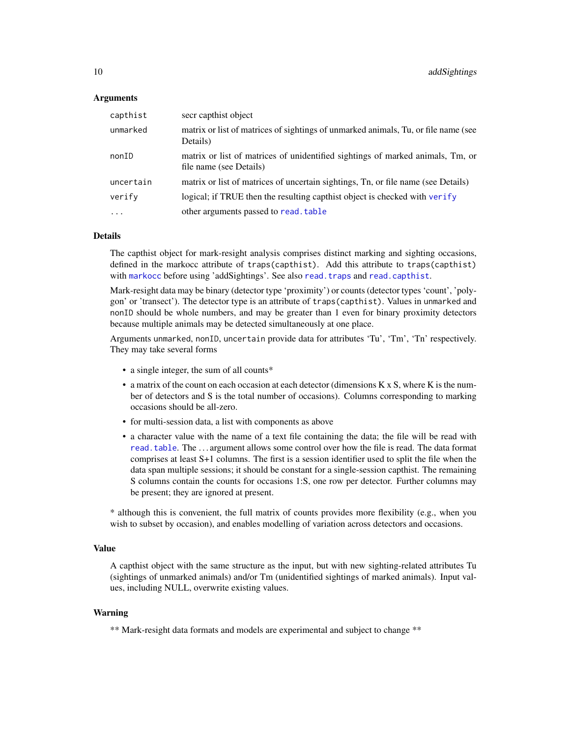### Arguments

| | |
|---|---|
| `capthist` | secr capthist object |
| `unmarked` | matrix or list of matrices of sightings of unmarked animals, Tu, or file name (see Details) |
| `nonID` | matrix or list of matrices of unidentified sightings of marked animals, Tm, or file name (see Details) |
| `uncertain` | matrix or list of matrices of uncertain sightings, Tn, or file name (see Details) |
| `verify` | logical; if TRUE then the resulting capthist object is checked with `verify` |
| `...` | other arguments passed to `read.table` |

### Details

The capthist object for mark-resight analysis comprises distinct marking and sighting occasions, defined in the markocc attribute of `traps(capthist)`. Add this attribute to `traps(capthist)` with `markocc` before using 'addSightings'. See also `read.traps` and `read.capthist`.

Mark-resight data may be binary (detector type 'proximity') or counts (detector types 'count', 'polygon' or 'transect'). The detector type is an attribute of `traps(capthist)`. Values in `unmarked` and `nonID` should be whole numbers, and may be greater than 1 even for binary proximity detectors because multiple animals may be detected simultaneously at one place.

Arguments `unmarked`, `nonID`, `uncertain` provide data for attributes 'Tu', 'Tm', 'Tn' respectively. They may take several forms

- a single integer, the sum of all counts*
- a matrix of the count on each occasion at each detector (dimensions K x S, where K is the number of detectors and S is the total number of occasions). Columns corresponding to marking occasions should be all-zero.
- for multi-session data, a list with components as above
- a character value with the name of a text file containing the data; the file will be read with `read.table`. The ... argument allows some control over how the file is read. The data format comprises at least S+1 columns. The first is a session identifier used to split the file when the data span multiple sessions; it should be constant for a single-session capthist. The remaining S columns contain the counts for occasions 1:S, one row per detector. Further columns may be present; they are ignored at present.

* although this is convenient, the full matrix of counts provides more flexibility (e.g., when you wish to subset by occasion), and enables modelling of variation across detectors and occasions.

### Value

A capthist object with the same structure as the input, but with new sighting-related attributes Tu (sightings of unmarked animals) and/or Tm (unidentified sightings of marked animals). Input values, including NULL, overwrite existing values.

### Warning

** Mark-resight data formats and models are experimental and subject to change **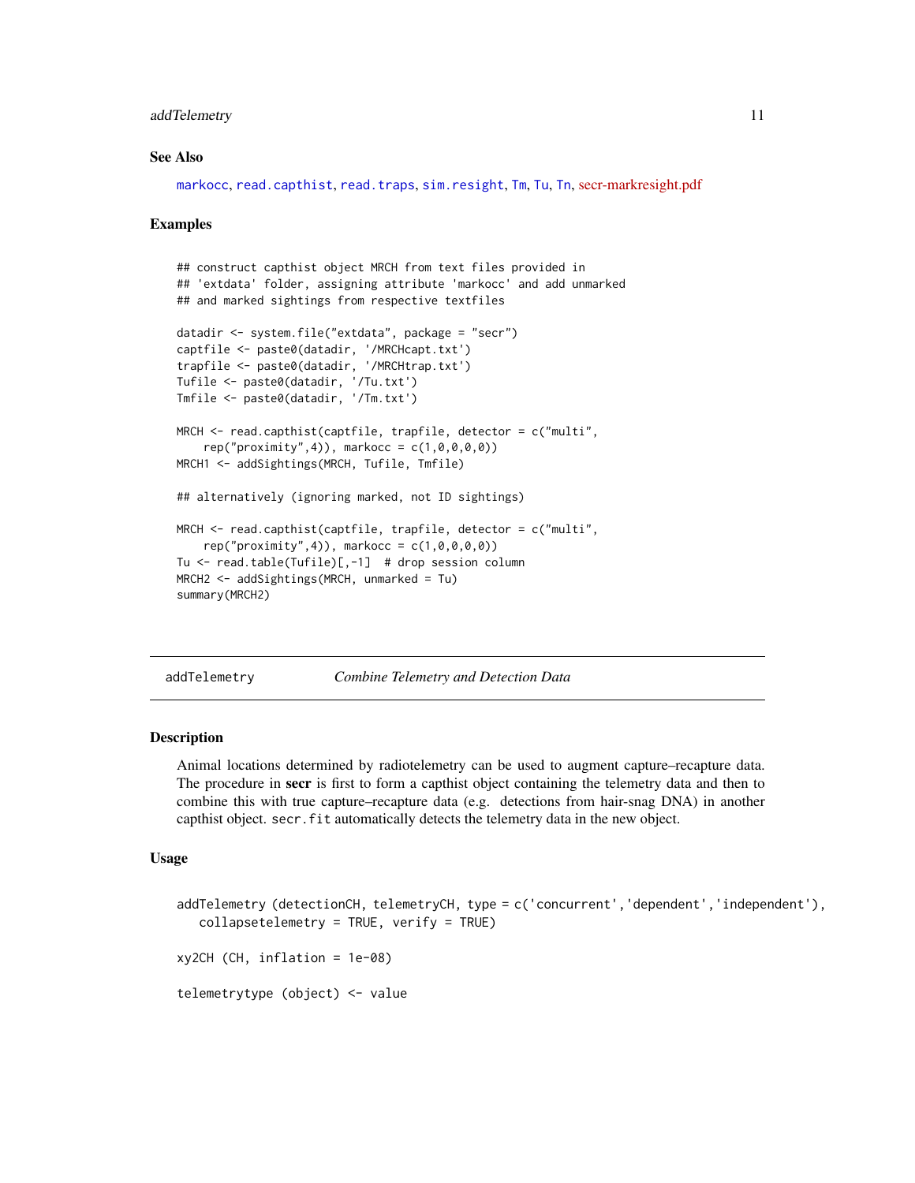### See Also

markocc, read.capthist, read.traps, sim.resight, Tm, Tu, Tn, secr-markresight.pdf

### Examples

```
## construct capthist object MRCH from text files provided in
## 'extdata' folder, assigning attribute 'markocc' and add unmarked
## and marked sightings from respective textfiles

datadir <- system.file("extdata", package = "secr")
captfile <- paste0(datadir, '/MRCHcapt.txt')
trapfile <- paste0(datadir, '/MRCHtrap.txt')
Tufile <- paste0(datadir, '/Tu.txt')
Tmfile <- paste0(datadir, '/Tm.txt')

MRCH <- read.capthist(captfile, trapfile, detector = c("multi",
    rep("proximity",4)), markocc = c(1,0,0,0,0))
MRCH1 <- addSightings(MRCH, Tufile, Tmfile)

## alternatively (ignoring marked, not ID sightings)

MRCH <- read.capthist(captfile, trapfile, detector = c("multi",
    rep("proximity",4)), markocc = c(1,0,0,0,0))
Tu <- read.table(Tufile)[,-1]  # drop session column
MRCH2 <- addSightings(MRCH, unmarked = Tu)
summary(MRCH2)
```

---

## addTelemetry    *Combine Telemetry and Detection Data*

### Description

Animal locations determined by radiotelemetry can be used to augment capture–recapture data. The procedure in **secr** is first to form a capthist object containing the telemetry data and then to combine this with true capture–recapture data (e.g. detections from hair-snag DNA) in another capthist object. `secr.fit` automatically detects the telemetry data in the new object.

### Usage

```
addTelemetry (detectionCH, telemetryCH, type = c('concurrent','dependent','independent'),
   collapsetelemetry = TRUE, verify = TRUE)

xy2CH (CH, inflation = 1e-08)

telemetrytype (object) <- value
```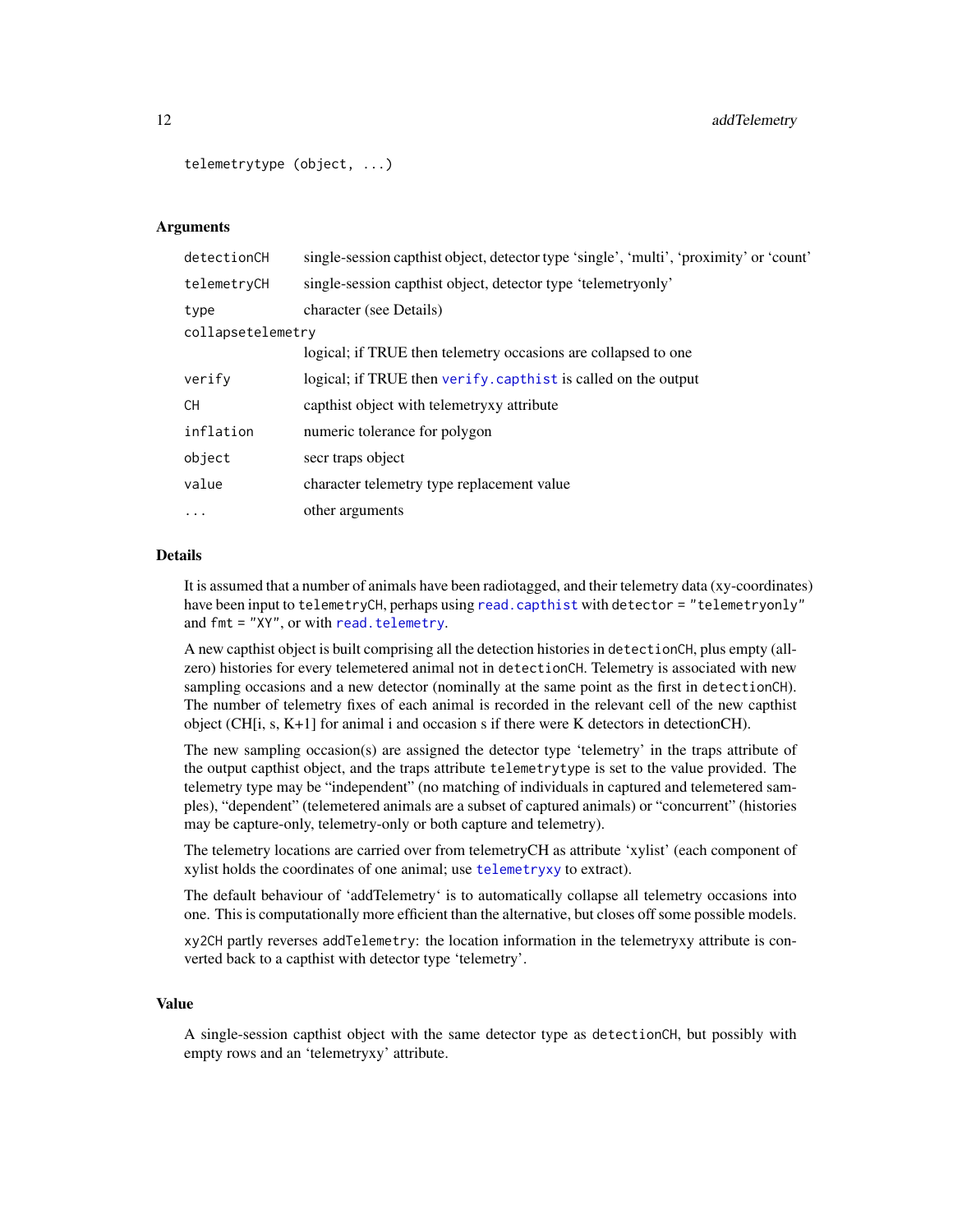```
telemetrytype (object, ...)
```

### Arguments

| | |
|---|---|
| `detectionCH` | single-session capthist object, detector type 'single', 'multi', 'proximity' or 'count' |
| `telemetryCH` | single-session capthist object, detector type 'telemetryonly' |
| `type` | character (see Details) |
| `collapsetelemetry` | logical; if TRUE then telemetry occasions are collapsed to one |
| `verify` | logical; if TRUE then `verify.capthist` is called on the output |
| `CH` | capthist object with telemetryxy attribute |
| `inflation` | numeric tolerance for polygon |
| `object` | secr traps object |
| `value` | character telemetry type replacement value |
| `...` | other arguments |

### Details

It is assumed that a number of animals have been radiotagged, and their telemetry data (xy-coordinates) have been input to `telemetryCH`, perhaps using `read.capthist` with `detector = "telemetryonly"` and `fmt = "XY"`, or with `read.telemetry`.

A new capthist object is built comprising all the detection histories in `detectionCH`, plus empty (all-zero) histories for every telemetered animal not in `detectionCH`. Telemetry is associated with new sampling occasions and a new detector (nominally at the same point as the first in `detectionCH`). The number of telemetry fixes of each animal is recorded in the relevant cell of the new capthist object (CH[i, s, K+1] for animal i and occasion s if there were K detectors in detectionCH).

The new sampling occasion(s) are assigned the detector type 'telemetry' in the traps attribute of the output capthist object, and the traps attribute `telemetrytype` is set to the value provided. The telemetry type may be "independent" (no matching of individuals in captured and telemetered samples), "dependent" (telemetered animals are a subset of captured animals) or "concurrent" (histories may be capture-only, telemetry-only or both capture and telemetry).

The telemetry locations are carried over from telemetryCH as attribute 'xylist' (each component of xylist holds the coordinates of one animal; use `telemetryxy` to extract).

The default behaviour of 'addTelemetry' is to automatically collapse all telemetry occasions into one. This is computationally more efficient than the alternative, but closes off some possible models.

`xy2CH` partly reverses `addTelemetry`: the location information in the telemetryxy attribute is converted back to a capthist with detector type 'telemetry'.

### Value

A single-session capthist object with the same detector type as `detectionCH`, but possibly with empty rows and an 'telemetryxy' attribute.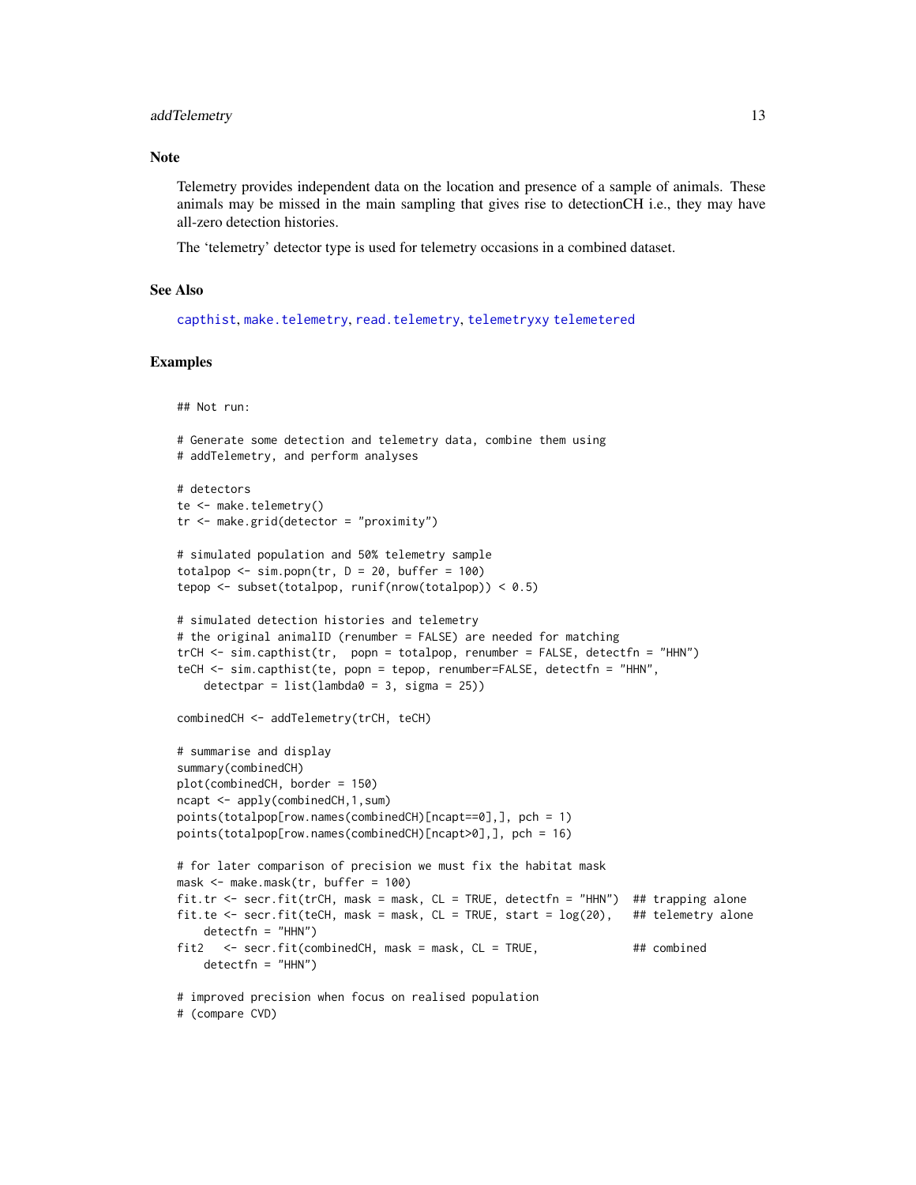## Note

Telemetry provides independent data on the location and presence of a sample of animals. These animals may be missed in the main sampling that gives rise to detectionCH i.e., they may have all-zero detection histories.

The 'telemetry' detector type is used for telemetry occasions in a combined dataset.

## See Also

capthist, make.telemetry, read.telemetry, telemetryxy telemetered

## Examples

```
## Not run:

# Generate some detection and telemetry data, combine them using
# addTelemetry, and perform analyses

# detectors
te <- make.telemetry()
tr <- make.grid(detector = "proximity")

# simulated population and 50% telemetry sample
totalpop <- sim.popn(tr, D = 20, buffer = 100)
tepop <- subset(totalpop, runif(nrow(totalpop)) < 0.5)

# simulated detection histories and telemetry
# the original animalID (renumber = FALSE) are needed for matching
trCH <- sim.capthist(tr,  popn = totalpop, renumber = FALSE, detectfn = "HHN")
teCH <- sim.capthist(te, popn = tepop, renumber=FALSE, detectfn = "HHN",
    detectpar = list(lambda0 = 3, sigma = 25))

combinedCH <- addTelemetry(trCH, teCH)

# summarise and display
summary(combinedCH)
plot(combinedCH, border = 150)
ncapt <- apply(combinedCH,1,sum)
points(totalpop[row.names(combinedCH)[ncapt==0],], pch = 1)
points(totalpop[row.names(combinedCH)[ncapt>0],], pch = 16)

# for later comparison of precision we must fix the habitat mask
mask <- make.mask(tr, buffer = 100)
fit.tr <- secr.fit(trCH, mask = mask, CL = TRUE, detectfn = "HHN")  ## trapping alone
fit.te <- secr.fit(teCH, mask = mask, CL = TRUE, start = log(20),   ## telemetry alone
    detectfn = "HHN")
fit2   <- secr.fit(combinedCH, mask = mask, CL = TRUE,              ## combined
    detectfn = "HHN")

# improved precision when focus on realised population
# (compare CVD)
```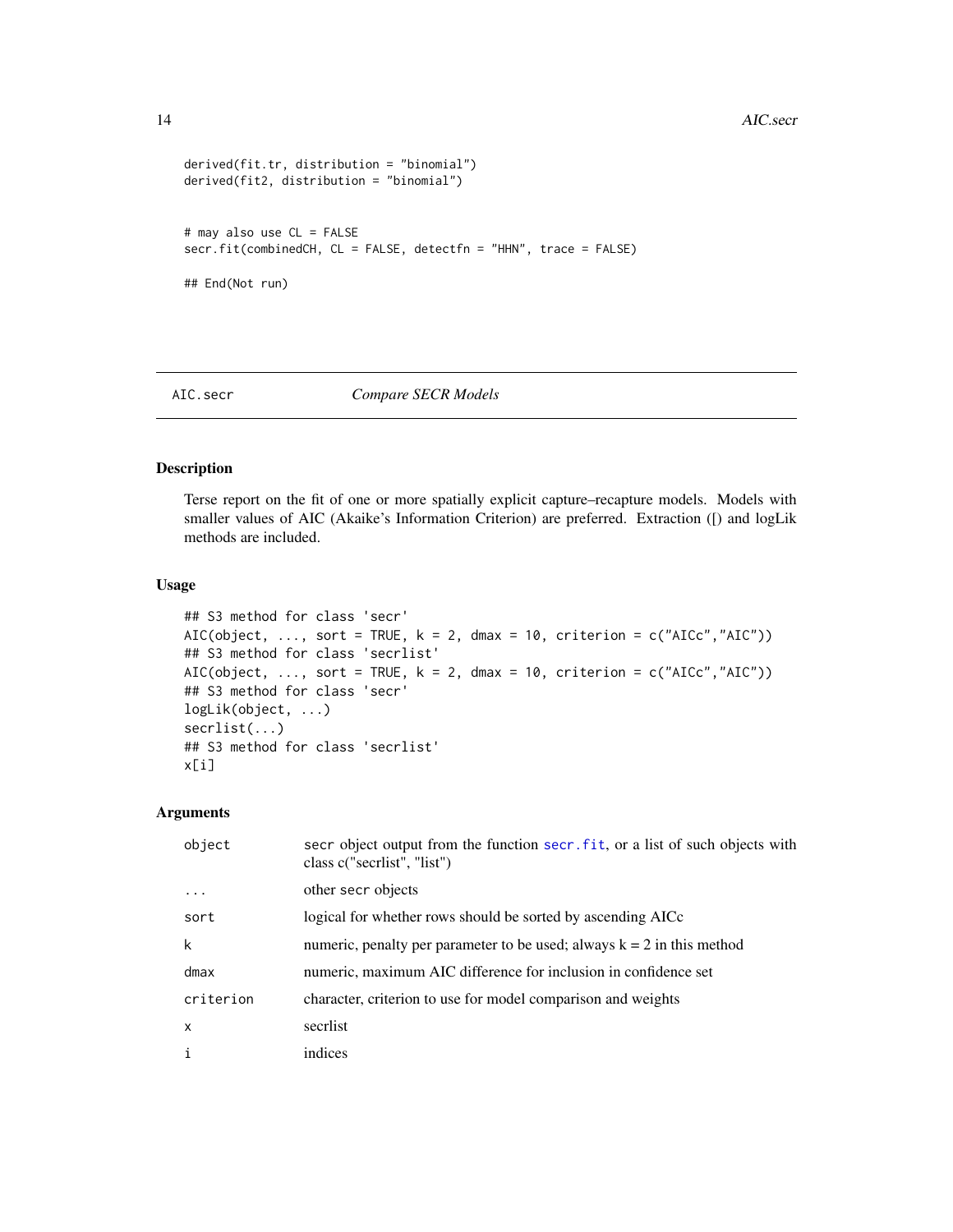```
derived(fit.tr, distribution = "binomial")
derived(fit2, distribution = "binomial")


# may also use CL = FALSE
secr.fit(combinedCH, CL = FALSE, detectfn = "HHN", trace = FALSE)

## End(Not run)
```

---

AIC.secr *Compare SECR Models*

---

## Description

Terse report on the fit of one or more spatially explicit capture–recapture models. Models with smaller values of AIC (Akaike's Information Criterion) are preferred. Extraction ([) and logLik methods are included.

## Usage

```
## S3 method for class 'secr'
AIC(object, ..., sort = TRUE, k = 2, dmax = 10, criterion = c("AICc","AIC"))
## S3 method for class 'secrlist'
AIC(object, ..., sort = TRUE, k = 2, dmax = 10, criterion = c("AICc","AIC"))
## S3 method for class 'secr'
logLik(object, ...)
secrlist(...)
## S3 method for class 'secrlist'
x[i]
```

## Arguments

| | |
|---|---|
| object | secr object output from the function secr.fit, or a list of such objects with class c("secrlist", "list") |
| ... | other secr objects |
| sort | logical for whether rows should be sorted by ascending AICc |
| k | numeric, penalty per parameter to be used; always k = 2 in this method |
| dmax | numeric, maximum AIC difference for inclusion in confidence set |
| criterion | character, criterion to use for model comparison and weights |
| x | secrlist |
| i | indices |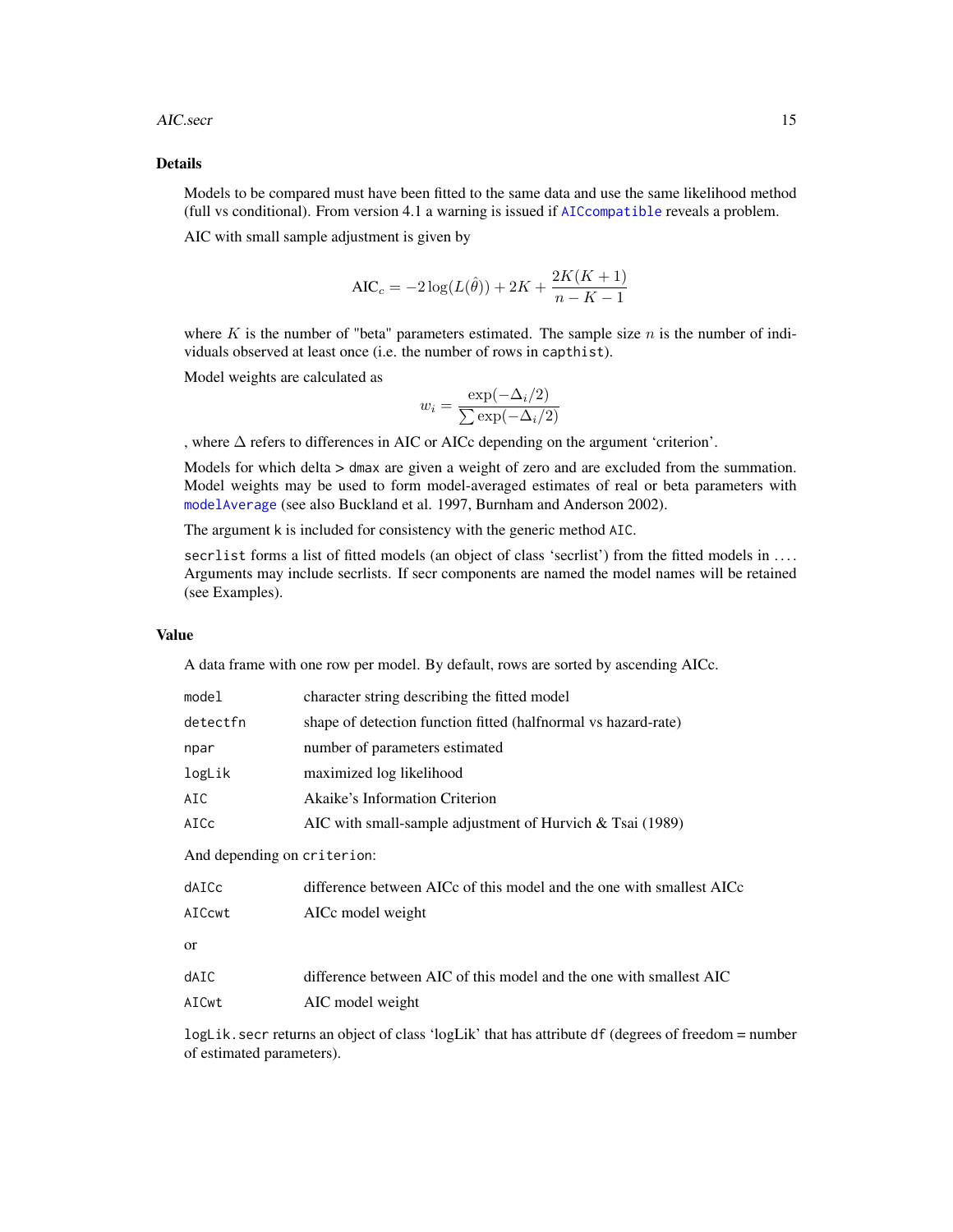## Details

Models to be compared must have been fitted to the same data and use the same likelihood method (full vs conditional). From version 4.1 a warning is issued if `AICcompatible` reveals a problem.

AIC with small sample adjustment is given by

$$\text{AIC}_c = -2\log(L(\hat{\theta})) + 2K + \frac{2K(K+1)}{n-K-1}$$

where $K$ is the number of "beta" parameters estimated. The sample size $n$ is the number of individuals observed at least once (i.e. the number of rows in `capthist`).

Model weights are calculated as

$$w_i = \frac{\exp(-\Delta_i/2)}{\sum \exp(-\Delta_i/2)}$$

, where $\Delta$ refers to differences in AIC or AICc depending on the argument 'criterion'.

Models for which delta > `dmax` are given a weight of zero and are excluded from the summation. Model weights may be used to form model-averaged estimates of real or beta parameters with `modelAverage` (see also Buckland et al. 1997, Burnham and Anderson 2002).

The argument `k` is included for consistency with the generic method `AIC`.

`secrlist` forms a list of fitted models (an object of class 'secrlist') from the fitted models in .... Arguments may include secrlists. If secr components are named the model names will be retained (see Examples).

## Value

A data frame with one row per model. By default, rows are sorted by ascending AICc.

| | |
|---|---|
| `model` | character string describing the fitted model |
| `detectfn` | shape of detection function fitted (halfnormal vs hazard-rate) |
| `npar` | number of parameters estimated |
| `logLik` | maximized log likelihood |
| `AIC` | Akaike's Information Criterion |
| `AICc` | AIC with small-sample adjustment of Hurvich & Tsai (1989) |

And depending on `criterion`:

| | |
|---|---|
| `dAICc` | difference between AICc of this model and the one with smallest AICc |
| `AICcwt` | AICc model weight |

or

| | |
|---|---|
| `dAIC` | difference between AIC of this model and the one with smallest AIC |
| `AICwt` | AIC model weight |

`logLik.secr` returns an object of class 'logLik' that has attribute `df` (degrees of freedom = number of estimated parameters).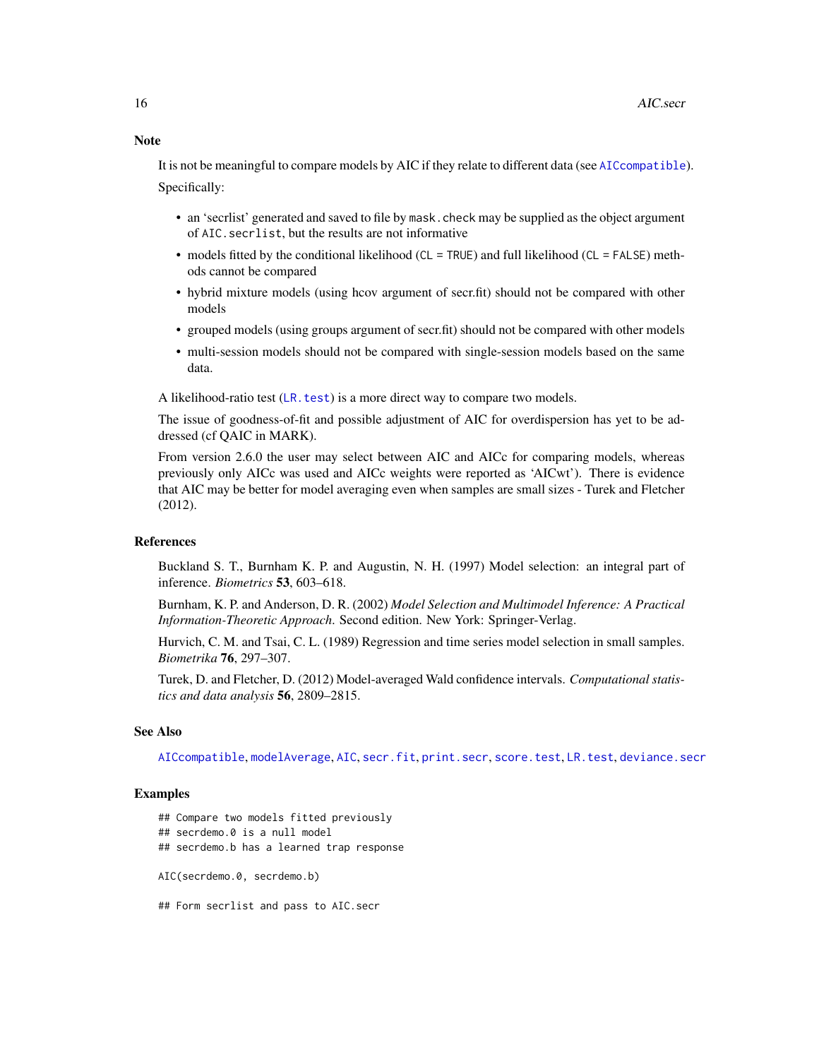## Note

It is not be meaningful to compare models by AIC if they relate to different data (see `AICcompatible`).

Specifically:

- an 'secrlist' generated and saved to file by `mask.check` may be supplied as the object argument of `AIC.secrlist`, but the results are not informative
- models fitted by the conditional likelihood (`CL = TRUE`) and full likelihood (`CL = FALSE`) methods cannot be compared
- hybrid mixture models (using hcov argument of secr.fit) should not be compared with other models
- grouped models (using groups argument of secr.fit) should not be compared with other models
- multi-session models should not be compared with single-session models based on the same data.

A likelihood-ratio test (`LR.test`) is a more direct way to compare two models.

The issue of goodness-of-fit and possible adjustment of AIC for overdispersion has yet to be addressed (cf QAIC in MARK).

From version 2.6.0 the user may select between AIC and AICc for comparing models, whereas previously only AICc was used and AICc weights were reported as 'AICwt'). There is evidence that AIC may be better for model averaging even when samples are small sizes - Turek and Fletcher (2012).

## References

Buckland S. T., Burnham K. P. and Augustin, N. H. (1997) Model selection: an integral part of inference. *Biometrics* **53**, 603–618.

Burnham, K. P. and Anderson, D. R. (2002) *Model Selection and Multimodel Inference: A Practical Information-Theoretic Approach*. Second edition. New York: Springer-Verlag.

Hurvich, C. M. and Tsai, C. L. (1989) Regression and time series model selection in small samples. *Biometrika* **76**, 297–307.

Turek, D. and Fletcher, D. (2012) Model-averaged Wald confidence intervals. *Computational statistics and data analysis* **56**, 2809–2815.

## See Also

`AICcompatible`, `modelAverage`, `AIC`, `secr.fit`, `print.secr`, `score.test`, `LR.test`, `deviance.secr`

## Examples

```
## Compare two models fitted previously
## secrdemo.0 is a null model
## secrdemo.b has a learned trap response

AIC(secrdemo.0, secrdemo.b)

## Form secrlist and pass to AIC.secr
```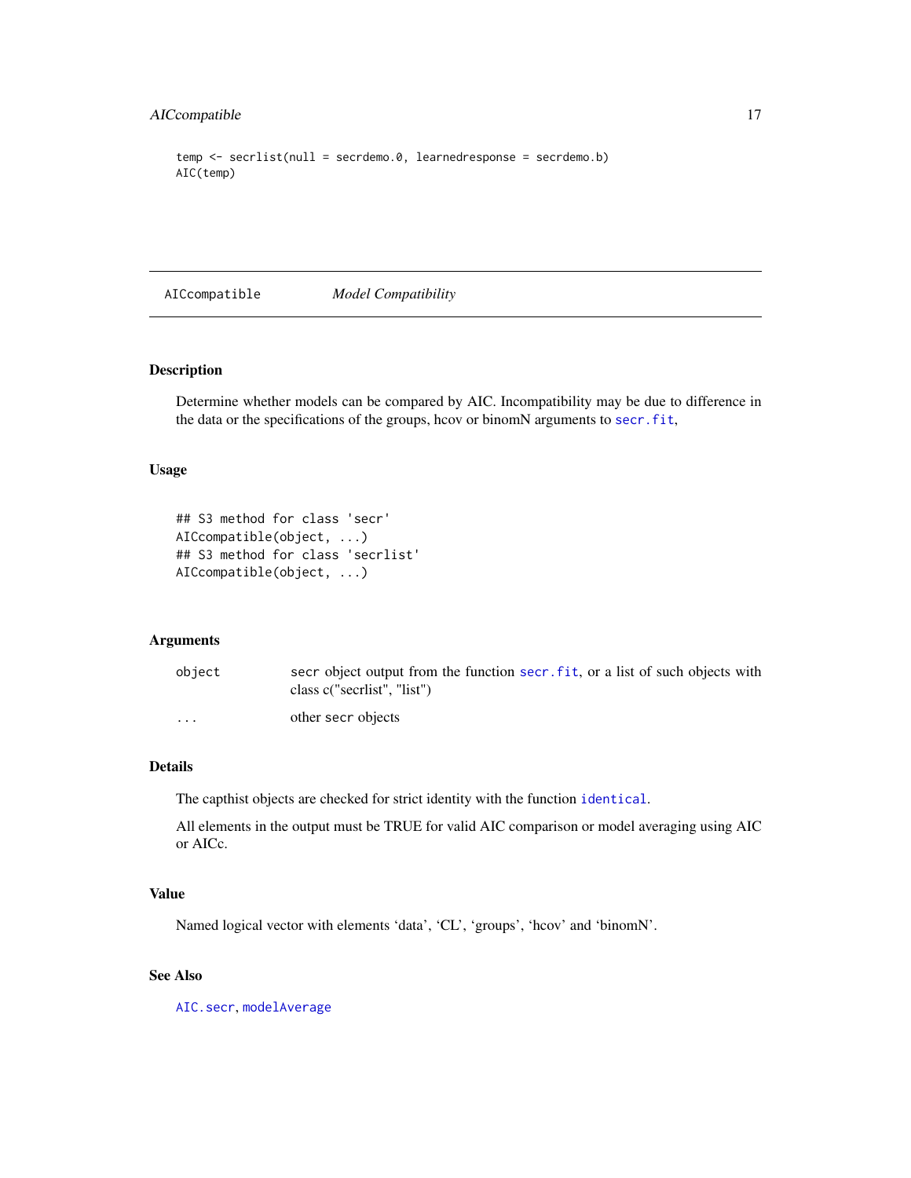```
temp <- secrlist(null = secrdemo.0, learnedresponse = secrdemo.b)
AIC(temp)
```

---

# AICcompatible — *Model Compatibility*

---

## Description

Determine whether models can be compared by AIC. Incompatibility may be due to difference in the data or the specifications of the groups, hcov or binomN arguments to `secr.fit`,

## Usage

```
## S3 method for class 'secr'
AICcompatible(object, ...)
## S3 method for class 'secrlist'
AICcompatible(object, ...)
```

## Arguments

| | |
|---|---|
| `object` | secr object output from the function `secr.fit`, or a list of such objects with class c("secrlist", "list") |
| `...` | other `secr` objects |

## Details

The capthist objects are checked for strict identity with the function `identical`.

All elements in the output must be TRUE for valid AIC comparison or model averaging using AIC or AICc.

## Value

Named logical vector with elements 'data', 'CL', 'groups', 'hcov' and 'binomN'.

## See Also

`AIC.secr`, `modelAverage`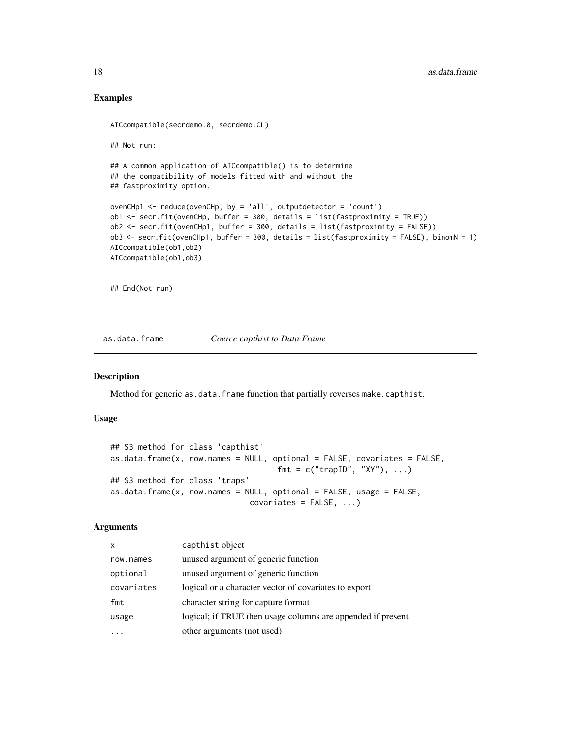## Examples

```
AICcompatible(secrdemo.0, secrdemo.CL)

## Not run:

## A common application of AICcompatible() is to determine
## the compatibility of models fitted with and without the
## fastproximity option.

ovenCHp1 <- reduce(ovenCHp, by = 'all', outputdetector = 'count')
ob1 <- secr.fit(ovenCHp, buffer = 300, details = list(fastproximity = TRUE))
ob2 <- secr.fit(ovenCHp1, buffer = 300, details = list(fastproximity = FALSE))
ob3 <- secr.fit(ovenCHp1, buffer = 300, details = list(fastproximity = FALSE), binomN = 1)
AICcompatible(ob1,ob2)
AICcompatible(ob1,ob3)


## End(Not run)
```

---

# as.data.frame — *Coerce capthist to Data Frame*

## Description

Method for generic `as.data.frame` function that partially reverses `make.capthist`.

## Usage

```
## S3 method for class 'capthist'
as.data.frame(x, row.names = NULL, optional = FALSE, covariates = FALSE,
                                   fmt = c("trapID", "XY"), ...)
## S3 method for class 'traps'
as.data.frame(x, row.names = NULL, optional = FALSE, usage = FALSE,
                              covariates = FALSE, ...)
```

## Arguments

| | |
|---|---|
| `x` | `capthist` object |
| `row.names` | unused argument of generic function |
| `optional` | unused argument of generic function |
| `covariates` | logical or a character vector of covariates to export |
| `fmt` | character string for capture format |
| `usage` | logical; if TRUE then usage columns are appended if present |
| `...` | other arguments (not used) |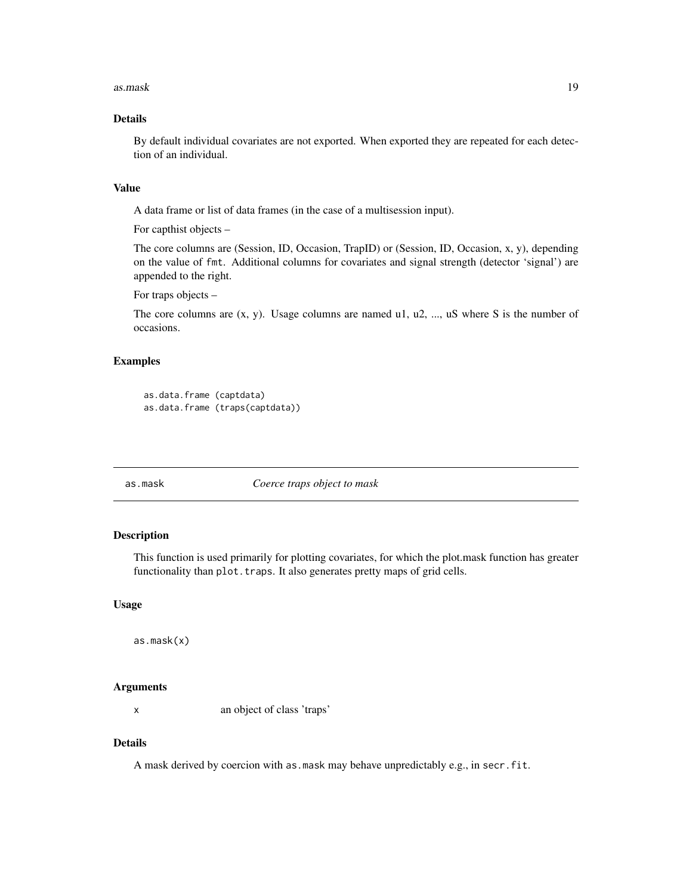### Details

By default individual covariates are not exported. When exported they are repeated for each detection of an individual.

### Value

A data frame or list of data frames (in the case of a multisession input).

For capthist objects –

The core columns are (Session, ID, Occasion, TrapID) or (Session, ID, Occasion, x, y), depending on the value of `fmt`. Additional columns for covariates and signal strength (detector 'signal') are appended to the right.

For traps objects –

The core columns are (x, y). Usage columns are named u1, u2, ..., uS where S is the number of occasions.

### Examples

```
as.data.frame (captdata)
as.data.frame (traps(captdata))
```

---

## as.mask — *Coerce traps object to mask*

### Description

This function is used primarily for plotting covariates, for which the plot.mask function has greater functionality than `plot.traps`. It also generates pretty maps of grid cells.

### Usage

```
as.mask(x)
```

### Arguments

| | |
|---|---|
| x | an object of class 'traps' |

### Details

A mask derived by coercion with `as.mask` may behave unpredictably e.g., in `secr.fit`.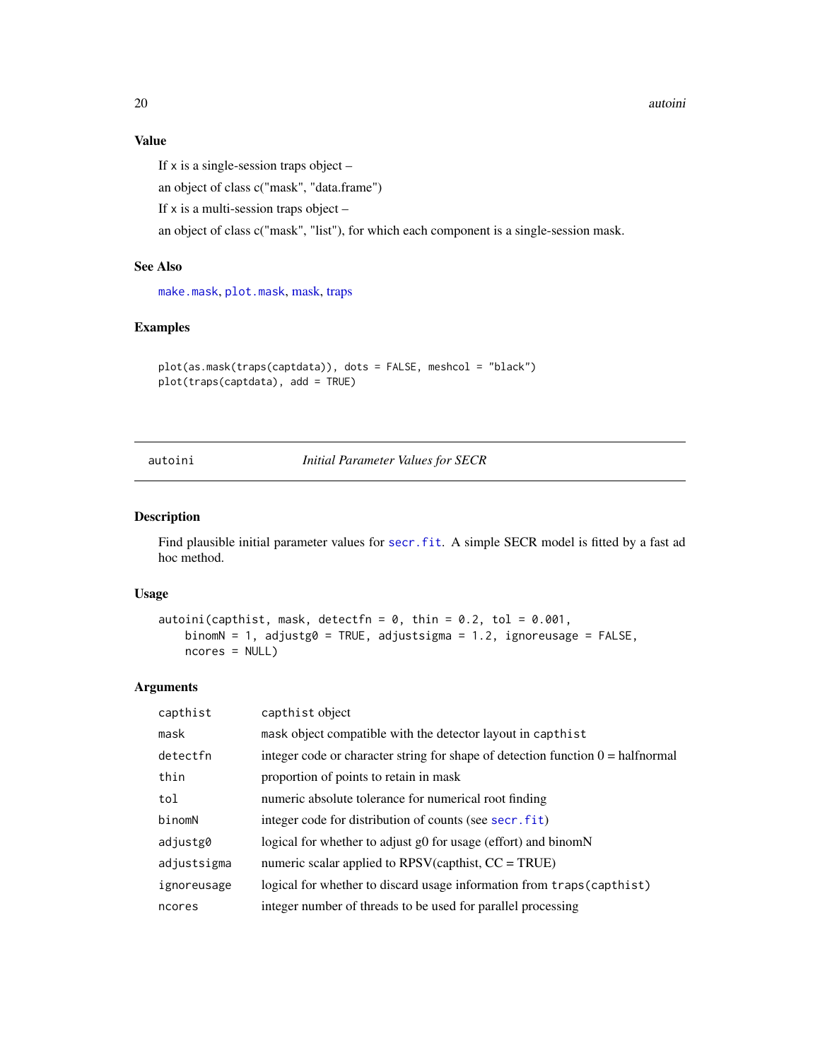### Value

If x is a single-session traps object –

an object of class c("mask", "data.frame")

If x is a multi-session traps object –

an object of class c("mask", "list"), for which each component is a single-session mask.

### See Also

make.mask, plot.mask, mask, traps

### Examples

```
plot(as.mask(traps(captdata)), dots = FALSE, meshcol = "black")
plot(traps(captdata), add = TRUE)
```

---

## autoini — *Initial Parameter Values for SECR*

---

### Description

Find plausible initial parameter values for secr.fit. A simple SECR model is fitted by a fast ad hoc method.

### Usage

```
autoini(capthist, mask, detectfn = 0, thin = 0.2, tol = 0.001,
    binomN = 1, adjustg0 = TRUE, adjustsigma = 1.2, ignoreusage = FALSE,
    ncores = NULL)
```

### Arguments

| | |
|---|---|
| capthist | capthist object |
| mask | mask object compatible with the detector layout in capthist |
| detectfn | integer code or character string for shape of detection function 0 = halfnormal |
| thin | proportion of points to retain in mask |
| tol | numeric absolute tolerance for numerical root finding |
| binomN | integer code for distribution of counts (see secr.fit) |
| adjustg0 | logical for whether to adjust g0 for usage (effort) and binomN |
| adjustsigma | numeric scalar applied to RPSV(capthist, CC = TRUE) |
| ignoreusage | logical for whether to discard usage information from traps(capthist) |
| ncores | integer number of threads to be used for parallel processing |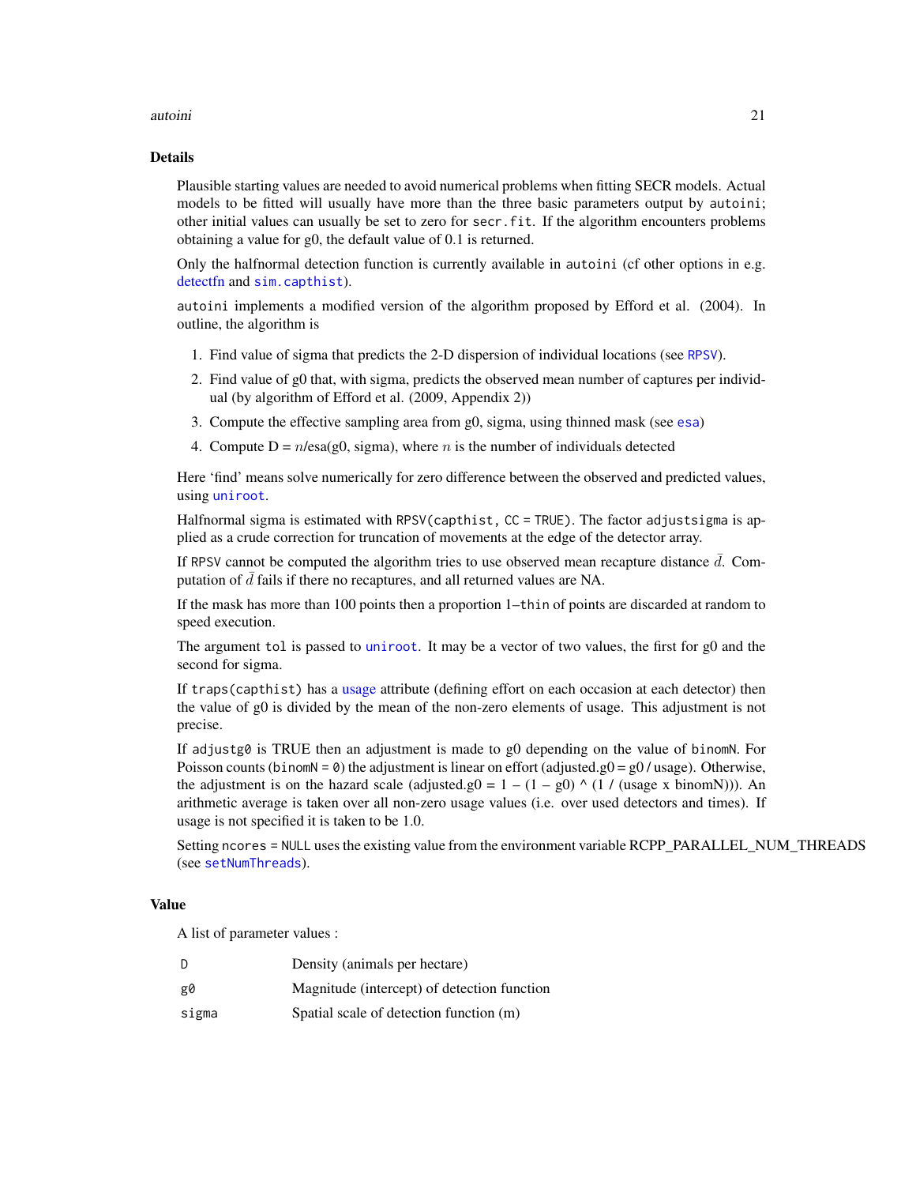## Details

Plausible starting values are needed to avoid numerical problems when fitting SECR models. Actual models to be fitted will usually have more than the three basic parameters output by `autoini`; other initial values can usually be set to zero for `secr.fit`. If the algorithm encounters problems obtaining a value for g0, the default value of 0.1 is returned.

Only the halfnormal detection function is currently available in `autoini` (cf other options in e.g. detectfn and `sim.capthist`).

`autoini` implements a modified version of the algorithm proposed by Efford et al. (2004). In outline, the algorithm is

1. Find value of sigma that predicts the 2-D dispersion of individual locations (see `RPSV`).
2. Find value of g0 that, with sigma, predicts the observed mean number of captures per individual (by algorithm of Efford et al. (2009, Appendix 2))
3. Compute the effective sampling area from g0, sigma, using thinned mask (see `esa`)
4. Compute D = $n$/esa(g0, sigma), where $n$ is the number of individuals detected

Here 'find' means solve numerically for zero difference between the observed and predicted values, using `uniroot`.

Halfnormal sigma is estimated with `RPSV(capthist, CC = TRUE)`. The factor `adjustsigma` is applied as a crude correction for truncation of movements at the edge of the detector array.

If `RPSV` cannot be computed the algorithm tries to use observed mean recapture distance $\bar{d}$. Computation of $\bar{d}$ fails if there no recaptures, and all returned values are NA.

If the mask has more than 100 points then a proportion 1−`thin` of points are discarded at random to speed execution.

The argument `tol` is passed to `uniroot`. It may be a vector of two values, the first for g0 and the second for sigma.

If `traps(capthist)` has a usage attribute (defining effort on each occasion at each detector) then the value of g0 is divided by the mean of the non-zero elements of usage. This adjustment is not precise.

If `adjustg0` is TRUE then an adjustment is made to g0 depending on the value of `binomN`. For Poisson counts (`binomN = 0`) the adjustment is linear on effort (adjusted.g0 = g0 / usage). Otherwise, the adjustment is on the hazard scale (adjusted.g0 = 1 – (1 – g0) ^ (1 / (usage x binomN))). An arithmetic average is taken over all non-zero usage values (i.e. over used detectors and times). If usage is not specified it is taken to be 1.0.

Setting `ncores = NULL` uses the existing value from the environment variable RCPP_PARALLEL_NUM_THREADS (see `setNumThreads`).

## Value

A list of parameter values :

| | |
|---|---|
| `D` | Density (animals per hectare) |
| `g0` | Magnitude (intercept) of detection function |
| `sigma` | Spatial scale of detection function (m) |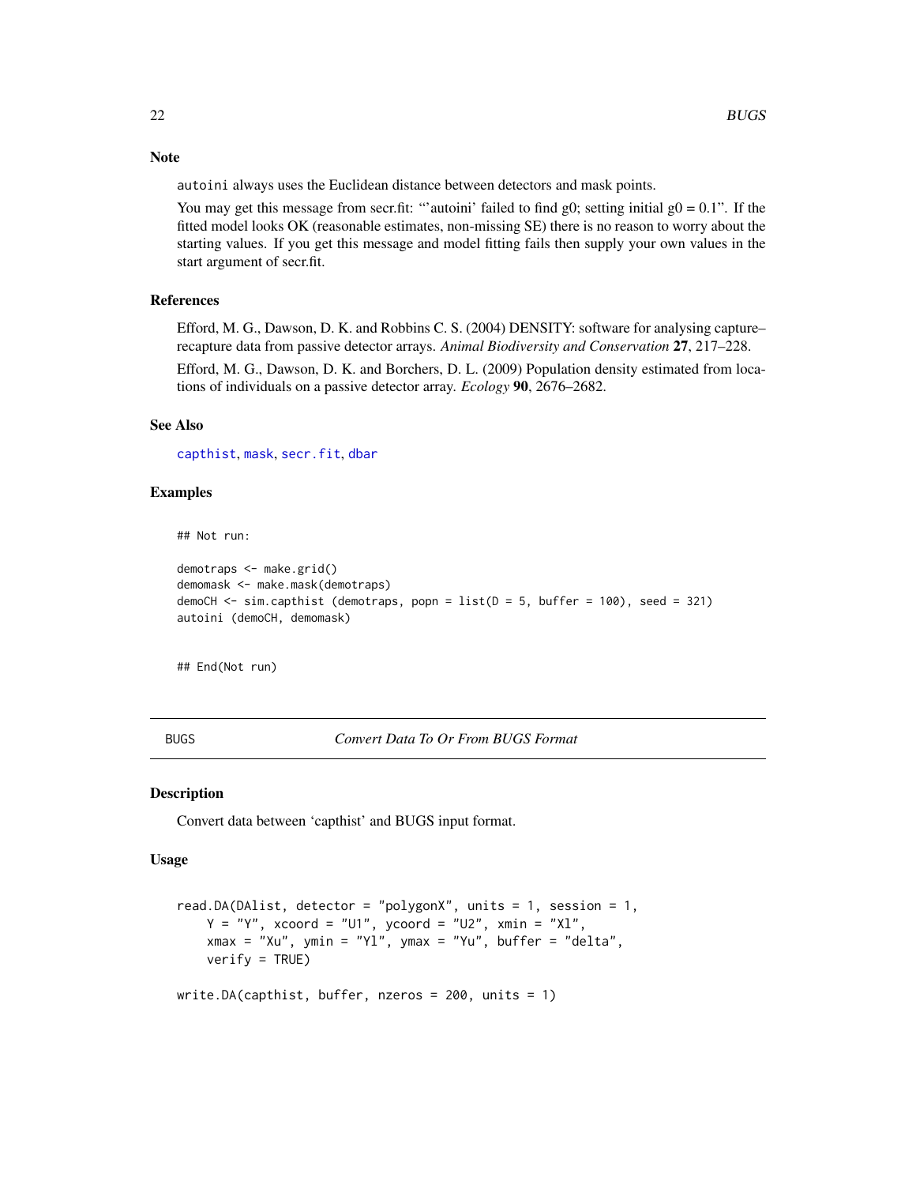### Note

autoini always uses the Euclidean distance between detectors and mask points.

You may get this message from secr.fit: "'autoini' failed to find g0; setting initial g0 = 0.1". If the fitted model looks OK (reasonable estimates, non-missing SE) there is no reason to worry about the starting values. If you get this message and model fitting fails then supply your own values in the start argument of secr.fit.

### References

Efford, M. G., Dawson, D. K. and Robbins C. S. (2004) DENSITY: software for analysing capture–recapture data from passive detector arrays. *Animal Biodiversity and Conservation* **27**, 217–228.

Efford, M. G., Dawson, D. K. and Borchers, D. L. (2009) Population density estimated from locations of individuals on a passive detector array. *Ecology* **90**, 2676–2682.

### See Also

capthist, mask, secr.fit, dbar

### Examples

```
## Not run:

demotraps <- make.grid()
demomask <- make.mask(demotraps)
demoCH <- sim.capthist (demotraps, popn = list(D = 5, buffer = 100), seed = 321)
autoini (demoCH, demomask)


## End(Not run)
```

---

## BUGS — *Convert Data To Or From BUGS Format*

### Description

Convert data between 'capthist' and BUGS input format.

### Usage

```
read.DA(DAlist, detector = "polygonX", units = 1, session = 1,
    Y = "Y", xcoord = "U1", ycoord = "U2", xmin = "Xl",
    xmax = "Xu", ymin = "Yl", ymax = "Yu", buffer = "delta",
    verify = TRUE)

write.DA(capthist, buffer, nzeros = 200, units = 1)
```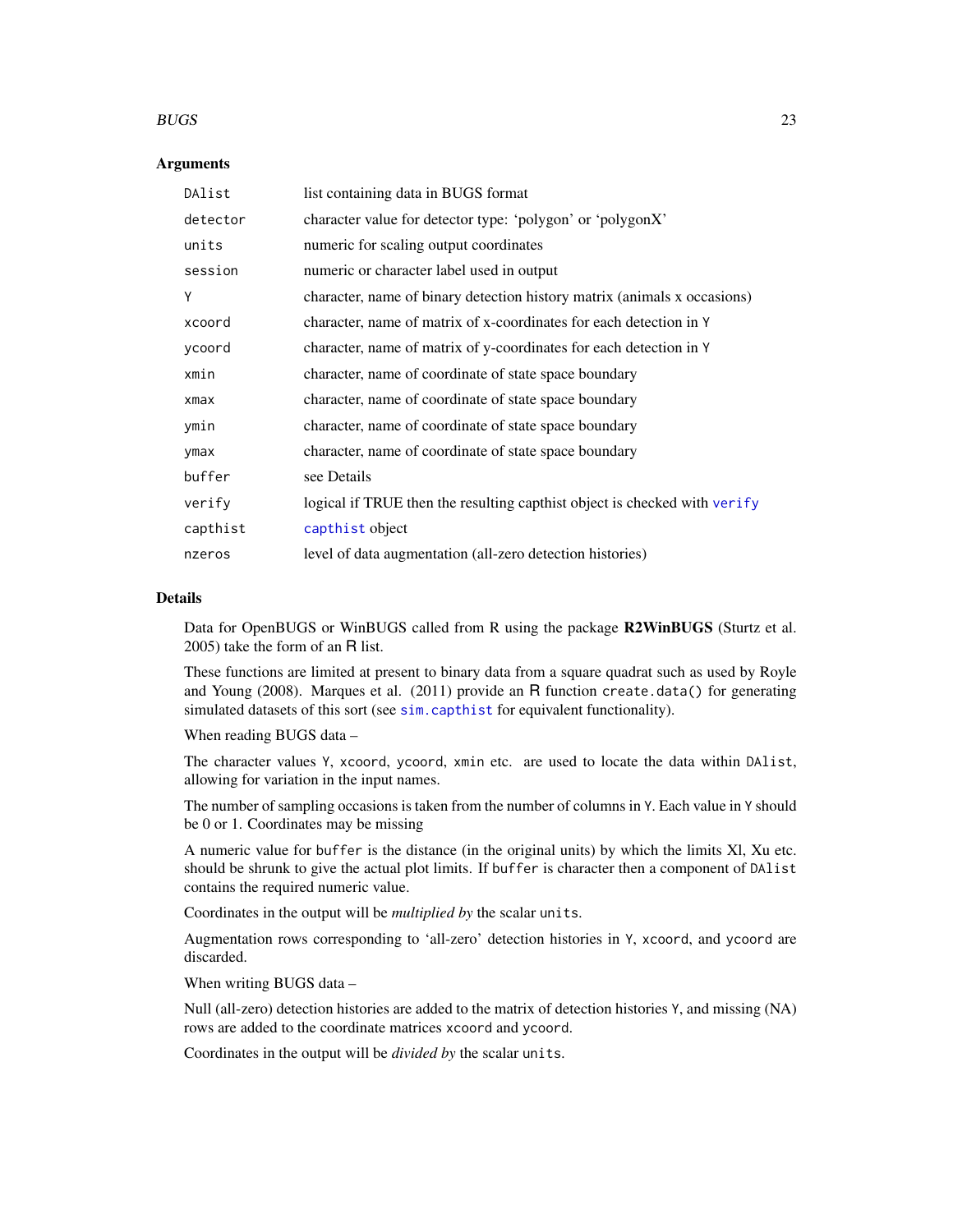## Arguments

| | |
|---|---|
| `DAlist` | list containing data in BUGS format |
| `detector` | character value for detector type: 'polygon' or 'polygonX' |
| `units` | numeric for scaling output coordinates |
| `session` | numeric or character label used in output |
| `Y` | character, name of binary detection history matrix (animals x occasions) |
| `xcoord` | character, name of matrix of x-coordinates for each detection in `Y` |
| `ycoord` | character, name of matrix of y-coordinates for each detection in `Y` |
| `xmin` | character, name of coordinate of state space boundary |
| `xmax` | character, name of coordinate of state space boundary |
| `ymin` | character, name of coordinate of state space boundary |
| `ymax` | character, name of coordinate of state space boundary |
| `buffer` | see Details |
| `verify` | logical if TRUE then the resulting capthist object is checked with `verify` |
| `capthist` | `capthist` object |
| `nzeros` | level of data augmentation (all-zero detection histories) |

## Details

Data for OpenBUGS or WinBUGS called from R using the package **R2WinBUGS** (Sturtz et al. 2005) take the form of an R list.

These functions are limited at present to binary data from a square quadrat such as used by Royle and Young (2008). Marques et al. (2011) provide an R function `create.data()` for generating simulated datasets of this sort (see `sim.capthist` for equivalent functionality).

When reading BUGS data –

The character values `Y`, `xcoord`, `ycoord`, `xmin` etc. are used to locate the data within `DAlist`, allowing for variation in the input names.

The number of sampling occasions is taken from the number of columns in `Y`. Each value in `Y` should be 0 or 1. Coordinates may be missing

A numeric value for `buffer` is the distance (in the original units) by which the limits Xl, Xu etc. should be shrunk to give the actual plot limits. If `buffer` is character then a component of `DAlist` contains the required numeric value.

Coordinates in the output will be *multiplied by* the scalar `units`.

Augmentation rows corresponding to 'all-zero' detection histories in `Y`, `xcoord`, and `ycoord` are discarded.

When writing BUGS data –

Null (all-zero) detection histories are added to the matrix of detection histories `Y`, and missing (NA) rows are added to the coordinate matrices `xcoord` and `ycoord`.

Coordinates in the output will be *divided by* the scalar `units`.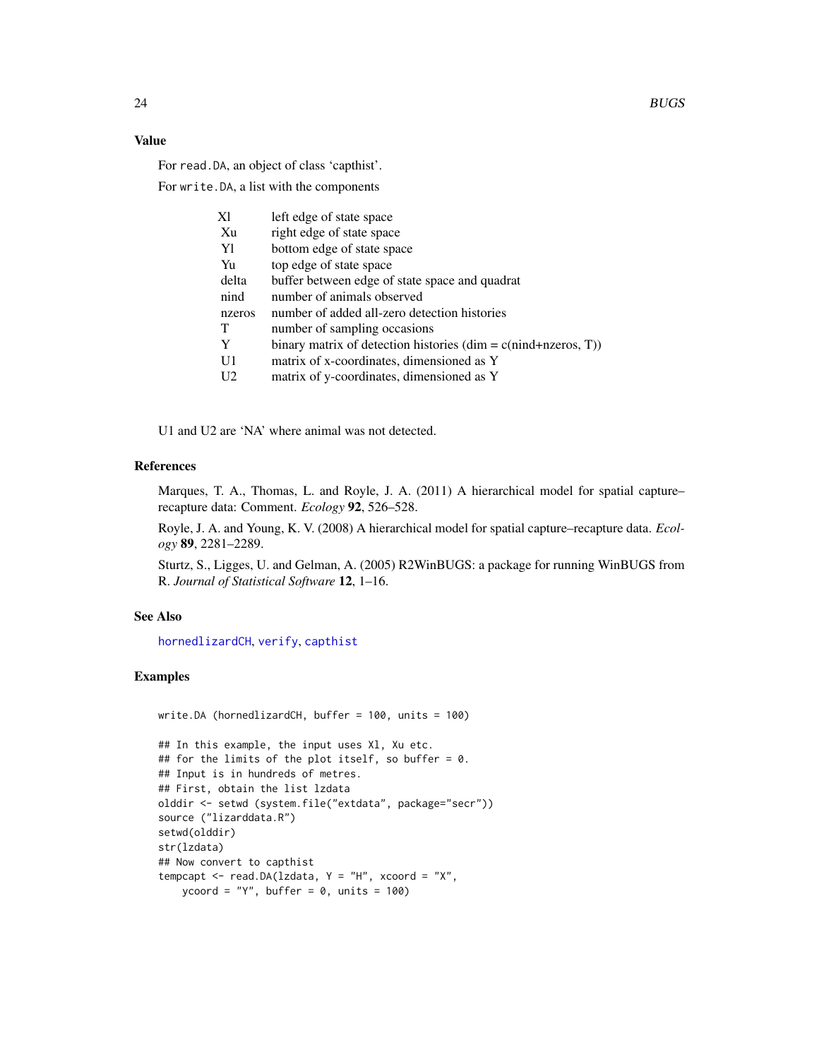## Value

For `read.DA`, an object of class 'capthist'.

For `write.DA`, a list with the components

| | |
|---|---|
| Xl | left edge of state space |
| Xu | right edge of state space |
| Yl | bottom edge of state space |
| Yu | top edge of state space |
| delta | buffer between edge of state space and quadrat |
| nind | number of animals observed |
| nzeros | number of added all-zero detection histories |
| T | number of sampling occasions |
| Y | binary matrix of detection histories (dim = c(nind+nzeros, T)) |
| U1 | matrix of x-coordinates, dimensioned as Y |
| U2 | matrix of y-coordinates, dimensioned as Y |

U1 and U2 are 'NA' where animal was not detected.

## References

Marques, T. A., Thomas, L. and Royle, J. A. (2011) A hierarchical model for spatial capture–recapture data: Comment. *Ecology* **92**, 526–528.

Royle, J. A. and Young, K. V. (2008) A hierarchical model for spatial capture–recapture data. *Ecology* **89**, 2281–2289.

Sturtz, S., Ligges, U. and Gelman, A. (2005) R2WinBUGS: a package for running WinBUGS from R. *Journal of Statistical Software* **12**, 1–16.

## See Also

hornedlizardCH, verify, capthist

## Examples

```
write.DA (hornedlizardCH, buffer = 100, units = 100)

## In this example, the input uses Xl, Xu etc.
## for the limits of the plot itself, so buffer = 0.
## Input is in hundreds of metres.
## First, obtain the list lzdata
olddir <- setwd (system.file("extdata", package="secr"))
source ("lizarddata.R")
setwd(olddir)
str(lzdata)
## Now convert to capthist
tempcapt <- read.DA(lzdata, Y = "H", xcoord = "X",
    ycoord = "Y", buffer = 0, units = 100)
```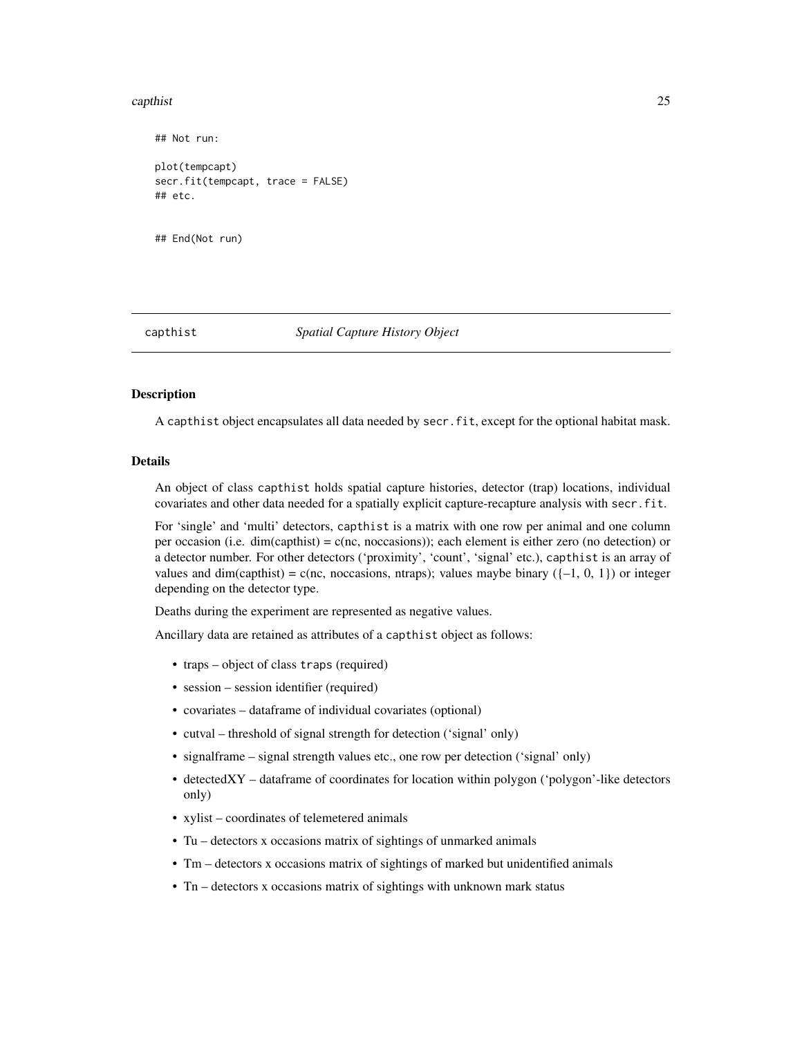```
## Not run:

plot(tempcapt)
secr.fit(tempcapt, trace = FALSE)
## etc.


## End(Not run)
```

## capthist *Spatial Capture History Object*

### Description

A capthist object encapsulates all data needed by secr.fit, except for the optional habitat mask.

### Details

An object of class capthist holds spatial capture histories, detector (trap) locations, individual covariates and other data needed for a spatially explicit capture-recapture analysis with secr.fit.

For 'single' and 'multi' detectors, capthist is a matrix with one row per animal and one column per occasion (i.e. dim(capthist) = c(nc, noccasions)); each element is either zero (no detection) or a detector number. For other detectors ('proximity', 'count', 'signal' etc.), capthist is an array of values and dim(capthist) = c(nc, noccasions, ntraps); values maybe binary ({–1, 0, 1}) or integer depending on the detector type.

Deaths during the experiment are represented as negative values.

Ancillary data are retained as attributes of a capthist object as follows:

- traps – object of class traps (required)
- session – session identifier (required)
- covariates – dataframe of individual covariates (optional)
- cutval – threshold of signal strength for detection ('signal' only)
- signalframe – signal strength values etc., one row per detection ('signal' only)
- detectedXY – dataframe of coordinates for location within polygon ('polygon'-like detectors only)
- xylist – coordinates of telemetered animals
- Tu – detectors x occasions matrix of sightings of unmarked animals
- Tm – detectors x occasions matrix of sightings of marked but unidentified animals
- Tn – detectors x occasions matrix of sightings with unknown mark status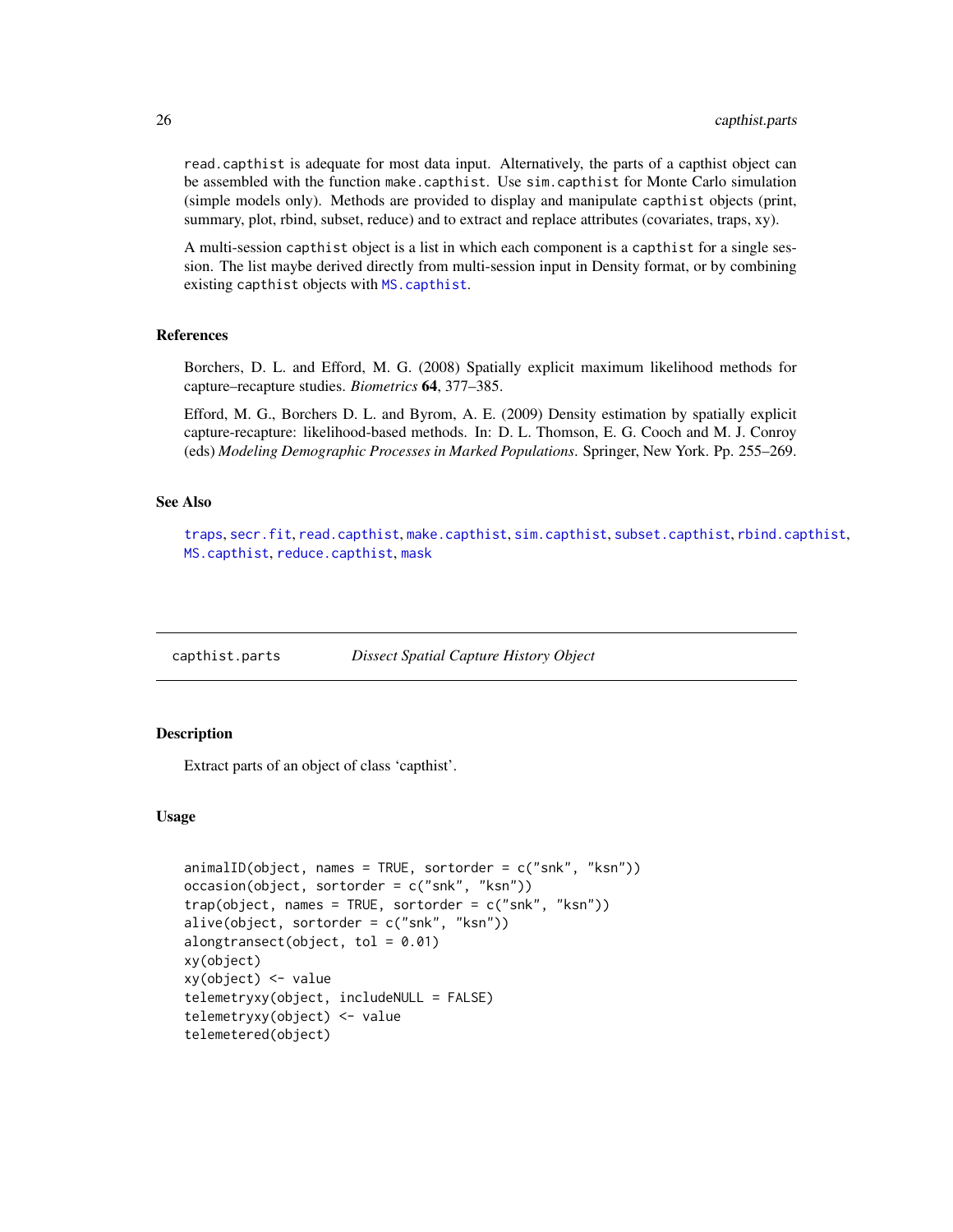read.capthist is adequate for most data input. Alternatively, the parts of a capthist object can be assembled with the function make.capthist. Use sim.capthist for Monte Carlo simulation (simple models only). Methods are provided to display and manipulate capthist objects (print, summary, plot, rbind, subset, reduce) and to extract and replace attributes (covariates, traps, xy).

A multi-session capthist object is a list in which each component is a capthist for a single session. The list maybe derived directly from multi-session input in Density format, or by combining existing capthist objects with MS.capthist.

### References

Borchers, D. L. and Efford, M. G. (2008) Spatially explicit maximum likelihood methods for capture–recapture studies. *Biometrics* **64**, 377–385.

Efford, M. G., Borchers D. L. and Byrom, A. E. (2009) Density estimation by spatially explicit capture-recapture: likelihood-based methods. In: D. L. Thomson, E. G. Cooch and M. J. Conroy (eds) *Modeling Demographic Processes in Marked Populations*. Springer, New York. Pp. 255–269.

### See Also

traps, secr.fit, read.capthist, make.capthist, sim.capthist, subset.capthist, rbind.capthist, MS.capthist, reduce.capthist, mask

---

## capthist.parts — *Dissect Spatial Capture History Object*

### Description

Extract parts of an object of class 'capthist'.

### Usage

```
animalID(object, names = TRUE, sortorder = c("snk", "ksn"))
occasion(object, sortorder = c("snk", "ksn"))
trap(object, names = TRUE, sortorder = c("snk", "ksn"))
alive(object, sortorder = c("snk", "ksn"))
alongtransect(object, tol = 0.01)
xy(object)
xy(object) <- value
telemetryxy(object, includeNULL = FALSE)
telemetryxy(object) <- value
telemetered(object)
```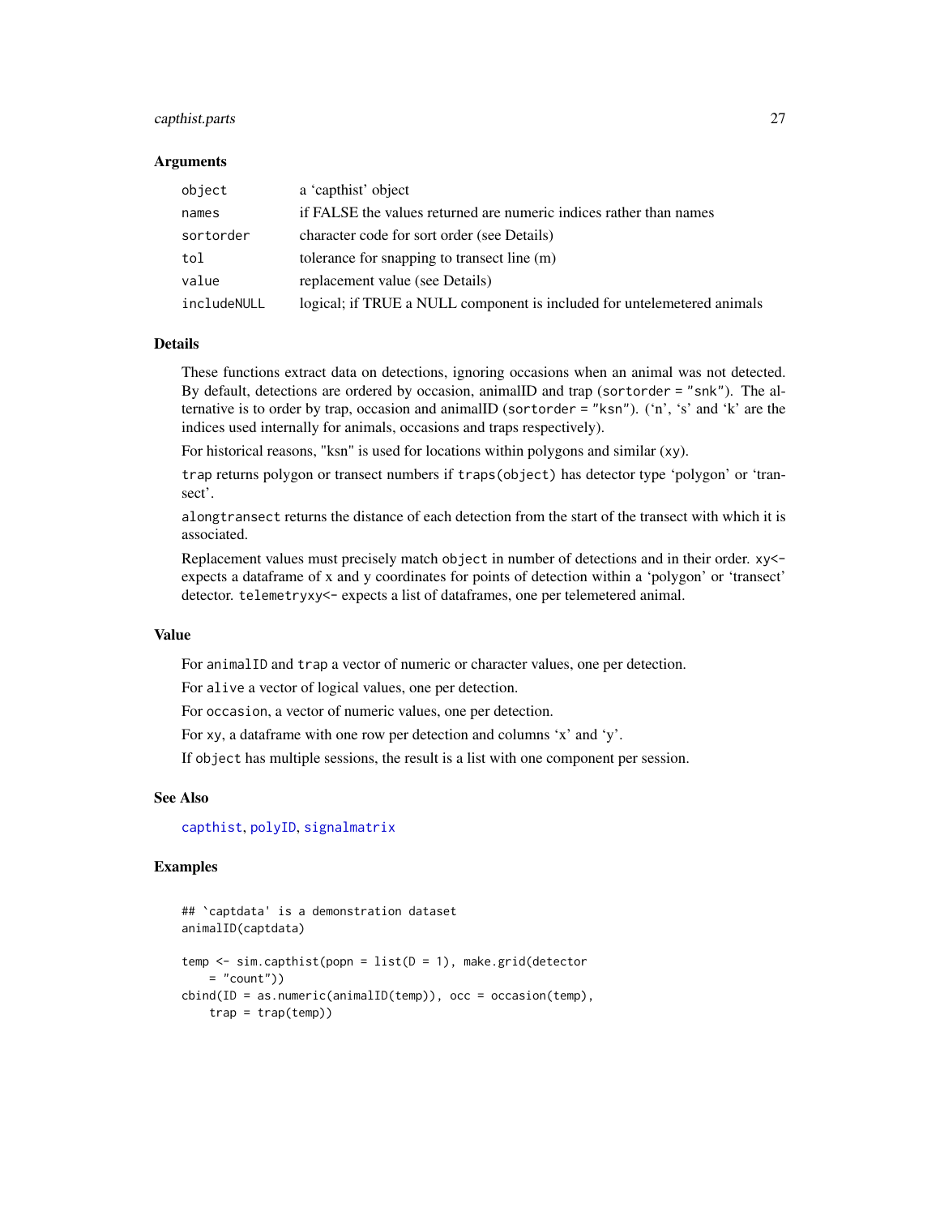## Arguments

| | |
|---|---|
| `object` | a 'capthist' object |
| `names` | if FALSE the values returned are numeric indices rather than names |
| `sortorder` | character code for sort order (see Details) |
| `tol` | tolerance for snapping to transect line (m) |
| `value` | replacement value (see Details) |
| `includeNULL` | logical; if TRUE a NULL component is included for untelemetered animals |

## Details

These functions extract data on detections, ignoring occasions when an animal was not detected. By default, detections are ordered by occasion, animalID and trap (`sortorder = "snk"`). The alternative is to order by trap, occasion and animalID (`sortorder = "ksn"`). ('n', 's' and 'k' are the indices used internally for animals, occasions and traps respectively).

For historical reasons, "ksn" is used for locations within polygons and similar (`xy`).

`trap` returns polygon or transect numbers if `traps(object)` has detector type 'polygon' or 'transect'.

`alongtransect` returns the distance of each detection from the start of the transect with which it is associated.

Replacement values must precisely match `object` in number of detections and in their order. `xy<-` expects a dataframe of x and y coordinates for points of detection within a 'polygon' or 'transect' detector. `telemetryxy<-` expects a list of dataframes, one per telemetered animal.

## Value

For `animalID` and `trap` a vector of numeric or character values, one per detection.

For `alive` a vector of logical values, one per detection.

For `occasion`, a vector of numeric values, one per detection.

For `xy`, a dataframe with one row per detection and columns 'x' and 'y'.

If `object` has multiple sessions, the result is a list with one component per session.

## See Also

`capthist`, `polyID`, `signalmatrix`

## Examples

```
## `captdata' is a demonstration dataset
animalID(captdata)

temp <- sim.capthist(popn = list(D = 1), make.grid(detector
    = "count"))
cbind(ID = as.numeric(animalID(temp)), occ = occasion(temp),
    trap = trap(temp))
```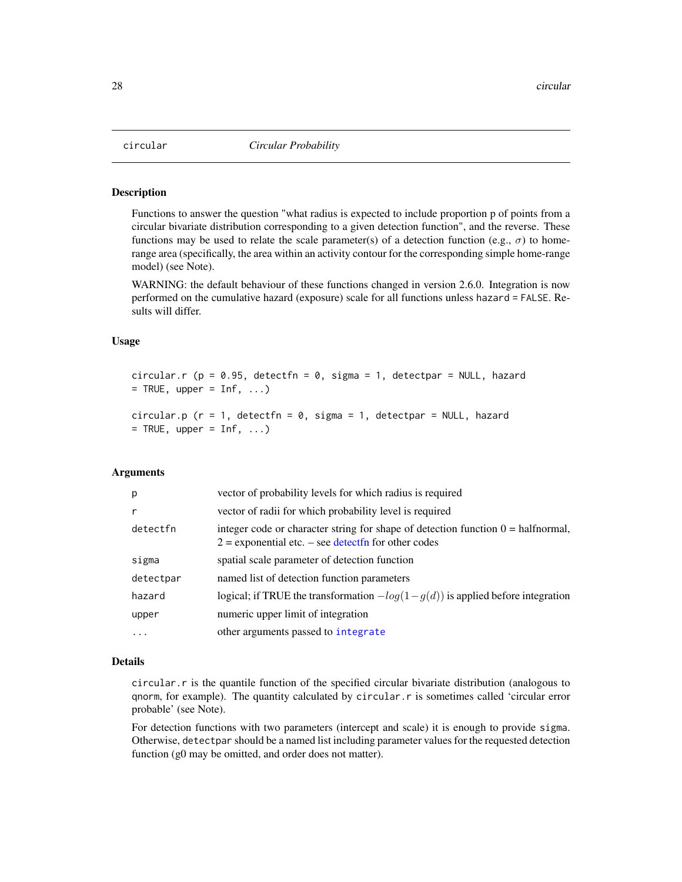## circular — *Circular Probability*

### Description

Functions to answer the question "what radius is expected to include proportion p of points from a circular bivariate distribution corresponding to a given detection function", and the reverse. These functions may be used to relate the scale parameter(s) of a detection function (e.g., $\sigma$) to home-range area (specifically, the area within an activity contour for the corresponding simple home-range model) (see Note).

WARNING: the default behaviour of these functions changed in version 2.6.0. Integration is now performed on the cumulative hazard (exposure) scale for all functions unless `hazard = FALSE`. Results will differ.

### Usage

```
circular.r (p = 0.95, detectfn = 0, sigma = 1, detectpar = NULL, hazard
= TRUE, upper = Inf, ...)

circular.p (r = 1, detectfn = 0, sigma = 1, detectpar = NULL, hazard
= TRUE, upper = Inf, ...)
```

### Arguments

| | |
|---|---|
| `p` | vector of probability levels for which radius is required |
| `r` | vector of radii for which probability level is required |
| `detectfn` | integer code or character string for shape of detection function 0 = halfnormal, 2 = exponential etc. – see detectfn for other codes |
| `sigma` | spatial scale parameter of detection function |
| `detectpar` | named list of detection function parameters |
| `hazard` | logical; if TRUE the transformation $-log(1-g(d))$ is applied before integration |
| `upper` | numeric upper limit of integration |
| `...` | other arguments passed to `integrate` |

### Details

`circular.r` is the quantile function of the specified circular bivariate distribution (analogous to `qnorm`, for example). The quantity calculated by `circular.r` is sometimes called 'circular error probable' (see Note).

For detection functions with two parameters (intercept and scale) it is enough to provide `sigma`. Otherwise, `detectpar` should be a named list including parameter values for the requested detection function (g0 may be omitted, and order does not matter).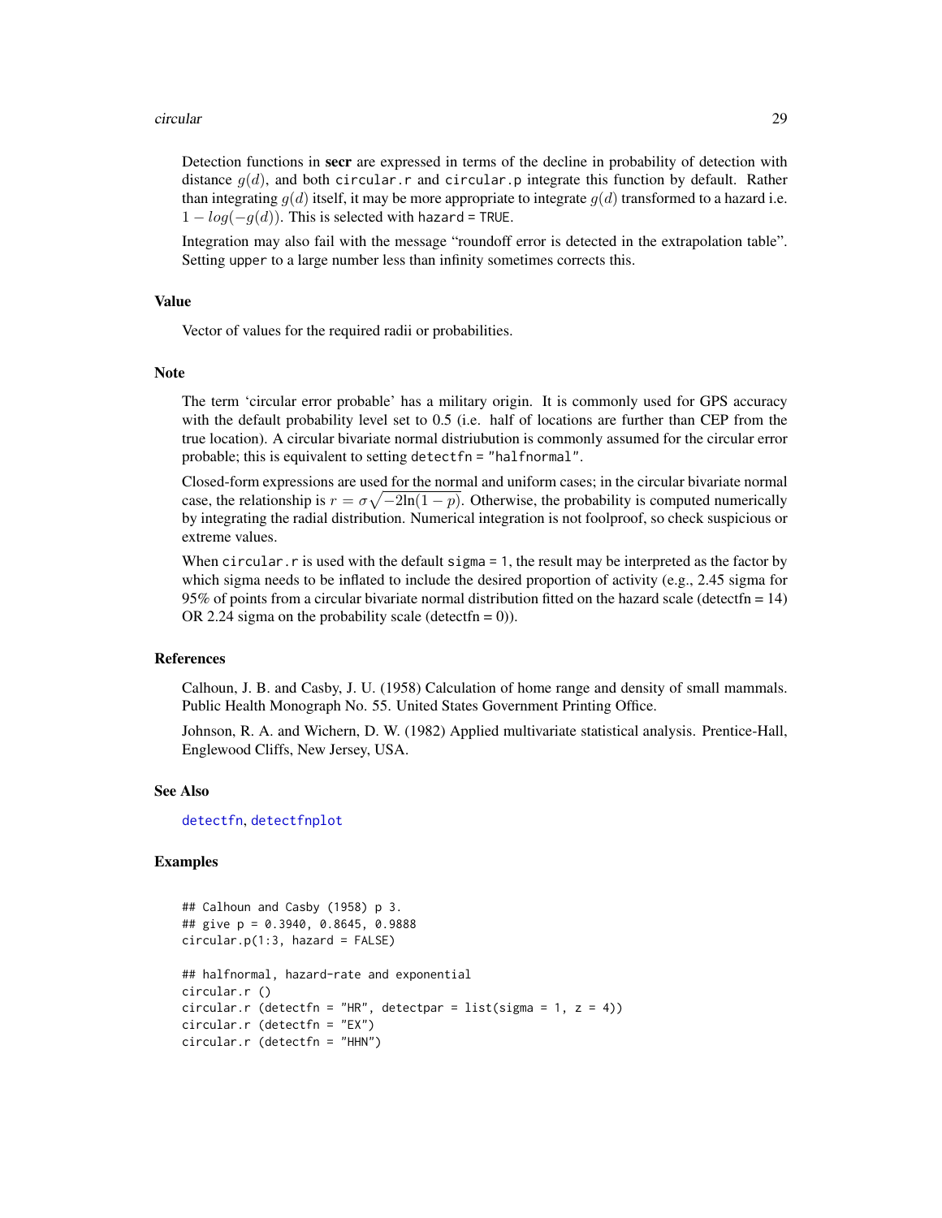Detection functions in **secr** are expressed in terms of the decline in probability of detection with distance $g(d)$, and both `circular.r` and `circular.p` integrate this function by default. Rather than integrating $g(d)$ itself, it may be more appropriate to integrate $g(d)$ transformed to a hazard i.e. $1 - log(-g(d))$. This is selected with `hazard = TRUE`.

Integration may also fail with the message "roundoff error is detected in the extrapolation table". Setting `upper` to a large number less than infinity sometimes corrects this.

## Value

Vector of values for the required radii or probabilities.

## Note

The term 'circular error probable' has a military origin. It is commonly used for GPS accuracy with the default probability level set to 0.5 (i.e. half of locations are further than CEP from the true location). A circular bivariate normal distriubution is commonly assumed for the circular error probable; this is equivalent to setting `detectfn = "halfnormal"`.

Closed-form expressions are used for the normal and uniform cases; in the circular bivariate normal case, the relationship is $r = \sigma \sqrt{-2 \ln(1-p)}$. Otherwise, the probability is computed numerically by integrating the radial distribution. Numerical integration is not foolproof, so check suspicious or extreme values.

When `circular.r` is used with the default `sigma = 1`, the result may be interpreted as the factor by which sigma needs to be inflated to include the desired proportion of activity (e.g., 2.45 sigma for 95% of points from a circular bivariate normal distribution fitted on the hazard scale (detectfn = 14) OR 2.24 sigma on the probability scale (detectfn = 0)).

## References

Calhoun, J. B. and Casby, J. U. (1958) Calculation of home range and density of small mammals. Public Health Monograph No. 55. United States Government Printing Office.

Johnson, R. A. and Wichern, D. W. (1982) Applied multivariate statistical analysis. Prentice-Hall, Englewood Cliffs, New Jersey, USA.

## See Also

detectfn, detectfnplot

## Examples

```
## Calhoun and Casby (1958) p 3.
## give p = 0.3940, 0.8645, 0.9888
circular.p(1:3, hazard = FALSE)

## halfnormal, hazard-rate and exponential
circular.r ()
circular.r (detectfn = "HR", detectpar = list(sigma = 1, z = 4))
circular.r (detectfn = "EX")
circular.r (detectfn = "HHN")
```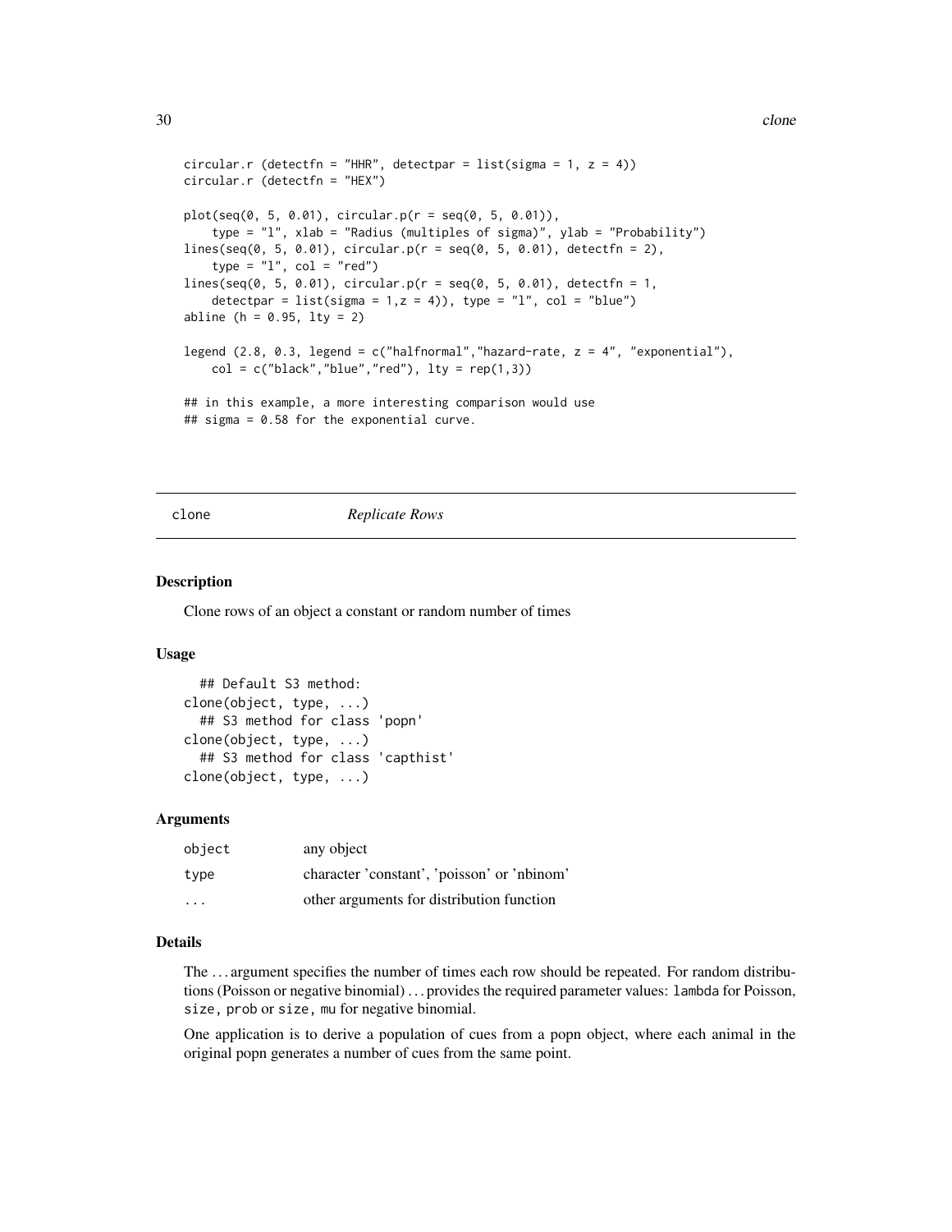```
circular.r (detectfn = "HHR", detectpar = list(sigma = 1, z = 4))
circular.r (detectfn = "HEX")

plot(seq(0, 5, 0.01), circular.p(r = seq(0, 5, 0.01)),
    type = "l", xlab = "Radius (multiples of sigma)", ylab = "Probability")
lines(seq(0, 5, 0.01), circular.p(r = seq(0, 5, 0.01), detectfn = 2),
    type = "l", col = "red")
lines(seq(0, 5, 0.01), circular.p(r = seq(0, 5, 0.01), detectfn = 1,
    detectpar = list(sigma = 1,z = 4)), type = "l", col = "blue")
abline (h = 0.95, lty = 2)

legend (2.8, 0.3, legend = c("halfnormal","hazard-rate, z = 4", "exponential"),
    col = c("black","blue","red"), lty = rep(1,3))

## in this example, a more interesting comparison would use
## sigma = 0.58 for the exponential curve.
```

## clone *Replicate Rows*

### Description

Clone rows of an object a constant or random number of times

### Usage

```
  ## Default S3 method:
clone(object, type, ...)
  ## S3 method for class 'popn'
clone(object, type, ...)
  ## S3 method for class 'capthist'
clone(object, type, ...)
```

### Arguments

| | |
|---|---|
| object | any object |
| type | character 'constant', 'poisson' or 'nbinom' |
| ... | other arguments for distribution function |

### Details

The ... argument specifies the number of times each row should be repeated. For random distributions (Poisson or negative binomial) ... provides the required parameter values: `lambda` for Poisson, `size, prob` or `size, mu` for negative binomial.

One application is to derive a population of cues from a popn object, where each animal in the original popn generates a number of cues from the same point.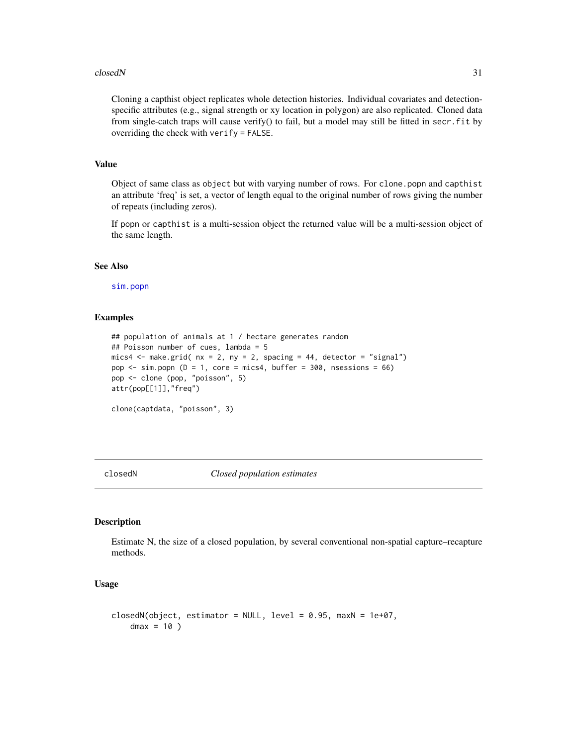Cloning a capthist object replicates whole detection histories. Individual covariates and detection-specific attributes (e.g., signal strength or xy location in polygon) are also replicated. Cloned data from single-catch traps will cause verify() to fail, but a model may still be fitted in `secr.fit` by overriding the check with `verify = FALSE`.

### Value

Object of same class as `object` but with varying number of rows. For `clone.popn` and `capthist` an attribute 'freq' is set, a vector of length equal to the original number of rows giving the number of repeats (including zeros).

If `popn` or `capthist` is a multi-session object the returned value will be a multi-session object of the same length.

### See Also

`sim.popn`

### Examples

```
## population of animals at 1 / hectare generates random
## Poisson number of cues, lambda = 5
mics4 <- make.grid( nx = 2, ny = 2, spacing = 44, detector = "signal")
pop <- sim.popn (D = 1, core = mics4, buffer = 300, nsessions = 66)
pop <- clone (pop, "poisson", 5)
attr(pop[[1]],"freq")

clone(captdata, "poisson", 3)
```

---

## closedN *Closed population estimates*

### Description

Estimate N, the size of a closed population, by several conventional non-spatial capture–recapture methods.

### Usage

```
closedN(object, estimator = NULL, level = 0.95, maxN = 1e+07,
    dmax = 10 )
```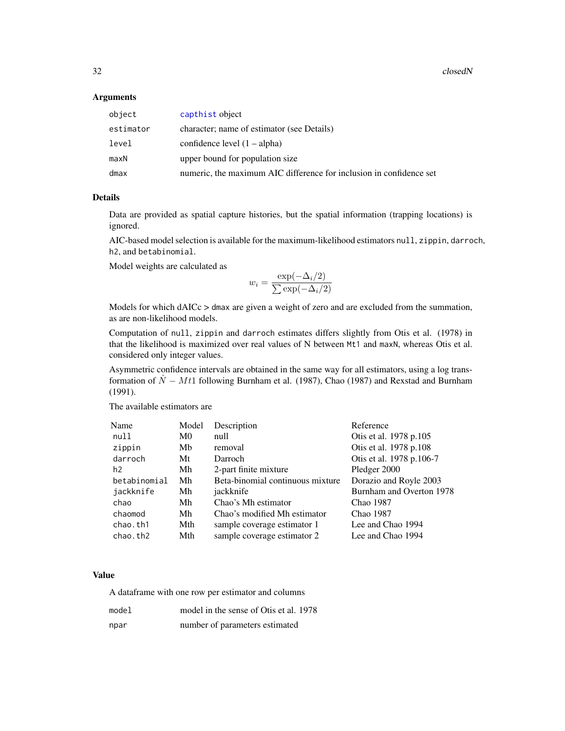### Arguments

| | |
|---|---|
| `object` | capthist object |
| `estimator` | character; name of estimator (see Details) |
| `level` | confidence level (1 – alpha) |
| `maxN` | upper bound for population size |
| `dmax` | numeric, the maximum AIC difference for inclusion in confidence set |

### Details

Data are provided as spatial capture histories, but the spatial information (trapping locations) is ignored.

AIC-based model selection is available for the maximum-likelihood estimators `null`, `zippin`, `darroch`, `h2`, and `betabinomial`.

Model weights are calculated as

$$w_i = \frac{\exp(-\Delta_i/2)}{\sum \exp(-\Delta_i/2)}$$

Models for which dAICc > `dmax` are given a weight of zero and are excluded from the summation, as are non-likelihood models.

Computation of `null`, `zippin` and `darroch` estimates differs slightly from Otis et al. (1978) in that the likelihood is maximized over real values of N between `Mt1` and `maxN`, whereas Otis et al. considered only integer values.

Asymmetric confidence intervals are obtained in the same way for all estimators, using a log transformation of $\hat{N} - Mt1$ following Burnham et al. (1987), Chao (1987) and Rexstad and Burnham (1991).

The available estimators are

| Name | Model | Description | Reference |
|---|---|---|---|
| `null` | M0 | null | Otis et al. 1978 p.105 |
| `zippin` | Mb | removal | Otis et al. 1978 p.108 |
| `darroch` | Mt | Darroch | Otis et al. 1978 p.106-7 |
| `h2` | Mh | 2-part finite mixture | Pledger 2000 |
| `betabinomial` | Mh | Beta-binomial continuous mixture | Dorazio and Royle 2003 |
| `jackknife` | Mh | jackknife | Burnham and Overton 1978 |
| `chao` | Mh | Chao's Mh estimator | Chao 1987 |
| `chaomod` | Mh | Chao's modified Mh estimator | Chao 1987 |
| `chao.th1` | Mth | sample coverage estimator 1 | Lee and Chao 1994 |
| `chao.th2` | Mth | sample coverage estimator 2 | Lee and Chao 1994 |

### Value

A dataframe with one row per estimator and columns

| | |
|---|---|
| `model` | model in the sense of Otis et al. 1978 |
| `npar` | number of parameters estimated |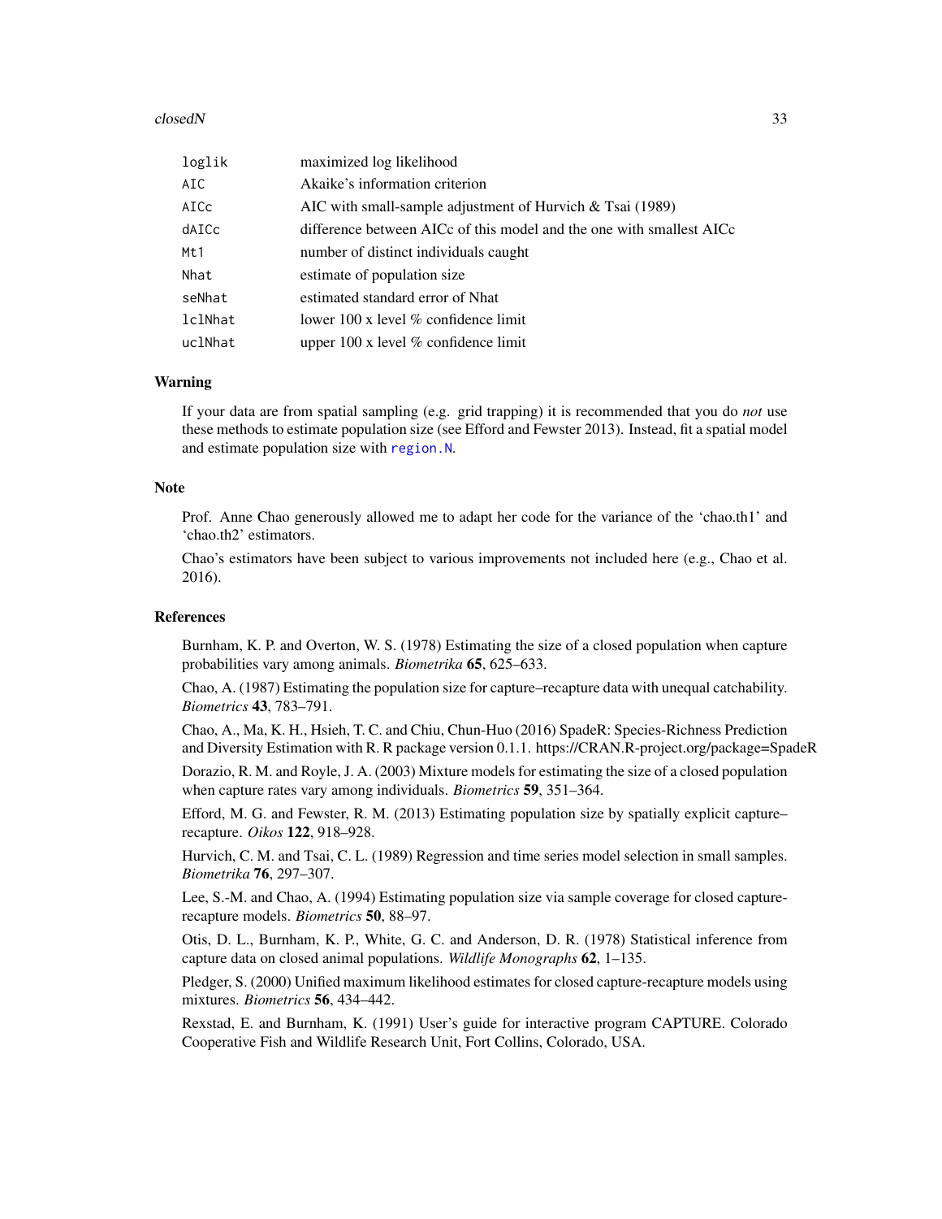| | |
|---|---|
| `loglik` | maximized log likelihood |
| `AIC` | Akaike's information criterion |
| `AICc` | AIC with small-sample adjustment of Hurvich & Tsai (1989) |
| `dAICc` | difference between AICc of this model and the one with smallest AICc |
| `Mt1` | number of distinct individuals caught |
| `Nhat` | estimate of population size |
| `seNhat` | estimated standard error of Nhat |
| `lclNhat` | lower 100 x level % confidence limit |
| `uclNhat` | upper 100 x level % confidence limit |

## Warning

If your data are from spatial sampling (e.g. grid trapping) it is recommended that you do *not* use these methods to estimate population size (see Efford and Fewster 2013). Instead, fit a spatial model and estimate population size with `region.N`.

## Note

Prof. Anne Chao generously allowed me to adapt her code for the variance of the 'chao.th1' and 'chao.th2' estimators.

Chao's estimators have been subject to various improvements not included here (e.g., Chao et al. 2016).

## References

Burnham, K. P. and Overton, W. S. (1978) Estimating the size of a closed population when capture probabilities vary among animals. *Biometrika* **65**, 625–633.

Chao, A. (1987) Estimating the population size for capture–recapture data with unequal catchability. *Biometrics* **43**, 783–791.

Chao, A., Ma, K. H., Hsieh, T. C. and Chiu, Chun-Huo (2016) SpadeR: Species-Richness Prediction and Diversity Estimation with R. R package version 0.1.1. https://CRAN.R-project.org/package=SpadeR

Dorazio, R. M. and Royle, J. A. (2003) Mixture models for estimating the size of a closed population when capture rates vary among individuals. *Biometrics* **59**, 351–364.

Efford, M. G. and Fewster, R. M. (2013) Estimating population size by spatially explicit capture–recapture. *Oikos* **122**, 918–928.

Hurvich, C. M. and Tsai, C. L. (1989) Regression and time series model selection in small samples. *Biometrika* **76**, 297–307.

Lee, S.-M. and Chao, A. (1994) Estimating population size via sample coverage for closed capture-recapture models. *Biometrics* **50**, 88–97.

Otis, D. L., Burnham, K. P., White, G. C. and Anderson, D. R. (1978) Statistical inference from capture data on closed animal populations. *Wildlife Monographs* **62**, 1–135.

Pledger, S. (2000) Unified maximum likelihood estimates for closed capture-recapture models using mixtures. *Biometrics* **56**, 434–442.

Rexstad, E. and Burnham, K. (1991) User's guide for interactive program CAPTURE. Colorado Cooperative Fish and Wildlife Research Unit, Fort Collins, Colorado, USA.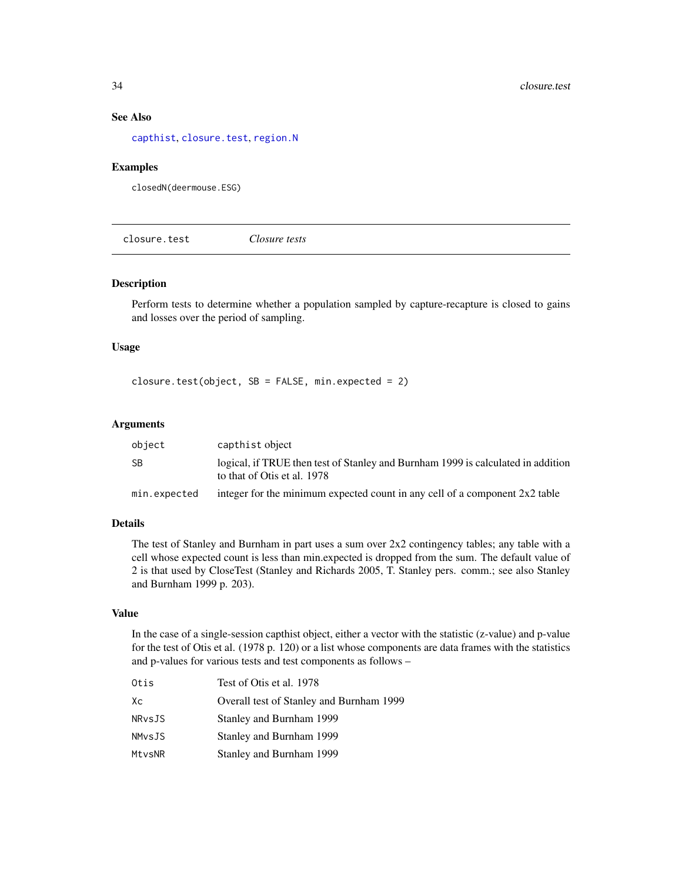### See Also

capthist, closure.test, region.N

### Examples

```
closedN(deermouse.ESG)
```

---

## closure.test    *Closure tests*

---

### Description

Perform tests to determine whether a population sampled by capture-recapture is closed to gains and losses over the period of sampling.

### Usage

```
closure.test(object, SB = FALSE, min.expected = 2)
```

### Arguments

| | |
|---|---|
| `object` | capthist object |
| `SB` | logical, if TRUE then test of Stanley and Burnham 1999 is calculated in addition to that of Otis et al. 1978 |
| `min.expected` | integer for the minimum expected count in any cell of a component 2x2 table |

### Details

The test of Stanley and Burnham in part uses a sum over 2x2 contingency tables; any table with a cell whose expected count is less than min.expected is dropped from the sum. The default value of 2 is that used by CloseTest (Stanley and Richards 2005, T. Stanley pers. comm.; see also Stanley and Burnham 1999 p. 203).

### Value

In the case of a single-session capthist object, either a vector with the statistic (z-value) and p-value for the test of Otis et al. (1978 p. 120) or a list whose components are data frames with the statistics and p-values for various tests and test components as follows –

| | |
|---|---|
| `Otis` | Test of Otis et al. 1978 |
| `Xc` | Overall test of Stanley and Burnham 1999 |
| `NRvsJS` | Stanley and Burnham 1999 |
| `NMvsJS` | Stanley and Burnham 1999 |
| `MtvsNR` | Stanley and Burnham 1999 |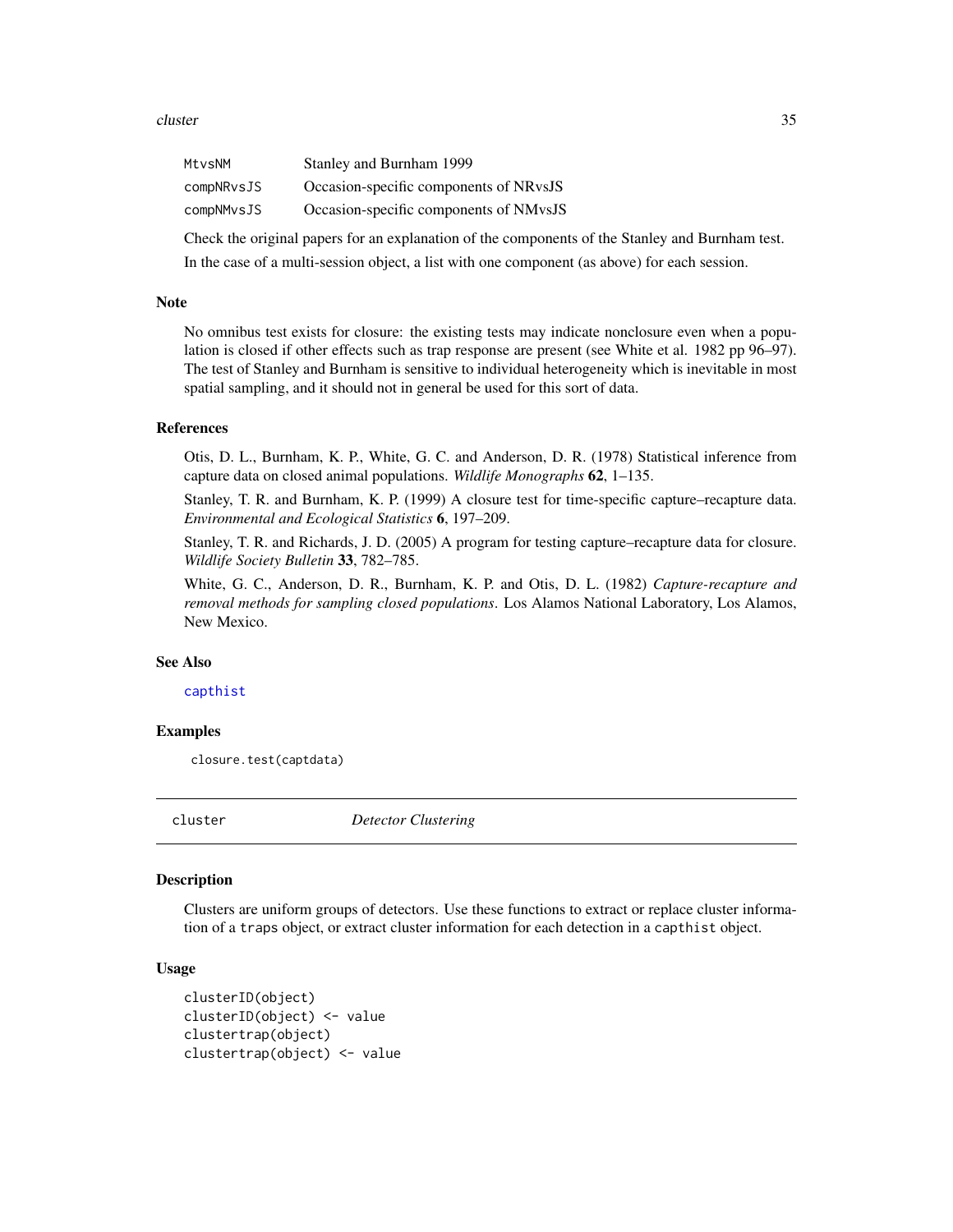| | |
|---|---|
| MtvsNM | Stanley and Burnham 1999 |
| compNRvsJS | Occasion-specific components of NRvsJS |
| compNMvsJS | Occasion-specific components of NMvsJS |

Check the original papers for an explanation of the components of the Stanley and Burnham test.

In the case of a multi-session object, a list with one component (as above) for each session.

### Note

No omnibus test exists for closure: the existing tests may indicate nonclosure even when a population is closed if other effects such as trap response are present (see White et al. 1982 pp 96–97). The test of Stanley and Burnham is sensitive to individual heterogeneity which is inevitable in most spatial sampling, and it should not in general be used for this sort of data.

### References

Otis, D. L., Burnham, K. P., White, G. C. and Anderson, D. R. (1978) Statistical inference from capture data on closed animal populations. *Wildlife Monographs* **62**, 1–135.

Stanley, T. R. and Burnham, K. P. (1999) A closure test for time-specific capture–recapture data. *Environmental and Ecological Statistics* **6**, 197–209.

Stanley, T. R. and Richards, J. D. (2005) A program for testing capture–recapture data for closure. *Wildlife Society Bulletin* **33**, 782–785.

White, G. C., Anderson, D. R., Burnham, K. P. and Otis, D. L. (1982) *Capture-recapture and removal methods for sampling closed populations*. Los Alamos National Laboratory, Los Alamos, New Mexico.

### See Also

capthist

### Examples

```
closure.test(captdata)
```

---

## cluster — *Detector Clustering*

---

### Description

Clusters are uniform groups of detectors. Use these functions to extract or replace cluster information of a traps object, or extract cluster information for each detection in a capthist object.

### Usage

```
clusterID(object)
clusterID(object) <- value
clustertrap(object)
clustertrap(object) <- value
```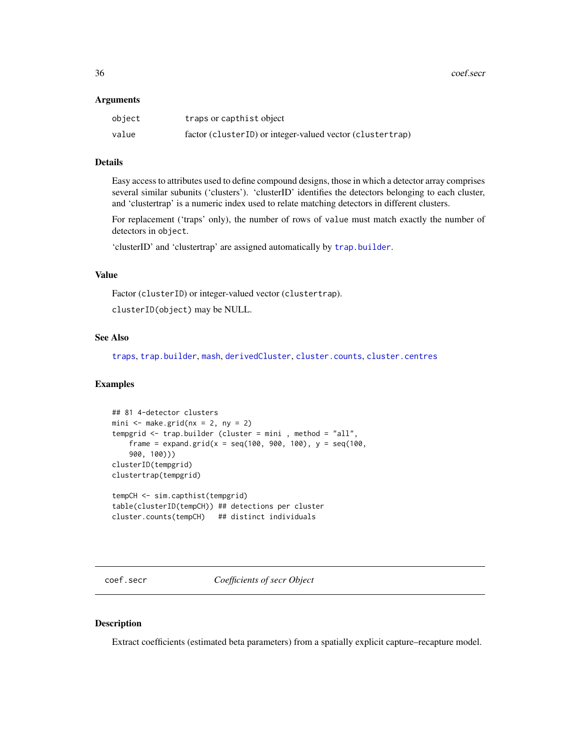### Arguments

| | |
|---|---|
| object | traps or capthist object |
| value | factor (clusterID) or integer-valued vector (clustertrap) |

### Details

Easy access to attributes used to define compound designs, those in which a detector array comprises several similar subunits ('clusters'). 'clusterID' identifies the detectors belonging to each cluster, and 'clustertrap' is a numeric index used to relate matching detectors in different clusters.

For replacement ('traps' only), the number of rows of value must match exactly the number of detectors in object.

'clusterID' and 'clustertrap' are assigned automatically by trap.builder.

### Value

Factor (clusterID) or integer-valued vector (clustertrap).

clusterID(object) may be NULL.

### See Also

traps, trap.builder, mash, derivedCluster, cluster.counts, cluster.centres

### Examples

```
## 81 4-detector clusters
mini <- make.grid(nx = 2, ny = 2)
tempgrid <- trap.builder (cluster = mini , method = "all",
    frame = expand.grid(x = seq(100, 900, 100), y = seq(100,
    900, 100)))
clusterID(tempgrid)
clustertrap(tempgrid)

tempCH <- sim.capthist(tempgrid)
table(clusterID(tempCH)) ## detections per cluster
cluster.counts(tempCH)   ## distinct individuals
```

---

## coef.secr *Coefficients of secr Object*

### Description

Extract coefficients (estimated beta parameters) from a spatially explicit capture–recapture model.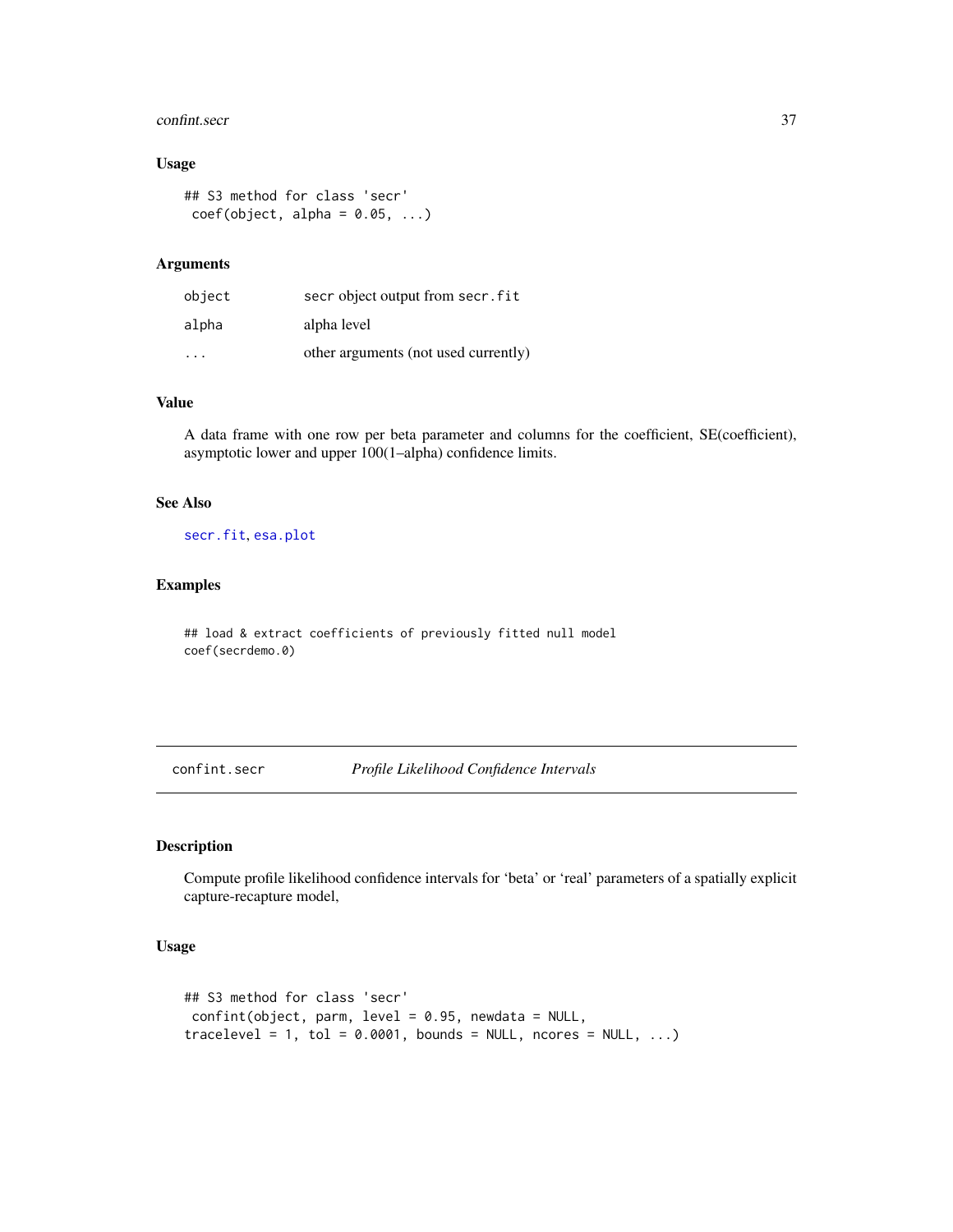### Usage

```
## S3 method for class 'secr'
 coef(object, alpha = 0.05, ...)
```

### Arguments

| | |
|---|---|
| object | secr object output from secr.fit |
| alpha | alpha level |
| ... | other arguments (not used currently) |

### Value

A data frame with one row per beta parameter and columns for the coefficient, SE(coefficient), asymptotic lower and upper 100(1–alpha) confidence limits.

### See Also

secr.fit, esa.plot

### Examples

```
## load & extract coefficients of previously fitted null model
coef(secrdemo.0)
```

---

## confint.secr *Profile Likelihood Confidence Intervals*

### Description

Compute profile likelihood confidence intervals for 'beta' or 'real' parameters of a spatially explicit capture-recapture model,

### Usage

```
## S3 method for class 'secr'
 confint(object, parm, level = 0.95, newdata = NULL,
tracelevel = 1, tol = 0.0001, bounds = NULL, ncores = NULL, ...)
```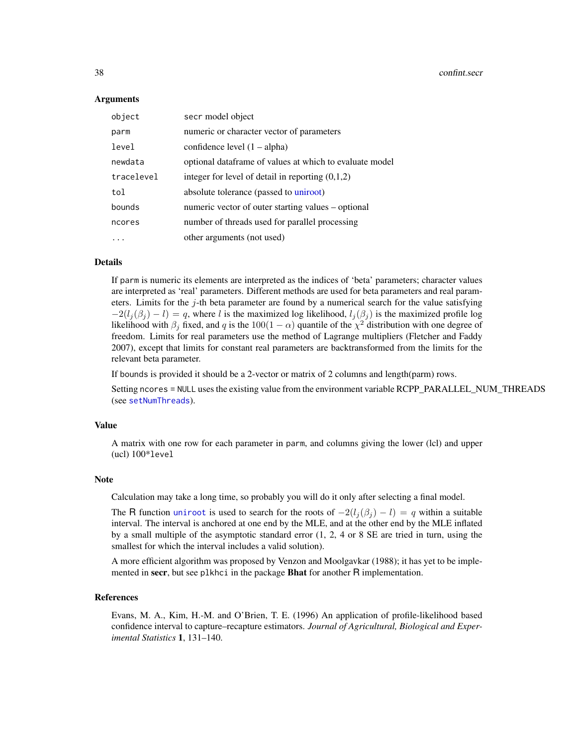### Arguments

| | |
|---|---|
| `object` | secr model object |
| `parm` | numeric or character vector of parameters |
| `level` | confidence level (1 – alpha) |
| `newdata` | optional dataframe of values at which to evaluate model |
| `tracelevel` | integer for level of detail in reporting (0,1,2) |
| `tol` | absolute tolerance (passed to uniroot) |
| `bounds` | numeric vector of outer starting values – optional |
| `ncores` | number of threads used for parallel processing |
| `...` | other arguments (not used) |

### Details

If `parm` is numeric its elements are interpreted as the indices of 'beta' parameters; character values are interpreted as 'real' parameters. Different methods are used for beta parameters and real parameters. Limits for the $j$-th beta parameter are found by a numerical search for the value satisfying $-2(l_j(\beta_j) - l) = q$, where $l$ is the maximized log likelihood, $l_j(\beta_j)$ is the maximized profile log likelihood with $\beta_j$ fixed, and $q$ is the $100(1-\alpha)$ quantile of the $\chi^2$ distribution with one degree of freedom. Limits for real parameters use the method of Lagrange multipliers (Fletcher and Faddy 2007), except that limits for constant real parameters are backtransformed from the limits for the relevant beta parameter.

If `bounds` is provided it should be a 2-vector or matrix of 2 columns and length(parm) rows.

Setting `ncores = NULL` uses the existing value from the environment variable RCPP_PARALLEL_NUM_THREADS (see `setNumThreads`).

### Value

A matrix with one row for each parameter in `parm`, and columns giving the lower (lcl) and upper (ucl) 100*`level`

### Note

Calculation may take a long time, so probably you will do it only after selecting a final model.

The R function `uniroot` is used to search for the roots of $-2(l_j(\beta_j) - l) = q$ within a suitable interval. The interval is anchored at one end by the MLE, and at the other end by the MLE inflated by a small multiple of the asymptotic standard error (1, 2, 4 or 8 SE are tried in turn, using the smallest for which the interval includes a valid solution).

A more efficient algorithm was proposed by Venzon and Moolgavkar (1988); it has yet to be implemented in **secr**, but see `plkhci` in the package **Bhat** for another R implementation.

### References

Evans, M. A., Kim, H.-M. and O'Brien, T. E. (1996) An application of profile-likelihood based confidence interval to capture–recapture estimators. *Journal of Agricultural, Biological and Experimental Statistics* **1**, 131–140.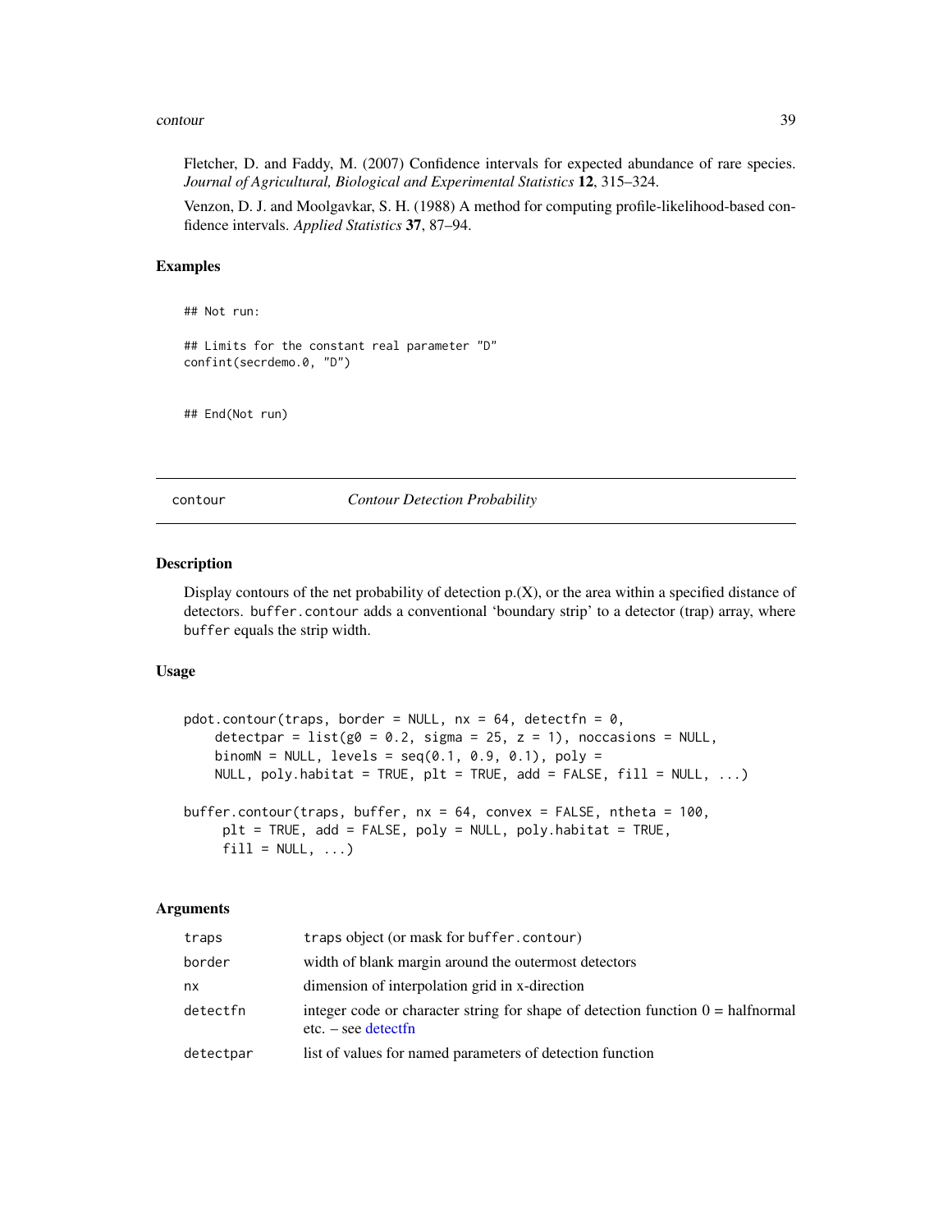Fletcher, D. and Faddy, M. (2007) Confidence intervals for expected abundance of rare species. *Journal of Agricultural, Biological and Experimental Statistics* **12**, 315–324.

Venzon, D. J. and Moolgavkar, S. H. (1988) A method for computing profile-likelihood-based confidence intervals. *Applied Statistics* **37**, 87–94.

### Examples

```
## Not run:

## Limits for the constant real parameter "D"
confint(secrdemo.0, "D")


## End(Not run)
```

---

## contour — *Contour Detection Probability*

### Description

Display contours of the net probability of detection p.(X), or the area within a specified distance of detectors. `buffer.contour` adds a conventional 'boundary strip' to a detector (trap) array, where `buffer` equals the strip width.

### Usage

```
pdot.contour(traps, border = NULL, nx = 64, detectfn = 0,
    detectpar = list(g0 = 0.2, sigma = 25, z = 1), noccasions = NULL,
    binomN = NULL, levels = seq(0.1, 0.9, 0.1), poly =
    NULL, poly.habitat = TRUE, plt = TRUE, add = FALSE, fill = NULL, ...)

buffer.contour(traps, buffer, nx = 64, convex = FALSE, ntheta = 100,
     plt = TRUE, add = FALSE, poly = NULL, poly.habitat = TRUE,
     fill = NULL, ...)
```

### Arguments

| | |
|---|---|
| traps | traps object (or mask for buffer.contour) |
| border | width of blank margin around the outermost detectors |
| nx | dimension of interpolation grid in x-direction |
| detectfn | integer code or character string for shape of detection function 0 = halfnormal etc. – see detectfn |
| detectpar | list of values for named parameters of detection function |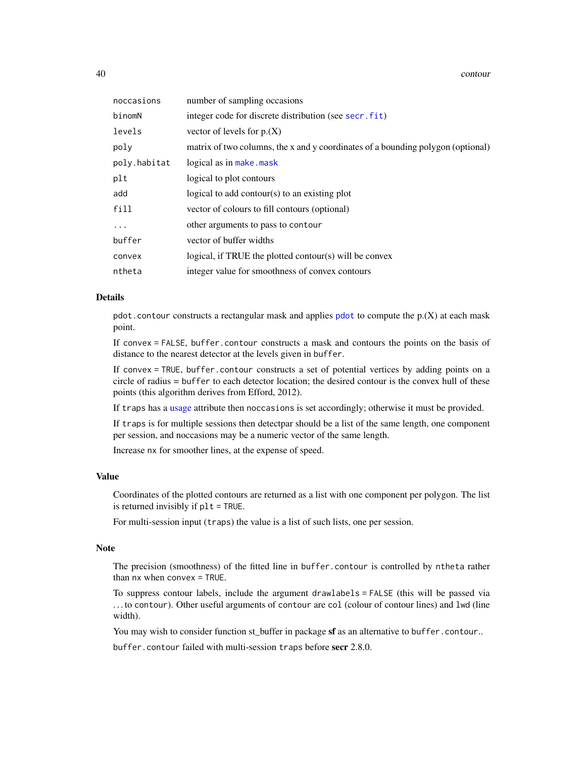| | |
|---|---|
| noccasions | number of sampling occasions |
| binomN | integer code for discrete distribution (see secr.fit) |
| levels | vector of levels for p.(X) |
| poly | matrix of two columns, the x and y coordinates of a bounding polygon (optional) |
| poly.habitat | logical as in make.mask |
| plt | logical to plot contours |
| add | logical to add contour(s) to an existing plot |
| fill | vector of colours to fill contours (optional) |
| ... | other arguments to pass to contour |
| buffer | vector of buffer widths |
| convex | logical, if TRUE the plotted contour(s) will be convex |
| ntheta | integer value for smoothness of convex contours |

## Details

pdot.contour constructs a rectangular mask and applies pdot to compute the p.(X) at each mask point.

If convex = FALSE, buffer.contour constructs a mask and contours the points on the basis of distance to the nearest detector at the levels given in buffer.

If convex = TRUE, buffer.contour constructs a set of potential vertices by adding points on a circle of radius = buffer to each detector location; the desired contour is the convex hull of these points (this algorithm derives from Efford, 2012).

If traps has a usage attribute then noccasions is set accordingly; otherwise it must be provided.

If traps is for multiple sessions then detectpar should be a list of the same length, one component per session, and noccasions may be a numeric vector of the same length.

Increase nx for smoother lines, at the expense of speed.

## Value

Coordinates of the plotted contours are returned as a list with one component per polygon. The list is returned invisibly if plt = TRUE.

For multi-session input (traps) the value is a list of such lists, one per session.

## Note

The precision (smoothness) of the fitted line in buffer.contour is controlled by ntheta rather than nx when convex = TRUE.

To suppress contour labels, include the argument drawlabels = FALSE (this will be passed via ... to contour). Other useful arguments of contour are col (colour of contour lines) and lwd (line width).

You may wish to consider function st_buffer in package **sf** as an alternative to buffer.contour..

buffer.contour failed with multi-session traps before **secr** 2.8.0.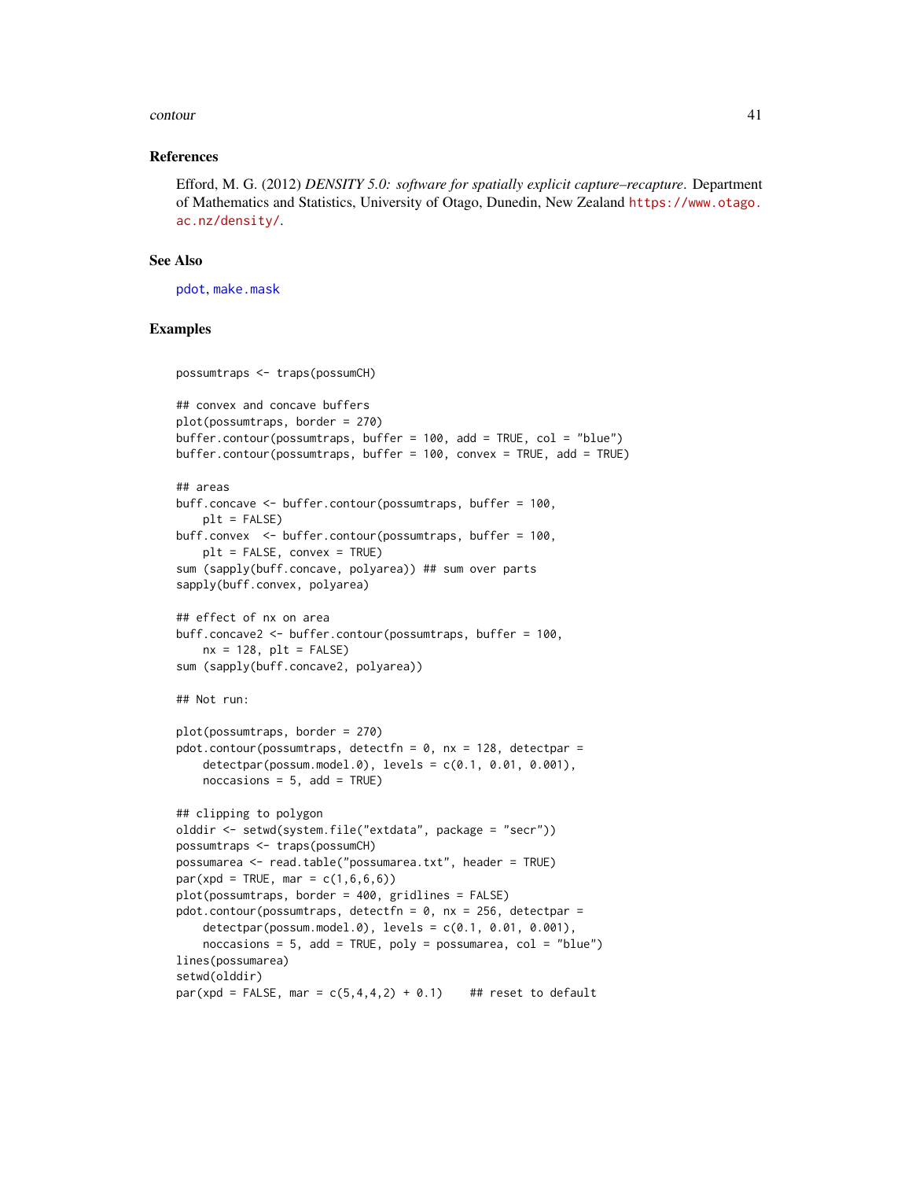## References

Efford, M. G. (2012) *DENSITY 5.0: software for spatially explicit capture–recapture*. Department of Mathematics and Statistics, University of Otago, Dunedin, New Zealand https://www.otago.ac.nz/density/.

## See Also

pdot, make.mask

## Examples

```
possumtraps <- traps(possumCH)

## convex and concave buffers
plot(possumtraps, border = 270)
buffer.contour(possumtraps, buffer = 100, add = TRUE, col = "blue")
buffer.contour(possumtraps, buffer = 100, convex = TRUE, add = TRUE)

## areas
buff.concave <- buffer.contour(possumtraps, buffer = 100,
    plt = FALSE)
buff.convex  <- buffer.contour(possumtraps, buffer = 100,
    plt = FALSE, convex = TRUE)
sum (sapply(buff.concave, polyarea)) ## sum over parts
sapply(buff.convex, polyarea)

## effect of nx on area
buff.concave2 <- buffer.contour(possumtraps, buffer = 100,
    nx = 128, plt = FALSE)
sum (sapply(buff.concave2, polyarea))

## Not run:

plot(possumtraps, border = 270)
pdot.contour(possumtraps, detectfn = 0, nx = 128, detectpar =
    detectpar(possum.model.0), levels = c(0.1, 0.01, 0.001),
    noccasions = 5, add = TRUE)

## clipping to polygon
olddir <- setwd(system.file("extdata", package = "secr"))
possumtraps <- traps(possumCH)
possumarea <- read.table("possumarea.txt", header = TRUE)
par(xpd = TRUE, mar = c(1,6,6,6))
plot(possumtraps, border = 400, gridlines = FALSE)
pdot.contour(possumtraps, detectfn = 0, nx = 256, detectpar =
    detectpar(possum.model.0), levels = c(0.1, 0.01, 0.001),
    noccasions = 5, add = TRUE, poly = possumarea, col = "blue")
lines(possumarea)
setwd(olddir)
par(xpd = FALSE, mar = c(5,4,4,2) + 0.1)    ## reset to default
```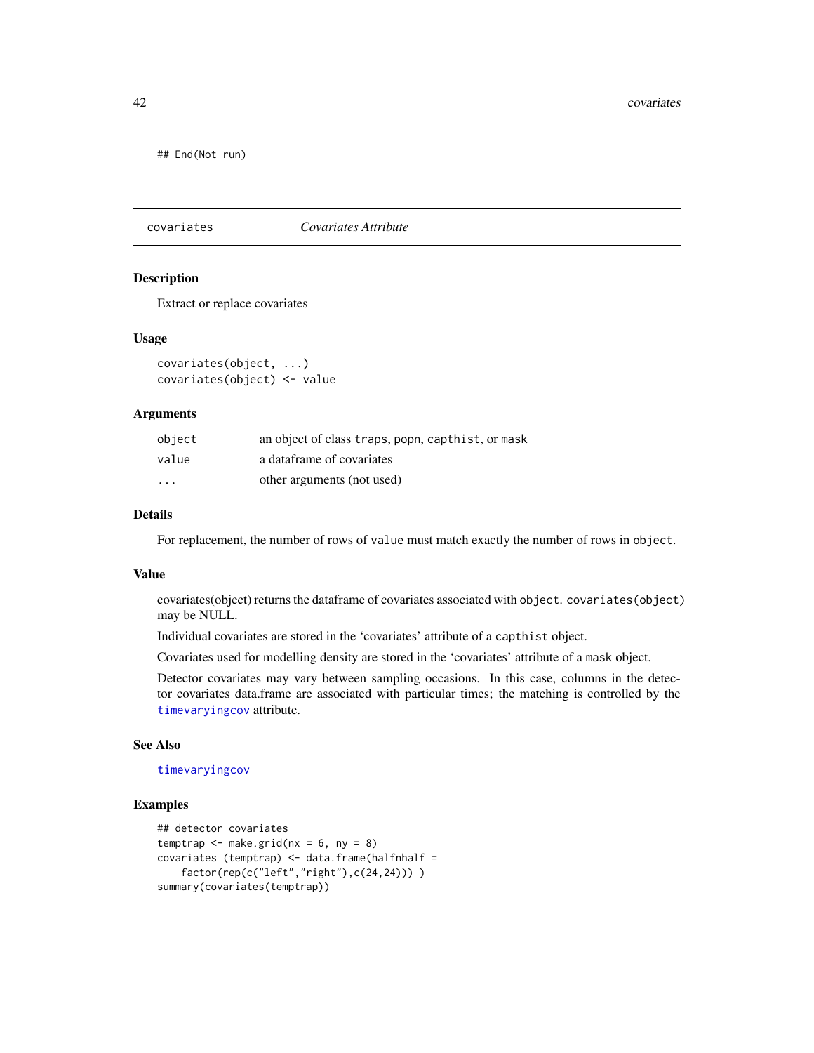```
## End(Not run)
```

---

## covariates — *Covariates Attribute*

### Description

Extract or replace covariates

### Usage

```
covariates(object, ...)
covariates(object) <- value
```

### Arguments

| | |
|---|---|
| object | an object of class traps, popn, capthist, or mask |
| value | a dataframe of covariates |
| ... | other arguments (not used) |

### Details

For replacement, the number of rows of value must match exactly the number of rows in object.

### Value

covariates(object) returns the dataframe of covariates associated with object. covariates(object) may be NULL.

Individual covariates are stored in the 'covariates' attribute of a capthist object.

Covariates used for modelling density are stored in the 'covariates' attribute of a mask object.

Detector covariates may vary between sampling occasions. In this case, columns in the detector covariates data.frame are associated with particular times; the matching is controlled by the timevaryingcov attribute.

### See Also

timevaryingcov

### Examples

```
## detector covariates
temptrap <- make.grid(nx = 6, ny = 8)
covariates (temptrap) <- data.frame(halfnhalf =
    factor(rep(c("left","right"),c(24,24))) )
summary(covariates(temptrap))
```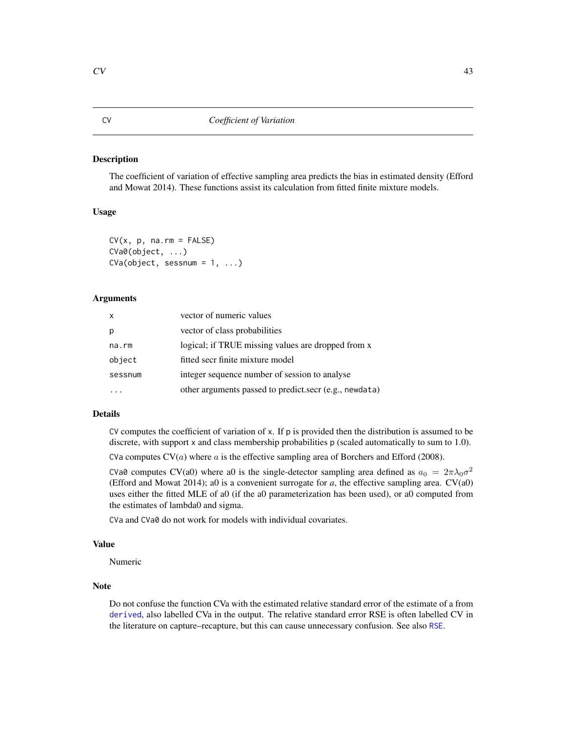# CV — *Coefficient of Variation*

## Description

The coefficient of variation of effective sampling area predicts the bias in estimated density (Efford and Mowat 2014). These functions assist its calculation from fitted finite mixture models.

## Usage

```
CV(x, p, na.rm = FALSE)
CVa0(object, ...)
CVa(object, sessnum = 1, ...)
```

## Arguments

| | |
|---|---|
| x | vector of numeric values |
| p | vector of class probabilities |
| na.rm | logical; if TRUE missing values are dropped from x |
| object | fitted secr finite mixture model |
| sessnum | integer sequence number of session to analyse |
| ... | other arguments passed to predict.secr (e.g., `newdata`) |

## Details

`CV` computes the coefficient of variation of `x`. If `p` is provided then the distribution is assumed to be discrete, with support `x` and class membership probabilities `p` (scaled automatically to sum to 1.0).

`CVa` computes CV($a$) where $a$ is the effective sampling area of Borchers and Efford (2008).

`CVa0` computes CV(a0) where a0 is the single-detector sampling area defined as $a_0 = 2\pi\lambda_0\sigma^2$ (Efford and Mowat 2014); a0 is a convenient surrogate for *a*, the effective sampling area. CV(a0) uses either the fitted MLE of a0 (if the a0 parameterization has been used), or a0 computed from the estimates of lambda0 and sigma.

`CVa` and `CVa0` do not work for models with individual covariates.

## Value

Numeric

## Note

Do not confuse the function CVa with the estimated relative standard error of the estimate of a from `derived`, also labelled CVa in the output. The relative standard error RSE is often labelled CV in the literature on capture–recapture, but this can cause unnecessary confusion. See also `RSE`.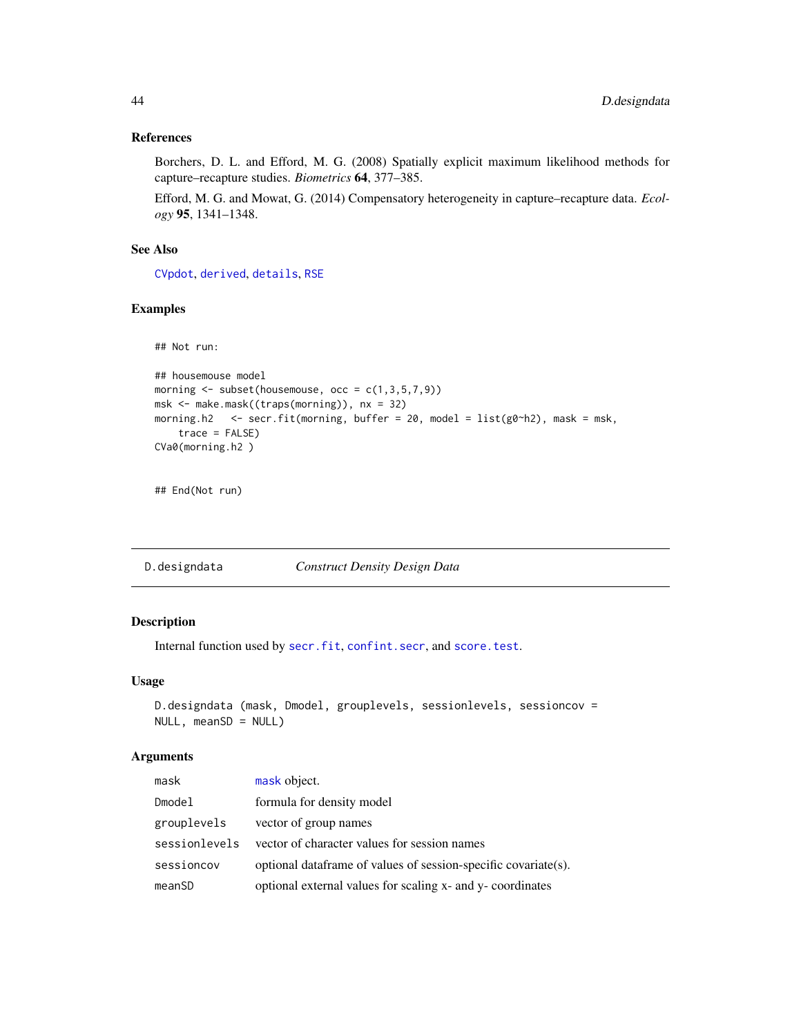### References

Borchers, D. L. and Efford, M. G. (2008) Spatially explicit maximum likelihood methods for capture–recapture studies. *Biometrics* **64**, 377–385.

Efford, M. G. and Mowat, G. (2014) Compensatory heterogeneity in capture–recapture data. *Ecology* **95**, 1341–1348.

### See Also

CVpdot, derived, details, RSE

### Examples

```
## Not run:

## housemouse model
morning <- subset(housemouse, occ = c(1,3,5,7,9))
msk <- make.mask((traps(morning)), nx = 32)
morning.h2   <- secr.fit(morning, buffer = 20, model = list(g0~h2), mask = msk,
    trace = FALSE)
CVa0(morning.h2 )


## End(Not run)
```

---

## D.designdata *Construct Density Design Data*

### Description

Internal function used by secr.fit, confint.secr, and score.test.

### Usage

```
D.designdata (mask, Dmodel, grouplevels, sessionlevels, sessioncov =
NULL, meanSD = NULL)
```

### Arguments

| | |
|---|---|
| mask | mask object. |
| Dmodel | formula for density model |
| grouplevels | vector of group names |
| sessionlevels | vector of character values for session names |
| sessioncov | optional dataframe of values of session-specific covariate(s). |
| meanSD | optional external values for scaling x- and y- coordinates |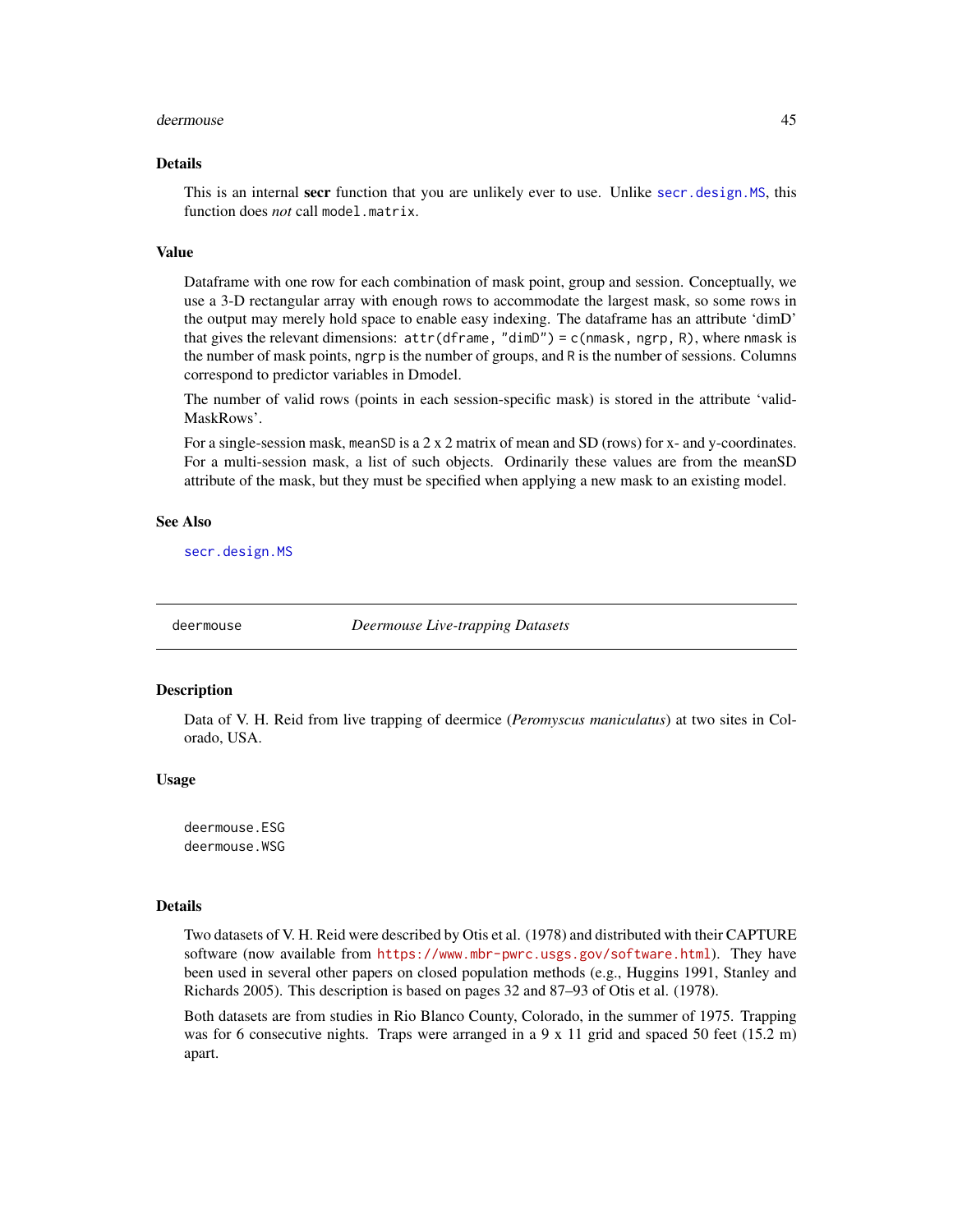### Details

This is an internal **secr** function that you are unlikely ever to use. Unlike `secr.design.MS`, this function does *not* call `model.matrix`.

### Value

Dataframe with one row for each combination of mask point, group and session. Conceptually, we use a 3-D rectangular array with enough rows to accommodate the largest mask, so some rows in the output may merely hold space to enable easy indexing. The dataframe has an attribute 'dimD' that gives the relevant dimensions: `attr(dframe, "dimD") = c(nmask, ngrp, R)`, where `nmask` is the number of mask points, `ngrp` is the number of groups, and `R` is the number of sessions. Columns correspond to predictor variables in Dmodel.

The number of valid rows (points in each session-specific mask) is stored in the attribute 'validMaskRows'.

For a single-session mask, `meanSD` is a 2 x 2 matrix of mean and SD (rows) for x- and y-coordinates. For a multi-session mask, a list of such objects. Ordinarily these values are from the meanSD attribute of the mask, but they must be specified when applying a new mask to an existing model.

### See Also

`secr.design.MS`

---

## deermouse — *Deermouse Live-trapping Datasets*

### Description

Data of V. H. Reid from live trapping of deermice (*Peromyscus maniculatus*) at two sites in Colorado, USA.

### Usage

```
deermouse.ESG
deermouse.WSG
```

### Details

Two datasets of V. H. Reid were described by Otis et al. (1978) and distributed with their CAPTURE software (now available from https://www.mbr-pwrc.usgs.gov/software.html). They have been used in several other papers on closed population methods (e.g., Huggins 1991, Stanley and Richards 2005). This description is based on pages 32 and 87–93 of Otis et al. (1978).

Both datasets are from studies in Rio Blanco County, Colorado, in the summer of 1975. Trapping was for 6 consecutive nights. Traps were arranged in a 9 x 11 grid and spaced 50 feet (15.2 m) apart.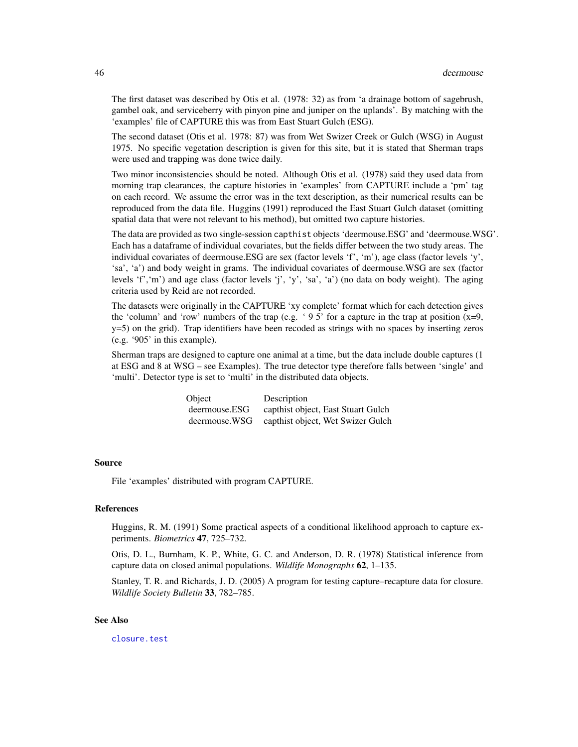The first dataset was described by Otis et al. (1978: 32) as from 'a drainage bottom of sagebrush, gambel oak, and serviceberry with pinyon pine and juniper on the uplands'. By matching with the 'examples' file of CAPTURE this was from East Stuart Gulch (ESG).

The second dataset (Otis et al. 1978: 87) was from Wet Swizer Creek or Gulch (WSG) in August 1975. No specific vegetation description is given for this site, but it is stated that Sherman traps were used and trapping was done twice daily.

Two minor inconsistencies should be noted. Although Otis et al. (1978) said they used data from morning trap clearances, the capture histories in 'examples' from CAPTURE include a 'pm' tag on each record. We assume the error was in the text description, as their numerical results can be reproduced from the data file. Huggins (1991) reproduced the East Stuart Gulch dataset (omitting spatial data that were not relevant to his method), but omitted two capture histories.

The data are provided as two single-session `capthist` objects 'deermouse.ESG' and 'deermouse.WSG'. Each has a dataframe of individual covariates, but the fields differ between the two study areas. The individual covariates of deermouse.ESG are sex (factor levels 'f', 'm'), age class (factor levels 'y', 'sa', 'a') and body weight in grams. The individual covariates of deermouse.WSG are sex (factor levels 'f','m') and age class (factor levels 'j', 'y', 'sa', 'a') (no data on body weight). The aging criteria used by Reid are not recorded.

The datasets were originally in the CAPTURE 'xy complete' format which for each detection gives the 'column' and 'row' numbers of the trap (e.g. ' 9 5' for a capture in the trap at position (x=9, y=5) on the grid). Trap identifiers have been recoded as strings with no spaces by inserting zeros (e.g. '905' in this example).

Sherman traps are designed to capture one animal at a time, but the data include double captures (1 at ESG and 8 at WSG – see Examples). The true detector type therefore falls between 'single' and 'multi'. Detector type is set to 'multi' in the distributed data objects.

| Object | Description |
|---|---|
| deermouse.ESG | capthist object, East Stuart Gulch |
| deermouse.WSG | capthist object, Wet Swizer Gulch |

## Source

File 'examples' distributed with program CAPTURE.

## References

Huggins, R. M. (1991) Some practical aspects of a conditional likelihood approach to capture experiments. *Biometrics* **47**, 725–732.

Otis, D. L., Burnham, K. P., White, G. C. and Anderson, D. R. (1978) Statistical inference from capture data on closed animal populations. *Wildlife Monographs* **62**, 1–135.

Stanley, T. R. and Richards, J. D. (2005) A program for testing capture–recapture data for closure. *Wildlife Society Bulletin* **33**, 782–785.

## See Also

`closure.test`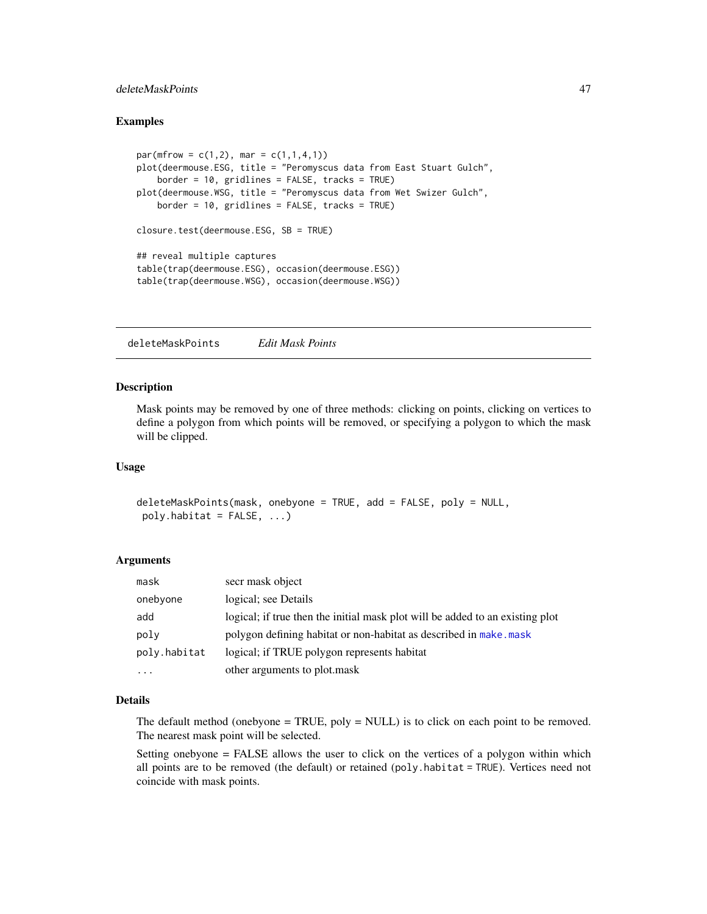### Examples

```
par(mfrow = c(1,2), mar = c(1,1,4,1))
plot(deermouse.ESG, title = "Peromyscus data from East Stuart Gulch",
    border = 10, gridlines = FALSE, tracks = TRUE)
plot(deermouse.WSG, title = "Peromyscus data from Wet Swizer Gulch",
    border = 10, gridlines = FALSE, tracks = TRUE)

closure.test(deermouse.ESG, SB = TRUE)

## reveal multiple captures
table(trap(deermouse.ESG), occasion(deermouse.ESG))
table(trap(deermouse.WSG), occasion(deermouse.WSG))
```

---

## deleteMaskPoints *Edit Mask Points*

### Description

Mask points may be removed by one of three methods: clicking on points, clicking on vertices to define a polygon from which points will be removed, or specifying a polygon to which the mask will be clipped.

### Usage

```
deleteMaskPoints(mask, onebyone = TRUE, add = FALSE, poly = NULL,
 poly.habitat = FALSE, ...)
```

### Arguments

| | |
|---|---|
| mask | secr mask object |
| onebyone | logical; see Details |
| add | logical; if true then the initial mask plot will be added to an existing plot |
| poly | polygon defining habitat or non-habitat as described in make.mask |
| poly.habitat | logical; if TRUE polygon represents habitat |
| ... | other arguments to plot.mask |

### Details

The default method (onebyone = TRUE, poly = NULL) is to click on each point to be removed. The nearest mask point will be selected.

Setting onebyone = FALSE allows the user to click on the vertices of a polygon within which all points are to be removed (the default) or retained (poly.habitat = TRUE). Vertices need not coincide with mask points.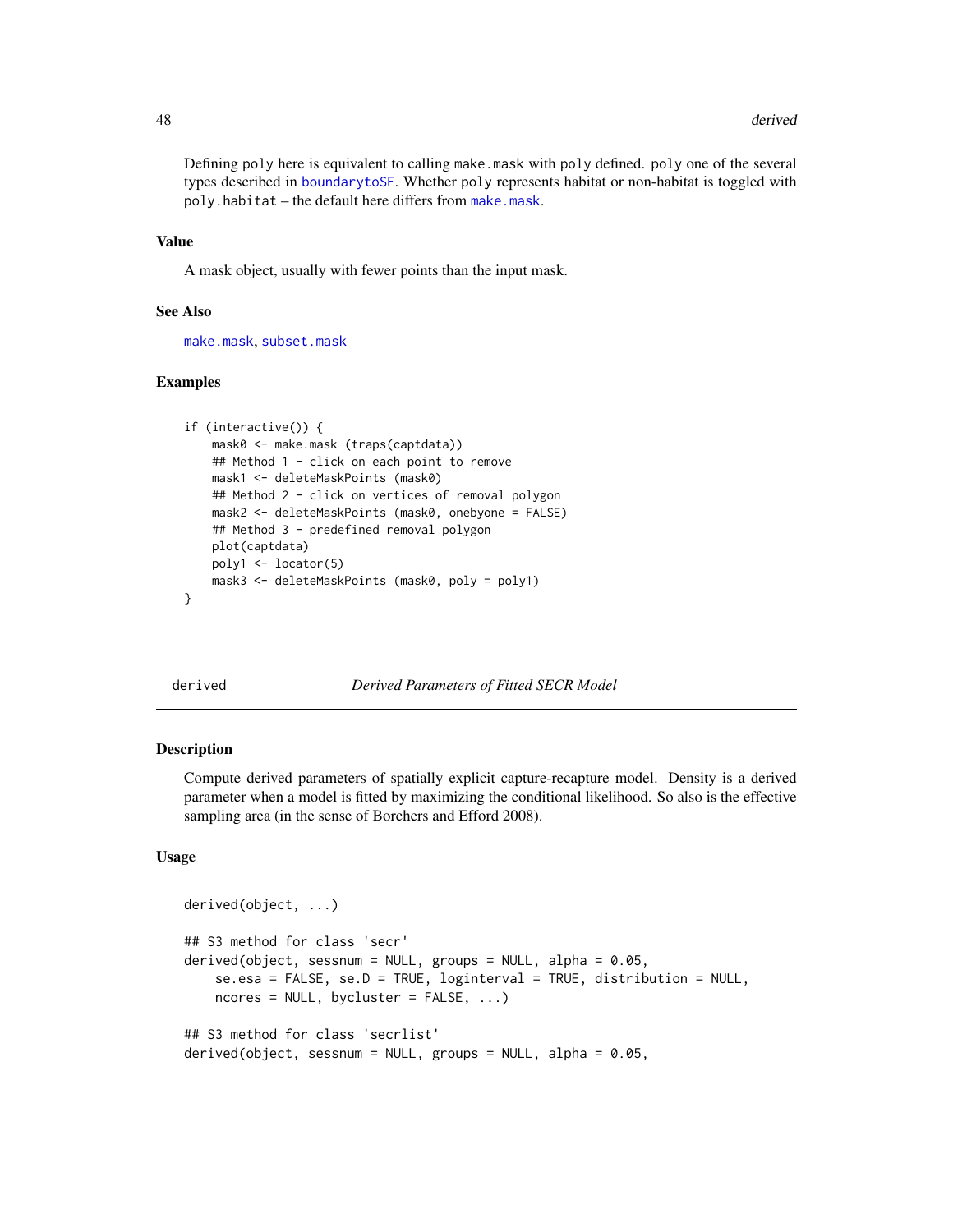Defining `poly` here is equivalent to calling `make.mask` with `poly` defined. `poly` one of the several types described in `boundarytoSF`. Whether `poly` represents habitat or non-habitat is toggled with `poly.habitat` – the default here differs from `make.mask`.

### Value

A mask object, usually with fewer points than the input mask.

### See Also

`make.mask`, `subset.mask`

### Examples

```
if (interactive()) {
    mask0 <- make.mask (traps(captdata))
    ## Method 1 - click on each point to remove
    mask1 <- deleteMaskPoints (mask0)
    ## Method 2 - click on vertices of removal polygon
    mask2 <- deleteMaskPoints (mask0, onebyone = FALSE)
    ## Method 3 - predefined removal polygon
    plot(captdata)
    poly1 <- locator(5)
    mask3 <- deleteMaskPoints (mask0, poly = poly1)
}
```

---

## derived — *Derived Parameters of Fitted SECR Model*

### Description

Compute derived parameters of spatially explicit capture-recapture model. Density is a derived parameter when a model is fitted by maximizing the conditional likelihood. So also is the effective sampling area (in the sense of Borchers and Efford 2008).

### Usage

```
derived(object, ...)

## S3 method for class 'secr'
derived(object, sessnum = NULL, groups = NULL, alpha = 0.05,
    se.esa = FALSE, se.D = TRUE, loginterval = TRUE, distribution = NULL,
    ncores = NULL, bycluster = FALSE, ...)

## S3 method for class 'secrlist'
derived(object, sessnum = NULL, groups = NULL, alpha = 0.05,
```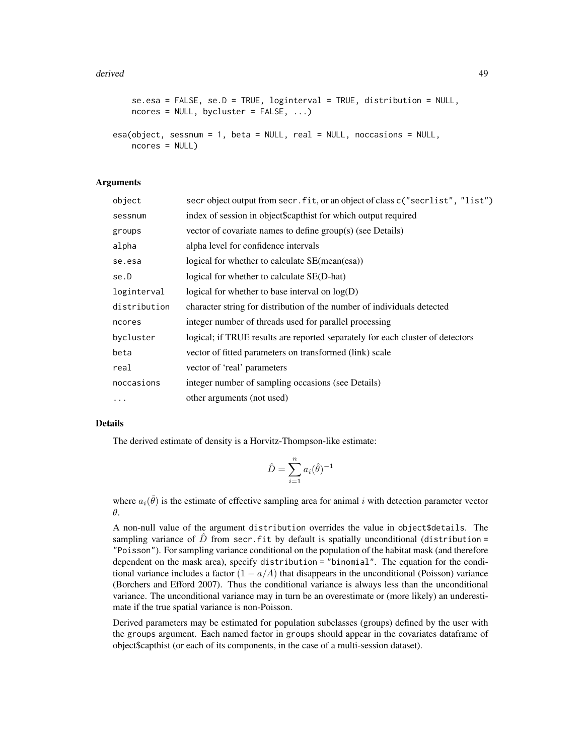```
    se.esa = FALSE, se.D = TRUE, loginterval = TRUE, distribution = NULL,
    ncores = NULL, bycluster = FALSE, ...)

esa(object, sessnum = 1, beta = NULL, real = NULL, noccasions = NULL,
    ncores = NULL)
```

## Arguments

| | |
|---|---|
| object | secr object output from secr.fit, or an object of class c("secrlist", "list") |
| sessnum | index of session in object$capthist for which output required |
| groups | vector of covariate names to define group(s) (see Details) |
| alpha | alpha level for confidence intervals |
| se.esa | logical for whether to calculate SE(mean(esa)) |
| se.D | logical for whether to calculate SE(D-hat) |
| loginterval | logical for whether to base interval on log(D) |
| distribution | character string for distribution of the number of individuals detected |
| ncores | integer number of threads used for parallel processing |
| bycluster | logical; if TRUE results are reported separately for each cluster of detectors |
| beta | vector of fitted parameters on transformed (link) scale |
| real | vector of 'real' parameters |
| noccasions | integer number of sampling occasions (see Details) |
| ... | other arguments (not used) |

## Details

The derived estimate of density is a Horvitz-Thompson-like estimate:

$$\hat{D} = \sum_{i=1}^{n} a_i(\hat{\theta})^{-1}$$

where $a_i(\hat{\theta})$ is the estimate of effective sampling area for animal $i$ with detection parameter vector $\theta$.

A non-null value of the argument distribution overrides the value in object$details. The sampling variance of $\hat{D}$ from secr.fit by default is spatially unconditional (distribution = "Poisson"). For sampling variance conditional on the population of the habitat mask (and therefore dependent on the mask area), specify distribution = "binomial". The equation for the conditional variance includes a factor $(1 - a/A)$ that disappears in the unconditional (Poisson) variance (Borchers and Efford 2007). Thus the conditional variance is always less than the unconditional variance. The unconditional variance may in turn be an overestimate or (more likely) an underestimate if the true spatial variance is non-Poisson.

Derived parameters may be estimated for population subclasses (groups) defined by the user with the groups argument. Each named factor in groups should appear in the covariates dataframe of object$capthist (or each of its components, in the case of a multi-session dataset).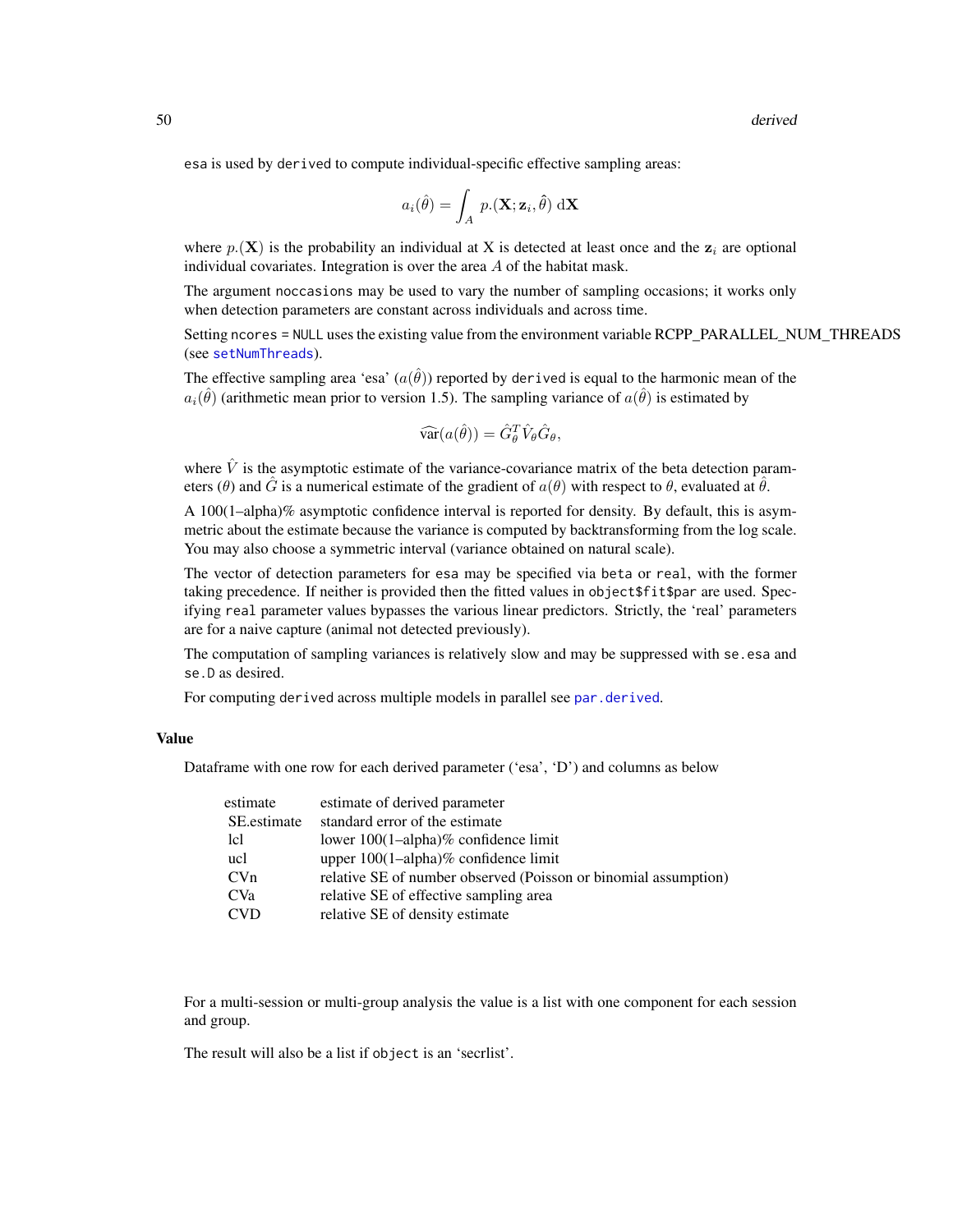`esa` is used by `derived` to compute individual-specific effective sampling areas:

$$a_i(\hat{\theta}) = \int_A p.(\mathbf{X}; \mathbf{z}_i, \hat{\theta}) \; \mathrm{d}\mathbf{X}$$

where $p.(\mathbf{X})$ is the probability an individual at X is detected at least once and the $\mathbf{z}_i$ are optional individual covariates. Integration is over the area $A$ of the habitat mask.

The argument `noccasions` may be used to vary the number of sampling occasions; it works only when detection parameters are constant across individuals and across time.

Setting `ncores = NULL` uses the existing value from the environment variable RCPP_PARALLEL_NUM_THREADS (see `setNumThreads`).

The effective sampling area 'esa' ($a(\hat{\theta})$) reported by `derived` is equal to the harmonic mean of the $a_i(\hat{\theta})$ (arithmetic mean prior to version 1.5). The sampling variance of $a(\hat{\theta})$ is estimated by

$$\widehat{\mathrm{var}}(a(\hat{\theta})) = \hat{G}_\theta^T \hat{V}_\theta \hat{G}_\theta,$$

where $\hat{V}$ is the asymptotic estimate of the variance-covariance matrix of the beta detection parameters ($\theta$) and $\hat{G}$ is a numerical estimate of the gradient of $a(\theta)$ with respect to $\theta$, evaluated at $\hat{\theta}$.

A 100(1–alpha)% asymptotic confidence interval is reported for density. By default, this is asymmetric about the estimate because the variance is computed by backtransforming from the log scale. You may also choose a symmetric interval (variance obtained on natural scale).

The vector of detection parameters for `esa` may be specified via `beta` or `real`, with the former taking precedence. If neither is provided then the fitted values in `object$fit$par` are used. Specifying `real` parameter values bypasses the various linear predictors. Strictly, the 'real' parameters are for a naive capture (animal not detected previously).

The computation of sampling variances is relatively slow and may be suppressed with `se.esa` and `se.D` as desired.

For computing `derived` across multiple models in parallel see `par.derived`.

## Value

Dataframe with one row for each derived parameter ('esa', 'D') and columns as below

| | |
|---|---|
| estimate | estimate of derived parameter |
| SE.estimate | standard error of the estimate |
| lcl | lower 100(1–alpha)% confidence limit |
| ucl | upper 100(1–alpha)% confidence limit |
| CVn | relative SE of number observed (Poisson or binomial assumption) |
| CVa | relative SE of effective sampling area |
| CVD | relative SE of density estimate |

For a multi-session or multi-group analysis the value is a list with one component for each session and group.

The result will also be a list if `object` is an 'secrlist'.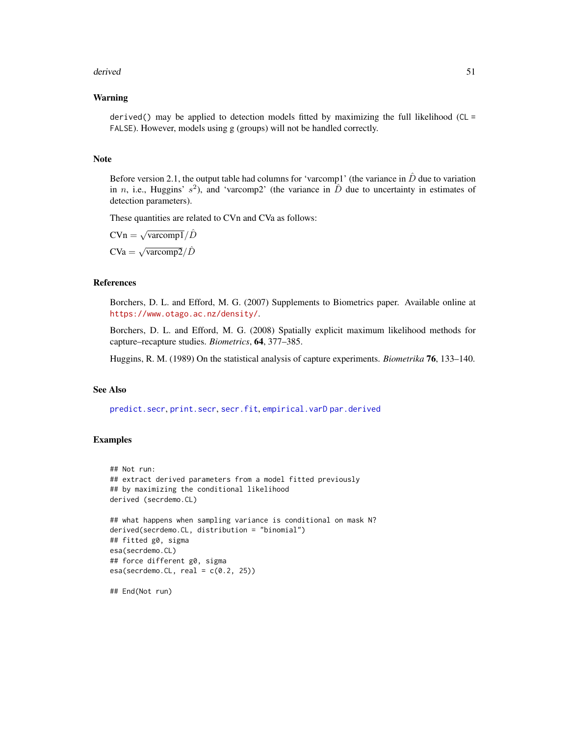## Warning

`derived()` may be applied to detection models fitted by maximizing the full likelihood (`CL = FALSE`). However, models using g (groups) will not be handled correctly.

## Note

Before version 2.1, the output table had columns for 'varcomp1' (the variance in $\hat{D}$ due to variation in $n$, i.e., Huggins' $s^2$), and 'varcomp2' (the variance in $\hat{D}$ due to uncertainty in estimates of detection parameters).

These quantities are related to CVn and CVa as follows:

$\text{CVn} = \sqrt{\text{varcomp1}}/\hat{D}$

$\text{CVa} = \sqrt{\text{varcomp2}}/\hat{D}$

## References

Borchers, D. L. and Efford, M. G. (2007) Supplements to Biometrics paper. Available online at https://www.otago.ac.nz/density/.

Borchers, D. L. and Efford, M. G. (2008) Spatially explicit maximum likelihood methods for capture–recapture studies. *Biometrics*, **64**, 377–385.

Huggins, R. M. (1989) On the statistical analysis of capture experiments. *Biometrika* **76**, 133–140.

## See Also

predict.secr, print.secr, secr.fit, empirical.varD par.derived

## Examples

```
## Not run:
## extract derived parameters from a model fitted previously
## by maximizing the conditional likelihood
derived (secrdemo.CL)

## what happens when sampling variance is conditional on mask N?
derived(secrdemo.CL, distribution = "binomial")
## fitted g0, sigma
esa(secrdemo.CL)
## force different g0, sigma
esa(secrdemo.CL, real = c(0.2, 25))

## End(Not run)
```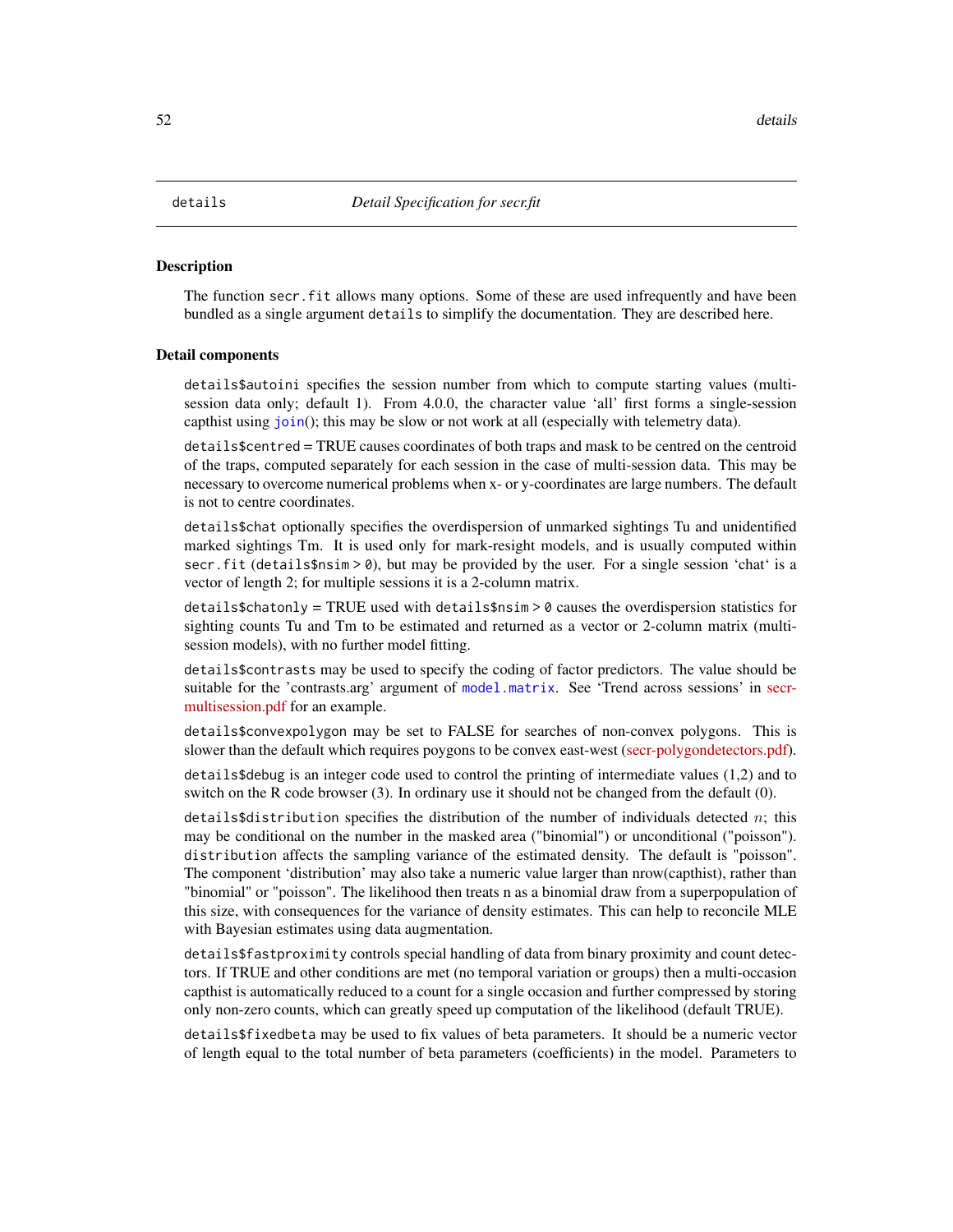details *Detail Specification for secr.fit*

## Description

The function `secr.fit` allows many options. Some of these are used infrequently and have been bundled as a single argument `details` to simplify the documentation. They are described here.

## Detail components

`details$autoini` specifies the session number from which to compute starting values (multi-session data only; default 1). From 4.0.0, the character value 'all' first forms a single-session capthist using `join`(); this may be slow or not work at all (especially with telemetry data).

`details$centred` = TRUE causes coordinates of both traps and mask to be centred on the centroid of the traps, computed separately for each session in the case of multi-session data. This may be necessary to overcome numerical problems when x- or y-coordinates are large numbers. The default is not to centre coordinates.

`details$chat` optionally specifies the overdispersion of unmarked sightings Tu and unidentified marked sightings Tm. It is used only for mark-resight models, and is usually computed within `secr.fit` (`details$nsim > 0`), but may be provided by the user. For a single session 'chat' is a vector of length 2; for multiple sessions it is a 2-column matrix.

`details$chatonly` = TRUE used with `details$nsim > 0` causes the overdispersion statistics for sighting counts Tu and Tm to be estimated and returned as a vector or 2-column matrix (multi-session models), with no further model fitting.

`details$contrasts` may be used to specify the coding of factor predictors. The value should be suitable for the 'contrasts.arg' argument of `model.matrix`. See 'Trend across sessions' in secr-multisession.pdf for an example.

`details$convexpolygon` may be set to FALSE for searches of non-convex polygons. This is slower than the default which requires poygons to be convex east-west (secr-polygondetectors.pdf).

`details$debug` is an integer code used to control the printing of intermediate values (1,2) and to switch on the R code browser (3). In ordinary use it should not be changed from the default (0).

`details$distribution` specifies the distribution of the number of individuals detected $n$; this may be conditional on the number in the masked area ("binomial") or unconditional ("poisson"). `distribution` affects the sampling variance of the estimated density. The default is "poisson". The component 'distribution' may also take a numeric value larger than nrow(capthist), rather than "binomial" or "poisson". The likelihood then treats n as a binomial draw from a superpopulation of this size, with consequences for the variance of density estimates. This can help to reconcile MLE with Bayesian estimates using data augmentation.

`details$fastproximity` controls special handling of data from binary proximity and count detectors. If TRUE and other conditions are met (no temporal variation or groups) then a multi-occasion capthist is automatically reduced to a count for a single occasion and further compressed by storing only non-zero counts, which can greatly speed up computation of the likelihood (default TRUE).

`details$fixedbeta` may be used to fix values of beta parameters. It should be a numeric vector of length equal to the total number of beta parameters (coefficients) in the model. Parameters to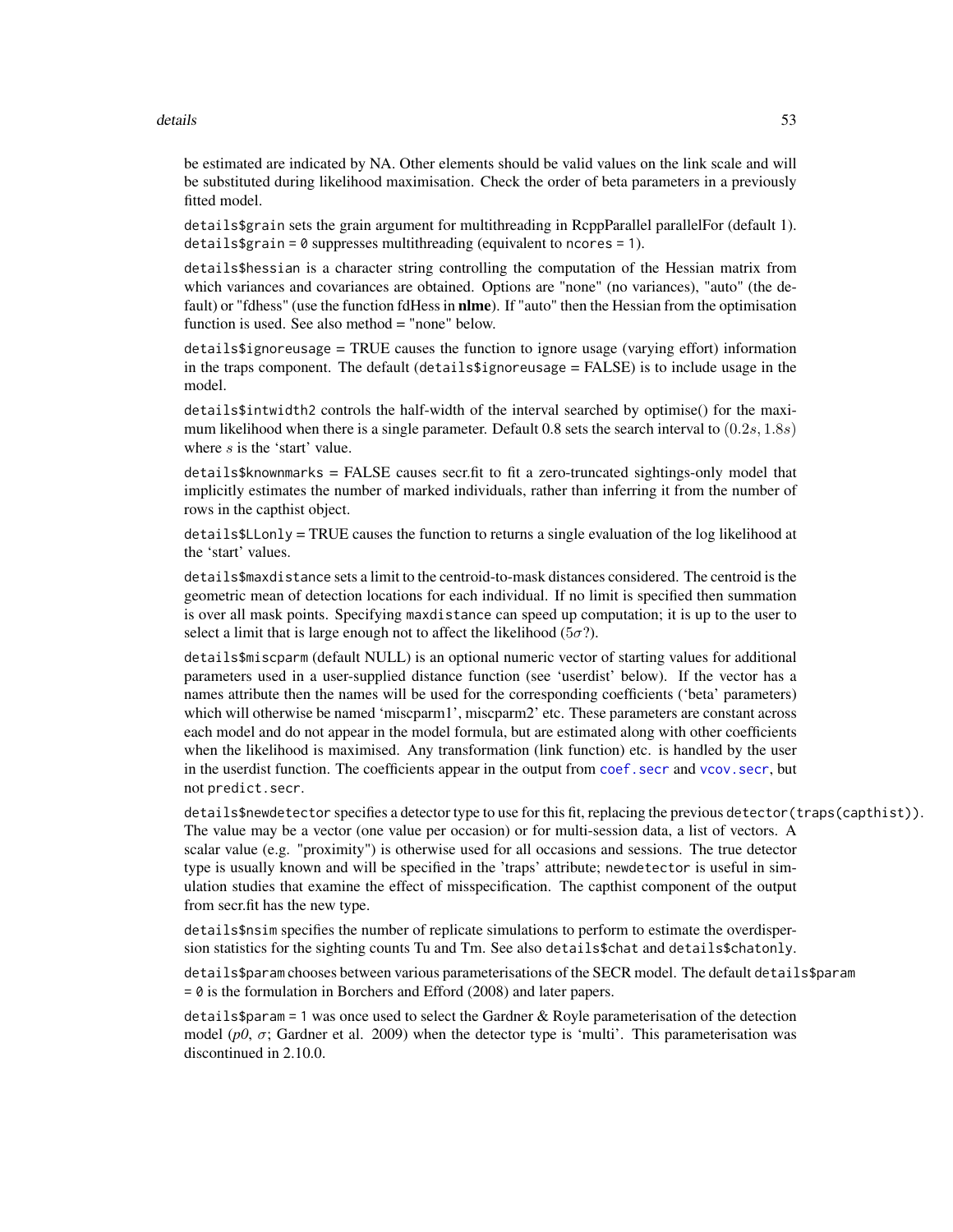be estimated are indicated by NA. Other elements should be valid values on the link scale and will be substituted during likelihood maximisation. Check the order of beta parameters in a previously fitted model.

`details$grain` sets the grain argument for multithreading in RcppParallel parallelFor (default 1). `details$grain = 0` suppresses multithreading (equivalent to `ncores = 1`).

`details$hessian` is a character string controlling the computation of the Hessian matrix from which variances and covariances are obtained. Options are "none" (no variances), "auto" (the default) or "fdhess" (use the function fdHess in **nlme**). If "auto" then the Hessian from the optimisation function is used. See also method = "none" below.

`details$ignoreusage` = TRUE causes the function to ignore usage (varying effort) information in the traps component. The default (`details$ignoreusage` = FALSE) is to include usage in the model.

`details$intwidth2` controls the half-width of the interval searched by optimise() for the maximum likelihood when there is a single parameter. Default 0.8 sets the search interval to $(0.2s, 1.8s)$ where $s$ is the 'start' value.

`details$knownmarks` = FALSE causes secr.fit to fit a zero-truncated sightings-only model that implicitly estimates the number of marked individuals, rather than inferring it from the number of rows in the capthist object.

`details$LLonly` = TRUE causes the function to returns a single evaluation of the log likelihood at the 'start' values.

`details$maxdistance` sets a limit to the centroid-to-mask distances considered. The centroid is the geometric mean of detection locations for each individual. If no limit is specified then summation is over all mask points. Specifying `maxdistance` can speed up computation; it is up to the user to select a limit that is large enough not to affect the likelihood ($5\sigma$?).

`details$miscparm` (default NULL) is an optional numeric vector of starting values for additional parameters used in a user-supplied distance function (see 'userdist' below). If the vector has a names attribute then the names will be used for the corresponding coefficients ('beta' parameters) which will otherwise be named 'miscparm1', miscparm2' etc. These parameters are constant across each model and do not appear in the model formula, but are estimated along with other coefficients when the likelihood is maximised. Any transformation (link function) etc. is handled by the user in the userdist function. The coefficients appear in the output from `coef.secr` and `vcov.secr`, but not `predict.secr`.

`details$newdetector` specifies a detector type to use for this fit, replacing the previous `detector(traps(capthist))`. The value may be a vector (one value per occasion) or for multi-session data, a list of vectors. A scalar value (e.g. "proximity") is otherwise used for all occasions and sessions. The true detector type is usually known and will be specified in the 'traps' attribute; `newdetector` is useful in simulation studies that examine the effect of misspecification. The capthist component of the output from secr.fit has the new type.

`details$nsim` specifies the number of replicate simulations to perform to estimate the overdispersion statistics for the sighting counts Tu and Tm. See also `details$chat` and `details$chatonly`.

`details$param` chooses between various parameterisations of the SECR model. The default `details$param = 0` is the formulation in Borchers and Efford (2008) and later papers.

`details$param = 1` was once used to select the Gardner & Royle parameterisation of the detection model (*p0*, $\sigma$; Gardner et al. 2009) when the detector type is 'multi'. This parameterisation was discontinued in 2.10.0.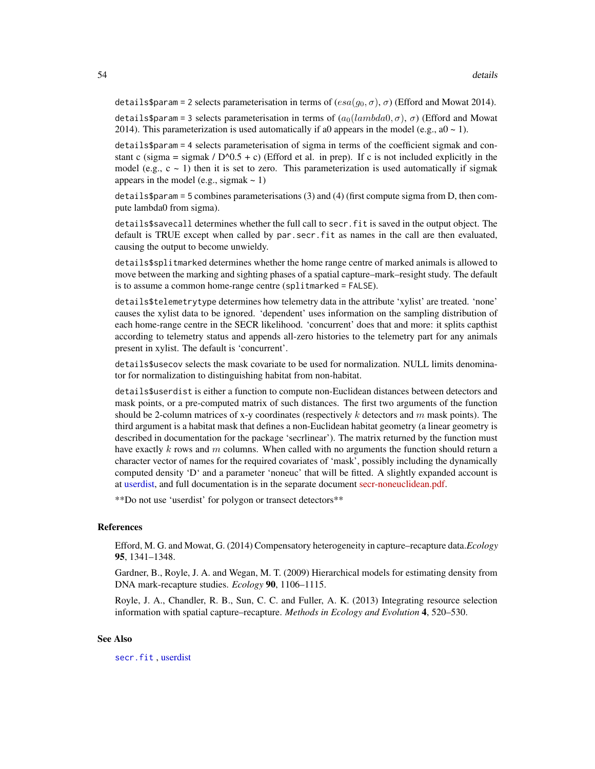details$param = 2 selects parameterisation in terms of $(esa(g_0, \sigma), \sigma)$ (Efford and Mowat 2014).

details$param = 3 selects parameterisation in terms of $(a_0(lambda0, \sigma), \sigma)$ (Efford and Mowat 2014). This parameterization is used automatically if a0 appears in the model (e.g., a0 ~ 1).

details$param = 4 selects parameterisation of sigma in terms of the coefficient sigmak and constant c (sigma = sigmak / D^0.5 + c) (Efford et al. in prep). If c is not included explicitly in the model (e.g., c ~ 1) then it is set to zero. This parameterization is used automatically if sigmak appears in the model (e.g., sigmak ~ 1)

details$param = 5 combines parameterisations (3) and (4) (first compute sigma from D, then compute lambda0 from sigma).

details$savecall determines whether the full call to secr.fit is saved in the output object. The default is TRUE except when called by par.secr.fit as names in the call are then evaluated, causing the output to become unwieldy.

details$splitmarked determines whether the home range centre of marked animals is allowed to move between the marking and sighting phases of a spatial capture–mark–resight study. The default is to assume a common home-range centre (splitmarked = FALSE).

details$telemetrytype determines how telemetry data in the attribute 'xylist' are treated. 'none' causes the xylist data to be ignored. 'dependent' uses information on the sampling distribution of each home-range centre in the SECR likelihood. 'concurrent' does that and more: it splits capthist according to telemetry status and appends all-zero histories to the telemetry part for any animals present in xylist. The default is 'concurrent'.

details$usecov selects the mask covariate to be used for normalization. NULL limits denominator for normalization to distinguishing habitat from non-habitat.

details$userdist is either a function to compute non-Euclidean distances between detectors and mask points, or a pre-computed matrix of such distances. The first two arguments of the function should be 2-column matrices of x-y coordinates (respectively $k$ detectors and $m$ mask points). The third argument is a habitat mask that defines a non-Euclidean habitat geometry (a linear geometry is described in documentation for the package 'secrlinear'). The matrix returned by the function must have exactly $k$ rows and $m$ columns. When called with no arguments the function should return a character vector of names for the required covariates of 'mask', possibly including the dynamically computed density 'D' and a parameter 'noneuc' that will be fitted. A slightly expanded account is at userdist, and full documentation is in the separate document secr-noneuclidean.pdf.

**Do not use 'userdist' for polygon or transect detectors**

## References

Efford, M. G. and Mowat, G. (2014) Compensatory heterogeneity in capture–recapture data. *Ecology* **95**, 1341–1348.

Gardner, B., Royle, J. A. and Wegan, M. T. (2009) Hierarchical models for estimating density from DNA mark-recapture studies. *Ecology* **90**, 1106–1115.

Royle, J. A., Chandler, R. B., Sun, C. C. and Fuller, A. K. (2013) Integrating resource selection information with spatial capture–recapture. *Methods in Ecology and Evolution* **4**, 520–530.

## See Also

secr.fit , userdist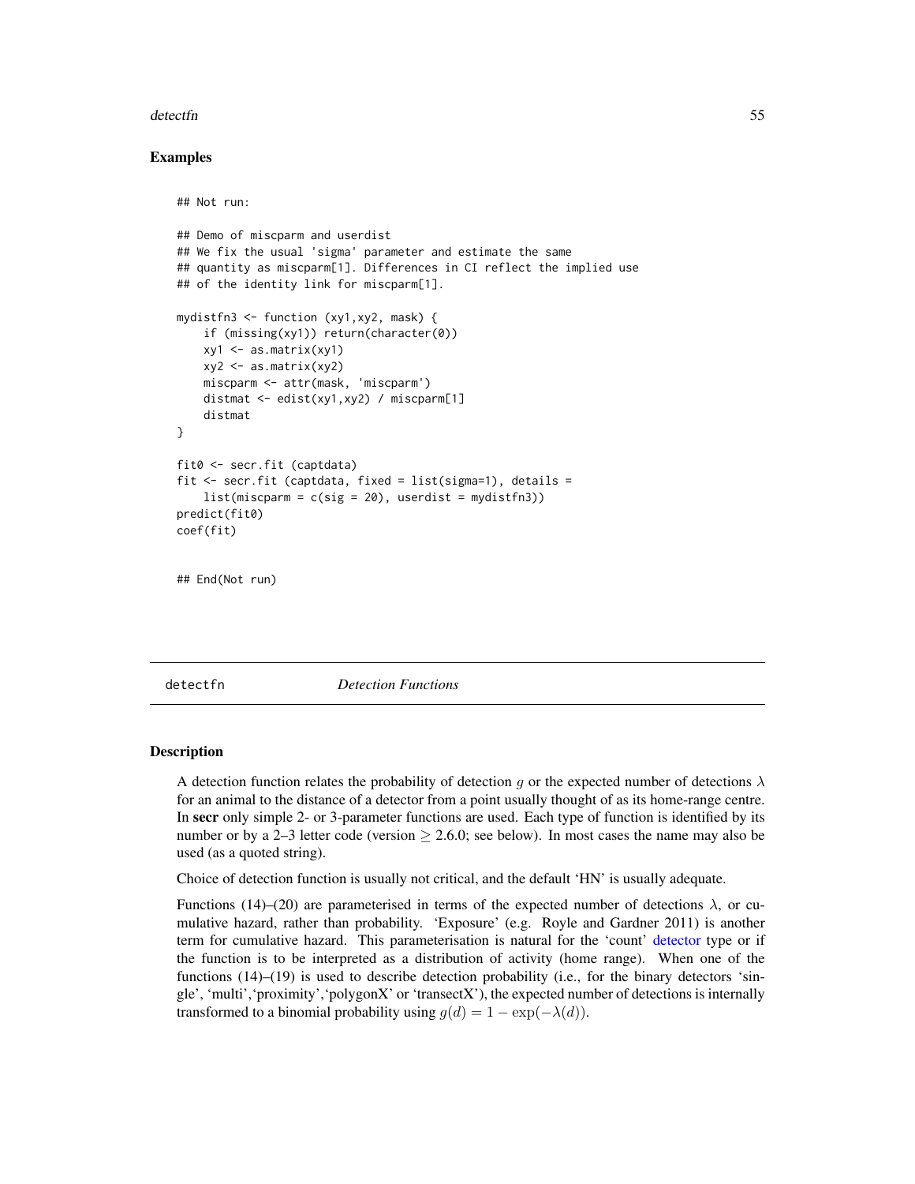## Examples

```
## Not run:

## Demo of miscparm and userdist
## We fix the usual 'sigma' parameter and estimate the same
## quantity as miscparm[1]. Differences in CI reflect the implied use
## of the identity link for miscparm[1].

mydistfn3 <- function (xy1,xy2, mask) {
    if (missing(xy1)) return(character(0))
    xy1 <- as.matrix(xy1)
    xy2 <- as.matrix(xy2)
    miscparm <- attr(mask, 'miscparm')
    distmat <- edist(xy1,xy2) / miscparm[1]
    distmat
}

fit0 <- secr.fit (captdata)
fit <- secr.fit (captdata, fixed = list(sigma=1), details =
    list(miscparm = c(sig = 20), userdist = mydistfn3))
predict(fit0)
coef(fit)


## End(Not run)
```

---

detectfn *Detection Functions*

---

## Description

A detection function relates the probability of detection $g$ or the expected number of detections $\lambda$ for an animal to the distance of a detector from a point usually thought of as its home-range centre. In **secr** only simple 2- or 3-parameter functions are used. Each type of function is identified by its number or by a 2–3 letter code (version $\geq$ 2.6.0; see below). In most cases the name may also be used (as a quoted string).

Choice of detection function is usually not critical, and the default 'HN' is usually adequate.

Functions (14)–(20) are parameterised in terms of the expected number of detections $\lambda$, or cumulative hazard, rather than probability. 'Exposure' (e.g. Royle and Gardner 2011) is another term for cumulative hazard. This parameterisation is natural for the 'count' detector type or if the function is to be interpreted as a distribution of activity (home range). When one of the functions (14)–(19) is used to describe detection probability (i.e., for the binary detectors 'single', 'multi','proximity','polygonX' or 'transectX'), the expected number of detections is internally transformed to a binomial probability using $g(d) = 1 - \exp(-\lambda(d))$.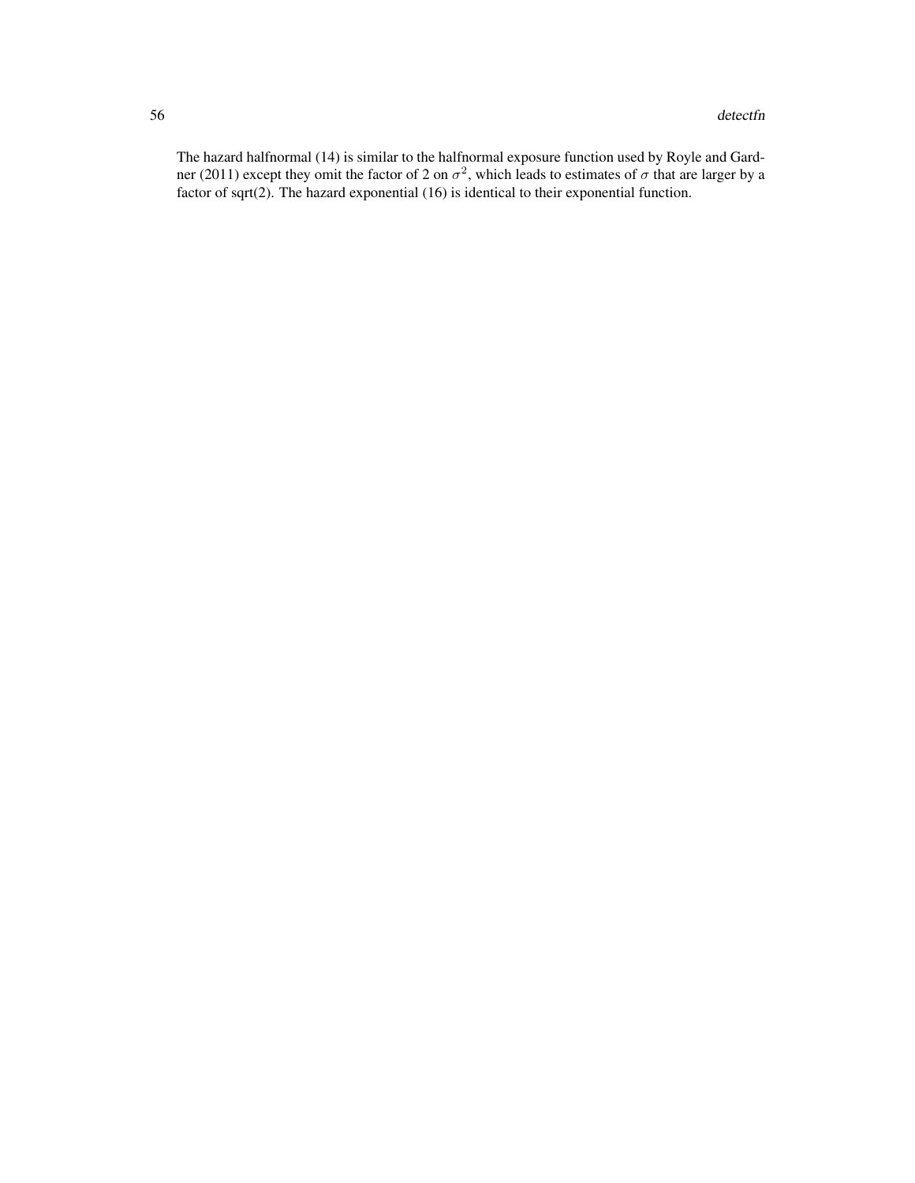The hazard halfnormal (14) is similar to the halfnormal exposure function used by Royle and Gardner (2011) except they omit the factor of 2 on $\sigma^2$, which leads to estimates of $\sigma$ that are larger by a factor of sqrt(2). The hazard exponential (16) is identical to their exponential function.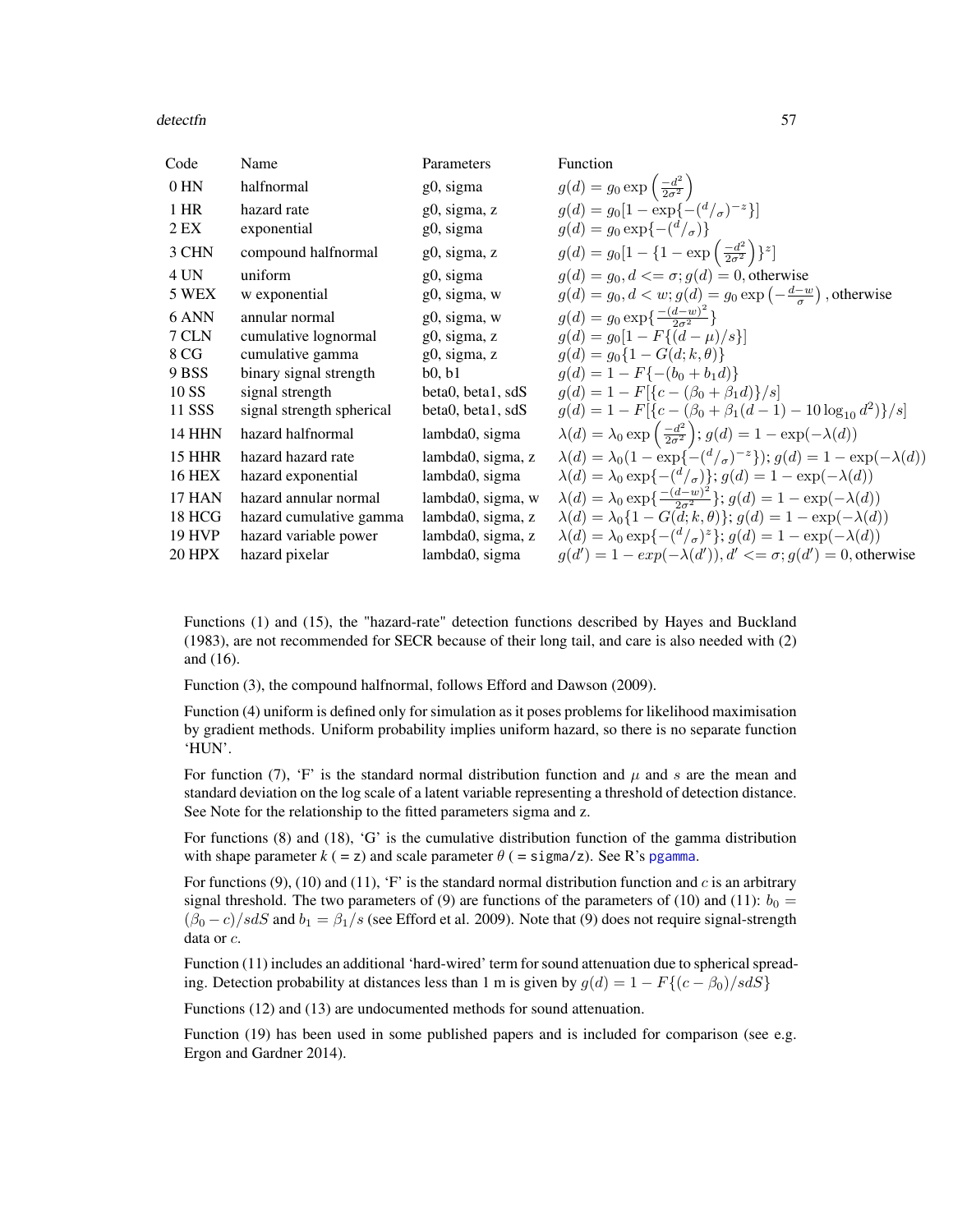| Code | Name | Parameters | Function |
|---|---|---|---|
| 0 HN | halfnormal | g0, sigma | $g(d) = g_0 \exp\left(\frac{-d^2}{2\sigma^2}\right)$ |
| 1 HR | hazard rate | g0, sigma, z | $g(d) = g_0[1 - \exp\{-({}^d/_\sigma)^{-z}\}]$ |
| 2 EX | exponential | g0, sigma | $g(d) = g_0 \exp\{-({}^d/_\sigma)\}$ |
| 3 CHN | compound halfnormal | g0, sigma, z | $g(d) = g_0[1 - \{1 - \exp\left(\frac{-d^2}{2\sigma^2}\right)\}^z]$ |
| 4 UN | uniform | g0, sigma | $g(d) = g_0, d <= \sigma; g(d) = 0$, otherwise |
| 5 WEX | w exponential | g0, sigma, w | $g(d) = g_0, d < w; g(d) = g_0 \exp\left(-\frac{d-w}{\sigma}\right)$, otherwise |
| 6 ANN | annular normal | g0, sigma, w | $g(d) = g_0 \exp\{\frac{-(d-w)^2}{2\sigma^2}\}$ |
| 7 CLN | cumulative lognormal | g0, sigma, z | $g(d) = g_0[1 - F\{(d-\mu)/s\}]$ |
| 8 CG | cumulative gamma | g0, sigma, z | $g(d) = g_0\{1 - G(d; k, \theta)\}$ |
| 9 BSS | binary signal strength | b0, b1 | $g(d) = 1 - F\{-(b_0 + b_1 d)\}$ |
| 10 SS | signal strength | beta0, beta1, sdS | $g(d) = 1 - F[\{c - (\beta_0 + \beta_1 d)\}/s]$ |
| 11 SSS | signal strength spherical | beta0, beta1, sdS | $g(d) = 1 - F[\{c - (\beta_0 + \beta_1(d-1) - 10\log_{10} d^2)\}/s]$ |
| 14 HHN | hazard halfnormal | lambda0, sigma | $\lambda(d) = \lambda_0 \exp\left(\frac{-d^2}{2\sigma^2}\right); g(d) = 1 - \exp(-\lambda(d))$ |
| 15 HHR | hazard hazard rate | lambda0, sigma, z | $\lambda(d) = \lambda_0(1 - \exp\{-({}^d/_\sigma)^{-z}\}); g(d) = 1 - \exp(-\lambda(d))$ |
| 16 HEX | hazard exponential | lambda0, sigma | $\lambda(d) = \lambda_0 \exp\{-({}^d/_\sigma)\}; g(d) = 1 - \exp(-\lambda(d))$ |
| 17 HAN | hazard annular normal | lambda0, sigma, w | $\lambda(d) = \lambda_0 \exp\{\frac{-(d-w)^2}{2\sigma^2}\}; g(d) = 1 - \exp(-\lambda(d))$ |
| 18 HCG | hazard cumulative gamma | lambda0, sigma, z | $\lambda(d) = \lambda_0\{1 - G(d; k, \theta)\}; g(d) = 1 - \exp(-\lambda(d))$ |
| 19 HVP | hazard variable power | lambda0, sigma, z | $\lambda(d) = \lambda_0 \exp\{-({}^d/_\sigma)^z\}; g(d) = 1 - \exp(-\lambda(d))$ |
| 20 HPX | hazard pixelar | lambda0, sigma | $g(d') = 1 - exp(-\lambda(d')), d' <= \sigma; g(d') = 0$, otherwise |

Functions (1) and (15), the "hazard-rate" detection functions described by Hayes and Buckland (1983), are not recommended for SECR because of their long tail, and care is also needed with (2) and (16).

Function (3), the compound halfnormal, follows Efford and Dawson (2009).

Function (4) uniform is defined only for simulation as it poses problems for likelihood maximisation by gradient methods. Uniform probability implies uniform hazard, so there is no separate function 'HUN'.

For function (7), 'F' is the standard normal distribution function and $\mu$ and $s$ are the mean and standard deviation on the log scale of a latent variable representing a threshold of detection distance. See Note for the relationship to the fitted parameters sigma and z.

For functions (8) and (18), 'G' is the cumulative distribution function of the gamma distribution with shape parameter $k$ ( = z) and scale parameter $\theta$ ( = sigma/z). See R's pgamma.

For functions (9), (10) and (11), 'F' is the standard normal distribution function and $c$ is an arbitrary signal threshold. The two parameters of (9) are functions of the parameters of (10) and (11): $b_0 = (\beta_0 - c)/sdS$ and $b_1 = \beta_1/s$ (see Efford et al. 2009). Note that (9) does not require signal-strength data or $c$.

Function (11) includes an additional 'hard-wired' term for sound attenuation due to spherical spreading. Detection probability at distances less than 1 m is given by $g(d) = 1 - F\{(c - \beta_0)/sdS\}$

Functions (12) and (13) are undocumented methods for sound attenuation.

Function (19) has been used in some published papers and is included for comparison (see e.g. Ergon and Gardner 2014).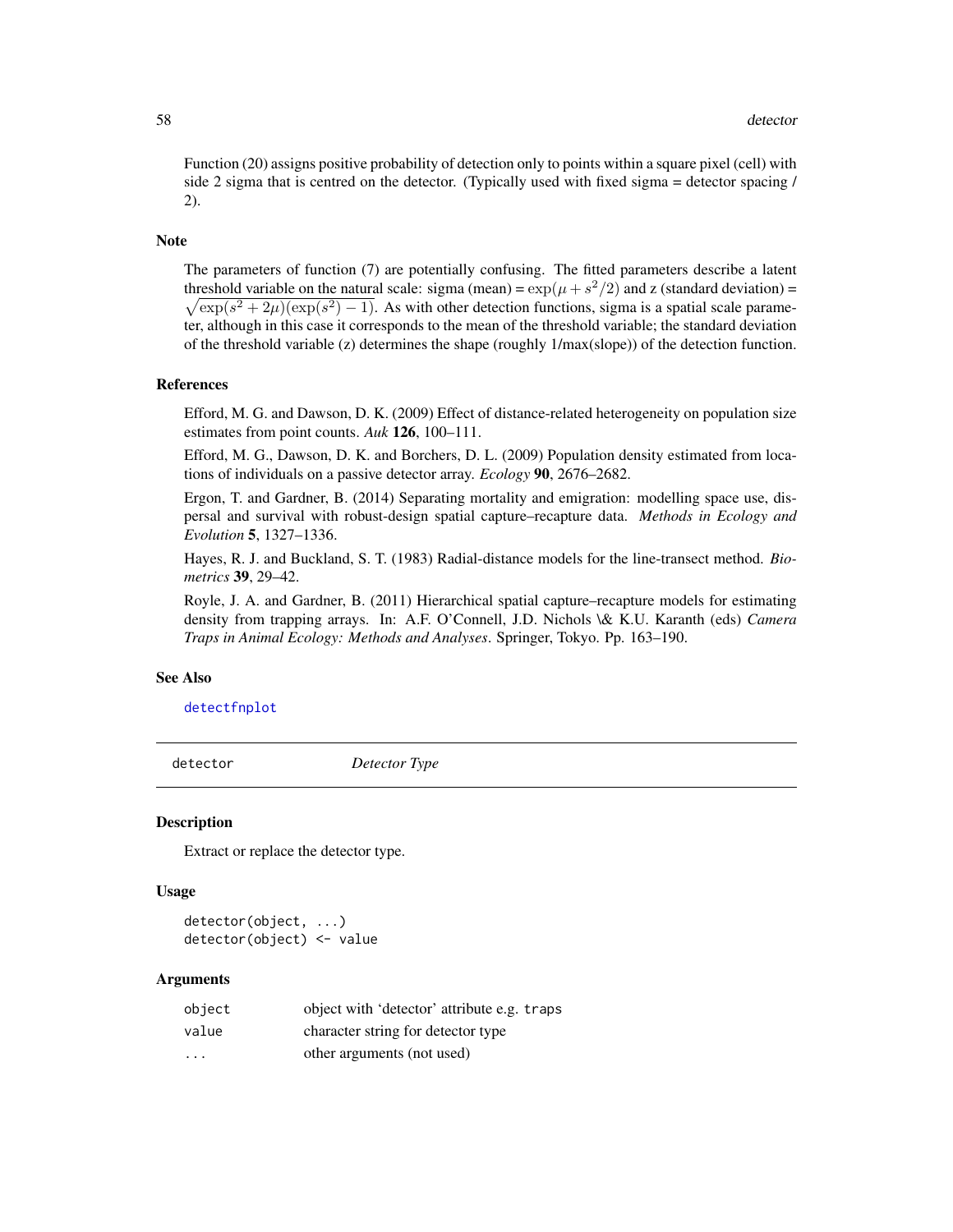Function (20) assigns positive probability of detection only to points within a square pixel (cell) with side 2 sigma that is centred on the detector. (Typically used with fixed sigma = detector spacing / 2).

## Note

The parameters of function (7) are potentially confusing. The fitted parameters describe a latent threshold variable on the natural scale: sigma (mean) = $\exp(\mu + s^2/2)$ and z (standard deviation) = $\sqrt{\exp(s^2 + 2\mu)(\exp(s^2) - 1)}$. As with other detection functions, sigma is a spatial scale parameter, although in this case it corresponds to the mean of the threshold variable; the standard deviation of the threshold variable (z) determines the shape (roughly 1/max(slope)) of the detection function.

## References

Efford, M. G. and Dawson, D. K. (2009) Effect of distance-related heterogeneity on population size estimates from point counts. *Auk* **126**, 100–111.

Efford, M. G., Dawson, D. K. and Borchers, D. L. (2009) Population density estimated from locations of individuals on a passive detector array. *Ecology* **90**, 2676–2682.

Ergon, T. and Gardner, B. (2014) Separating mortality and emigration: modelling space use, dispersal and survival with robust-design spatial capture–recapture data. *Methods in Ecology and Evolution* **5**, 1327–1336.

Hayes, R. J. and Buckland, S. T. (1983) Radial-distance models for the line-transect method. *Biometrics* **39**, 29–42.

Royle, J. A. and Gardner, B. (2011) Hierarchical spatial capture–recapture models for estimating density from trapping arrays. In: A.F. O'Connell, J.D. Nichols \& K.U. Karanth (eds) *Camera Traps in Animal Ecology: Methods and Analyses*. Springer, Tokyo. Pp. 163–190.

## See Also

`detectfnplot`

---

# detector — *Detector Type*

## Description

Extract or replace the detector type.

## Usage

```
detector(object, ...)
detector(object) <- value
```

## Arguments

| | |
|---|---|
| `object` | object with 'detector' attribute e.g. `traps` |
| `value` | character string for detector type |
| `...` | other arguments (not used) |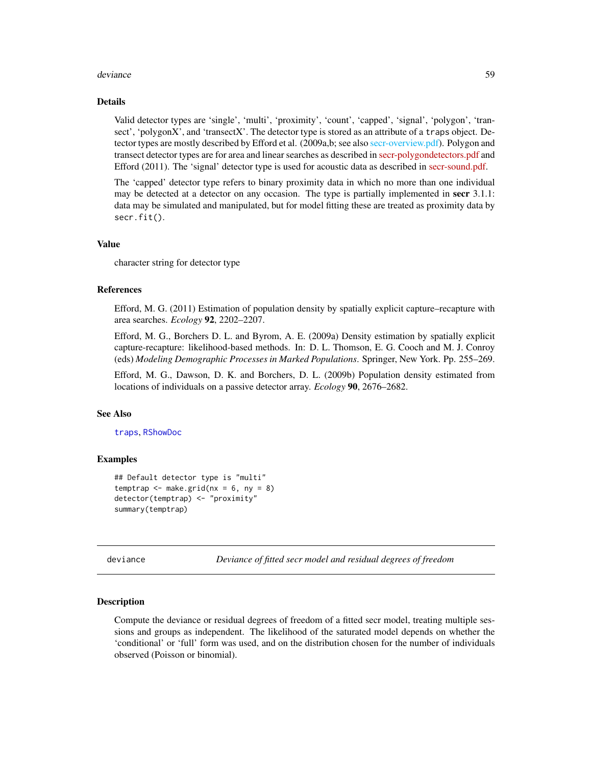## Details

Valid detector types are 'single', 'multi', 'proximity', 'count', 'capped', 'signal', 'polygon', 'transect', 'polygonX', and 'transectX'. The detector type is stored as an attribute of a `traps` object. Detector types are mostly described by Efford et al. (2009a,b; see also secr-overview.pdf). Polygon and transect detector types are for area and linear searches as described in secr-polygondetectors.pdf and Efford (2011). The 'signal' detector type is used for acoustic data as described in secr-sound.pdf.

The 'capped' detector type refers to binary proximity data in which no more than one individual may be detected at a detector on any occasion. The type is partially implemented in **secr** 3.1.1: data may be simulated and manipulated, but for model fitting these are treated as proximity data by `secr.fit()`.

## Value

character string for detector type

## References

Efford, M. G. (2011) Estimation of population density by spatially explicit capture–recapture with area searches. *Ecology* **92**, 2202–2207.

Efford, M. G., Borchers D. L. and Byrom, A. E. (2009a) Density estimation by spatially explicit capture-recapture: likelihood-based methods. In: D. L. Thomson, E. G. Cooch and M. J. Conroy (eds) *Modeling Demographic Processes in Marked Populations*. Springer, New York. Pp. 255–269.

Efford, M. G., Dawson, D. K. and Borchers, D. L. (2009b) Population density estimated from locations of individuals on a passive detector array. *Ecology* **90**, 2676–2682.

## See Also

`traps`, `RShowDoc`

## Examples

```
## Default detector type is "multi"
temptrap <- make.grid(nx = 6, ny = 8)
detector(temptrap) <- "proximity"
summary(temptrap)
```

---

# deviance — *Deviance of fitted secr model and residual degrees of freedom*

## Description

Compute the deviance or residual degrees of freedom of a fitted secr model, treating multiple sessions and groups as independent. The likelihood of the saturated model depends on whether the 'conditional' or 'full' form was used, and on the distribution chosen for the number of individuals observed (Poisson or binomial).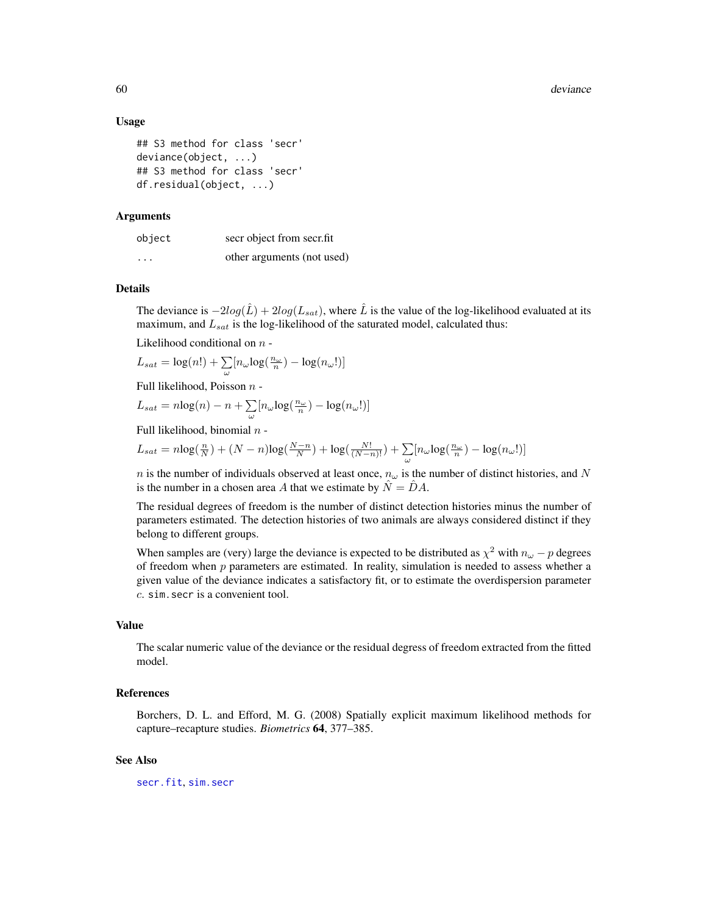### Usage

```
## S3 method for class 'secr'
deviance(object, ...)
## S3 method for class 'secr'
df.residual(object, ...)
```

### Arguments

| | |
|---|---|
| object | secr object from secr.fit |
| ... | other arguments (not used) |

### Details

The deviance is $-2log(\hat{L}) + 2log(L_{sat})$, where $\hat{L}$ is the value of the log-likelihood evaluated at its maximum, and $L_{sat}$ is the log-likelihood of the saturated model, calculated thus:

Likelihood conditional on $n$ -

$L_{sat} = \log(n!) + \sum_{\omega} [n_\omega \log(\frac{n_\omega}{n}) - \log(n_\omega!)]$

Full likelihood, Poisson $n$ -

$L_{sat} = n\log(n) - n + \sum_{\omega} [n_\omega \log(\frac{n_\omega}{n}) - \log(n_\omega!)]$

Full likelihood, binomial $n$ -

$L_{sat} = n\log(\frac{n}{N}) + (N-n)\log(\frac{N-n}{N}) + \log(\frac{N!}{(N-n)!}) + \sum_{\omega} [n_\omega \log(\frac{n_\omega}{n}) - \log(n_\omega!)]$

$n$ is the number of individuals observed at least once, $n_\omega$ is the number of distinct histories, and $N$ is the number in a chosen area $A$ that we estimate by $\hat{N} = \hat{D}A$.

The residual degrees of freedom is the number of distinct detection histories minus the number of parameters estimated. The detection histories of two animals are always considered distinct if they belong to different groups.

When samples are (very) large the deviance is expected to be distributed as $\chi^2$ with $n_\omega - p$ degrees of freedom when $p$ parameters are estimated. In reality, simulation is needed to assess whether a given value of the deviance indicates a satisfactory fit, or to estimate the overdispersion parameter $c$. `sim.secr` is a convenient tool.

### Value

The scalar numeric value of the deviance or the residual degress of freedom extracted from the fitted model.

### References

Borchers, D. L. and Efford, M. G. (2008) Spatially explicit maximum likelihood methods for capture–recapture studies. *Biometrics* **64**, 377–385.

### See Also

`secr.fit`, `sim.secr`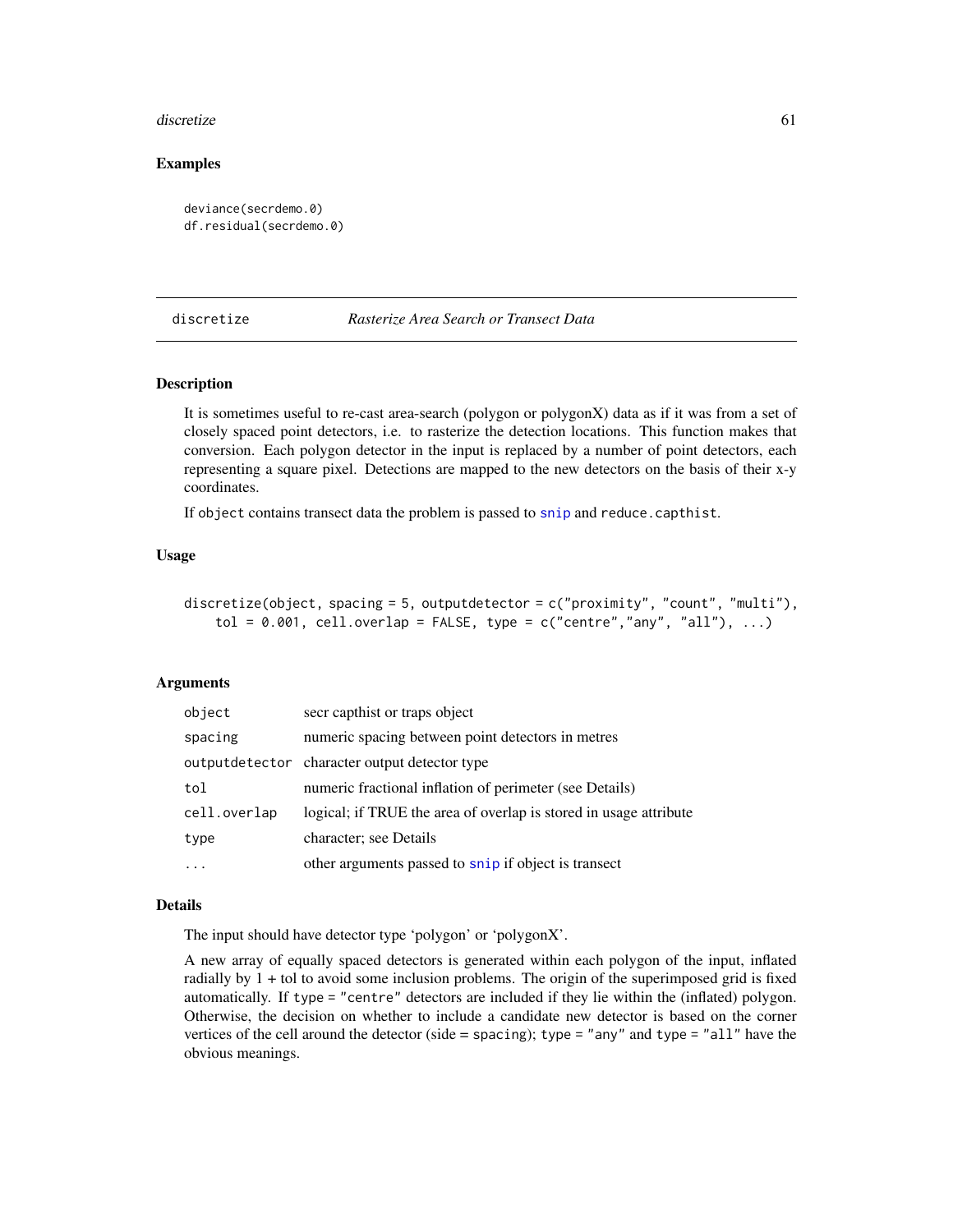## Examples

```
deviance(secrdemo.0)
df.residual(secrdemo.0)
```

---

## discretize — *Rasterize Area Search or Transect Data*

### Description

It is sometimes useful to re-cast area-search (polygon or polygonX) data as if it was from a set of closely spaced point detectors, i.e. to rasterize the detection locations. This function makes that conversion. Each polygon detector in the input is replaced by a number of point detectors, each representing a square pixel. Detections are mapped to the new detectors on the basis of their x-y coordinates.

If `object` contains transect data the problem is passed to `snip` and `reduce.capthist`.

### Usage

```
discretize(object, spacing = 5, outputdetector = c("proximity", "count", "multi"),
    tol = 0.001, cell.overlap = FALSE, type = c("centre","any", "all"), ...)
```

### Arguments

| | |
|---|---|
| `object` | secr capthist or traps object |
| `spacing` | numeric spacing between point detectors in metres |
| `outputdetector` | character output detector type |
| `tol` | numeric fractional inflation of perimeter (see Details) |
| `cell.overlap` | logical; if TRUE the area of overlap is stored in usage attribute |
| `type` | character; see Details |
| `...` | other arguments passed to `snip` if object is transect |

### Details

The input should have detector type 'polygon' or 'polygonX'.

A new array of equally spaced detectors is generated within each polygon of the input, inflated radially by 1 + tol to avoid some inclusion problems. The origin of the superimposed grid is fixed automatically. If `type = "centre"` detectors are included if they lie within the (inflated) polygon. Otherwise, the decision on whether to include a candidate new detector is based on the corner vertices of the cell around the detector (side = `spacing`); `type = "any"` and `type = "all"` have the obvious meanings.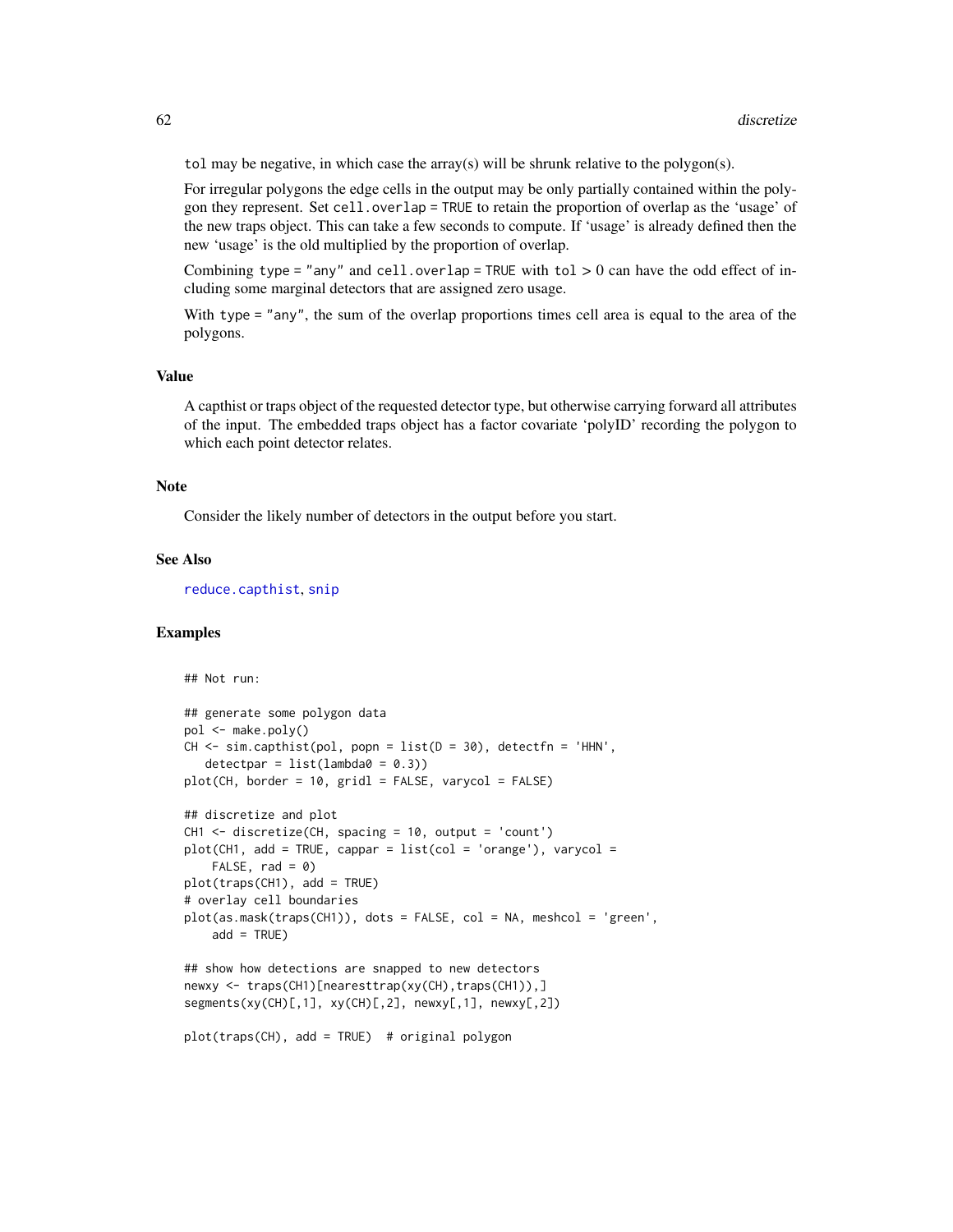`tol` may be negative, in which case the array(s) will be shrunk relative to the polygon(s).

For irregular polygons the edge cells in the output may be only partially contained within the polygon they represent. Set `cell.overlap = TRUE` to retain the proportion of overlap as the 'usage' of the new traps object. This can take a few seconds to compute. If 'usage' is already defined then the new 'usage' is the old multiplied by the proportion of overlap.

Combining `type = "any"` and `cell.overlap = TRUE` with `tol` > 0 can have the odd effect of including some marginal detectors that are assigned zero usage.

With `type = "any"`, the sum of the overlap proportions times cell area is equal to the area of the polygons.

## Value

A capthist or traps object of the requested detector type, but otherwise carrying forward all attributes of the input. The embedded traps object has a factor covariate 'polyID' recording the polygon to which each point detector relates.

## Note

Consider the likely number of detectors in the output before you start.

## See Also

`reduce.capthist`, `snip`

## Examples

```
## Not run:

## generate some polygon data
pol <- make.poly()
CH <- sim.capthist(pol, popn = list(D = 30), detectfn = 'HHN',
   detectpar = list(lambda0 = 0.3))
plot(CH, border = 10, gridl = FALSE, varycol = FALSE)

## discretize and plot
CH1 <- discretize(CH, spacing = 10, output = 'count')
plot(CH1, add = TRUE, cappar = list(col = 'orange'), varycol =
    FALSE, rad = 0)
plot(traps(CH1), add = TRUE)
# overlay cell boundaries
plot(as.mask(traps(CH1)), dots = FALSE, col = NA, meshcol = 'green',
    add = TRUE)

## show how detections are snapped to new detectors
newxy <- traps(CH1)[nearesttrap(xy(CH),traps(CH1)),]
segments(xy(CH)[,1], xy(CH)[,2], newxy[,1], newxy[,2])

plot(traps(CH), add = TRUE)  # original polygon
```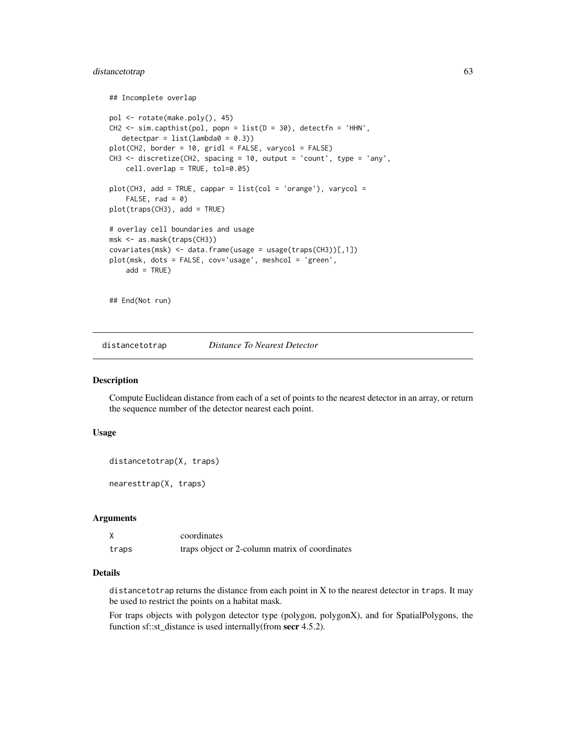```
## Incomplete overlap

pol <- rotate(make.poly(), 45)
CH2 <- sim.capthist(pol, popn = list(D = 30), detectfn = 'HHN',
   detectpar = list(lambda0 = 0.3))
plot(CH2, border = 10, gridl = FALSE, varycol = FALSE)
CH3 <- discretize(CH2, spacing = 10, output = 'count', type = 'any',
    cell.overlap = TRUE, tol=0.05)

plot(CH3, add = TRUE, cappar = list(col = 'orange'), varycol =
    FALSE, rad = 0)
plot(traps(CH3), add = TRUE)

# overlay cell boundaries and usage
msk <- as.mask(traps(CH3))
covariates(msk) <- data.frame(usage = usage(traps(CH3))[,1])
plot(msk, dots = FALSE, cov='usage', meshcol = 'green',
    add = TRUE)


## End(Not run)
```

# distancetotrap *Distance To Nearest Detector*

## Description

Compute Euclidean distance from each of a set of points to the nearest detector in an array, or return the sequence number of the detector nearest each point.

## Usage

```
distancetotrap(X, traps)

nearesttrap(X, traps)
```

## Arguments

| | |
|---|---|
| X | coordinates |
| traps | traps object or 2-column matrix of coordinates |

## Details

distancetotrap returns the distance from each point in X to the nearest detector in traps. It may be used to restrict the points on a habitat mask.

For traps objects with polygon detector type (polygon, polygonX), and for SpatialPolygons, the function sf::st_distance is used internally(from **secr** 4.5.2).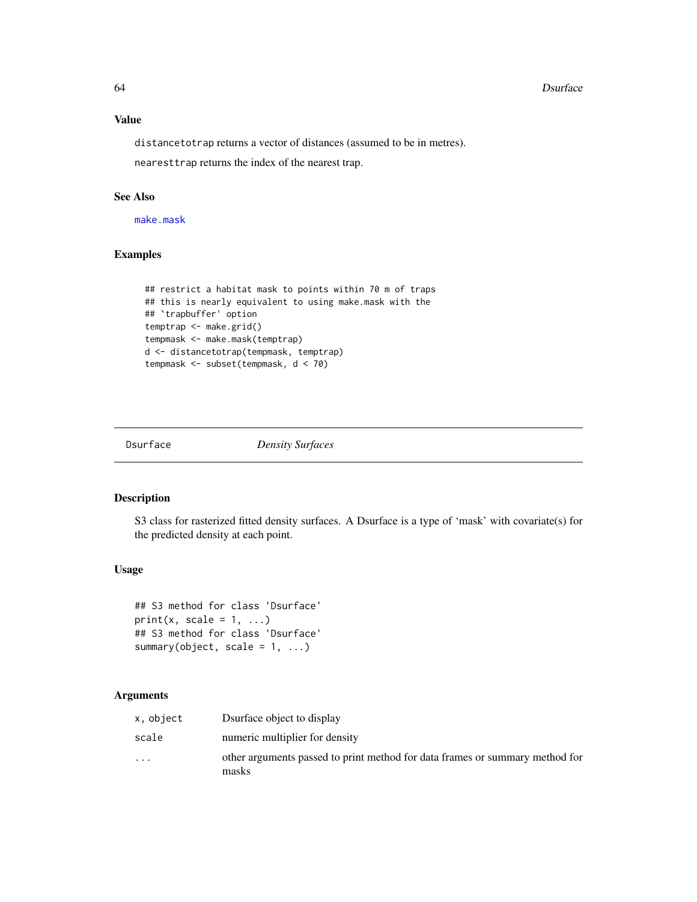### Value

distancetotrap returns a vector of distances (assumed to be in metres).

nearesttrap returns the index of the nearest trap.

### See Also

make.mask

### Examples

```
## restrict a habitat mask to points within 70 m of traps
## this is nearly equivalent to using make.mask with the
## `trapbuffer' option
temptrap <- make.grid()
tempmask <- make.mask(temptrap)
d <- distancetotrap(tempmask, temptrap)
tempmask <- subset(tempmask, d < 70)
```

---

## Dsurface *Density Surfaces*

### Description

S3 class for rasterized fitted density surfaces. A Dsurface is a type of 'mask' with covariate(s) for the predicted density at each point.

### Usage

```
## S3 method for class 'Dsurface'
print(x, scale = 1, ...)
## S3 method for class 'Dsurface'
summary(object, scale = 1, ...)
```

### Arguments

| | |
|---|---|
| x, object | Dsurface object to display |
| scale | numeric multiplier for density |
| ... | other arguments passed to print method for data frames or summary method for masks |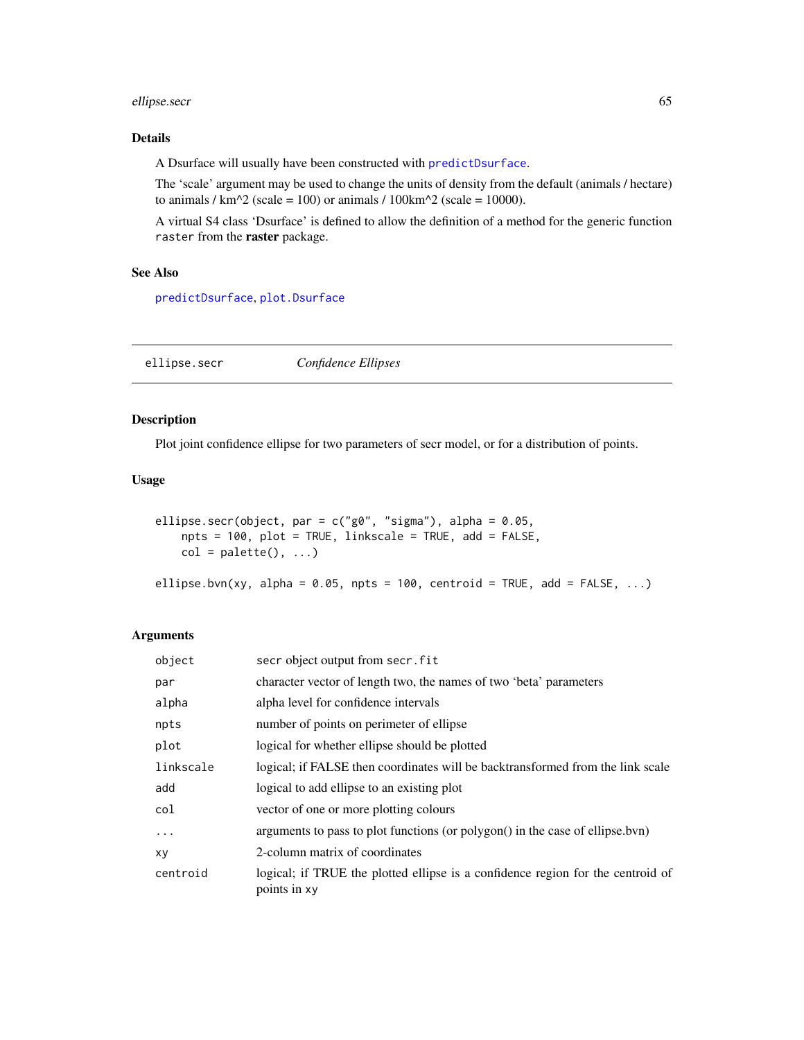### Details

A Dsurface will usually have been constructed with `predictDsurface`.

The 'scale' argument may be used to change the units of density from the default (animals / hectare) to animals / km^2 (scale = 100) or animals / 100km^2 (scale = 10000).

A virtual S4 class 'Dsurface' is defined to allow the definition of a method for the generic function `raster` from the **raster** package.

### See Also

`predictDsurface`, `plot.Dsurface`

---

## ellipse.secr — *Confidence Ellipses*

### Description

Plot joint confidence ellipse for two parameters of secr model, or for a distribution of points.

### Usage

```
ellipse.secr(object, par = c("g0", "sigma"), alpha = 0.05,
    npts = 100, plot = TRUE, linkscale = TRUE, add = FALSE,
    col = palette(), ...)

ellipse.bvn(xy, alpha = 0.05, npts = 100, centroid = TRUE, add = FALSE, ...)
```

### Arguments

| | |
|---|---|
| `object` | secr object output from `secr.fit` |
| `par` | character vector of length two, the names of two 'beta' parameters |
| `alpha` | alpha level for confidence intervals |
| `npts` | number of points on perimeter of ellipse |
| `plot` | logical for whether ellipse should be plotted |
| `linkscale` | logical; if FALSE then coordinates will be backtransformed from the link scale |
| `add` | logical to add ellipse to an existing plot |
| `col` | vector of one or more plotting colours |
| `...` | arguments to pass to plot functions (or polygon() in the case of ellipse.bvn) |
| `xy` | 2-column matrix of coordinates |
| `centroid` | logical; if TRUE the plotted ellipse is a confidence region for the centroid of points in `xy` |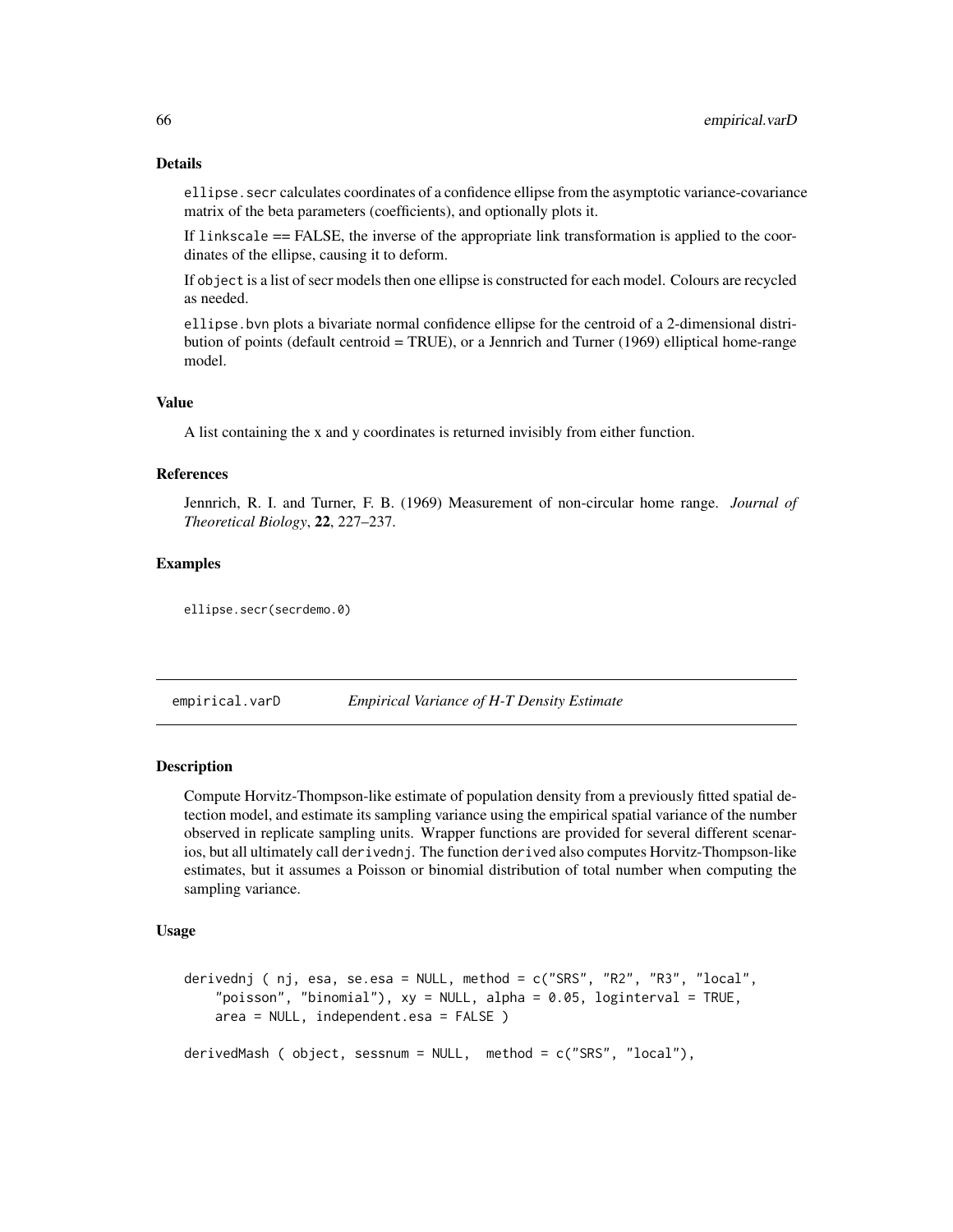### Details

ellipse.secr calculates coordinates of a confidence ellipse from the asymptotic variance-covariance matrix of the beta parameters (coefficients), and optionally plots it.

If linkscale == FALSE, the inverse of the appropriate link transformation is applied to the coordinates of the ellipse, causing it to deform.

If object is a list of secr models then one ellipse is constructed for each model. Colours are recycled as needed.

ellipse.bvn plots a bivariate normal confidence ellipse for the centroid of a 2-dimensional distribution of points (default centroid = TRUE), or a Jennrich and Turner (1969) elliptical home-range model.

### Value

A list containing the x and y coordinates is returned invisibly from either function.

### References

Jennrich, R. I. and Turner, F. B. (1969) Measurement of non-circular home range. *Journal of Theoretical Biology*, **22**, 227–237.

### Examples

```
ellipse.secr(secrdemo.0)
```

---

## empirical.varD — *Empirical Variance of H-T Density Estimate*

### Description

Compute Horvitz-Thompson-like estimate of population density from a previously fitted spatial detection model, and estimate its sampling variance using the empirical spatial variance of the number observed in replicate sampling units. Wrapper functions are provided for several different scenarios, but all ultimately call derivednj. The function derived also computes Horvitz-Thompson-like estimates, but it assumes a Poisson or binomial distribution of total number when computing the sampling variance.

### Usage

```
derivednj ( nj, esa, se.esa = NULL, method = c("SRS", "R2", "R3", "local",
    "poisson", "binomial"), xy = NULL, alpha = 0.05, loginterval = TRUE,
    area = NULL, independent.esa = FALSE )

derivedMash ( object, sessnum = NULL,  method = c("SRS", "local"),
```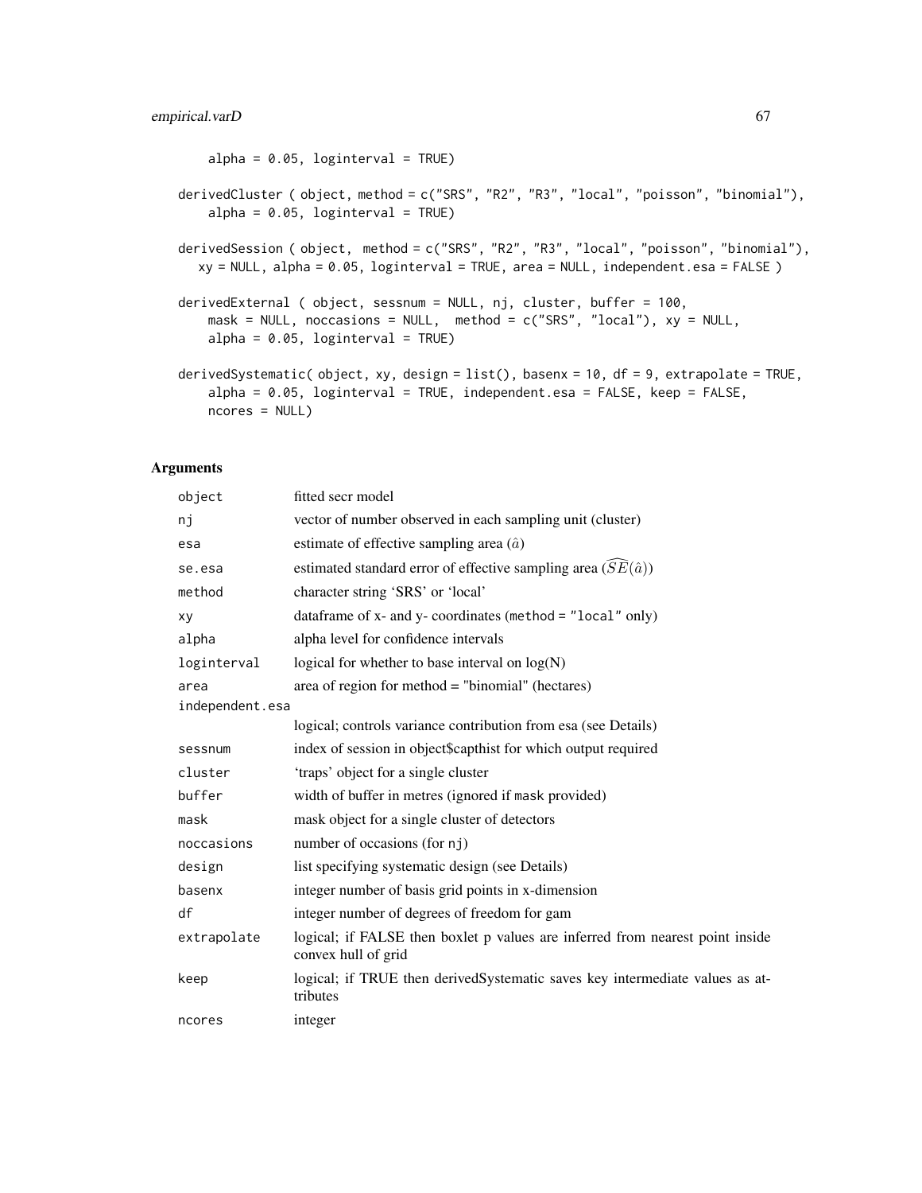```
    alpha = 0.05, loginterval = TRUE)

derivedCluster ( object, method = c("SRS", "R2", "R3", "local", "poisson", "binomial"),
    alpha = 0.05, loginterval = TRUE)

derivedSession ( object,  method = c("SRS", "R2", "R3", "local", "poisson", "binomial"),
   xy = NULL, alpha = 0.05, loginterval = TRUE, area = NULL, independent.esa = FALSE )

derivedExternal ( object, sessnum = NULL, nj, cluster, buffer = 100,
    mask = NULL, noccasions = NULL,  method = c("SRS", "local"), xy = NULL,
    alpha = 0.05, loginterval = TRUE)

derivedSystematic( object, xy, design = list(), basenx = 10, df = 9, extrapolate = TRUE,
    alpha = 0.05, loginterval = TRUE, independent.esa = FALSE, keep = FALSE,
    ncores = NULL)
```

## Arguments

| | |
|---|---|
| `object` | fitted secr model |
| `nj` | vector of number observed in each sampling unit (cluster) |
| `esa` | estimate of effective sampling area ($\hat{a}$) |
| `se.esa` | estimated standard error of effective sampling area ($\widehat{SE}(\hat{a})$) |
| `method` | character string 'SRS' or 'local' |
| `xy` | dataframe of x- and y- coordinates (`method = "local"` only) |
| `alpha` | alpha level for confidence intervals |
| `loginterval` | logical for whether to base interval on log(N) |
| `area` | area of region for method = "binomial" (hectares) |
| `independent.esa` | logical; controls variance contribution from esa (see Details) |
| `sessnum` | index of session in object$capthist for which output required |
| `cluster` | 'traps' object for a single cluster |
| `buffer` | width of buffer in metres (ignored if `mask` provided) |
| `mask` | mask object for a single cluster of detectors |
| `noccasions` | number of occasions (for `nj`) |
| `design` | list specifying systematic design (see Details) |
| `basenx` | integer number of basis grid points in x-dimension |
| `df` | integer number of degrees of freedom for gam |
| `extrapolate` | logical; if FALSE then boxlet p values are inferred from nearest point inside convex hull of grid |
| `keep` | logical; if TRUE then derivedSystematic saves key intermediate values as attributes |
| `ncores` | integer |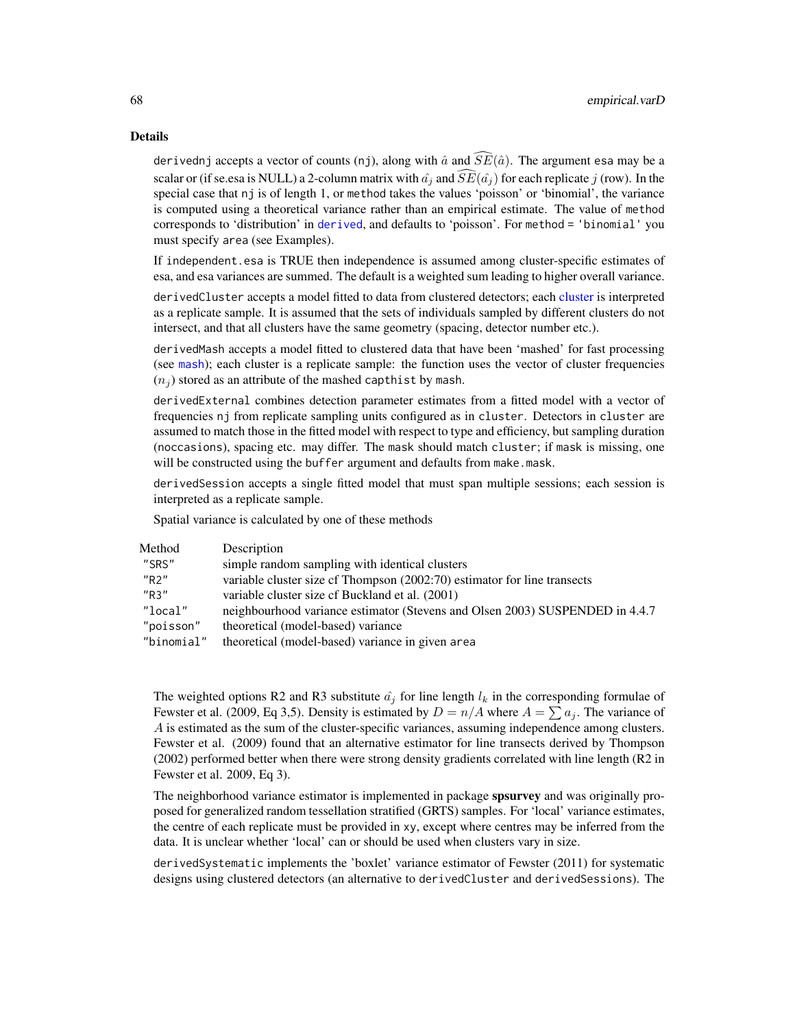## Details

`derivednj` accepts a vector of counts (`nj`), along with $\hat{a}$ and $\widehat{SE}(\hat{a})$. The argument `esa` may be a scalar or (if se.esa is NULL) a 2-column matrix with $\hat{a_j}$ and $\widehat{SE}(\hat{a_j})$ for each replicate $j$ (row). In the special case that `nj` is of length 1, or `method` takes the values 'poisson' or 'binomial', the variance is computed using a theoretical variance rather than an empirical estimate. The value of `method` corresponds to 'distribution' in `derived`, and defaults to 'poisson'. For `method = 'binomial'` you must specify `area` (see Examples).

If `independent.esa` is TRUE then independence is assumed among cluster-specific estimates of esa, and esa variances are summed. The default is a weighted sum leading to higher overall variance.

`derivedCluster` accepts a model fitted to data from clustered detectors; each cluster is interpreted as a replicate sample. It is assumed that the sets of individuals sampled by different clusters do not intersect, and that all clusters have the same geometry (spacing, detector number etc.).

`derivedMash` accepts a model fitted to clustered data that have been 'mashed' for fast processing (see `mash`); each cluster is a replicate sample: the function uses the vector of cluster frequencies ($n_j$) stored as an attribute of the mashed `capthist` by `mash`.

`derivedExternal` combines detection parameter estimates from a fitted model with a vector of frequencies `nj` from replicate sampling units configured as in `cluster`. Detectors in `cluster` are assumed to match those in the fitted model with respect to type and efficiency, but sampling duration (`noccasions`), spacing etc. may differ. The `mask` should match `cluster`; if `mask` is missing, one will be constructed using the `buffer` argument and defaults from `make.mask`.

`derivedSession` accepts a single fitted model that must span multiple sessions; each session is interpreted as a replicate sample.

Spatial variance is calculated by one of these methods

| Method | Description |
|---|---|
| "SRS" | simple random sampling with identical clusters |
| "R2" | variable cluster size cf Thompson (2002:70) estimator for line transects |
| "R3" | variable cluster size cf Buckland et al. (2001) |
| "local" | neighbourhood variance estimator (Stevens and Olsen 2003) SUSPENDED in 4.4.7 |
| "poisson" | theoretical (model-based) variance |
| "binomial" | theoretical (model-based) variance in given `area` |

The weighted options R2 and R3 substitute $\hat{a_j}$ for line length $l_k$ in the corresponding formulae of Fewster et al. (2009, Eq 3,5). Density is estimated by $D = n/A$ where $A = \sum a_j$. The variance of $A$ is estimated as the sum of the cluster-specific variances, assuming independence among clusters. Fewster et al. (2009) found that an alternative estimator for line transects derived by Thompson (2002) performed better when there were strong density gradients correlated with line length (R2 in Fewster et al. 2009, Eq 3).

The neighborhood variance estimator is implemented in package **spsurvey** and was originally proposed for generalized random tessellation stratified (GRTS) samples. For 'local' variance estimates, the centre of each replicate must be provided in `xy`, except where centres may be inferred from the data. It is unclear whether 'local' can or should be used when clusters vary in size.

`derivedSystematic` implements the 'boxlet' variance estimator of Fewster (2011) for systematic designs using clustered detectors (an alternative to `derivedCluster` and `derivedSessions`). The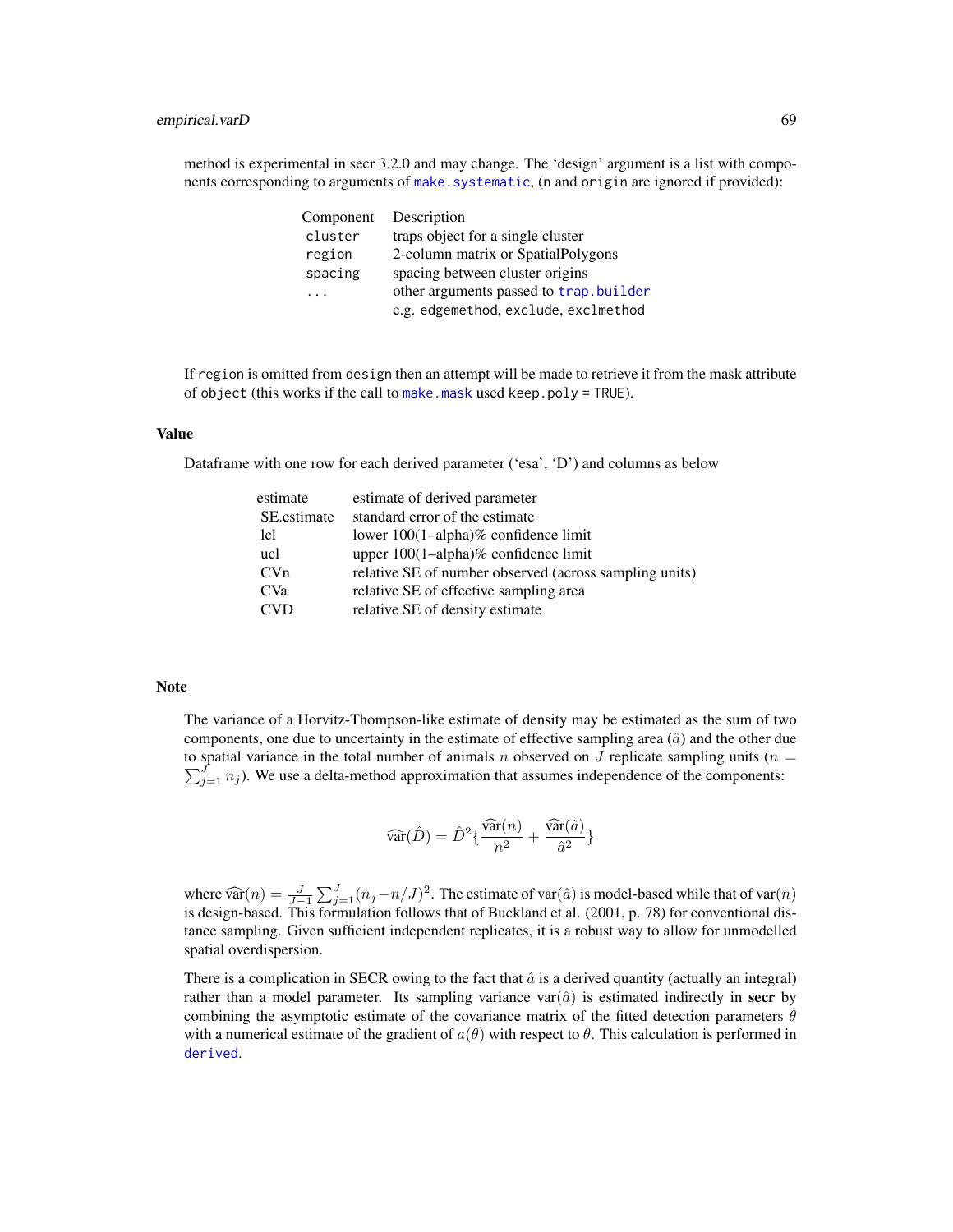method is experimental in secr 3.2.0 and may change. The 'design' argument is a list with components corresponding to arguments of `make.systematic`, (`n` and `origin` are ignored if provided):

| Component | Description |
|---|---|
| `cluster` | traps object for a single cluster |
| `region` | 2-column matrix or SpatialPolygons |
| `spacing` | spacing between cluster origins |
| `...` | other arguments passed to `trap.builder` e.g. `edgemethod`, `exclude`, `exclmethod` |

If `region` is omitted from `design` then an attempt will be made to retrieve it from the mask attribute of `object` (this works if the call to `make.mask` used `keep.poly = TRUE`).

### Value

Dataframe with one row for each derived parameter ('esa', 'D') and columns as below

| | |
|---|---|
| estimate | estimate of derived parameter |
| SE.estimate | standard error of the estimate |
| lcl | lower 100(1–alpha)% confidence limit |
| ucl | upper 100(1–alpha)% confidence limit |
| CVn | relative SE of number observed (across sampling units) |
| CVa | relative SE of effective sampling area |
| CVD | relative SE of density estimate |

### Note

The variance of a Horvitz-Thompson-like estimate of density may be estimated as the sum of two components, one due to uncertainty in the estimate of effective sampling area ($\hat{a}$) and the other due to spatial variance in the total number of animals $n$ observed on $J$ replicate sampling units ($n = \sum_{j=1}^{J} n_j$). We use a delta-method approximation that assumes independence of the components:

$$\widehat{\mathrm{var}}(\hat{D}) = \hat{D}^2 \{ \frac{\widehat{\mathrm{var}}(n)}{n^2} + \frac{\widehat{\mathrm{var}}(\hat{a})}{\hat{a}^2} \}$$

where $\widehat{\mathrm{var}}(n) = \frac{J}{J-1} \sum_{j=1}^{J} (n_j - n/J)^2$. The estimate of $\mathrm{var}(\hat{a})$ is model-based while that of $\mathrm{var}(n)$ is design-based. This formulation follows that of Buckland et al. (2001, p. 78) for conventional distance sampling. Given sufficient independent replicates, it is a robust way to allow for unmodelled spatial overdispersion.

There is a complication in SECR owing to the fact that $\hat{a}$ is a derived quantity (actually an integral) rather than a model parameter. Its sampling variance $\mathrm{var}(\hat{a})$ is estimated indirectly in **secr** by combining the asymptotic estimate of the covariance matrix of the fitted detection parameters $\theta$ with a numerical estimate of the gradient of $a(\theta)$ with respect to $\theta$. This calculation is performed in `derived`.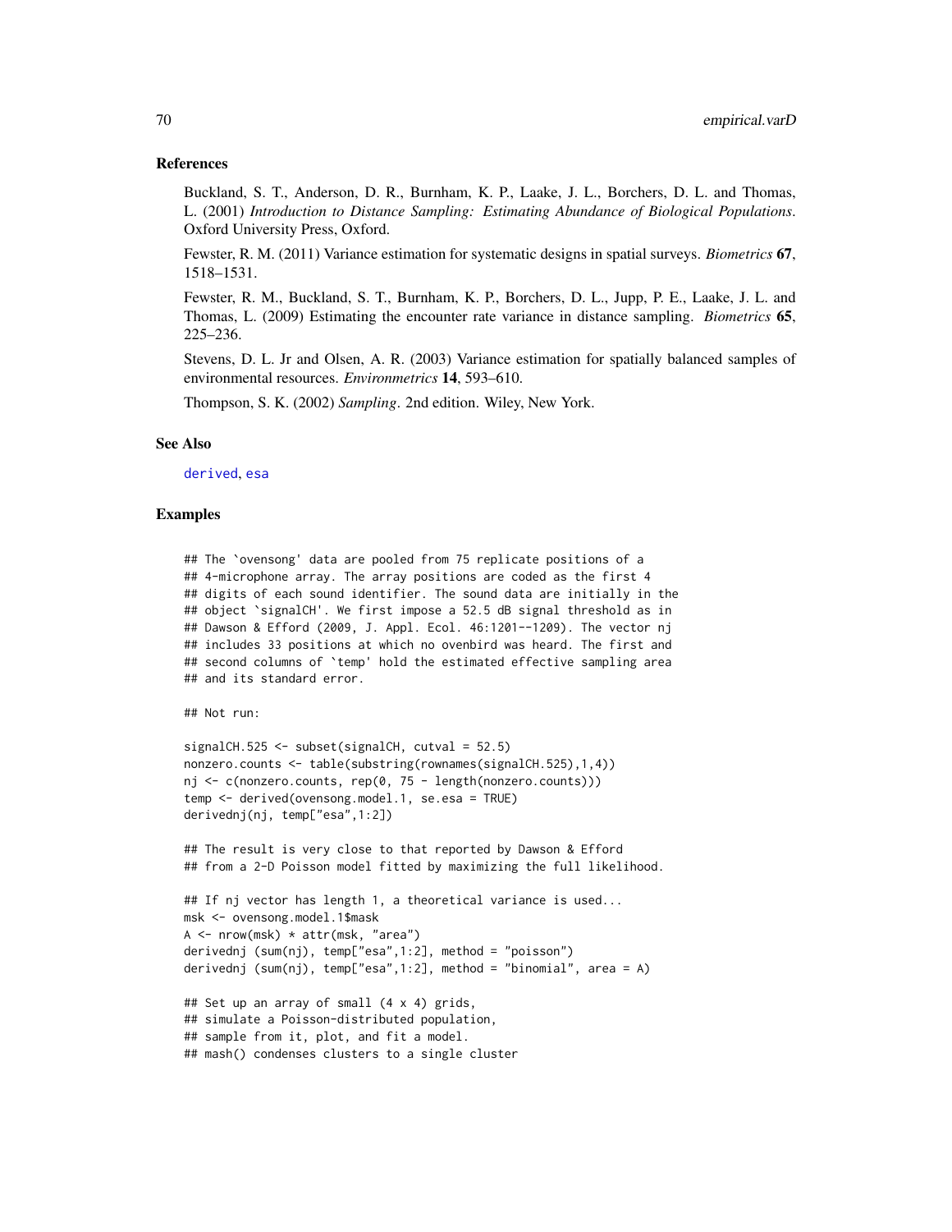## References

Buckland, S. T., Anderson, D. R., Burnham, K. P., Laake, J. L., Borchers, D. L. and Thomas, L. (2001) *Introduction to Distance Sampling: Estimating Abundance of Biological Populations*. Oxford University Press, Oxford.

Fewster, R. M. (2011) Variance estimation for systematic designs in spatial surveys. *Biometrics* **67**, 1518–1531.

Fewster, R. M., Buckland, S. T., Burnham, K. P., Borchers, D. L., Jupp, P. E., Laake, J. L. and Thomas, L. (2009) Estimating the encounter rate variance in distance sampling. *Biometrics* **65**, 225–236.

Stevens, D. L. Jr and Olsen, A. R. (2003) Variance estimation for spatially balanced samples of environmental resources. *Environmetrics* **14**, 593–610.

Thompson, S. K. (2002) *Sampling*. 2nd edition. Wiley, New York.

## See Also

derived, esa

## Examples

```
## The `ovensong' data are pooled from 75 replicate positions of a
## 4-microphone array. The array positions are coded as the first 4
## digits of each sound identifier. The sound data are initially in the
## object `signalCH'. We first impose a 52.5 dB signal threshold as in
## Dawson & Efford (2009, J. Appl. Ecol. 46:1201--1209). The vector nj
## includes 33 positions at which no ovenbird was heard. The first and
## second columns of `temp' hold the estimated effective sampling area
## and its standard error.

## Not run:

signalCH.525 <- subset(signalCH, cutval = 52.5)
nonzero.counts <- table(substring(rownames(signalCH.525),1,4))
nj <- c(nonzero.counts, rep(0, 75 - length(nonzero.counts)))
temp <- derived(ovensong.model.1, se.esa = TRUE)
derivednj(nj, temp["esa",1:2])

## The result is very close to that reported by Dawson & Efford
## from a 2-D Poisson model fitted by maximizing the full likelihood.

## If nj vector has length 1, a theoretical variance is used...
msk <- ovensong.model.1$mask
A <- nrow(msk) * attr(msk, "area")
derivednj (sum(nj), temp["esa",1:2], method = "poisson")
derivednj (sum(nj), temp["esa",1:2], method = "binomial", area = A)

## Set up an array of small (4 x 4) grids,
## simulate a Poisson-distributed population,
## sample from it, plot, and fit a model.
## mash() condenses clusters to a single cluster
```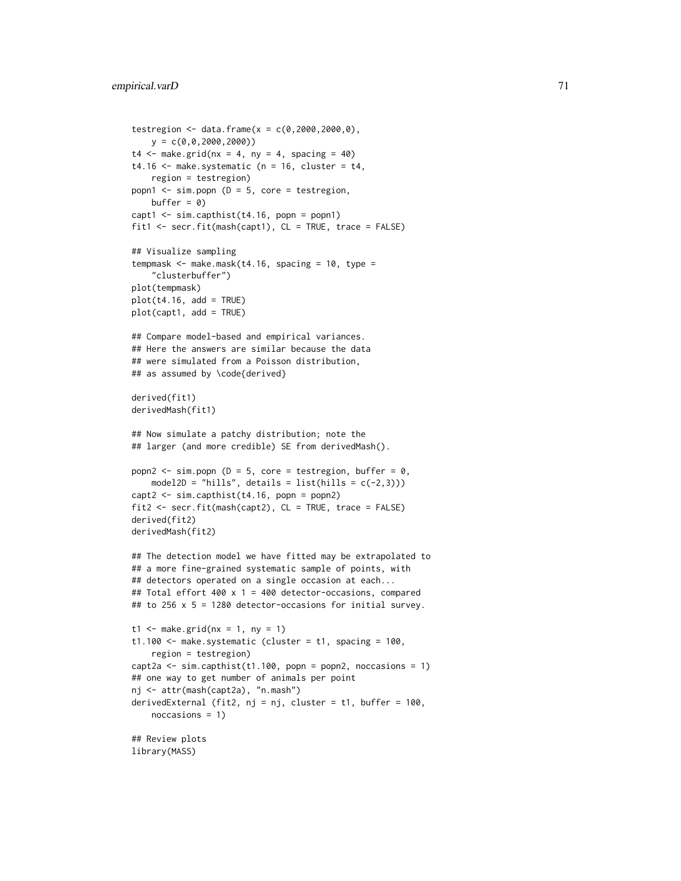```
testregion <- data.frame(x = c(0,2000,2000,0),
    y = c(0,0,2000,2000))
t4 <- make.grid(nx = 4, ny = 4, spacing = 40)
t4.16 <- make.systematic (n = 16, cluster = t4,
    region = testregion)
popn1 <- sim.popn (D = 5, core = testregion,
    buffer = 0)
capt1 <- sim.capthist(t4.16, popn = popn1)
fit1 <- secr.fit(mash(capt1), CL = TRUE, trace = FALSE)

## Visualize sampling
tempmask <- make.mask(t4.16, spacing = 10, type =
    "clusterbuffer")
plot(tempmask)
plot(t4.16, add = TRUE)
plot(capt1, add = TRUE)

## Compare model-based and empirical variances.
## Here the answers are similar because the data
## were simulated from a Poisson distribution,
## as assumed by \code{derived}

derived(fit1)
derivedMash(fit1)

## Now simulate a patchy distribution; note the
## larger (and more credible) SE from derivedMash().

popn2 <- sim.popn (D = 5, core = testregion, buffer = 0,
    model2D = "hills", details = list(hills = c(-2,3)))
capt2 <- sim.capthist(t4.16, popn = popn2)
fit2 <- secr.fit(mash(capt2), CL = TRUE, trace = FALSE)
derived(fit2)
derivedMash(fit2)

## The detection model we have fitted may be extrapolated to
## a more fine-grained systematic sample of points, with
## detectors operated on a single occasion at each...
## Total effort 400 x 1 = 400 detector-occasions, compared
## to 256 x 5 = 1280 detector-occasions for initial survey.

t1 <- make.grid(nx = 1, ny = 1)
t1.100 <- make.systematic (cluster = t1, spacing = 100,
    region = testregion)
capt2a <- sim.capthist(t1.100, popn = popn2, noccasions = 1)
## one way to get number of animals per point
nj <- attr(mash(capt2a), "n.mash")
derivedExternal (fit2, nj = nj, cluster = t1, buffer = 100,
    noccasions = 1)

## Review plots
library(MASS)
```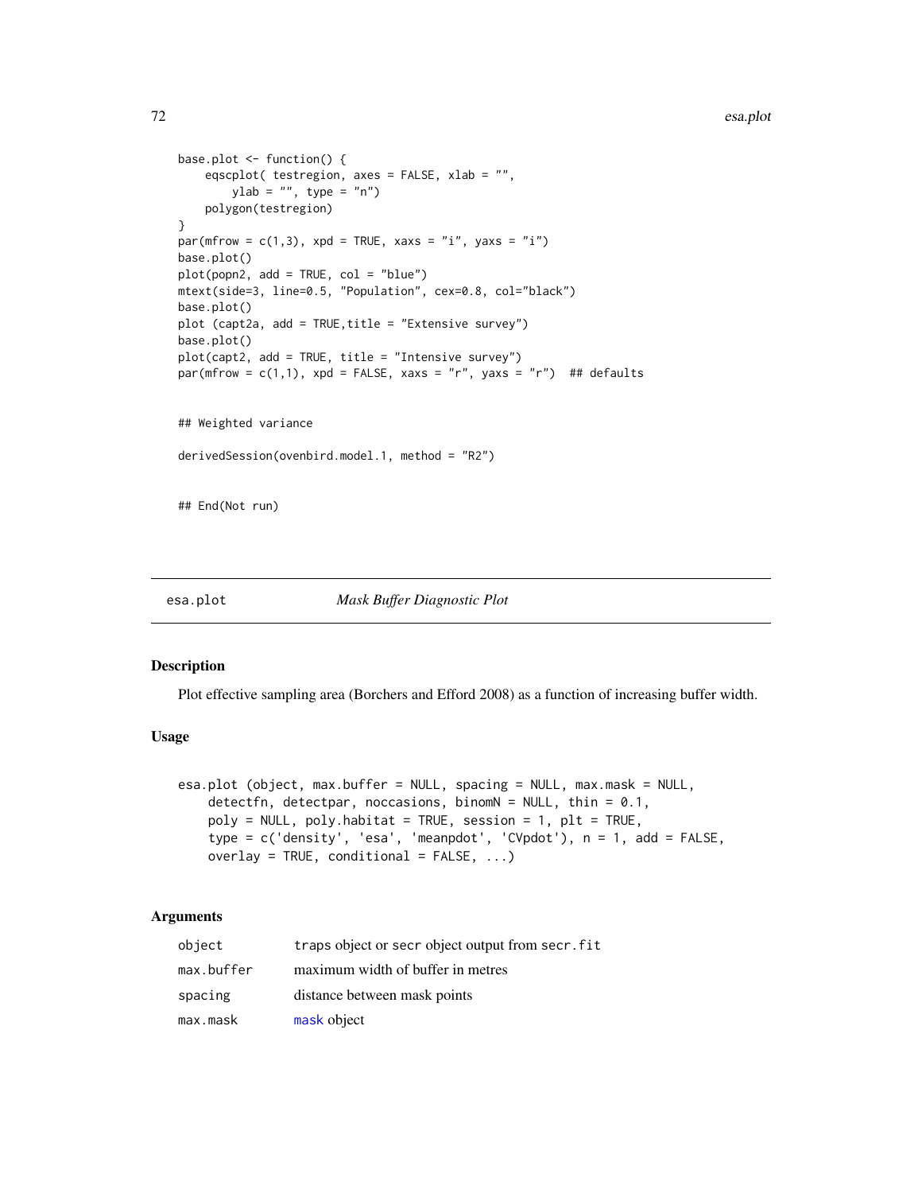```
base.plot <- function() {
    eqscplot( testregion, axes = FALSE, xlab = "",
        ylab = "", type = "n")
    polygon(testregion)
}
par(mfrow = c(1,3), xpd = TRUE, xaxs = "i", yaxs = "i")
base.plot()
plot(popn2, add = TRUE, col = "blue")
mtext(side=3, line=0.5, "Population", cex=0.8, col="black")
base.plot()
plot (capt2a, add = TRUE,title = "Extensive survey")
base.plot()
plot(capt2, add = TRUE, title = "Intensive survey")
par(mfrow = c(1,1), xpd = FALSE, xaxs = "r", yaxs = "r")  ## defaults


## Weighted variance

derivedSession(ovenbird.model.1, method = "R2")


## End(Not run)
```

---

esa.plot *Mask Buffer Diagnostic Plot*

---

## Description

Plot effective sampling area (Borchers and Efford 2008) as a function of increasing buffer width.

## Usage

```
esa.plot (object, max.buffer = NULL, spacing = NULL, max.mask = NULL,
    detectfn, detectpar, noccasions, binomN = NULL, thin = 0.1,
    poly = NULL, poly.habitat = TRUE, session = 1, plt = TRUE,
    type = c('density', 'esa', 'meanpdot', 'CVpdot'), n = 1, add = FALSE,
    overlay = TRUE, conditional = FALSE, ...)
```

## Arguments

| | |
|---|---|
| `object` | traps object or secr object output from `secr.fit` |
| `max.buffer` | maximum width of buffer in metres |
| `spacing` | distance between mask points |
| `max.mask` | `mask` object |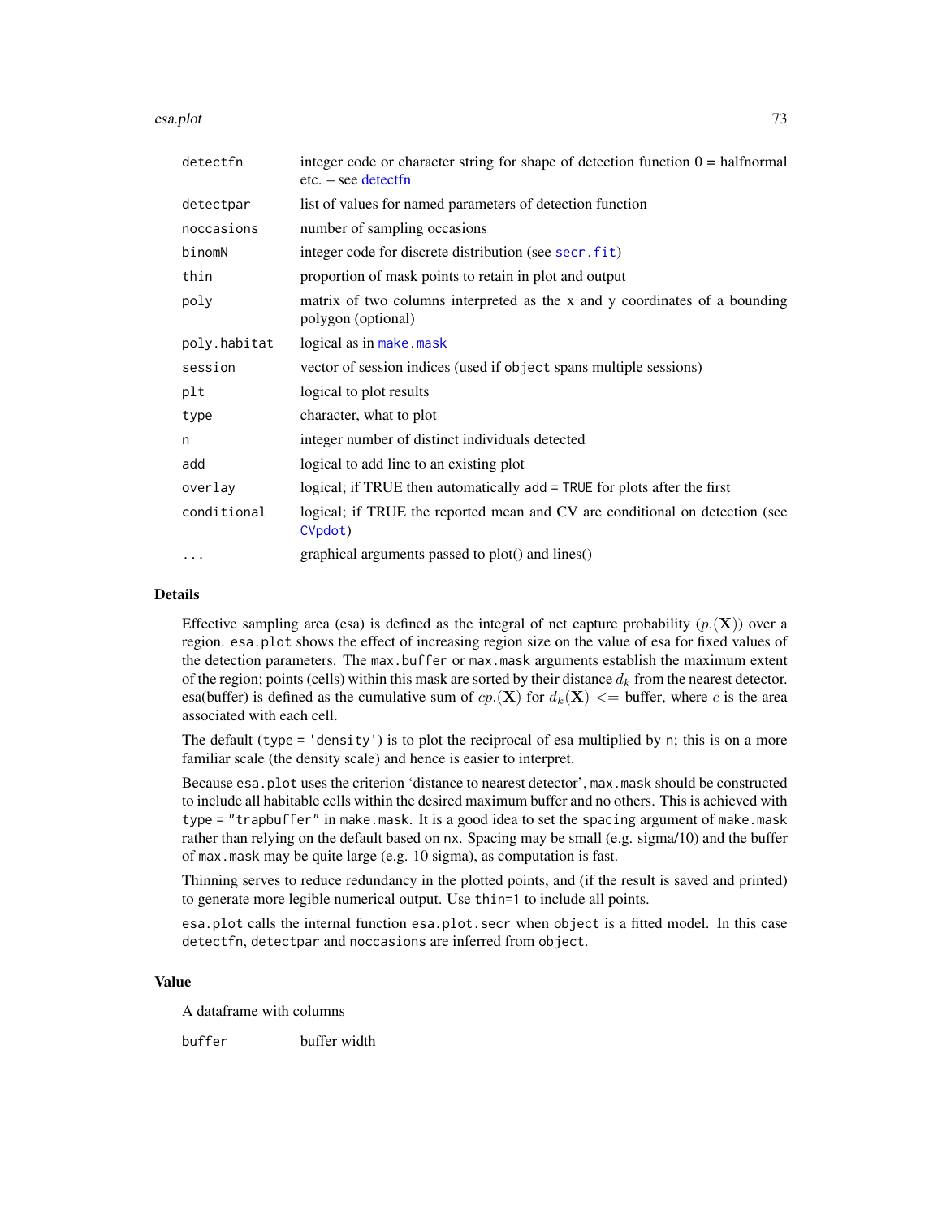| | |
|---|---|
| `detectfn` | integer code or character string for shape of detection function 0 = halfnormal etc. – see detectfn |
| `detectpar` | list of values for named parameters of detection function |
| `noccasions` | number of sampling occasions |
| `binomN` | integer code for discrete distribution (see `secr.fit`) |
| `thin` | proportion of mask points to retain in plot and output |
| `poly` | matrix of two columns interpreted as the x and y coordinates of a bounding polygon (optional) |
| `poly.habitat` | logical as in `make.mask` |
| `session` | vector of session indices (used if `object` spans multiple sessions) |
| `plt` | logical to plot results |
| `type` | character, what to plot |
| `n` | integer number of distinct individuals detected |
| `add` | logical to add line to an existing plot |
| `overlay` | logical; if TRUE then automatically `add = TRUE` for plots after the first |
| `conditional` | logical; if TRUE the reported mean and CV are conditional on detection (see `CVpdot`) |
| `...` | graphical arguments passed to plot() and lines() |

## Details

Effective sampling area (esa) is defined as the integral of net capture probability ($p.(\mathbf{X})$) over a region. `esa.plot` shows the effect of increasing region size on the value of esa for fixed values of the detection parameters. The `max.buffer` or `max.mask` arguments establish the maximum extent of the region; points (cells) within this mask are sorted by their distance $d_k$ from the nearest detector. esa(buffer) is defined as the cumulative sum of $cp.(\mathbf{X})$ for $d_k(\mathbf{X}) <=$ buffer, where $c$ is the area associated with each cell.

The default (`type = 'density'`) is to plot the reciprocal of esa multiplied by `n`; this is on a more familiar scale (the density scale) and hence is easier to interpret.

Because `esa.plot` uses the criterion 'distance to nearest detector', `max.mask` should be constructed to include all habitable cells within the desired maximum buffer and no others. This is achieved with `type = "trapbuffer"` in `make.mask`. It is a good idea to set the `spacing` argument of `make.mask` rather than relying on the default based on `nx`. Spacing may be small (e.g. sigma/10) and the buffer of `max.mask` may be quite large (e.g. 10 sigma), as computation is fast.

Thinning serves to reduce redundancy in the plotted points, and (if the result is saved and printed) to generate more legible numerical output. Use `thin=1` to include all points.

`esa.plot` calls the internal function `esa.plot.secr` when `object` is a fitted model. In this case `detectfn`, `detectpar` and `noccasions` are inferred from `object`.

## Value

A dataframe with columns

| | |
|---|---|
| `buffer` | buffer width |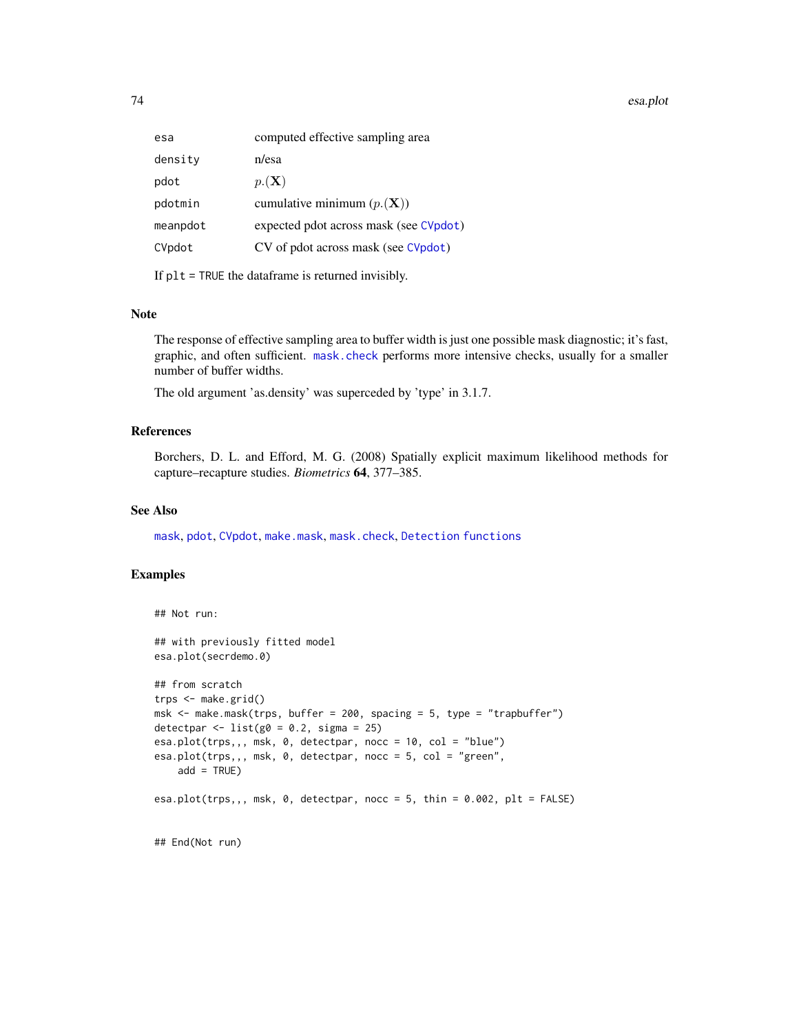| | |
|---|---|
| esa | computed effective sampling area |
| density | n/esa |
| pdot | $p.(\mathbf{X})$ |
| pdotmin | cumulative minimum $(p.(\mathbf{X}))$ |
| meanpdot | expected pdot across mask (see CVpdot) |
| CVpdot | CV of pdot across mask (see CVpdot) |

If plt = TRUE the dataframe is returned invisibly.

## Note

The response of effective sampling area to buffer width is just one possible mask diagnostic; it's fast, graphic, and often sufficient. mask.check performs more intensive checks, usually for a smaller number of buffer widths.

The old argument 'as.density' was superceded by 'type' in 3.1.7.

## References

Borchers, D. L. and Efford, M. G. (2008) Spatially explicit maximum likelihood methods for capture–recapture studies. *Biometrics* **64**, 377–385.

## See Also

mask, pdot, CVpdot, make.mask, mask.check, Detection functions

## Examples

```
## Not run:

## with previously fitted model
esa.plot(secrdemo.0)

## from scratch
trps <- make.grid()
msk <- make.mask(trps, buffer = 200, spacing = 5, type = "trapbuffer")
detectpar <- list(g0 = 0.2, sigma = 25)
esa.plot(trps,,, msk, 0, detectpar, nocc = 10, col = "blue")
esa.plot(trps,,, msk, 0, detectpar, nocc = 5, col = "green",
    add = TRUE)

esa.plot(trps,,, msk, 0, detectpar, nocc = 5, thin = 0.002, plt = FALSE)


## End(Not run)
```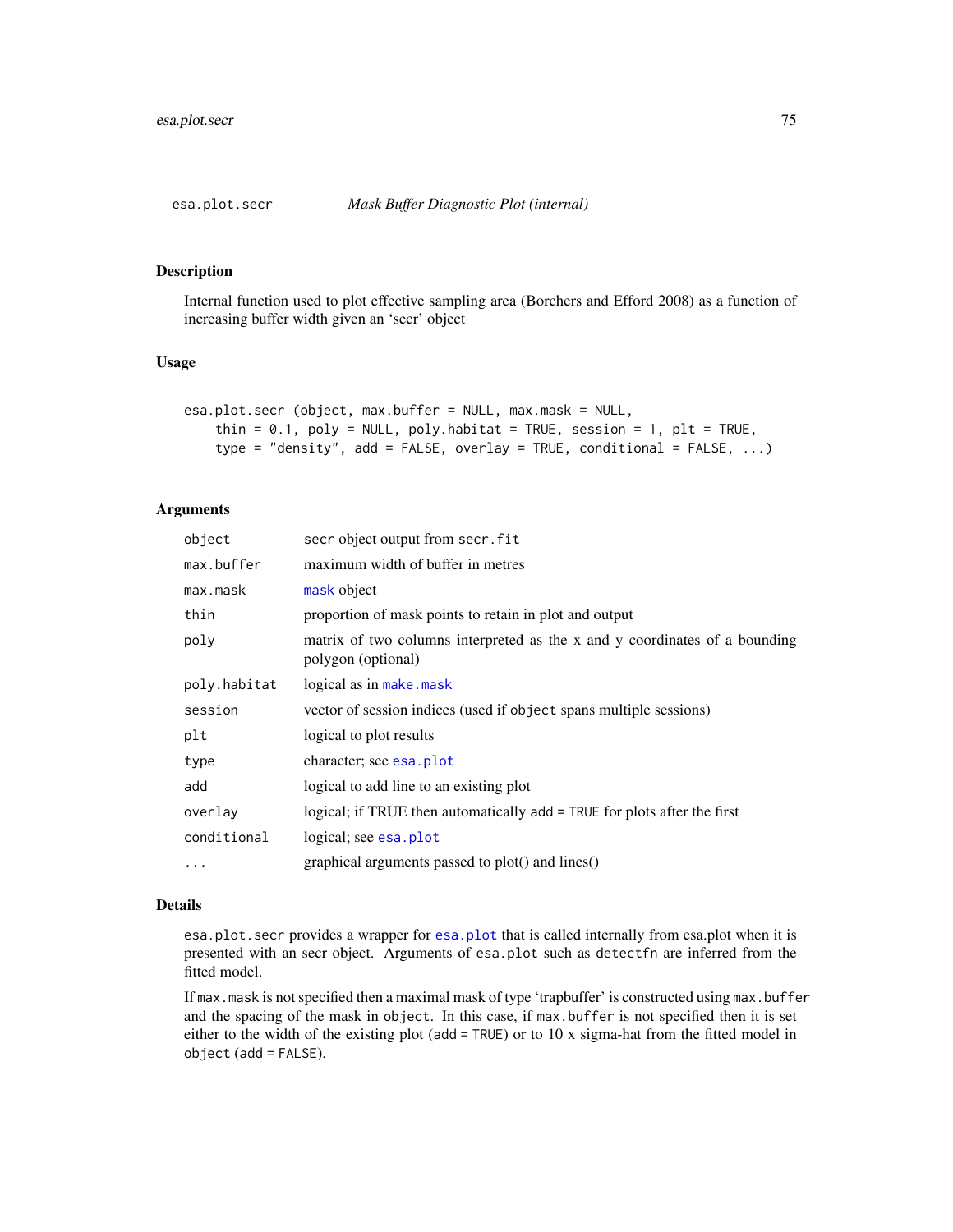esa.plot.secr &nbsp;&nbsp;&nbsp;&nbsp; *Mask Buffer Diagnostic Plot (internal)*

## Description

Internal function used to plot effective sampling area (Borchers and Efford 2008) as a function of increasing buffer width given an 'secr' object

## Usage

```
esa.plot.secr (object, max.buffer = NULL, max.mask = NULL,
    thin = 0.1, poly = NULL, poly.habitat = TRUE, session = 1, plt = TRUE,
    type = "density", add = FALSE, overlay = TRUE, conditional = FALSE, ...)
```

## Arguments

| | |
|---|---|
| `object` | secr object output from `secr.fit` |
| `max.buffer` | maximum width of buffer in metres |
| `max.mask` | `mask` object |
| `thin` | proportion of mask points to retain in plot and output |
| `poly` | matrix of two columns interpreted as the x and y coordinates of a bounding polygon (optional) |
| `poly.habitat` | logical as in `make.mask` |
| `session` | vector of session indices (used if `object` spans multiple sessions) |
| `plt` | logical to plot results |
| `type` | character; see `esa.plot` |
| `add` | logical to add line to an existing plot |
| `overlay` | logical; if TRUE then automatically `add = TRUE` for plots after the first |
| `conditional` | logical; see `esa.plot` |
| `...` | graphical arguments passed to plot() and lines() |

## Details

`esa.plot.secr` provides a wrapper for `esa.plot` that is called internally from esa.plot when it is presented with an secr object. Arguments of `esa.plot` such as `detectfn` are inferred from the fitted model.

If `max.mask` is not specified then a maximal mask of type 'trapbuffer' is constructed using `max.buffer` and the spacing of the mask in `object`. In this case, if `max.buffer` is not specified then it is set either to the width of the existing plot (`add = TRUE`) or to 10 x sigma-hat from the fitted model in `object` (`add = FALSE`).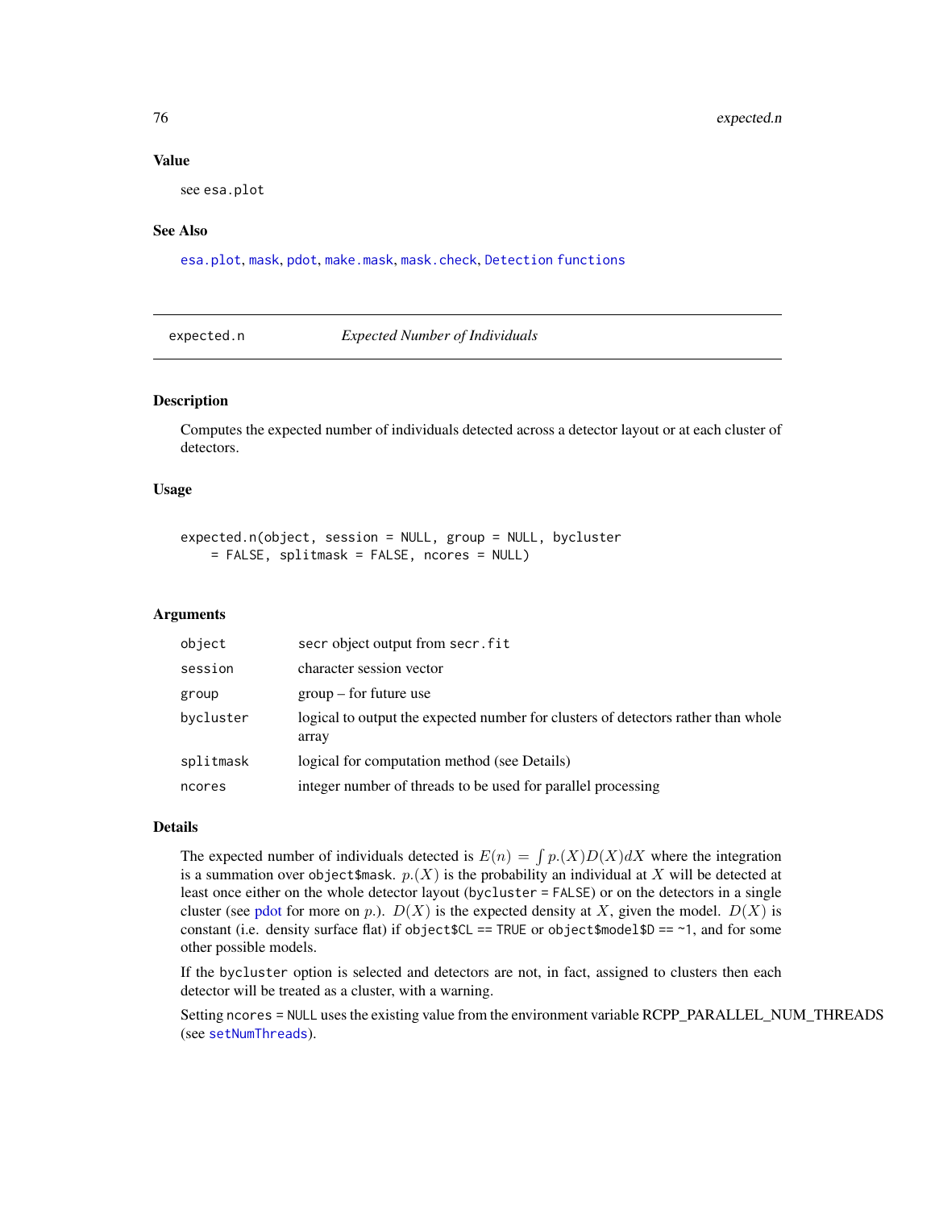### Value

see esa.plot

### See Also

esa.plot, mask, pdot, make.mask, mask.check, Detection functions

---

## expected.n — *Expected Number of Individuals*

### Description

Computes the expected number of individuals detected across a detector layout or at each cluster of detectors.

### Usage

```
expected.n(object, session = NULL, group = NULL, bycluster
    = FALSE, splitmask = FALSE, ncores = NULL)
```

### Arguments

| | |
|---|---|
| object | secr object output from secr.fit |
| session | character session vector |
| group | group – for future use |
| bycluster | logical to output the expected number for clusters of detectors rather than whole array |
| splitmask | logical for computation method (see Details) |
| ncores | integer number of threads to be used for parallel processing |

### Details

The expected number of individuals detected is $E(n) = \int p.(X) D(X) dX$ where the integration is a summation over object$mask. $p.(X)$ is the probability an individual at $X$ will be detected at least once either on the whole detector layout (bycluster = FALSE) or on the detectors in a single cluster (see pdot for more on $p.$). $D(X)$ is the expected density at $X$, given the model. $D(X)$ is constant (i.e. density surface flat) if object$CL == TRUE or object$model$D == ~1, and for some other possible models.

If the bycluster option is selected and detectors are not, in fact, assigned to clusters then each detector will be treated as a cluster, with a warning.

Setting ncores = NULL uses the existing value from the environment variable RCPP_PARALLEL_NUM_THREADS (see setNumThreads).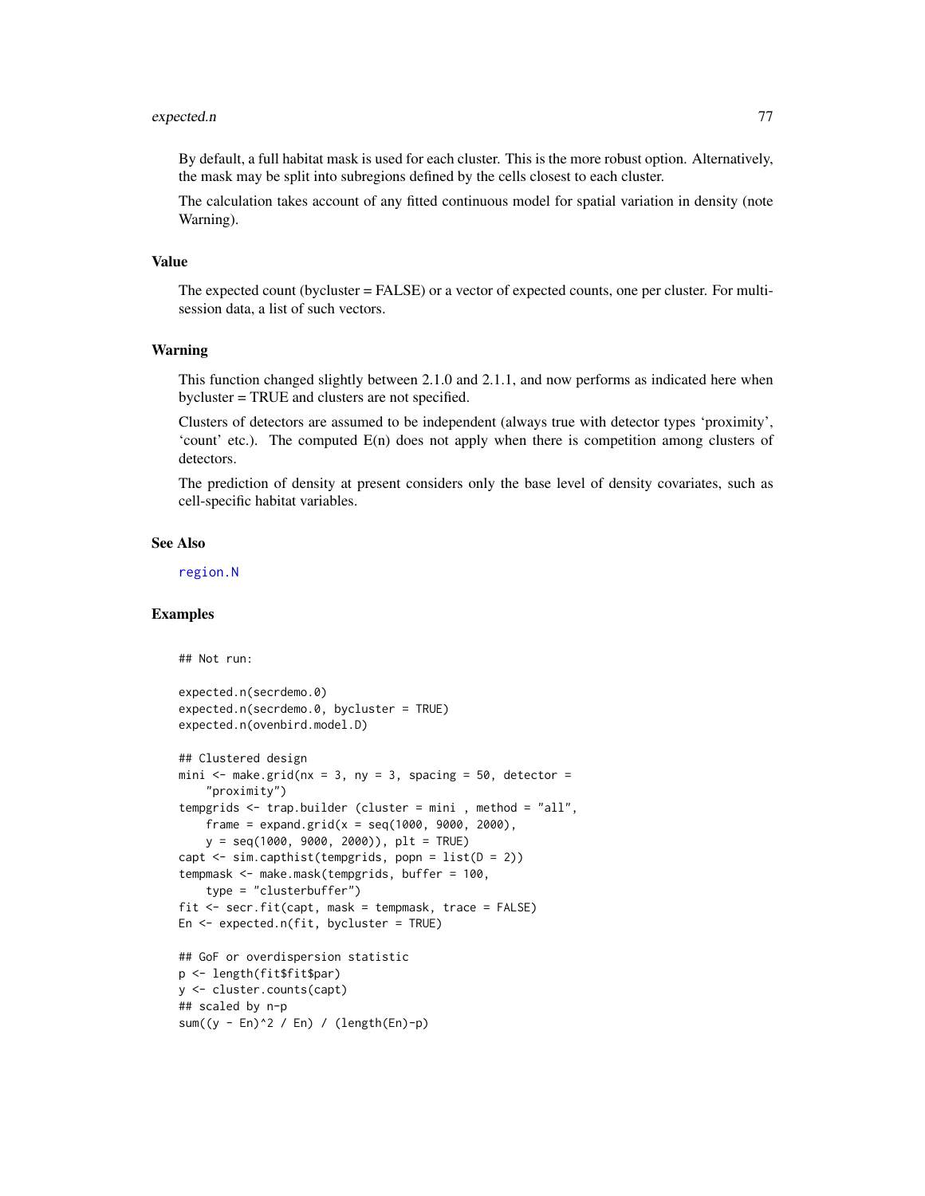By default, a full habitat mask is used for each cluster. This is the more robust option. Alternatively, the mask may be split into subregions defined by the cells closest to each cluster.

The calculation takes account of any fitted continuous model for spatial variation in density (note Warning).

## Value

The expected count (bycluster = FALSE) or a vector of expected counts, one per cluster. For multi-session data, a list of such vectors.

## Warning

This function changed slightly between 2.1.0 and 2.1.1, and now performs as indicated here when bycluster = TRUE and clusters are not specified.

Clusters of detectors are assumed to be independent (always true with detector types 'proximity', 'count' etc.). The computed E(n) does not apply when there is competition among clusters of detectors.

The prediction of density at present considers only the base level of density covariates, such as cell-specific habitat variables.

## See Also

region.N

## Examples

```
## Not run:

expected.n(secrdemo.0)
expected.n(secrdemo.0, bycluster = TRUE)
expected.n(ovenbird.model.D)

## Clustered design
mini <- make.grid(nx = 3, ny = 3, spacing = 50, detector =
    "proximity")
tempgrids <- trap.builder (cluster = mini , method = "all",
    frame = expand.grid(x = seq(1000, 9000, 2000),
    y = seq(1000, 9000, 2000)), plt = TRUE)
capt <- sim.capthist(tempgrids, popn = list(D = 2))
tempmask <- make.mask(tempgrids, buffer = 100,
    type = "clusterbuffer")
fit <- secr.fit(capt, mask = tempmask, trace = FALSE)
En <- expected.n(fit, bycluster = TRUE)

## GoF or overdispersion statistic
p <- length(fit$fit$par)
y <- cluster.counts(capt)
## scaled by n-p
sum((y - En)^2 / En) / (length(En)-p)
```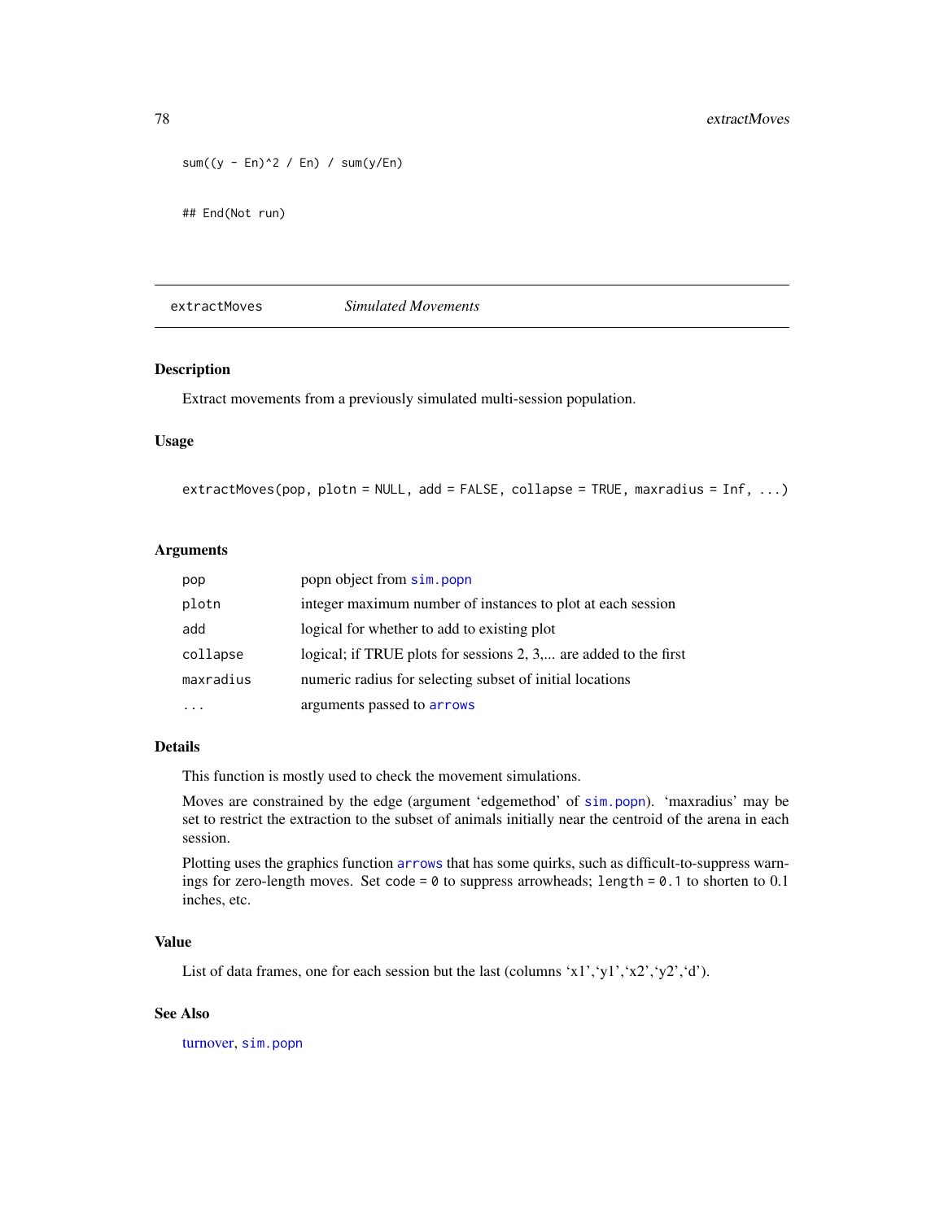```
sum((y - En)^2 / En) / sum(y/En)

## End(Not run)
```

---

## extractMoves *Simulated Movements*

### Description

Extract movements from a previously simulated multi-session population.

### Usage

```
extractMoves(pop, plotn = NULL, add = FALSE, collapse = TRUE, maxradius = Inf, ...)
```

### Arguments

| | |
|---|---|
| pop | popn object from sim.popn |
| plotn | integer maximum number of instances to plot at each session |
| add | logical for whether to add to existing plot |
| collapse | logical; if TRUE plots for sessions 2, 3,... are added to the first |
| maxradius | numeric radius for selecting subset of initial locations |
| ... | arguments passed to arrows |

### Details

This function is mostly used to check the movement simulations.

Moves are constrained by the edge (argument 'edgemethod' of sim.popn). 'maxradius' may be set to restrict the extraction to the subset of animals initially near the centroid of the arena in each session.

Plotting uses the graphics function arrows that has some quirks, such as difficult-to-suppress warnings for zero-length moves. Set `code = 0` to suppress arrowheads; `length = 0.1` to shorten to 0.1 inches, etc.

### Value

List of data frames, one for each session but the last (columns 'x1','y1','x2','y2','d').

### See Also

turnover, sim.popn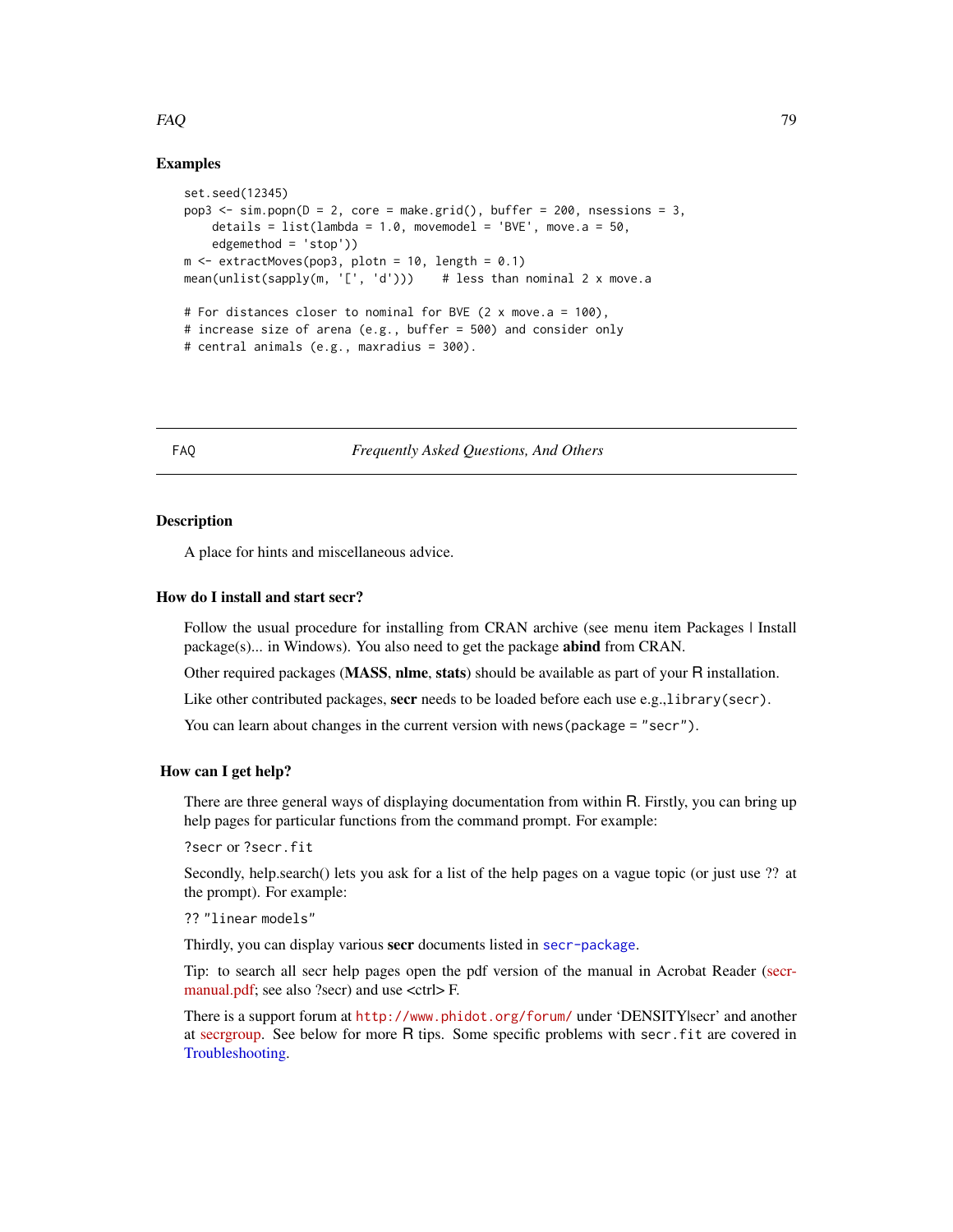### Examples

```
set.seed(12345)
pop3 <- sim.popn(D = 2, core = make.grid(), buffer = 200, nsessions = 3,
    details = list(lambda = 1.0, movemodel = 'BVE', move.a = 50,
    edgemethod = 'stop'))
m <- extractMoves(pop3, plotn = 10, length = 0.1)
mean(unlist(sapply(m, '[', 'd')))    # less than nominal 2 x move.a

# For distances closer to nominal for BVE (2 x move.a = 100),
# increase size of arena (e.g., buffer = 500) and consider only
# central animals (e.g., maxradius = 300).
```

---

## FAQ — *Frequently Asked Questions, And Others*

### Description

A place for hints and miscellaneous advice.

### How do I install and start secr?

Follow the usual procedure for installing from CRAN archive (see menu item Packages | Install package(s)... in Windows). You also need to get the package **abind** from CRAN.

Other required packages (**MASS**, **nlme**, **stats**) should be available as part of your R installation.

Like other contributed packages, **secr** needs to be loaded before each use e.g.,`library(secr)`.

You can learn about changes in the current version with `news(package = "secr")`.

### How can I get help?

There are three general ways of displaying documentation from within R. Firstly, you can bring up help pages for particular functions from the command prompt. For example:

`?secr` or `?secr.fit`

Secondly, help.search() lets you ask for a list of the help pages on a vague topic (or just use ?? at the prompt). For example:

`?? "linear models"`

Thirdly, you can display various **secr** documents listed in `secr-package`.

Tip: to search all secr help pages open the pdf version of the manual in Acrobat Reader (secr-manual.pdf; see also ?secr) and use <ctrl> F.

There is a support forum at `http://www.phidot.org/forum/` under 'DENSITY|secr' and another at secrgroup. See below for more R tips. Some specific problems with `secr.fit` are covered in Troubleshooting.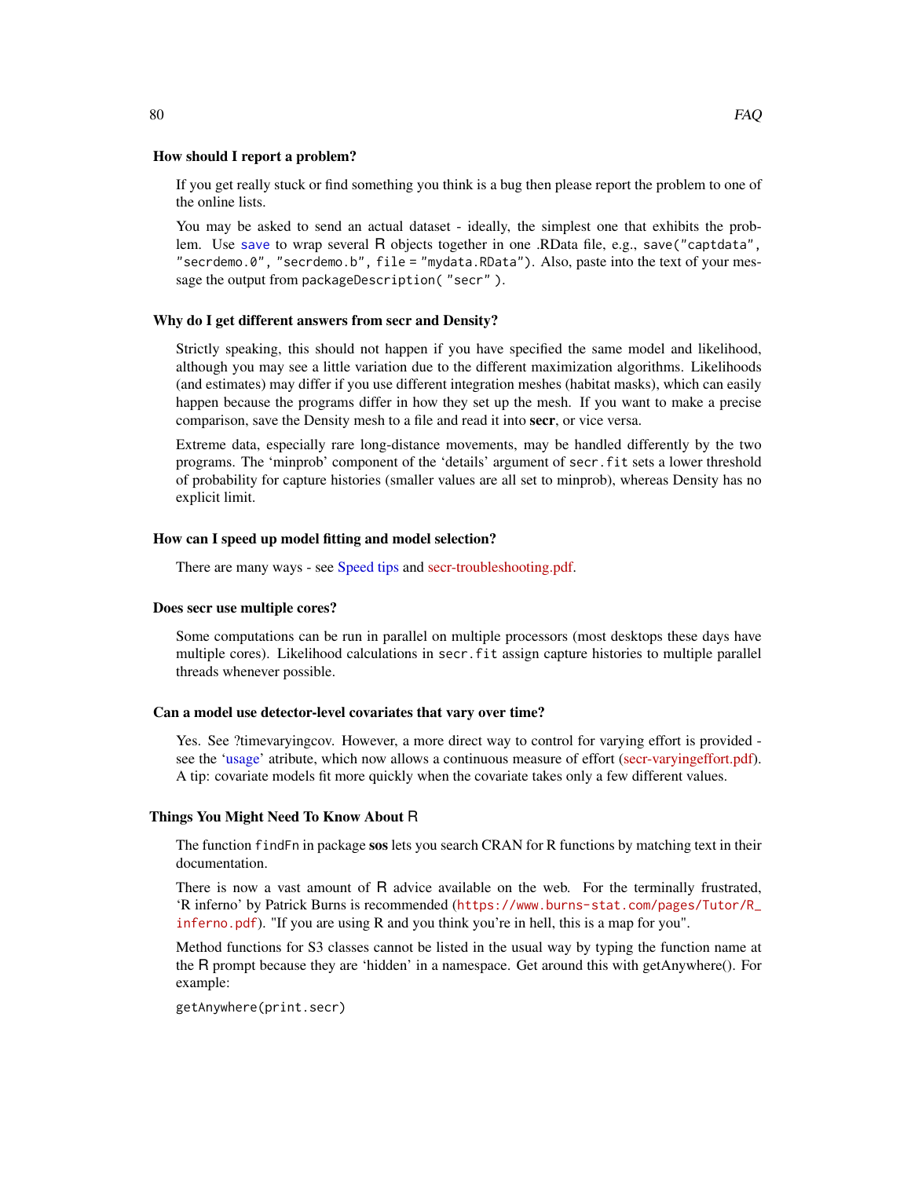### How should I report a problem?

If you get really stuck or find something you think is a bug then please report the problem to one of the online lists.

You may be asked to send an actual dataset - ideally, the simplest one that exhibits the problem. Use `save` to wrap several R objects together in one .RData file, e.g., `save("captdata", "secrdemo.0", "secrdemo.b", file = "mydata.RData")`. Also, paste into the text of your message the output from `packageDescription( "secr" )`.

### Why do I get different answers from secr and Density?

Strictly speaking, this should not happen if you have specified the same model and likelihood, although you may see a little variation due to the different maximization algorithms. Likelihoods (and estimates) may differ if you use different integration meshes (habitat masks), which can easily happen because the programs differ in how they set up the mesh. If you want to make a precise comparison, save the Density mesh to a file and read it into **secr**, or vice versa.

Extreme data, especially rare long-distance movements, may be handled differently by the two programs. The 'minprob' component of the 'details' argument of `secr.fit` sets a lower threshold of probability for capture histories (smaller values are all set to minprob), whereas Density has no explicit limit.

### How can I speed up model fitting and model selection?

There are many ways - see Speed tips and secr-troubleshooting.pdf.

### Does secr use multiple cores?

Some computations can be run in parallel on multiple processors (most desktops these days have multiple cores). Likelihood calculations in `secr.fit` assign capture histories to multiple parallel threads whenever possible.

### Can a model use detector-level covariates that vary over time?

Yes. See ?timevaryingcov. However, a more direct way to control for varying effort is provided - see the 'usage' atribute, which now allows a continuous measure of effort (secr-varyingeffort.pdf). A tip: covariate models fit more quickly when the covariate takes only a few different values.

### Things You Might Need To Know About R

The function `findFn` in package **sos** lets you search CRAN for R functions by matching text in their documentation.

There is now a vast amount of R advice available on the web. For the terminally frustrated, 'R inferno' by Patrick Burns is recommended (`https://www.burns-stat.com/pages/Tutor/R_inferno.pdf`). "If you are using R and you think you're in hell, this is a map for you".

Method functions for S3 classes cannot be listed in the usual way by typing the function name at the R prompt because they are 'hidden' in a namespace. Get around this with getAnywhere(). For example:

```
getAnywhere(print.secr)
```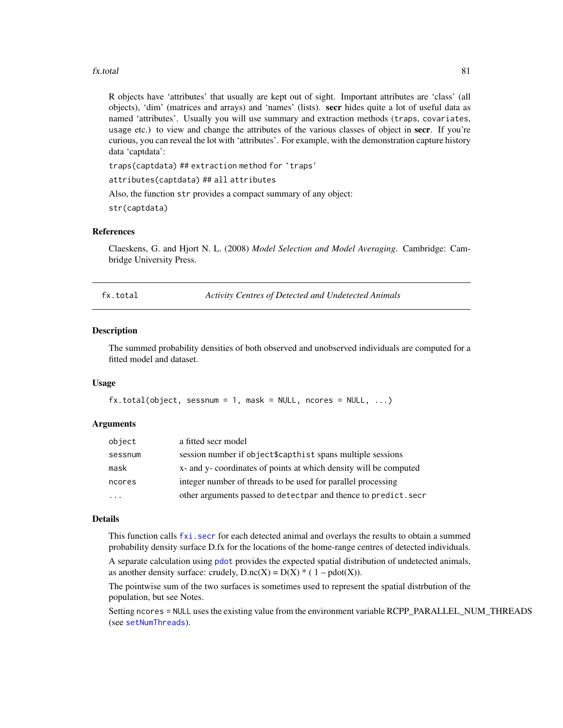R objects have 'attributes' that usually are kept out of sight. Important attributes are 'class' (all objects), 'dim' (matrices and arrays) and 'names' (lists). **secr** hides quite a lot of useful data as named 'attributes'. Usually you will use summary and extraction methods (`traps`, `covariates`, `usage` etc.) to view and change the attributes of the various classes of object in **secr**. If you're curious, you can reveal the lot with 'attributes'. For example, with the demonstration capture history data 'captdata':

```
traps(captdata) ## extraction method for `traps'
```

```
attributes(captdata) ## all attributes
```

Also, the function `str` provides a compact summary of any object:

```
str(captdata)
```

### References

Claeskens, G. and Hjort N. L. (2008) *Model Selection and Model Averaging*. Cambridge: Cambridge University Press.

---

## fx.total — *Activity Centres of Detected and Undetected Animals*

### Description

The summed probability densities of both observed and unobserved individuals are computed for a fitted model and dataset.

### Usage

```
fx.total(object, sessnum = 1, mask = NULL, ncores = NULL, ...)
```

### Arguments

| | |
|---|---|
| `object` | a fitted secr model |
| `sessnum` | session number if `object$capthist` spans multiple sessions |
| `mask` | x- and y- coordinates of points at which density will be computed |
| `ncores` | integer number of threads to be used for parallel processing |
| `...` | other arguments passed to `detectpar` and thence to `predict.secr` |

### Details

This function calls `fxi.secr` for each detected animal and overlays the results to obtain a summed probability density surface D.fx for the locations of the home-range centres of detected individuals.

A separate calculation using `pdot` provides the expected spatial distribution of undetected animals, as another density surface: crudely, D.nc(X) = D(X) * ( 1 – pdot(X)).

The pointwise sum of the two surfaces is sometimes used to represent the spatial distrbution of the population, but see Notes.

Setting `ncores = NULL` uses the existing value from the environment variable RCPP_PARALLEL_NUM_THREADS (see `setNumThreads`).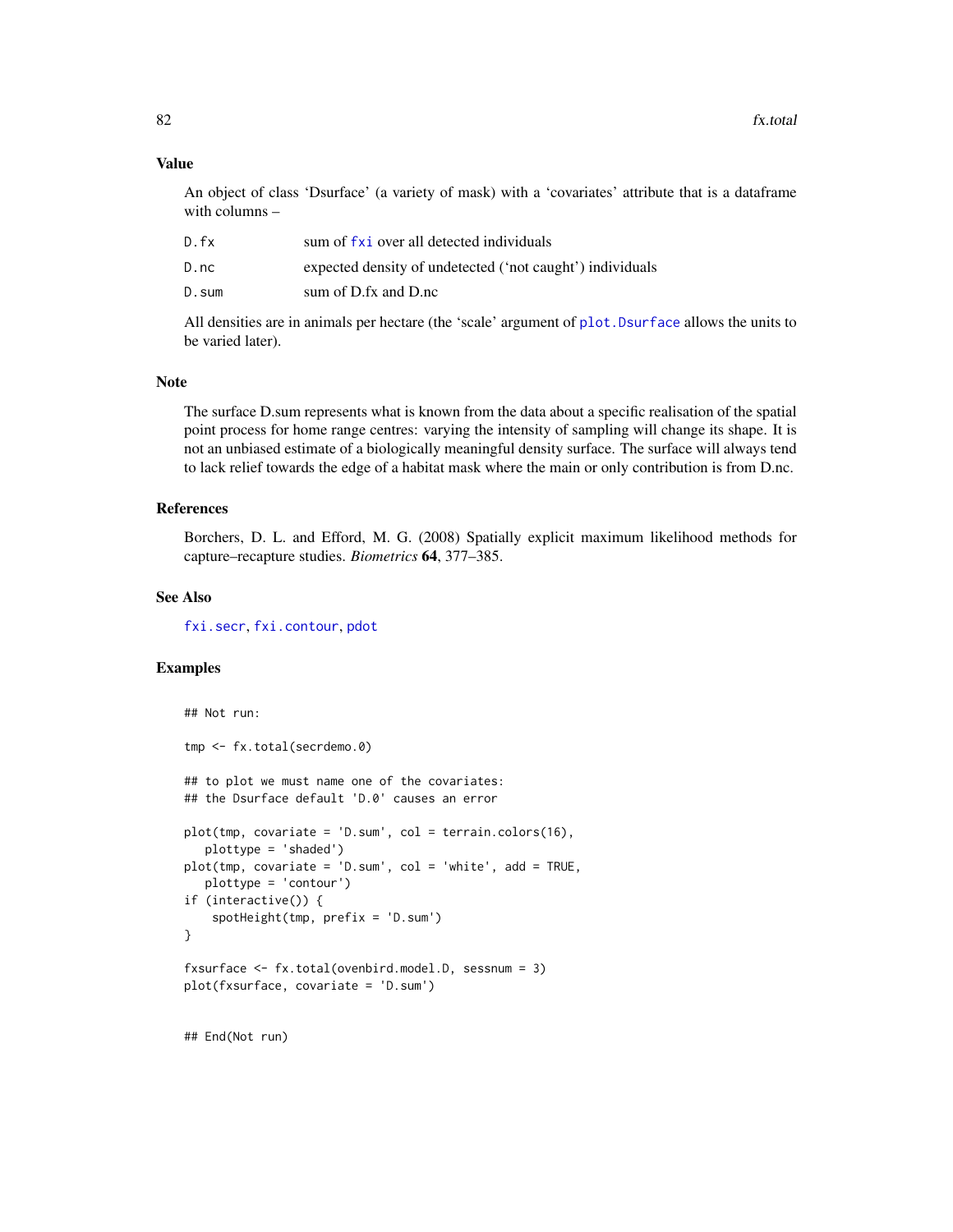## Value

An object of class 'Dsurface' (a variety of mask) with a 'covariates' attribute that is a dataframe with columns –

| | |
|---|---|
| D.fx | sum of fxi over all detected individuals |
| D.nc | expected density of undetected ('not caught') individuals |
| D.sum | sum of D.fx and D.nc |

All densities are in animals per hectare (the 'scale' argument of plot.Dsurface allows the units to be varied later).

## Note

The surface D.sum represents what is known from the data about a specific realisation of the spatial point process for home range centres: varying the intensity of sampling will change its shape. It is not an unbiased estimate of a biologically meaningful density surface. The surface will always tend to lack relief towards the edge of a habitat mask where the main or only contribution is from D.nc.

## References

Borchers, D. L. and Efford, M. G. (2008) Spatially explicit maximum likelihood methods for capture–recapture studies. *Biometrics* **64**, 377–385.

## See Also

fxi.secr, fxi.contour, pdot

## Examples

```
## Not run:

tmp <- fx.total(secrdemo.0)

## to plot we must name one of the covariates:
## the Dsurface default 'D.0' causes an error

plot(tmp, covariate = 'D.sum', col = terrain.colors(16),
   plottype = 'shaded')
plot(tmp, covariate = 'D.sum', col = 'white', add = TRUE,
   plottype = 'contour')
if (interactive()) {
    spotHeight(tmp, prefix = 'D.sum')
}

fxsurface <- fx.total(ovenbird.model.D, sessnum = 3)
plot(fxsurface, covariate = 'D.sum')


## End(Not run)
```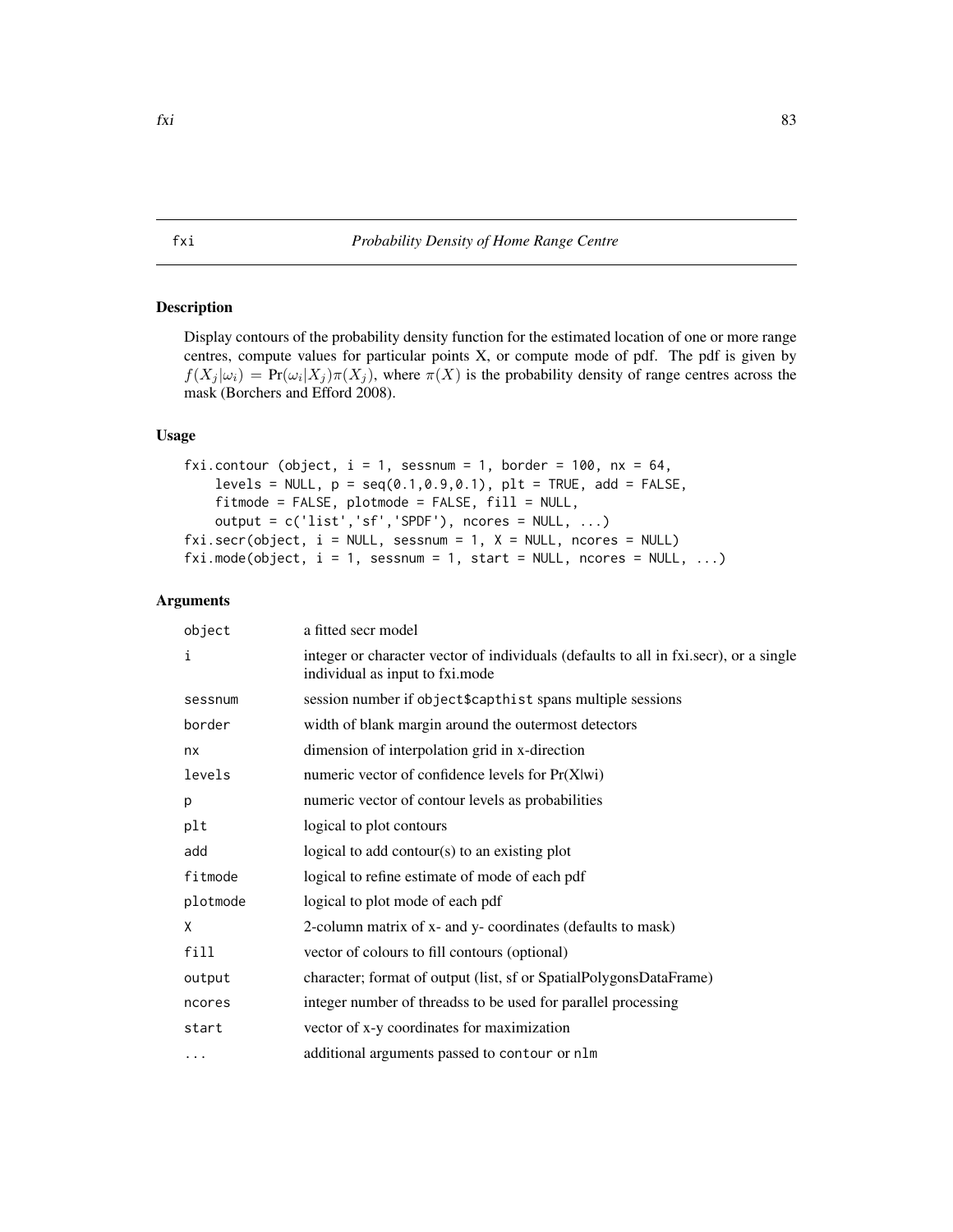# fxi — *Probability Density of Home Range Centre*

## Description

Display contours of the probability density function for the estimated location of one or more range centres, compute values for particular points X, or compute mode of pdf. The pdf is given by $f(X_j|\omega_i) = \Pr(\omega_i|X_j)\pi(X_j)$, where $\pi(X)$ is the probability density of range centres across the mask (Borchers and Efford 2008).

## Usage

```
fxi.contour (object, i = 1, sessnum = 1, border = 100, nx = 64,
    levels = NULL, p = seq(0.1,0.9,0.1), plt = TRUE, add = FALSE,
    fitmode = FALSE, plotmode = FALSE, fill = NULL,
    output = c('list','sf','SPDF'), ncores = NULL, ...)
fxi.secr(object, i = NULL, sessnum = 1, X = NULL, ncores = NULL)
fxi.mode(object, i = 1, sessnum = 1, start = NULL, ncores = NULL, ...)
```

## Arguments

| | |
|---|---|
| `object` | a fitted secr model |
| `i` | integer or character vector of individuals (defaults to all in fxi.secr), or a single individual as input to fxi.mode |
| `sessnum` | session number if `object$capthist` spans multiple sessions |
| `border` | width of blank margin around the outermost detectors |
| `nx` | dimension of interpolation grid in x-direction |
| `levels` | numeric vector of confidence levels for Pr(X\|wi) |
| `p` | numeric vector of contour levels as probabilities |
| `plt` | logical to plot contours |
| `add` | logical to add contour(s) to an existing plot |
| `fitmode` | logical to refine estimate of mode of each pdf |
| `plotmode` | logical to plot mode of each pdf |
| `X` | 2-column matrix of x- and y- coordinates (defaults to mask) |
| `fill` | vector of colours to fill contours (optional) |
| `output` | character; format of output (list, sf or SpatialPolygonsDataFrame) |
| `ncores` | integer number of threadss to be used for parallel processing |
| `start` | vector of x-y coordinates for maximization |
| `...` | additional arguments passed to `contour` or `nlm` |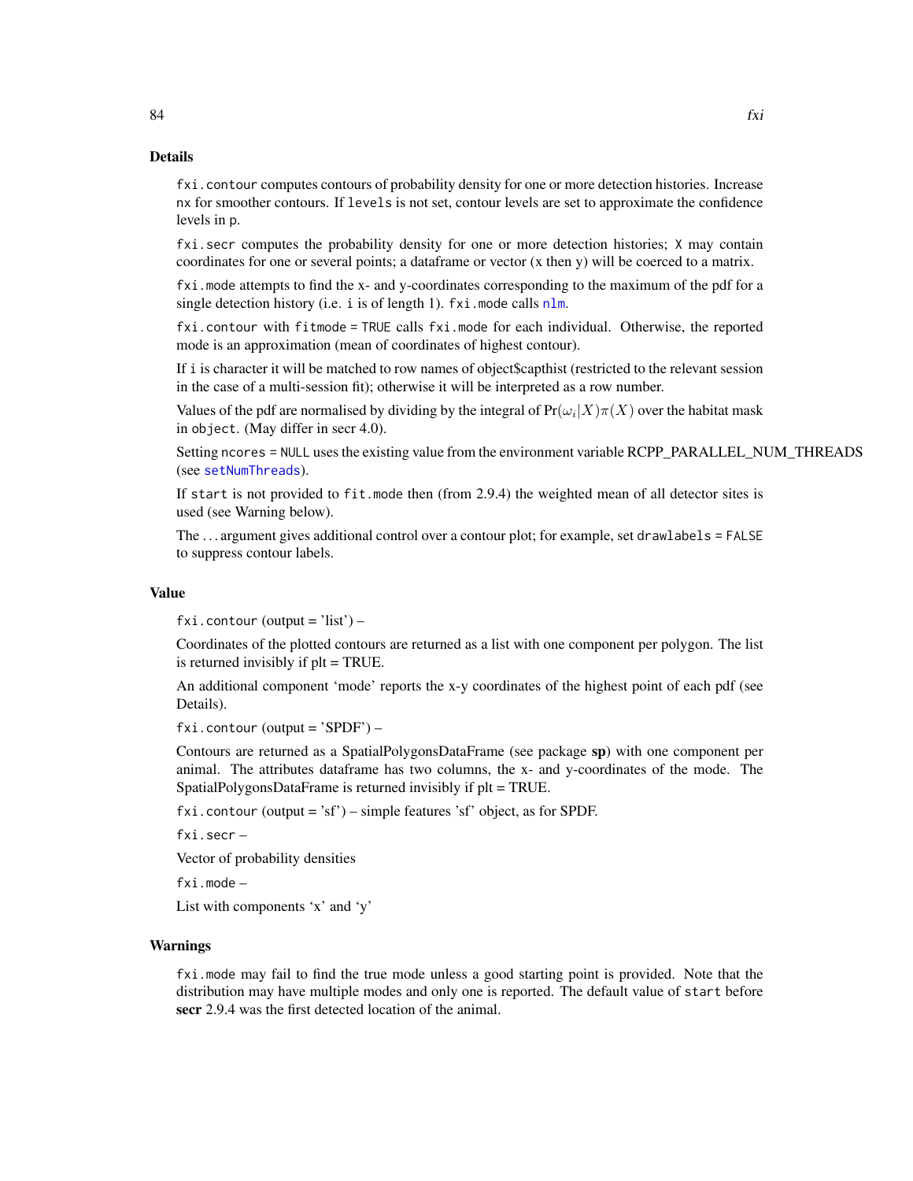## Details

`fxi.contour` computes contours of probability density for one or more detection histories. Increase `nx` for smoother contours. If `levels` is not set, contour levels are set to approximate the confidence levels in `p`.

`fxi.secr` computes the probability density for one or more detection histories; `X` may contain coordinates for one or several points; a dataframe or vector (x then y) will be coerced to a matrix.

`fxi.mode` attempts to find the x- and y-coordinates corresponding to the maximum of the pdf for a single detection history (i.e. `i` is of length 1). `fxi.mode` calls `nlm`.

`fxi.contour` with `fitmode = TRUE` calls `fxi.mode` for each individual. Otherwise, the reported mode is an approximation (mean of coordinates of highest contour).

If `i` is character it will be matched to row names of object$capthist (restricted to the relevant session in the case of a multi-session fit); otherwise it will be interpreted as a row number.

Values of the pdf are normalised by dividing by the integral of $\Pr(\omega_i|X)\pi(X)$ over the habitat mask in `object`. (May differ in secr 4.0).

Setting `ncores = NULL` uses the existing value from the environment variable RCPP_PARALLEL_NUM_THREADS (see `setNumThreads`).

If `start` is not provided to `fit.mode` then (from 2.9.4) the weighted mean of all detector sites is used (see Warning below).

The ... argument gives additional control over a contour plot; for example, set `drawlabels = FALSE` to suppress contour labels.

## Value

`fxi.contour` (output = 'list') –

Coordinates of the plotted contours are returned as a list with one component per polygon. The list is returned invisibly if plt = TRUE.

An additional component 'mode' reports the x-y coordinates of the highest point of each pdf (see Details).

`fxi.contour` (output = 'SPDF') –

Contours are returned as a SpatialPolygonsDataFrame (see package **sp**) with one component per animal. The attributes dataframe has two columns, the x- and y-coordinates of the mode. The SpatialPolygonsDataFrame is returned invisibly if plt = TRUE.

`fxi.contour` (output = 'sf') – simple features 'sf' object, as for SPDF.

`fxi.secr` –

Vector of probability densities

`fxi.mode` –

List with components 'x' and 'y'

## Warnings

`fxi.mode` may fail to find the true mode unless a good starting point is provided. Note that the distribution may have multiple modes and only one is reported. The default value of `start` before **secr** 2.9.4 was the first detected location of the animal.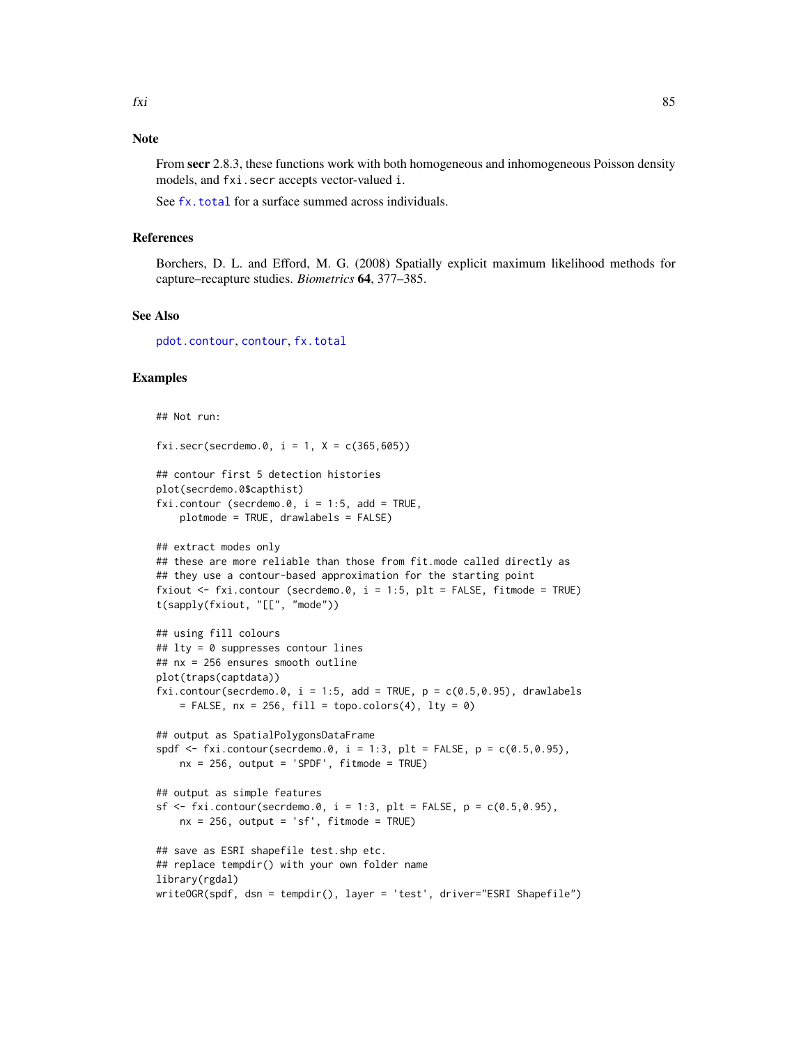## Note

From **secr** 2.8.3, these functions work with both homogeneous and inhomogeneous Poisson density models, and `fxi.secr` accepts vector-valued `i`.

See `fx.total` for a surface summed across individuals.

## References

Borchers, D. L. and Efford, M. G. (2008) Spatially explicit maximum likelihood methods for capture–recapture studies. *Biometrics* **64**, 377–385.

## See Also

`pdot.contour`, `contour`, `fx.total`

## Examples

```
## Not run:

fxi.secr(secrdemo.0, i = 1, X = c(365,605))

## contour first 5 detection histories
plot(secrdemo.0$capthist)
fxi.contour (secrdemo.0, i = 1:5, add = TRUE,
    plotmode = TRUE, drawlabels = FALSE)

## extract modes only
## these are more reliable than those from fit.mode called directly as
## they use a contour-based approximation for the starting point
fxiout <- fxi.contour (secrdemo.0, i = 1:5, plt = FALSE, fitmode = TRUE)
t(sapply(fxiout, "[[", "mode"))

## using fill colours
## lty = 0 suppresses contour lines
## nx = 256 ensures smooth outline
plot(traps(captdata))
fxi.contour(secrdemo.0, i = 1:5, add = TRUE, p = c(0.5,0.95), drawlabels
    = FALSE, nx = 256, fill = topo.colors(4), lty = 0)

## output as SpatialPolygonsDataFrame
spdf <- fxi.contour(secrdemo.0, i = 1:3, plt = FALSE, p = c(0.5,0.95),
    nx = 256, output = 'SPDF', fitmode = TRUE)

## output as simple features
sf <- fxi.contour(secrdemo.0, i = 1:3, plt = FALSE, p = c(0.5,0.95),
    nx = 256, output = 'sf', fitmode = TRUE)

## save as ESRI shapefile test.shp etc.
## replace tempdir() with your own folder name
library(rgdal)
writeOGR(spdf, dsn = tempdir(), layer = 'test', driver="ESRI Shapefile")
```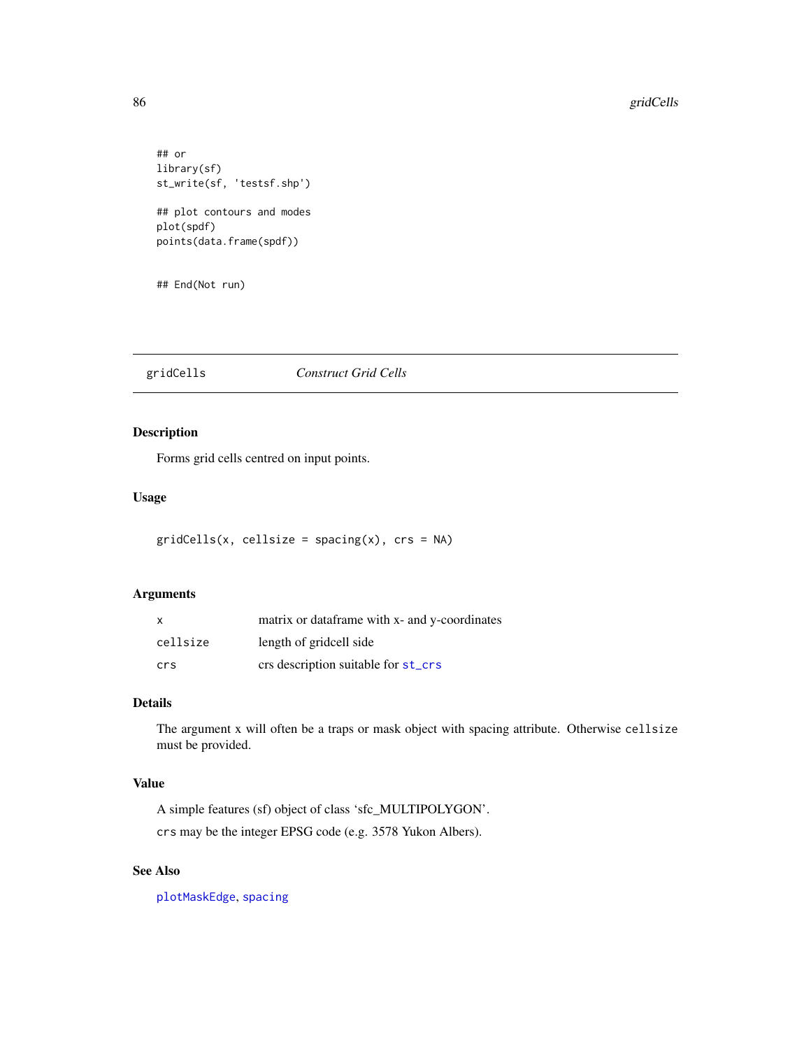```
## or
library(sf)
st_write(sf, 'testsf.shp')

## plot contours and modes
plot(spdf)
points(data.frame(spdf))


## End(Not run)
```

---

## gridCells — *Construct Grid Cells*

### Description

Forms grid cells centred on input points.

### Usage

```
gridCells(x, cellsize = spacing(x), crs = NA)
```

### Arguments

| | |
|---|---|
| `x` | matrix or dataframe with x- and y-coordinates |
| `cellsize` | length of gridcell side |
| `crs` | crs description suitable for `st_crs` |

### Details

The argument x will often be a traps or mask object with spacing attribute. Otherwise `cellsize` must be provided.

### Value

A simple features (sf) object of class 'sfc_MULTIPOLYGON'.

`crs` may be the integer EPSG code (e.g. 3578 Yukon Albers).

### See Also

`plotMaskEdge`, `spacing`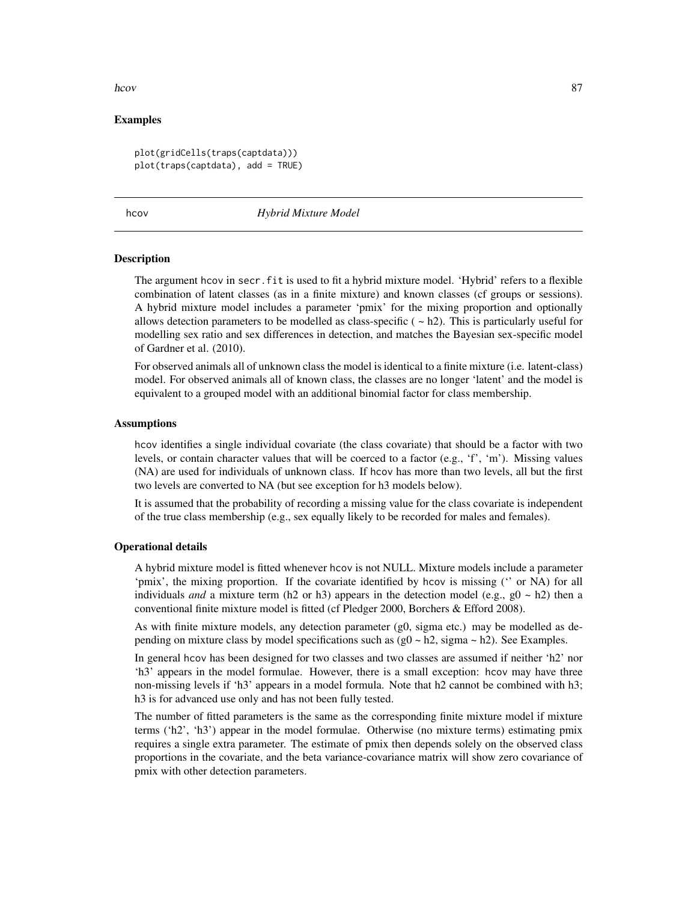### Examples

```
plot(gridCells(traps(captdata)))
plot(traps(captdata), add = TRUE)
```

## hcov *Hybrid Mixture Model*

### Description

The argument hcov in secr.fit is used to fit a hybrid mixture model. 'Hybrid' refers to a flexible combination of latent classes (as in a finite mixture) and known classes (cf groups or sessions). A hybrid mixture model includes a parameter 'pmix' for the mixing proportion and optionally allows detection parameters to be modelled as class-specific ( ~ h2). This is particularly useful for modelling sex ratio and sex differences in detection, and matches the Bayesian sex-specific model of Gardner et al. (2010).

For observed animals all of unknown class the model is identical to a finite mixture (i.e. latent-class) model. For observed animals all of known class, the classes are no longer 'latent' and the model is equivalent to a grouped model with an additional binomial factor for class membership.

### Assumptions

hcov identifies a single individual covariate (the class covariate) that should be a factor with two levels, or contain character values that will be coerced to a factor (e.g., 'f', 'm'). Missing values (NA) are used for individuals of unknown class. If hcov has more than two levels, all but the first two levels are converted to NA (but see exception for h3 models below).

It is assumed that the probability of recording a missing value for the class covariate is independent of the true class membership (e.g., sex equally likely to be recorded for males and females).

### Operational details

A hybrid mixture model is fitted whenever hcov is not NULL. Mixture models include a parameter 'pmix', the mixing proportion. If the covariate identified by hcov is missing ('' or NA) for all individuals *and* a mixture term (h2 or h3) appears in the detection model (e.g., g0 ~ h2) then a conventional finite mixture model is fitted (cf Pledger 2000, Borchers & Efford 2008).

As with finite mixture models, any detection parameter (g0, sigma etc.) may be modelled as depending on mixture class by model specifications such as (g0 ~ h2, sigma ~ h2). See Examples.

In general hcov has been designed for two classes and two classes are assumed if neither 'h2' nor 'h3' appears in the model formulae. However, there is a small exception: hcov may have three non-missing levels if 'h3' appears in a model formula. Note that h2 cannot be combined with h3; h3 is for advanced use only and has not been fully tested.

The number of fitted parameters is the same as the corresponding finite mixture model if mixture terms ('h2', 'h3') appear in the model formulae. Otherwise (no mixture terms) estimating pmix requires a single extra parameter. The estimate of pmix then depends solely on the observed class proportions in the covariate, and the beta variance-covariance matrix will show zero covariance of pmix with other detection parameters.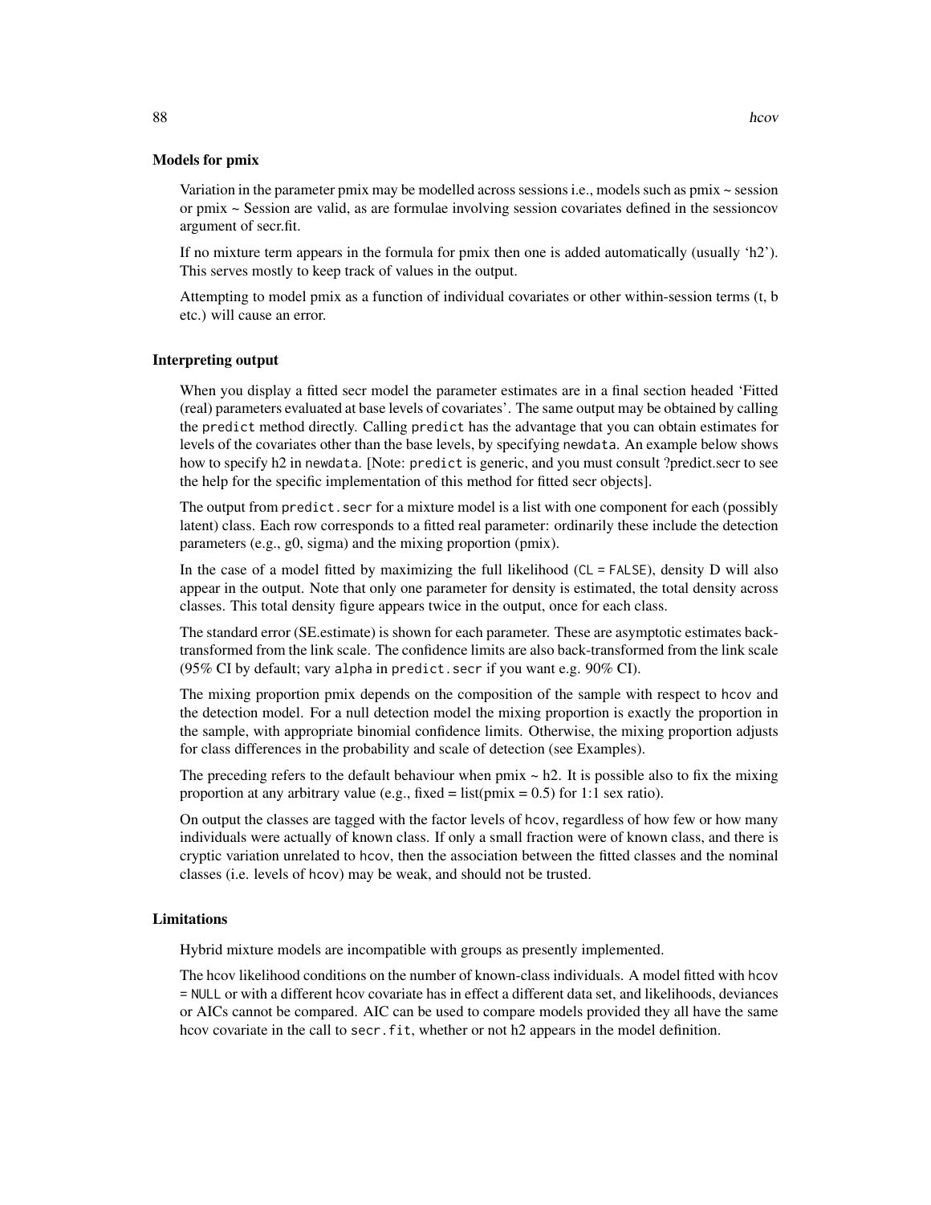### Models for pmix

Variation in the parameter pmix may be modelled across sessions i.e., models such as pmix ~ session or pmix ~ Session are valid, as are formulae involving session covariates defined in the sessioncov argument of secr.fit.

If no mixture term appears in the formula for pmix then one is added automatically (usually 'h2'). This serves mostly to keep track of values in the output.

Attempting to model pmix as a function of individual covariates or other within-session terms (t, b etc.) will cause an error.

### Interpreting output

When you display a fitted secr model the parameter estimates are in a final section headed 'Fitted (real) parameters evaluated at base levels of covariates'. The same output may be obtained by calling the `predict` method directly. Calling `predict` has the advantage that you can obtain estimates for levels of the covariates other than the base levels, by specifying `newdata`. An example below shows how to specify h2 in `newdata`. [Note: `predict` is generic, and you must consult ?predict.secr to see the help for the specific implementation of this method for fitted secr objects].

The output from `predict.secr` for a mixture model is a list with one component for each (possibly latent) class. Each row corresponds to a fitted real parameter: ordinarily these include the detection parameters (e.g., g0, sigma) and the mixing proportion (pmix).

In the case of a model fitted by maximizing the full likelihood (`CL = FALSE`), density D will also appear in the output. Note that only one parameter for density is estimated, the total density across classes. This total density figure appears twice in the output, once for each class.

The standard error (SE.estimate) is shown for each parameter. These are asymptotic estimates back-transformed from the link scale. The confidence limits are also back-transformed from the link scale (95% CI by default; vary `alpha` in `predict.secr` if you want e.g. 90% CI).

The mixing proportion pmix depends on the composition of the sample with respect to `hcov` and the detection model. For a null detection model the mixing proportion is exactly the proportion in the sample, with appropriate binomial confidence limits. Otherwise, the mixing proportion adjusts for class differences in the probability and scale of detection (see Examples).

The preceding refers to the default behaviour when pmix ~ h2. It is possible also to fix the mixing proportion at any arbitrary value (e.g., fixed = list(pmix = 0.5) for 1:1 sex ratio).

On output the classes are tagged with the factor levels of `hcov`, regardless of how few or how many individuals were actually of known class. If only a small fraction were of known class, and there is cryptic variation unrelated to `hcov`, then the association between the fitted classes and the nominal classes (i.e. levels of `hcov`) may be weak, and should not be trusted.

### Limitations

Hybrid mixture models are incompatible with groups as presently implemented.

The hcov likelihood conditions on the number of known-class individuals. A model fitted with `hcov = NULL` or with a different hcov covariate has in effect a different data set, and likelihoods, deviances or AICs cannot be compared. AIC can be used to compare models provided they all have the same hcov covariate in the call to `secr.fit`, whether or not h2 appears in the model definition.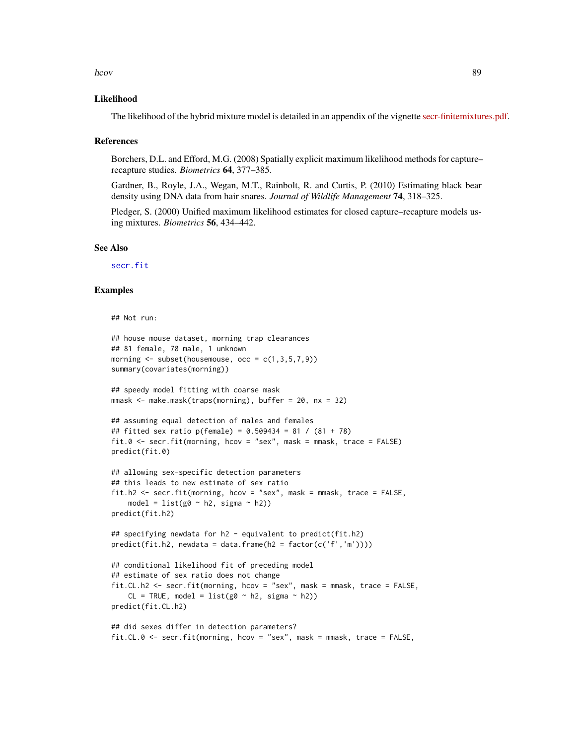## Likelihood

The likelihood of the hybrid mixture model is detailed in an appendix of the vignette secr-finitemixtures.pdf.

## References

Borchers, D.L. and Efford, M.G. (2008) Spatially explicit maximum likelihood methods for capture–recapture studies. *Biometrics* **64**, 377–385.

Gardner, B., Royle, J.A., Wegan, M.T., Rainbolt, R. and Curtis, P. (2010) Estimating black bear density using DNA data from hair snares. *Journal of Wildlife Management* **74**, 318–325.

Pledger, S. (2000) Unified maximum likelihood estimates for closed capture–recapture models using mixtures. *Biometrics* **56**, 434–442.

## See Also

secr.fit

## Examples

```
## Not run:

## house mouse dataset, morning trap clearances
## 81 female, 78 male, 1 unknown
morning <- subset(housemouse, occ = c(1,3,5,7,9))
summary(covariates(morning))

## speedy model fitting with coarse mask
mmask <- make.mask(traps(morning), buffer = 20, nx = 32)

## assuming equal detection of males and females
## fitted sex ratio p(female) = 0.509434 = 81 / (81 + 78)
fit.0 <- secr.fit(morning, hcov = "sex", mask = mmask, trace = FALSE)
predict(fit.0)

## allowing sex-specific detection parameters
## this leads to new estimate of sex ratio
fit.h2 <- secr.fit(morning, hcov = "sex", mask = mmask, trace = FALSE,
    model = list(g0 ~ h2, sigma ~ h2))
predict(fit.h2)

## specifying newdata for h2 - equivalent to predict(fit.h2)
predict(fit.h2, newdata = data.frame(h2 = factor(c('f','m'))))

## conditional likelihood fit of preceding model
## estimate of sex ratio does not change
fit.CL.h2 <- secr.fit(morning, hcov = "sex", mask = mmask, trace = FALSE,
    CL = TRUE, model = list(g0 ~ h2, sigma ~ h2))
predict(fit.CL.h2)

## did sexes differ in detection parameters?
fit.CL.0 <- secr.fit(morning, hcov = "sex", mask = mmask, trace = FALSE,
```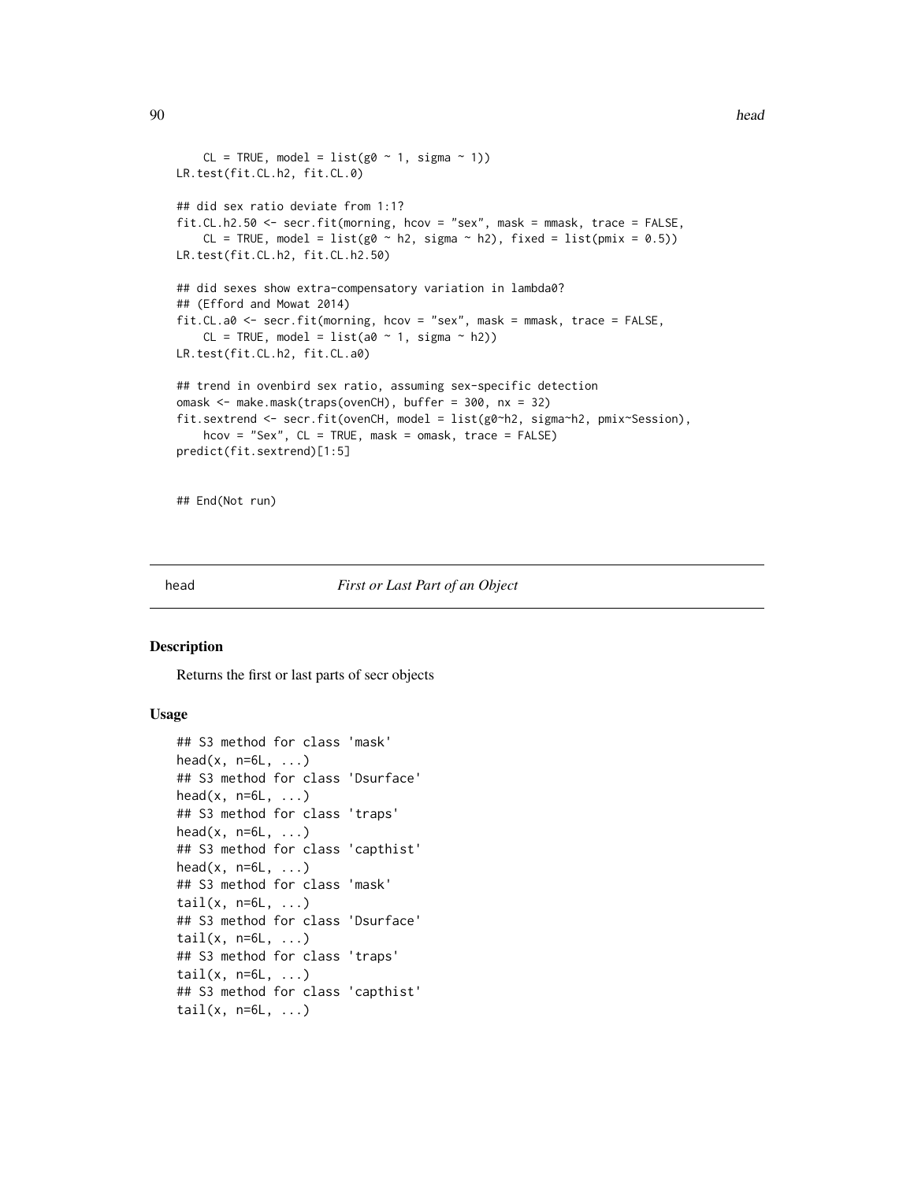```
    CL = TRUE, model = list(g0 ~ 1, sigma ~ 1))
LR.test(fit.CL.h2, fit.CL.0)

## did sex ratio deviate from 1:1?
fit.CL.h2.50 <- secr.fit(morning, hcov = "sex", mask = mmask, trace = FALSE,
    CL = TRUE, model = list(g0 ~ h2, sigma ~ h2), fixed = list(pmix = 0.5))
LR.test(fit.CL.h2, fit.CL.h2.50)

## did sexes show extra-compensatory variation in lambda0?
## (Efford and Mowat 2014)
fit.CL.a0 <- secr.fit(morning, hcov = "sex", mask = mmask, trace = FALSE,
    CL = TRUE, model = list(a0 ~ 1, sigma ~ h2))
LR.test(fit.CL.h2, fit.CL.a0)

## trend in ovenbird sex ratio, assuming sex-specific detection
omask <- make.mask(traps(ovenCH), buffer = 300, nx = 32)
fit.sextrend <- secr.fit(ovenCH, model = list(g0~h2, sigma~h2, pmix~Session),
    hcov = "Sex", CL = TRUE, mask = omask, trace = FALSE)
predict(fit.sextrend)[1:5]


## End(Not run)
```

## head — *First or Last Part of an Object*

### Description

Returns the first or last parts of secr objects

### Usage

```
## S3 method for class 'mask'
head(x, n=6L, ...)
## S3 method for class 'Dsurface'
head(x, n=6L, ...)
## S3 method for class 'traps'
head(x, n=6L, ...)
## S3 method for class 'capthist'
head(x, n=6L, ...)
## S3 method for class 'mask'
tail(x, n=6L, ...)
## S3 method for class 'Dsurface'
tail(x, n=6L, ...)
## S3 method for class 'traps'
tail(x, n=6L, ...)
## S3 method for class 'capthist'
tail(x, n=6L, ...)
```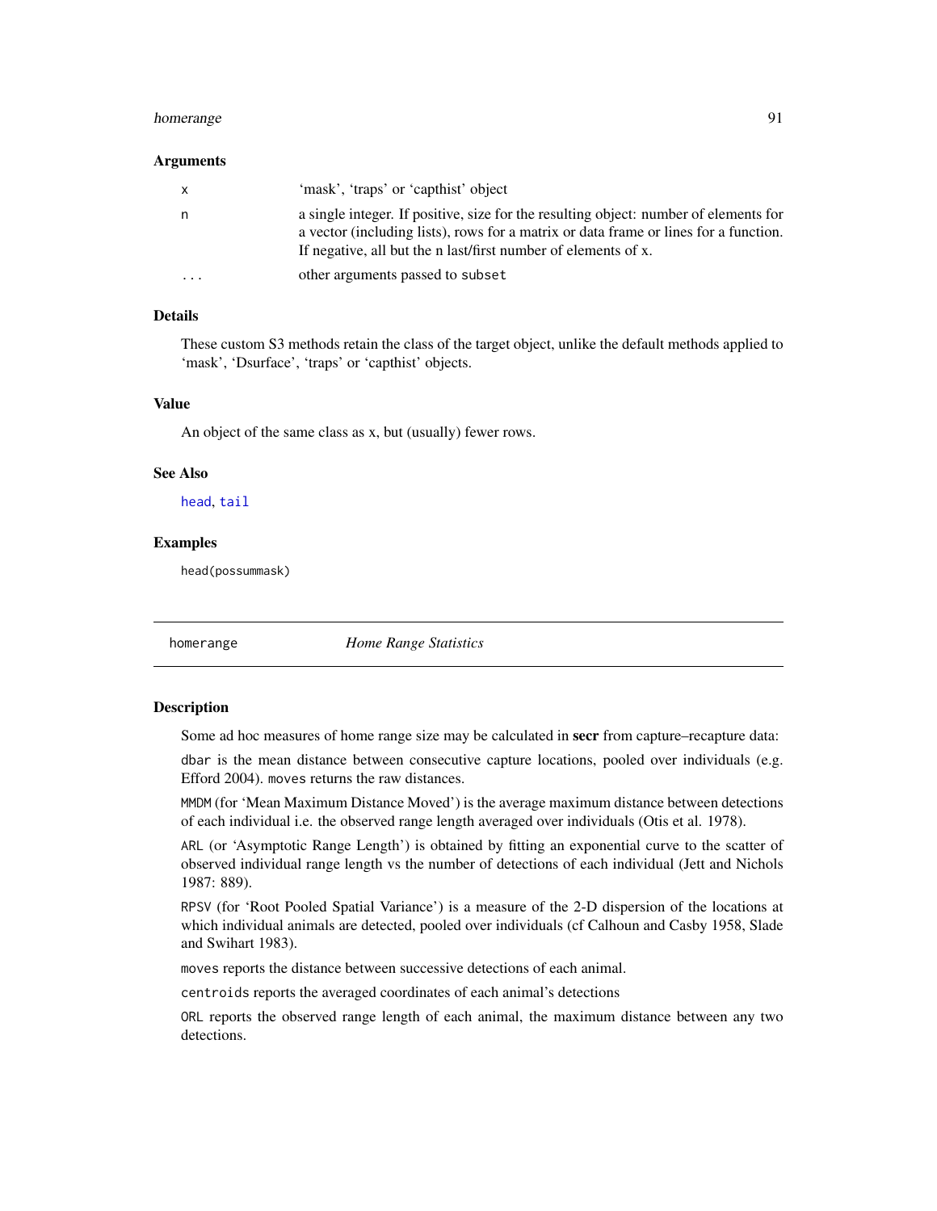### Arguments

| | |
|---|---|
| `x` | 'mask', 'traps' or 'capthist' object |
| `n` | a single integer. If positive, size for the resulting object: number of elements for a vector (including lists), rows for a matrix or data frame or lines for a function. If negative, all but the n last/first number of elements of x. |
| `...` | other arguments passed to `subset` |

### Details

These custom S3 methods retain the class of the target object, unlike the default methods applied to 'mask', 'Dsurface', 'traps' or 'capthist' objects.

### Value

An object of the same class as x, but (usually) fewer rows.

### See Also

`head`, `tail`

### Examples

```
head(possummask)
```

---

## homerange — *Home Range Statistics*

---

### Description

Some ad hoc measures of home range size may be calculated in **secr** from capture–recapture data:

`dbar` is the mean distance between consecutive capture locations, pooled over individuals (e.g. Efford 2004). `moves` returns the raw distances.

`MMDM` (for 'Mean Maximum Distance Moved') is the average maximum distance between detections of each individual i.e. the observed range length averaged over individuals (Otis et al. 1978).

`ARL` (or 'Asymptotic Range Length') is obtained by fitting an exponential curve to the scatter of observed individual range length vs the number of detections of each individual (Jett and Nichols 1987: 889).

`RPSV` (for 'Root Pooled Spatial Variance') is a measure of the 2-D dispersion of the locations at which individual animals are detected, pooled over individuals (cf Calhoun and Casby 1958, Slade and Swihart 1983).

`moves` reports the distance between successive detections of each animal.

`centroids` reports the averaged coordinates of each animal's detections

`ORL` reports the observed range length of each animal, the maximum distance between any two detections.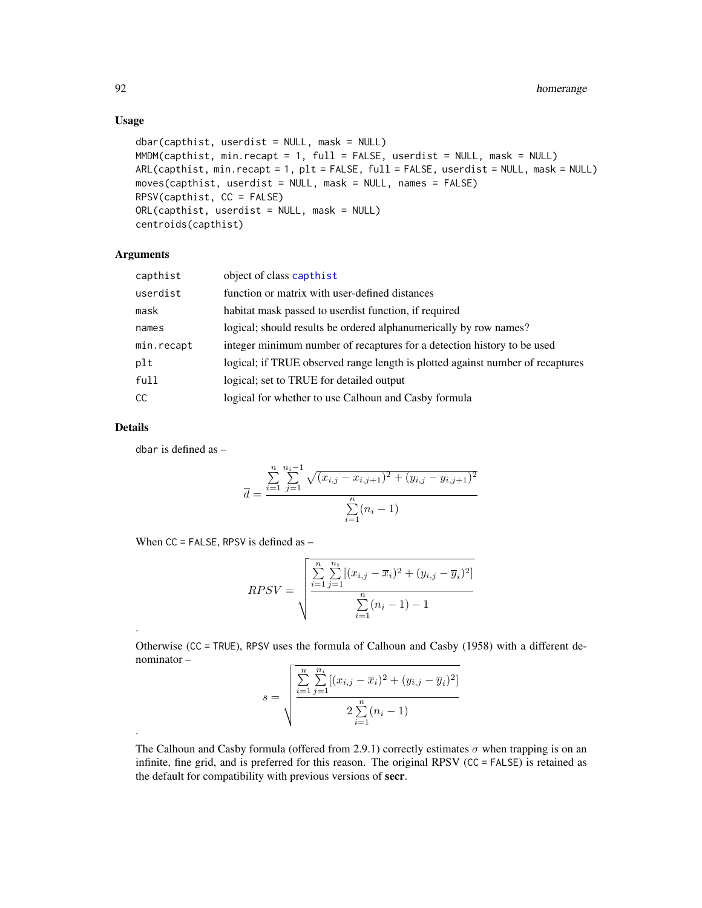## Usage

```
dbar(capthist, userdist = NULL, mask = NULL)
MMDM(capthist, min.recapt = 1, full = FALSE, userdist = NULL, mask = NULL)
ARL(capthist, min.recapt = 1, plt = FALSE, full = FALSE, userdist = NULL, mask = NULL)
moves(capthist, userdist = NULL, mask = NULL, names = FALSE)
RPSV(capthist, CC = FALSE)
ORL(capthist, userdist = NULL, mask = NULL)
centroids(capthist)
```

## Arguments

| | |
|---|---|
| capthist | object of class capthist |
| userdist | function or matrix with user-defined distances |
| mask | habitat mask passed to userdist function, if required |
| names | logical; should results be ordered alphanumerically by row names? |
| min.recapt | integer minimum number of recaptures for a detection history to be used |
| plt | logical; if TRUE observed range length is plotted against number of recaptures |
| full | logical; set to TRUE for detailed output |
| CC | logical for whether to use Calhoun and Casby formula |

## Details

dbar is defined as –

$$\overline{d} = \frac{\sum_{i=1}^{n} \sum_{j=1}^{n_i - 1} \sqrt{(x_{i,j} - x_{i,j+1})^2 + (y_{i,j} - y_{i,j+1})^2}}{\sum_{i=1}^{n} (n_i - 1)}$$

When CC = FALSE, RPSV is defined as –

$$RPSV = \sqrt{\frac{\sum_{i=1}^{n} \sum_{j=1}^{n_i} [(x_{i,j} - \overline{x}_i)^2 + (y_{i,j} - \overline{y}_i)^2]}{\sum_{i=1}^{n} (n_i - 1) - 1}}$$

.

Otherwise (CC = TRUE), RPSV uses the formula of Calhoun and Casby (1958) with a different denominator –

$$s = \sqrt{\frac{\sum_{i=1}^{n} \sum_{j=1}^{n_i} [(x_{i,j} - \overline{x}_i)^2 + (y_{i,j} - \overline{y}_i)^2]}{2 \sum_{i=1}^{n} (n_i - 1)}}$$

.

The Calhoun and Casby formula (offered from 2.9.1) correctly estimates $\sigma$ when trapping is on an infinite, fine grid, and is preferred for this reason. The original RPSV (CC = FALSE) is retained as the default for compatibility with previous versions of **secr**.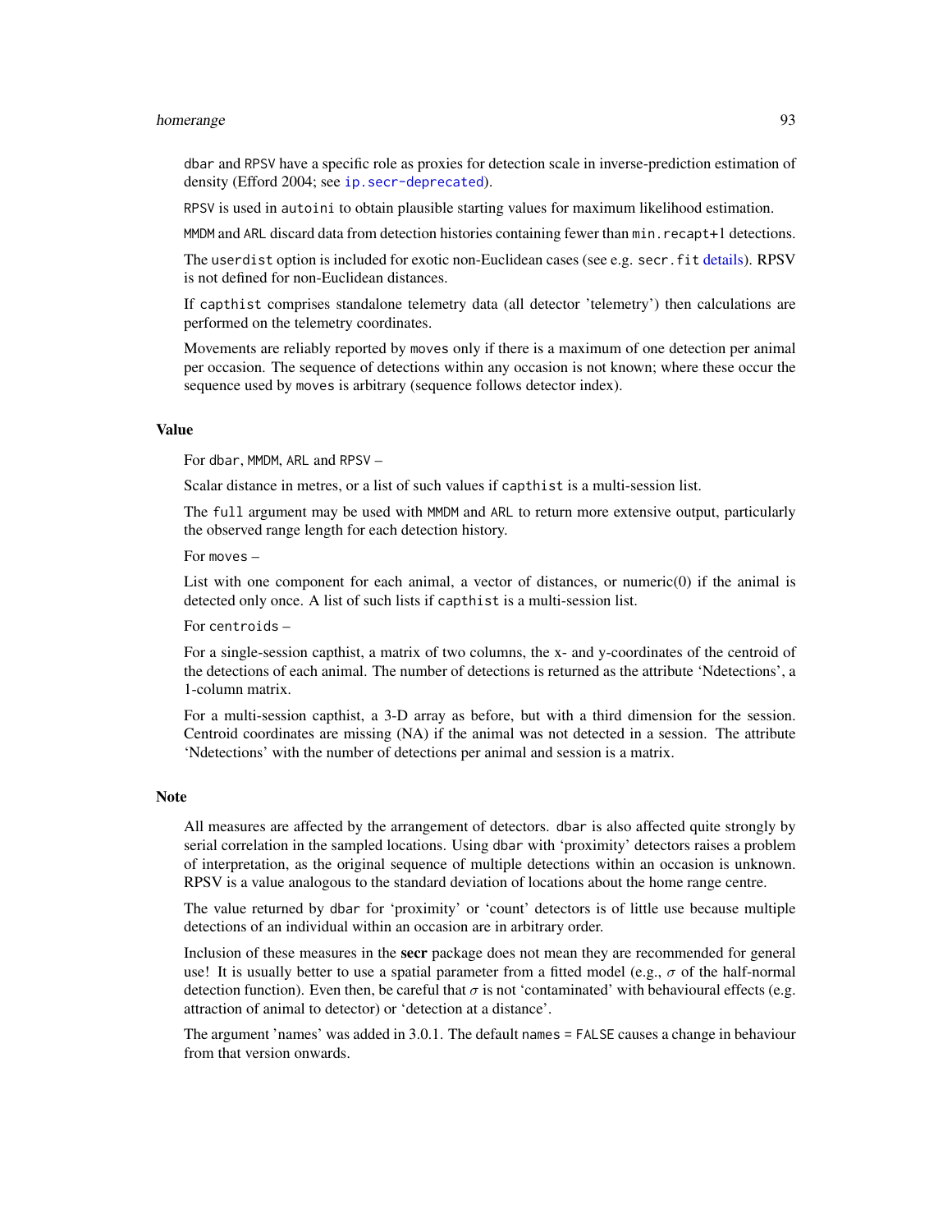dbar and RPSV have a specific role as proxies for detection scale in inverse-prediction estimation of density (Efford 2004; see ip.secr-deprecated).

RPSV is used in autoini to obtain plausible starting values for maximum likelihood estimation.

MMDM and ARL discard data from detection histories containing fewer than min.recapt+1 detections.

The userdist option is included for exotic non-Euclidean cases (see e.g. secr.fit details). RPSV is not defined for non-Euclidean distances.

If capthist comprises standalone telemetry data (all detector 'telemetry') then calculations are performed on the telemetry coordinates.

Movements are reliably reported by moves only if there is a maximum of one detection per animal per occasion. The sequence of detections within any occasion is not known; where these occur the sequence used by moves is arbitrary (sequence follows detector index).

## Value

For dbar, MMDM, ARL and RPSV –

Scalar distance in metres, or a list of such values if capthist is a multi-session list.

The full argument may be used with MMDM and ARL to return more extensive output, particularly the observed range length for each detection history.

For moves –

List with one component for each animal, a vector of distances, or numeric(0) if the animal is detected only once. A list of such lists if capthist is a multi-session list.

For centroids –

For a single-session capthist, a matrix of two columns, the x- and y-coordinates of the centroid of the detections of each animal. The number of detections is returned as the attribute 'Ndetections', a 1-column matrix.

For a multi-session capthist, a 3-D array as before, but with a third dimension for the session. Centroid coordinates are missing (NA) if the animal was not detected in a session. The attribute 'Ndetections' with the number of detections per animal and session is a matrix.

## Note

All measures are affected by the arrangement of detectors. dbar is also affected quite strongly by serial correlation in the sampled locations. Using dbar with 'proximity' detectors raises a problem of interpretation, as the original sequence of multiple detections within an occasion is unknown. RPSV is a value analogous to the standard deviation of locations about the home range centre.

The value returned by dbar for 'proximity' or 'count' detectors is of little use because multiple detections of an individual within an occasion are in arbitrary order.

Inclusion of these measures in the **secr** package does not mean they are recommended for general use! It is usually better to use a spatial parameter from a fitted model (e.g., $\sigma$ of the half-normal detection function). Even then, be careful that $\sigma$ is not 'contaminated' with behavioural effects (e.g. attraction of animal to detector) or 'detection at a distance'.

The argument 'names' was added in 3.0.1. The default names = FALSE causes a change in behaviour from that version onwards.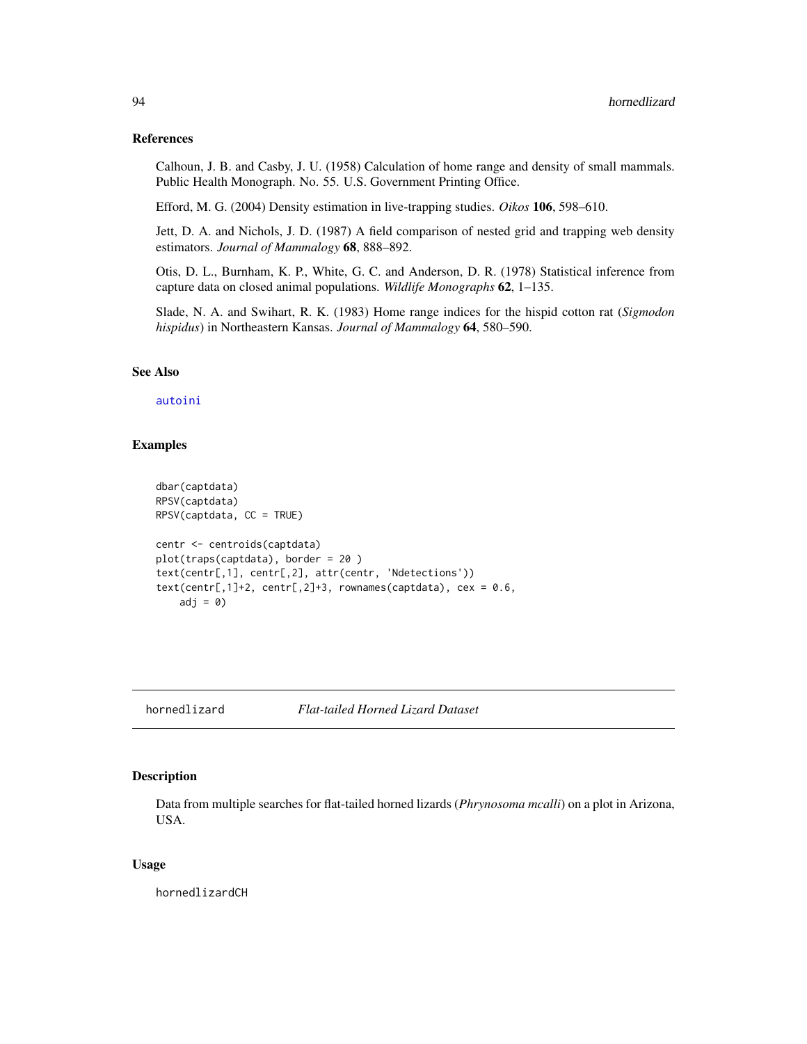## References

Calhoun, J. B. and Casby, J. U. (1958) Calculation of home range and density of small mammals. Public Health Monograph. No. 55. U.S. Government Printing Office.

Efford, M. G. (2004) Density estimation in live-trapping studies. *Oikos* **106**, 598–610.

Jett, D. A. and Nichols, J. D. (1987) A field comparison of nested grid and trapping web density estimators. *Journal of Mammalogy* **68**, 888–892.

Otis, D. L., Burnham, K. P., White, G. C. and Anderson, D. R. (1978) Statistical inference from capture data on closed animal populations. *Wildlife Monographs* **62**, 1–135.

Slade, N. A. and Swihart, R. K. (1983) Home range indices for the hispid cotton rat (*Sigmodon hispidus*) in Northeastern Kansas. *Journal of Mammalogy* **64**, 580–590.

## See Also

autoini

## Examples

```
dbar(captdata)
RPSV(captdata)
RPSV(captdata, CC = TRUE)

centr <- centroids(captdata)
plot(traps(captdata), border = 20 )
text(centr[,1], centr[,2], attr(centr, 'Ndetections'))
text(centr[,1]+2, centr[,2]+3, rownames(captdata), cex = 0.6,
    adj = 0)
```

---

# hornedlizard *Flat-tailed Horned Lizard Dataset*

## Description

Data from multiple searches for flat-tailed horned lizards (*Phrynosoma mcalli*) on a plot in Arizona, USA.

## Usage

hornedlizardCH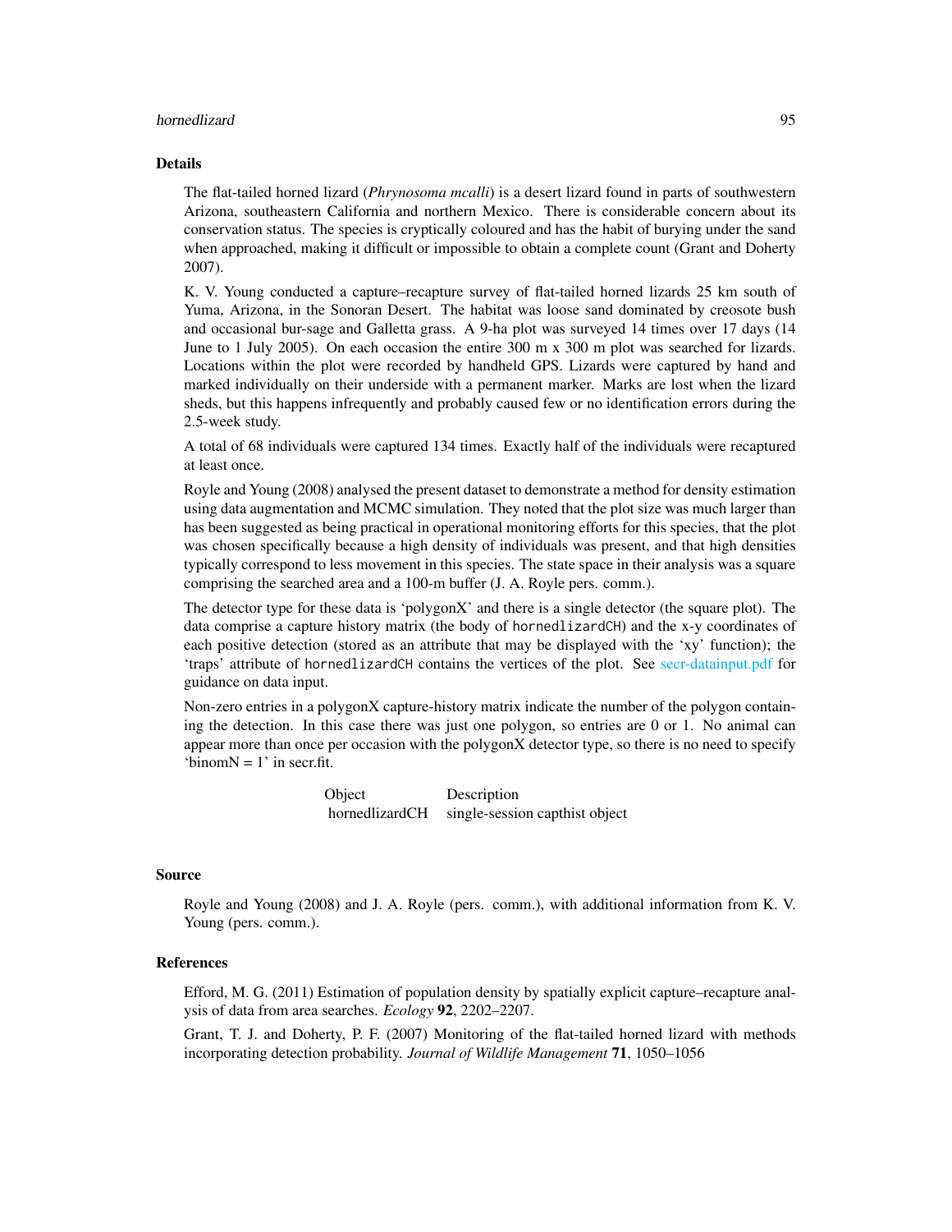## Details

The flat-tailed horned lizard (*Phrynosoma mcalli*) is a desert lizard found in parts of southwestern Arizona, southeastern California and northern Mexico. There is considerable concern about its conservation status. The species is cryptically coloured and has the habit of burying under the sand when approached, making it difficult or impossible to obtain a complete count (Grant and Doherty 2007).

K. V. Young conducted a capture–recapture survey of flat-tailed horned lizards 25 km south of Yuma, Arizona, in the Sonoran Desert. The habitat was loose sand dominated by creosote bush and occasional bur-sage and Galletta grass. A 9-ha plot was surveyed 14 times over 17 days (14 June to 1 July 2005). On each occasion the entire 300 m x 300 m plot was searched for lizards. Locations within the plot were recorded by handheld GPS. Lizards were captured by hand and marked individually on their underside with a permanent marker. Marks are lost when the lizard sheds, but this happens infrequently and probably caused few or no identification errors during the 2.5-week study.

A total of 68 individuals were captured 134 times. Exactly half of the individuals were recaptured at least once.

Royle and Young (2008) analysed the present dataset to demonstrate a method for density estimation using data augmentation and MCMC simulation. They noted that the plot size was much larger than has been suggested as being practical in operational monitoring efforts for this species, that the plot was chosen specifically because a high density of individuals was present, and that high densities typically correspond to less movement in this species. The state space in their analysis was a square comprising the searched area and a 100-m buffer (J. A. Royle pers. comm.).

The detector type for these data is 'polygonX' and there is a single detector (the square plot). The data comprise a capture history matrix (the body of `hornedlizardCH`) and the x-y coordinates of each positive detection (stored as an attribute that may be displayed with the 'xy' function); the 'traps' attribute of `hornedlizardCH` contains the vertices of the plot. See secr-datainput.pdf for guidance on data input.

Non-zero entries in a polygonX capture-history matrix indicate the number of the polygon containing the detection. In this case there was just one polygon, so entries are 0 or 1. No animal can appear more than once per occasion with the polygonX detector type, so there is no need to specify 'binomN = 1' in secr.fit.

| Object | Description |
|---|---|
| hornedlizardCH | single-session capthist object |

## Source

Royle and Young (2008) and J. A. Royle (pers. comm.), with additional information from K. V. Young (pers. comm.).

## References

Efford, M. G. (2011) Estimation of population density by spatially explicit capture–recapture analysis of data from area searches. *Ecology* **92**, 2202–2207.

Grant, T. J. and Doherty, P. F. (2007) Monitoring of the flat-tailed horned lizard with methods incorporating detection probability. *Journal of Wildlife Management* **71**, 1050–1056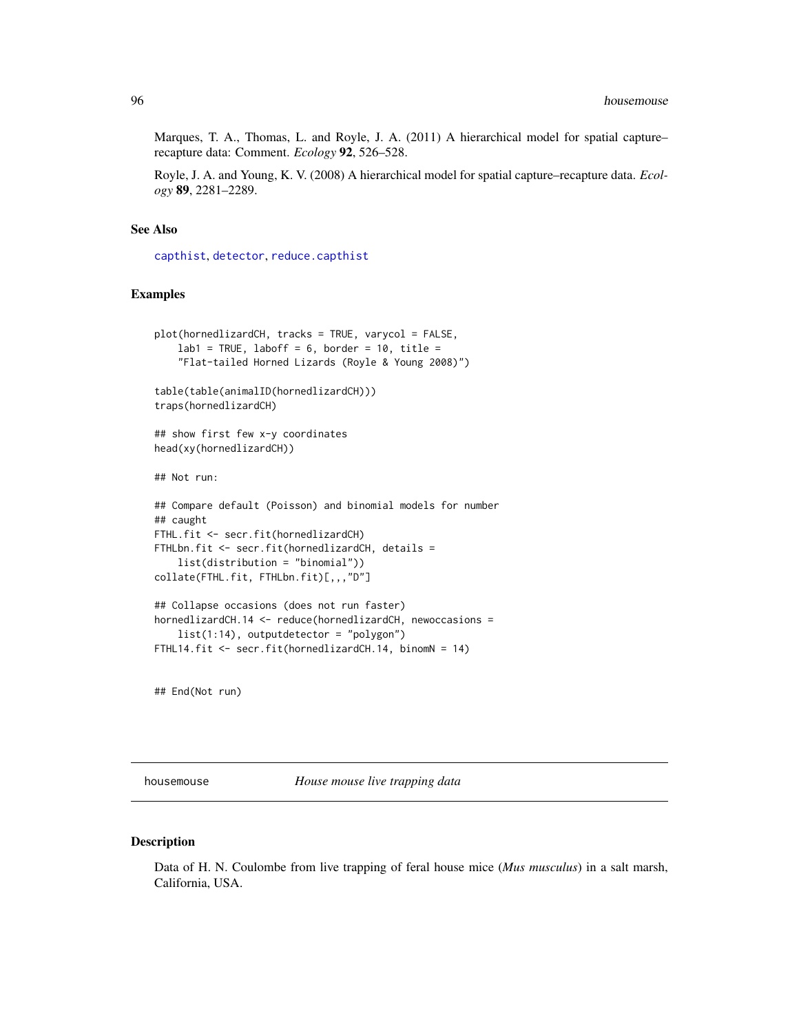Marques, T. A., Thomas, L. and Royle, J. A. (2011) A hierarchical model for spatial capture–recapture data: Comment. *Ecology* **92**, 526–528.

Royle, J. A. and Young, K. V. (2008) A hierarchical model for spatial capture–recapture data. *Ecology* **89**, 2281–2289.

## See Also

capthist, detector, reduce.capthist

## Examples

```
plot(hornedlizardCH, tracks = TRUE, varycol = FALSE,
    lab1 = TRUE, laboff = 6, border = 10, title =
    "Flat-tailed Horned Lizards (Royle & Young 2008)")

table(table(animalID(hornedlizardCH)))
traps(hornedlizardCH)

## show first few x-y coordinates
head(xy(hornedlizardCH))

## Not run:

## Compare default (Poisson) and binomial models for number
## caught
FTHL.fit <- secr.fit(hornedlizardCH)
FTHLbn.fit <- secr.fit(hornedlizardCH, details =
    list(distribution = "binomial"))
collate(FTHL.fit, FTHLbn.fit)[,,,"D"]

## Collapse occasions (does not run faster)
hornedlizardCH.14 <- reduce(hornedlizardCH, newoccasions =
    list(1:14), outputdetector = "polygon")
FTHL14.fit <- secr.fit(hornedlizardCH.14, binomN = 14)


## End(Not run)
```

---

# housemouse *House mouse live trapping data*

## Description

Data of H. N. Coulombe from live trapping of feral house mice (*Mus musculus*) in a salt marsh, California, USA.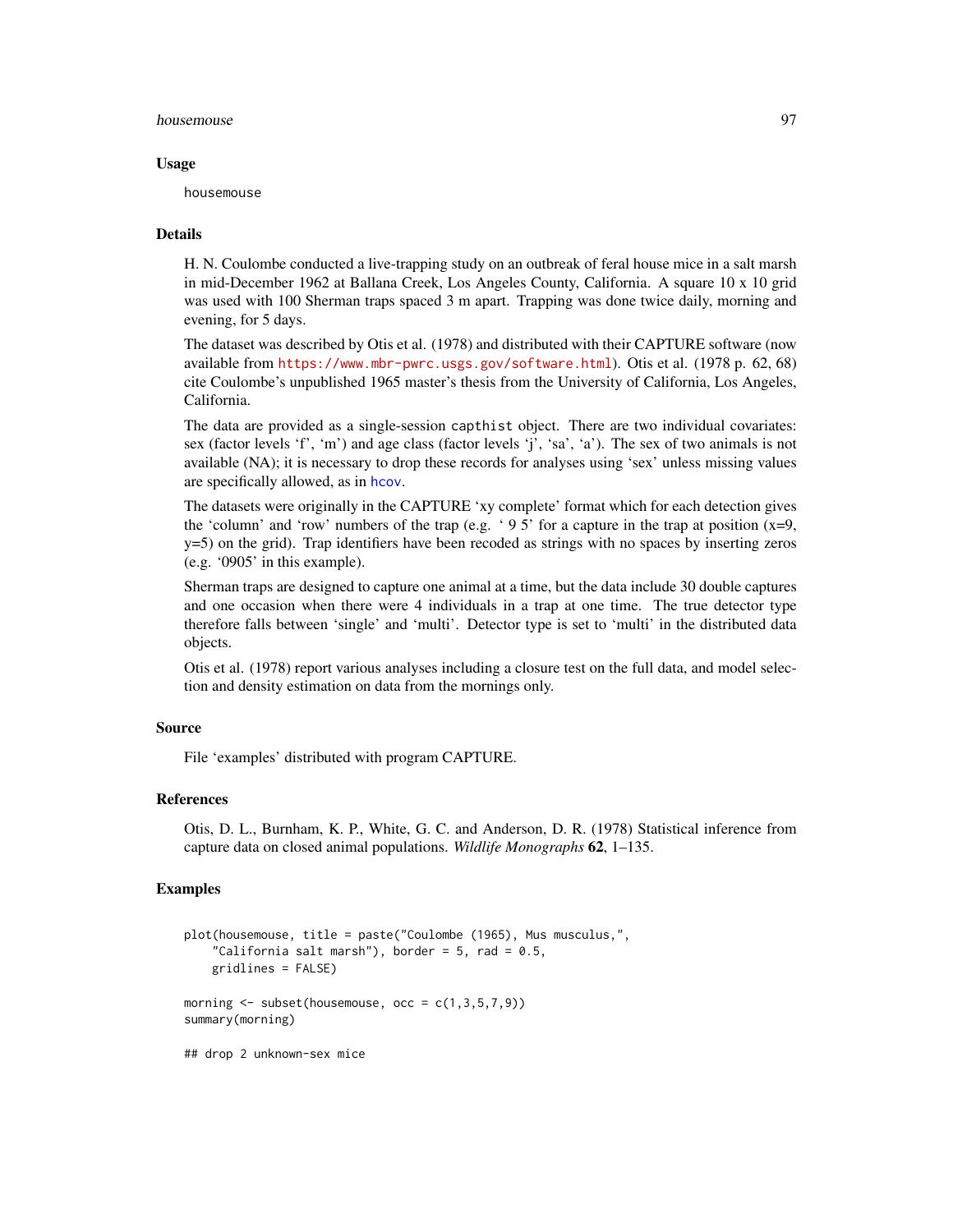## Usage

```
housemouse
```

## Details

H. N. Coulombe conducted a live-trapping study on an outbreak of feral house mice in a salt marsh in mid-December 1962 at Ballana Creek, Los Angeles County, California. A square 10 x 10 grid was used with 100 Sherman traps spaced 3 m apart. Trapping was done twice daily, morning and evening, for 5 days.

The dataset was described by Otis et al. (1978) and distributed with their CAPTURE software (now available from https://www.mbr-pwrc.usgs.gov/software.html). Otis et al. (1978 p. 62, 68) cite Coulombe's unpublished 1965 master's thesis from the University of California, Los Angeles, California.

The data are provided as a single-session `capthist` object. There are two individual covariates: sex (factor levels 'f', 'm') and age class (factor levels 'j', 'sa', 'a'). The sex of two animals is not available (NA); it is necessary to drop these records for analyses using 'sex' unless missing values are specifically allowed, as in hcov.

The datasets were originally in the CAPTURE 'xy complete' format which for each detection gives the 'column' and 'row' numbers of the trap (e.g. ' 9 5' for a capture in the trap at position (x=9, y=5) on the grid). Trap identifiers have been recoded as strings with no spaces by inserting zeros (e.g. '0905' in this example).

Sherman traps are designed to capture one animal at a time, but the data include 30 double captures and one occasion when there were 4 individuals in a trap at one time. The true detector type therefore falls between 'single' and 'multi'. Detector type is set to 'multi' in the distributed data objects.

Otis et al. (1978) report various analyses including a closure test on the full data, and model selection and density estimation on data from the mornings only.

## Source

File 'examples' distributed with program CAPTURE.

## References

Otis, D. L., Burnham, K. P., White, G. C. and Anderson, D. R. (1978) Statistical inference from capture data on closed animal populations. *Wildlife Monographs* **62**, 1–135.

## Examples

```
plot(housemouse, title = paste("Coulombe (1965), Mus musculus,",
    "California salt marsh"), border = 5, rad = 0.5,
    gridlines = FALSE)

morning <- subset(housemouse, occ = c(1,3,5,7,9))
summary(morning)

## drop 2 unknown-sex mice
```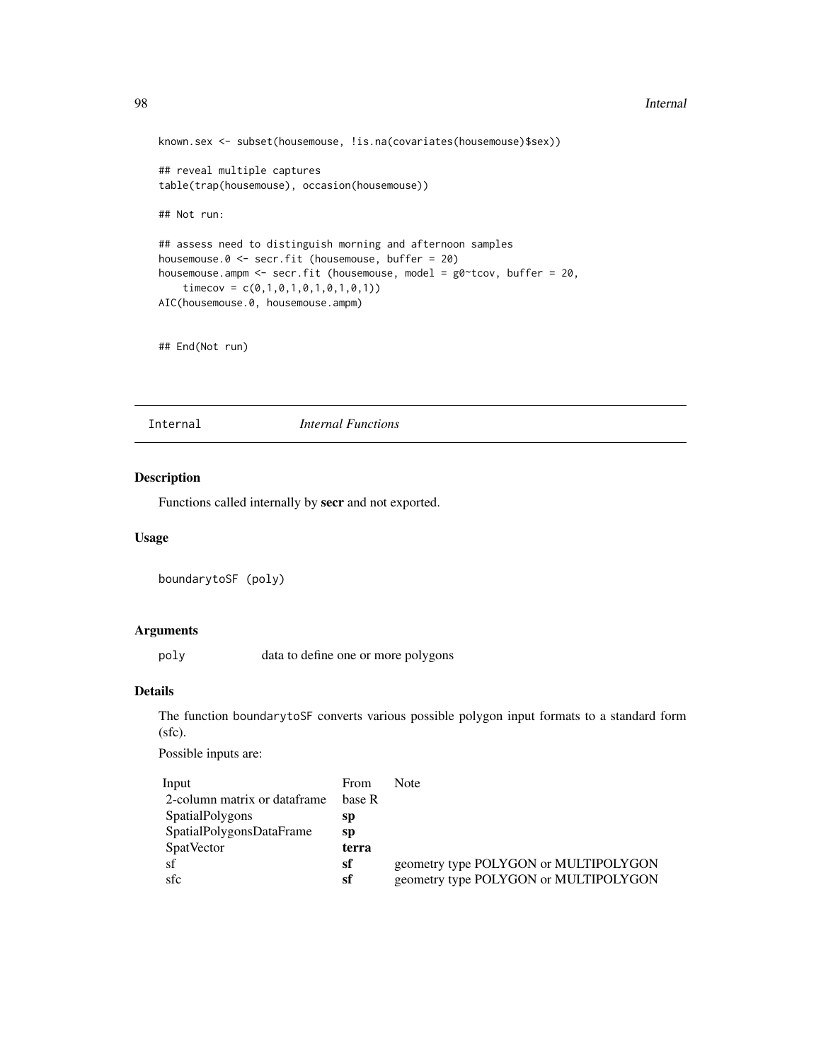```
known.sex <- subset(housemouse, !is.na(covariates(housemouse)$sex))

## reveal multiple captures
table(trap(housemouse), occasion(housemouse))

## Not run:

## assess need to distinguish morning and afternoon samples
housemouse.0 <- secr.fit (housemouse, buffer = 20)
housemouse.ampm <- secr.fit (housemouse, model = g0~tcov, buffer = 20,
    timecov = c(0,1,0,1,0,1,0,1,0,1))
AIC(housemouse.0, housemouse.ampm)


## End(Not run)
```

## Internal *Internal Functions*

### Description

Functions called internally by **secr** and not exported.

### Usage

```
boundarytoSF (poly)
```

### Arguments

poly data to define one or more polygons

### Details

The function boundarytoSF converts various possible polygon input formats to a standard form (sfc).

Possible inputs are:

| Input | From | Note |
|---|---|---|
| 2-column matrix or dataframe | base R | |
| SpatialPolygons | **sp** | |
| SpatialPolygonsDataFrame | **sp** | |
| SpatVector | **terra** | |
| sf | **sf** | geometry type POLYGON or MULTIPOLYGON |
| sfc | **sf** | geometry type POLYGON or MULTIPOLYGON |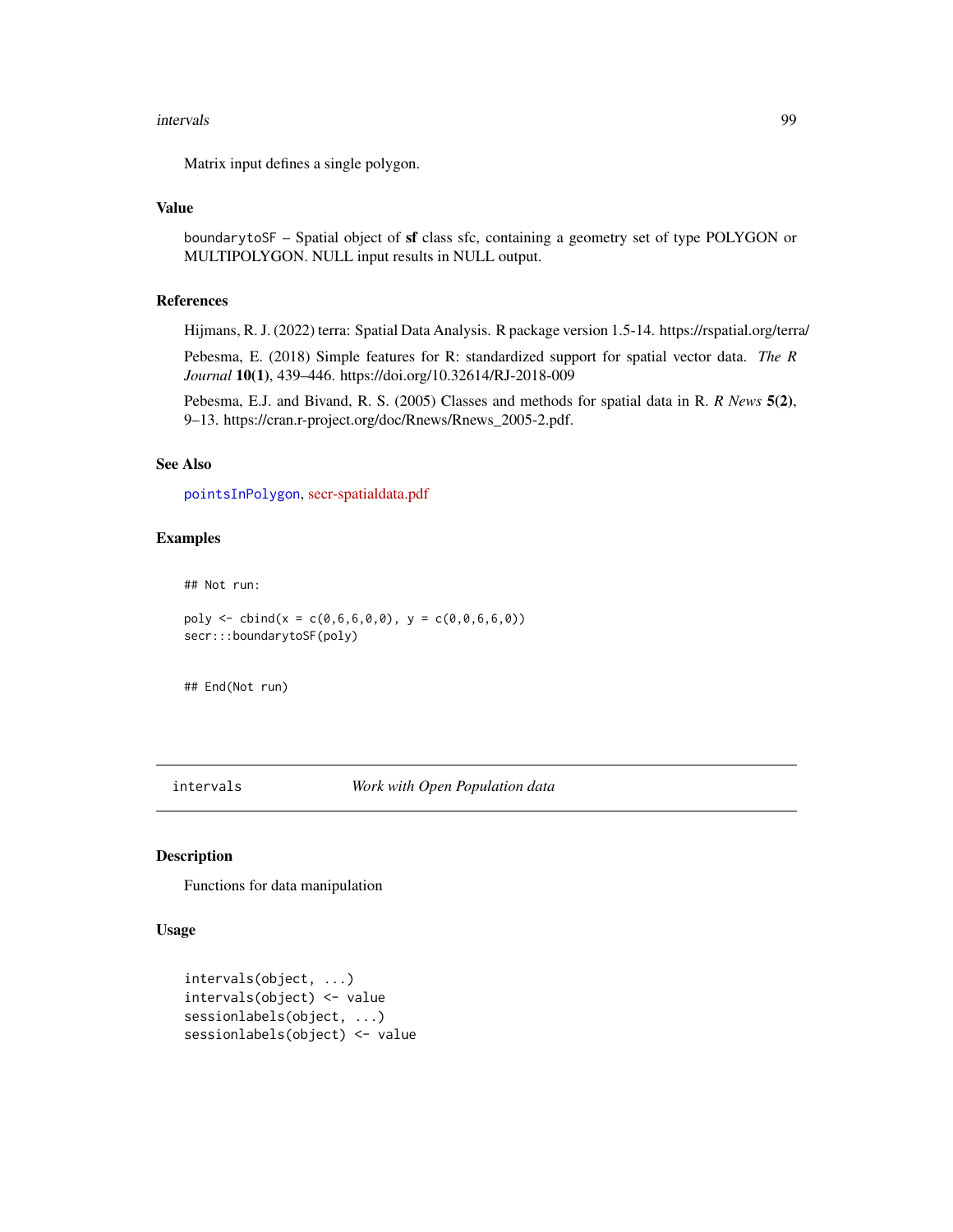Matrix input defines a single polygon.

### Value

`boundarytoSF` – Spatial object of **sf** class sfc, containing a geometry set of type POLYGON or MULTIPOLYGON. NULL input results in NULL output.

### References

Hijmans, R. J. (2022) terra: Spatial Data Analysis. R package version 1.5-14. https://rspatial.org/terra/

Pebesma, E. (2018) Simple features for R: standardized support for spatial vector data. *The R Journal* **10(1)**, 439–446. https://doi.org/10.32614/RJ-2018-009

Pebesma, E.J. and Bivand, R. S. (2005) Classes and methods for spatial data in R. *R News* **5(2)**, 9–13. https://cran.r-project.org/doc/Rnews/Rnews_2005-2.pdf.

### See Also

`pointsInPolygon`, secr-spatialdata.pdf

### Examples

```
## Not run:

poly <- cbind(x = c(0,6,6,0,0), y = c(0,0,6,6,0))
secr:::boundarytoSF(poly)


## End(Not run)
```

---

## intervals — *Work with Open Population data*

### Description

Functions for data manipulation

### Usage

```
intervals(object, ...)
intervals(object) <- value
sessionlabels(object, ...)
sessionlabels(object) <- value
```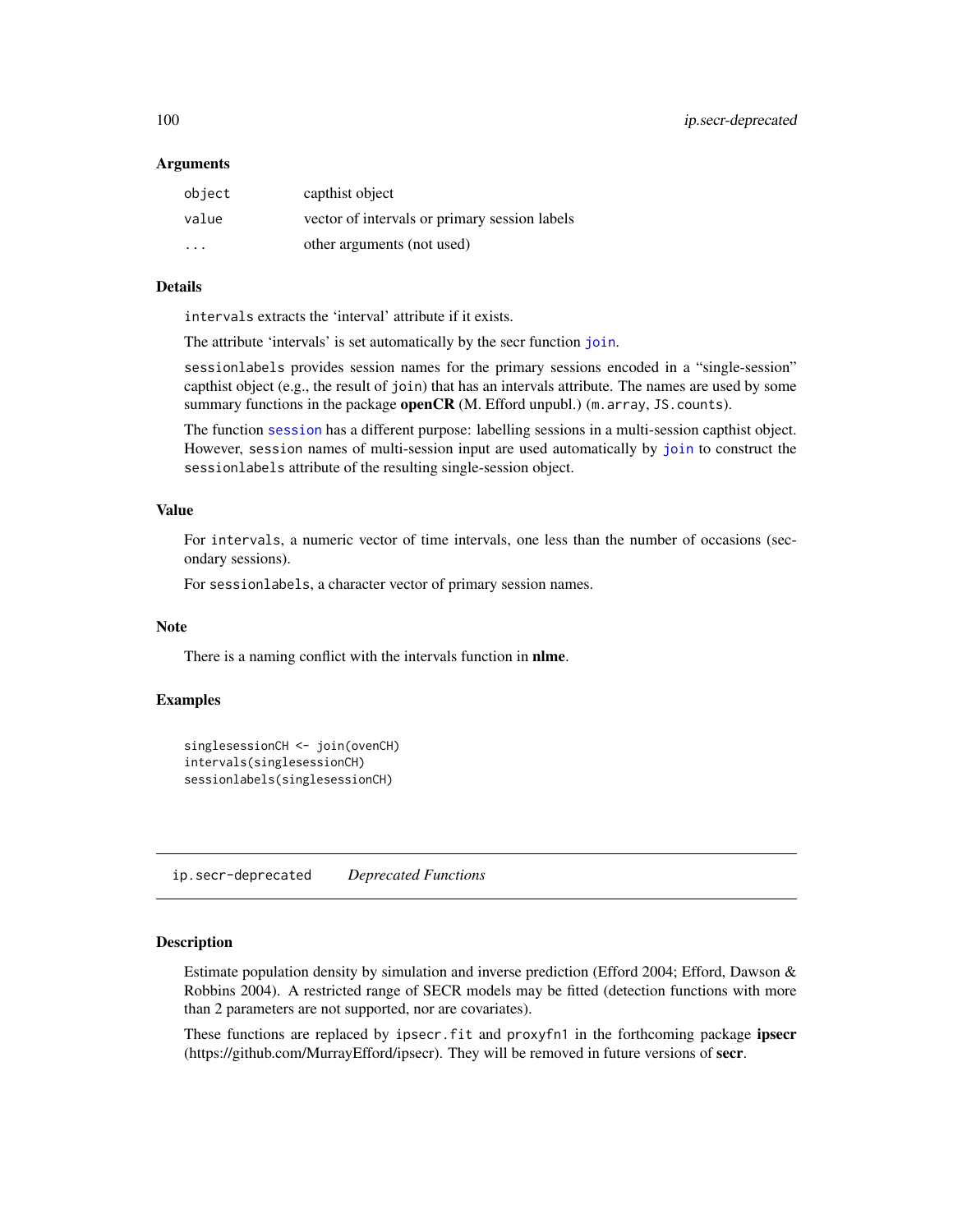### Arguments

| | |
|---|---|
| `object` | capthist object |
| `value` | vector of intervals or primary session labels |
| `...` | other arguments (not used) |

### Details

`intervals` extracts the 'interval' attribute if it exists.

The attribute 'intervals' is set automatically by the secr function `join`.

`sessionlabels` provides session names for the primary sessions encoded in a "single-session" capthist object (e.g., the result of `join`) that has an intervals attribute. The names are used by some summary functions in the package **openCR** (M. Efford unpubl.) (`m.array`, `JS.counts`).

The function `session` has a different purpose: labelling sessions in a multi-session capthist object. However, `session` names of multi-session input are used automatically by `join` to construct the `sessionlabels` attribute of the resulting single-session object.

### Value

For `intervals`, a numeric vector of time intervals, one less than the number of occasions (secondary sessions).

For `sessionlabels`, a character vector of primary session names.

### Note

There is a naming conflict with the intervals function in **nlme**.

### Examples

```
singlesessionCH <- join(ovenCH)
intervals(singlesessionCH)
sessionlabels(singlesessionCH)
```

---

## ip.secr-deprecated    *Deprecated Functions*

---

### Description

Estimate population density by simulation and inverse prediction (Efford 2004; Efford, Dawson & Robbins 2004). A restricted range of SECR models may be fitted (detection functions with more than 2 parameters are not supported, nor are covariates).

These functions are replaced by `ipsecr.fit` and `proxyfn1` in the forthcoming package **ipsecr** (https://github.com/MurrayEfford/ipsecr). They will be removed in future versions of **secr**.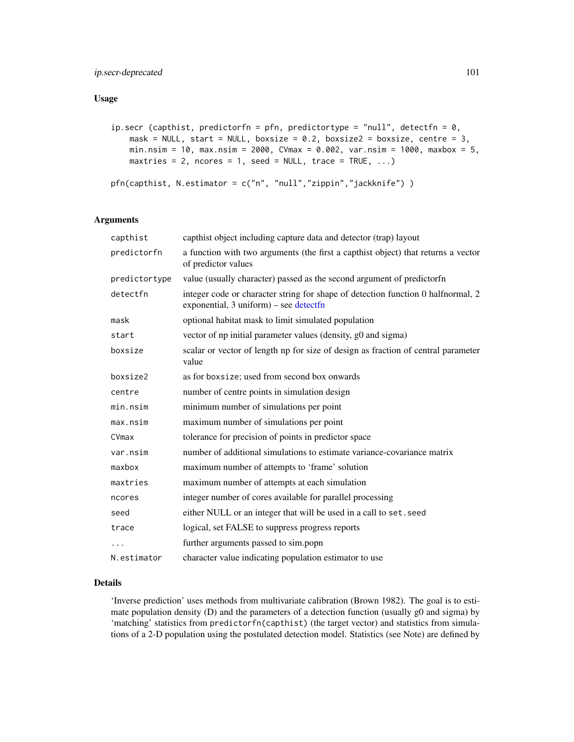## Usage

```
ip.secr (capthist, predictorfn = pfn, predictortype = "null", detectfn = 0,
    mask = NULL, start = NULL, boxsize = 0.2, boxsize2 = boxsize, centre = 3,
    min.nsim = 10, max.nsim = 2000, CVmax = 0.002, var.nsim = 1000, maxbox = 5,
    maxtries = 2, ncores = 1, seed = NULL, trace = TRUE, ...)

pfn(capthist, N.estimator = c("n", "null","zippin","jackknife") )
```

## Arguments

| | |
|---|---|
| capthist | capthist object including capture data and detector (trap) layout |
| predictorfn | a function with two arguments (the first a capthist object) that returns a vector of predictor values |
| predictortype | value (usually character) passed as the second argument of predictorfn |
| detectfn | integer code or character string for shape of detection function 0 halfnormal, 2 exponential, 3 uniform) – see detectfn |
| mask | optional habitat mask to limit simulated population |
| start | vector of np initial parameter values (density, g0 and sigma) |
| boxsize | scalar or vector of length np for size of design as fraction of central parameter value |
| boxsize2 | as for boxsize; used from second box onwards |
| centre | number of centre points in simulation design |
| min.nsim | minimum number of simulations per point |
| max.nsim | maximum number of simulations per point |
| CVmax | tolerance for precision of points in predictor space |
| var.nsim | number of additional simulations to estimate variance-covariance matrix |
| maxbox | maximum number of attempts to 'frame' solution |
| maxtries | maximum number of attempts at each simulation |
| ncores | integer number of cores available for parallel processing |
| seed | either NULL or an integer that will be used in a call to set.seed |
| trace | logical, set FALSE to suppress progress reports |
| ... | further arguments passed to sim.popn |
| N.estimator | character value indicating population estimator to use |

## Details

'Inverse prediction' uses methods from multivariate calibration (Brown 1982). The goal is to estimate population density (D) and the parameters of a detection function (usually g0 and sigma) by 'matching' statistics from predictorfn(capthist) (the target vector) and statistics from simulations of a 2-D population using the postulated detection model. Statistics (see Note) are defined by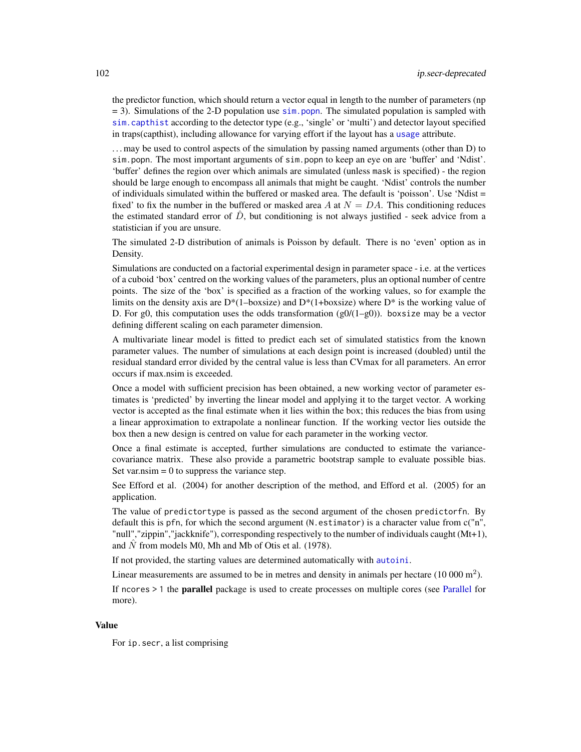the predictor function, which should return a vector equal in length to the number of parameters (np = 3). Simulations of the 2-D population use `sim.popn`. The simulated population is sampled with `sim.capthist` according to the detector type (e.g., 'single' or 'multi') and detector layout specified in traps(capthist), including allowance for varying effort if the layout has a `usage` attribute.

... may be used to control aspects of the simulation by passing named arguments (other than D) to `sim.popn`. The most important arguments of `sim.popn` to keep an eye on are 'buffer' and 'Ndist'. 'buffer' defines the region over which animals are simulated (unless `mask` is specified) - the region should be large enough to encompass all animals that might be caught. 'Ndist' controls the number of individuals simulated within the buffered or masked area. The default is 'poisson'. Use 'Ndist = fixed' to fix the number in the buffered or masked area $A$ at $N = DA$. This conditioning reduces the estimated standard error of $\hat{D}$, but conditioning is not always justified - seek advice from a statistician if you are unsure.

The simulated 2-D distribution of animals is Poisson by default. There is no 'even' option as in Density.

Simulations are conducted on a factorial experimental design in parameter space - i.e. at the vertices of a cuboid 'box' centred on the working values of the parameters, plus an optional number of centre points. The size of the 'box' is specified as a fraction of the working values, so for example the limits on the density axis are D*(1–boxsize) and D*(1+boxsize) where D* is the working value of D. For g0, this computation uses the odds transformation (g0/(1–g0)). `boxsize` may be a vector defining different scaling on each parameter dimension.

A multivariate linear model is fitted to predict each set of simulated statistics from the known parameter values. The number of simulations at each design point is increased (doubled) until the residual standard error divided by the central value is less than CVmax for all parameters. An error occurs if max.nsim is exceeded.

Once a model with sufficient precision has been obtained, a new working vector of parameter estimates is 'predicted' by inverting the linear model and applying it to the target vector. A working vector is accepted as the final estimate when it lies within the box; this reduces the bias from using a linear approximation to extrapolate a nonlinear function. If the working vector lies outside the box then a new design is centred on value for each parameter in the working vector.

Once a final estimate is accepted, further simulations are conducted to estimate the variance-covariance matrix. These also provide a parametric bootstrap sample to evaluate possible bias. Set var.nsim = 0 to suppress the variance step.

See Efford et al. (2004) for another description of the method, and Efford et al. (2005) for an application.

The value of `predictortype` is passed as the second argument of the chosen `predictorfn`. By default this is `pfn`, for which the second argument (`N.estimator`) is a character value from c("n", "null","zippin","jackknife"), corresponding respectively to the number of individuals caught (Mt+1), and $\hat{N}$ from models M0, Mh and Mb of Otis et al. (1978).

If not provided, the starting values are determined automatically with `autoini`.

Linear measurements are assumed to be in metres and density in animals per hectare (10 000 $m^2$).

If `ncores > 1` the **parallel** package is used to create processes on multiple cores (see Parallel for more).

## Value

For `ip.secr`, a list comprising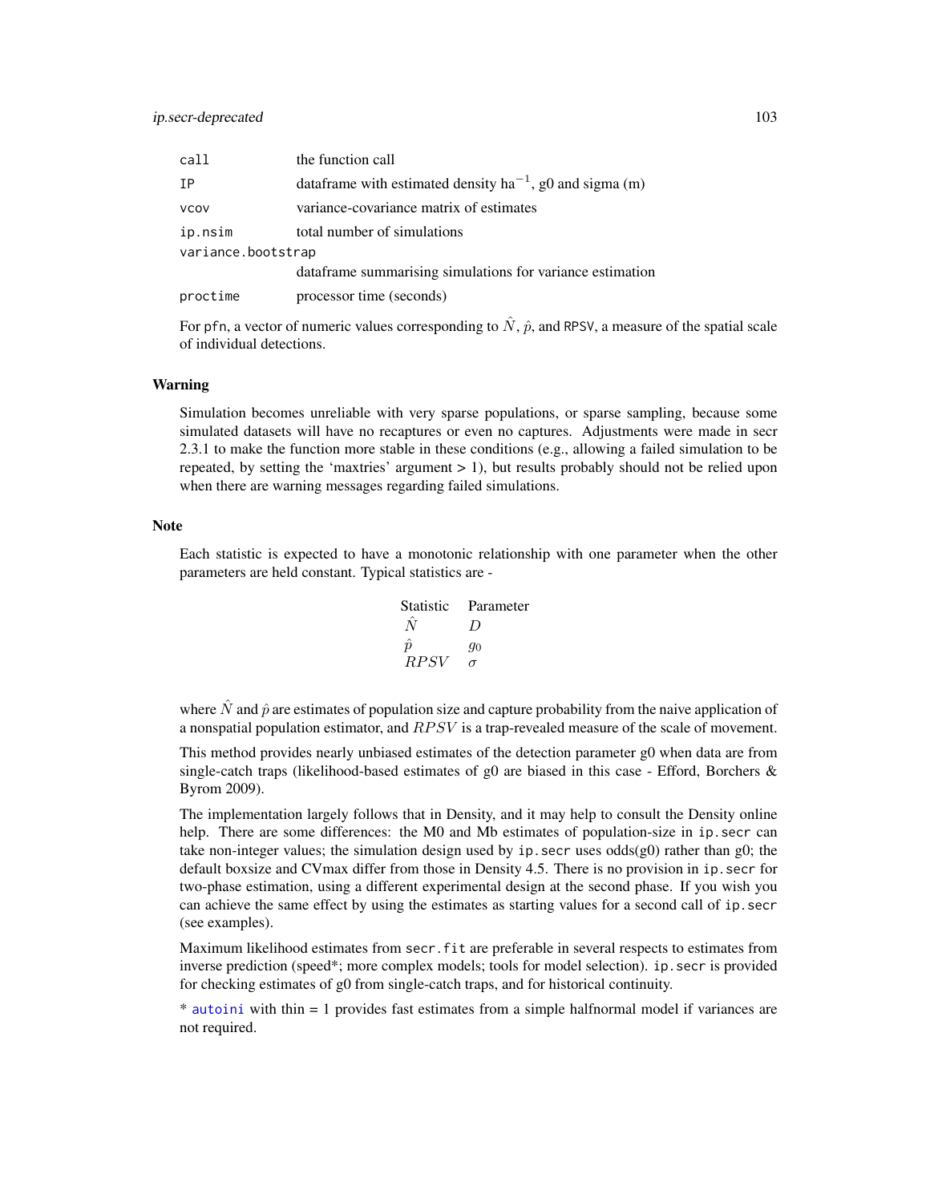| | |
|---|---|
| call | the function call |
| IP | dataframe with estimated density ha$^{-1}$, g0 and sigma (m) |
| vcov | variance-covariance matrix of estimates |
| ip.nsim | total number of simulations |
| variance.bootstrap | dataframe summarising simulations for variance estimation |
| proctime | processor time (seconds) |

For pfn, a vector of numeric values corresponding to $\hat{N}$, $\hat{p}$, and RPSV, a measure of the spatial scale of individual detections.

### Warning

Simulation becomes unreliable with very sparse populations, or sparse sampling, because some simulated datasets will have no recaptures or even no captures. Adjustments were made in secr 2.3.1 to make the function more stable in these conditions (e.g., allowing a failed simulation to be repeated, by setting the 'maxtries' argument > 1), but results probably should not be relied upon when there are warning messages regarding failed simulations.

### Note

Each statistic is expected to have a monotonic relationship with one parameter when the other parameters are held constant. Typical statistics are -

| Statistic | Parameter |
|---|---|
| $\hat{N}$ | $D$ |
| $\hat{p}$ | $g_0$ |
| $RPSV$ | $\sigma$ |

where $\hat{N}$ and $\hat{p}$ are estimates of population size and capture probability from the naive application of a nonspatial population estimator, and $RPSV$ is a trap-revealed measure of the scale of movement.

This method provides nearly unbiased estimates of the detection parameter g0 when data are from single-catch traps (likelihood-based estimates of g0 are biased in this case - Efford, Borchers & Byrom 2009).

The implementation largely follows that in Density, and it may help to consult the Density online help. There are some differences: the M0 and Mb estimates of population-size in ip.secr can take non-integer values; the simulation design used by ip.secr uses odds(g0) rather than g0; the default boxsize and CVmax differ from those in Density 4.5. There is no provision in ip.secr for two-phase estimation, using a different experimental design at the second phase. If you wish you can achieve the same effect by using the estimates as starting values for a second call of ip.secr (see examples).

Maximum likelihood estimates from secr.fit are preferable in several respects to estimates from inverse prediction (speed*; more complex models; tools for model selection). ip.secr is provided for checking estimates of g0 from single-catch traps, and for historical continuity.

* autoini with thin = 1 provides fast estimates from a simple halfnormal model if variances are not required.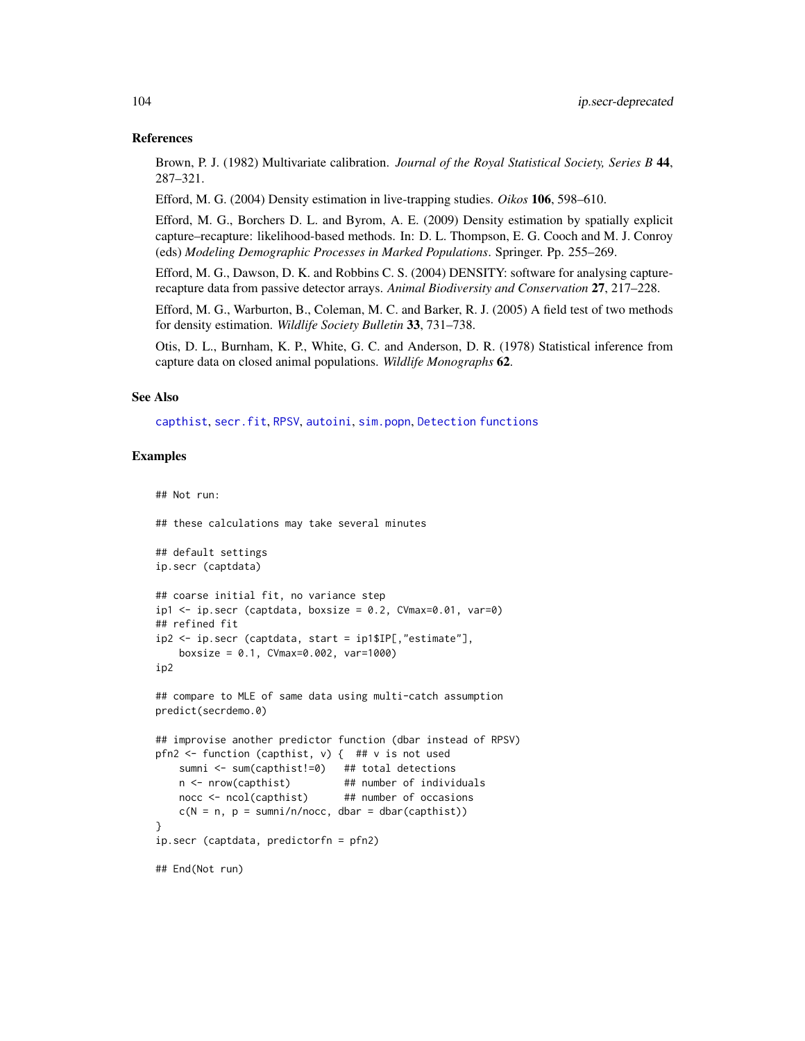## References

Brown, P. J. (1982) Multivariate calibration. *Journal of the Royal Statistical Society, Series B* **44**, 287–321.

Efford, M. G. (2004) Density estimation in live-trapping studies. *Oikos* **106**, 598–610.

Efford, M. G., Borchers D. L. and Byrom, A. E. (2009) Density estimation by spatially explicit capture–recapture: likelihood-based methods. In: D. L. Thompson, E. G. Cooch and M. J. Conroy (eds) *Modeling Demographic Processes in Marked Populations*. Springer. Pp. 255–269.

Efford, M. G., Dawson, D. K. and Robbins C. S. (2004) DENSITY: software for analysing capture-recapture data from passive detector arrays. *Animal Biodiversity and Conservation* **27**, 217–228.

Efford, M. G., Warburton, B., Coleman, M. C. and Barker, R. J. (2005) A field test of two methods for density estimation. *Wildlife Society Bulletin* **33**, 731–738.

Otis, D. L., Burnham, K. P., White, G. C. and Anderson, D. R. (1978) Statistical inference from capture data on closed animal populations. *Wildlife Monographs* **62**.

## See Also

capthist, secr.fit, RPSV, autoini, sim.popn, Detection functions

## Examples

```
## Not run:

## these calculations may take several minutes

## default settings
ip.secr (captdata)

## coarse initial fit, no variance step
ip1 <- ip.secr (captdata, boxsize = 0.2, CVmax=0.01, var=0)
## refined fit
ip2 <- ip.secr (captdata, start = ip1$IP[,"estimate"],
    boxsize = 0.1, CVmax=0.002, var=1000)
ip2

## compare to MLE of same data using multi-catch assumption
predict(secrdemo.0)

## improvise another predictor function (dbar instead of RPSV)
pfn2 <- function (capthist, v) {  ## v is not used
    sumni <- sum(capthist!=0)   ## total detections
    n <- nrow(capthist)         ## number of individuals
    nocc <- ncol(capthist)      ## number of occasions
    c(N = n, p = sumni/n/nocc, dbar = dbar(capthist))
}
ip.secr (captdata, predictorfn = pfn2)

## End(Not run)
```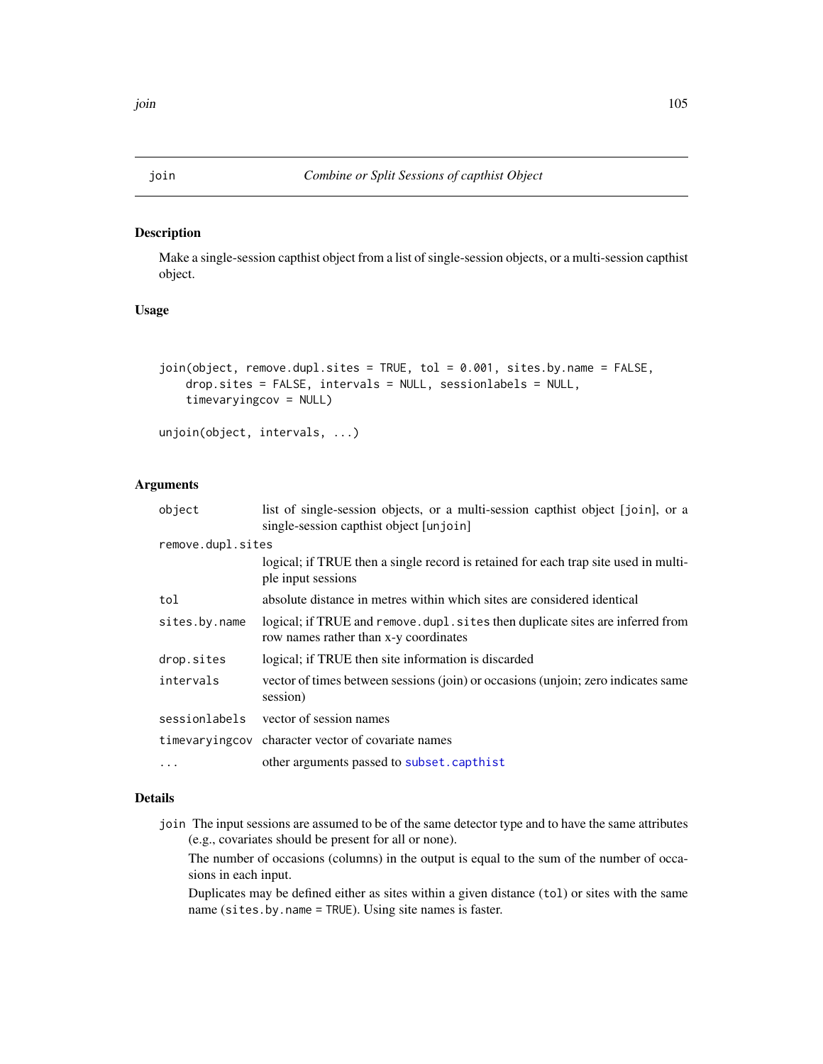## join — Combine or Split Sessions of capthist Object

### Description

Make a single-session capthist object from a list of single-session objects, or a multi-session capthist object.

### Usage

```
join(object, remove.dupl.sites = TRUE, tol = 0.001, sites.by.name = FALSE,
    drop.sites = FALSE, intervals = NULL, sessionlabels = NULL,
    timevaryingcov = NULL)

unjoin(object, intervals, ...)
```

### Arguments

| Argument | Description |
|---|---|
| `object` | list of single-session objects, or a multi-session capthist object [join], or a single-session capthist object [unjoin] |
| `remove.dupl.sites` | logical; if TRUE then a single record is retained for each trap site used in multiple input sessions |
| `tol` | absolute distance in metres within which sites are considered identical |
| `sites.by.name` | logical; if TRUE and `remove.dupl.sites` then duplicate sites are inferred from row names rather than x-y coordinates |
| `drop.sites` | logical; if TRUE then site information is discarded |
| `intervals` | vector of times between sessions (join) or occasions (unjoin; zero indicates same session) |
| `sessionlabels` | vector of session names |
| `timevaryingcov` | character vector of covariate names |
| `...` | other arguments passed to `subset.capthist` |

### Details

`join` The input sessions are assumed to be of the same detector type and to have the same attributes (e.g., covariates should be present for all or none).

The number of occasions (columns) in the output is equal to the sum of the number of occasions in each input.

Duplicates may be defined either as sites within a given distance (`tol`) or sites with the same name (`sites.by.name = TRUE`). Using site names is faster.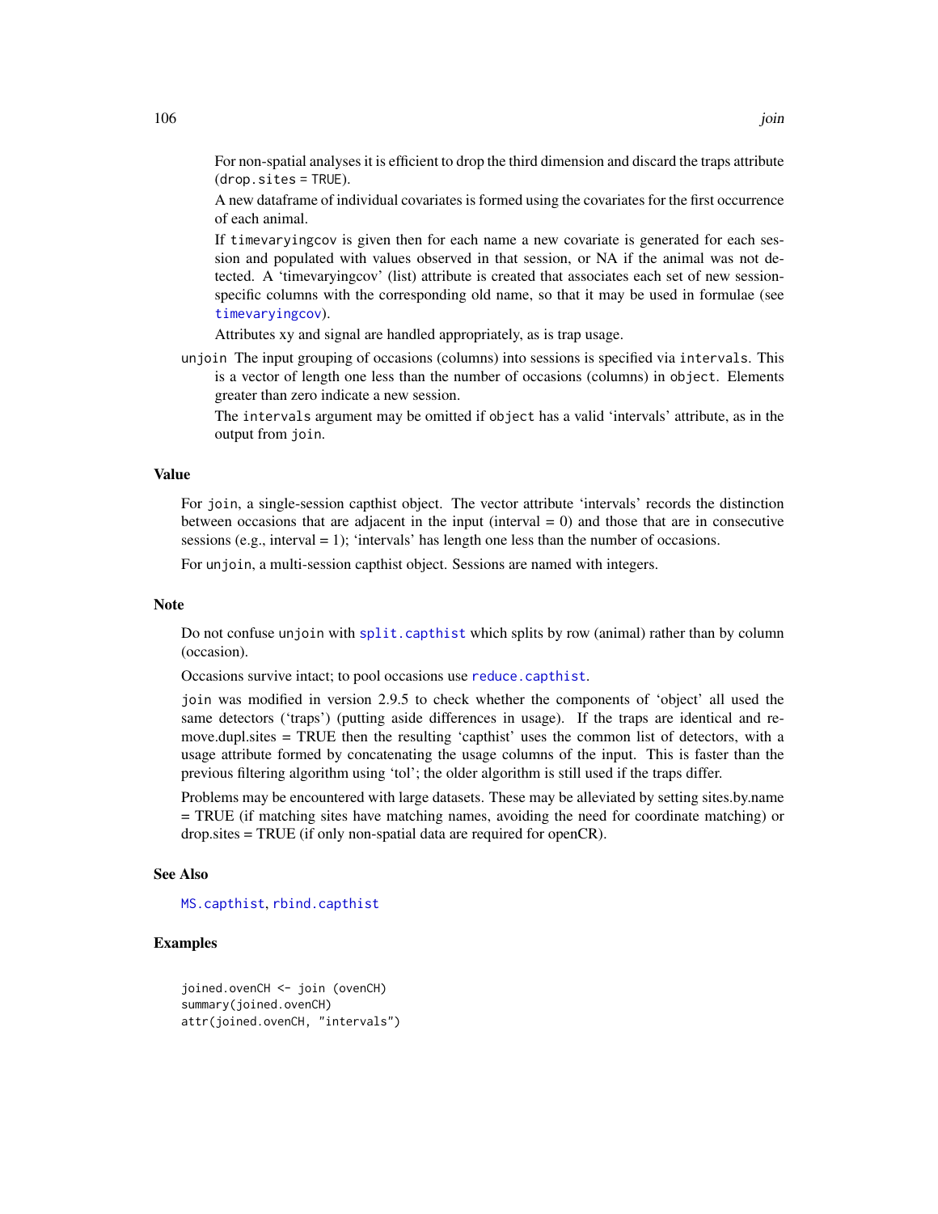For non-spatial analyses it is efficient to drop the third dimension and discard the traps attribute (drop.sites = TRUE).

A new dataframe of individual covariates is formed using the covariates for the first occurrence of each animal.

If timevaryingcov is given then for each name a new covariate is generated for each session and populated with values observed in that session, or NA if the animal was not detected. A 'timevaryingcov' (list) attribute is created that associates each set of new session-specific columns with the corresponding old name, so that it may be used in formulae (see timevaryingcov).

Attributes xy and signal are handled appropriately, as is trap usage.

unjoin The input grouping of occasions (columns) into sessions is specified via intervals. This is a vector of length one less than the number of occasions (columns) in object. Elements greater than zero indicate a new session.

The intervals argument may be omitted if object has a valid 'intervals' attribute, as in the output from join.

## Value

For join, a single-session capthist object. The vector attribute 'intervals' records the distinction between occasions that are adjacent in the input (interval = 0) and those that are in consecutive sessions (e.g., interval = 1); 'intervals' has length one less than the number of occasions.

For unjoin, a multi-session capthist object. Sessions are named with integers.

## Note

Do not confuse unjoin with split.capthist which splits by row (animal) rather than by column (occasion).

Occasions survive intact; to pool occasions use reduce.capthist.

join was modified in version 2.9.5 to check whether the components of 'object' all used the same detectors ('traps') (putting aside differences in usage). If the traps are identical and remove.dupl.sites = TRUE then the resulting 'capthist' uses the common list of detectors, with a usage attribute formed by concatenating the usage columns of the input. This is faster than the previous filtering algorithm using 'tol'; the older algorithm is still used if the traps differ.

Problems may be encountered with large datasets. These may be alleviated by setting sites.by.name = TRUE (if matching sites have matching names, avoiding the need for coordinate matching) or drop.sites = TRUE (if only non-spatial data are required for openCR).

## See Also

MS.capthist, rbind.capthist

## Examples

```
joined.ovenCH <- join (ovenCH)
summary(joined.ovenCH)
attr(joined.ovenCH, "intervals")
```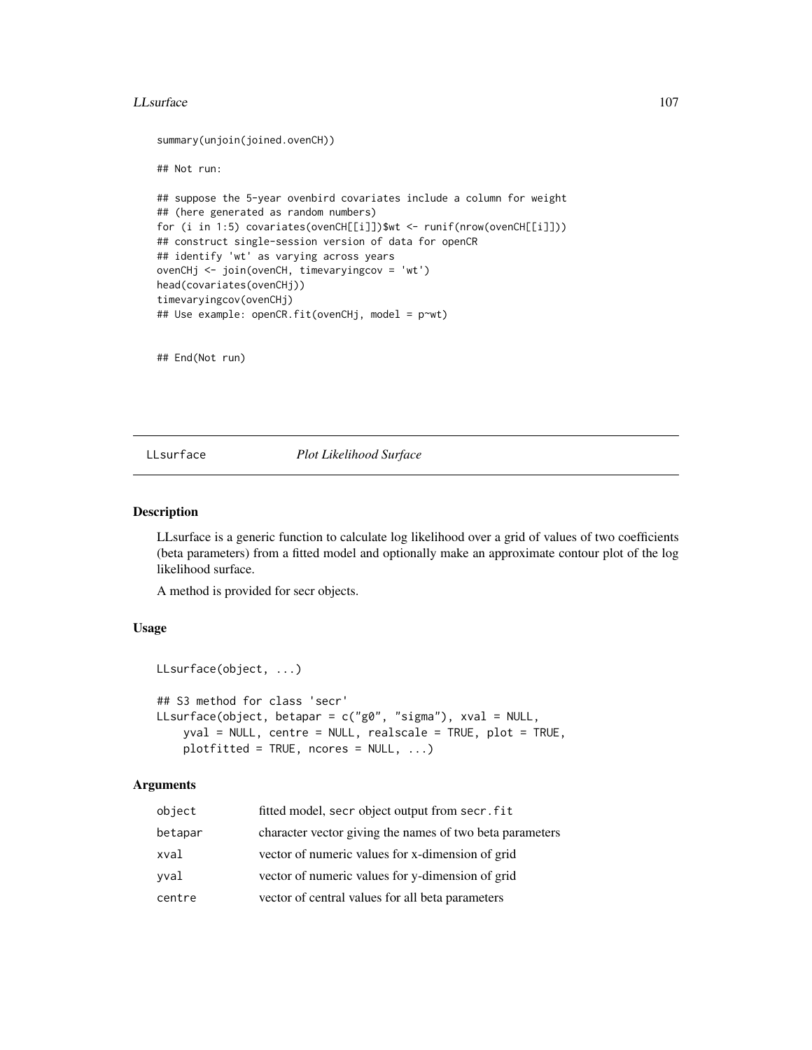```
summary(unjoin(joined.ovenCH))

## Not run:

## suppose the 5-year ovenbird covariates include a column for weight
## (here generated as random numbers)
for (i in 1:5) covariates(ovenCH[[i]])$wt <- runif(nrow(ovenCH[[i]]))
## construct single-session version of data for openCR
## identify 'wt' as varying across years
ovenCHj <- join(ovenCH, timevaryingcov = 'wt')
head(covariates(ovenCHj))
timevaryingcov(ovenCHj)
## Use example: openCR.fit(ovenCHj, model = p~wt)


## End(Not run)
```

## LLsurface *Plot Likelihood Surface*

### Description

LLsurface is a generic function to calculate log likelihood over a grid of values of two coefficients (beta parameters) from a fitted model and optionally make an approximate contour plot of the log likelihood surface.

A method is provided for secr objects.

### Usage

```
LLsurface(object, ...)

## S3 method for class 'secr'
LLsurface(object, betapar = c("g0", "sigma"), xval = NULL,
    yval = NULL, centre = NULL, realscale = TRUE, plot = TRUE,
    plotfitted = TRUE, ncores = NULL, ...)
```

### Arguments

| | |
|---|---|
| object | fitted model, secr object output from secr.fit |
| betapar | character vector giving the names of two beta parameters |
| xval | vector of numeric values for x-dimension of grid |
| yval | vector of numeric values for y-dimension of grid |
| centre | vector of central values for all beta parameters |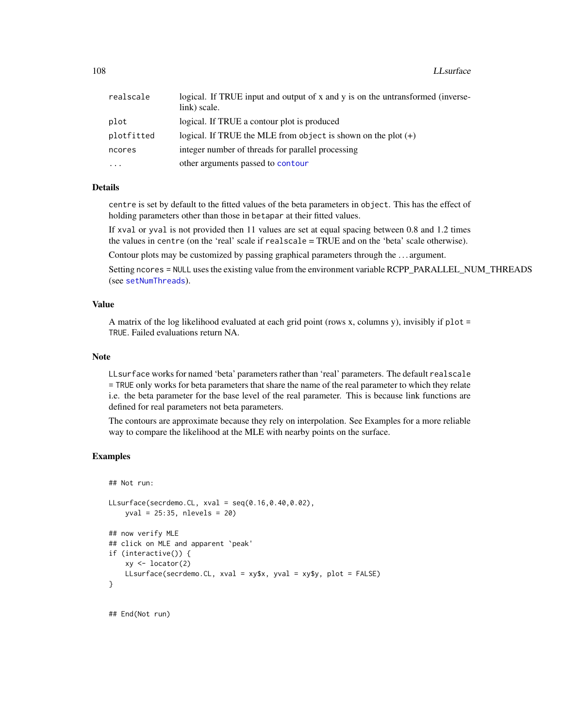| | |
|---|---|
| realscale | logical. If TRUE input and output of x and y is on the untransformed (inverse-link) scale. |
| plot | logical. If TRUE a contour plot is produced |
| plotfitted | logical. If TRUE the MLE from object is shown on the plot (+) |
| ncores | integer number of threads for parallel processing |
| ... | other arguments passed to contour |

## Details

centre is set by default to the fitted values of the beta parameters in object. This has the effect of holding parameters other than those in betapar at their fitted values.

If xval or yval is not provided then 11 values are set at equal spacing between 0.8 and 1.2 times the values in centre (on the 'real' scale if realscale = TRUE and on the 'beta' scale otherwise).

Contour plots may be customized by passing graphical parameters through the ... argument.

Setting ncores = NULL uses the existing value from the environment variable RCPP_PARALLEL_NUM_THREADS (see setNumThreads).

## Value

A matrix of the log likelihood evaluated at each grid point (rows x, columns y), invisibly if plot = TRUE. Failed evaluations return NA.

## Note

LLsurface works for named 'beta' parameters rather than 'real' parameters. The default realscale = TRUE only works for beta parameters that share the name of the real parameter to which they relate i.e. the beta parameter for the base level of the real parameter. This is because link functions are defined for real parameters not beta parameters.

The contours are approximate because they rely on interpolation. See Examples for a more reliable way to compare the likelihood at the MLE with nearby points on the surface.

## Examples

```
## Not run:

LLsurface(secrdemo.CL, xval = seq(0.16,0.40,0.02),
    yval = 25:35, nlevels = 20)

## now verify MLE
## click on MLE and apparent `peak'
if (interactive()) {
    xy <- locator(2)
    LLsurface(secrdemo.CL, xval = xy$x, yval = xy$y, plot = FALSE)
}


## End(Not run)
```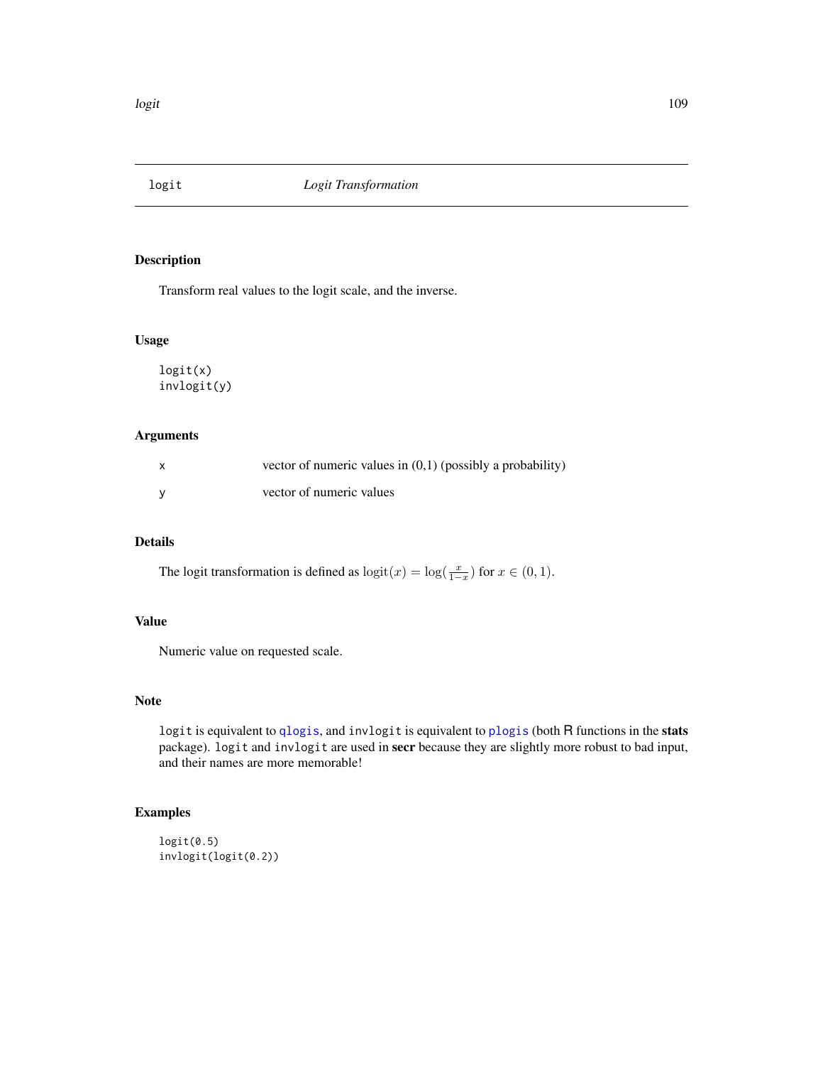# logit — *Logit Transformation*

## Description

Transform real values to the logit scale, and the inverse.

## Usage

```
logit(x)
invlogit(y)
```

## Arguments

| | |
|---|---|
| x | vector of numeric values in (0,1) (possibly a probability) |
| y | vector of numeric values |

## Details

The logit transformation is defined as $\mathrm{logit}(x) = \log(\frac{x}{1-x})$ for $x \in (0,1)$.

## Value

Numeric value on requested scale.

## Note

`logit` is equivalent to `qlogis`, and `invlogit` is equivalent to `plogis` (both R functions in the **stats** package). `logit` and `invlogit` are used in **secr** because they are slightly more robust to bad input, and their names are more memorable!

## Examples

```
logit(0.5)
invlogit(logit(0.2))
```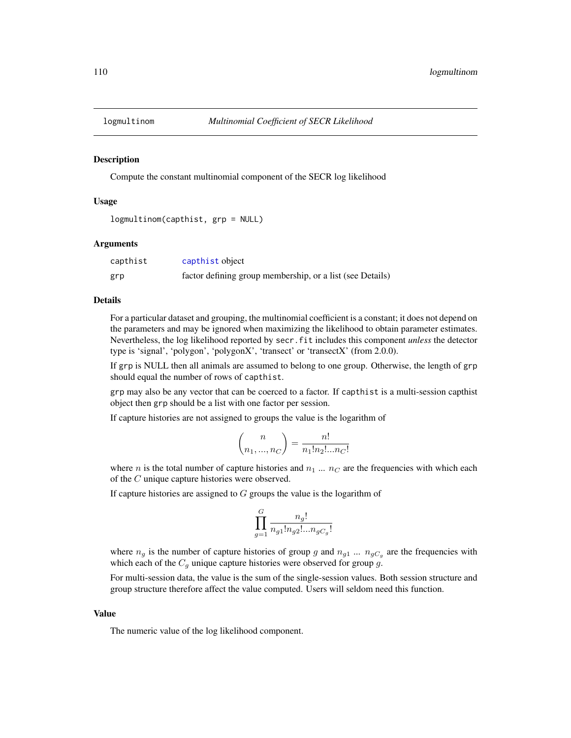# logmultinom — *Multinomial Coefficient of SECR Likelihood*

## Description

Compute the constant multinomial component of the SECR log likelihood

## Usage

```
logmultinom(capthist, grp = NULL)
```

## Arguments

| | |
|---|---|
| capthist | capthist object |
| grp | factor defining group membership, or a list (see Details) |

## Details

For a particular dataset and grouping, the multinomial coefficient is a constant; it does not depend on the parameters and may be ignored when maximizing the likelihood to obtain parameter estimates. Nevertheless, the log likelihood reported by `secr.fit` includes this component *unless* the detector type is 'signal', 'polygon', 'polygonX', 'transect' or 'transectX' (from 2.0.0).

If `grp` is NULL then all animals are assumed to belong to one group. Otherwise, the length of `grp` should equal the number of rows of `capthist`.

`grp` may also be any vector that can be coerced to a factor. If `capthist` is a multi-session capthist object then `grp` should be a list with one factor per session.

If capture histories are not assigned to groups the value is the logarithm of

$$\binom{n}{n_1, ..., n_C} = \frac{n!}{n_1! n_2! ... n_C!}$$

where $n$ is the total number of capture histories and $n_1$ ... $n_C$ are the frequencies with which each of the $C$ unique capture histories were observed.

If capture histories are assigned to $G$ groups the value is the logarithm of

$$\prod_{g=1}^{G} \frac{n_g!}{n_{g1}! n_{g2}! ... n_{gC_g}!}$$

where $n_g$ is the number of capture histories of group $g$ and $n_{g1}$ ... $n_{gC_g}$ are the frequencies with which each of the $C_g$ unique capture histories were observed for group $g$.

For multi-session data, the value is the sum of the single-session values. Both session structure and group structure therefore affect the value computed. Users will seldom need this function.

## Value

The numeric value of the log likelihood component.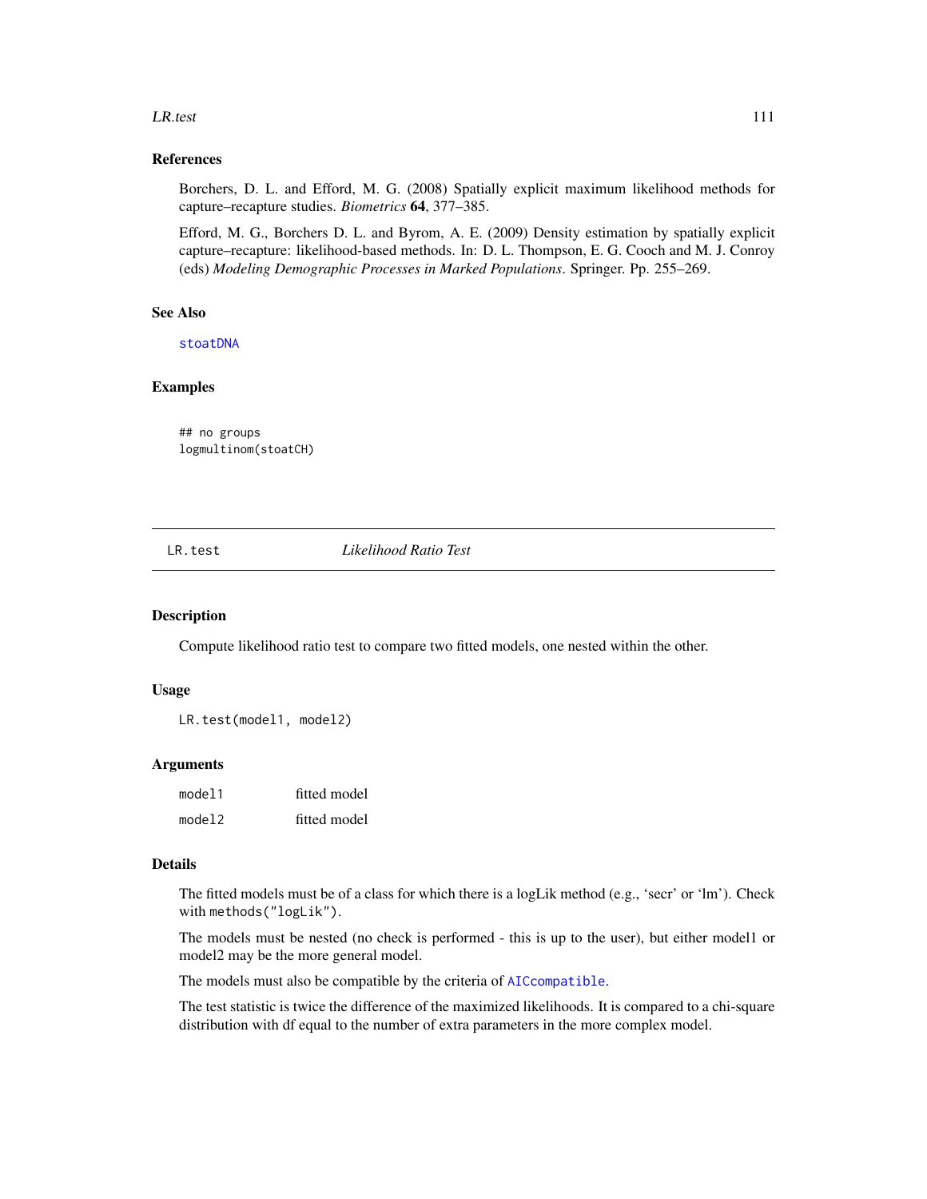### References

Borchers, D. L. and Efford, M. G. (2008) Spatially explicit maximum likelihood methods for capture–recapture studies. *Biometrics* **64**, 377–385.

Efford, M. G., Borchers D. L. and Byrom, A. E. (2009) Density estimation by spatially explicit capture–recapture: likelihood-based methods. In: D. L. Thompson, E. G. Cooch and M. J. Conroy (eds) *Modeling Demographic Processes in Marked Populations*. Springer. Pp. 255–269.

### See Also

stoatDNA

### Examples

```
## no groups
logmultinom(stoatCH)
```

---

## LR.test — *Likelihood Ratio Test*

### Description

Compute likelihood ratio test to compare two fitted models, one nested within the other.

### Usage

```
LR.test(model1, model2)
```

### Arguments

| | |
|---|---|
| model1 | fitted model |
| model2 | fitted model |

### Details

The fitted models must be of a class for which there is a logLik method (e.g., 'secr' or 'lm'). Check with `methods("logLik")`.

The models must be nested (no check is performed - this is up to the user), but either model1 or model2 may be the more general model.

The models must also be compatible by the criteria of AICcompatible.

The test statistic is twice the difference of the maximized likelihoods. It is compared to a chi-square distribution with df equal to the number of extra parameters in the more complex model.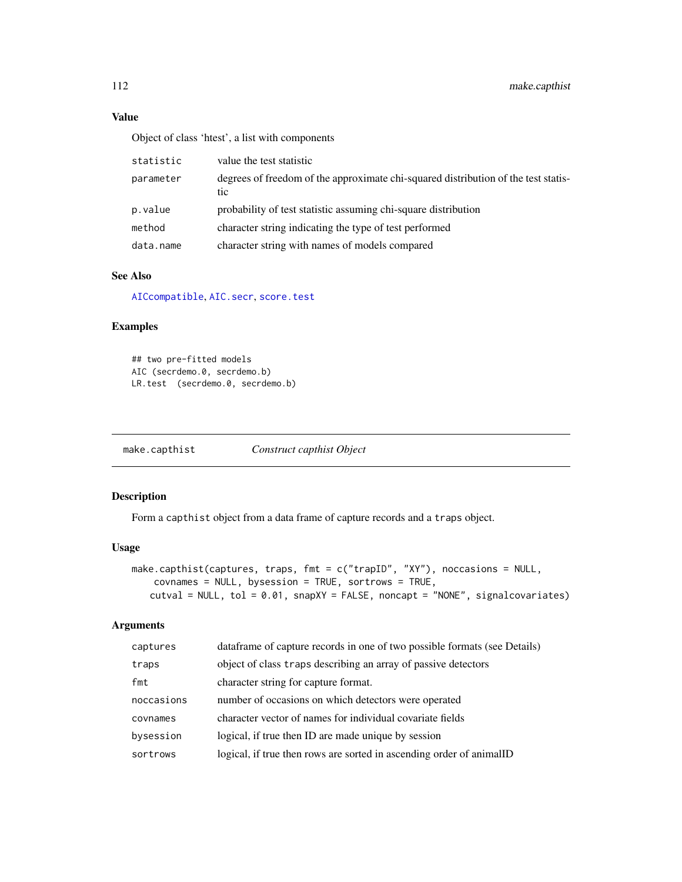### Value

Object of class 'htest', a list with components

| | |
|---|---|
| statistic | value the test statistic |
| parameter | degrees of freedom of the approximate chi-squared distribution of the test statistic |
| p.value | probability of test statistic assuming chi-square distribution |
| method | character string indicating the type of test performed |
| data.name | character string with names of models compared |

### See Also

AICcompatible, AIC.secr, score.test

### Examples

```
## two pre-fitted models
AIC (secrdemo.0, secrdemo.b)
LR.test  (secrdemo.0, secrdemo.b)
```

---

## make.capthist — *Construct capthist Object*

### Description

Form a capthist object from a data frame of capture records and a traps object.

### Usage

```
make.capthist(captures, traps, fmt = c("trapID", "XY"), noccasions = NULL,
    covnames = NULL, bysession = TRUE, sortrows = TRUE,
   cutval = NULL, tol = 0.01, snapXY = FALSE, noncapt = "NONE", signalcovariates)
```

### Arguments

| | |
|---|---|
| captures | dataframe of capture records in one of two possible formats (see Details) |
| traps | object of class traps describing an array of passive detectors |
| fmt | character string for capture format. |
| noccasions | number of occasions on which detectors were operated |
| covnames | character vector of names for individual covariate fields |
| bysession | logical, if true then ID are made unique by session |
| sortrows | logical, if true then rows are sorted in ascending order of animalID |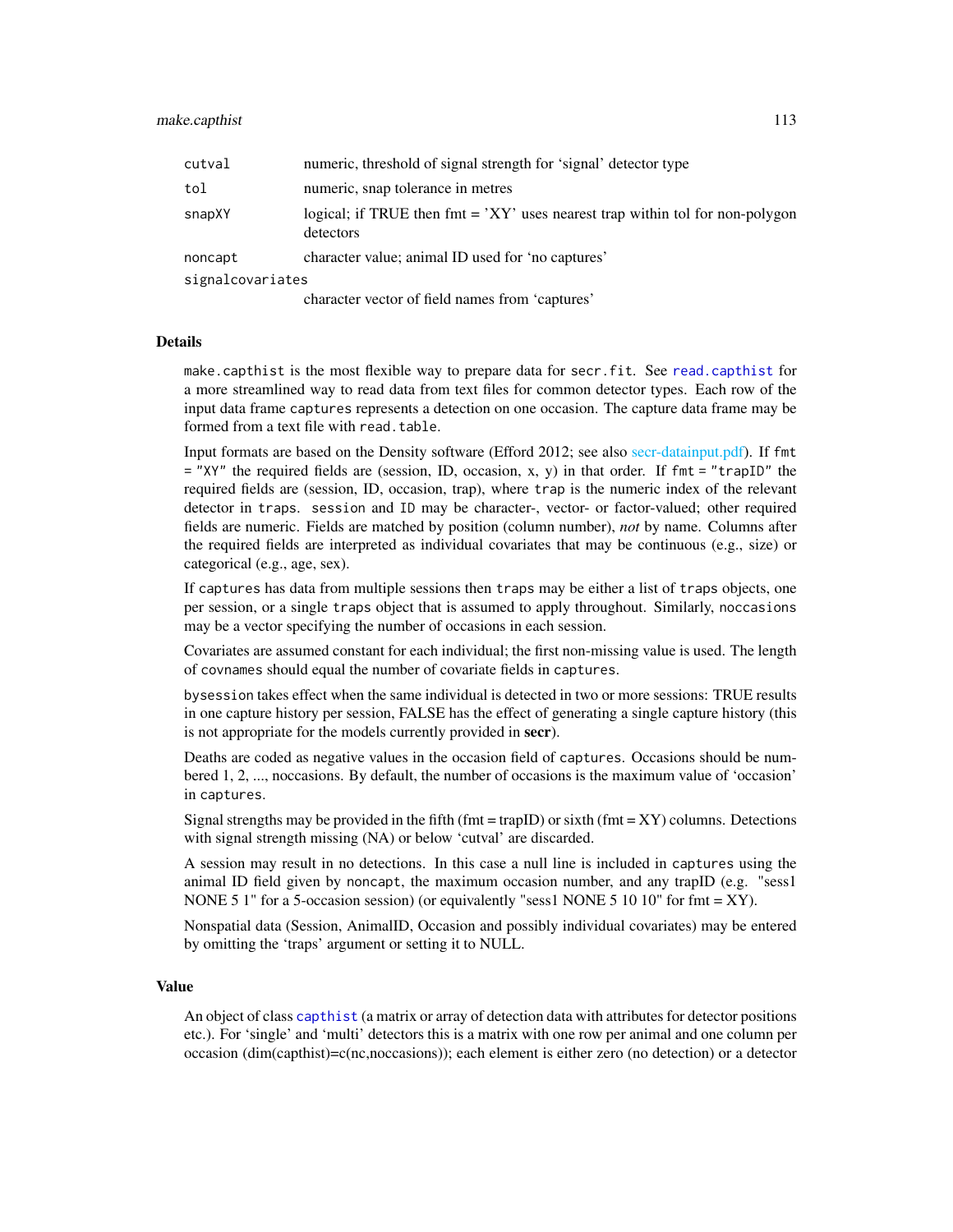| | |
|---|---|
| cutval | numeric, threshold of signal strength for 'signal' detector type |
| tol | numeric, snap tolerance in metres |
| snapXY | logical; if TRUE then fmt = 'XY' uses nearest trap within tol for non-polygon detectors |
| noncapt | character value; animal ID used for 'no captures' |
| signalcovariates | character vector of field names from 'captures' |

### Details

make.capthist is the most flexible way to prepare data for secr.fit. See read.capthist for a more streamlined way to read data from text files for common detector types. Each row of the input data frame captures represents a detection on one occasion. The capture data frame may be formed from a text file with read.table.

Input formats are based on the Density software (Efford 2012; see also secr-datainput.pdf). If fmt = "XY" the required fields are (session, ID, occasion, x, y) in that order. If fmt = "trapID" the required fields are (session, ID, occasion, trap), where trap is the numeric index of the relevant detector in traps. session and ID may be character-, vector- or factor-valued; other required fields are numeric. Fields are matched by position (column number), *not* by name. Columns after the required fields are interpreted as individual covariates that may be continuous (e.g., size) or categorical (e.g., age, sex).

If captures has data from multiple sessions then traps may be either a list of traps objects, one per session, or a single traps object that is assumed to apply throughout. Similarly, noccasions may be a vector specifying the number of occasions in each session.

Covariates are assumed constant for each individual; the first non-missing value is used. The length of covnames should equal the number of covariate fields in captures.

bysession takes effect when the same individual is detected in two or more sessions: TRUE results in one capture history per session, FALSE has the effect of generating a single capture history (this is not appropriate for the models currently provided in **secr**).

Deaths are coded as negative values in the occasion field of captures. Occasions should be numbered 1, 2, ..., noccasions. By default, the number of occasions is the maximum value of 'occasion' in captures.

Signal strengths may be provided in the fifth (fmt = trapID) or sixth (fmt = XY) columns. Detections with signal strength missing (NA) or below 'cutval' are discarded.

A session may result in no detections. In this case a null line is included in captures using the animal ID field given by noncapt, the maximum occasion number, and any trapID (e.g. "sess1 NONE 5 1" for a 5-occasion session) (or equivalently "sess1 NONE 5 10 10" for fmt = XY).

Nonspatial data (Session, AnimalID, Occasion and possibly individual covariates) may be entered by omitting the 'traps' argument or setting it to NULL.

### Value

An object of class capthist (a matrix or array of detection data with attributes for detector positions etc.). For 'single' and 'multi' detectors this is a matrix with one row per animal and one column per occasion (dim(capthist)=c(nc,noccasions)); each element is either zero (no detection) or a detector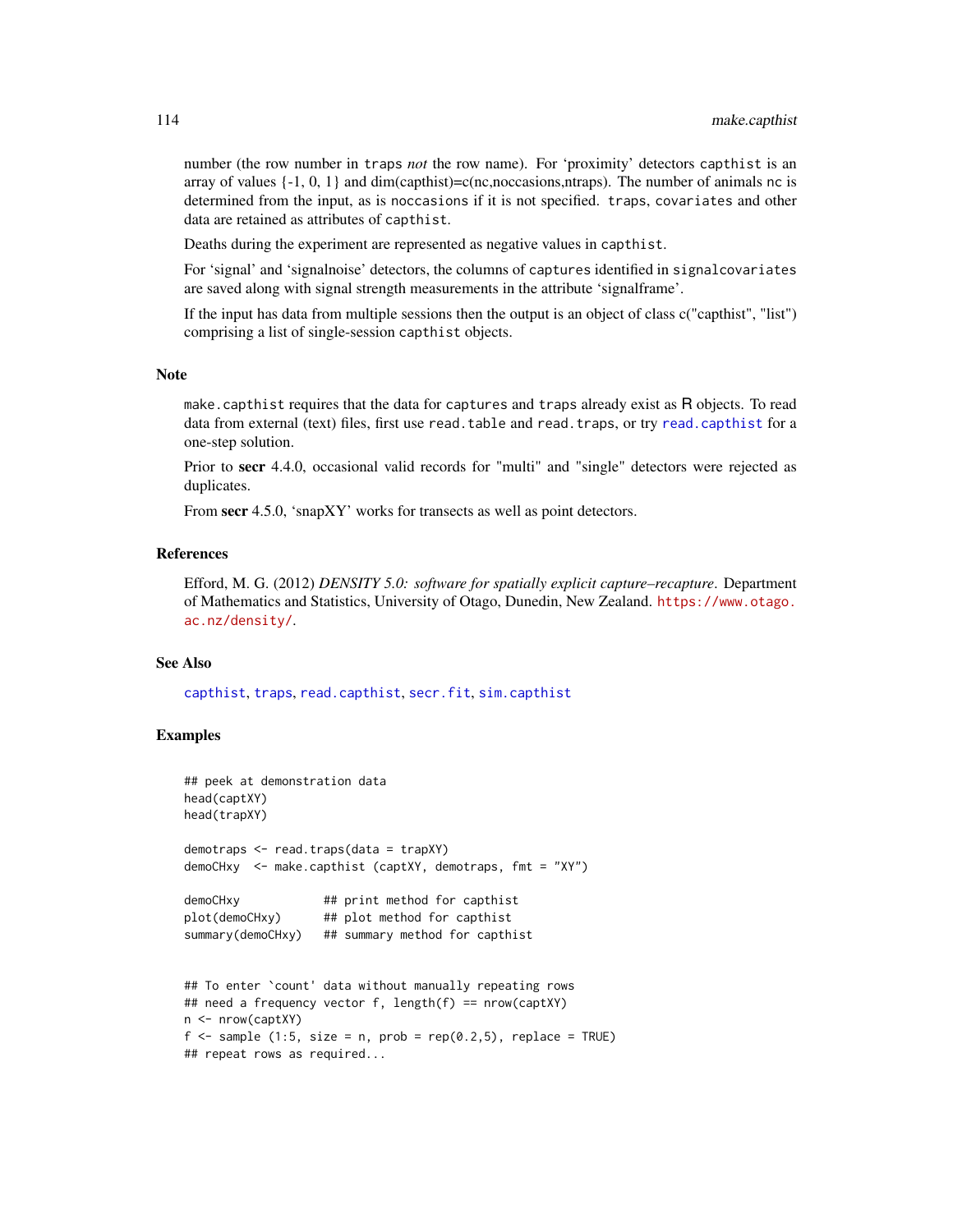number (the row number in `traps` *not* the row name). For 'proximity' detectors `capthist` is an array of values {-1, 0, 1} and dim(capthist)=c(nc,noccasions,ntraps). The number of animals `nc` is determined from the input, as is `noccasions` if it is not specified. `traps`, `covariates` and other data are retained as attributes of `capthist`.

Deaths during the experiment are represented as negative values in `capthist`.

For 'signal' and 'signalnoise' detectors, the columns of `captures` identified in `signalcovariates` are saved along with signal strength measurements in the attribute 'signalframe'.

If the input has data from multiple sessions then the output is an object of class c("capthist", "list") comprising a list of single-session `capthist` objects.

## Note

`make.capthist` requires that the data for `captures` and `traps` already exist as R objects. To read data from external (text) files, first use `read.table` and `read.traps`, or try `read.capthist` for a one-step solution.

Prior to **secr** 4.4.0, occasional valid records for "multi" and "single" detectors were rejected as duplicates.

From **secr** 4.5.0, 'snapXY' works for transects as well as point detectors.

## References

Efford, M. G. (2012) *DENSITY 5.0: software for spatially explicit capture–recapture*. Department of Mathematics and Statistics, University of Otago, Dunedin, New Zealand. https://www.otago.ac.nz/density/.

## See Also

`capthist`, `traps`, `read.capthist`, `secr.fit`, `sim.capthist`

## Examples

```
## peek at demonstration data
head(captXY)
head(trapXY)

demotraps <- read.traps(data = trapXY)
demoCHxy  <- make.capthist (captXY, demotraps, fmt = "XY")

demoCHxy            ## print method for capthist
plot(demoCHxy)      ## plot method for capthist
summary(demoCHxy)   ## summary method for capthist


## To enter `count' data without manually repeating rows
## need a frequency vector f, length(f) == nrow(captXY)
n <- nrow(captXY)
f <- sample (1:5, size = n, prob = rep(0.2,5), replace = TRUE)
## repeat rows as required...
```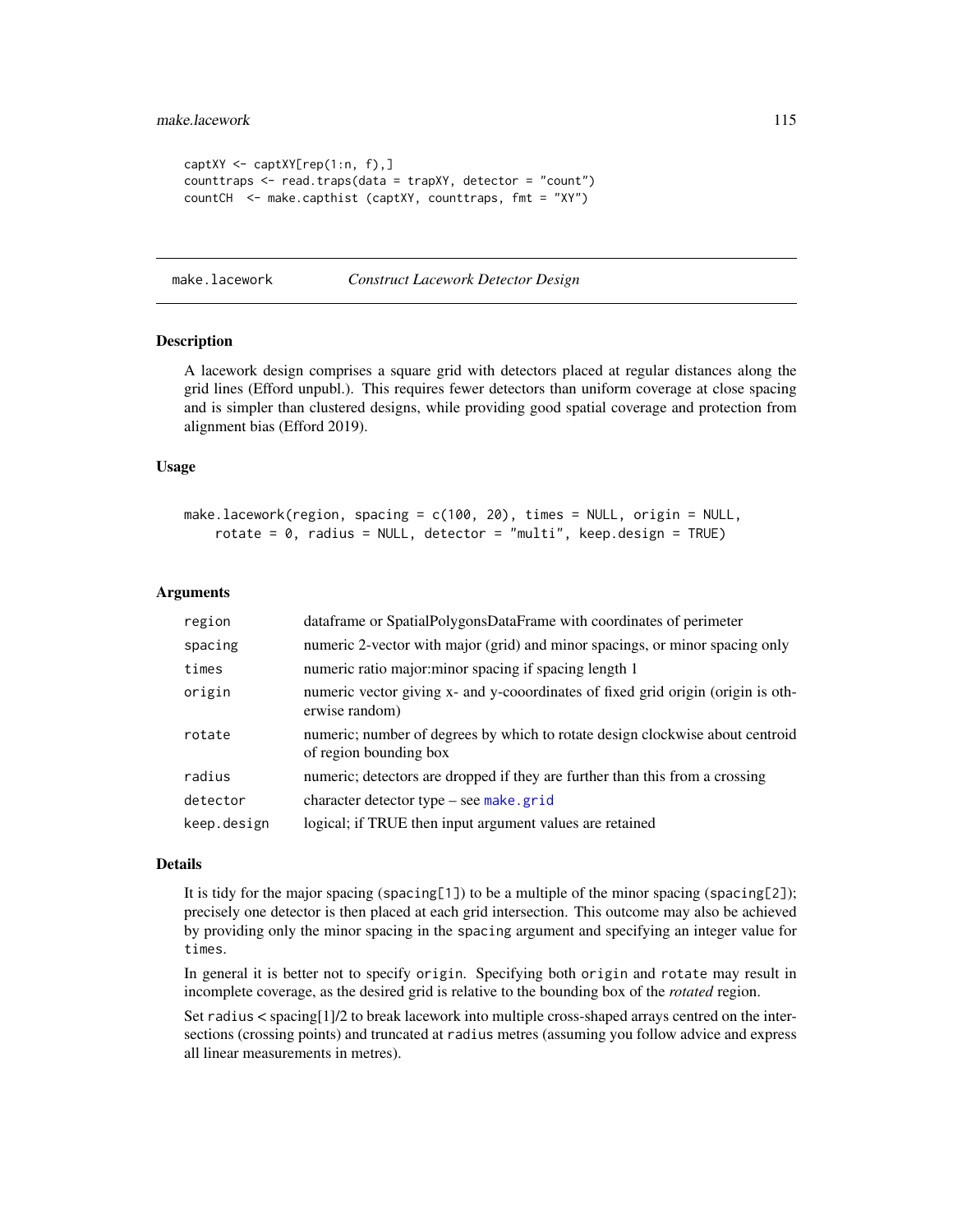```
captXY <- captXY[rep(1:n, f),]
counttraps <- read.traps(data = trapXY, detector = "count")
countCH  <- make.capthist (captXY, counttraps, fmt = "XY")
```

## make.lacework — *Construct Lacework Detector Design*

### Description

A lacework design comprises a square grid with detectors placed at regular distances along the grid lines (Efford unpubl.). This requires fewer detectors than uniform coverage at close spacing and is simpler than clustered designs, while providing good spatial coverage and protection from alignment bias (Efford 2019).

### Usage

```
make.lacework(region, spacing = c(100, 20), times = NULL, origin = NULL,
    rotate = 0, radius = NULL, detector = "multi", keep.design = TRUE)
```

### Arguments

| | |
|---|---|
| `region` | dataframe or SpatialPolygonsDataFrame with coordinates of perimeter |
| `spacing` | numeric 2-vector with major (grid) and minor spacings, or minor spacing only |
| `times` | numeric ratio major:minor spacing if spacing length 1 |
| `origin` | numeric vector giving x- and y-cooordinates of fixed grid origin (origin is otherwise random) |
| `rotate` | numeric; number of degrees by which to rotate design clockwise about centroid of region bounding box |
| `radius` | numeric; detectors are dropped if they are further than this from a crossing |
| `detector` | character detector type – see `make.grid` |
| `keep.design` | logical; if TRUE then input argument values are retained |

### Details

It is tidy for the major spacing (`spacing[1]`) to be a multiple of the minor spacing (`spacing[2]`); precisely one detector is then placed at each grid intersection. This outcome may also be achieved by providing only the minor spacing in the `spacing` argument and specifying an integer value for `times`.

In general it is better not to specify `origin`. Specifying both `origin` and `rotate` may result in incomplete coverage, as the desired grid is relative to the bounding box of the *rotated* region.

Set `radius` < spacing[1]/2 to break lacework into multiple cross-shaped arrays centred on the intersections (crossing points) and truncated at `radius` metres (assuming you follow advice and express all linear measurements in metres).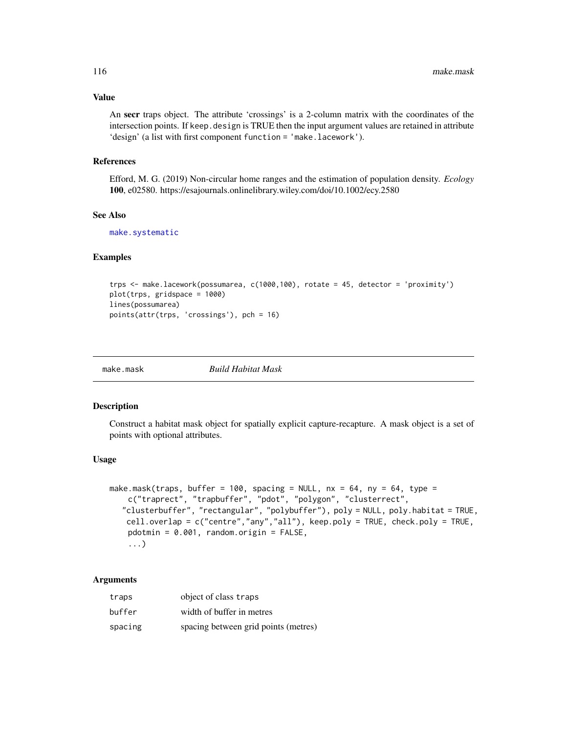### Value

An **secr** traps object. The attribute 'crossings' is a 2-column matrix with the coordinates of the intersection points. If `keep.design` is TRUE then the input argument values are retained in attribute 'design' (a list with first component `function = 'make.lacework'`).

### References

Efford, M. G. (2019) Non-circular home ranges and the estimation of population density. *Ecology* **100**, e02580. https://esajournals.onlinelibrary.wiley.com/doi/10.1002/ecy.2580

### See Also

`make.systematic`

### Examples

```
trps <- make.lacework(possumarea, c(1000,100), rotate = 45, detector = 'proximity')
plot(trps, gridspace = 1000)
lines(possumarea)
points(attr(trps, 'crossings'), pch = 16)
```

---

## make.mask *Build Habitat Mask*

### Description

Construct a habitat mask object for spatially explicit capture-recapture. A mask object is a set of points with optional attributes.

### Usage

```
make.mask(traps, buffer = 100, spacing = NULL, nx = 64, ny = 64, type =
    c("traprect", "trapbuffer", "pdot", "polygon", "clusterrect",
   "clusterbuffer", "rectangular", "polybuffer"), poly = NULL, poly.habitat = TRUE,
    cell.overlap = c("centre","any","all"), keep.poly = TRUE, check.poly = TRUE,
    pdotmin = 0.001, random.origin = FALSE,
    ...)
```

### Arguments

| | |
|---|---|
| traps | object of class traps |
| buffer | width of buffer in metres |
| spacing | spacing between grid points (metres) |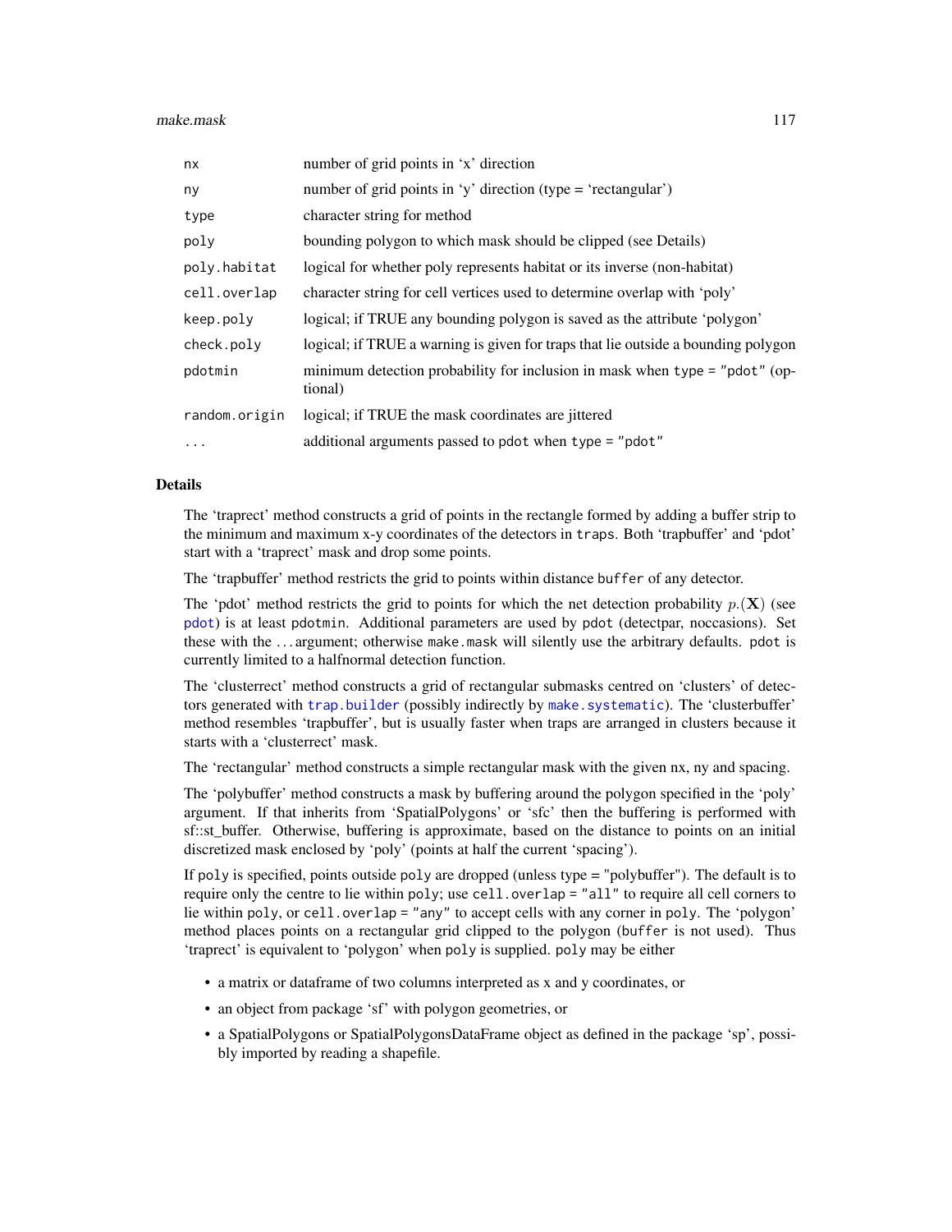| | |
|---|---|
| nx | number of grid points in 'x' direction |
| ny | number of grid points in 'y' direction (type = 'rectangular') |
| type | character string for method |
| poly | bounding polygon to which mask should be clipped (see Details) |
| poly.habitat | logical for whether poly represents habitat or its inverse (non-habitat) |
| cell.overlap | character string for cell vertices used to determine overlap with 'poly' |
| keep.poly | logical; if TRUE any bounding polygon is saved as the attribute 'polygon' |
| check.poly | logical; if TRUE a warning is given for traps that lie outside a bounding polygon |
| pdotmin | minimum detection probability for inclusion in mask when `type = "pdot"` (optional) |
| random.origin | logical; if TRUE the mask coordinates are jittered |
| ... | additional arguments passed to `pdot` when `type = "pdot"` |

## Details

The 'traprect' method constructs a grid of points in the rectangle formed by adding a buffer strip to the minimum and maximum x-y coordinates of the detectors in `traps`. Both 'trapbuffer' and 'pdot' start with a 'traprect' mask and drop some points.

The 'trapbuffer' method restricts the grid to points within distance `buffer` of any detector.

The 'pdot' method restricts the grid to points for which the net detection probability $p.(\mathbf{X})$ (see `pdot`) is at least `pdotmin`. Additional parameters are used by `pdot` (detectpar, noccasions). Set these with the ... argument; otherwise `make.mask` will silently use the arbitrary defaults. `pdot` is currently limited to a halfnormal detection function.

The 'clusterrect' method constructs a grid of rectangular submasks centred on 'clusters' of detectors generated with `trap.builder` (possibly indirectly by `make.systematic`). The 'clusterbuffer' method resembles 'trapbuffer', but is usually faster when traps are arranged in clusters because it starts with a 'clusterrect' mask.

The 'rectangular' method constructs a simple rectangular mask with the given nx, ny and spacing.

The 'polybuffer' method constructs a mask by buffering around the polygon specified in the 'poly' argument. If that inherits from 'SpatialPolygons' or 'sfc' then the buffering is performed with sf::st_buffer. Otherwise, buffering is approximate, based on the distance to points on an initial discretized mask enclosed by 'poly' (points at half the current 'spacing').

If `poly` is specified, points outside `poly` are dropped (unless type = "polybuffer"). The default is to require only the centre to lie within `poly`; use `cell.overlap = "all"` to require all cell corners to lie within `poly`, or `cell.overlap = "any"` to accept cells with any corner in `poly`. The 'polygon' method places points on a rectangular grid clipped to the polygon (`buffer` is not used). Thus 'traprect' is equivalent to 'polygon' when `poly` is supplied. `poly` may be either

- a matrix or dataframe of two columns interpreted as x and y coordinates, or
- an object from package 'sf' with polygon geometries, or
- a SpatialPolygons or SpatialPolygonsDataFrame object as defined in the package 'sp', possibly imported by reading a shapefile.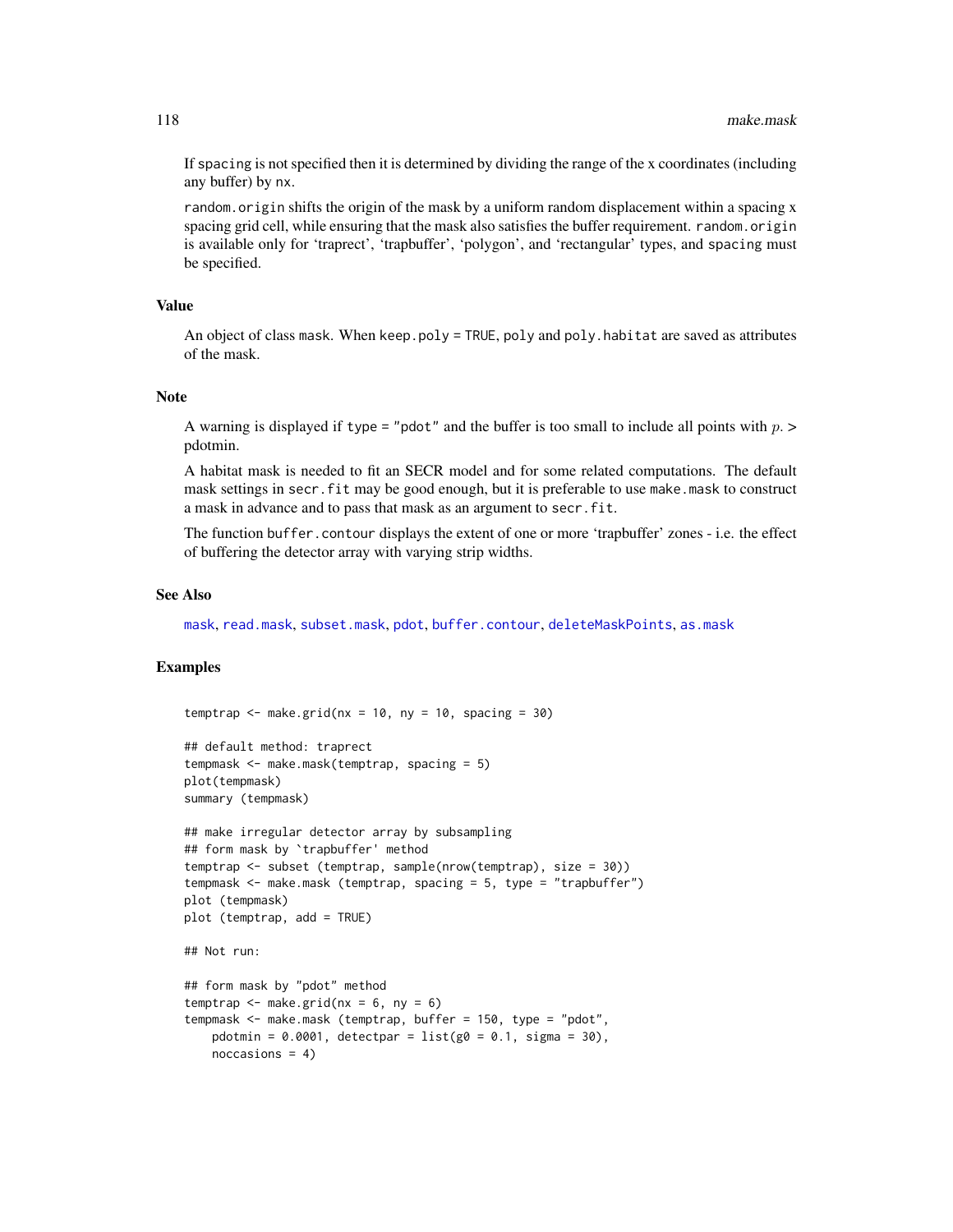If spacing is not specified then it is determined by dividing the range of the x coordinates (including any buffer) by nx.

random.origin shifts the origin of the mask by a uniform random displacement within a spacing x spacing grid cell, while ensuring that the mask also satisfies the buffer requirement. random.origin is available only for 'traprect', 'trapbuffer', 'polygon', and 'rectangular' types, and spacing must be specified.

## Value

An object of class mask. When keep.poly = TRUE, poly and poly.habitat are saved as attributes of the mask.

## Note

A warning is displayed if type = "pdot" and the buffer is too small to include all points with $p. >$ pdotmin.

A habitat mask is needed to fit an SECR model and for some related computations. The default mask settings in secr.fit may be good enough, but it is preferable to use make.mask to construct a mask in advance and to pass that mask as an argument to secr.fit.

The function buffer.contour displays the extent of one or more 'trapbuffer' zones - i.e. the effect of buffering the detector array with varying strip widths.

## See Also

mask, read.mask, subset.mask, pdot, buffer.contour, deleteMaskPoints, as.mask

## Examples

```
temptrap <- make.grid(nx = 10, ny = 10, spacing = 30)

## default method: traprect
tempmask <- make.mask(temptrap, spacing = 5)
plot(tempmask)
summary (tempmask)

## make irregular detector array by subsampling
## form mask by `trapbuffer' method
temptrap <- subset (temptrap, sample(nrow(temptrap), size = 30))
tempmask <- make.mask (temptrap, spacing = 5, type = "trapbuffer")
plot (tempmask)
plot (temptrap, add = TRUE)

## Not run:

## form mask by "pdot" method
temptrap <- make.grid(nx = 6, ny = 6)
tempmask <- make.mask (temptrap, buffer = 150, type = "pdot",
    pdotmin = 0.0001, detectpar = list(g0 = 0.1, sigma = 30),
    noccasions = 4)
```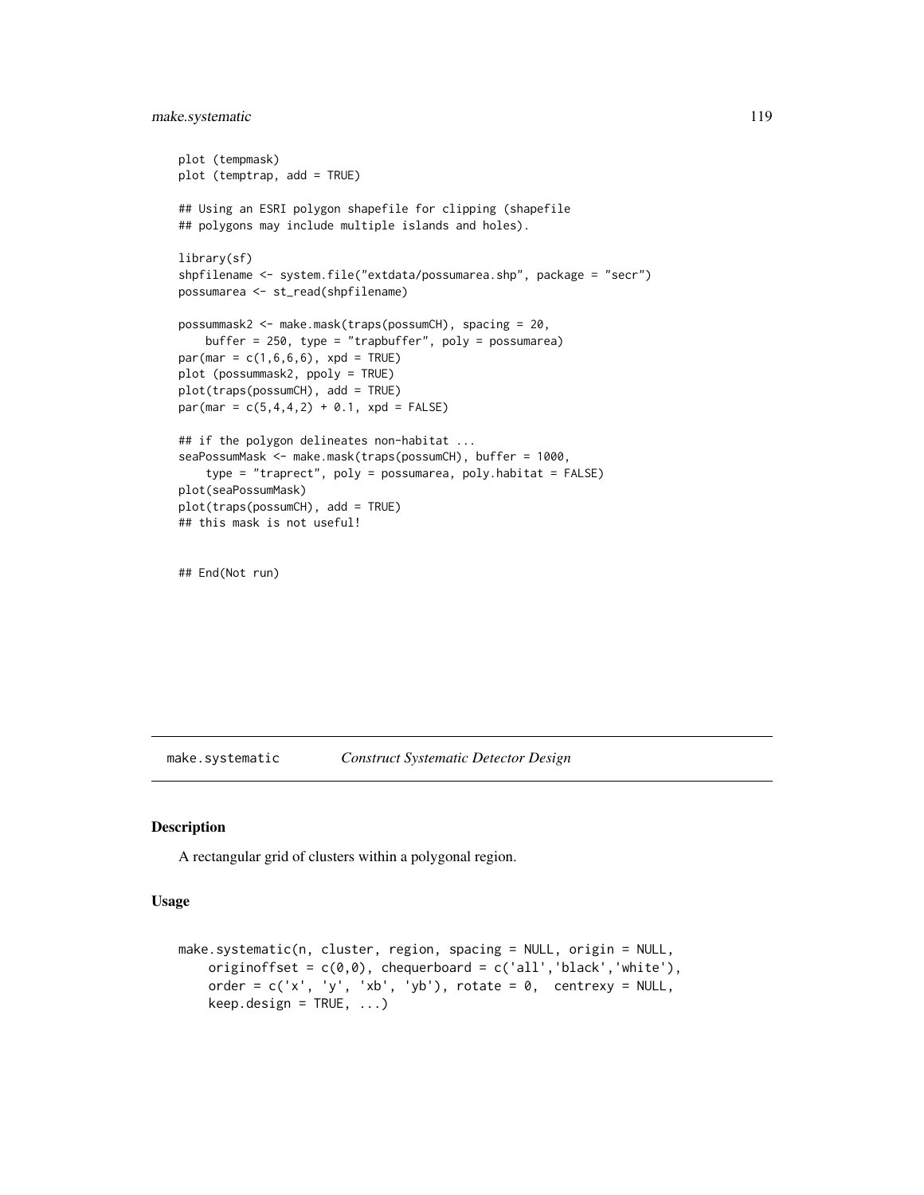```
plot (tempmask)
plot (temptrap, add = TRUE)

## Using an ESRI polygon shapefile for clipping (shapefile
## polygons may include multiple islands and holes).

library(sf)
shpfilename <- system.file("extdata/possumarea.shp", package = "secr")
possumarea <- st_read(shpfilename)

possummask2 <- make.mask(traps(possumCH), spacing = 20,
    buffer = 250, type = "trapbuffer", poly = possumarea)
par(mar = c(1,6,6,6), xpd = TRUE)
plot (possummask2, ppoly = TRUE)
plot(traps(possumCH), add = TRUE)
par(mar = c(5,4,4,2) + 0.1, xpd = FALSE)

## if the polygon delineates non-habitat ...
seaPossumMask <- make.mask(traps(possumCH), buffer = 1000,
    type = "traprect", poly = possumarea, poly.habitat = FALSE)
plot(seaPossumMask)
plot(traps(possumCH), add = TRUE)
## this mask is not useful!


## End(Not run)
```

# make.systematic *Construct Systematic Detector Design*

## Description

A rectangular grid of clusters within a polygonal region.

## Usage

```
make.systematic(n, cluster, region, spacing = NULL, origin = NULL,
    originoffset = c(0,0), chequerboard = c('all','black','white'),
    order = c('x', 'y', 'xb', 'yb'), rotate = 0,  centrexy = NULL,
    keep.design = TRUE, ...)
```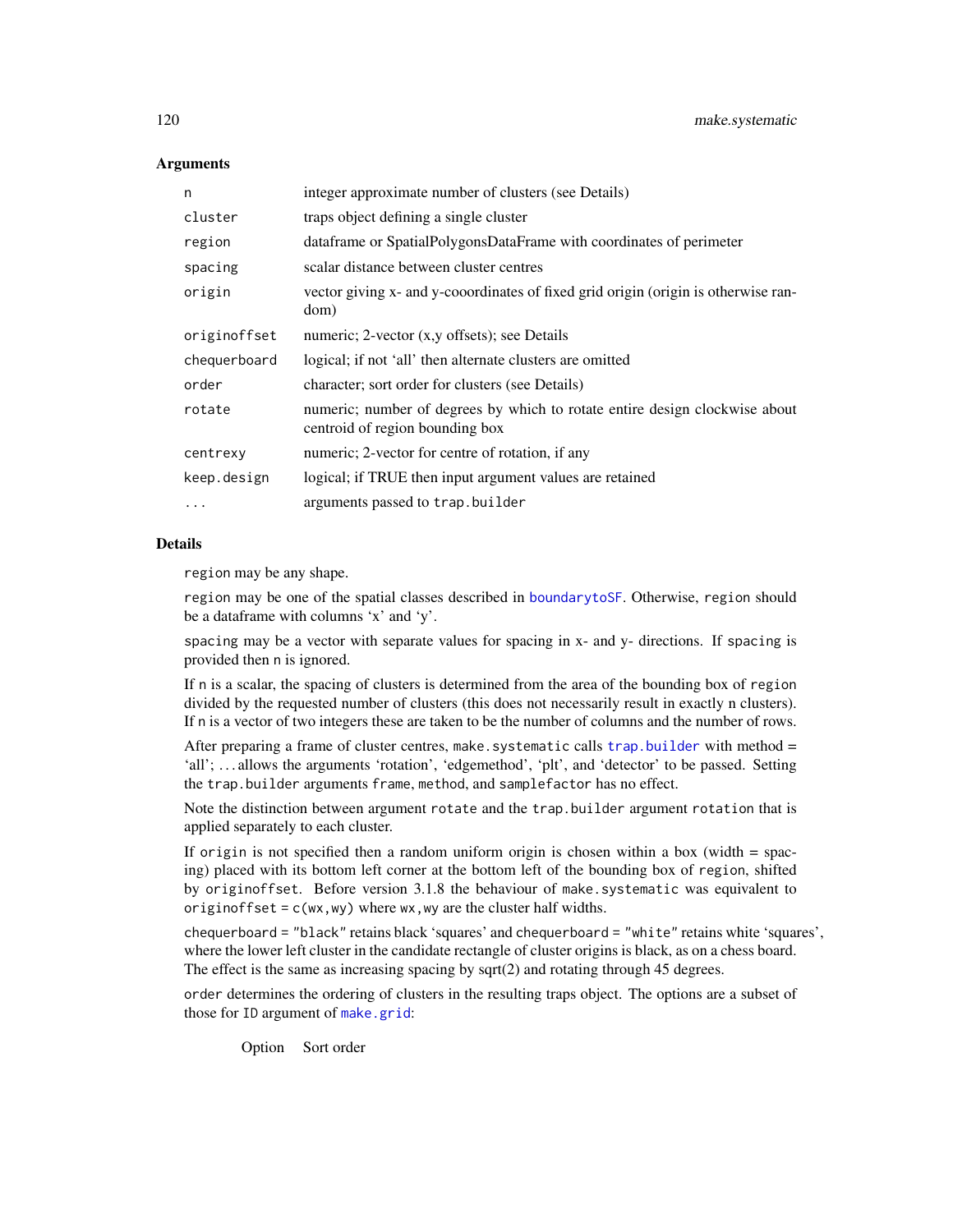## Arguments

| | |
|---|---|
| n | integer approximate number of clusters (see Details) |
| cluster | traps object defining a single cluster |
| region | dataframe or SpatialPolygonsDataFrame with coordinates of perimeter |
| spacing | scalar distance between cluster centres |
| origin | vector giving x- and y-cooordinates of fixed grid origin (origin is otherwise random) |
| originoffset | numeric; 2-vector (x,y offsets); see Details |
| chequerboard | logical; if not 'all' then alternate clusters are omitted |
| order | character; sort order for clusters (see Details) |
| rotate | numeric; number of degrees by which to rotate entire design clockwise about centroid of region bounding box |
| centrexy | numeric; 2-vector for centre of rotation, if any |
| keep.design | logical; if TRUE then input argument values are retained |
| ... | arguments passed to trap.builder |

## Details

region may be any shape.

region may be one of the spatial classes described in boundarytoSF. Otherwise, region should be a dataframe with columns 'x' and 'y'.

spacing may be a vector with separate values for spacing in x- and y- directions. If spacing is provided then n is ignored.

If n is a scalar, the spacing of clusters is determined from the area of the bounding box of region divided by the requested number of clusters (this does not necessarily result in exactly n clusters). If n is a vector of two integers these are taken to be the number of columns and the number of rows.

After preparing a frame of cluster centres, make.systematic calls trap.builder with method = 'all'; ... allows the arguments 'rotation', 'edgemethod', 'plt', and 'detector' to be passed. Setting the trap.builder arguments frame, method, and samplefactor has no effect.

Note the distinction between argument rotate and the trap.builder argument rotation that is applied separately to each cluster.

If origin is not specified then a random uniform origin is chosen within a box (width = spacing) placed with its bottom left corner at the bottom left of the bounding box of region, shifted by originoffset. Before version 3.1.8 the behaviour of make.systematic was equivalent to originoffset = c(wx,wy) where wx,wy are the cluster half widths.

chequerboard = "black" retains black 'squares' and chequerboard = "white" retains white 'squares', where the lower left cluster in the candidate rectangle of cluster origins is black, as on a chess board. The effect is the same as increasing spacing by sqrt(2) and rotating through 45 degrees.

order determines the ordering of clusters in the resulting traps object. The options are a subset of those for ID argument of make.grid:

Option Sort order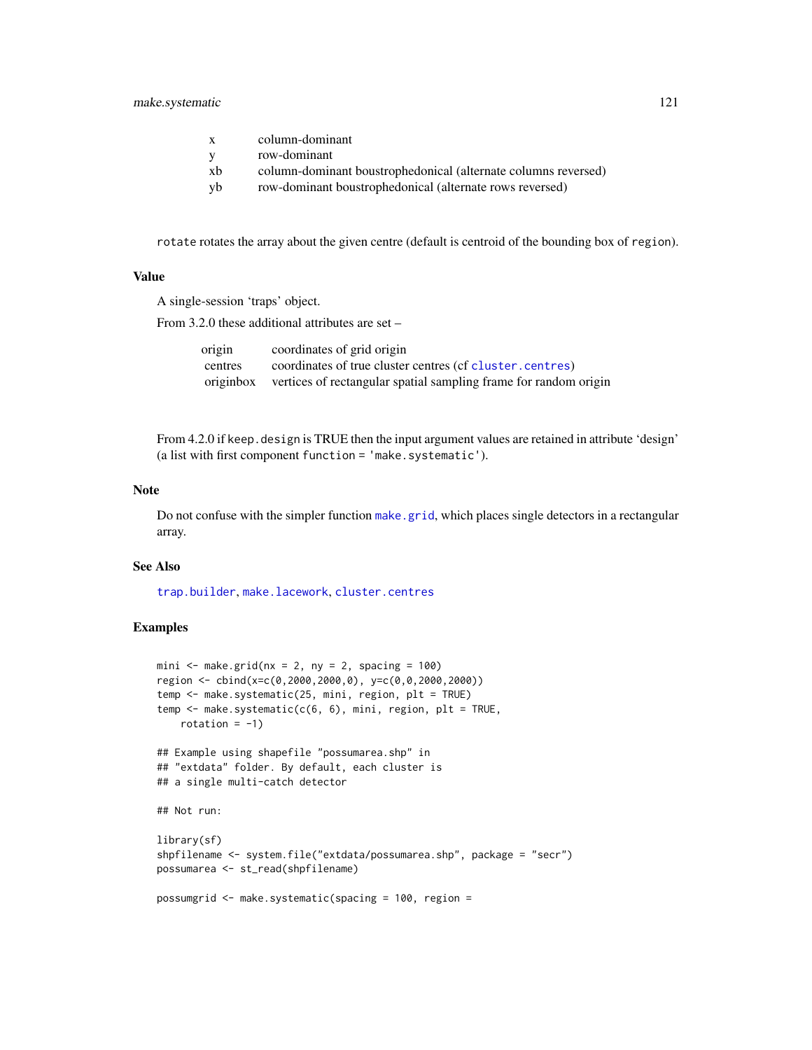| | |
|---|---|
| x | column-dominant |
| y | row-dominant |
| xb | column-dominant boustrophedonical (alternate columns reversed) |
| yb | row-dominant boustrophedonical (alternate rows reversed) |

`rotate` rotates the array about the given centre (default is centroid of the bounding box of `region`).

### Value

A single-session 'traps' object.

From 3.2.0 these additional attributes are set –

| | |
|---|---|
| origin | coordinates of grid origin |
| centres | coordinates of true cluster centres (cf `cluster.centres`) |
| originbox | vertices of rectangular spatial sampling frame for random origin |

From 4.2.0 if `keep.design` is TRUE then the input argument values are retained in attribute 'design' (a list with first component `function = 'make.systematic'`).

### Note

Do not confuse with the simpler function `make.grid`, which places single detectors in a rectangular array.

### See Also

`trap.builder`, `make.lacework`, `cluster.centres`

### Examples

```
mini <- make.grid(nx = 2, ny = 2, spacing = 100)
region <- cbind(x=c(0,2000,2000,0), y=c(0,0,2000,2000))
temp <- make.systematic(25, mini, region, plt = TRUE)
temp <- make.systematic(c(6, 6), mini, region, plt = TRUE,
    rotation = -1)

## Example using shapefile "possumarea.shp" in
## "extdata" folder. By default, each cluster is
## a single multi-catch detector

## Not run:

library(sf)
shpfilename <- system.file("extdata/possumarea.shp", package = "secr")
possumarea <- st_read(shpfilename)

possumgrid <- make.systematic(spacing = 100, region =
```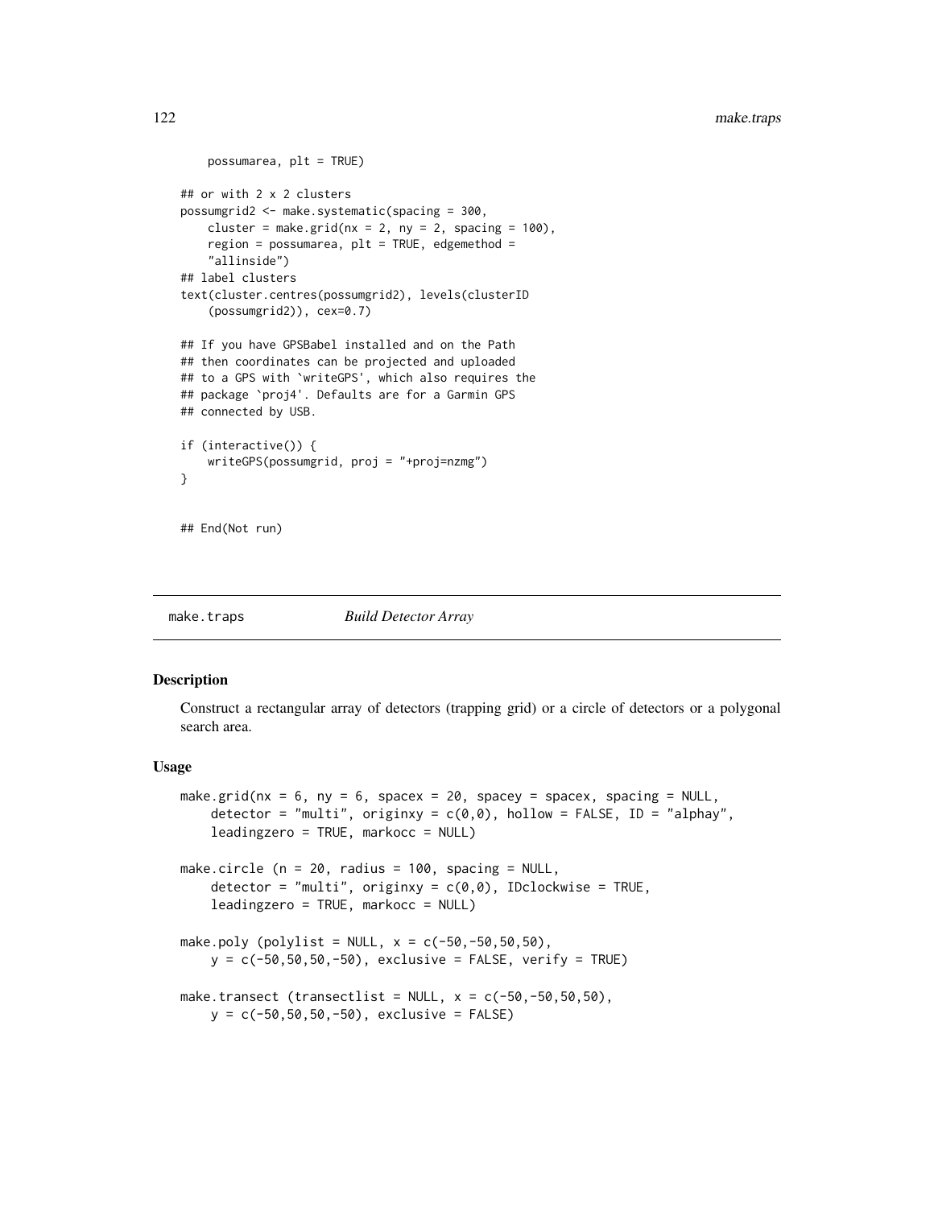```
    possumarea, plt = TRUE)

## or with 2 x 2 clusters
possumgrid2 <- make.systematic(spacing = 300,
    cluster = make.grid(nx = 2, ny = 2, spacing = 100),
    region = possumarea, plt = TRUE, edgemethod =
    "allinside")
## label clusters
text(cluster.centres(possumgrid2), levels(clusterID
    (possumgrid2)), cex=0.7)

## If you have GPSBabel installed and on the Path
## then coordinates can be projected and uploaded
## to a GPS with `writeGPS', which also requires the
## package `proj4'. Defaults are for a Garmin GPS
## connected by USB.

if (interactive()) {
    writeGPS(possumgrid, proj = "+proj=nzmg")
}


## End(Not run)
```

## make.traps — *Build Detector Array*

### Description

Construct a rectangular array of detectors (trapping grid) or a circle of detectors or a polygonal search area.

### Usage

```
make.grid(nx = 6, ny = 6, spacex = 20, spacey = spacex, spacing = NULL,
    detector = "multi", originxy = c(0,0), hollow = FALSE, ID = "alphay",
    leadingzero = TRUE, markocc = NULL)

make.circle (n = 20, radius = 100, spacing = NULL,
    detector = "multi", originxy = c(0,0), IDclockwise = TRUE,
    leadingzero = TRUE, markocc = NULL)

make.poly (polylist = NULL, x = c(-50,-50,50,50),
    y = c(-50,50,50,-50), exclusive = FALSE, verify = TRUE)

make.transect (transectlist = NULL, x = c(-50,-50,50,50),
    y = c(-50,50,50,-50), exclusive = FALSE)
```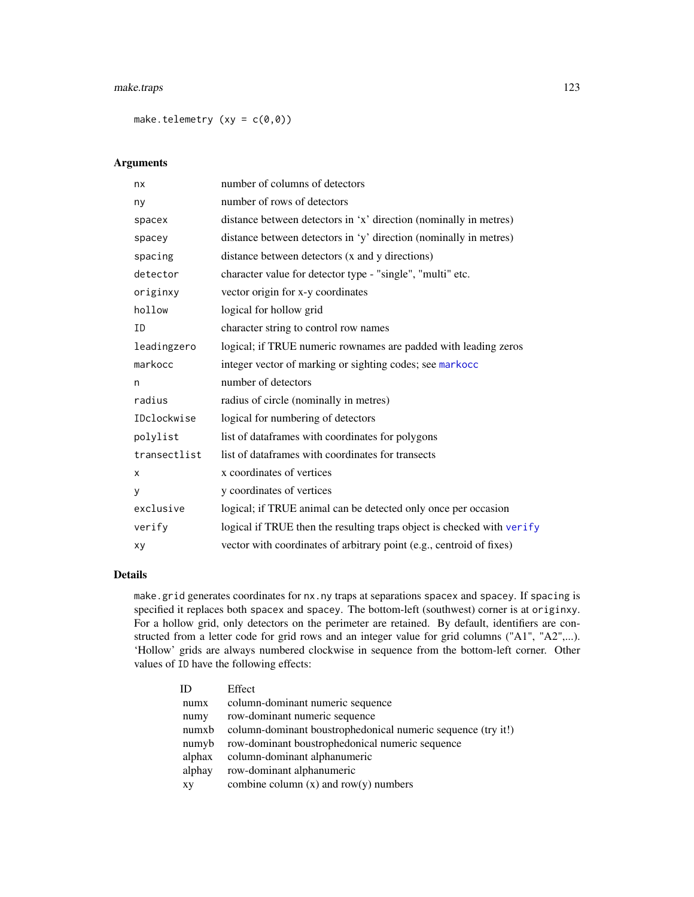```
make.telemetry (xy = c(0,0))
```

## Arguments

| | |
|---|---|
| nx | number of columns of detectors |
| ny | number of rows of detectors |
| spacex | distance between detectors in 'x' direction (nominally in metres) |
| spacey | distance between detectors in 'y' direction (nominally in metres) |
| spacing | distance between detectors (x and y directions) |
| detector | character value for detector type - "single", "multi" etc. |
| originxy | vector origin for x-y coordinates |
| hollow | logical for hollow grid |
| ID | character string to control row names |
| leadingzero | logical; if TRUE numeric rownames are padded with leading zeros |
| markocc | integer vector of marking or sighting codes; see markocc |
| n | number of detectors |
| radius | radius of circle (nominally in metres) |
| IDclockwise | logical for numbering of detectors |
| polylist | list of dataframes with coordinates for polygons |
| transectlist | list of dataframes with coordinates for transects |
| x | x coordinates of vertices |
| y | y coordinates of vertices |
| exclusive | logical; if TRUE animal can be detected only once per occasion |
| verify | logical if TRUE then the resulting traps object is checked with verify |
| xy | vector with coordinates of arbitrary point (e.g., centroid of fixes) |

## Details

make.grid generates coordinates for nx.ny traps at separations spacex and spacey. If spacing is specified it replaces both spacex and spacey. The bottom-left (southwest) corner is at originxy. For a hollow grid, only detectors on the perimeter are retained. By default, identifiers are constructed from a letter code for grid rows and an integer value for grid columns ("A1", "A2",...). 'Hollow' grids are always numbered clockwise in sequence from the bottom-left corner. Other values of ID have the following effects:

| ID | Effect |
|---|---|
| numx | column-dominant numeric sequence |
| numy | row-dominant numeric sequence |
| numxb | column-dominant boustrophedonical numeric sequence (try it!) |
| numyb | row-dominant boustrophedonical numeric sequence |
| alphax | column-dominant alphanumeric |
| alphay | row-dominant alphanumeric |
| xy | combine column (x) and row(y) numbers |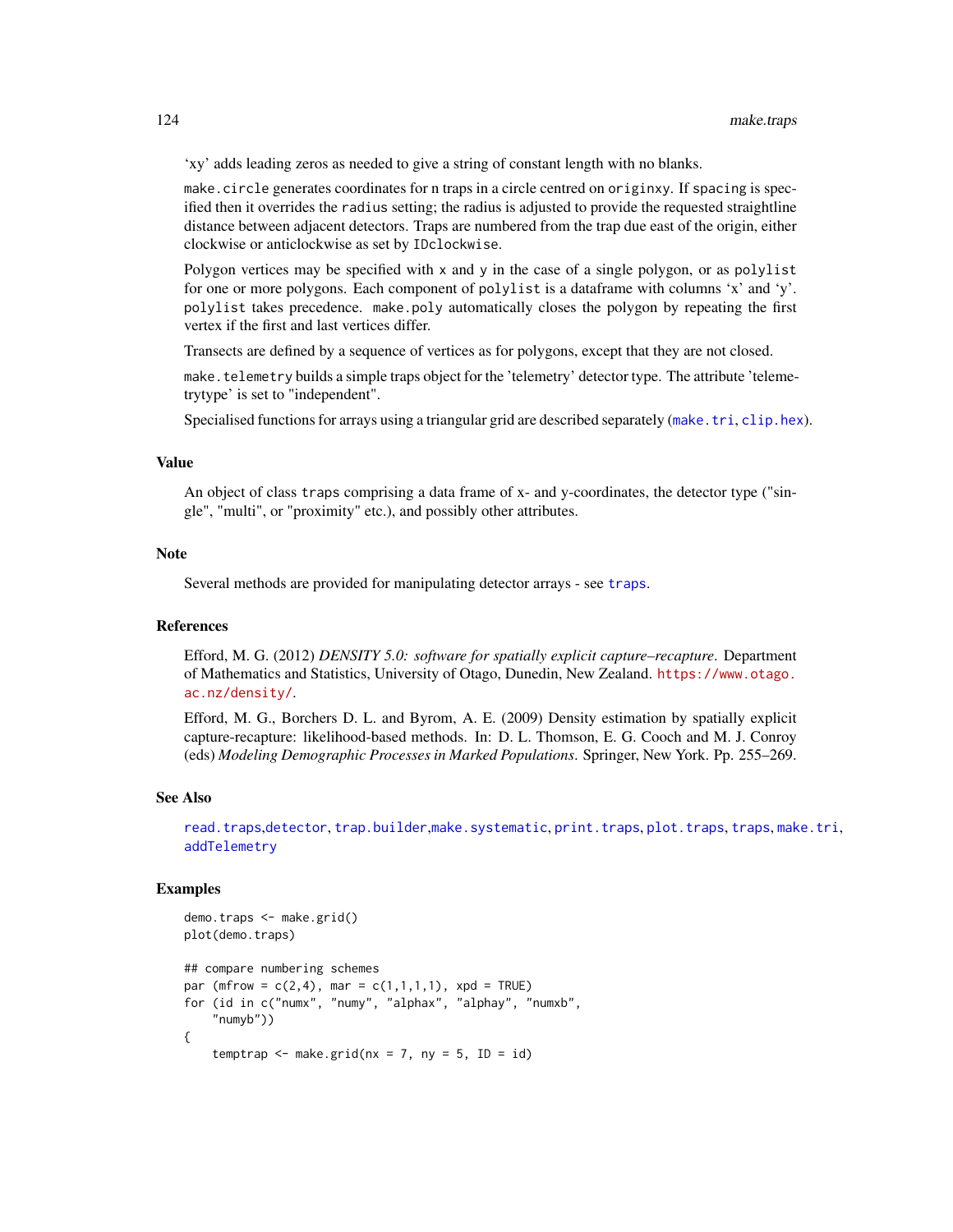'xy' adds leading zeros as needed to give a string of constant length with no blanks.

`make.circle` generates coordinates for n traps in a circle centred on `originxy`. If `spacing` is specified then it overrides the `radius` setting; the radius is adjusted to provide the requested straightline distance between adjacent detectors. Traps are numbered from the trap due east of the origin, either clockwise or anticlockwise as set by `IDclockwise`.

Polygon vertices may be specified with `x` and `y` in the case of a single polygon, or as `polylist` for one or more polygons. Each component of `polylist` is a dataframe with columns 'x' and 'y'. `polylist` takes precedence. `make.poly` automatically closes the polygon by repeating the first vertex if the first and last vertices differ.

Transects are defined by a sequence of vertices as for polygons, except that they are not closed.

`make.telemetry` builds a simple traps object for the 'telemetry' detector type. The attribute 'telemetrytype' is set to "independent".

Specialised functions for arrays using a triangular grid are described separately (`make.tri`, `clip.hex`).

## Value

An object of class `traps` comprising a data frame of x- and y-coordinates, the detector type ("single", "multi", or "proximity" etc.), and possibly other attributes.

## Note

Several methods are provided for manipulating detector arrays - see `traps`.

## References

Efford, M. G. (2012) *DENSITY 5.0: software for spatially explicit capture–recapture*. Department of Mathematics and Statistics, University of Otago, Dunedin, New Zealand. https://www.otago.ac.nz/density/.

Efford, M. G., Borchers D. L. and Byrom, A. E. (2009) Density estimation by spatially explicit capture-recapture: likelihood-based methods. In: D. L. Thomson, E. G. Cooch and M. J. Conroy (eds) *Modeling Demographic Processes in Marked Populations*. Springer, New York. Pp. 255–269.

## See Also

`read.traps`,`detector`, `trap.builder`,`make.systematic`, `print.traps`, `plot.traps`, `traps`, `make.tri`, `addTelemetry`

## Examples

```
demo.traps <- make.grid()
plot(demo.traps)

## compare numbering schemes
par (mfrow = c(2,4), mar = c(1,1,1,1), xpd = TRUE)
for (id in c("numx", "numy", "alphax", "alphay", "numxb",
    "numyb"))
{
    temptrap <- make.grid(nx = 7, ny = 5, ID = id)
```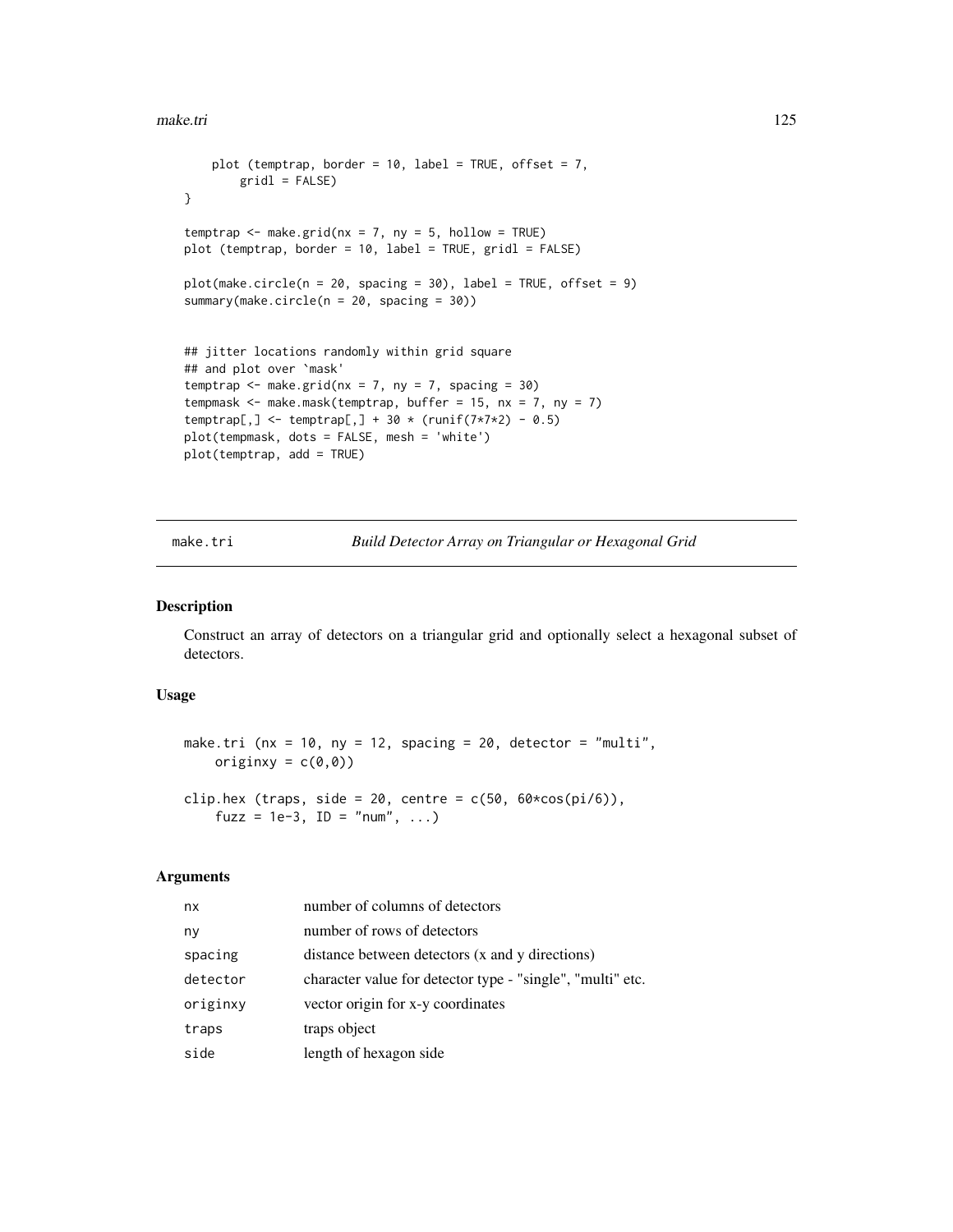```
    plot (temptrap, border = 10, label = TRUE, offset = 7,
        gridl = FALSE)
}

temptrap <- make.grid(nx = 7, ny = 5, hollow = TRUE)
plot (temptrap, border = 10, label = TRUE, gridl = FALSE)

plot(make.circle(n = 20, spacing = 30), label = TRUE, offset = 9)
summary(make.circle(n = 20, spacing = 30))


## jitter locations randomly within grid square
## and plot over `mask'
temptrap <- make.grid(nx = 7, ny = 7, spacing = 30)
tempmask <- make.mask(temptrap, buffer = 15, nx = 7, ny = 7)
temptrap[,] <- temptrap[,] + 30 * (runif(7*7*2) - 0.5)
plot(tempmask, dots = FALSE, mesh = 'white')
plot(temptrap, add = TRUE)
```

---

## make.tri — *Build Detector Array on Triangular or Hexagonal Grid*

### Description

Construct an array of detectors on a triangular grid and optionally select a hexagonal subset of detectors.

### Usage

```
make.tri (nx = 10, ny = 12, spacing = 20, detector = "multi",
    originxy = c(0,0))

clip.hex (traps, side = 20, centre = c(50, 60*cos(pi/6)),
    fuzz = 1e-3, ID = "num", ...)
```

### Arguments

| | |
|---|---|
| nx | number of columns of detectors |
| ny | number of rows of detectors |
| spacing | distance between detectors (x and y directions) |
| detector | character value for detector type - "single", "multi" etc. |
| originxy | vector origin for x-y coordinates |
| traps | traps object |
| side | length of hexagon side |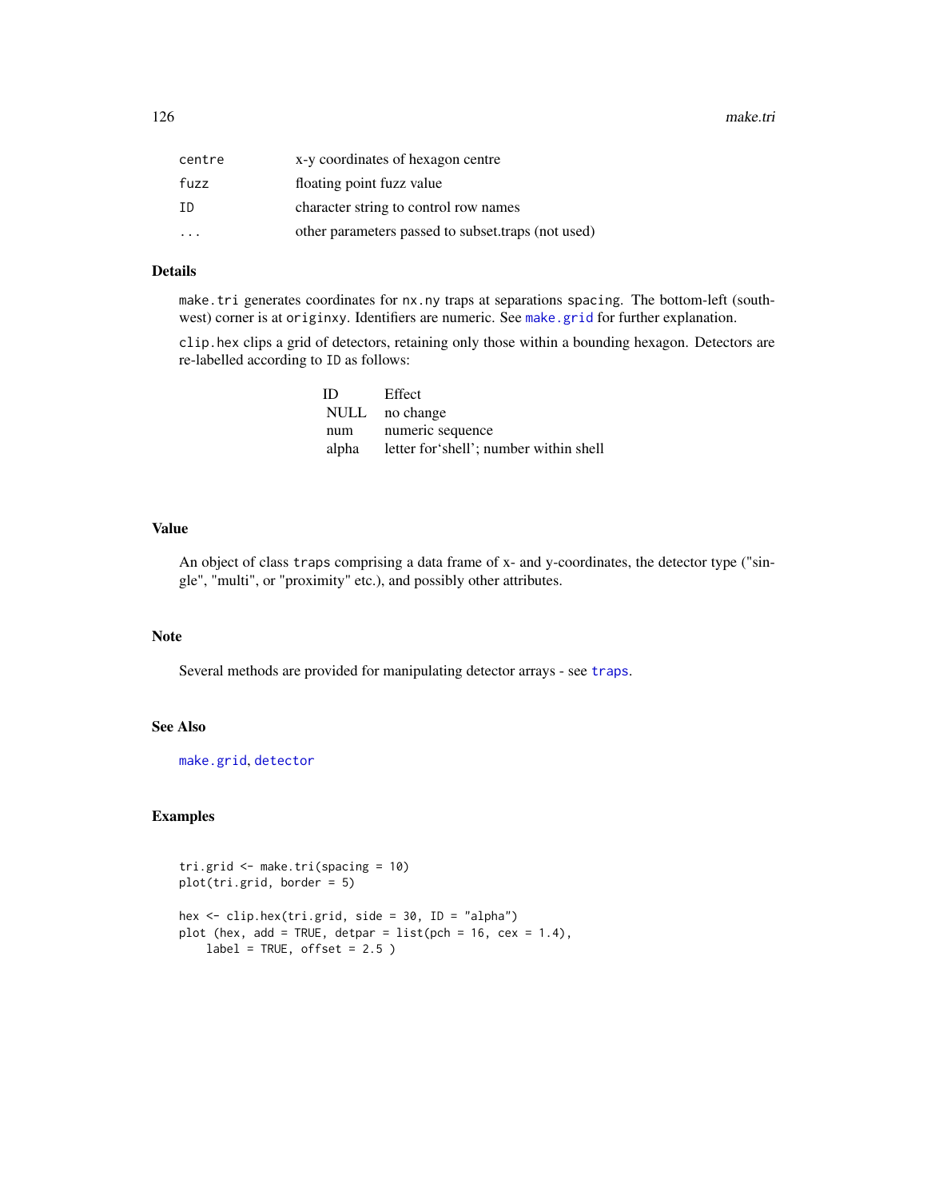| | |
|---|---|
| `centre` | x-y coordinates of hexagon centre |
| `fuzz` | floating point fuzz value |
| `ID` | character string to control row names |
| `...` | other parameters passed to subset.traps (not used) |

## Details

`make.tri` generates coordinates for `nx.ny` traps at separations `spacing`. The bottom-left (south-west) corner is at `originxy`. Identifiers are numeric. See `make.grid` for further explanation.

`clip.hex` clips a grid of detectors, retaining only those within a bounding hexagon. Detectors are re-labelled according to `ID` as follows:

| ID | Effect |
|---|---|
| NULL | no change |
| num | numeric sequence |
| alpha | letter for'shell'; number within shell |

## Value

An object of class `traps` comprising a data frame of x- and y-coordinates, the detector type ("single", "multi", or "proximity" etc.), and possibly other attributes.

## Note

Several methods are provided for manipulating detector arrays - see `traps`.

## See Also

`make.grid`, `detector`

## Examples

```
tri.grid <- make.tri(spacing = 10)
plot(tri.grid, border = 5)

hex <- clip.hex(tri.grid, side = 30, ID = "alpha")
plot (hex, add = TRUE, detpar = list(pch = 16, cex = 1.4),
    label = TRUE, offset = 2.5 )
```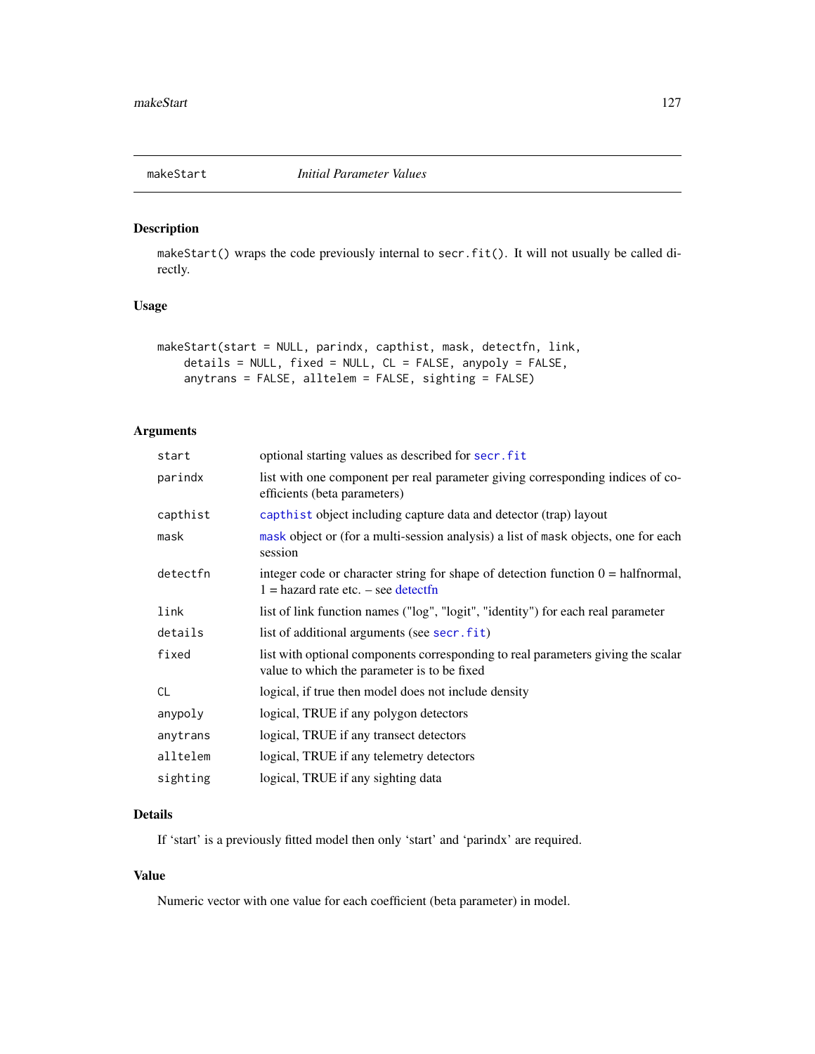# makeStart *Initial Parameter Values*

## Description

makeStart() wraps the code previously internal to secr.fit(). It will not usually be called directly.

## Usage

```
makeStart(start = NULL, parindx, capthist, mask, detectfn, link,
    details = NULL, fixed = NULL, CL = FALSE, anypoly = FALSE,
    anytrans = FALSE, alltelem = FALSE, sighting = FALSE)
```

## Arguments

| | |
|---|---|
| start | optional starting values as described for secr.fit |
| parindx | list with one component per real parameter giving corresponding indices of coefficients (beta parameters) |
| capthist | capthist object including capture data and detector (trap) layout |
| mask | mask object or (for a multi-session analysis) a list of mask objects, one for each session |
| detectfn | integer code or character string for shape of detection function 0 = halfnormal, 1 = hazard rate etc. – see detectfn |
| link | list of link function names ("log", "logit", "identity") for each real parameter |
| details | list of additional arguments (see secr.fit) |
| fixed | list with optional components corresponding to real parameters giving the scalar value to which the parameter is to be fixed |
| CL | logical, if true then model does not include density |
| anypoly | logical, TRUE if any polygon detectors |
| anytrans | logical, TRUE if any transect detectors |
| alltelem | logical, TRUE if any telemetry detectors |
| sighting | logical, TRUE if any sighting data |

## Details

If 'start' is a previously fitted model then only 'start' and 'parindx' are required.

## Value

Numeric vector with one value for each coefficient (beta parameter) in model.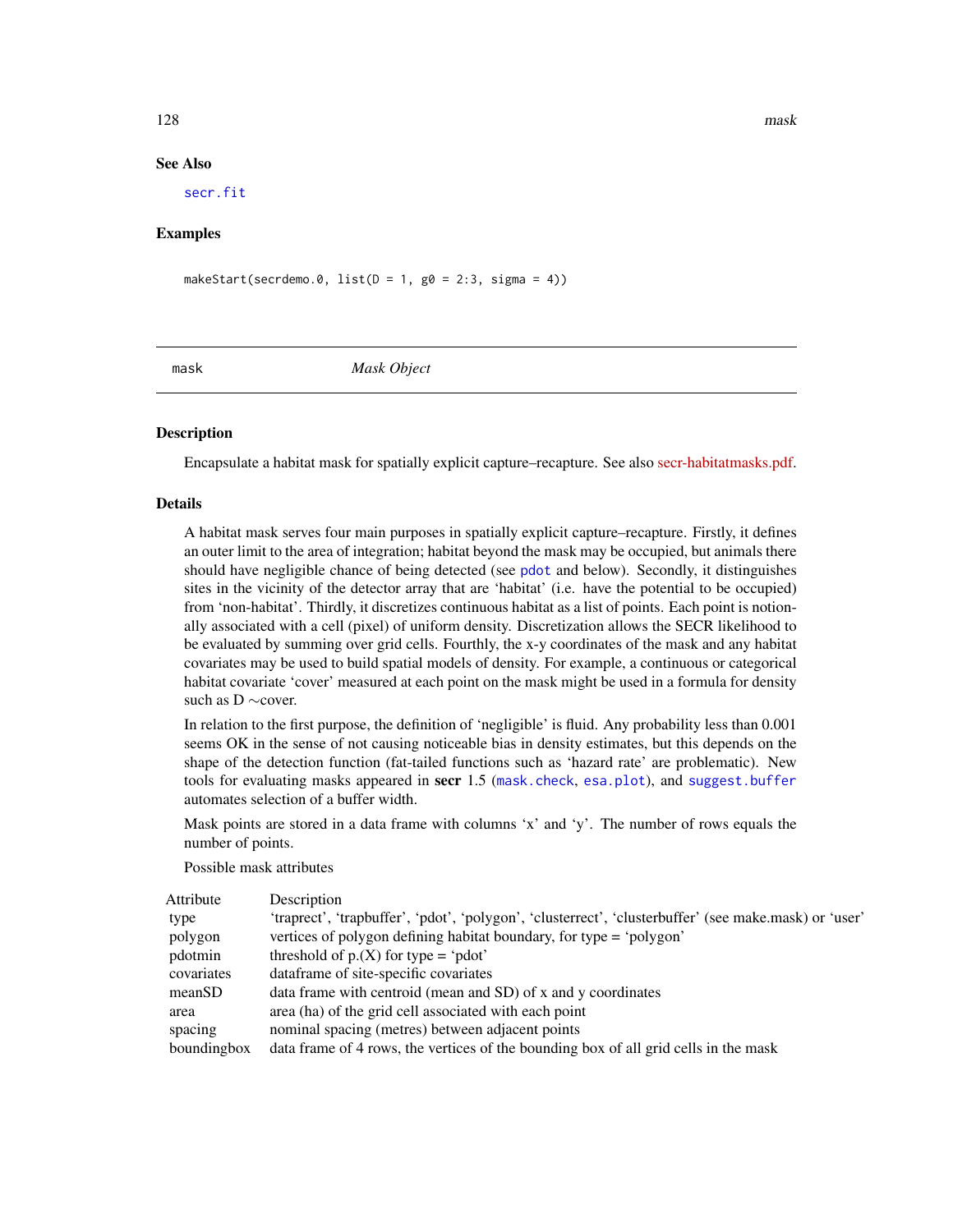## See Also

secr.fit

## Examples

```
makeStart(secrdemo.0, list(D = 1, g0 = 2:3, sigma = 4))
```

---

# mask — *Mask Object*

## Description

Encapsulate a habitat mask for spatially explicit capture–recapture. See also secr-habitatmasks.pdf.

## Details

A habitat mask serves four main purposes in spatially explicit capture–recapture. Firstly, it defines an outer limit to the area of integration; habitat beyond the mask may be occupied, but animals there should have negligible chance of being detected (see pdot and below). Secondly, it distinguishes sites in the vicinity of the detector array that are 'habitat' (i.e. have the potential to be occupied) from 'non-habitat'. Thirdly, it discretizes continuous habitat as a list of points. Each point is notionally associated with a cell (pixel) of uniform density. Discretization allows the SECR likelihood to be evaluated by summing over grid cells. Fourthly, the x-y coordinates of the mask and any habitat covariates may be used to build spatial models of density. For example, a continuous or categorical habitat covariate 'cover' measured at each point on the mask might be used in a formula for density such as D ~cover.

In relation to the first purpose, the definition of 'negligible' is fluid. Any probability less than 0.001 seems OK in the sense of not causing noticeable bias in density estimates, but this depends on the shape of the detection function (fat-tailed functions such as 'hazard rate' are problematic). New tools for evaluating masks appeared in **secr** 1.5 (mask.check, esa.plot), and suggest.buffer automates selection of a buffer width.

Mask points are stored in a data frame with columns 'x' and 'y'. The number of rows equals the number of points.

Possible mask attributes

| Attribute | Description |
|---|---|
| type | 'traprect', 'trapbuffer', 'pdot', 'polygon', 'clusterrect', 'clusterbuffer' (see make.mask) or 'user' |
| polygon | vertices of polygon defining habitat boundary, for type = 'polygon' |
| pdotmin | threshold of p.(X) for type = 'pdot' |
| covariates | dataframe of site-specific covariates |
| meanSD | data frame with centroid (mean and SD) of x and y coordinates |
| area | area (ha) of the grid cell associated with each point |
| spacing | nominal spacing (metres) between adjacent points |
| boundingbox | data frame of 4 rows, the vertices of the bounding box of all grid cells in the mask |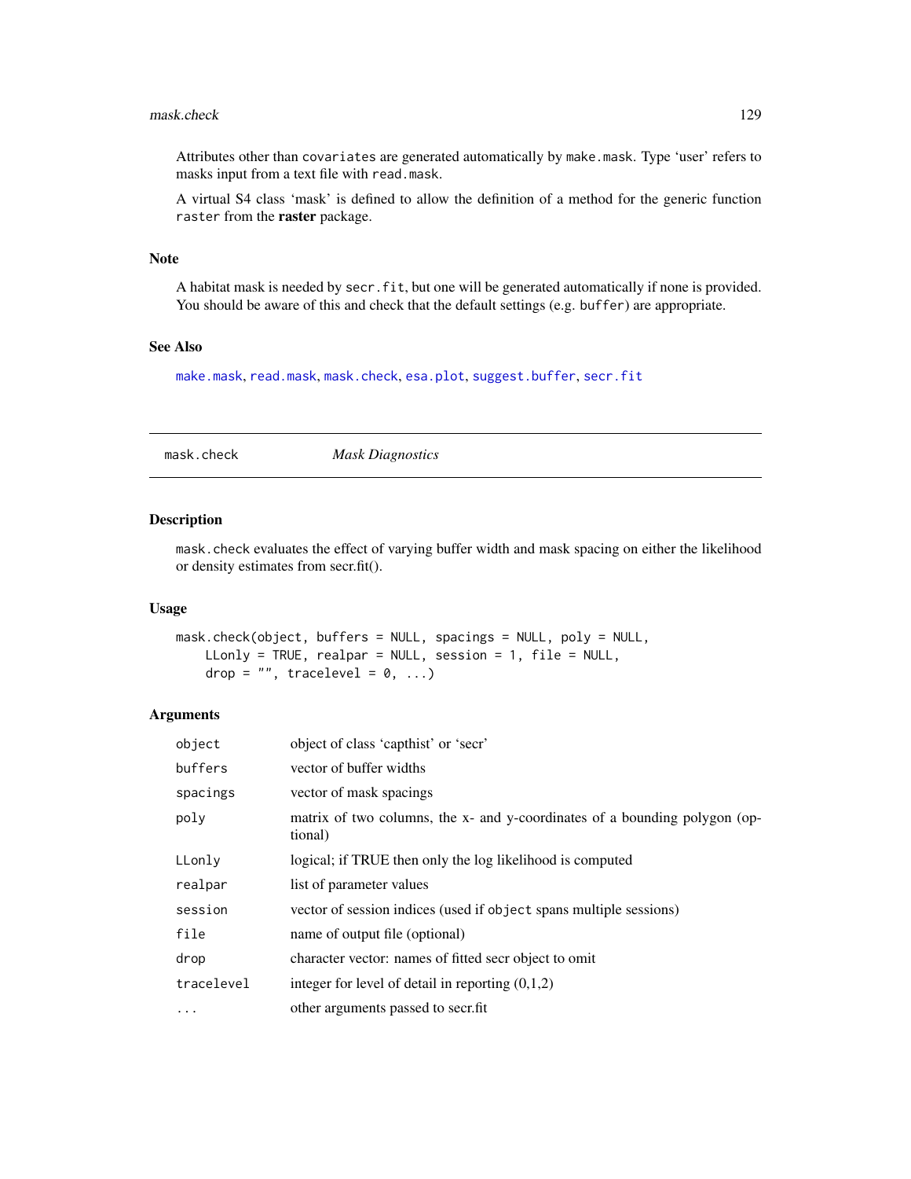Attributes other than `covariates` are generated automatically by `make.mask`. Type 'user' refers to masks input from a text file with `read.mask`.

A virtual S4 class 'mask' is defined to allow the definition of a method for the generic function `raster` from the **raster** package.

### Note

A habitat mask is needed by `secr.fit`, but one will be generated automatically if none is provided. You should be aware of this and check that the default settings (e.g. `buffer`) are appropriate.

### See Also

`make.mask`, `read.mask`, `mask.check`, `esa.plot`, `suggest.buffer`, `secr.fit`

---

## mask.check *Mask Diagnostics*

---

### Description

`mask.check` evaluates the effect of varying buffer width and mask spacing on either the likelihood or density estimates from secr.fit().

### Usage

```
mask.check(object, buffers = NULL, spacings = NULL, poly = NULL,
    LLonly = TRUE, realpar = NULL, session = 1, file = NULL,
    drop = "", tracelevel = 0, ...)
```

### Arguments

| | |
|---|---|
| `object` | object of class 'capthist' or 'secr' |
| `buffers` | vector of buffer widths |
| `spacings` | vector of mask spacings |
| `poly` | matrix of two columns, the x- and y-coordinates of a bounding polygon (optional) |
| `LLonly` | logical; if TRUE then only the log likelihood is computed |
| `realpar` | list of parameter values |
| `session` | vector of session indices (used if `object` spans multiple sessions) |
| `file` | name of output file (optional) |
| `drop` | character vector: names of fitted secr object to omit |
| `tracelevel` | integer for level of detail in reporting (0,1,2) |
| `...` | other arguments passed to secr.fit |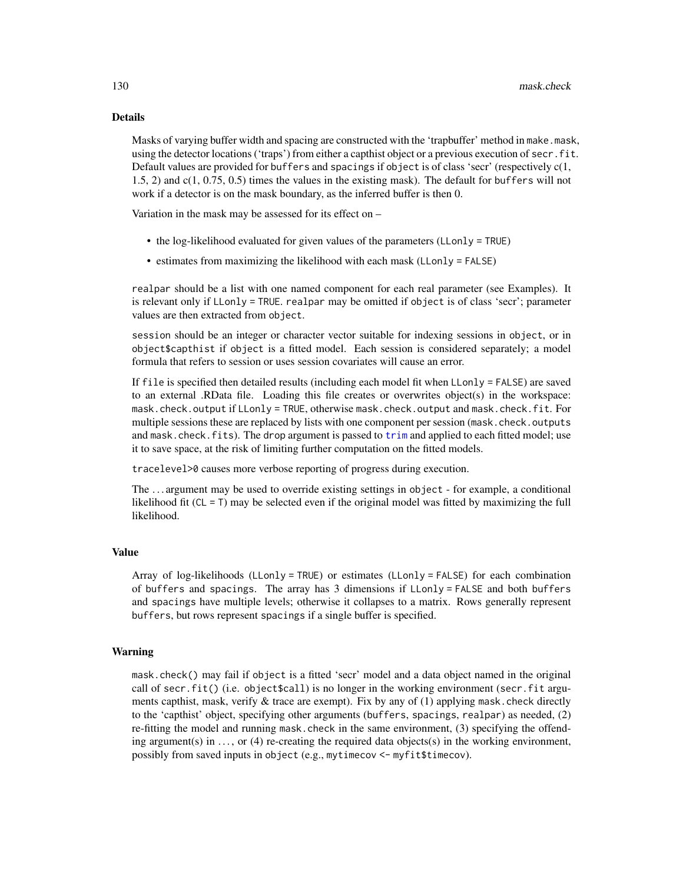## Details

Masks of varying buffer width and spacing are constructed with the 'trapbuffer' method in `make.mask`, using the detector locations ('traps') from either a capthist object or a previous execution of `secr.fit`. Default values are provided for `buffers` and `spacings` if `object` is of class 'secr' (respectively c(1, 1.5, 2) and c(1, 0.75, 0.5) times the values in the existing mask). The default for `buffers` will not work if a detector is on the mask boundary, as the inferred buffer is then 0.

Variation in the mask may be assessed for its effect on –

- the log-likelihood evaluated for given values of the parameters (`LLonly = TRUE`)
- estimates from maximizing the likelihood with each mask (`LLonly = FALSE`)

`realpar` should be a list with one named component for each real parameter (see Examples). It is relevant only if `LLonly = TRUE`. `realpar` may be omitted if `object` is of class 'secr'; parameter values are then extracted from `object`.

`session` should be an integer or character vector suitable for indexing sessions in `object`, or in `object$capthist` if `object` is a fitted model. Each session is considered separately; a model formula that refers to session or uses session covariates will cause an error.

If `file` is specified then detailed results (including each model fit when `LLonly = FALSE`) are saved to an external .RData file. Loading this file creates or overwrites object(s) in the workspace: `mask.check.output` if `LLonly = TRUE`, otherwise `mask.check.output` and `mask.check.fit`. For multiple sessions these are replaced by lists with one component per session (`mask.check.outputs` and `mask.check.fits`). The `drop` argument is passed to `trim` and applied to each fitted model; use it to save space, at the risk of limiting further computation on the fitted models.

`tracelevel>0` causes more verbose reporting of progress during execution.

The ... argument may be used to override existing settings in `object` - for example, a conditional likelihood fit (`CL = T`) may be selected even if the original model was fitted by maximizing the full likelihood.

## Value

Array of log-likelihoods (`LLonly = TRUE`) or estimates (`LLonly = FALSE`) for each combination of `buffers` and `spacings`. The array has 3 dimensions if `LLonly = FALSE` and both `buffers` and `spacings` have multiple levels; otherwise it collapses to a matrix. Rows generally represent `buffers`, but rows represent `spacings` if a single buffer is specified.

## Warning

`mask.check()` may fail if `object` is a fitted 'secr' model and a data object named in the original call of `secr.fit()` (i.e. `object$call`) is no longer in the working environment (`secr.fit` arguments capthist, mask, verify & trace are exempt). Fix by any of (1) applying `mask.check` directly to the 'capthist' object, specifying other arguments (`buffers`, `spacings`, `realpar`) as needed, (2) re-fitting the model and running `mask.check` in the same environment, (3) specifying the offending argument(s) in ..., or (4) re-creating the required data objects(s) in the working environment, possibly from saved inputs in `object` (e.g., `mytimecov <- myfit$timecov`).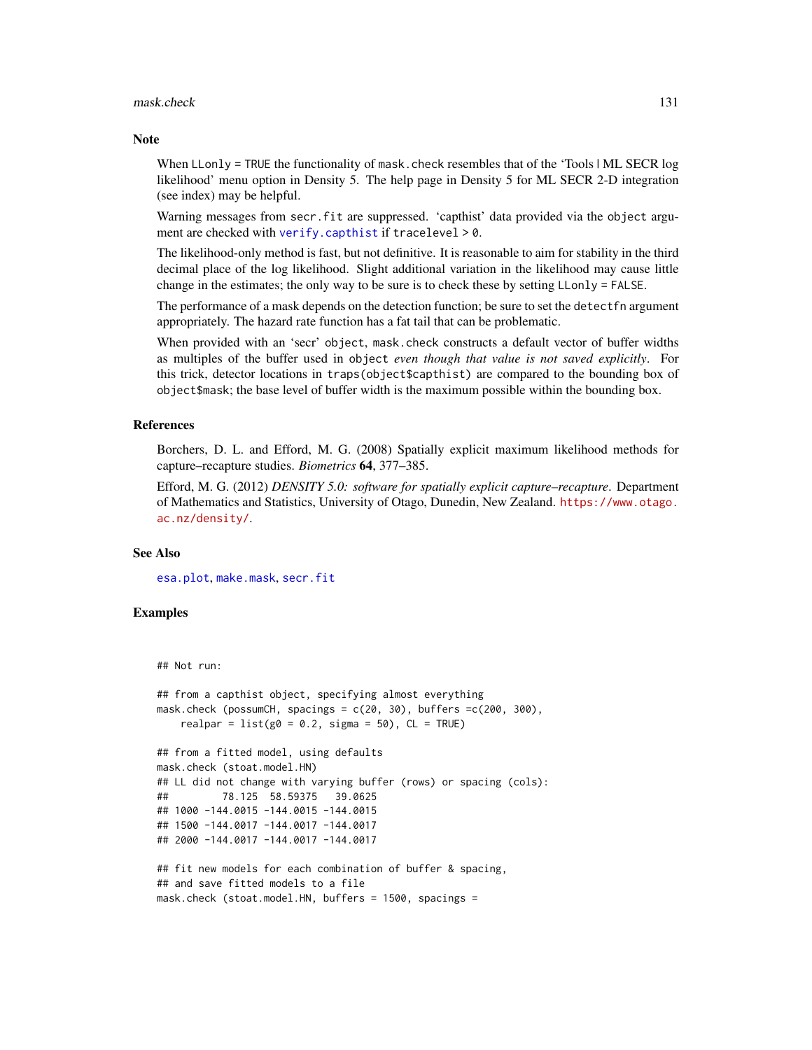## Note

When LLonly = TRUE the functionality of mask.check resembles that of the 'Tools | ML SECR log likelihood' menu option in Density 5. The help page in Density 5 for ML SECR 2-D integration (see index) may be helpful.

Warning messages from secr.fit are suppressed. 'capthist' data provided via the object argument are checked with verify.capthist if tracelevel > 0.

The likelihood-only method is fast, but not definitive. It is reasonable to aim for stability in the third decimal place of the log likelihood. Slight additional variation in the likelihood may cause little change in the estimates; the only way to be sure is to check these by setting LLonly = FALSE.

The performance of a mask depends on the detection function; be sure to set the detectfn argument appropriately. The hazard rate function has a fat tail that can be problematic.

When provided with an 'secr' object, mask.check constructs a default vector of buffer widths as multiples of the buffer used in object *even though that value is not saved explicitly*. For this trick, detector locations in traps(object$capthist) are compared to the bounding box of object$mask; the base level of buffer width is the maximum possible within the bounding box.

## References

Borchers, D. L. and Efford, M. G. (2008) Spatially explicit maximum likelihood methods for capture–recapture studies. *Biometrics* **64**, 377–385.

Efford, M. G. (2012) *DENSITY 5.0: software for spatially explicit capture–recapture*. Department of Mathematics and Statistics, University of Otago, Dunedin, New Zealand. https://www.otago.ac.nz/density/.

## See Also

esa.plot, make.mask, secr.fit

## Examples

```
## Not run:

## from a capthist object, specifying almost everything
mask.check (possumCH, spacings = c(20, 30), buffers =c(200, 300),
    realpar = list(g0 = 0.2, sigma = 50), CL = TRUE)

## from a fitted model, using defaults
mask.check (stoat.model.HN)
## LL did not change with varying buffer (rows) or spacing (cols):
##         78.125  58.59375   39.0625
## 1000 -144.0015 -144.0015 -144.0015
## 1500 -144.0017 -144.0017 -144.0017
## 2000 -144.0017 -144.0017 -144.0017

## fit new models for each combination of buffer & spacing,
## and save fitted models to a file
mask.check (stoat.model.HN, buffers = 1500, spacings =
```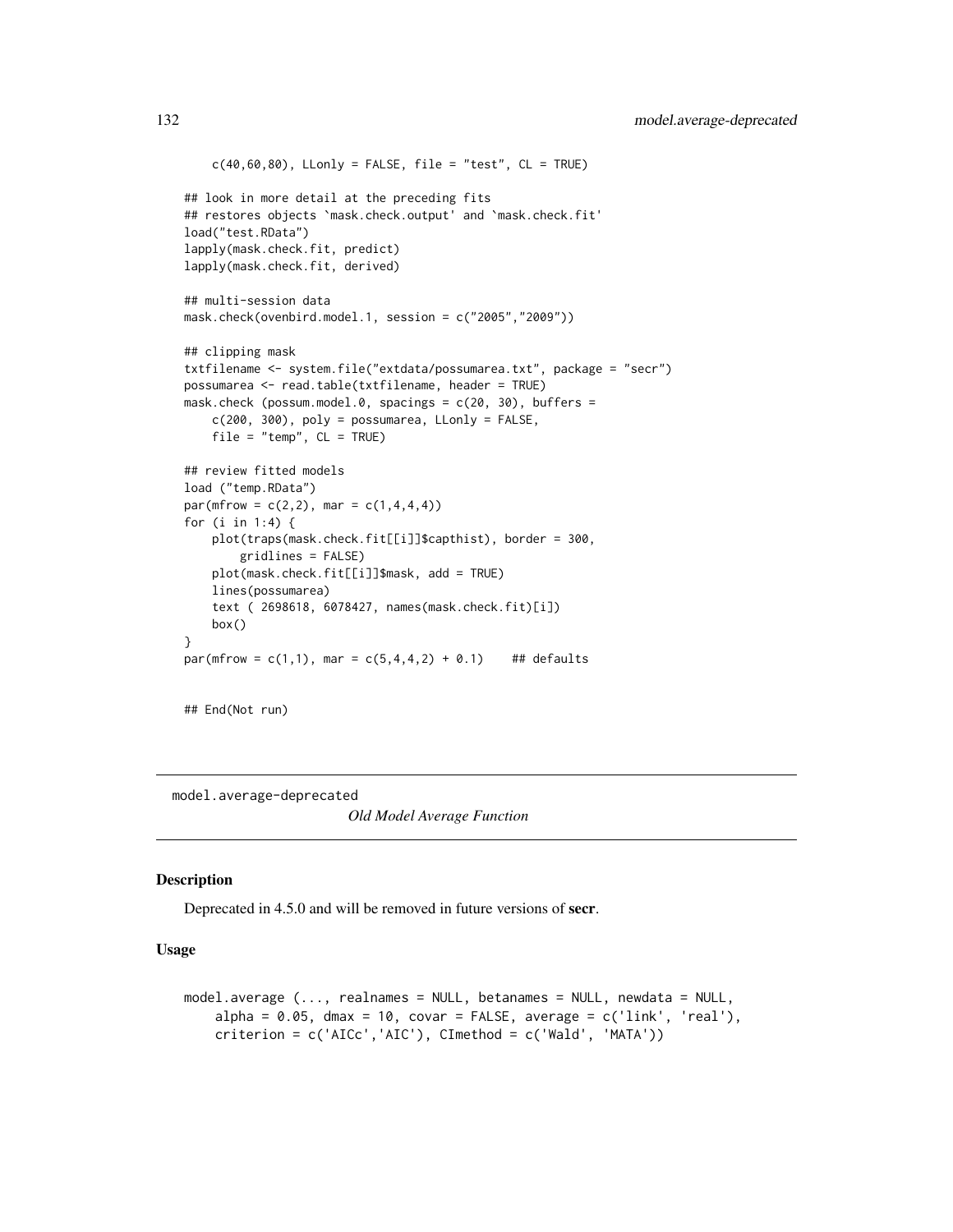```
    c(40,60,80), LLonly = FALSE, file = "test", CL = TRUE)

## look in more detail at the preceding fits
## restores objects `mask.check.output' and `mask.check.fit'
load("test.RData")
lapply(mask.check.fit, predict)
lapply(mask.check.fit, derived)

## multi-session data
mask.check(ovenbird.model.1, session = c("2005","2009"))

## clipping mask
txtfilename <- system.file("extdata/possumarea.txt", package = "secr")
possumarea <- read.table(txtfilename, header = TRUE)
mask.check (possum.model.0, spacings = c(20, 30), buffers =
    c(200, 300), poly = possumarea, LLonly = FALSE,
    file = "temp", CL = TRUE)

## review fitted models
load ("temp.RData")
par(mfrow = c(2,2), mar = c(1,4,4,4))
for (i in 1:4) {
    plot(traps(mask.check.fit[[i]]$capthist), border = 300,
        gridlines = FALSE)
    plot(mask.check.fit[[i]]$mask, add = TRUE)
    lines(possumarea)
    text ( 2698618, 6078427, names(mask.check.fit)[i])
    box()
}
par(mfrow = c(1,1), mar = c(5,4,4,2) + 0.1)    ## defaults


## End(Not run)
```

---

`model.average-deprecated` *Old Model Average Function*

---

### Description

Deprecated in 4.5.0 and will be removed in future versions of **secr**.

### Usage

```
model.average (..., realnames = NULL, betanames = NULL, newdata = NULL,
    alpha = 0.05, dmax = 10, covar = FALSE, average = c('link', 'real'),
    criterion = c('AICc','AIC'), CImethod = c('Wald', 'MATA'))
```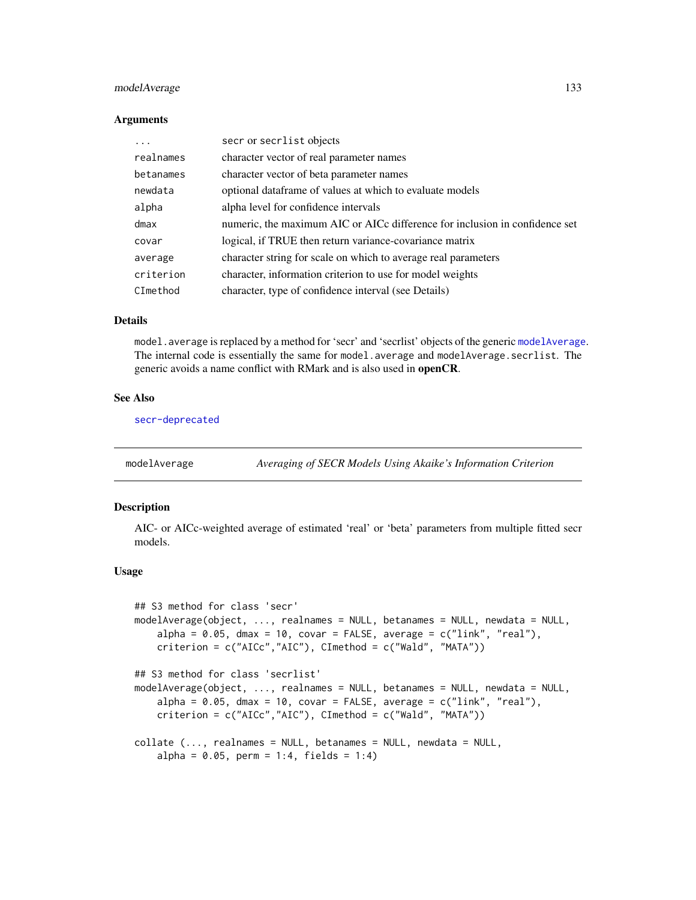## Arguments

| | |
|---|---|
| ... | secr or secrlist objects |
| realnames | character vector of real parameter names |
| betanames | character vector of beta parameter names |
| newdata | optional dataframe of values at which to evaluate models |
| alpha | alpha level for confidence intervals |
| dmax | numeric, the maximum AIC or AICc difference for inclusion in confidence set |
| covar | logical, if TRUE then return variance-covariance matrix |
| average | character string for scale on which to average real parameters |
| criterion | character, information criterion to use for model weights |
| CImethod | character, type of confidence interval (see Details) |

## Details

model.average is replaced by a method for 'secr' and 'secrlist' objects of the generic modelAverage. The internal code is essentially the same for model.average and modelAverage.secrlist. The generic avoids a name conflict with RMark and is also used in **openCR**.

## See Also

secr-deprecated

---

# modelAverage — *Averaging of SECR Models Using Akaike's Information Criterion*

## Description

AIC- or AICc-weighted average of estimated 'real' or 'beta' parameters from multiple fitted secr models.

## Usage

```
## S3 method for class 'secr'
modelAverage(object, ..., realnames = NULL, betanames = NULL, newdata = NULL,
    alpha = 0.05, dmax = 10, covar = FALSE, average = c("link", "real"),
    criterion = c("AICc","AIC"), CImethod = c("Wald", "MATA"))

## S3 method for class 'secrlist'
modelAverage(object, ..., realnames = NULL, betanames = NULL, newdata = NULL,
    alpha = 0.05, dmax = 10, covar = FALSE, average = c("link", "real"),
    criterion = c("AICc","AIC"), CImethod = c("Wald", "MATA"))

collate (..., realnames = NULL, betanames = NULL, newdata = NULL,
    alpha = 0.05, perm = 1:4, fields = 1:4)
```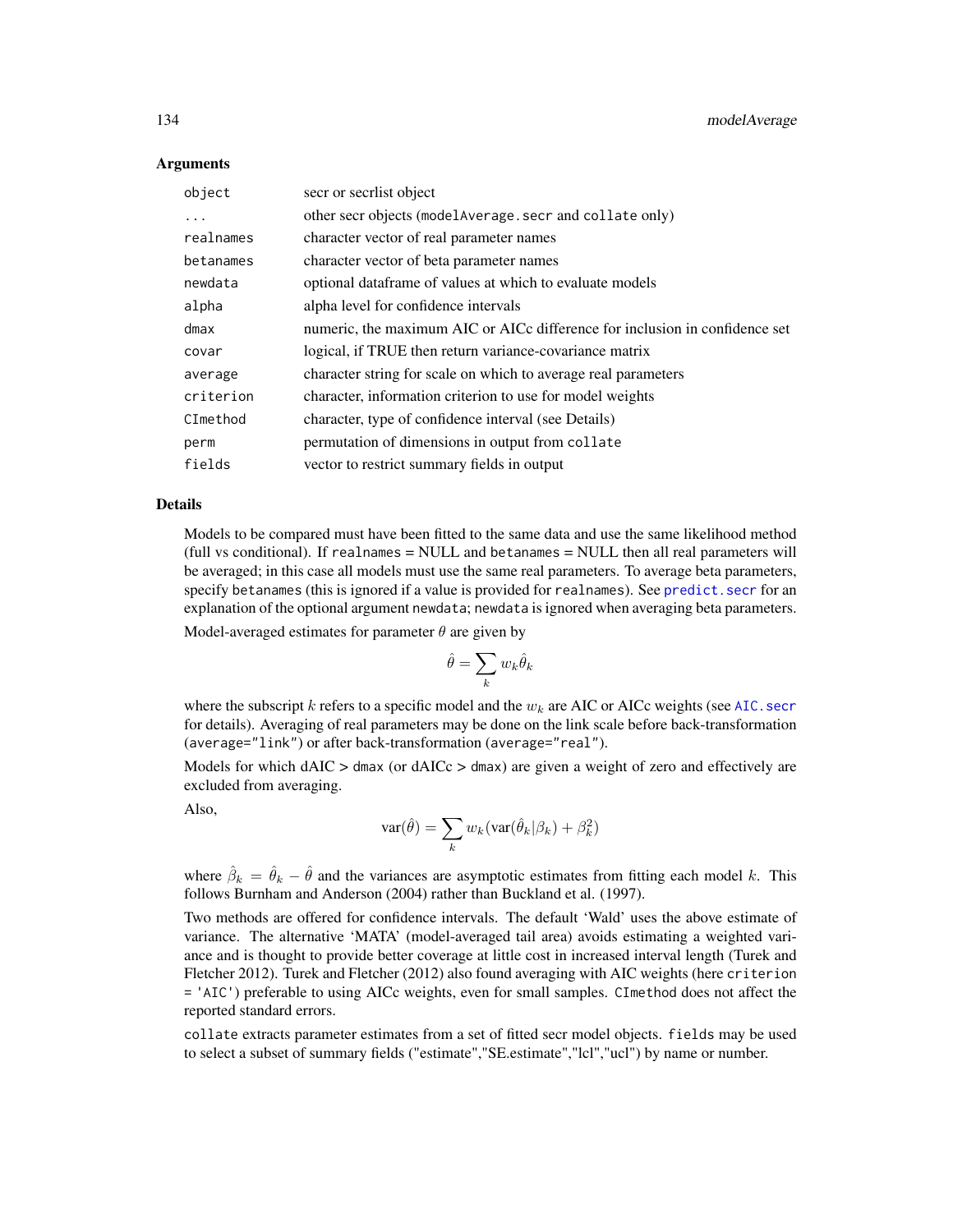## Arguments

| | |
|---|---|
| `object` | secr or secrlist object |
| `...` | other secr objects (`modelAverage.secr` and `collate` only) |
| `realnames` | character vector of real parameter names |
| `betanames` | character vector of beta parameter names |
| `newdata` | optional dataframe of values at which to evaluate models |
| `alpha` | alpha level for confidence intervals |
| `dmax` | numeric, the maximum AIC or AICc difference for inclusion in confidence set |
| `covar` | logical, if TRUE then return variance-covariance matrix |
| `average` | character string for scale on which to average real parameters |
| `criterion` | character, information criterion to use for model weights |
| `CImethod` | character, type of confidence interval (see Details) |
| `perm` | permutation of dimensions in output from `collate` |
| `fields` | vector to restrict summary fields in output |

## Details

Models to be compared must have been fitted to the same data and use the same likelihood method (full vs conditional). If `realnames` = NULL and `betanames` = NULL then all real parameters will be averaged; in this case all models must use the same real parameters. To average beta parameters, specify `betanames` (this is ignored if a value is provided for `realnames`). See `predict.secr` for an explanation of the optional argument `newdata`; `newdata` is ignored when averaging beta parameters.

Model-averaged estimates for parameter $\theta$ are given by

$$\hat{\theta} = \sum_k w_k \hat{\theta}_k$$

where the subscript $k$ refers to a specific model and the $w_k$ are AIC or AICc weights (see `AIC.secr` for details). Averaging of real parameters may be done on the link scale before back-transformation (`average="link"`) or after back-transformation (`average="real"`).

Models for which dAIC > `dmax` (or dAICc > `dmax`) are given a weight of zero and effectively are excluded from averaging.

Also,

$$\text{var}(\hat{\theta}) = \sum_k w_k (\text{var}(\hat{\theta}_k | \beta_k) + \beta_k^2)$$

where $\hat{\beta}_k = \hat{\theta}_k - \hat{\theta}$ and the variances are asymptotic estimates from fitting each model $k$. This follows Burnham and Anderson (2004) rather than Buckland et al. (1997).

Two methods are offered for confidence intervals. The default 'Wald' uses the above estimate of variance. The alternative 'MATA' (model-averaged tail area) avoids estimating a weighted variance and is thought to provide better coverage at little cost in increased interval length (Turek and Fletcher 2012). Turek and Fletcher (2012) also found averaging with AIC weights (here `criterion = 'AIC'`) preferable to using AICc weights, even for small samples. `CImethod` does not affect the reported standard errors.

`collate` extracts parameter estimates from a set of fitted secr model objects. `fields` may be used to select a subset of summary fields ("estimate","SE.estimate","lcl","ucl") by name or number.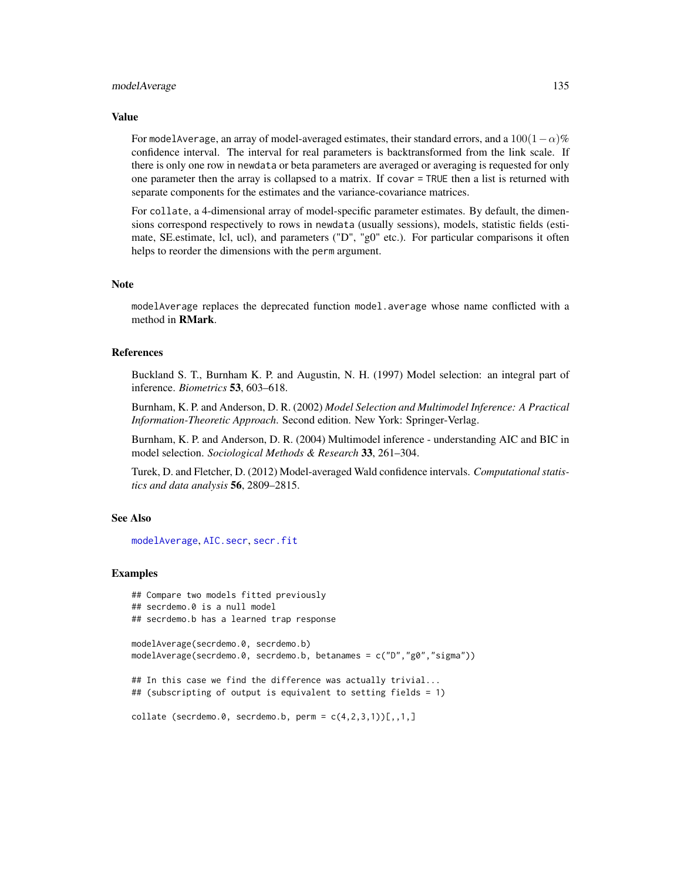## Value

For `modelAverage`, an array of model-averaged estimates, their standard errors, and a $100(1-\alpha)\%$ confidence interval. The interval for real parameters is backtransformed from the link scale. If there is only one row in `newdata` or beta parameters are averaged or averaging is requested for only one parameter then the array is collapsed to a matrix. If `covar = TRUE` then a list is returned with separate components for the estimates and the variance-covariance matrices.

For `collate`, a 4-dimensional array of model-specific parameter estimates. By default, the dimensions correspond respectively to rows in `newdata` (usually sessions), models, statistic fields (estimate, SE.estimate, lcl, ucl), and parameters ("D", "g0" etc.). For particular comparisons it often helps to reorder the dimensions with the `perm` argument.

## Note

`modelAverage` replaces the deprecated function `model.average` whose name conflicted with a method in **RMark**.

## References

Buckland S. T., Burnham K. P. and Augustin, N. H. (1997) Model selection: an integral part of inference. *Biometrics* **53**, 603–618.

Burnham, K. P. and Anderson, D. R. (2002) *Model Selection and Multimodel Inference: A Practical Information-Theoretic Approach*. Second edition. New York: Springer-Verlag.

Burnham, K. P. and Anderson, D. R. (2004) Multimodel inference - understanding AIC and BIC in model selection. *Sociological Methods & Research* **33**, 261–304.

Turek, D. and Fletcher, D. (2012) Model-averaged Wald confidence intervals. *Computational statistics and data analysis* **56**, 2809–2815.

## See Also

`modelAverage`, `AIC.secr`, `secr.fit`

## Examples

```
## Compare two models fitted previously
## secrdemo.0 is a null model
## secrdemo.b has a learned trap response

modelAverage(secrdemo.0, secrdemo.b)
modelAverage(secrdemo.0, secrdemo.b, betanames = c("D","g0","sigma"))

## In this case we find the difference was actually trivial...
## (subscripting of output is equivalent to setting fields = 1)

collate (secrdemo.0, secrdemo.b, perm = c(4,2,3,1))[,,1,]
```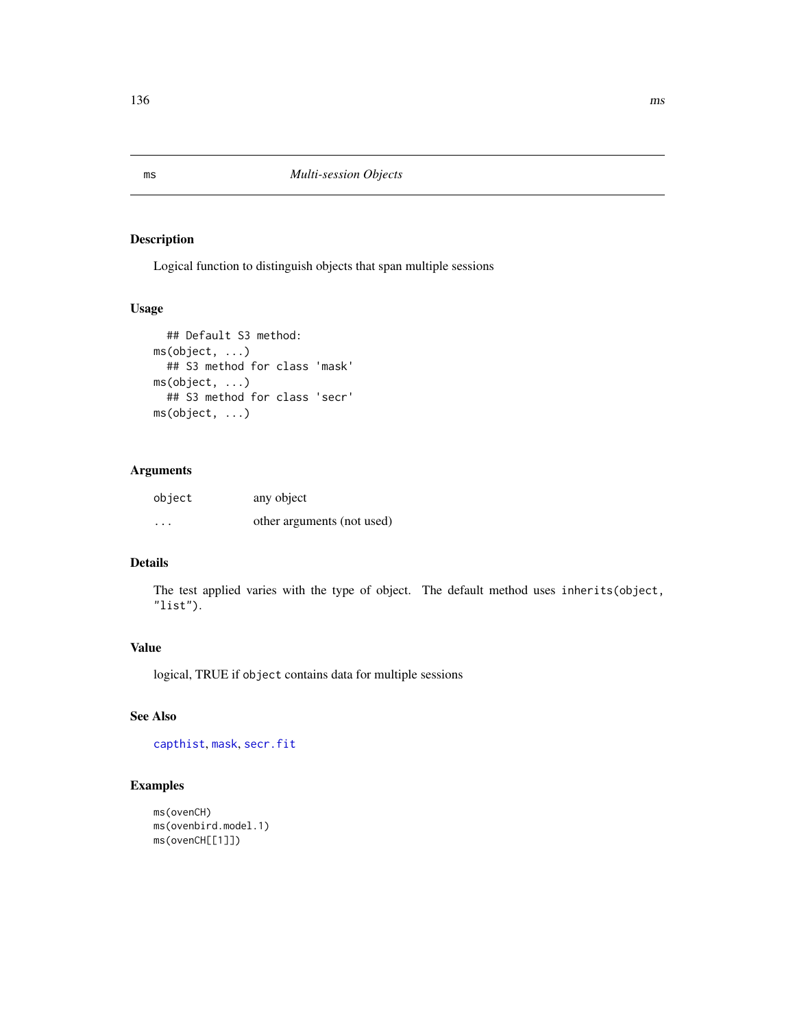ms *Multi-session Objects*

## Description

Logical function to distinguish objects that span multiple sessions

## Usage

```
  ## Default S3 method:
ms(object, ...)
  ## S3 method for class 'mask'
ms(object, ...)
  ## S3 method for class 'secr'
ms(object, ...)
```

## Arguments

| | |
|---|---|
| object | any object |
| ... | other arguments (not used) |

## Details

The test applied varies with the type of object. The default method uses `inherits(object, "list")`.

## Value

logical, TRUE if `object` contains data for multiple sessions

## See Also

capthist, mask, secr.fit

## Examples

```
ms(ovenCH)
ms(ovenbird.model.1)
ms(ovenCH[[1]])
```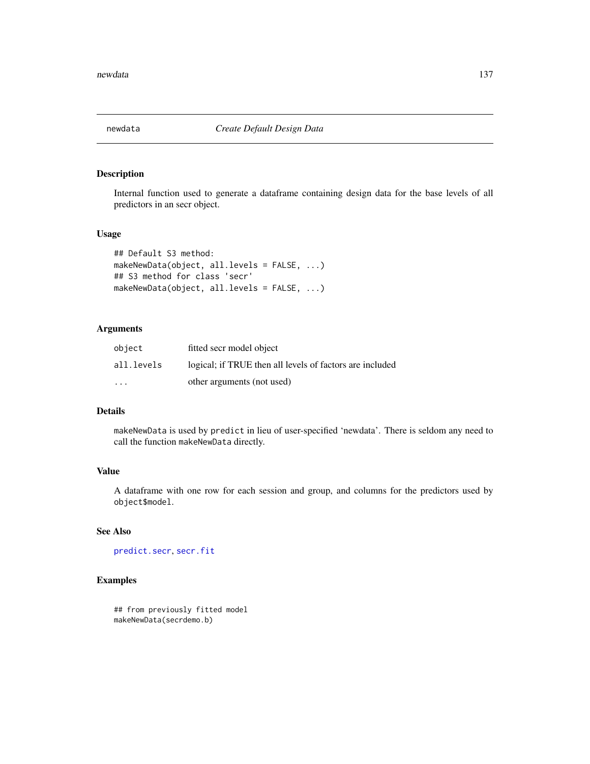## newdata — *Create Default Design Data*

### Description

Internal function used to generate a dataframe containing design data for the base levels of all predictors in an secr object.

### Usage

```
## Default S3 method:
makeNewData(object, all.levels = FALSE, ...)
## S3 method for class 'secr'
makeNewData(object, all.levels = FALSE, ...)
```

### Arguments

| | |
|---|---|
| `object` | fitted secr model object |
| `all.levels` | logical; if TRUE then all levels of factors are included |
| `...` | other arguments (not used) |

### Details

`makeNewData` is used by `predict` in lieu of user-specified 'newdata'. There is seldom any need to call the function `makeNewData` directly.

### Value

A dataframe with one row for each session and group, and columns for the predictors used by `object$model`.

### See Also

`predict.secr`, `secr.fit`

### Examples

```
## from previously fitted model
makeNewData(secrdemo.b)
```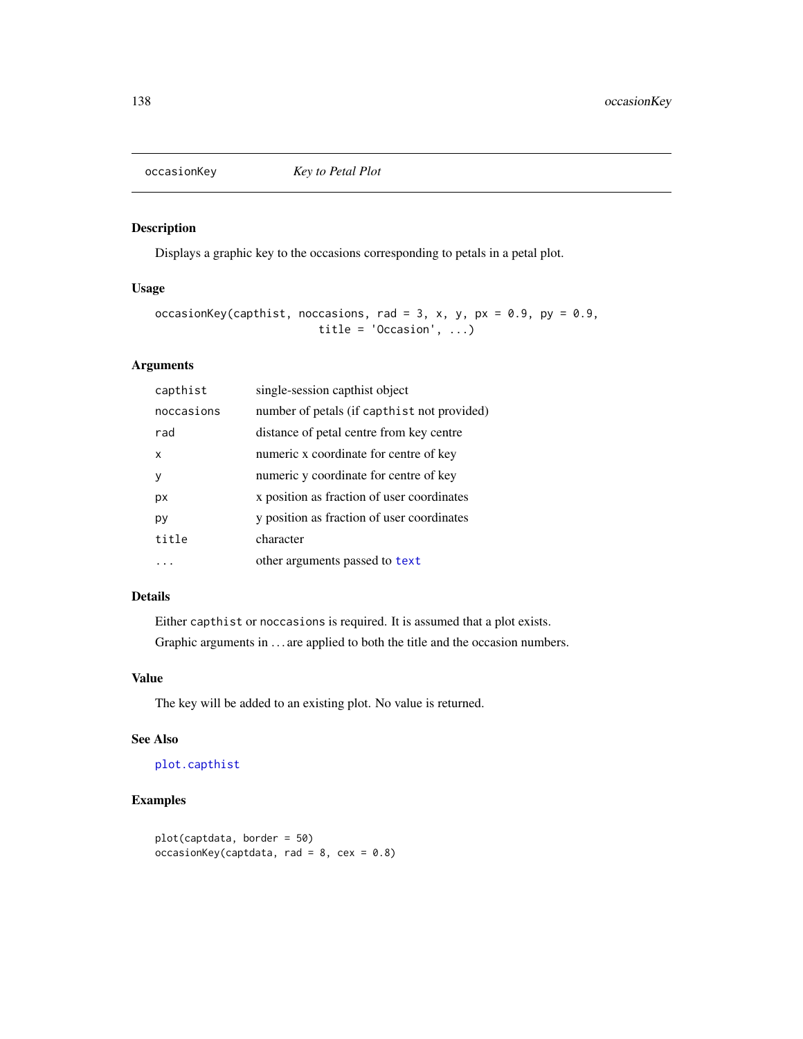occasionKey *Key to Petal Plot*

## Description

Displays a graphic key to the occasions corresponding to petals in a petal plot.

## Usage

```
occasionKey(capthist, noccasions, rad = 3, x, y, px = 0.9, py = 0.9,
                          title = 'Occasion', ...)
```

## Arguments

| | |
|---|---|
| capthist | single-session capthist object |
| noccasions | number of petals (if capthist not provided) |
| rad | distance of petal centre from key centre |
| x | numeric x coordinate for centre of key |
| y | numeric y coordinate for centre of key |
| px | x position as fraction of user coordinates |
| py | y position as fraction of user coordinates |
| title | character |
| ... | other arguments passed to text |

## Details

Either capthist or noccasions is required. It is assumed that a plot exists.

Graphic arguments in ... are applied to both the title and the occasion numbers.

## Value

The key will be added to an existing plot. No value is returned.

## See Also

plot.capthist

## Examples

```
plot(captdata, border = 50)
occasionKey(captdata, rad = 8, cex = 0.8)
```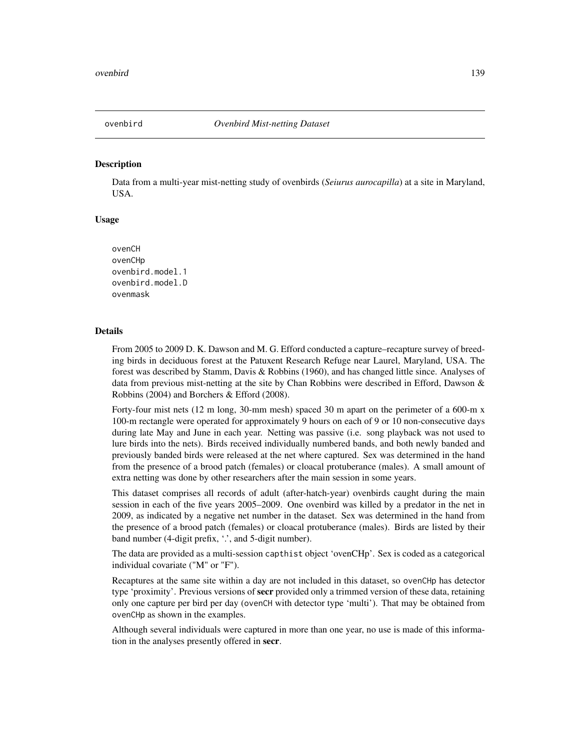ovenbird *Ovenbird Mist-netting Dataset*

## Description

Data from a multi-year mist-netting study of ovenbirds (*Seiurus aurocapilla*) at a site in Maryland, USA.

## Usage

```
ovenCH
ovenCHp
ovenbird.model.1
ovenbird.model.D
ovenmask
```

## Details

From 2005 to 2009 D. K. Dawson and M. G. Efford conducted a capture–recapture survey of breeding birds in deciduous forest at the Patuxent Research Refuge near Laurel, Maryland, USA. The forest was described by Stamm, Davis & Robbins (1960), and has changed little since. Analyses of data from previous mist-netting at the site by Chan Robbins were described in Efford, Dawson & Robbins (2004) and Borchers & Efford (2008).

Forty-four mist nets (12 m long, 30-mm mesh) spaced 30 m apart on the perimeter of a 600-m x 100-m rectangle were operated for approximately 9 hours on each of 9 or 10 non-consecutive days during late May and June in each year. Netting was passive (i.e. song playback was not used to lure birds into the nets). Birds received individually numbered bands, and both newly banded and previously banded birds were released at the net where captured. Sex was determined in the hand from the presence of a brood patch (females) or cloacal protuberance (males). A small amount of extra netting was done by other researchers after the main session in some years.

This dataset comprises all records of adult (after-hatch-year) ovenbirds caught during the main session in each of the five years 2005–2009. One ovenbird was killed by a predator in the net in 2009, as indicated by a negative net number in the dataset. Sex was determined in the hand from the presence of a brood patch (females) or cloacal protuberance (males). Birds are listed by their band number (4-digit prefix, '.', and 5-digit number).

The data are provided as a multi-session `capthist` object 'ovenCHp'. Sex is coded as a categorical individual covariate ("M" or "F").

Recaptures at the same site within a day are not included in this dataset, so `ovenCHp` has detector type 'proximity'. Previous versions of **secr** provided only a trimmed version of these data, retaining only one capture per bird per day (`ovenCH` with detector type 'multi'). That may be obtained from `ovenCHp` as shown in the examples.

Although several individuals were captured in more than one year, no use is made of this information in the analyses presently offered in **secr**.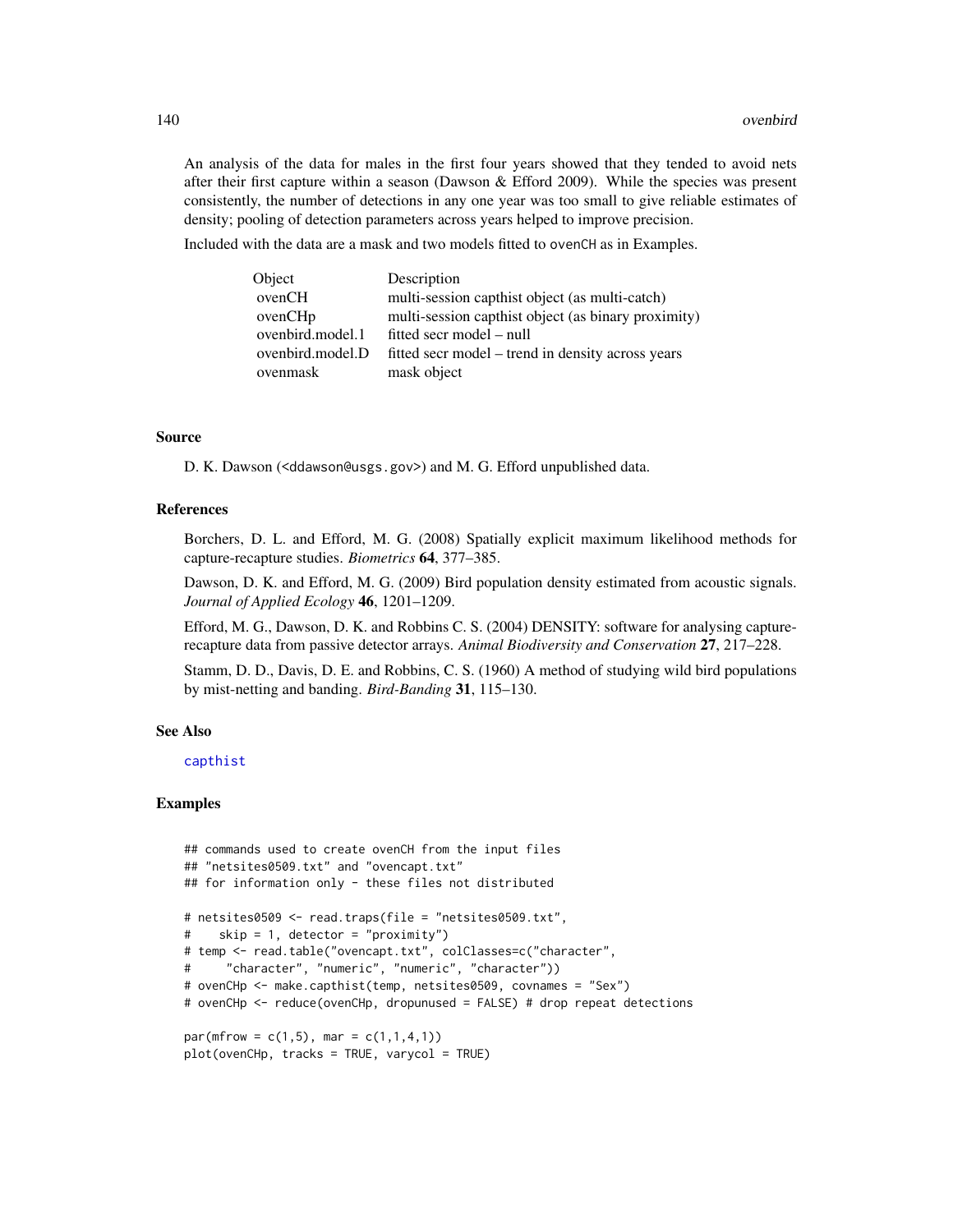An analysis of the data for males in the first four years showed that they tended to avoid nets after their first capture within a season (Dawson & Efford 2009). While the species was present consistently, the number of detections in any one year was too small to give reliable estimates of density; pooling of detection parameters across years helped to improve precision.

Included with the data are a mask and two models fitted to `ovenCH` as in Examples.

| Object | Description |
|---|---|
| ovenCH | multi-session capthist object (as multi-catch) |
| ovenCHp | multi-session capthist object (as binary proximity) |
| ovenbird.model.1 | fitted secr model – null |
| ovenbird.model.D | fitted secr model – trend in density across years |
| ovenmask | mask object |

## Source

D. K. Dawson (`<ddawson@usgs.gov>`) and M. G. Efford unpublished data.

## References

Borchers, D. L. and Efford, M. G. (2008) Spatially explicit maximum likelihood methods for capture-recapture studies. *Biometrics* **64**, 377–385.

Dawson, D. K. and Efford, M. G. (2009) Bird population density estimated from acoustic signals. *Journal of Applied Ecology* **46**, 1201–1209.

Efford, M. G., Dawson, D. K. and Robbins C. S. (2004) DENSITY: software for analysing capture-recapture data from passive detector arrays. *Animal Biodiversity and Conservation* **27**, 217–228.

Stamm, D. D., Davis, D. E. and Robbins, C. S. (1960) A method of studying wild bird populations by mist-netting and banding. *Bird-Banding* **31**, 115–130.

## See Also

capthist

## Examples

```
## commands used to create ovenCH from the input files
## "netsites0509.txt" and "ovencapt.txt"
## for information only - these files not distributed

# netsites0509 <- read.traps(file = "netsites0509.txt",
#    skip = 1, detector = "proximity")
# temp <- read.table("ovencapt.txt", colClasses=c("character",
#     "character", "numeric", "numeric", "character"))
# ovenCHp <- make.capthist(temp, netsites0509, covnames = "Sex")
# ovenCHp <- reduce(ovenCHp, dropunused = FALSE) # drop repeat detections

par(mfrow = c(1,5), mar = c(1,1,4,1))
plot(ovenCHp, tracks = TRUE, varycol = TRUE)
```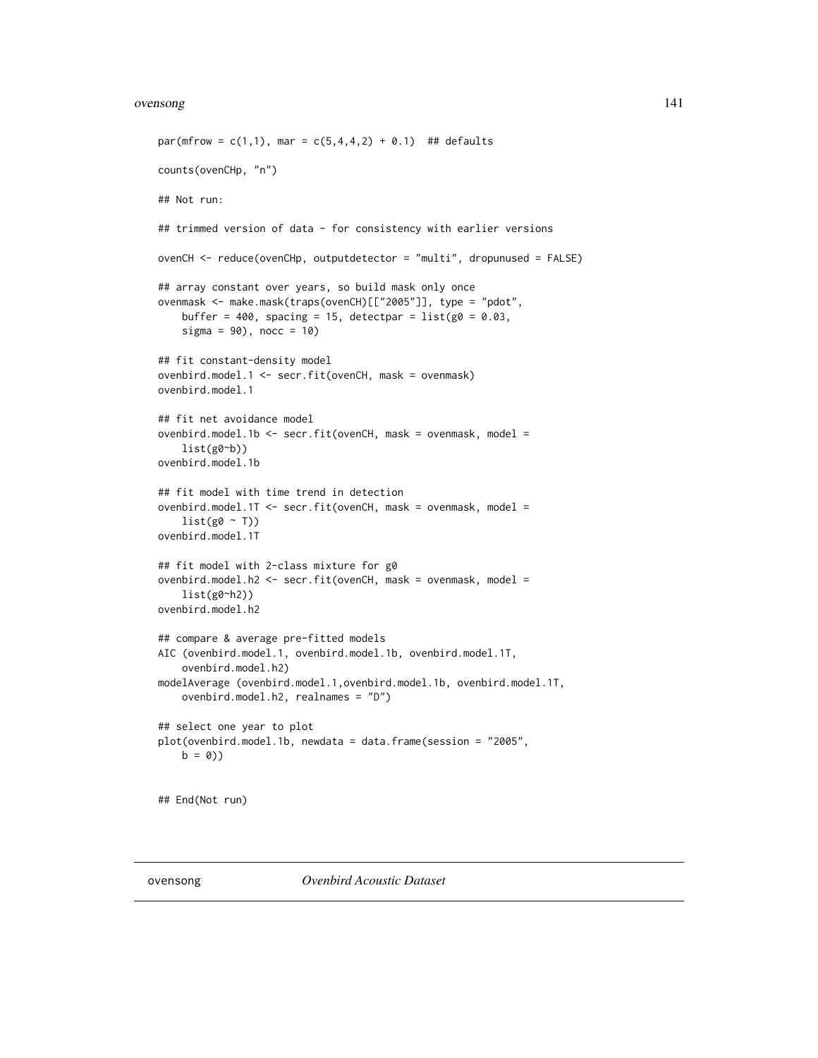```
par(mfrow = c(1,1), mar = c(5,4,4,2) + 0.1)  ## defaults

counts(ovenCHp, "n")

## Not run:

## trimmed version of data - for consistency with earlier versions

ovenCH <- reduce(ovenCHp, outputdetector = "multi", dropunused = FALSE)

## array constant over years, so build mask only once
ovenmask <- make.mask(traps(ovenCH)[["2005"]], type = "pdot",
    buffer = 400, spacing = 15, detectpar = list(g0 = 0.03,
    sigma = 90), nocc = 10)

## fit constant-density model
ovenbird.model.1 <- secr.fit(ovenCH, mask = ovenmask)
ovenbird.model.1

## fit net avoidance model
ovenbird.model.1b <- secr.fit(ovenCH, mask = ovenmask, model =
    list(g0~b))
ovenbird.model.1b

## fit model with time trend in detection
ovenbird.model.1T <- secr.fit(ovenCH, mask = ovenmask, model =
    list(g0 ~ T))
ovenbird.model.1T

## fit model with 2-class mixture for g0
ovenbird.model.h2 <- secr.fit(ovenCH, mask = ovenmask, model =
    list(g0~h2))
ovenbird.model.h2

## compare & average pre-fitted models
AIC (ovenbird.model.1, ovenbird.model.1b, ovenbird.model.1T,
    ovenbird.model.h2)
modelAverage (ovenbird.model.1,ovenbird.model.1b, ovenbird.model.1T,
    ovenbird.model.h2, realnames = "D")

## select one year to plot
plot(ovenbird.model.1b, newdata = data.frame(session = "2005",
    b = 0))


## End(Not run)
```

---

ovensong *Ovenbird Acoustic Dataset*

---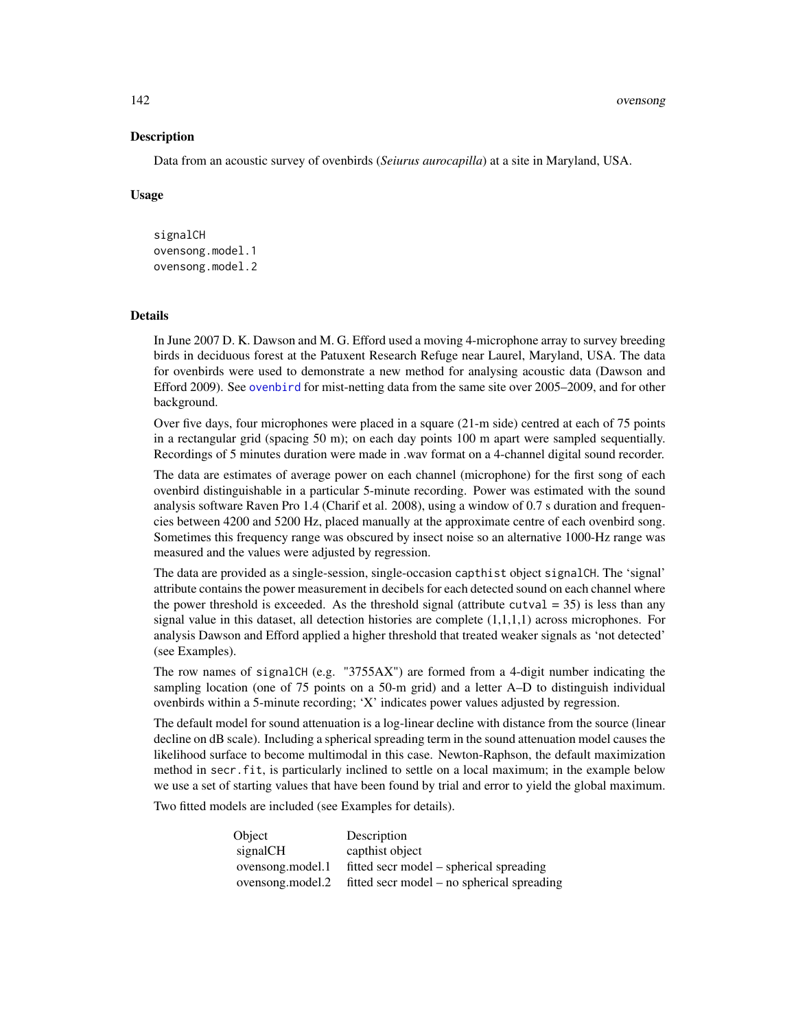## Description

Data from an acoustic survey of ovenbirds (*Seiurus aurocapilla*) at a site in Maryland, USA.

## Usage

```
signalCH
ovensong.model.1
ovensong.model.2
```

## Details

In June 2007 D. K. Dawson and M. G. Efford used a moving 4-microphone array to survey breeding birds in deciduous forest at the Patuxent Research Refuge near Laurel, Maryland, USA. The data for ovenbirds were used to demonstrate a new method for analysing acoustic data (Dawson and Efford 2009). See ovenbird for mist-netting data from the same site over 2005–2009, and for other background.

Over five days, four microphones were placed in a square (21-m side) centred at each of 75 points in a rectangular grid (spacing 50 m); on each day points 100 m apart were sampled sequentially. Recordings of 5 minutes duration were made in .wav format on a 4-channel digital sound recorder.

The data are estimates of average power on each channel (microphone) for the first song of each ovenbird distinguishable in a particular 5-minute recording. Power was estimated with the sound analysis software Raven Pro 1.4 (Charif et al. 2008), using a window of 0.7 s duration and frequencies between 4200 and 5200 Hz, placed manually at the approximate centre of each ovenbird song. Sometimes this frequency range was obscured by insect noise so an alternative 1000-Hz range was measured and the values were adjusted by regression.

The data are provided as a single-session, single-occasion `capthist` object `signalCH`. The 'signal' attribute contains the power measurement in decibels for each detected sound on each channel where the power threshold is exceeded. As the threshold signal (attribute `cutval` = 35) is less than any signal value in this dataset, all detection histories are complete (1,1,1,1) across microphones. For analysis Dawson and Efford applied a higher threshold that treated weaker signals as 'not detected' (see Examples).

The row names of `signalCH` (e.g. "3755AX") are formed from a 4-digit number indicating the sampling location (one of 75 points on a 50-m grid) and a letter A–D to distinguish individual ovenbirds within a 5-minute recording; 'X' indicates power values adjusted by regression.

The default model for sound attenuation is a log-linear decline with distance from the source (linear decline on dB scale). Including a spherical spreading term in the sound attenuation model causes the likelihood surface to become multimodal in this case. Newton-Raphson, the default maximization method in `secr.fit`, is particularly inclined to settle on a local maximum; in the example below we use a set of starting values that have been found by trial and error to yield the global maximum.

Two fitted models are included (see Examples for details).

| Object | Description |
|---|---|
| signalCH | capthist object |
| ovensong.model.1 | fitted secr model – spherical spreading |
| ovensong.model.2 | fitted secr model – no spherical spreading |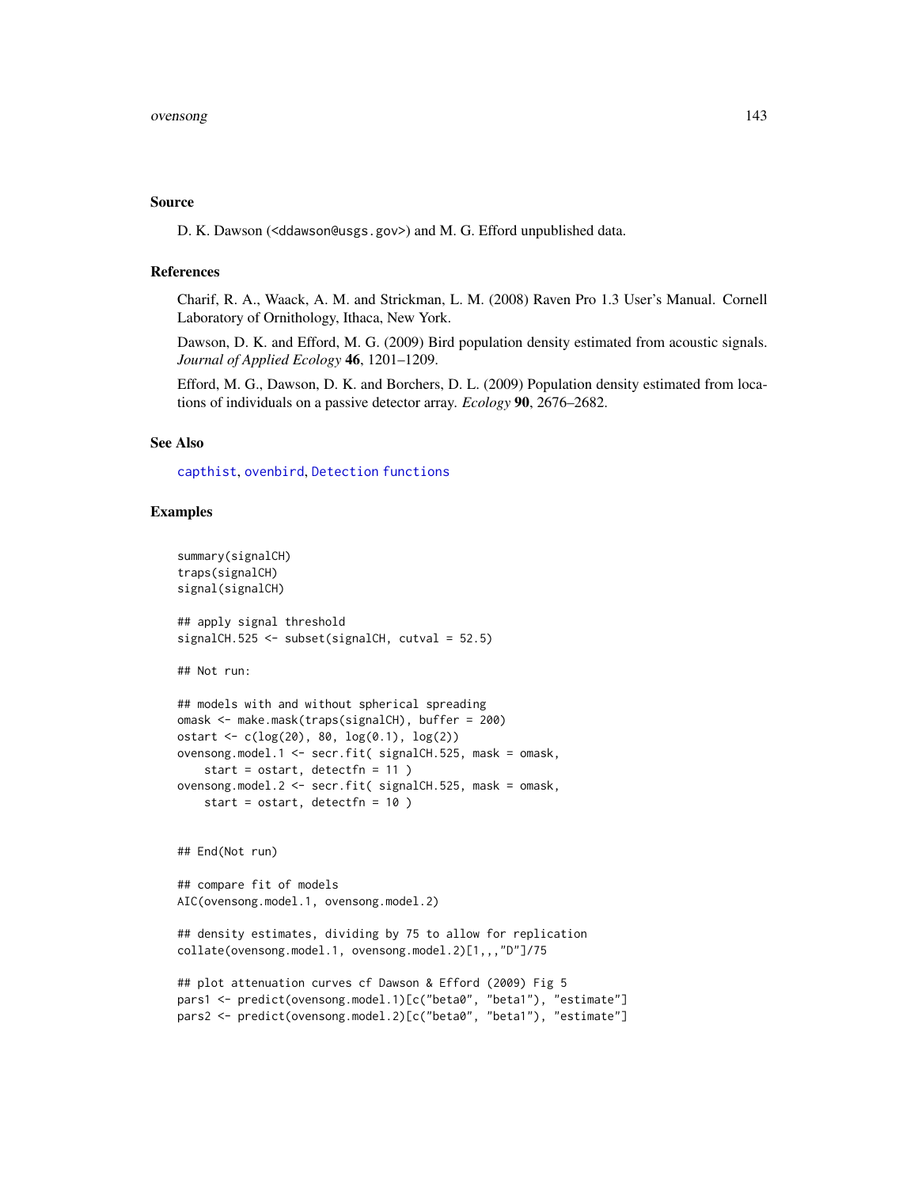### Source

D. K. Dawson (<ddawson@usgs.gov>) and M. G. Efford unpublished data.

### References

Charif, R. A., Waack, A. M. and Strickman, L. M. (2008) Raven Pro 1.3 User's Manual. Cornell Laboratory of Ornithology, Ithaca, New York.

Dawson, D. K. and Efford, M. G. (2009) Bird population density estimated from acoustic signals. *Journal of Applied Ecology* **46**, 1201–1209.

Efford, M. G., Dawson, D. K. and Borchers, D. L. (2009) Population density estimated from locations of individuals on a passive detector array. *Ecology* **90**, 2676–2682.

### See Also

capthist, ovenbird, Detection functions

### Examples

```
summary(signalCH)
traps(signalCH)
signal(signalCH)

## apply signal threshold
signalCH.525 <- subset(signalCH, cutval = 52.5)

## Not run:

## models with and without spherical spreading
omask <- make.mask(traps(signalCH), buffer = 200)
ostart <- c(log(20), 80, log(0.1), log(2))
ovensong.model.1 <- secr.fit( signalCH.525, mask = omask,
    start = ostart, detectfn = 11 )
ovensong.model.2 <- secr.fit( signalCH.525, mask = omask,
    start = ostart, detectfn = 10 )


## End(Not run)

## compare fit of models
AIC(ovensong.model.1, ovensong.model.2)

## density estimates, dividing by 75 to allow for replication
collate(ovensong.model.1, ovensong.model.2)[1,,,"D"]/75

## plot attenuation curves cf Dawson & Efford (2009) Fig 5
pars1 <- predict(ovensong.model.1)[c("beta0", "beta1"), "estimate"]
pars2 <- predict(ovensong.model.2)[c("beta0", "beta1"), "estimate"]
```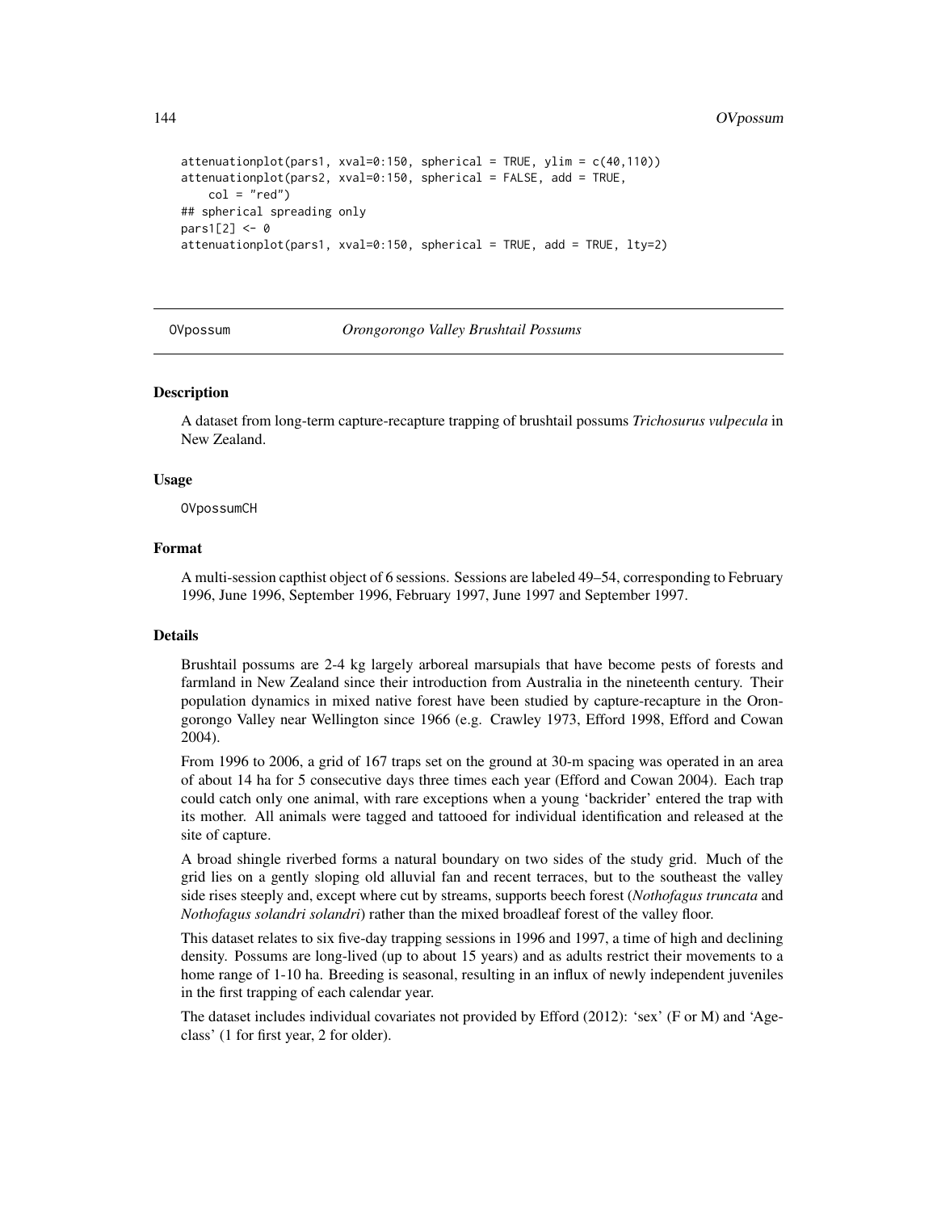```
attenuationplot(pars1, xval=0:150, spherical = TRUE, ylim = c(40,110))
attenuationplot(pars2, xval=0:150, spherical = FALSE, add = TRUE,
    col = "red")
## spherical spreading only
pars1[2] <- 0
attenuationplot(pars1, xval=0:150, spherical = TRUE, add = TRUE, lty=2)
```

---

OVpossum *Orongorongo Valley Brushtail Possums*

---

## Description

A dataset from long-term capture-recapture trapping of brushtail possums *Trichosurus vulpecula* in New Zealand.

## Usage

```
OVpossumCH
```

## Format

A multi-session capthist object of 6 sessions. Sessions are labeled 49–54, corresponding to February 1996, June 1996, September 1996, February 1997, June 1997 and September 1997.

## Details

Brushtail possums are 2-4 kg largely arboreal marsupials that have become pests of forests and farmland in New Zealand since their introduction from Australia in the nineteenth century. Their population dynamics in mixed native forest have been studied by capture-recapture in the Orongorongo Valley near Wellington since 1966 (e.g. Crawley 1973, Efford 1998, Efford and Cowan 2004).

From 1996 to 2006, a grid of 167 traps set on the ground at 30-m spacing was operated in an area of about 14 ha for 5 consecutive days three times each year (Efford and Cowan 2004). Each trap could catch only one animal, with rare exceptions when a young 'backrider' entered the trap with its mother. All animals were tagged and tattooed for individual identification and released at the site of capture.

A broad shingle riverbed forms a natural boundary on two sides of the study grid. Much of the grid lies on a gently sloping old alluvial fan and recent terraces, but to the southeast the valley side rises steeply and, except where cut by streams, supports beech forest (*Nothofagus truncata* and *Nothofagus solandri solandri*) rather than the mixed broadleaf forest of the valley floor.

This dataset relates to six five-day trapping sessions in 1996 and 1997, a time of high and declining density. Possums are long-lived (up to about 15 years) and as adults restrict their movements to a home range of 1-10 ha. Breeding is seasonal, resulting in an influx of newly independent juveniles in the first trapping of each calendar year.

The dataset includes individual covariates not provided by Efford (2012): 'sex' (F or M) and 'Ageclass' (1 for first year, 2 for older).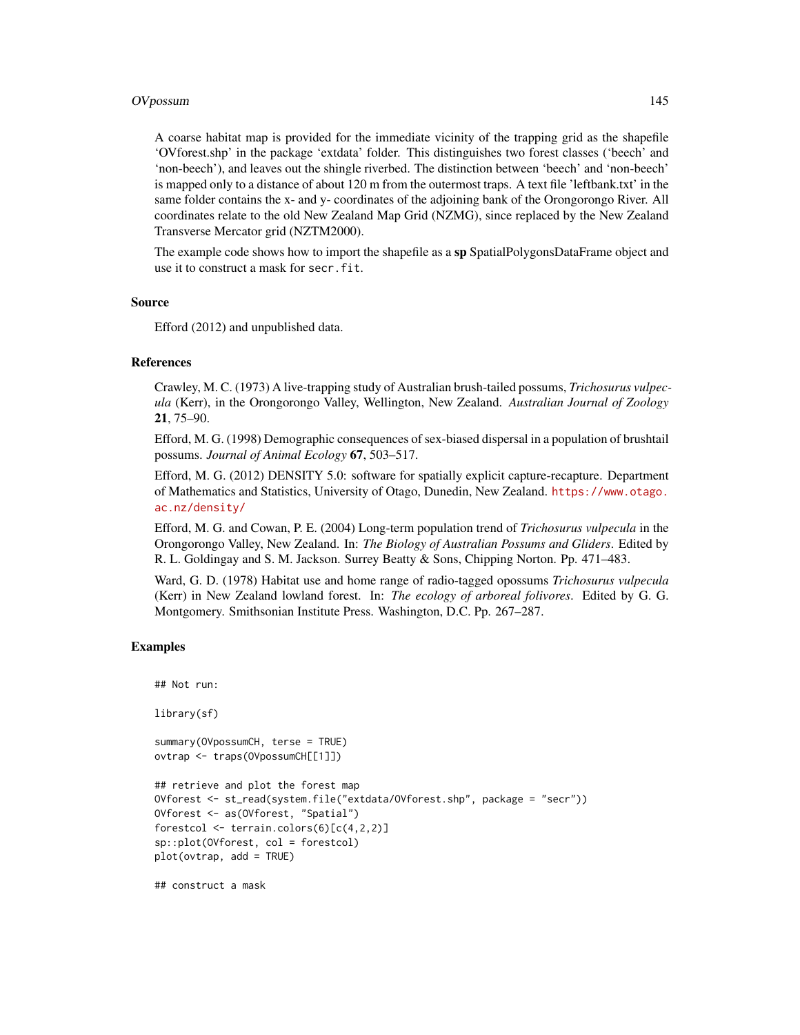A coarse habitat map is provided for the immediate vicinity of the trapping grid as the shapefile 'OVforest.shp' in the package 'extdata' folder. This distinguishes two forest classes ('beech' and 'non-beech'), and leaves out the shingle riverbed. The distinction between 'beech' and 'non-beech' is mapped only to a distance of about 120 m from the outermost traps. A text file 'leftbank.txt' in the same folder contains the x- and y- coordinates of the adjoining bank of the Orongorongo River. All coordinates relate to the old New Zealand Map Grid (NZMG), since replaced by the New Zealand Transverse Mercator grid (NZTM2000).

The example code shows how to import the shapefile as a **sp** SpatialPolygonsDataFrame object and use it to construct a mask for `secr.fit`.

## Source

Efford (2012) and unpublished data.

## References

Crawley, M. C. (1973) A live-trapping study of Australian brush-tailed possums, *Trichosurus vulpecula* (Kerr), in the Orongorongo Valley, Wellington, New Zealand. *Australian Journal of Zoology* **21**, 75–90.

Efford, M. G. (1998) Demographic consequences of sex-biased dispersal in a population of brushtail possums. *Journal of Animal Ecology* **67**, 503–517.

Efford, M. G. (2012) DENSITY 5.0: software for spatially explicit capture-recapture. Department of Mathematics and Statistics, University of Otago, Dunedin, New Zealand. https://www.otago.ac.nz/density/

Efford, M. G. and Cowan, P. E. (2004) Long-term population trend of *Trichosurus vulpecula* in the Orongorongo Valley, New Zealand. In: *The Biology of Australian Possums and Gliders*. Edited by R. L. Goldingay and S. M. Jackson. Surrey Beatty & Sons, Chipping Norton. Pp. 471–483.

Ward, G. D. (1978) Habitat use and home range of radio-tagged opossums *Trichosurus vulpecula* (Kerr) in New Zealand lowland forest. In: *The ecology of arboreal folivores*. Edited by G. G. Montgomery. Smithsonian Institute Press. Washington, D.C. Pp. 267–287.

## Examples

```
## Not run:

library(sf)

summary(OVpossumCH, terse = TRUE)
ovtrap <- traps(OVpossumCH[[1]])

## retrieve and plot the forest map
OVforest <- st_read(system.file("extdata/OVforest.shp", package = "secr"))
OVforest <- as(OVforest, "Spatial")
forestcol <- terrain.colors(6)[c(4,2,2)]
sp::plot(OVforest, col = forestcol)
plot(ovtrap, add = TRUE)

## construct a mask
```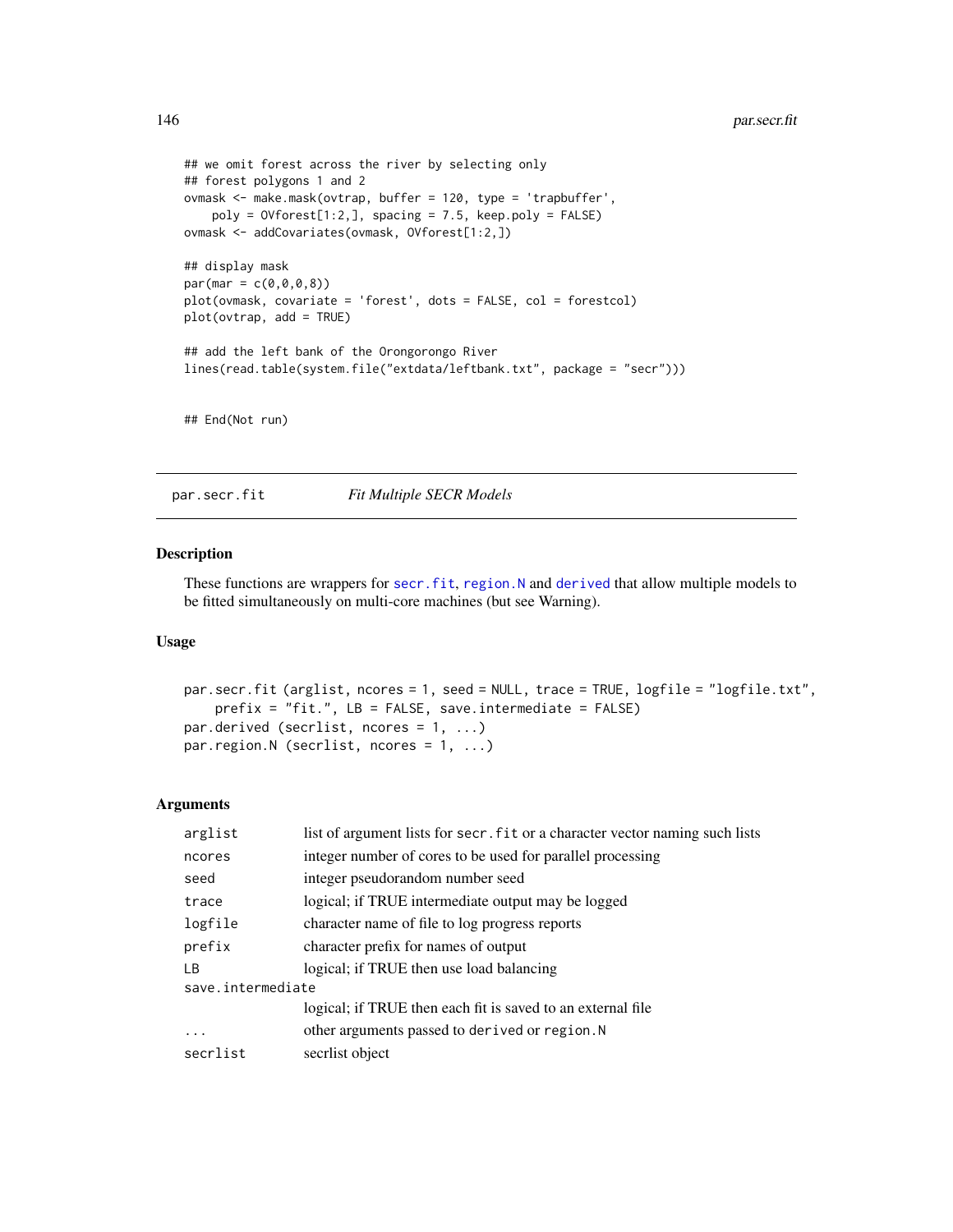```
## we omit forest across the river by selecting only
## forest polygons 1 and 2
ovmask <- make.mask(ovtrap, buffer = 120, type = 'trapbuffer',
    poly = OVforest[1:2,], spacing = 7.5, keep.poly = FALSE)
ovmask <- addCovariates(ovmask, OVforest[1:2,])

## display mask
par(mar = c(0,0,0,8))
plot(ovmask, covariate = 'forest', dots = FALSE, col = forestcol)
plot(ovtrap, add = TRUE)

## add the left bank of the Orongorongo River
lines(read.table(system.file("extdata/leftbank.txt", package = "secr")))


## End(Not run)
```

## par.secr.fit — *Fit Multiple SECR Models*

### Description

These functions are wrappers for `secr.fit`, `region.N` and `derived` that allow multiple models to be fitted simultaneously on multi-core machines (but see Warning).

### Usage

```
par.secr.fit (arglist, ncores = 1, seed = NULL, trace = TRUE, logfile = "logfile.txt",
    prefix = "fit.", LB = FALSE, save.intermediate = FALSE)
par.derived (secrlist, ncores = 1, ...)
par.region.N (secrlist, ncores = 1, ...)
```

### Arguments

| | |
|---|---|
| `arglist` | list of argument lists for `secr.fit` or a character vector naming such lists |
| `ncores` | integer number of cores to be used for parallel processing |
| `seed` | integer pseudorandom number seed |
| `trace` | logical; if TRUE intermediate output may be logged |
| `logfile` | character name of file to log progress reports |
| `prefix` | character prefix for names of output |
| `LB` | logical; if TRUE then use load balancing |
| `save.intermediate` | logical; if TRUE then each fit is saved to an external file |
| `...` | other arguments passed to `derived` or `region.N` |
| `secrlist` | secrlist object |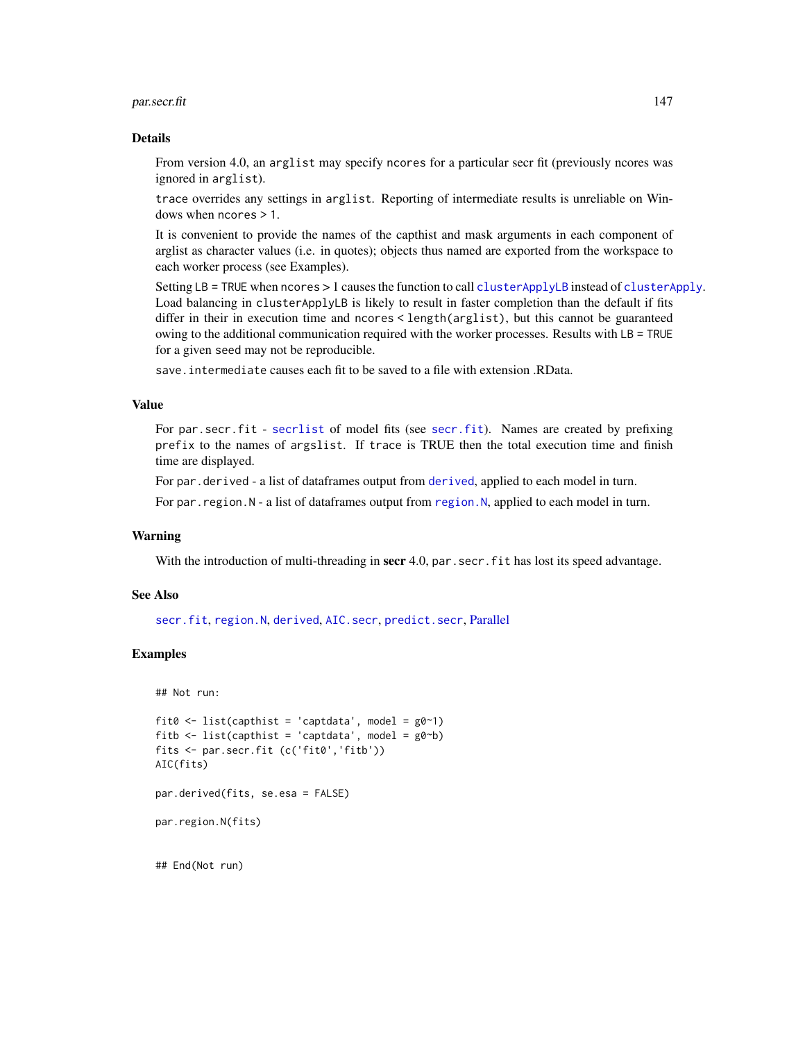## Details

From version 4.0, an `arglist` may specify `ncores` for a particular secr fit (previously ncores was ignored in `arglist`).

`trace` overrides any settings in `arglist`. Reporting of intermediate results is unreliable on Windows when `ncores` > 1.

It is convenient to provide the names of the capthist and mask arguments in each component of arglist as character values (i.e. in quotes); objects thus named are exported from the workspace to each worker process (see Examples).

Setting `LB = TRUE` when `ncores` > 1 causes the function to call `clusterApplyLB` instead of `clusterApply`. Load balancing in `clusterApplyLB` is likely to result in faster completion than the default if fits differ in their in execution time and `ncores < length(arglist)`, but this cannot be guaranteed owing to the additional communication required with the worker processes. Results with `LB = TRUE` for a given `seed` may not be reproducible.

`save.intermediate` causes each fit to be saved to a file with extension .RData.

## Value

For `par.secr.fit` - `secrlist` of model fits (see `secr.fit`). Names are created by prefixing `prefix` to the names of `argslist`. If `trace` is TRUE then the total execution time and finish time are displayed.

For `par.derived` - a list of dataframes output from `derived`, applied to each model in turn.

For `par.region.N` - a list of dataframes output from `region.N`, applied to each model in turn.

## Warning

With the introduction of multi-threading in **secr** 4.0, `par.secr.fit` has lost its speed advantage.

## See Also

`secr.fit`, `region.N`, `derived`, `AIC.secr`, `predict.secr`, Parallel

## Examples

```
## Not run:

fit0 <- list(capthist = 'captdata', model = g0~1)
fitb <- list(capthist = 'captdata', model = g0~b)
fits <- par.secr.fit (c('fit0','fitb'))
AIC(fits)

par.derived(fits, se.esa = FALSE)

par.region.N(fits)


## End(Not run)
```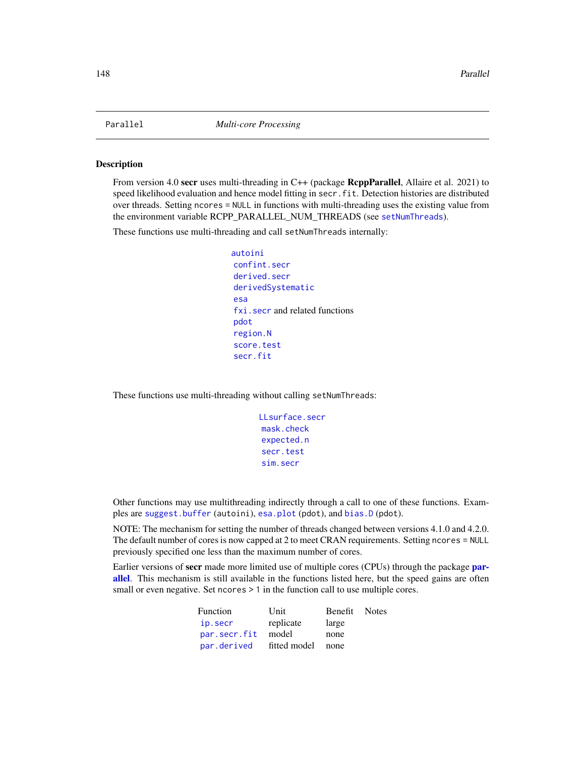Parallel *Multi-core Processing*

## Description

From version 4.0 **secr** uses multi-threading in C++ (package **RcppParallel**, Allaire et al. 2021) to speed likelihood evaluation and hence model fitting in `secr.fit`. Detection histories are distributed over threads. Setting `ncores = NULL` in functions with multi-threading uses the existing value from the environment variable RCPP_PARALLEL_NUM_THREADS (see `setNumThreads`).

These functions use multi-threading and call `setNumThreads` internally:

- `autoini`
- `confint.secr`
- `derived.secr`
- `derivedSystematic`
- `esa`
- `fxi.secr` and related functions
- `pdot`
- `region.N`
- `score.test`
- `secr.fit`

These functions use multi-threading without calling `setNumThreads`:

- `LLsurface.secr`
- `mask.check`
- `expected.n`
- `secr.test`
- `sim.secr`

Other functions may use multithreading indirectly through a call to one of these functions. Examples are `suggest.buffer` (`autoini`), `esa.plot` (`pdot`), and `bias.D` (`pdot`).

NOTE: The mechanism for setting the number of threads changed between versions 4.1.0 and 4.2.0. The default number of cores is now capped at 2 to meet CRAN requirements. Setting `ncores = NULL` previously specified one less than the maximum number of cores.

Earlier versions of **secr** made more limited use of multiple cores (CPUs) through the package **parallel**. This mechanism is still available in the functions listed here, but the speed gains are often small or even negative. Set `ncores > 1` in the function call to use multiple cores.

| Function | Unit | Benefit | Notes |
|---|---|---|---|
| `ip.secr` | replicate | large | |
| `par.secr.fit` | model | none | |
| `par.derived` | fitted model | none | |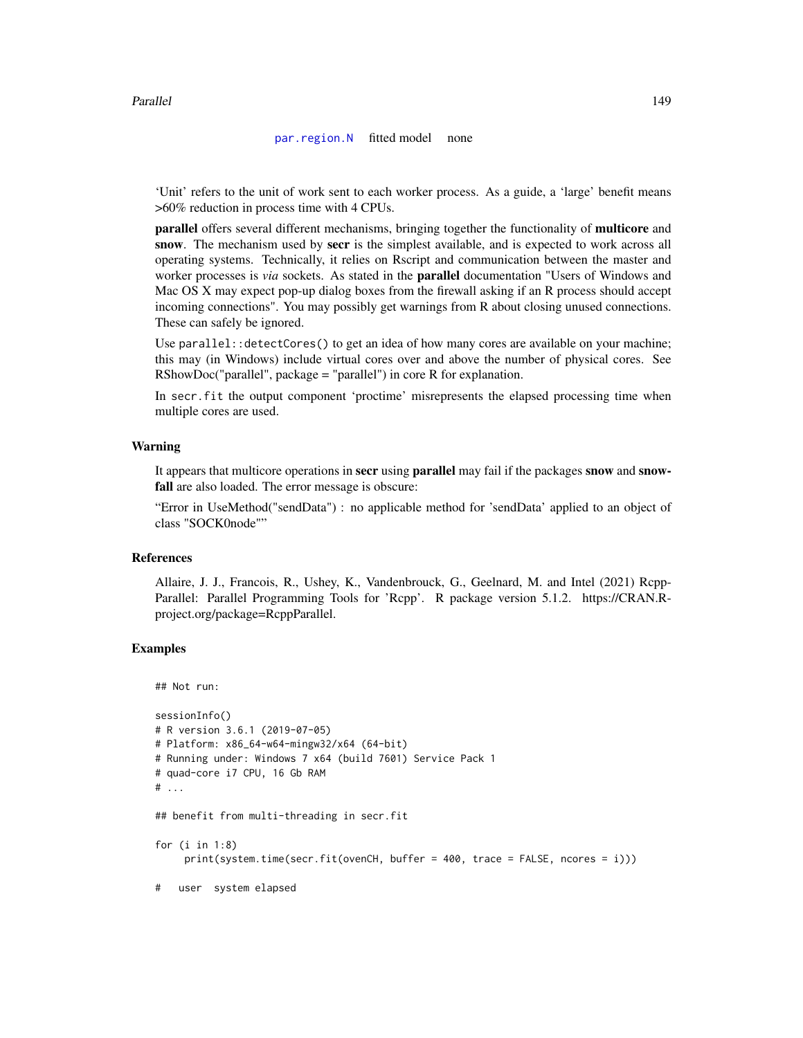| par.region.N | fitted model | none |
| --- | --- | --- |

'Unit' refers to the unit of work sent to each worker process. As a guide, a 'large' benefit means >60% reduction in process time with 4 CPUs.

**parallel** offers several different mechanisms, bringing together the functionality of **multicore** and **snow**. The mechanism used by **secr** is the simplest available, and is expected to work across all operating systems. Technically, it relies on Rscript and communication between the master and worker processes is *via* sockets. As stated in the **parallel** documentation "Users of Windows and Mac OS X may expect pop-up dialog boxes from the firewall asking if an R process should accept incoming connections". You may possibly get warnings from R about closing unused connections. These can safely be ignored.

Use `parallel::detectCores()` to get an idea of how many cores are available on your machine; this may (in Windows) include virtual cores over and above the number of physical cores. See RShowDoc("parallel", package = "parallel") in core R for explanation.

In `secr.fit` the output component 'proctime' misrepresents the elapsed processing time when multiple cores are used.

### Warning

It appears that multicore operations in **secr** using **parallel** may fail if the packages **snow** and **snowfall** are also loaded. The error message is obscure:

"Error in UseMethod("sendData") : no applicable method for 'sendData' applied to an object of class "SOCK0node""

### References

Allaire, J. J., Francois, R., Ushey, K., Vandenbrouck, G., Geelnard, M. and Intel (2021) RcppParallel: Parallel Programming Tools for 'Rcpp'. R package version 5.1.2. https://CRAN.R-project.org/package=RcppParallel.

### Examples

```
## Not run:

sessionInfo()
# R version 3.6.1 (2019-07-05)
# Platform: x86_64-w64-mingw32/x64 (64-bit)
# Running under: Windows 7 x64 (build 7601) Service Pack 1
# quad-core i7 CPU, 16 Gb RAM
# ...

## benefit from multi-threading in secr.fit

for (i in 1:8)
     print(system.time(secr.fit(ovenCH, buffer = 400, trace = FALSE, ncores = i)))

#   user  system elapsed
```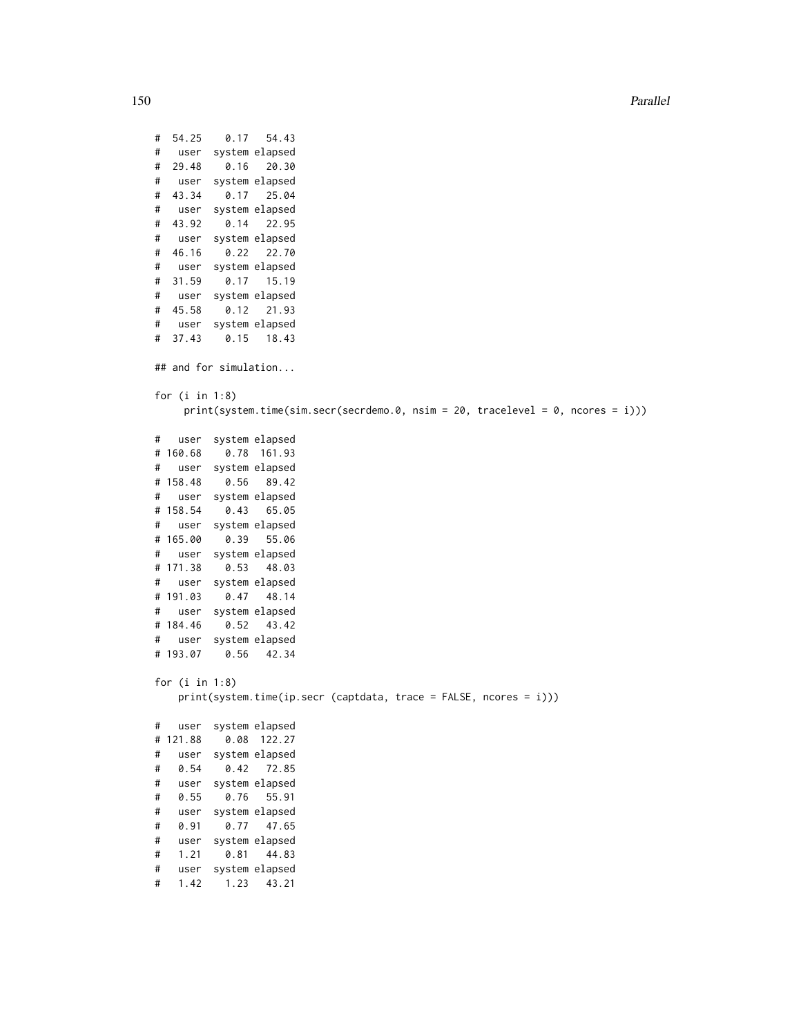```
#  54.25    0.17   54.43
#   user  system elapsed
#  29.48    0.16   20.30
#   user  system elapsed
#  43.34    0.17   25.04
#   user  system elapsed
#  43.92    0.14   22.95
#   user  system elapsed
#  46.16    0.22   22.70
#   user  system elapsed
#  31.59    0.17   15.19
#   user  system elapsed
#  45.58    0.12   21.93
#   user  system elapsed
#  37.43    0.15   18.43

## and for simulation...

for (i in 1:8)
     print(system.time(sim.secr(secrdemo.0, nsim = 20, tracelevel = 0, ncores = i)))

#   user  system elapsed
# 160.68    0.78  161.93
#   user  system elapsed
# 158.48    0.56   89.42
#   user  system elapsed
# 158.54    0.43   65.05
#   user  system elapsed
# 165.00    0.39   55.06
#   user  system elapsed
# 171.38    0.53   48.03
#   user  system elapsed
# 191.03    0.47   48.14
#   user  system elapsed
# 184.46    0.52   43.42
#   user  system elapsed
# 193.07    0.56   42.34

for (i in 1:8)
    print(system.time(ip.secr (captdata, trace = FALSE, ncores = i)))

#   user  system elapsed
# 121.88    0.08  122.27
#   user  system elapsed
#   0.54    0.42   72.85
#   user  system elapsed
#   0.55    0.76   55.91
#   user  system elapsed
#   0.91    0.77   47.65
#   user  system elapsed
#   1.21    0.81   44.83
#   user  system elapsed
#   1.42    1.23   43.21
```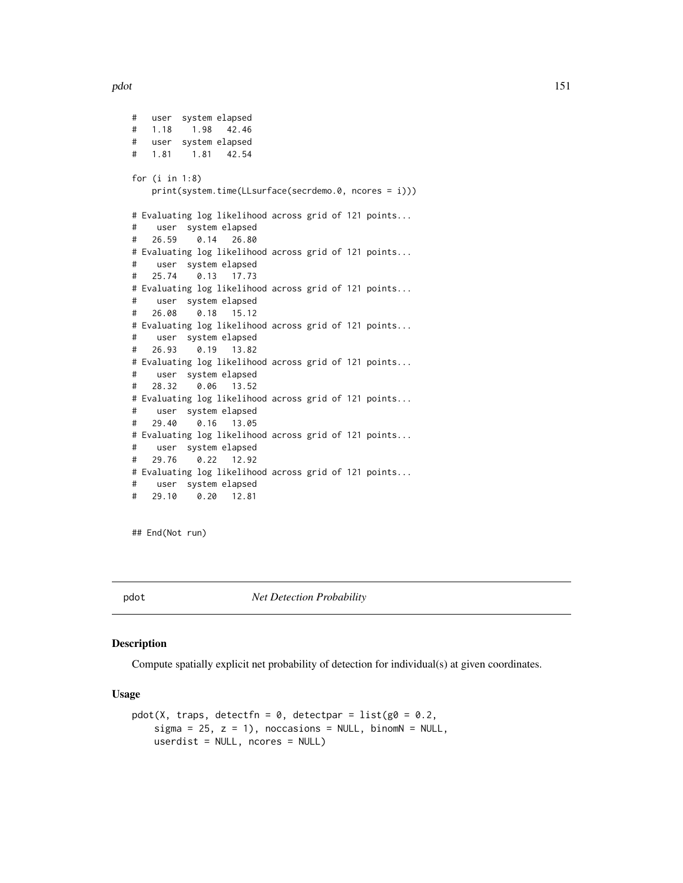```
#   user  system elapsed
#   1.18    1.98   42.46
#   user  system elapsed
#   1.81    1.81   42.54

for (i in 1:8)
    print(system.time(LLsurface(secrdemo.0, ncores = i)))

# Evaluating log likelihood across grid of 121 points...
#    user  system elapsed
#   26.59    0.14   26.80
# Evaluating log likelihood across grid of 121 points...
#    user  system elapsed
#   25.74    0.13   17.73
# Evaluating log likelihood across grid of 121 points...
#    user  system elapsed
#   26.08    0.18   15.12
# Evaluating log likelihood across grid of 121 points...
#    user  system elapsed
#   26.93    0.19   13.82
# Evaluating log likelihood across grid of 121 points...
#    user  system elapsed
#   28.32    0.06   13.52
# Evaluating log likelihood across grid of 121 points...
#    user  system elapsed
#   29.40    0.16   13.05
# Evaluating log likelihood across grid of 121 points...
#    user  system elapsed
#   29.76    0.22   12.92
# Evaluating log likelihood across grid of 121 points...
#    user  system elapsed
#   29.10    0.20   12.81


## End(Not run)
```

## pdot *Net Detection Probability*

### Description

Compute spatially explicit net probability of detection for individual(s) at given coordinates.

### Usage

```
pdot(X, traps, detectfn = 0, detectpar = list(g0 = 0.2,
    sigma = 25, z = 1), noccasions = NULL, binomN = NULL,
    userdist = NULL, ncores = NULL)
```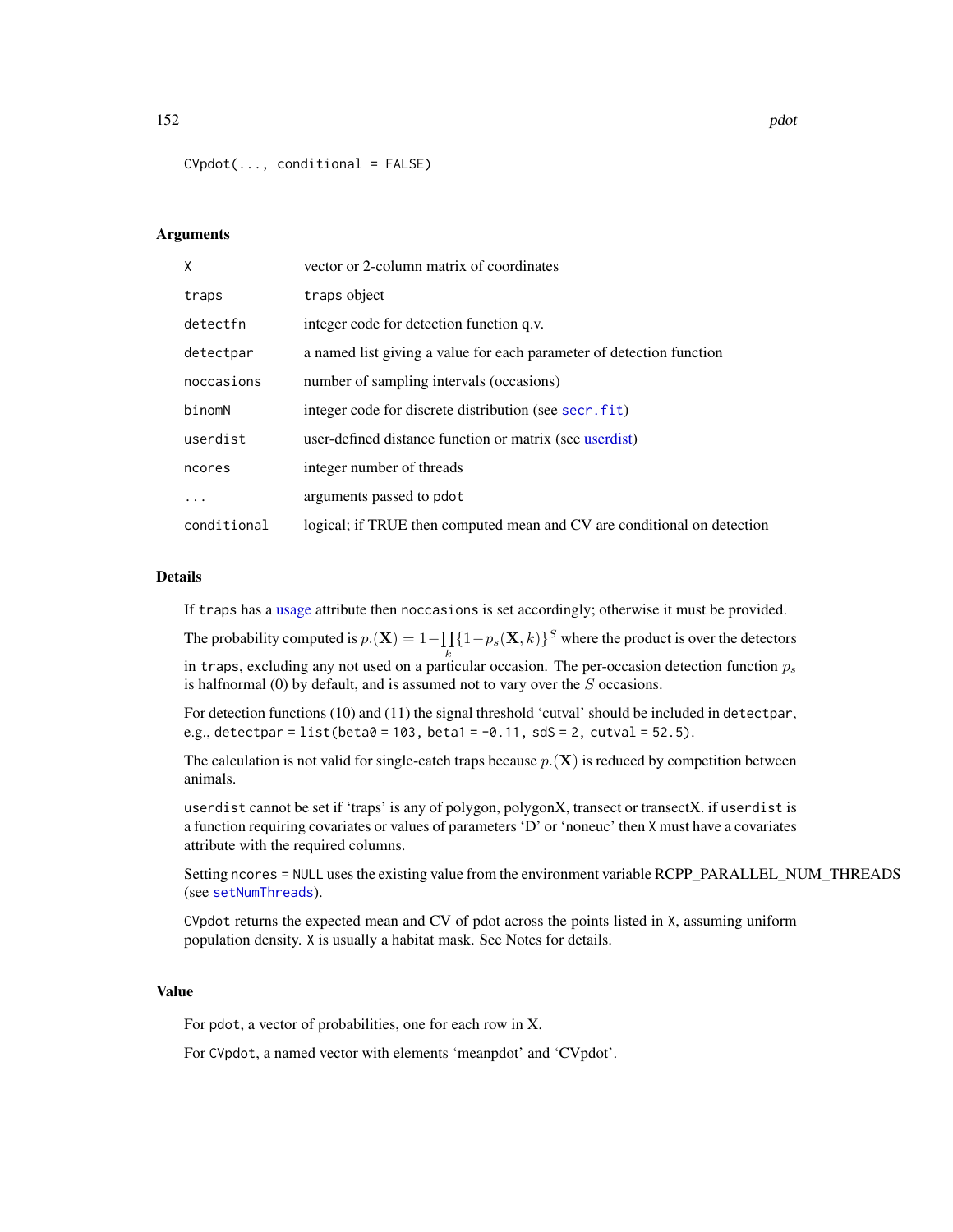```
CVpdot(..., conditional = FALSE)
```

## Arguments

| | |
|---|---|
| `X` | vector or 2-column matrix of coordinates |
| `traps` | `traps` object |
| `detectfn` | integer code for detection function q.v. |
| `detectpar` | a named list giving a value for each parameter of detection function |
| `noccasions` | number of sampling intervals (occasions) |
| `binomN` | integer code for discrete distribution (see `secr.fit`) |
| `userdist` | user-defined distance function or matrix (see userdist) |
| `ncores` | integer number of threads |
| `...` | arguments passed to `pdot` |
| `conditional` | logical; if TRUE then computed mean and CV are conditional on detection |

## Details

If `traps` has a usage attribute then `noccasions` is set accordingly; otherwise it must be provided.

The probability computed is $p.(\mathbf{X}) = 1 - \prod_k \{1 - p_s(\mathbf{X}, k)\}^S$ where the product is over the detectors in `traps`, excluding any not used on a particular occasion. The per-occasion detection function $p_s$ is halfnormal (0) by default, and is assumed not to vary over the $S$ occasions.

For detection functions (10) and (11) the signal threshold 'cutval' should be included in `detectpar`, e.g., `detectpar = list(beta0 = 103, beta1 = -0.11, sdS = 2, cutval = 52.5)`.

The calculation is not valid for single-catch traps because $p.(\mathbf{X})$ is reduced by competition between animals.

`userdist` cannot be set if 'traps' is any of polygon, polygonX, transect or transectX. if `userdist` is a function requiring covariates or values of parameters 'D' or 'noneuc' then `X` must have a covariates attribute with the required columns.

Setting `ncores = NULL` uses the existing value from the environment variable RCPP_PARALLEL_NUM_THREADS (see `setNumThreads`).

`CVpdot` returns the expected mean and CV of pdot across the points listed in `X`, assuming uniform population density. `X` is usually a habitat mask. See Notes for details.

## Value

For `pdot`, a vector of probabilities, one for each row in X.

For `CVpdot`, a named vector with elements 'meanpdot' and 'CVpdot'.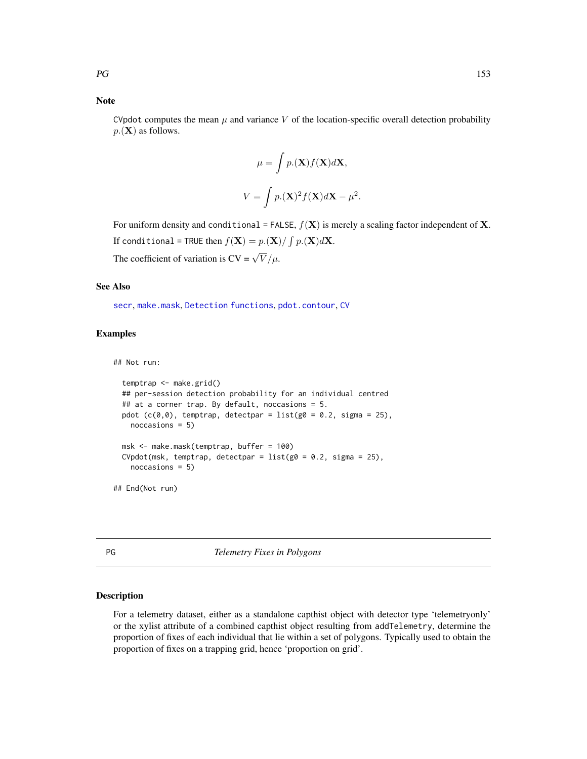### Note

`CVpdot` computes the mean $\mu$ and variance $V$ of the location-specific overall detection probability $p.(\mathbf{X})$ as follows.

$$\mu = \int p.(\mathbf{X}) f(\mathbf{X}) d\mathbf{X},$$

$$V = \int p.(\mathbf{X})^2 f(\mathbf{X}) d\mathbf{X} - \mu^2.$$

For uniform density and `conditional = FALSE`, $f(\mathbf{X})$ is merely a scaling factor independent of $\mathbf{X}$.

If `conditional = TRUE` then $f(\mathbf{X}) = p.(\mathbf{X}) / \int p.(\mathbf{X}) d\mathbf{X}$.

The coefficient of variation is CV = $\sqrt{V}/\mu$.

### See Also

secr, make.mask, Detection functions, pdot.contour, CV

### Examples

```
## Not run:

  temptrap <- make.grid()
  ## per-session detection probability for an individual centred
  ## at a corner trap. By default, noccasions = 5.
  pdot (c(0,0), temptrap, detectpar = list(g0 = 0.2, sigma = 25),
    noccasions = 5)

  msk <- make.mask(temptrap, buffer = 100)
  CVpdot(msk, temptrap, detectpar = list(g0 = 0.2, sigma = 25),
    noccasions = 5)

## End(Not run)
```

---

## PG *Telemetry Fixes in Polygons*

### Description

For a telemetry dataset, either as a standalone capthist object with detector type 'telemetryonly' or the xylist attribute of a combined capthist object resulting from `addTelemetry`, determine the proportion of fixes of each individual that lie within a set of polygons. Typically used to obtain the proportion of fixes on a trapping grid, hence 'proportion on grid'.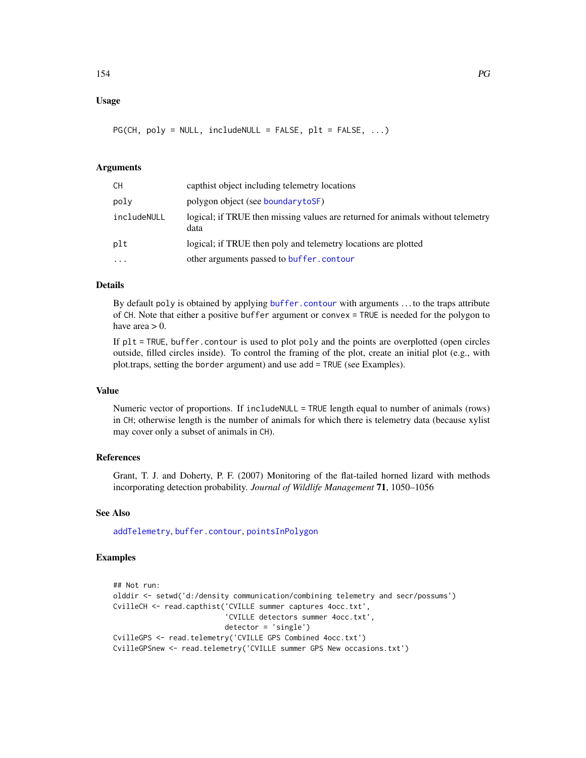### Usage

```
PG(CH, poly = NULL, includeNULL = FALSE, plt = FALSE, ...)
```

### Arguments

| | |
|---|---|
| CH | capthist object including telemetry locations |
| poly | polygon object (see boundarytoSF) |
| includeNULL | logical; if TRUE then missing values are returned for animals without telemetry data |
| plt | logical; if TRUE then poly and telemetry locations are plotted |
| ... | other arguments passed to buffer.contour |

### Details

By default poly is obtained by applying buffer.contour with arguments ... to the traps attribute of CH. Note that either a positive buffer argument or convex = TRUE is needed for the polygon to have area > 0.

If plt = TRUE, buffer.contour is used to plot poly and the points are overplotted (open circles outside, filled circles inside). To control the framing of the plot, create an initial plot (e.g., with plot.traps, setting the border argument) and use add = TRUE (see Examples).

### Value

Numeric vector of proportions. If includeNULL = TRUE length equal to number of animals (rows) in CH; otherwise length is the number of animals for which there is telemetry data (because xylist may cover only a subset of animals in CH).

### References

Grant, T. J. and Doherty, P. F. (2007) Monitoring of the flat-tailed horned lizard with methods incorporating detection probability. *Journal of Wildlife Management* **71**, 1050–1056

### See Also

addTelemetry, buffer.contour, pointsInPolygon

### Examples

```
## Not run:
olddir <- setwd('d:/density communication/combining telemetry and secr/possums')
CvilleCH <- read.capthist('CVILLE summer captures 4occ.txt',
                          'CVILLE detectors summer 4occ.txt',
                          detector = 'single')
CvilleGPS <- read.telemetry('CVILLE GPS Combined 4occ.txt')
CvilleGPSnew <- read.telemetry('CVILLE summer GPS New occasions.txt')
```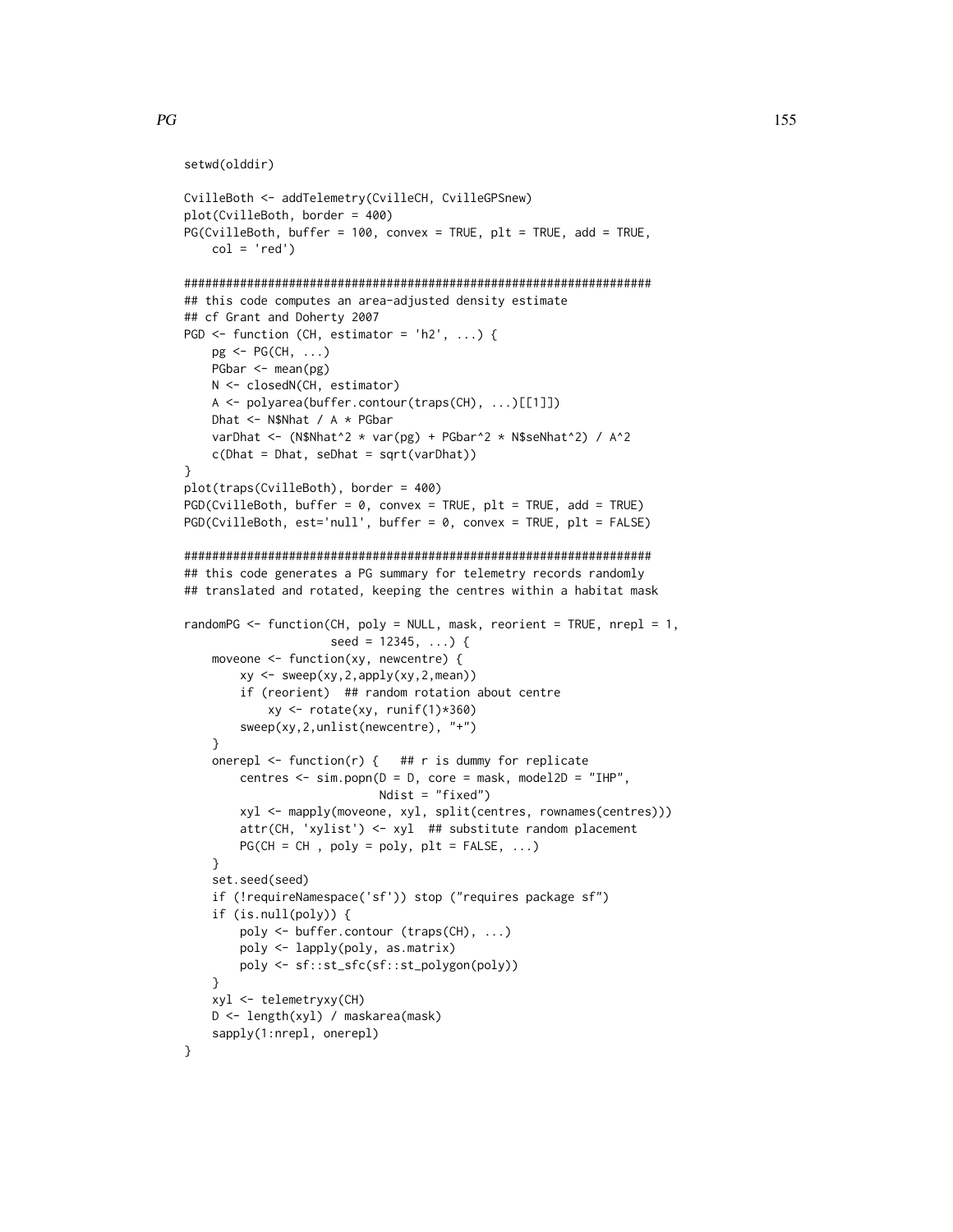```
setwd(olddir)

CvilleBoth <- addTelemetry(CvilleCH, CvilleGPSnew)
plot(CvilleBoth, border = 400)
PG(CvilleBoth, buffer = 100, convex = TRUE, plt = TRUE, add = TRUE,
    col = 'red')

###################################################################
## this code computes an area-adjusted density estimate
## cf Grant and Doherty 2007
PGD <- function (CH, estimator = 'h2', ...) {
    pg <- PG(CH, ...)
    PGbar <- mean(pg)
    N <- closedN(CH, estimator)
    A <- polyarea(buffer.contour(traps(CH), ...)[[1]])
    Dhat <- N$Nhat / A * PGbar
    varDhat <- (N$Nhat^2 * var(pg) + PGbar^2 * N$seNhat^2) / A^2
    c(Dhat = Dhat, seDhat = sqrt(varDhat))
}
plot(traps(CvilleBoth), border = 400)
PGD(CvilleBoth, buffer = 0, convex = TRUE, plt = TRUE, add = TRUE)
PGD(CvilleBoth, est='null', buffer = 0, convex = TRUE, plt = FALSE)

###################################################################
## this code generates a PG summary for telemetry records randomly
## translated and rotated, keeping the centres within a habitat mask

randomPG <- function(CH, poly = NULL, mask, reorient = TRUE, nrepl = 1,
                     seed = 12345, ...) {
    moveone <- function(xy, newcentre) {
        xy <- sweep(xy,2,apply(xy,2,mean))
        if (reorient)  ## random rotation about centre
            xy <- rotate(xy, runif(1)*360)
        sweep(xy,2,unlist(newcentre), "+")
    }
    onerepl <- function(r) {   ## r is dummy for replicate
        centres <- sim.popn(D = D, core = mask, model2D = "IHP",
                            Ndist = "fixed")
        xyl <- mapply(moveone, xyl, split(centres, rownames(centres)))
        attr(CH, 'xylist') <- xyl  ## substitute random placement
        PG(CH = CH , poly = poly, plt = FALSE, ...)
    }
    set.seed(seed)
    if (!requireNamespace('sf')) stop ("requires package sf")
    if (is.null(poly)) {
        poly <- buffer.contour (traps(CH), ...)
        poly <- lapply(poly, as.matrix)
        poly <- sf::st_sfc(sf::st_polygon(poly))
    }
    xyl <- telemetryxy(CH)
    D <- length(xyl) / maskarea(mask)
    sapply(1:nrepl, onerepl)
}
```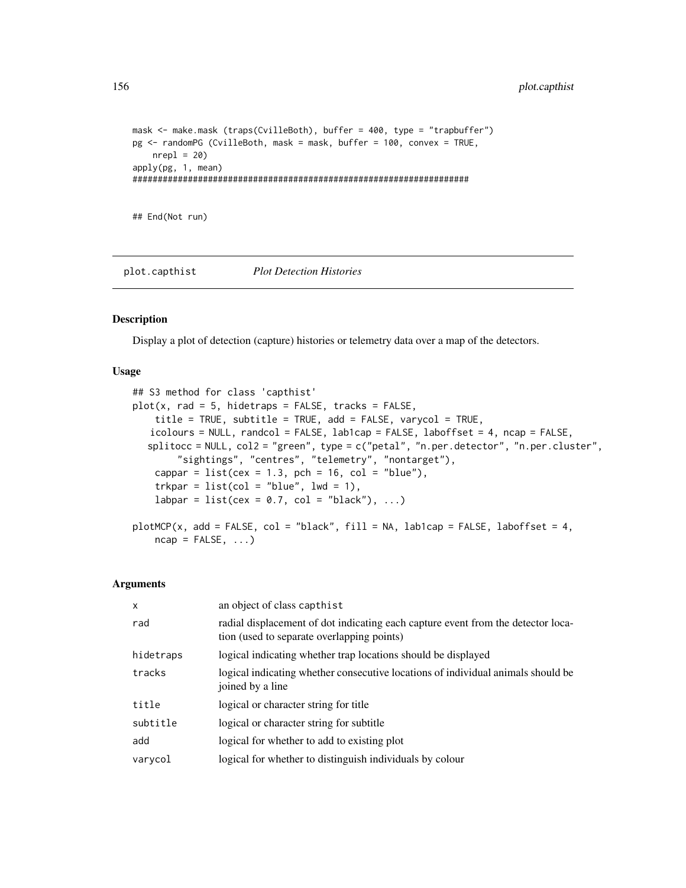```
mask <- make.mask (traps(CvilleBoth), buffer = 400, type = "trapbuffer")
pg <- randomPG (CvilleBoth, mask = mask, buffer = 100, convex = TRUE,
    nrepl = 20)
apply(pg, 1, mean)
################################################################

## End(Not run)
```

## plot.capthist *Plot Detection Histories*

### Description

Display a plot of detection (capture) histories or telemetry data over a map of the detectors.

### Usage

```
## S3 method for class 'capthist'
plot(x, rad = 5, hidetraps = FALSE, tracks = FALSE,
    title = TRUE, subtitle = TRUE, add = FALSE, varycol = TRUE,
   icolours = NULL, randcol = FALSE, lab1cap = FALSE, laboffset = 4, ncap = FALSE,
  splitocc = NULL, col2 = "green", type = c("petal", "n.per.detector", "n.per.cluster",
       "sightings", "centres", "telemetry", "nontarget"),
    cappar = list(cex = 1.3, pch = 16, col = "blue"),
    trkpar = list(col = "blue", lwd = 1),
    labpar = list(cex = 0.7, col = "black"), ...)

plotMCP(x, add = FALSE, col = "black", fill = NA, lab1cap = FALSE, laboffset = 4,
    ncap = FALSE, ...)
```

### Arguments

| | |
|---|---|
| x | an object of class capthist |
| rad | radial displacement of dot indicating each capture event from the detector location (used to separate overlapping points) |
| hidetraps | logical indicating whether trap locations should be displayed |
| tracks | logical indicating whether consecutive locations of individual animals should be joined by a line |
| title | logical or character string for title |
| subtitle | logical or character string for subtitle |
| add | logical for whether to add to existing plot |
| varycol | logical for whether to distinguish individuals by colour |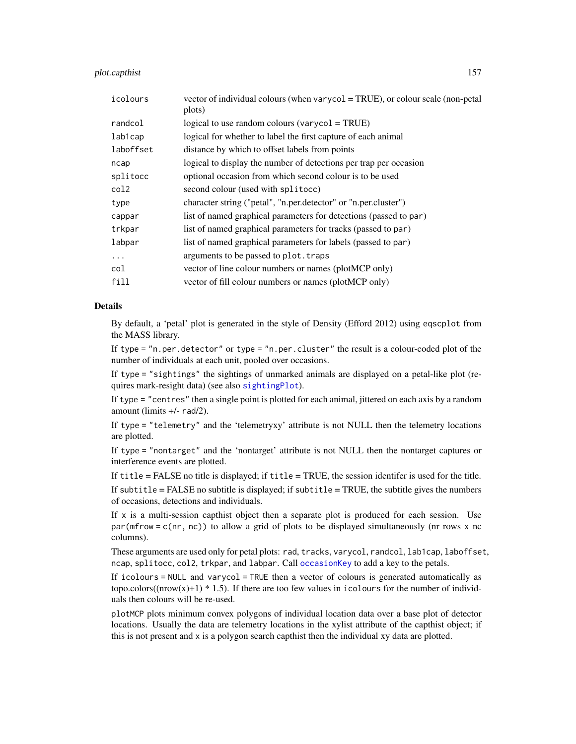| | |
|---|---|
| icolours | vector of individual colours (when varycol = TRUE), or colour scale (non-petal plots) |
| randcol | logical to use random colours (varycol = TRUE) |
| lab1cap | logical for whether to label the first capture of each animal |
| laboffset | distance by which to offset labels from points |
| ncap | logical to display the number of detections per trap per occasion |
| splitocc | optional occasion from which second colour is to be used |
| col2 | second colour (used with splitocc) |
| type | character string ("petal", "n.per.detector" or "n.per.cluster") |
| cappar | list of named graphical parameters for detections (passed to par) |
| trkpar | list of named graphical parameters for tracks (passed to par) |
| labpar | list of named graphical parameters for labels (passed to par) |
| ... | arguments to be passed to plot.traps |
| col | vector of line colour numbers or names (plotMCP only) |
| fill | vector of fill colour numbers or names (plotMCP only) |

## Details

By default, a 'petal' plot is generated in the style of Density (Efford 2012) using eqscplot from the MASS library.

If type = "n.per.detector" or type = "n.per.cluster" the result is a colour-coded plot of the number of individuals at each unit, pooled over occasions.

If type = "sightings" the sightings of unmarked animals are displayed on a petal-like plot (requires mark-resight data) (see also sightingPlot).

If type = "centres" then a single point is plotted for each animal, jittered on each axis by a random amount (limits +/- rad/2).

If type = "telemetry" and the 'telemetryxy' attribute is not NULL then the telemetry locations are plotted.

If type = "nontarget" and the 'nontarget' attribute is not NULL then the nontarget captures or interference events are plotted.

If title = FALSE no title is displayed; if title = TRUE, the session identifer is used for the title.

If subtitle = FALSE no subtitle is displayed; if subtitle = TRUE, the subtitle gives the numbers of occasions, detections and individuals.

If x is a multi-session capthist object then a separate plot is produced for each session. Use par(mfrow = c(nr, nc)) to allow a grid of plots to be displayed simultaneously (nr rows x nc columns).

These arguments are used only for petal plots: rad, tracks, varycol, randcol, lab1cap, laboffset, ncap, splitocc, col2, trkpar, and labpar. Call occasionKey to add a key to the petals.

If icolours = NULL and varycol = TRUE then a vector of colours is generated automatically as topo.colors((nrow(x)+1) * 1.5). If there are too few values in icolours for the number of individuals then colours will be re-used.

plotMCP plots minimum convex polygons of individual location data over a base plot of detector locations. Usually the data are telemetry locations in the xylist attribute of the capthist object; if this is not present and x is a polygon search capthist then the individual xy data are plotted.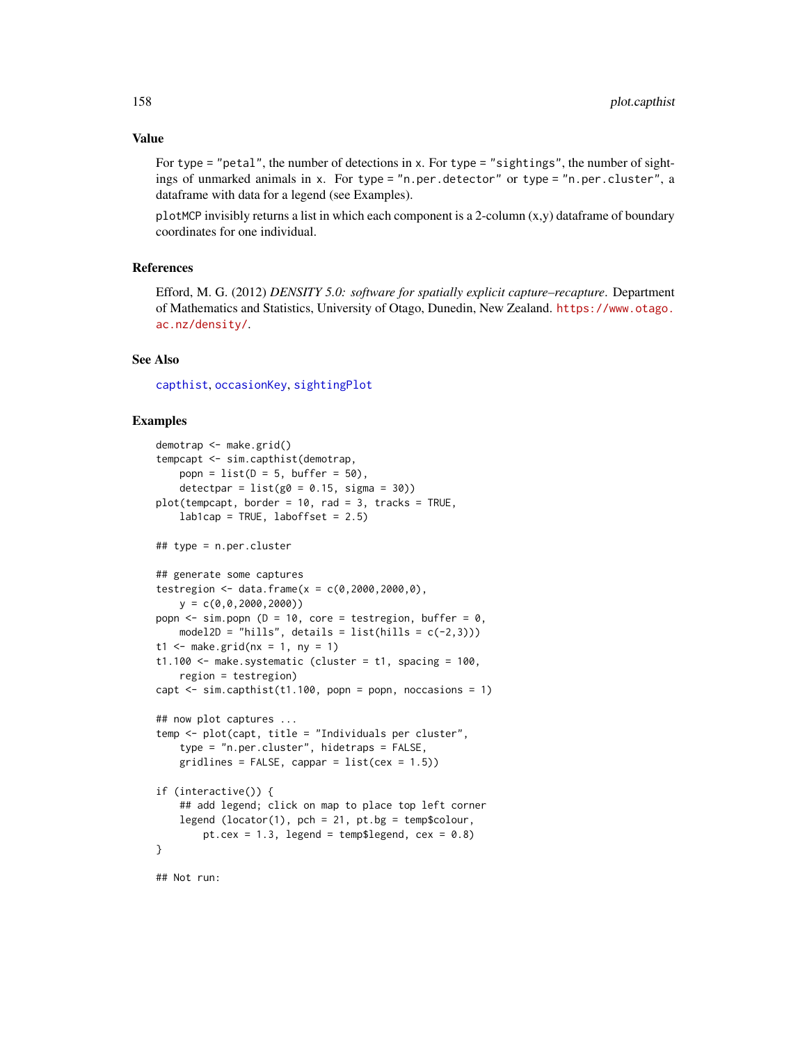## Value

For `type = "petal"`, the number of detections in `x`. For `type = "sightings"`, the number of sightings of unmarked animals in `x`. For `type = "n.per.detector"` or `type = "n.per.cluster"`, a dataframe with data for a legend (see Examples).

`plotMCP` invisibly returns a list in which each component is a 2-column (x,y) dataframe of boundary coordinates for one individual.

## References

Efford, M. G. (2012) *DENSITY 5.0: software for spatially explicit capture–recapture*. Department of Mathematics and Statistics, University of Otago, Dunedin, New Zealand. https://www.otago.ac.nz/density/.

## See Also

capthist, occasionKey, sightingPlot

## Examples

```
demotrap <- make.grid()
tempcapt <- sim.capthist(demotrap,
    popn = list(D = 5, buffer = 50),
    detectpar = list(g0 = 0.15, sigma = 30))
plot(tempcapt, border = 10, rad = 3, tracks = TRUE,
    lab1cap = TRUE, laboffset = 2.5)

## type = n.per.cluster

## generate some captures
testregion <- data.frame(x = c(0,2000,2000,0),
    y = c(0,0,2000,2000))
popn <- sim.popn (D = 10, core = testregion, buffer = 0,
    model2D = "hills", details = list(hills = c(-2,3)))
t1 <- make.grid(nx = 1, ny = 1)
t1.100 <- make.systematic (cluster = t1, spacing = 100,
    region = testregion)
capt <- sim.capthist(t1.100, popn = popn, noccasions = 1)

## now plot captures ...
temp <- plot(capt, title = "Individuals per cluster",
    type = "n.per.cluster", hidetraps = FALSE,
    gridlines = FALSE, cappar = list(cex = 1.5))

if (interactive()) {
    ## add legend; click on map to place top left corner
    legend (locator(1), pch = 21, pt.bg = temp$colour,
        pt.cex = 1.3, legend = temp$legend, cex = 0.8)
}

## Not run:
```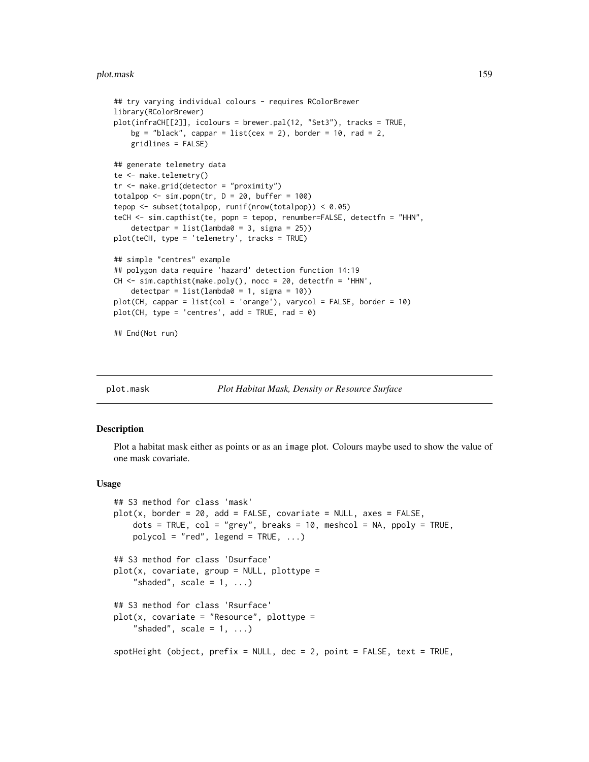```
## try varying individual colours - requires RColorBrewer
library(RColorBrewer)
plot(infraCH[[2]], icolours = brewer.pal(12, "Set3"), tracks = TRUE,
    bg = "black", cappar = list(cex = 2), border = 10, rad = 2,
    gridlines = FALSE)

## generate telemetry data
te <- make.telemetry()
tr <- make.grid(detector = "proximity")
totalpop <- sim.popn(tr, D = 20, buffer = 100)
tepop <- subset(totalpop, runif(nrow(totalpop)) < 0.05)
teCH <- sim.capthist(te, popn = tepop, renumber=FALSE, detectfn = "HHN",
    detectpar = list(lambda0 = 3, sigma = 25))
plot(teCH, type = 'telemetry', tracks = TRUE)

## simple "centres" example
## polygon data require 'hazard' detection function 14:19
CH <- sim.capthist(make.poly(), nocc = 20, detectfn = 'HHN',
    detectpar = list(lambda0 = 1, sigma = 10))
plot(CH, cappar = list(col = 'orange'), varycol = FALSE, border = 10)
plot(CH, type = 'centres', add = TRUE, rad = 0)

## End(Not run)
```

# plot.mask — *Plot Habitat Mask, Density or Resource Surface*

## Description

Plot a habitat mask either as points or as an image plot. Colours maybe used to show the value of one mask covariate.

## Usage

```
## S3 method for class 'mask'
plot(x, border = 20, add = FALSE, covariate = NULL, axes = FALSE,
    dots = TRUE, col = "grey", breaks = 10, meshcol = NA, ppoly = TRUE,
    polycol = "red", legend = TRUE, ...)

## S3 method for class 'Dsurface'
plot(x, covariate, group = NULL, plottype =
    "shaded", scale = 1, ...)

## S3 method for class 'Rsurface'
plot(x, covariate = "Resource", plottype =
    "shaded", scale = 1, ...)

spotHeight (object, prefix = NULL, dec = 2, point = FALSE, text = TRUE,
```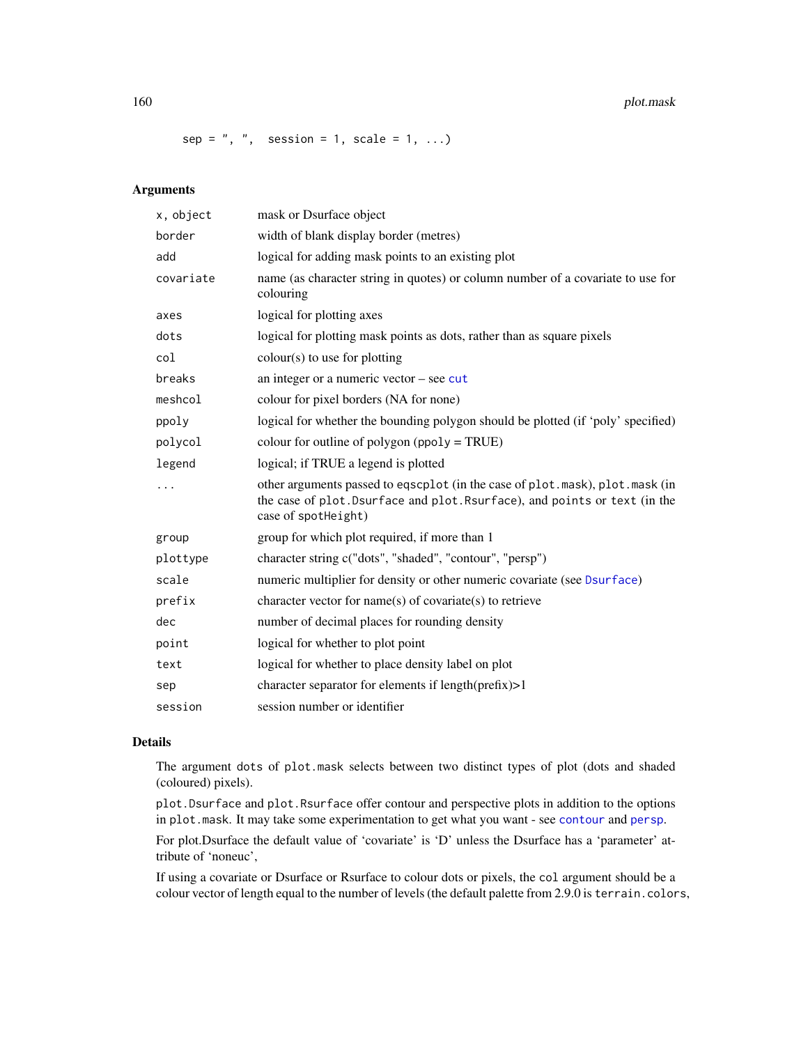```
    sep = ", ",  session = 1, scale = 1, ...)
```

## Arguments

| | |
|---|---|
| `x, object` | mask or Dsurface object |
| `border` | width of blank display border (metres) |
| `add` | logical for adding mask points to an existing plot |
| `covariate` | name (as character string in quotes) or column number of a covariate to use for colouring |
| `axes` | logical for plotting axes |
| `dots` | logical for plotting mask points as dots, rather than as square pixels |
| `col` | colour(s) to use for plotting |
| `breaks` | an integer or a numeric vector – see `cut` |
| `meshcol` | colour for pixel borders (NA for none) |
| `ppoly` | logical for whether the bounding polygon should be plotted (if 'poly' specified) |
| `polycol` | colour for outline of polygon (`ppoly` = TRUE) |
| `legend` | logical; if TRUE a legend is plotted |
| `...` | other arguments passed to `eqscplot` (in the case of `plot.mask`), `plot.mask` (in the case of `plot.Dsurface` and `plot.Rsurface`), and `points` or `text` (in the case of `spotHeight`) |
| `group` | group for which plot required, if more than 1 |
| `plottype` | character string c("dots", "shaded", "contour", "persp") |
| `scale` | numeric multiplier for density or other numeric covariate (see `Dsurface`) |
| `prefix` | character vector for name(s) of covariate(s) to retrieve |
| `dec` | number of decimal places for rounding density |
| `point` | logical for whether to plot point |
| `text` | logical for whether to place density label on plot |
| `sep` | character separator for elements if length(prefix)>1 |
| `session` | session number or identifier |

## Details

The argument `dots` of `plot.mask` selects between two distinct types of plot (dots and shaded (coloured) pixels).

`plot.Dsurface` and `plot.Rsurface` offer contour and perspective plots in addition to the options in `plot.mask`. It may take some experimentation to get what you want - see `contour` and `persp`.

For plot.Dsurface the default value of 'covariate' is 'D' unless the Dsurface has a 'parameter' attribute of 'noneuc',

If using a covariate or Dsurface or Rsurface to colour dots or pixels, the `col` argument should be a colour vector of length equal to the number of levels (the default palette from 2.9.0 is `terrain.colors`,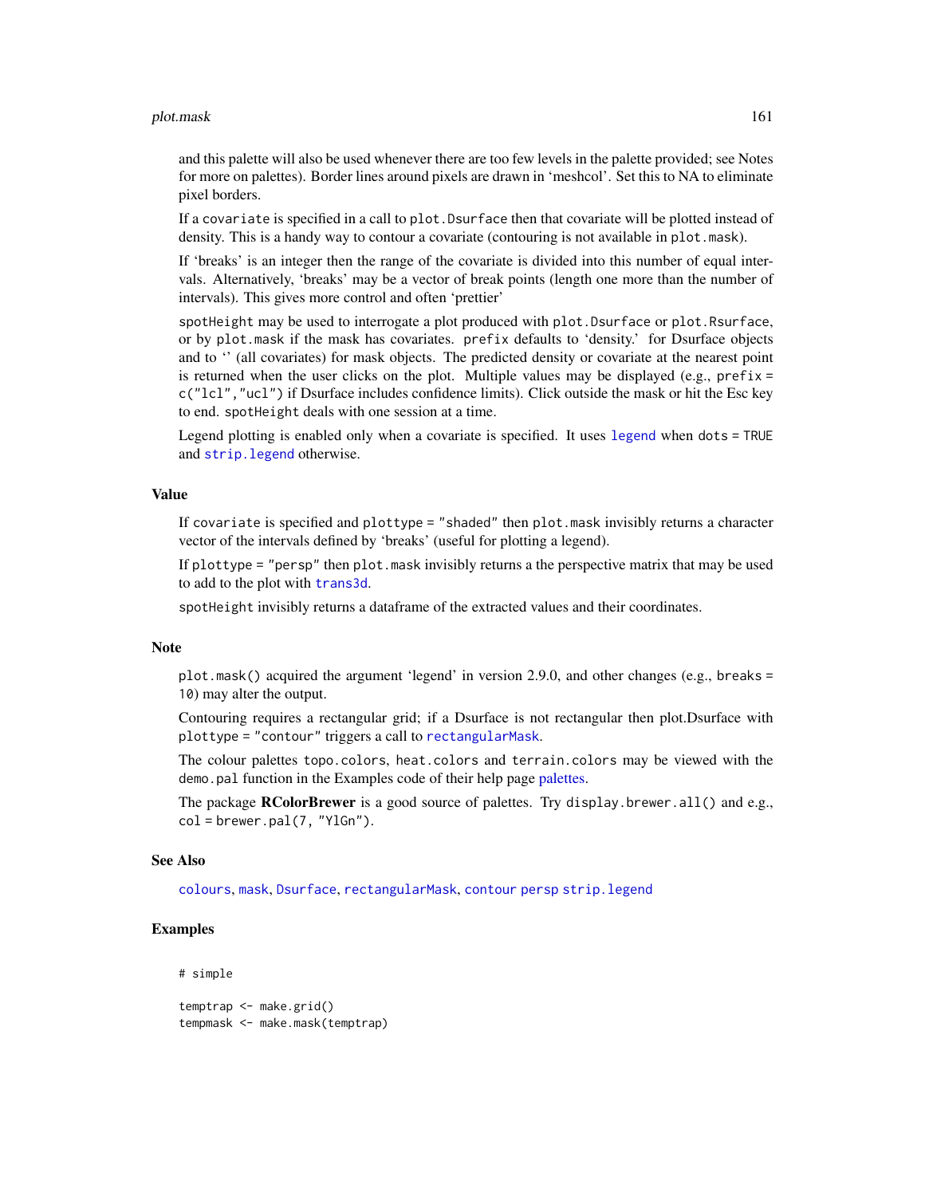and this palette will also be used whenever there are too few levels in the palette provided; see Notes for more on palettes). Border lines around pixels are drawn in 'meshcol'. Set this to NA to eliminate pixel borders.

If a `covariate` is specified in a call to `plot.Dsurface` then that covariate will be plotted instead of density. This is a handy way to contour a covariate (contouring is not available in `plot.mask`).

If 'breaks' is an integer then the range of the covariate is divided into this number of equal intervals. Alternatively, 'breaks' may be a vector of break points (length one more than the number of intervals). This gives more control and often 'prettier'

`spotHeight` may be used to interrogate a plot produced with `plot.Dsurface` or `plot.Rsurface`, or by `plot.mask` if the mask has covariates. `prefix` defaults to 'density.' for Dsurface objects and to '' (all covariates) for mask objects. The predicted density or covariate at the nearest point is returned when the user clicks on the plot. Multiple values may be displayed (e.g., `prefix = c("lcl","ucl")` if Dsurface includes confidence limits). Click outside the mask or hit the Esc key to end. `spotHeight` deals with one session at a time.

Legend plotting is enabled only when a covariate is specified. It uses `legend` when `dots = TRUE` and `strip.legend` otherwise.

## Value

If `covariate` is specified and `plottype = "shaded"` then `plot.mask` invisibly returns a character vector of the intervals defined by 'breaks' (useful for plotting a legend).

If `plottype = "persp"` then `plot.mask` invisibly returns a the perspective matrix that may be used to add to the plot with `trans3d`.

`spotHeight` invisibly returns a dataframe of the extracted values and their coordinates.

## Note

`plot.mask()` acquired the argument 'legend' in version 2.9.0, and other changes (e.g., `breaks = 10`) may alter the output.

Contouring requires a rectangular grid; if a Dsurface is not rectangular then plot.Dsurface with `plottype = "contour"` triggers a call to `rectangularMask`.

The colour palettes `topo.colors`, `heat.colors` and `terrain.colors` may be viewed with the `demo.pal` function in the Examples code of their help page palettes.

The package **RColorBrewer** is a good source of palettes. Try `display.brewer.all()` and e.g., `col = brewer.pal(7, "YlGn")`.

## See Also

`colours`, `mask`, `Dsurface`, `rectangularMask`, `contour` `persp` `strip.legend`

## Examples

```
# simple

temptrap <- make.grid()
tempmask <- make.mask(temptrap)
```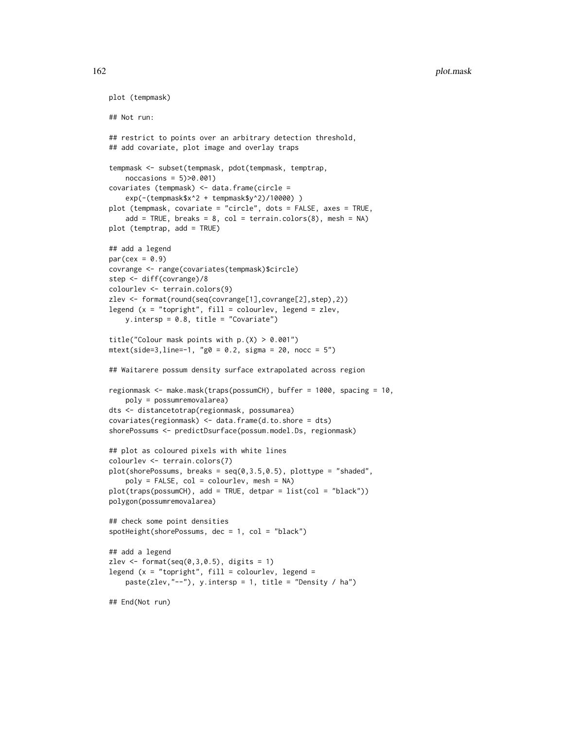```
plot (tempmask)

## Not run:

## restrict to points over an arbitrary detection threshold,
## add covariate, plot image and overlay traps

tempmask <- subset(tempmask, pdot(tempmask, temptrap,
    noccasions = 5)>0.001)
covariates (tempmask) <- data.frame(circle =
    exp(-(tempmask$x^2 + tempmask$y^2)/10000) )
plot (tempmask, covariate = "circle", dots = FALSE, axes = TRUE,
    add = TRUE, breaks = 8, col = terrain.colors(8), mesh = NA)
plot (temptrap, add = TRUE)

## add a legend
par(cex = 0.9)
covrange <- range(covariates(tempmask)$circle)
step <- diff(covrange)/8
colourlev <- terrain.colors(9)
zlev <- format(round(seq(covrange[1],covrange[2],step),2))
legend (x = "topright", fill = colourlev, legend = zlev,
    y.intersp = 0.8, title = "Covariate")

title("Colour mask points with p.(X) > 0.001")
mtext(side=3,line=-1, "g0 = 0.2, sigma = 20, nocc = 5")

## Waitarere possum density surface extrapolated across region

regionmask <- make.mask(traps(possumCH), buffer = 1000, spacing = 10,
    poly = possumremovalarea)
dts <- distancetotrap(regionmask, possumarea)
covariates(regionmask) <- data.frame(d.to.shore = dts)
shorePossums <- predictDsurface(possum.model.Ds, regionmask)

## plot as coloured pixels with white lines
colourlev <- terrain.colors(7)
plot(shorePossums, breaks = seq(0,3.5,0.5), plottype = "shaded",
    poly = FALSE, col = colourlev, mesh = NA)
plot(traps(possumCH), add = TRUE, detpar = list(col = "black"))
polygon(possumremovalarea)

## check some point densities
spotHeight(shorePossums, dec = 1, col = "black")

## add a legend
zlev <- format(seq(0,3,0.5), digits = 1)
legend (x = "topright", fill = colourlev, legend =
    paste(zlev,"--"), y.intersp = 1, title = "Density / ha")

## End(Not run)
```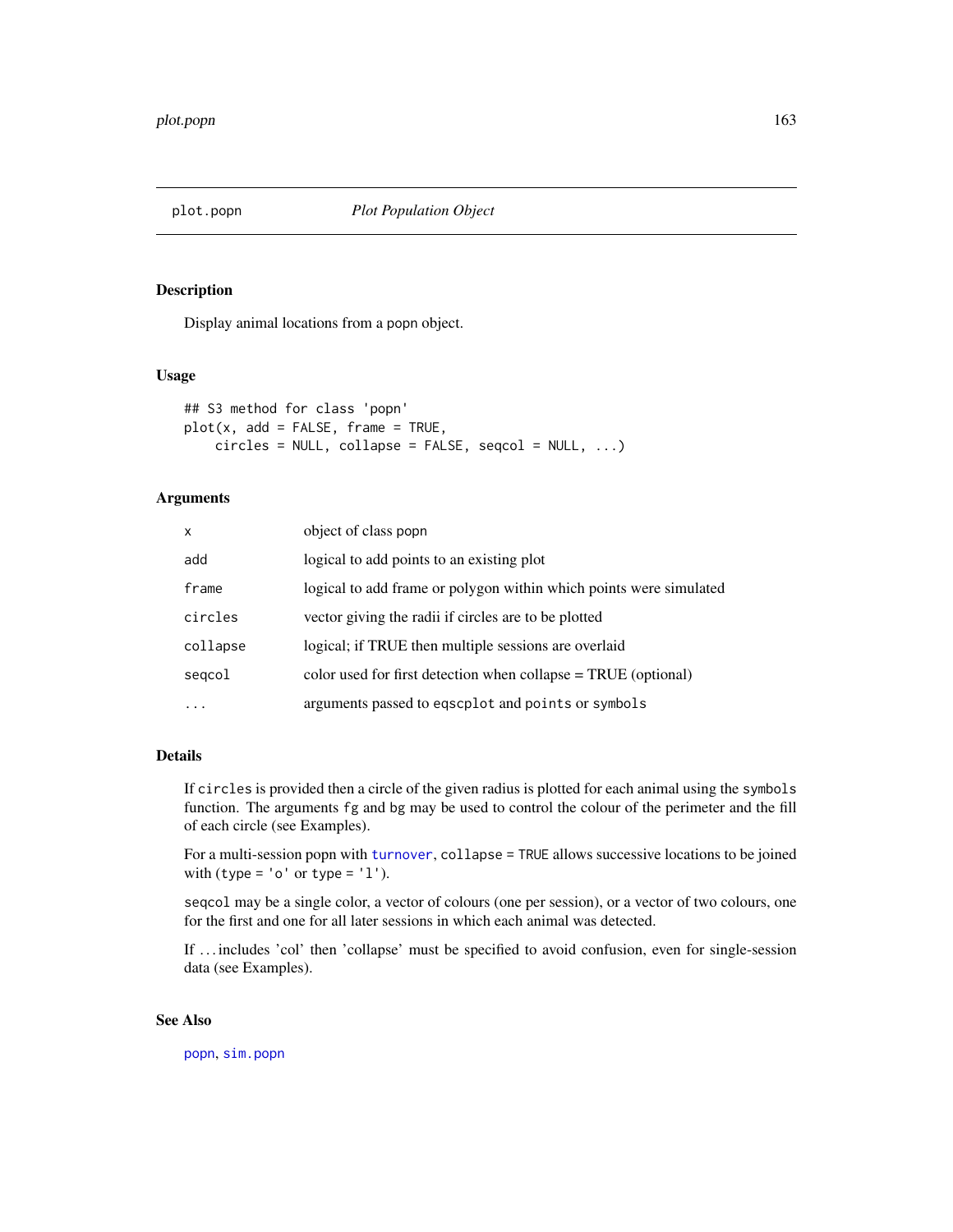# plot.popn — *Plot Population Object*

## Description

Display animal locations from a popn object.

## Usage

```
## S3 method for class 'popn'
plot(x, add = FALSE, frame = TRUE,
    circles = NULL, collapse = FALSE, seqcol = NULL, ...)
```

## Arguments

| | |
|---|---|
| `x` | object of class popn |
| `add` | logical to add points to an existing plot |
| `frame` | logical to add frame or polygon within which points were simulated |
| `circles` | vector giving the radii if circles are to be plotted |
| `collapse` | logical; if TRUE then multiple sessions are overlaid |
| `seqcol` | color used for first detection when collapse = TRUE (optional) |
| `...` | arguments passed to `eqscplot` and `points` or `symbols` |

## Details

If `circles` is provided then a circle of the given radius is plotted for each animal using the `symbols` function. The arguments `fg` and `bg` may be used to control the colour of the perimeter and the fill of each circle (see Examples).

For a multi-session popn with `turnover`, `collapse = TRUE` allows successive locations to be joined with (`type = 'o'` or `type = 'l'`).

`seqcol` may be a single color, a vector of colours (one per session), or a vector of two colours, one for the first and one for all later sessions in which each animal was detected.

If ...includes 'col' then 'collapse' must be specified to avoid confusion, even for single-session data (see Examples).

## See Also

`popn`, `sim.popn`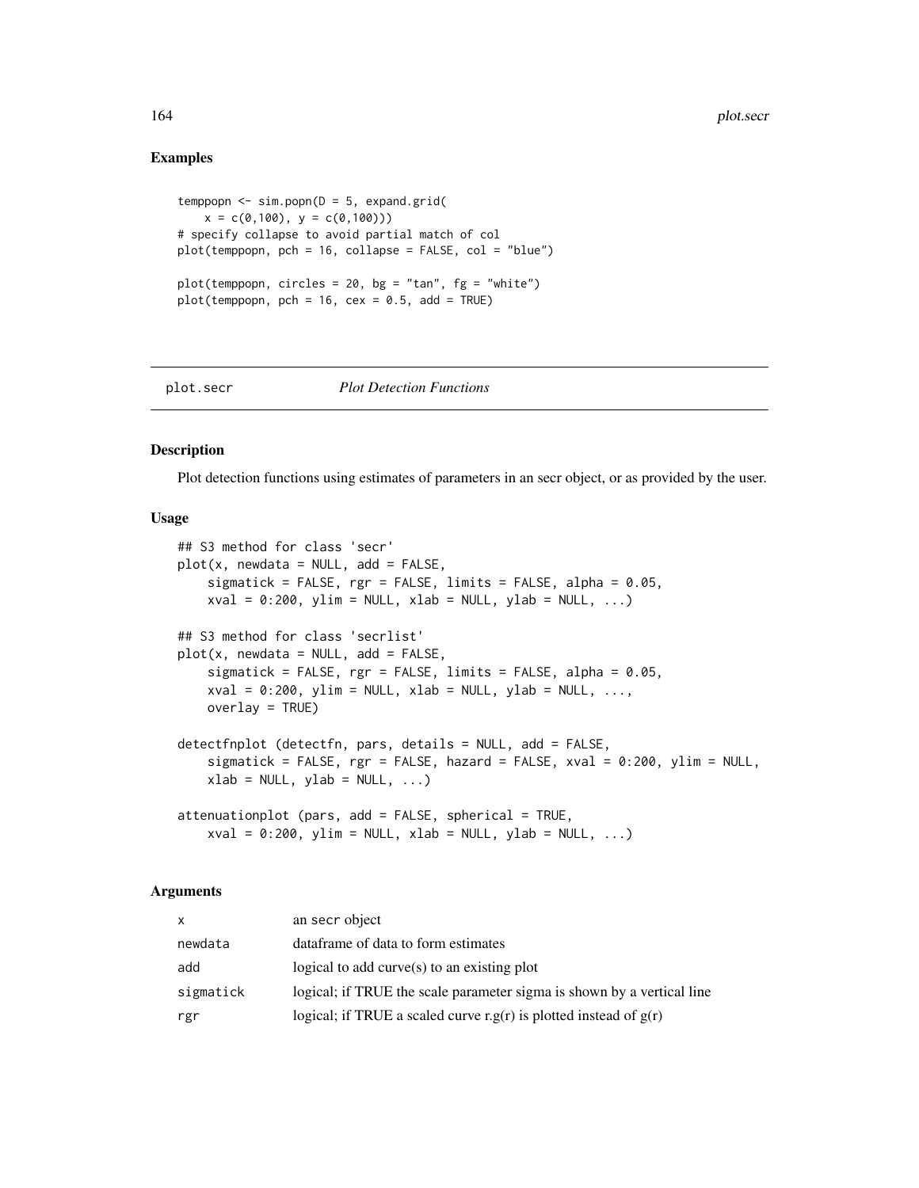## Examples

```
temppopn <- sim.popn(D = 5, expand.grid(
    x = c(0,100), y = c(0,100)))
# specify collapse to avoid partial match of col
plot(temppopn, pch = 16, collapse = FALSE, col = "blue")

plot(temppopn, circles = 20, bg = "tan", fg = "white")
plot(temppopn, pch = 16, cex = 0.5, add = TRUE)
```

---

# plot.secr *Plot Detection Functions*

---

## Description

Plot detection functions using estimates of parameters in an secr object, or as provided by the user.

## Usage

```
## S3 method for class 'secr'
plot(x, newdata = NULL, add = FALSE,
    sigmatick = FALSE, rgr = FALSE, limits = FALSE, alpha = 0.05,
    xval = 0:200, ylim = NULL, xlab = NULL, ylab = NULL, ...)

## S3 method for class 'secrlist'
plot(x, newdata = NULL, add = FALSE,
    sigmatick = FALSE, rgr = FALSE, limits = FALSE, alpha = 0.05,
    xval = 0:200, ylim = NULL, xlab = NULL, ylab = NULL, ...,
    overlay = TRUE)

detectfnplot (detectfn, pars, details = NULL, add = FALSE,
    sigmatick = FALSE, rgr = FALSE, hazard = FALSE, xval = 0:200, ylim = NULL,
    xlab = NULL, ylab = NULL, ...)

attenuationplot (pars, add = FALSE, spherical = TRUE,
    xval = 0:200, ylim = NULL, xlab = NULL, ylab = NULL, ...)
```

## Arguments

| | |
|---|---|
| x | an secr object |
| newdata | dataframe of data to form estimates |
| add | logical to add curve(s) to an existing plot |
| sigmatick | logical; if TRUE the scale parameter sigma is shown by a vertical line |
| rgr | logical; if TRUE a scaled curve r.g(r) is plotted instead of g(r) |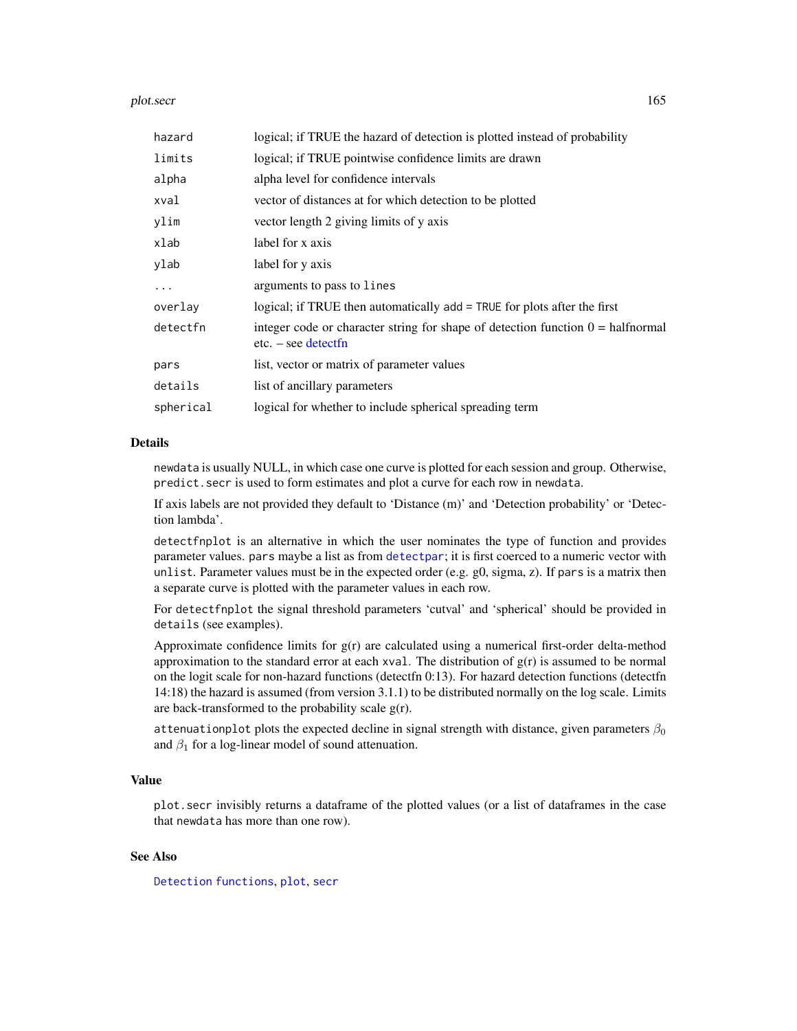| | |
|---|---|
| hazard | logical; if TRUE the hazard of detection is plotted instead of probability |
| limits | logical; if TRUE pointwise confidence limits are drawn |
| alpha | alpha level for confidence intervals |
| xval | vector of distances at for which detection to be plotted |
| ylim | vector length 2 giving limits of y axis |
| xlab | label for x axis |
| ylab | label for y axis |
| ... | arguments to pass to lines |
| overlay | logical; if TRUE then automatically add = TRUE for plots after the first |
| detectfn | integer code or character string for shape of detection function 0 = halfnormal etc. – see detectfn |
| pars | list, vector or matrix of parameter values |
| details | list of ancillary parameters |
| spherical | logical for whether to include spherical spreading term |

## Details

newdata is usually NULL, in which case one curve is plotted for each session and group. Otherwise, predict.secr is used to form estimates and plot a curve for each row in newdata.

If axis labels are not provided they default to 'Distance (m)' and 'Detection probability' or 'Detection lambda'.

detectfnplot is an alternative in which the user nominates the type of function and provides parameter values. pars maybe a list as from detectpar; it is first coerced to a numeric vector with unlist. Parameter values must be in the expected order (e.g. g0, sigma, z). If pars is a matrix then a separate curve is plotted with the parameter values in each row.

For detectfnplot the signal threshold parameters 'cutval' and 'spherical' should be provided in details (see examples).

Approximate confidence limits for g(r) are calculated using a numerical first-order delta-method approximation to the standard error at each xval. The distribution of g(r) is assumed to be normal on the logit scale for non-hazard functions (detectfn 0:13). For hazard detection functions (detectfn 14:18) the hazard is assumed (from version 3.1.1) to be distributed normally on the log scale. Limits are back-transformed to the probability scale g(r).

attenuationplot plots the expected decline in signal strength with distance, given parameters $\beta_0$ and $\beta_1$ for a log-linear model of sound attenuation.

## Value

plot.secr invisibly returns a dataframe of the plotted values (or a list of dataframes in the case that newdata has more than one row).

## See Also

Detection functions, plot, secr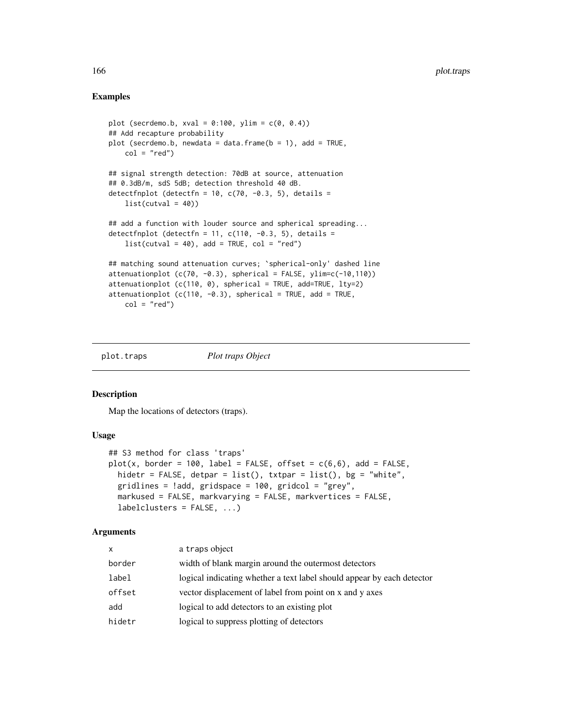## Examples

```
plot (secrdemo.b, xval = 0:100, ylim = c(0, 0.4))
## Add recapture probability
plot (secrdemo.b, newdata = data.frame(b = 1), add = TRUE,
    col = "red")

## signal strength detection: 70dB at source, attenuation
## 0.3dB/m, sdS 5dB; detection threshold 40 dB.
detectfnplot (detectfn = 10, c(70, -0.3, 5), details =
    list(cutval = 40))

## add a function with louder source and spherical spreading...
detectfnplot (detectfn = 11, c(110, -0.3, 5), details =
    list(cutval = 40), add = TRUE, col = "red")

## matching sound attenuation curves; `spherical-only' dashed line
attenuationplot (c(70, -0.3), spherical = FALSE, ylim=c(-10,110))
attenuationplot (c(110, 0), spherical = TRUE, add=TRUE, lty=2)
attenuationplot (c(110, -0.3), spherical = TRUE, add = TRUE,
    col = "red")
```

---

# plot.traps    *Plot traps Object*

## Description

Map the locations of detectors (traps).

## Usage

```
## S3 method for class 'traps'
plot(x, border = 100, label = FALSE, offset = c(6,6), add = FALSE,
  hidetr = FALSE, detpar = list(), txtpar = list(), bg = "white",
  gridlines = !add, gridspace = 100, gridcol = "grey",
  markused = FALSE, markvarying = FALSE, markvertices = FALSE,
  labelclusters = FALSE, ...)
```

## Arguments

| | |
|---|---|
| x | a traps object |
| border | width of blank margin around the outermost detectors |
| label | logical indicating whether a text label should appear by each detector |
| offset | vector displacement of label from point on x and y axes |
| add | logical to add detectors to an existing plot |
| hidetr | logical to suppress plotting of detectors |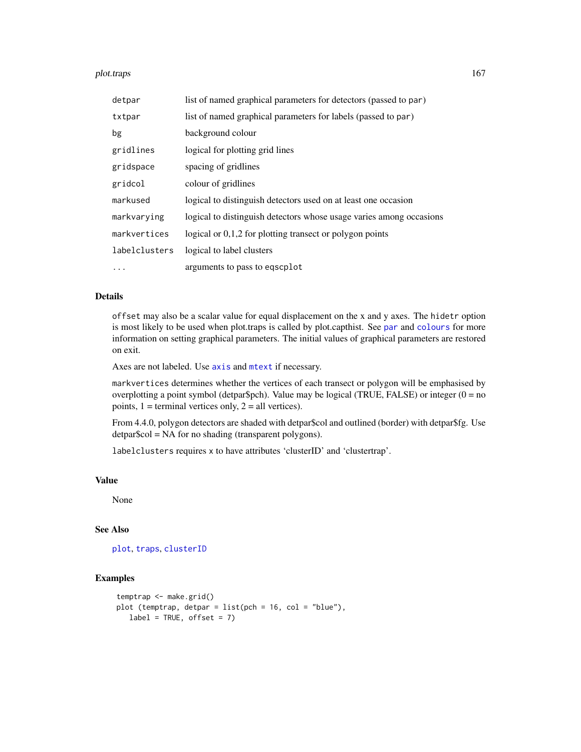| | |
|---|---|
| `detpar` | list of named graphical parameters for detectors (passed to `par`) |
| `txtpar` | list of named graphical parameters for labels (passed to `par`) |
| `bg` | background colour |
| `gridlines` | logical for plotting grid lines |
| `gridspace` | spacing of gridlines |
| `gridcol` | colour of gridlines |
| `markused` | logical to distinguish detectors used on at least one occasion |
| `markvarying` | logical to distinguish detectors whose usage varies among occasions |
| `markvertices` | logical or 0,1,2 for plotting transect or polygon points |
| `labelclusters` | logical to label clusters |
| `...` | arguments to pass to `eqscplot` |

## Details

`offset` may also be a scalar value for equal displacement on the x and y axes. The `hidetr` option is most likely to be used when plot.traps is called by plot.capthist. See `par` and `colours` for more information on setting graphical parameters. The initial values of graphical parameters are restored on exit.

Axes are not labeled. Use `axis` and `mtext` if necessary.

`markvertices` determines whether the vertices of each transect or polygon will be emphasised by overplotting a point symbol (detpar$pch). Value may be logical (TRUE, FALSE) or integer (0 = no points, 1 = terminal vertices only, 2 = all vertices).

From 4.4.0, polygon detectors are shaded with detpar$col and outlined (border) with detpar$fg. Use detpar$col = NA for no shading (transparent polygons).

`labelclusters` requires `x` to have attributes 'clusterID' and 'clustertrap'.

## Value

None

## See Also

`plot`, `traps`, `clusterID`

## Examples

```
temptrap <- make.grid()
plot (temptrap, detpar = list(pch = 16, col = "blue"),
   label = TRUE, offset = 7)
```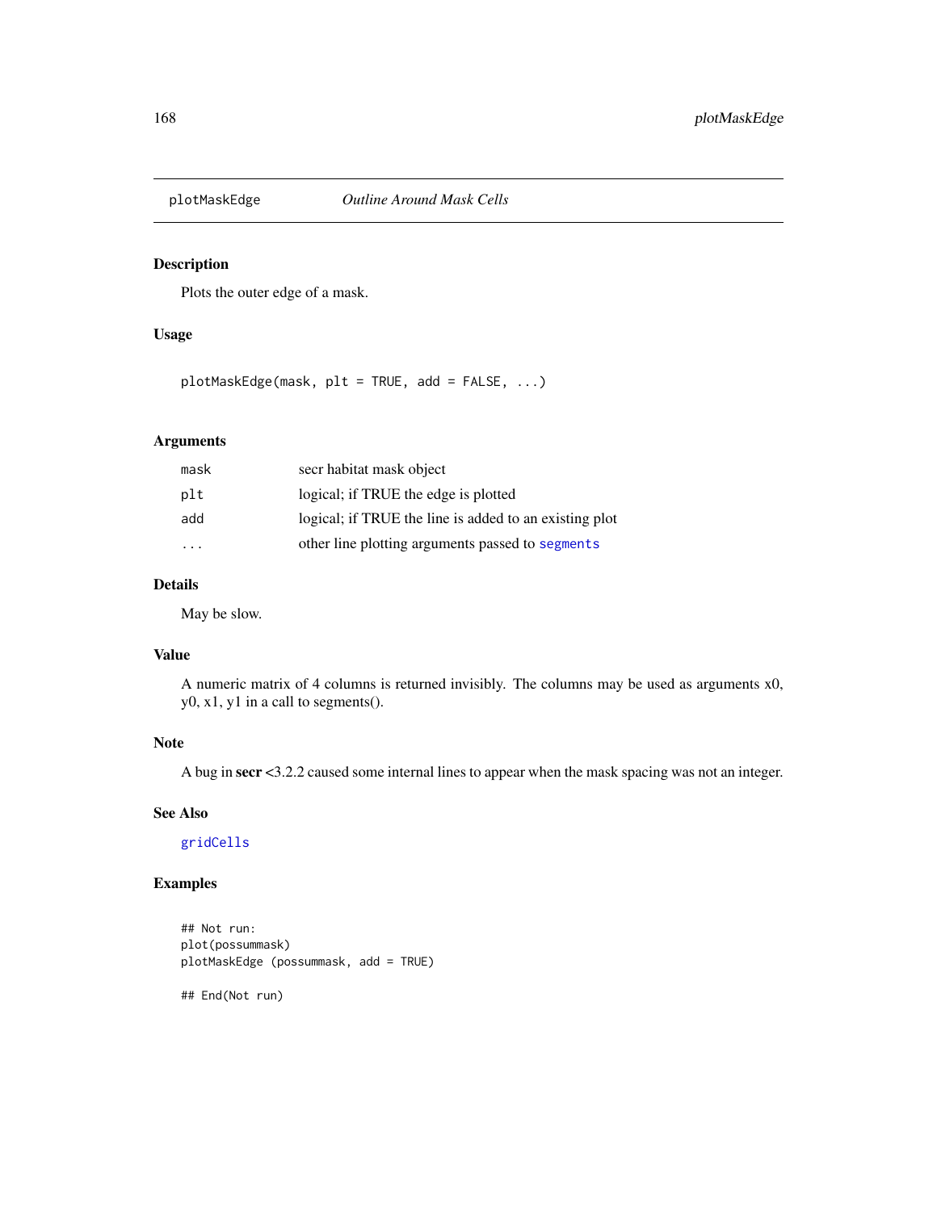# plotMaskEdge — *Outline Around Mask Cells*

## Description

Plots the outer edge of a mask.

## Usage

```
plotMaskEdge(mask, plt = TRUE, add = FALSE, ...)
```

## Arguments

| | |
|---|---|
| `mask` | secr habitat mask object |
| `plt` | logical; if TRUE the edge is plotted |
| `add` | logical; if TRUE the line is added to an existing plot |
| `...` | other line plotting arguments passed to `segments` |

## Details

May be slow.

## Value

A numeric matrix of 4 columns is returned invisibly. The columns may be used as arguments x0, y0, x1, y1 in a call to segments().

## Note

A bug in **secr** <3.2.2 caused some internal lines to appear when the mask spacing was not an integer.

## See Also

`gridCells`

## Examples

```
## Not run:
plot(possummask)
plotMaskEdge (possummask, add = TRUE)

## End(Not run)
```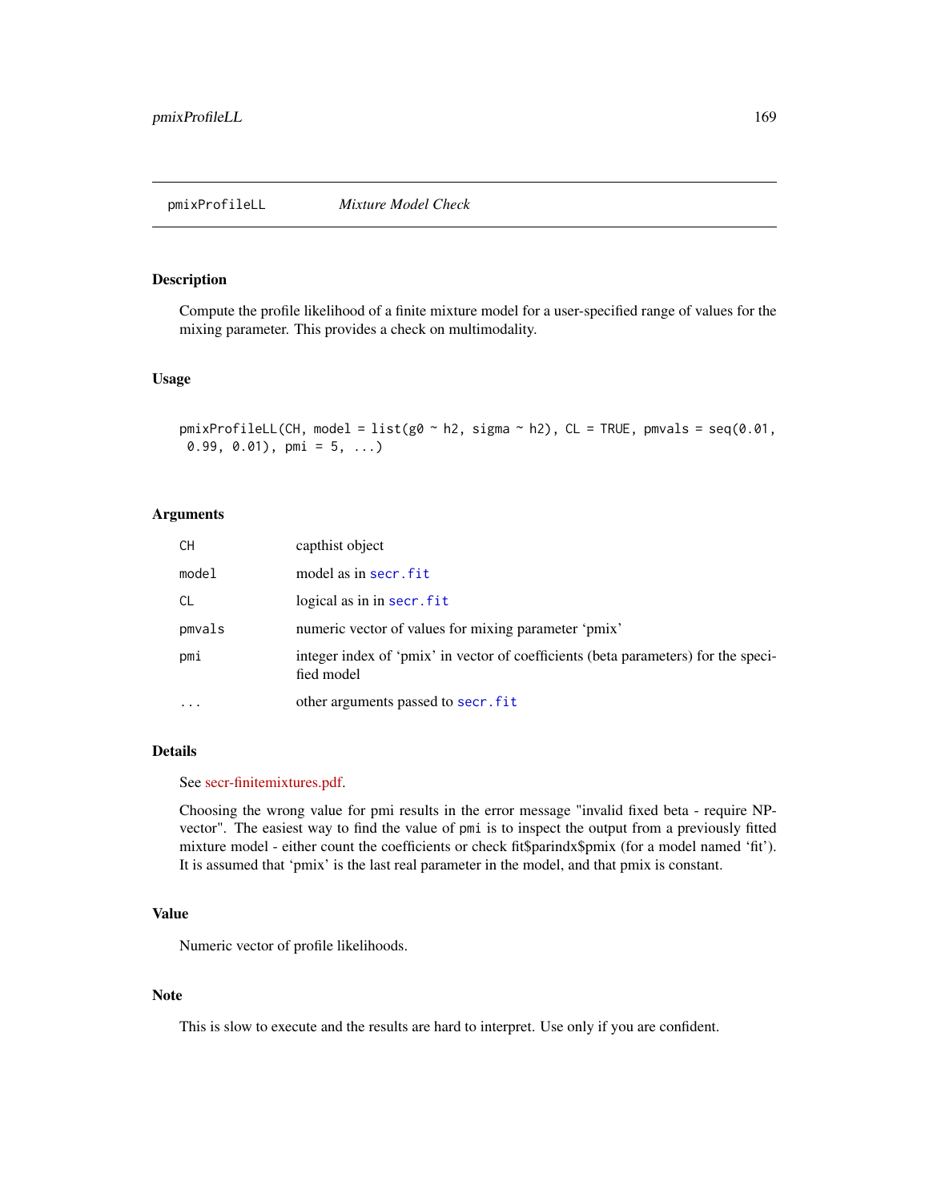## pmixProfileLL *Mixture Model Check*

### Description

Compute the profile likelihood of a finite mixture model for a user-specified range of values for the mixing parameter. This provides a check on multimodality.

### Usage

```
pmixProfileLL(CH, model = list(g0 ~ h2, sigma ~ h2), CL = TRUE, pmvals = seq(0.01,
 0.99, 0.01), pmi = 5, ...)
```

### Arguments

| | |
|---|---|
| CH | capthist object |
| model | model as in secr.fit |
| CL | logical as in in secr.fit |
| pmvals | numeric vector of values for mixing parameter 'pmix' |
| pmi | integer index of 'pmix' in vector of coefficients (beta parameters) for the specified model |
| ... | other arguments passed to secr.fit |

### Details

See secr-finitemixtures.pdf.

Choosing the wrong value for pmi results in the error message "invalid fixed beta - require NP-vector". The easiest way to find the value of pmi is to inspect the output from a previously fitted mixture model - either count the coefficients or check fit$parindx$pmix (for a model named 'fit'). It is assumed that 'pmix' is the last real parameter in the model, and that pmix is constant.

### Value

Numeric vector of profile likelihoods.

### Note

This is slow to execute and the results are hard to interpret. Use only if you are confident.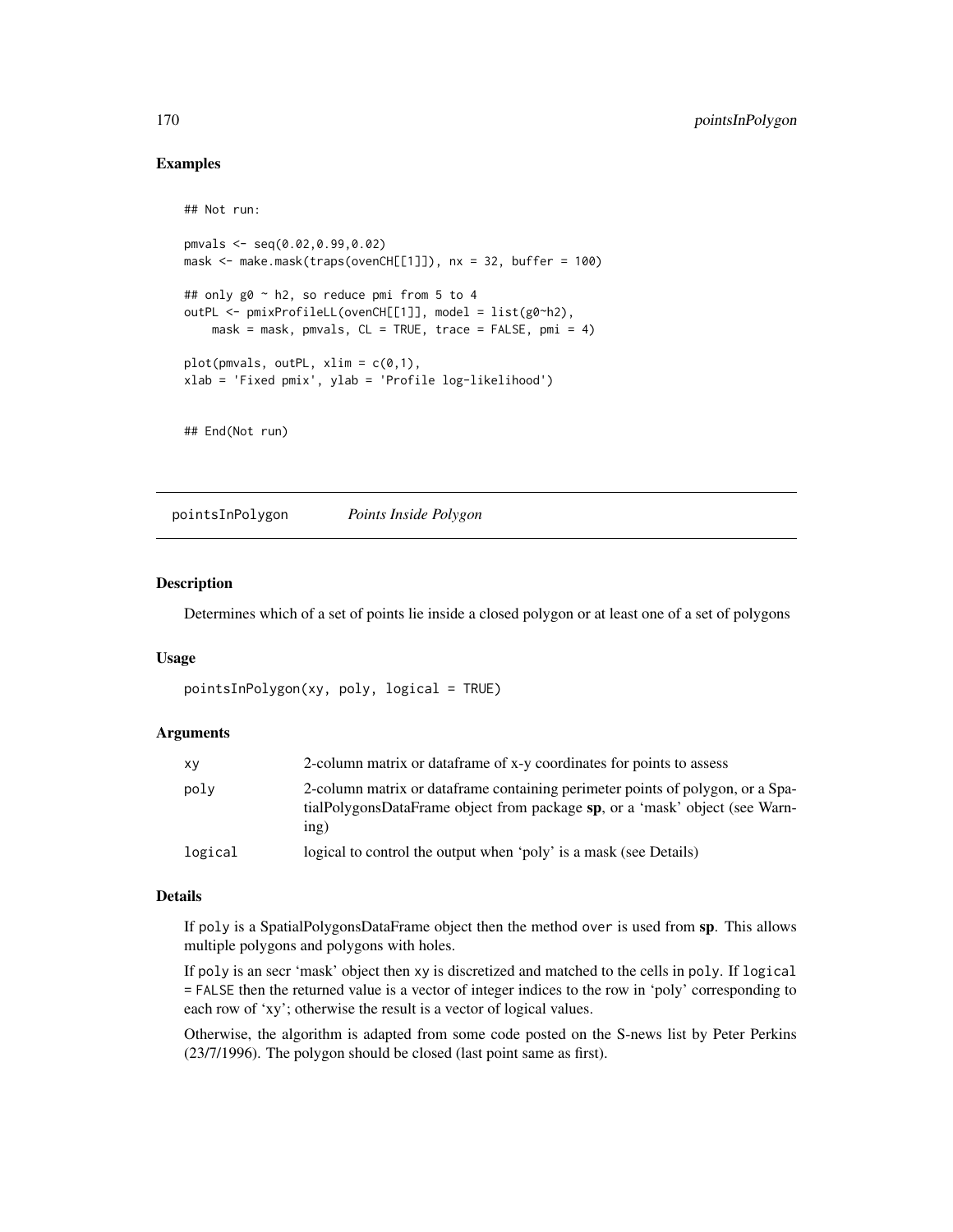## Examples

```
## Not run:

pmvals <- seq(0.02,0.99,0.02)
mask <- make.mask(traps(ovenCH[[1]]), nx = 32, buffer = 100)

## only g0 ~ h2, so reduce pmi from 5 to 4
outPL <- pmixProfileLL(ovenCH[[1]], model = list(g0~h2),
    mask = mask, pmvals, CL = TRUE, trace = FALSE, pmi = 4)

plot(pmvals, outPL, xlim = c(0,1),
xlab = 'Fixed pmix', ylab = 'Profile log-likelihood')


## End(Not run)
```

---

pointsInPolygon    *Points Inside Polygon*

---

## Description

Determines which of a set of points lie inside a closed polygon or at least one of a set of polygons

## Usage

```
pointsInPolygon(xy, poly, logical = TRUE)
```

## Arguments

| | |
|---|---|
| xy | 2-column matrix or dataframe of x-y coordinates for points to assess |
| poly | 2-column matrix or dataframe containing perimeter points of polygon, or a SpatialPolygonsDataFrame object from package **sp**, or a 'mask' object (see Warning) |
| logical | logical to control the output when 'poly' is a mask (see Details) |

## Details

If poly is a SpatialPolygonsDataFrame object then the method over is used from **sp**. This allows multiple polygons and polygons with holes.

If poly is an secr 'mask' object then xy is discretized and matched to the cells in poly. If logical = FALSE then the returned value is a vector of integer indices to the row in 'poly' corresponding to each row of 'xy'; otherwise the result is a vector of logical values.

Otherwise, the algorithm is adapted from some code posted on the S-news list by Peter Perkins (23/7/1996). The polygon should be closed (last point same as first).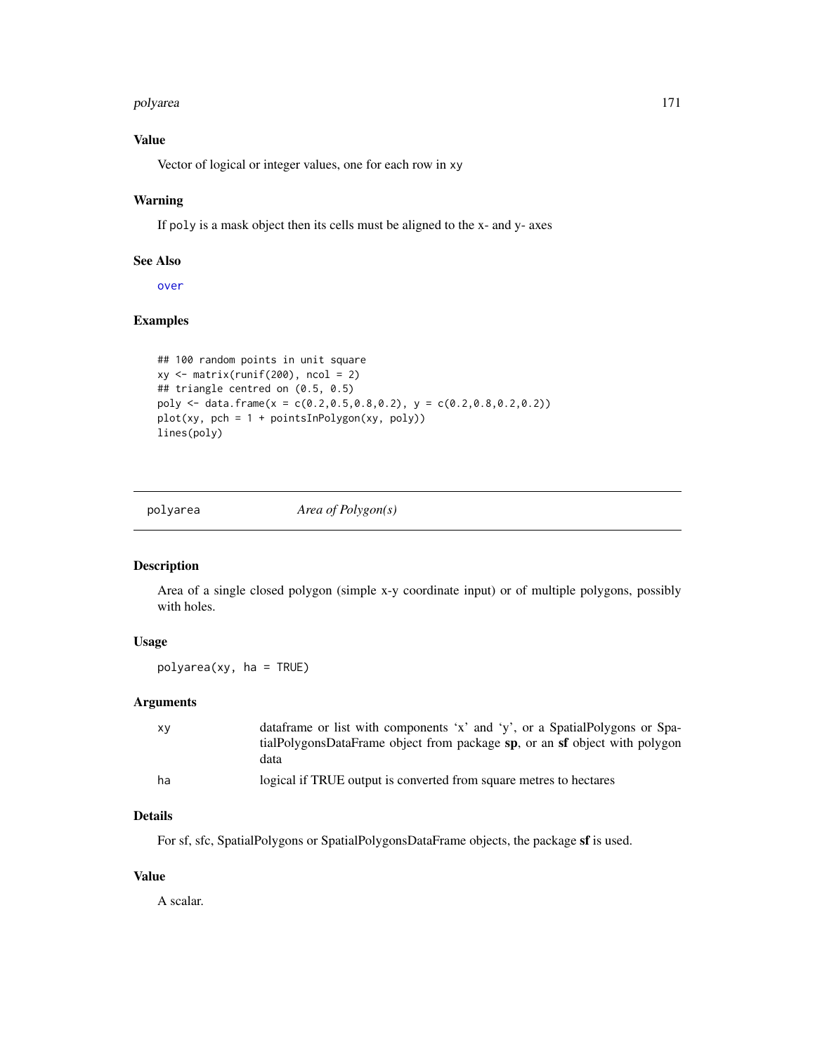### Value

Vector of logical or integer values, one for each row in xy

### Warning

If poly is a mask object then its cells must be aligned to the x- and y- axes

### See Also

over

### Examples

```
## 100 random points in unit square
xy <- matrix(runif(200), ncol = 2)
## triangle centred on (0.5, 0.5)
poly <- data.frame(x = c(0.2,0.5,0.8,0.2), y = c(0.2,0.8,0.2,0.2))
plot(xy, pch = 1 + pointsInPolygon(xy, poly))
lines(poly)
```

---

## polyarea *Area of Polygon(s)*

---

### Description

Area of a single closed polygon (simple x-y coordinate input) or of multiple polygons, possibly with holes.

### Usage

```
polyarea(xy, ha = TRUE)
```

### Arguments

| | |
|---|---|
| xy | dataframe or list with components 'x' and 'y', or a SpatialPolygons or SpatialPolygonsDataFrame object from package **sp**, or an **sf** object with polygon data |
| ha | logical if TRUE output is converted from square metres to hectares |

### Details

For sf, sfc, SpatialPolygons or SpatialPolygonsDataFrame objects, the package **sf** is used.

### Value

A scalar.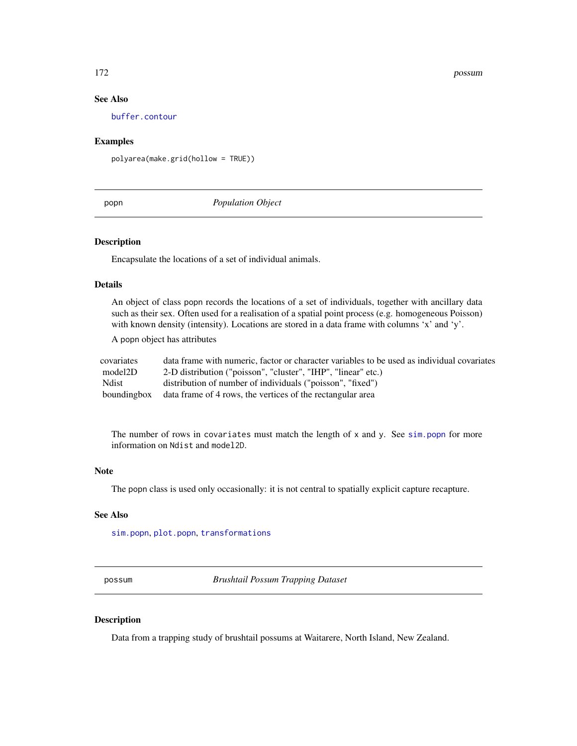### See Also

buffer.contour

### Examples

```
polyarea(make.grid(hollow = TRUE))
```

---

## popn — *Population Object*

---

### Description

Encapsulate the locations of a set of individual animals.

### Details

An object of class popn records the locations of a set of individuals, together with ancillary data such as their sex. Often used for a realisation of a spatial point process (e.g. homogeneous Poisson) with known density (intensity). Locations are stored in a data frame with columns 'x' and 'y'.

A popn object has attributes

| | |
|---|---|
| covariates | data frame with numeric, factor or character variables to be used as individual covariates |
| model2D | 2-D distribution ("poisson", "cluster", "IHP", "linear" etc.) |
| Ndist | distribution of number of individuals ("poisson", "fixed") |
| boundingbox | data frame of 4 rows, the vertices of the rectangular area |

The number of rows in `covariates` must match the length of `x` and `y`. See sim.popn for more information on `Ndist` and `model2D`.

### Note

The popn class is used only occasionally: it is not central to spatially explicit capture recapture.

### See Also

sim.popn, plot.popn, transformations

---

## possum — *Brushtail Possum Trapping Dataset*

---

### Description

Data from a trapping study of brushtail possums at Waitarere, North Island, New Zealand.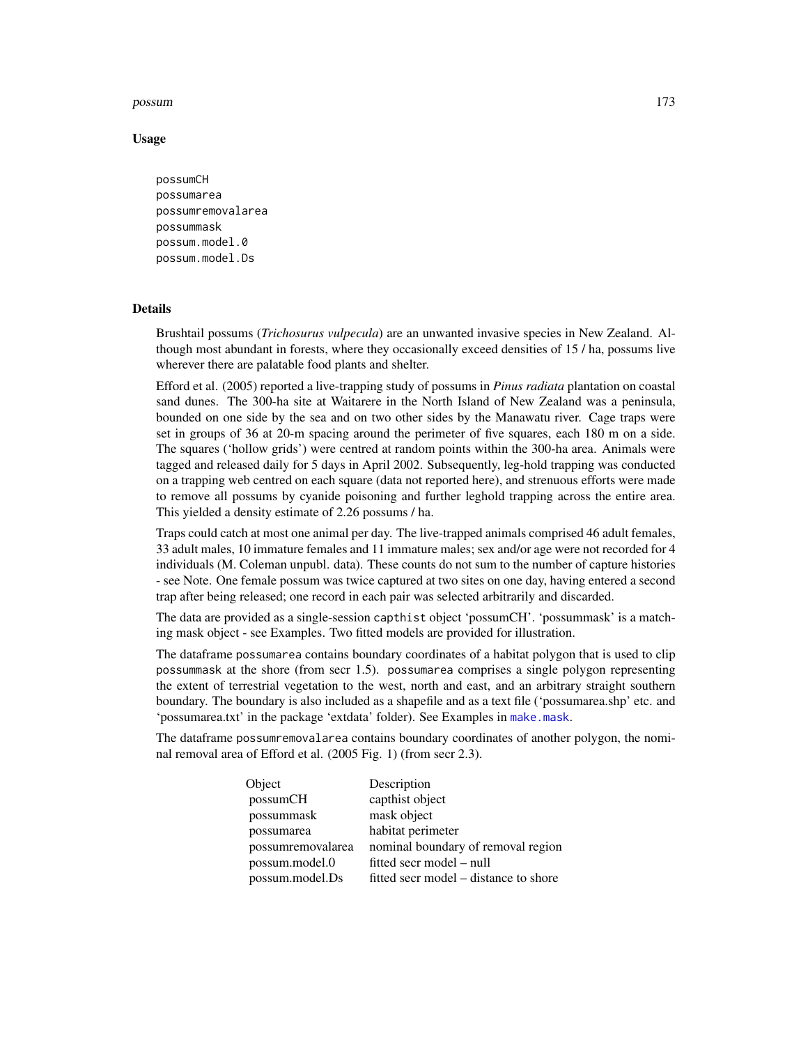## Usage

```
possumCH
possumarea
possumremovalarea
possummask
possum.model.0
possum.model.Ds
```

## Details

Brushtail possums (*Trichosurus vulpecula*) are an unwanted invasive species in New Zealand. Although most abundant in forests, where they occasionally exceed densities of 15 / ha, possums live wherever there are palatable food plants and shelter.

Efford et al. (2005) reported a live-trapping study of possums in *Pinus radiata* plantation on coastal sand dunes. The 300-ha site at Waitarere in the North Island of New Zealand was a peninsula, bounded on one side by the sea and on two other sides by the Manawatu river. Cage traps were set in groups of 36 at 20-m spacing around the perimeter of five squares, each 180 m on a side. The squares ('hollow grids') were centred at random points within the 300-ha area. Animals were tagged and released daily for 5 days in April 2002. Subsequently, leg-hold trapping was conducted on a trapping web centred on each square (data not reported here), and strenuous efforts were made to remove all possums by cyanide poisoning and further leghold trapping across the entire area. This yielded a density estimate of 2.26 possums / ha.

Traps could catch at most one animal per day. The live-trapped animals comprised 46 adult females, 33 adult males, 10 immature females and 11 immature males; sex and/or age were not recorded for 4 individuals (M. Coleman unpubl. data). These counts do not sum to the number of capture histories - see Note. One female possum was twice captured at two sites on one day, having entered a second trap after being released; one record in each pair was selected arbitrarily and discarded.

The data are provided as a single-session `capthist` object 'possumCH'. 'possummask' is a matching mask object - see Examples. Two fitted models are provided for illustration.

The dataframe `possumarea` contains boundary coordinates of a habitat polygon that is used to clip `possummask` at the shore (from secr 1.5). `possumarea` comprises a single polygon representing the extent of terrestrial vegetation to the west, north and east, and an arbitrary straight southern boundary. The boundary is also included as a shapefile and as a text file ('possumarea.shp' etc. and 'possumarea.txt' in the package 'extdata' folder). See Examples in `make.mask`.

The dataframe `possumremovalarea` contains boundary coordinates of another polygon, the nominal removal area of Efford et al. (2005 Fig. 1) (from secr 2.3).

| Object | Description |
|---|---|
| possumCH | capthist object |
| possummask | mask object |
| possumarea | habitat perimeter |
| possumremovalarea | nominal boundary of removal region |
| possum.model.0 | fitted secr model – null |
| possum.model.Ds | fitted secr model – distance to shore |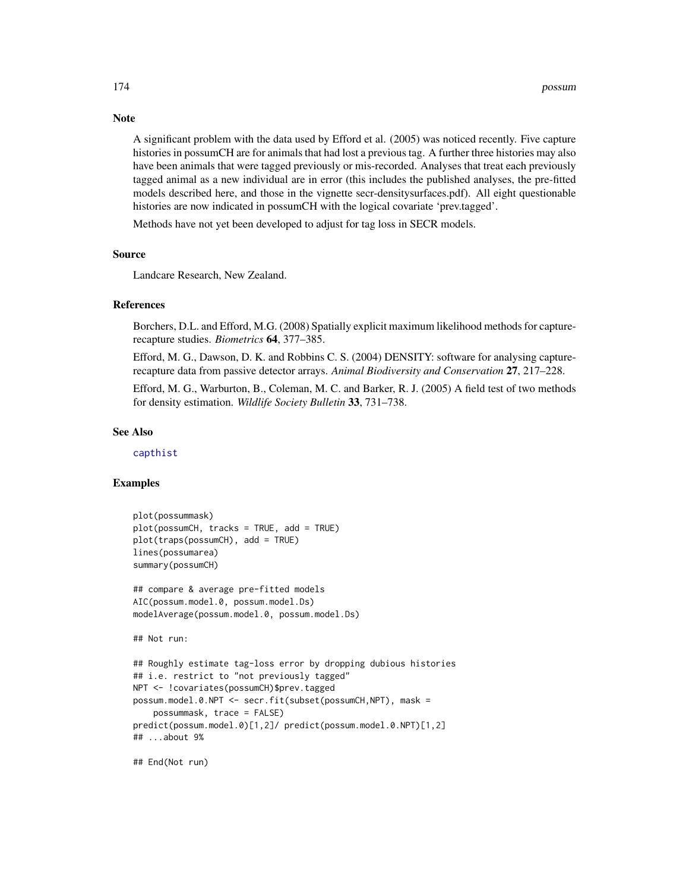## Note

A significant problem with the data used by Efford et al. (2005) was noticed recently. Five capture histories in possumCH are for animals that had lost a previous tag. A further three histories may also have been animals that were tagged previously or mis-recorded. Analyses that treat each previously tagged animal as a new individual are in error (this includes the published analyses, the pre-fitted models described here, and those in the vignette secr-densitysurfaces.pdf). All eight questionable histories are now indicated in possumCH with the logical covariate 'prev.tagged'.

Methods have not yet been developed to adjust for tag loss in SECR models.

## Source

Landcare Research, New Zealand.

## References

Borchers, D.L. and Efford, M.G. (2008) Spatially explicit maximum likelihood methods for capture-recapture studies. *Biometrics* **64**, 377–385.

Efford, M. G., Dawson, D. K. and Robbins C. S. (2004) DENSITY: software for analysing capture-recapture data from passive detector arrays. *Animal Biodiversity and Conservation* **27**, 217–228.

Efford, M. G., Warburton, B., Coleman, M. C. and Barker, R. J. (2005) A field test of two methods for density estimation. *Wildlife Society Bulletin* **33**, 731–738.

## See Also

capthist

## Examples

```
plot(possummask)
plot(possumCH, tracks = TRUE, add = TRUE)
plot(traps(possumCH), add = TRUE)
lines(possumarea)
summary(possumCH)

## compare & average pre-fitted models
AIC(possum.model.0, possum.model.Ds)
modelAverage(possum.model.0, possum.model.Ds)

## Not run:

## Roughly estimate tag-loss error by dropping dubious histories
## i.e. restrict to "not previously tagged"
NPT <- !covariates(possumCH)$prev.tagged
possum.model.0.NPT <- secr.fit(subset(possumCH,NPT), mask =
    possummask, trace = FALSE)
predict(possum.model.0)[1,2]/ predict(possum.model.0.NPT)[1,2]
## ...about 9%

## End(Not run)
```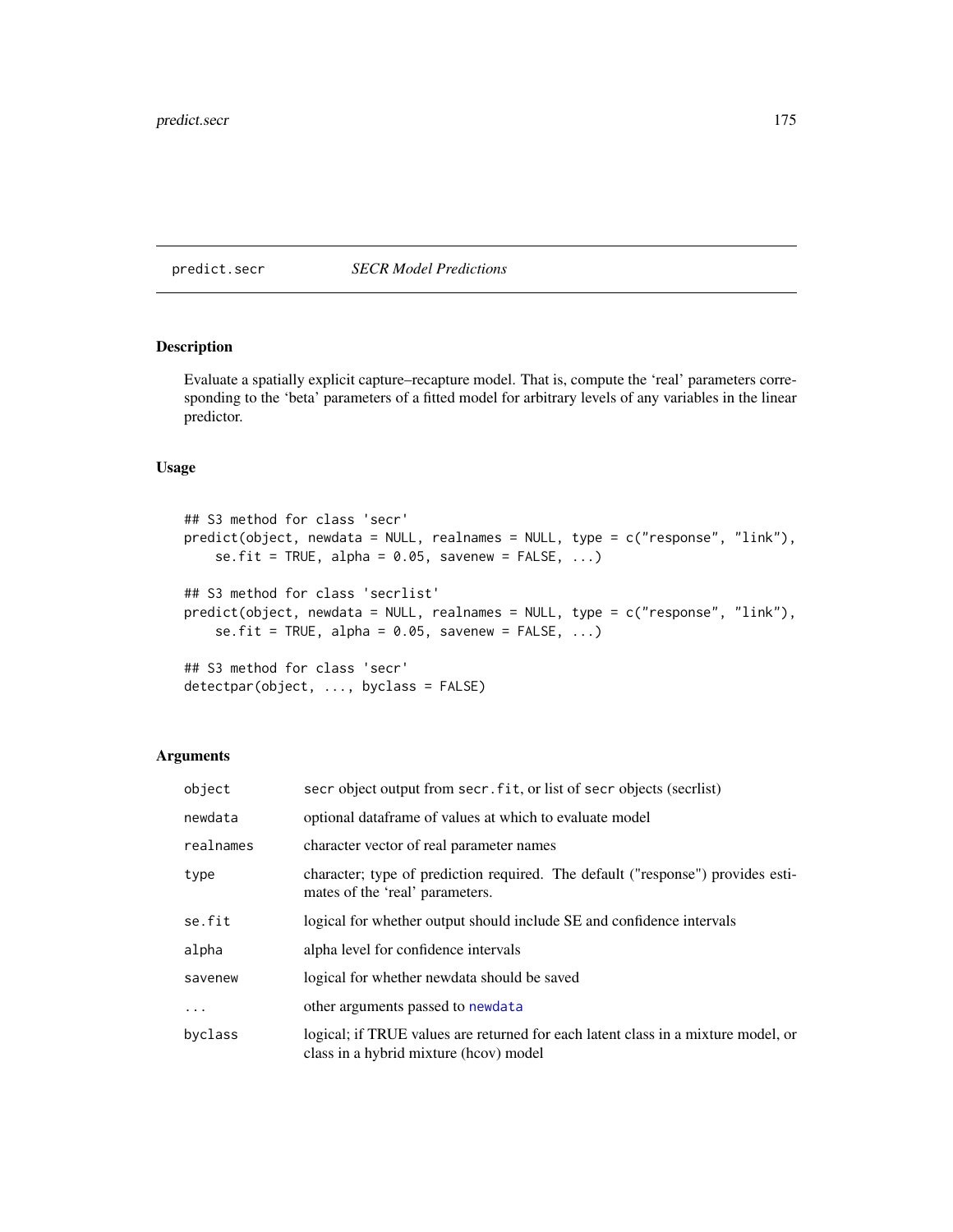predict.secr *SECR Model Predictions*

## Description

Evaluate a spatially explicit capture–recapture model. That is, compute the 'real' parameters corresponding to the 'beta' parameters of a fitted model for arbitrary levels of any variables in the linear predictor.

## Usage

```
## S3 method for class 'secr'
predict(object, newdata = NULL, realnames = NULL, type = c("response", "link"),
    se.fit = TRUE, alpha = 0.05, savenew = FALSE, ...)

## S3 method for class 'secrlist'
predict(object, newdata = NULL, realnames = NULL, type = c("response", "link"),
    se.fit = TRUE, alpha = 0.05, savenew = FALSE, ...)

## S3 method for class 'secr'
detectpar(object, ..., byclass = FALSE)
```

## Arguments

| | |
|---|---|
| `object` | secr object output from `secr.fit`, or list of `secr` objects (secrlist) |
| `newdata` | optional dataframe of values at which to evaluate model |
| `realnames` | character vector of real parameter names |
| `type` | character; type of prediction required. The default ("response") provides estimates of the 'real' parameters. |
| `se.fit` | logical for whether output should include SE and confidence intervals |
| `alpha` | alpha level for confidence intervals |
| `savenew` | logical for whether newdata should be saved |
| `...` | other arguments passed to `newdata` |
| `byclass` | logical; if TRUE values are returned for each latent class in a mixture model, or class in a hybrid mixture (hcov) model |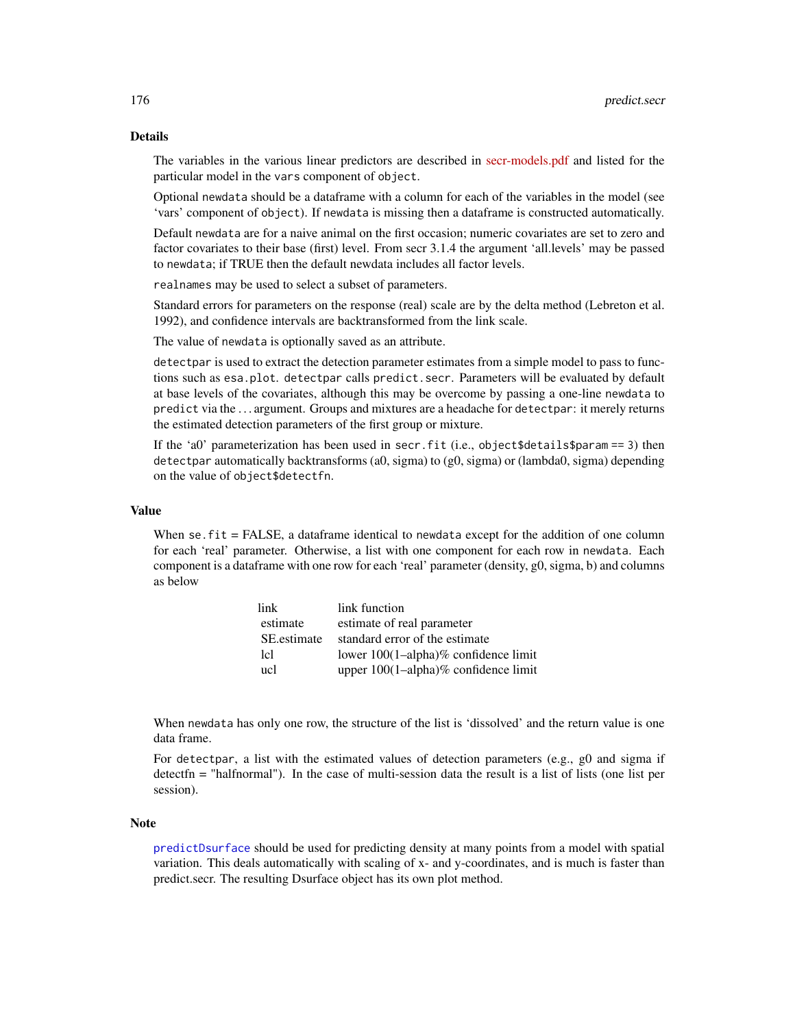## Details

The variables in the various linear predictors are described in secr-models.pdf and listed for the particular model in the `vars` component of `object`.

Optional `newdata` should be a dataframe with a column for each of the variables in the model (see 'vars' component of `object`). If `newdata` is missing then a dataframe is constructed automatically.

Default `newdata` are for a naive animal on the first occasion; numeric covariates are set to zero and factor covariates to their base (first) level. From secr 3.1.4 the argument 'all.levels' may be passed to `newdata`; if TRUE then the default newdata includes all factor levels.

`realnames` may be used to select a subset of parameters.

Standard errors for parameters on the response (real) scale are by the delta method (Lebreton et al. 1992), and confidence intervals are backtransformed from the link scale.

The value of `newdata` is optionally saved as an attribute.

`detectpar` is used to extract the detection parameter estimates from a simple model to pass to functions such as `esa.plot`. `detectpar` calls `predict.secr`. Parameters will be evaluated by default at base levels of the covariates, although this may be overcome by passing a one-line `newdata` to `predict` via the ... argument. Groups and mixtures are a headache for `detectpar`: it merely returns the estimated detection parameters of the first group or mixture.

If the 'a0' parameterization has been used in `secr.fit` (i.e., `object$details$param == 3`) then `detectpar` automatically backtransforms (a0, sigma) to (g0, sigma) or (lambda0, sigma) depending on the value of `object$detectfn`.

## Value

When `se.fit` = FALSE, a dataframe identical to `newdata` except for the addition of one column for each 'real' parameter. Otherwise, a list with one component for each row in `newdata`. Each component is a dataframe with one row for each 'real' parameter (density, g0, sigma, b) and columns as below

| | |
|---|---|
| link | link function |
| estimate | estimate of real parameter |
| SE.estimate | standard error of the estimate |
| lcl | lower 100(1–alpha)% confidence limit |
| ucl | upper 100(1–alpha)% confidence limit |

When `newdata` has only one row, the structure of the list is 'dissolved' and the return value is one data frame.

For `detectpar`, a list with the estimated values of detection parameters (e.g., g0 and sigma if detectfn = "halfnormal"). In the case of multi-session data the result is a list of lists (one list per session).

## Note

`predictDsurface` should be used for predicting density at many points from a model with spatial variation. This deals automatically with scaling of x- and y-coordinates, and is much is faster than predict.secr. The resulting Dsurface object has its own plot method.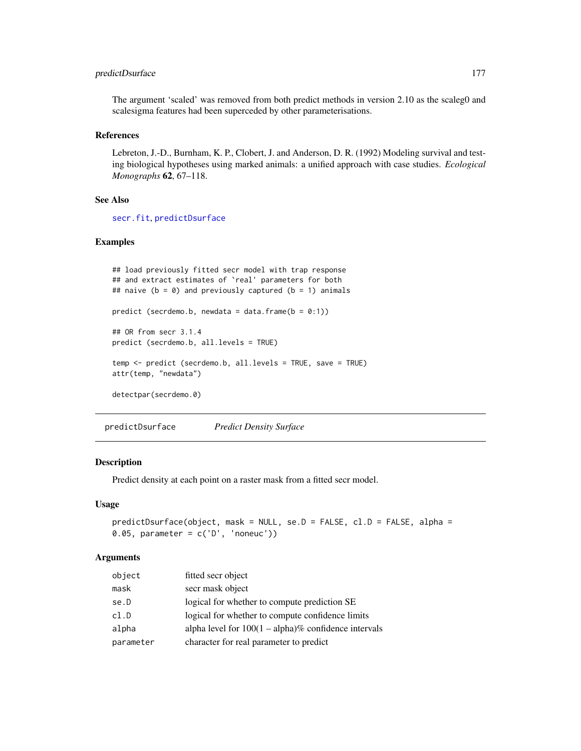The argument 'scaled' was removed from both predict methods in version 2.10 as the scaleg0 and scalesigma features had been superceded by other parameterisations.

### References

Lebreton, J.-D., Burnham, K. P., Clobert, J. and Anderson, D. R. (1992) Modeling survival and testing biological hypotheses using marked animals: a unified approach with case studies. *Ecological Monographs* **62**, 67–118.

### See Also

secr.fit, predictDsurface

### Examples

```
## load previously fitted secr model with trap response
## and extract estimates of `real' parameters for both
## naive (b = 0) and previously captured (b = 1) animals

predict (secrdemo.b, newdata = data.frame(b = 0:1))

## OR from secr 3.1.4
predict (secrdemo.b, all.levels = TRUE)

temp <- predict (secrdemo.b, all.levels = TRUE, save = TRUE)
attr(temp, "newdata")

detectpar(secrdemo.0)
```

---

## predictDsurface — *Predict Density Surface*

### Description

Predict density at each point on a raster mask from a fitted secr model.

### Usage

```
predictDsurface(object, mask = NULL, se.D = FALSE, cl.D = FALSE, alpha =
0.05, parameter = c('D', 'noneuc'))
```

### Arguments

| | |
|---|---|
| object | fitted secr object |
| mask | secr mask object |
| se.D | logical for whether to compute prediction SE |
| cl.D | logical for whether to compute confidence limits |
| alpha | alpha level for 100(1 – alpha)% confidence intervals |
| parameter | character for real parameter to predict |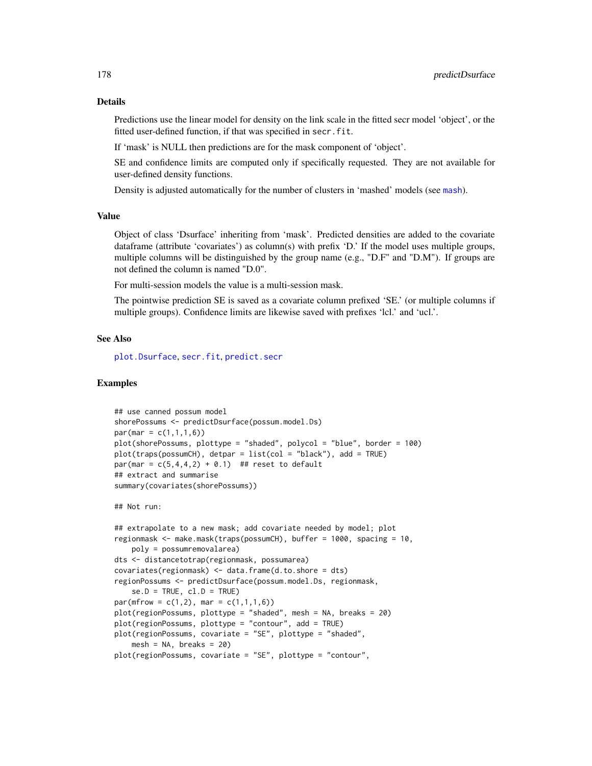## Details

Predictions use the linear model for density on the link scale in the fitted secr model 'object', or the fitted user-defined function, if that was specified in `secr.fit`.

If 'mask' is NULL then predictions are for the mask component of 'object'.

SE and confidence limits are computed only if specifically requested. They are not available for user-defined density functions.

Density is adjusted automatically for the number of clusters in 'mashed' models (see `mash`).

## Value

Object of class 'Dsurface' inheriting from 'mask'. Predicted densities are added to the covariate dataframe (attribute 'covariates') as column(s) with prefix 'D.' If the model uses multiple groups, multiple columns will be distinguished by the group name (e.g., "D.F" and "D.M"). If groups are not defined the column is named "D.0".

For multi-session models the value is a multi-session mask.

The pointwise prediction SE is saved as a covariate column prefixed 'SE.' (or multiple columns if multiple groups). Confidence limits are likewise saved with prefixes 'lcl.' and 'ucl.'.

## See Also

`plot.Dsurface`, `secr.fit`, `predict.secr`

## Examples

```
## use canned possum model
shorePossums <- predictDsurface(possum.model.Ds)
par(mar = c(1,1,1,6))
plot(shorePossums, plottype = "shaded", polycol = "blue", border = 100)
plot(traps(possumCH), detpar = list(col = "black"), add = TRUE)
par(mar = c(5,4,4,2) + 0.1)  ## reset to default
## extract and summarise
summary(covariates(shorePossums))

## Not run:

## extrapolate to a new mask; add covariate needed by model; plot
regionmask <- make.mask(traps(possumCH), buffer = 1000, spacing = 10,
    poly = possumremovalarea)
dts <- distancetotrap(regionmask, possumarea)
covariates(regionmask) <- data.frame(d.to.shore = dts)
regionPossums <- predictDsurface(possum.model.Ds, regionmask,
    se.D = TRUE, cl.D = TRUE)
par(mfrow = c(1,2), mar = c(1,1,1,6))
plot(regionPossums, plottype = "shaded", mesh = NA, breaks = 20)
plot(regionPossums, plottype = "contour", add = TRUE)
plot(regionPossums, covariate = "SE", plottype = "shaded",
    mesh = NA, breaks = 20)
plot(regionPossums, covariate = "SE", plottype = "contour",
```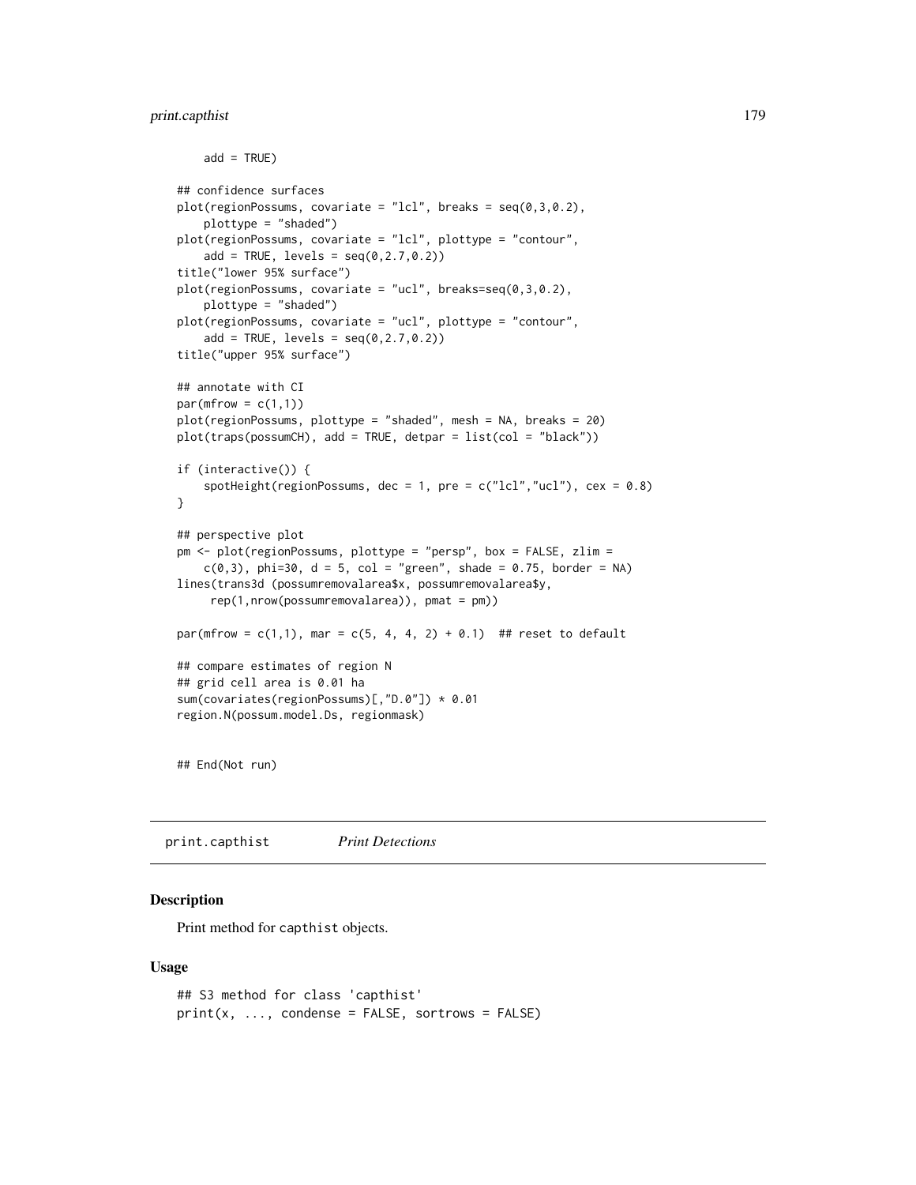```
    add = TRUE)

## confidence surfaces
plot(regionPossums, covariate = "lcl", breaks = seq(0,3,0.2),
    plottype = "shaded")
plot(regionPossums, covariate = "lcl", plottype = "contour",
    add = TRUE, levels = seq(0,2.7,0.2))
title("lower 95% surface")
plot(regionPossums, covariate = "ucl", breaks=seq(0,3,0.2),
    plottype = "shaded")
plot(regionPossums, covariate = "ucl", plottype = "contour",
    add = TRUE, levels = seq(0,2.7,0.2))
title("upper 95% surface")

## annotate with CI
par(mfrow = c(1,1))
plot(regionPossums, plottype = "shaded", mesh = NA, breaks = 20)
plot(traps(possumCH), add = TRUE, detpar = list(col = "black"))

if (interactive()) {
    spotHeight(regionPossums, dec = 1, pre = c("lcl","ucl"), cex = 0.8)
}

## perspective plot
pm <- plot(regionPossums, plottype = "persp", box = FALSE, zlim =
    c(0,3), phi=30, d = 5, col = "green", shade = 0.75, border = NA)
lines(trans3d (possumremovalarea$x, possumremovalarea$y,
     rep(1,nrow(possumremovalarea)), pmat = pm))

par(mfrow = c(1,1), mar = c(5, 4, 4, 2) + 0.1)  ## reset to default

## compare estimates of region N
## grid cell area is 0.01 ha
sum(covariates(regionPossums)[,"D.0"]) * 0.01
region.N(possum.model.Ds, regionmask)


## End(Not run)
```

## print.capthist *Print Detections*

### Description

Print method for `capthist` objects.

### Usage

```
## S3 method for class 'capthist'
print(x, ..., condense = FALSE, sortrows = FALSE)
```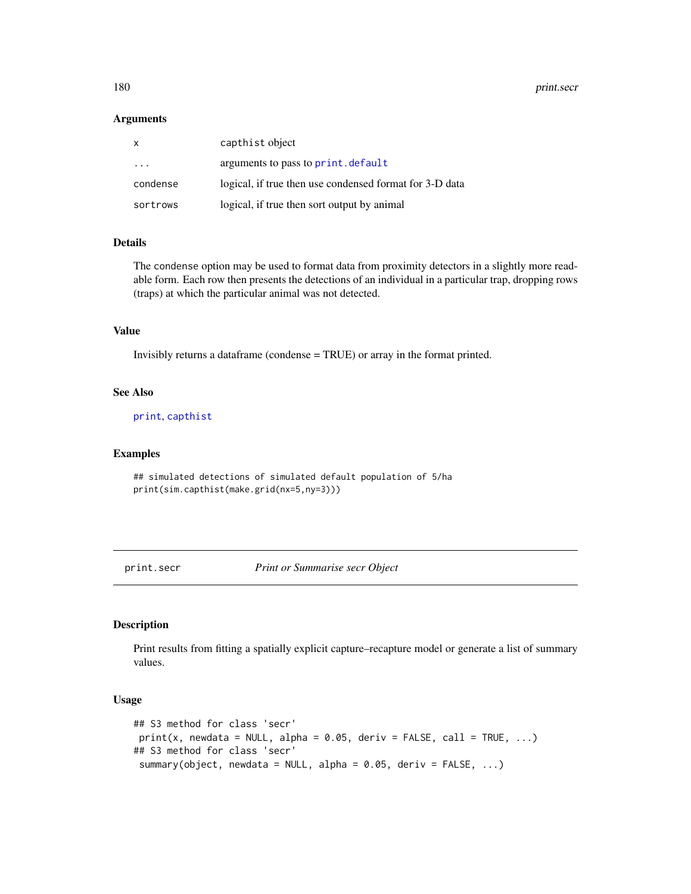### Arguments

| | |
|---|---|
| `x` | capthist object |
| `...` | arguments to pass to `print.default` |
| `condense` | logical, if true then use condensed format for 3-D data |
| `sortrows` | logical, if true then sort output by animal |

### Details

The condense option may be used to format data from proximity detectors in a slightly more readable form. Each row then presents the detections of an individual in a particular trap, dropping rows (traps) at which the particular animal was not detected.

### Value

Invisibly returns a dataframe (condense = TRUE) or array in the format printed.

### See Also

`print`, `capthist`

### Examples

```
## simulated detections of simulated default population of 5/ha
print(sim.capthist(make.grid(nx=5,ny=3)))
```

---

## print.secr — *Print or Summarise secr Object*

---

### Description

Print results from fitting a spatially explicit capture–recapture model or generate a list of summary values.

### Usage

```
## S3 method for class 'secr'
 print(x, newdata = NULL, alpha = 0.05, deriv = FALSE, call = TRUE, ...)
## S3 method for class 'secr'
 summary(object, newdata = NULL, alpha = 0.05, deriv = FALSE, ...)
```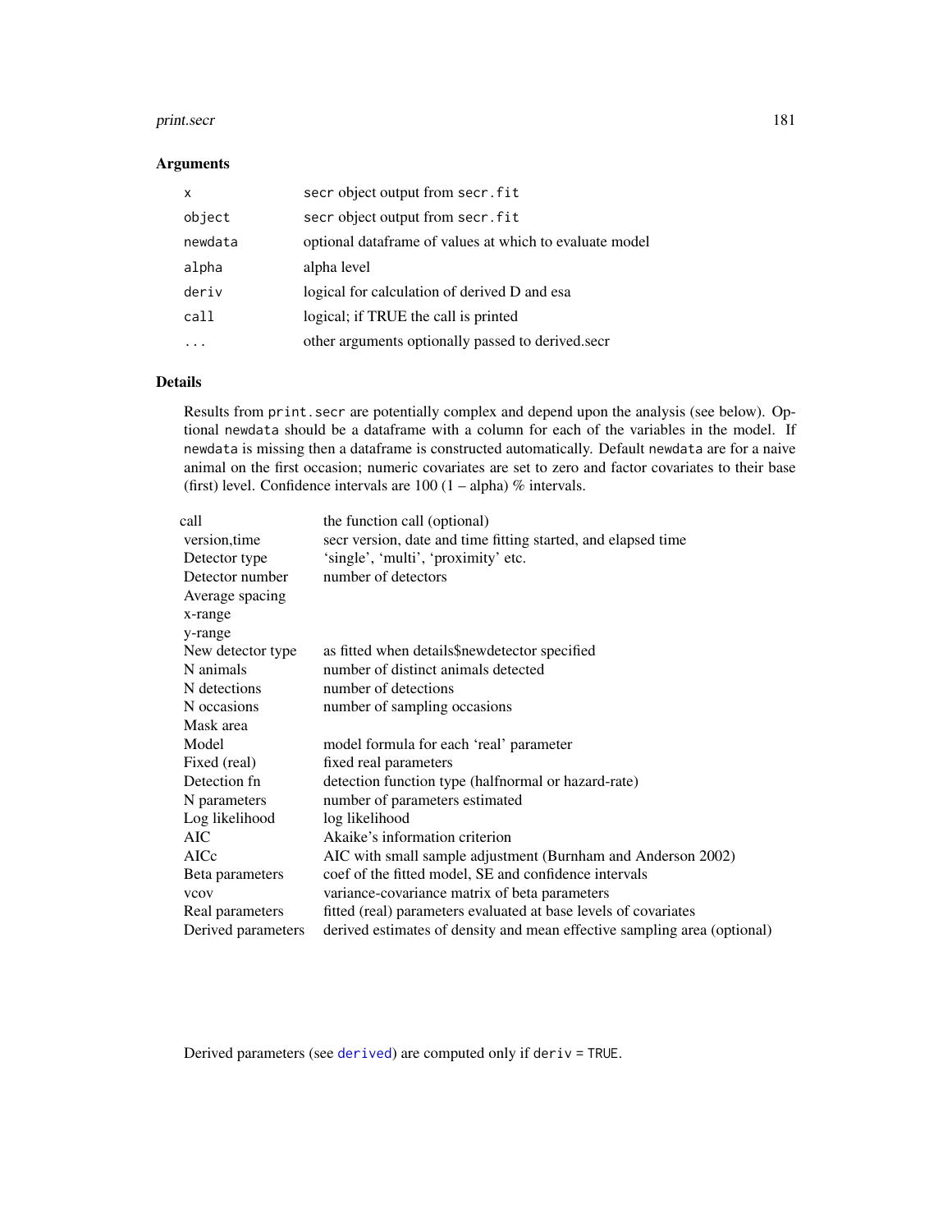## Arguments

| | |
|---|---|
| `x` | `secr` object output from `secr.fit` |
| `object` | `secr` object output from `secr.fit` |
| `newdata` | optional dataframe of values at which to evaluate model |
| `alpha` | alpha level |
| `deriv` | logical for calculation of derived D and esa |
| `call` | logical; if TRUE the call is printed |
| `...` | other arguments optionally passed to derived.secr |

## Details

Results from `print.secr` are potentially complex and depend upon the analysis (see below). Optional `newdata` should be a dataframe with a column for each of the variables in the model. If `newdata` is missing then a dataframe is constructed automatically. Default `newdata` are for a naive animal on the first occasion; numeric covariates are set to zero and factor covariates to their base (first) level. Confidence intervals are 100 (1 – alpha) % intervals.

| | |
|---|---|
| call | the function call (optional) |
| version,time | secr version, date and time fitting started, and elapsed time |
| Detector type | 'single', 'multi', 'proximity' etc. |
| Detector number | number of detectors |
| Average spacing | |
| x-range | |
| y-range | |
| New detector type | as fitted when details$newdetector specified |
| N animals | number of distinct animals detected |
| N detections | number of detections |
| N occasions | number of sampling occasions |
| Mask area | |
| Model | model formula for each 'real' parameter |
| Fixed (real) | fixed real parameters |
| Detection fn | detection function type (halfnormal or hazard-rate) |
| N parameters | number of parameters estimated |
| Log likelihood | log likelihood |
| AIC | Akaike's information criterion |
| AICc | AIC with small sample adjustment (Burnham and Anderson 2002) |
| Beta parameters | coef of the fitted model, SE and confidence intervals |
| vcov | variance-covariance matrix of beta parameters |
| Real parameters | fitted (real) parameters evaluated at base levels of covariates |
| Derived parameters | derived estimates of density and mean effective sampling area (optional) |

Derived parameters (see `derived`) are computed only if `deriv = TRUE`.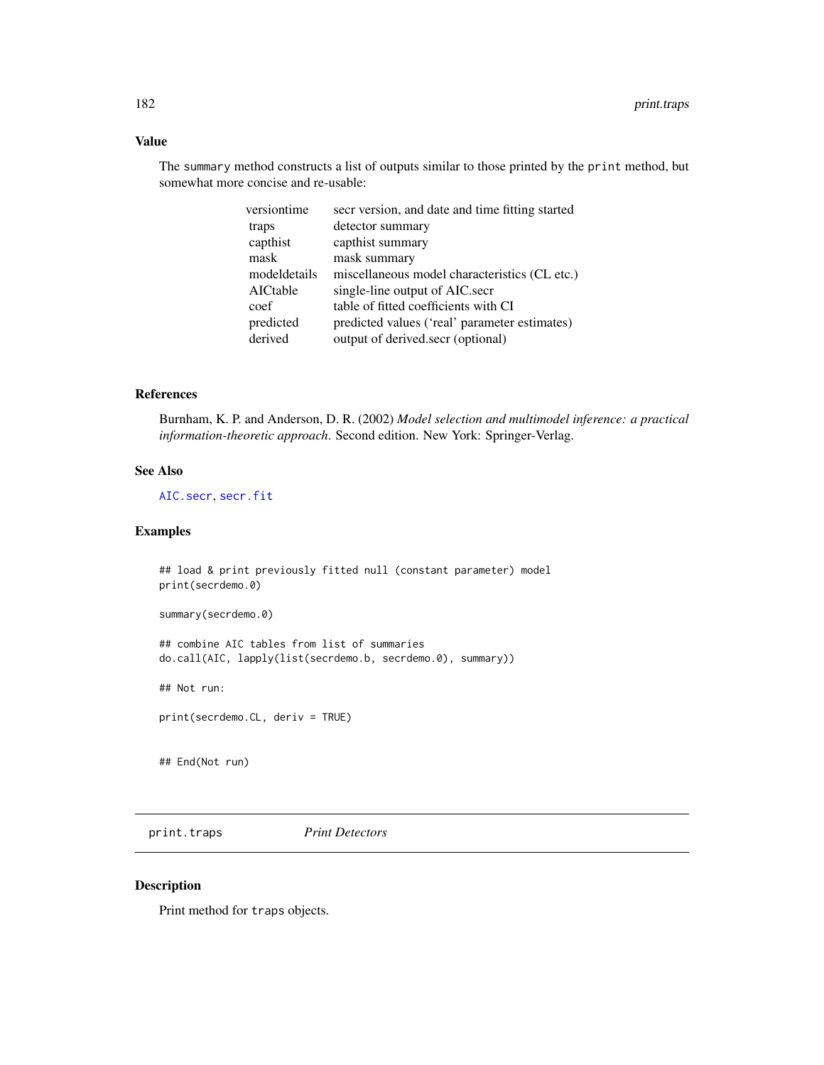## Value

The `summary` method constructs a list of outputs similar to those printed by the `print` method, but somewhat more concise and re-usable:

| | |
|---|---|
| versiontime | secr version, and date and time fitting started |
| traps | detector summary |
| capthist | capthist summary |
| mask | mask summary |
| modeldetails | miscellaneous model characteristics (CL etc.) |
| AICtable | single-line output of AIC.secr |
| coef | table of fitted coefficients with CI |
| predicted | predicted values ('real' parameter estimates) |
| derived | output of derived.secr (optional) |

## References

Burnham, K. P. and Anderson, D. R. (2002) *Model selection and multimodel inference: a practical information-theoretic approach*. Second edition. New York: Springer-Verlag.

## See Also

`AIC.secr`, `secr.fit`

## Examples

```
## load & print previously fitted null (constant parameter) model
print(secrdemo.0)

summary(secrdemo.0)

## combine AIC tables from list of summaries
do.call(AIC, lapply(list(secrdemo.b, secrdemo.0), summary))

## Not run:

print(secrdemo.CL, deriv = TRUE)


## End(Not run)
```

---

# print.traps *Print Detectors*

## Description

Print method for `traps` objects.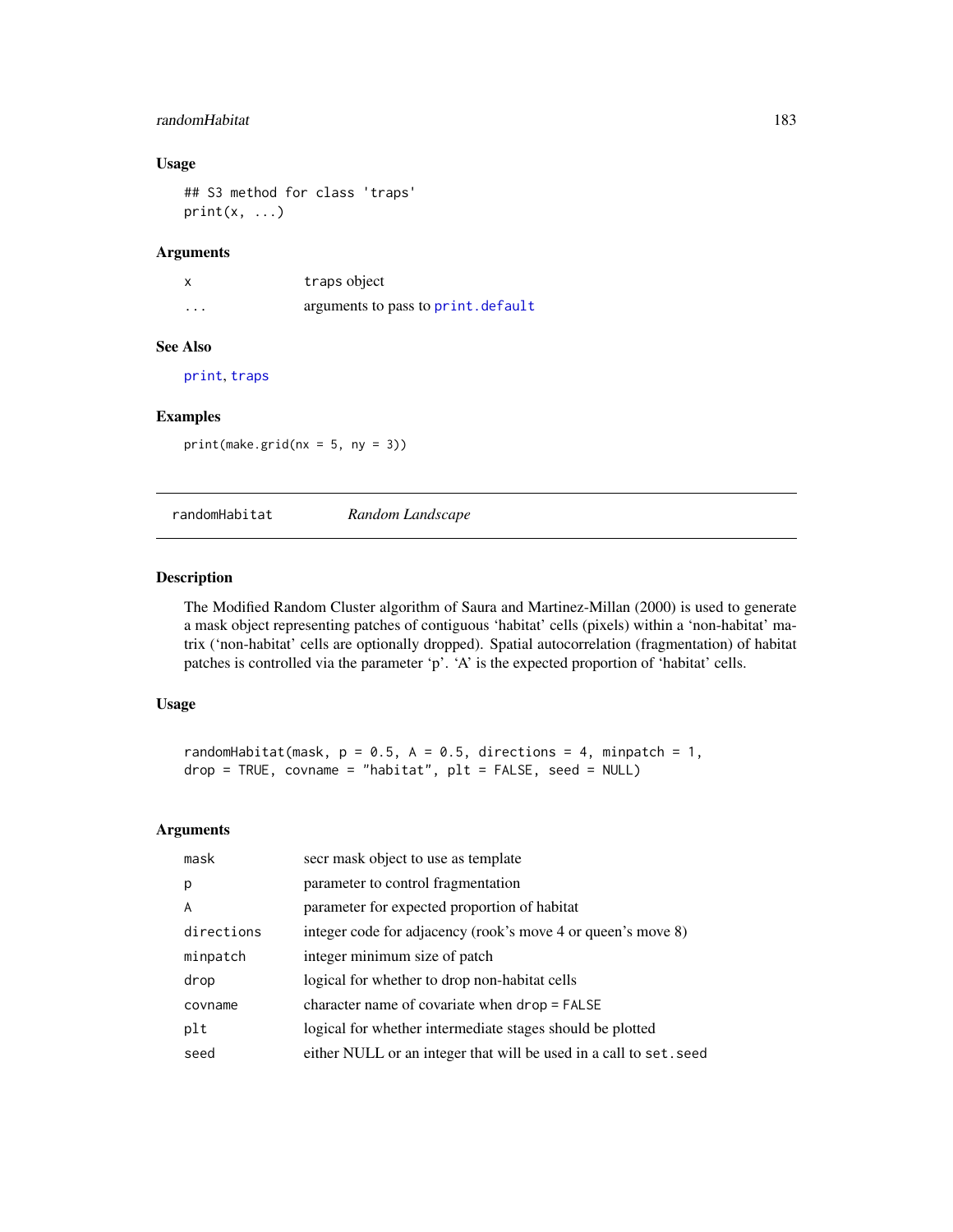## Usage

```
## S3 method for class 'traps'
print(x, ...)
```

## Arguments

| | |
|---|---|
| x | traps object |
| ... | arguments to pass to print.default |

## See Also

print, traps

## Examples

```
print(make.grid(nx = 5, ny = 3))
```

---

# randomHabitat *Random Landscape*

## Description

The Modified Random Cluster algorithm of Saura and Martinez-Millan (2000) is used to generate a mask object representing patches of contiguous 'habitat' cells (pixels) within a 'non-habitat' matrix ('non-habitat' cells are optionally dropped). Spatial autocorrelation (fragmentation) of habitat patches is controlled via the parameter 'p'. 'A' is the expected proportion of 'habitat' cells.

## Usage

```
randomHabitat(mask, p = 0.5, A = 0.5, directions = 4, minpatch = 1,
drop = TRUE, covname = "habitat", plt = FALSE, seed = NULL)
```

## Arguments

| | |
|---|---|
| mask | secr mask object to use as template |
| p | parameter to control fragmentation |
| A | parameter for expected proportion of habitat |
| directions | integer code for adjacency (rook's move 4 or queen's move 8) |
| minpatch | integer minimum size of patch |
| drop | logical for whether to drop non-habitat cells |
| covname | character name of covariate when drop = FALSE |
| plt | logical for whether intermediate stages should be plotted |
| seed | either NULL or an integer that will be used in a call to set.seed |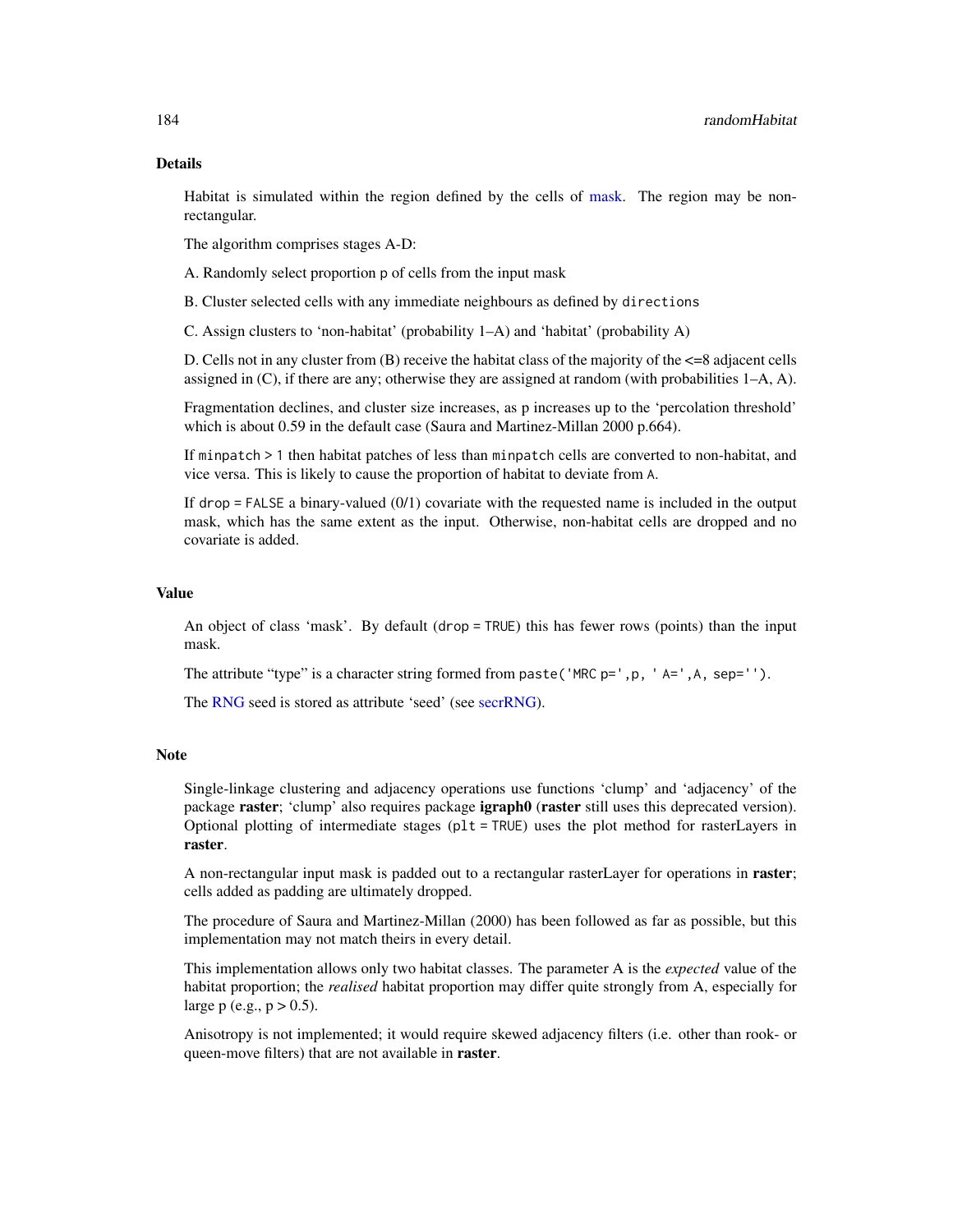## Details

Habitat is simulated within the region defined by the cells of mask. The region may be non-rectangular.

The algorithm comprises stages A-D:

A. Randomly select proportion p of cells from the input mask

B. Cluster selected cells with any immediate neighbours as defined by `directions`

C. Assign clusters to 'non-habitat' (probability 1–A) and 'habitat' (probability A)

D. Cells not in any cluster from (B) receive the habitat class of the majority of the <=8 adjacent cells assigned in (C), if there are any; otherwise they are assigned at random (with probabilities 1–A, A).

Fragmentation declines, and cluster size increases, as p increases up to the 'percolation threshold' which is about 0.59 in the default case (Saura and Martinez-Millan 2000 p.664).

If `minpatch > 1` then habitat patches of less than `minpatch` cells are converted to non-habitat, and vice versa. This is likely to cause the proportion of habitat to deviate from `A`.

If `drop = FALSE` a binary-valued (0/1) covariate with the requested name is included in the output mask, which has the same extent as the input. Otherwise, non-habitat cells are dropped and no covariate is added.

## Value

An object of class 'mask'. By default (`drop = TRUE`) this has fewer rows (points) than the input mask.

The attribute "type" is a character string formed from `paste('MRC p=',p, ' A=',A, sep='')`.

The RNG seed is stored as attribute 'seed' (see secrRNG).

## Note

Single-linkage clustering and adjacency operations use functions 'clump' and 'adjacency' of the package **raster**; 'clump' also requires package **igraph0** (**raster** still uses this deprecated version). Optional plotting of intermediate stages (`plt = TRUE`) uses the plot method for rasterLayers in **raster**.

A non-rectangular input mask is padded out to a rectangular rasterLayer for operations in **raster**; cells added as padding are ultimately dropped.

The procedure of Saura and Martinez-Millan (2000) has been followed as far as possible, but this implementation may not match theirs in every detail.

This implementation allows only two habitat classes. The parameter A is the *expected* value of the habitat proportion; the *realised* habitat proportion may differ quite strongly from A, especially for large p (e.g., p > 0.5).

Anisotropy is not implemented; it would require skewed adjacency filters (i.e. other than rook- or queen-move filters) that are not available in **raster**.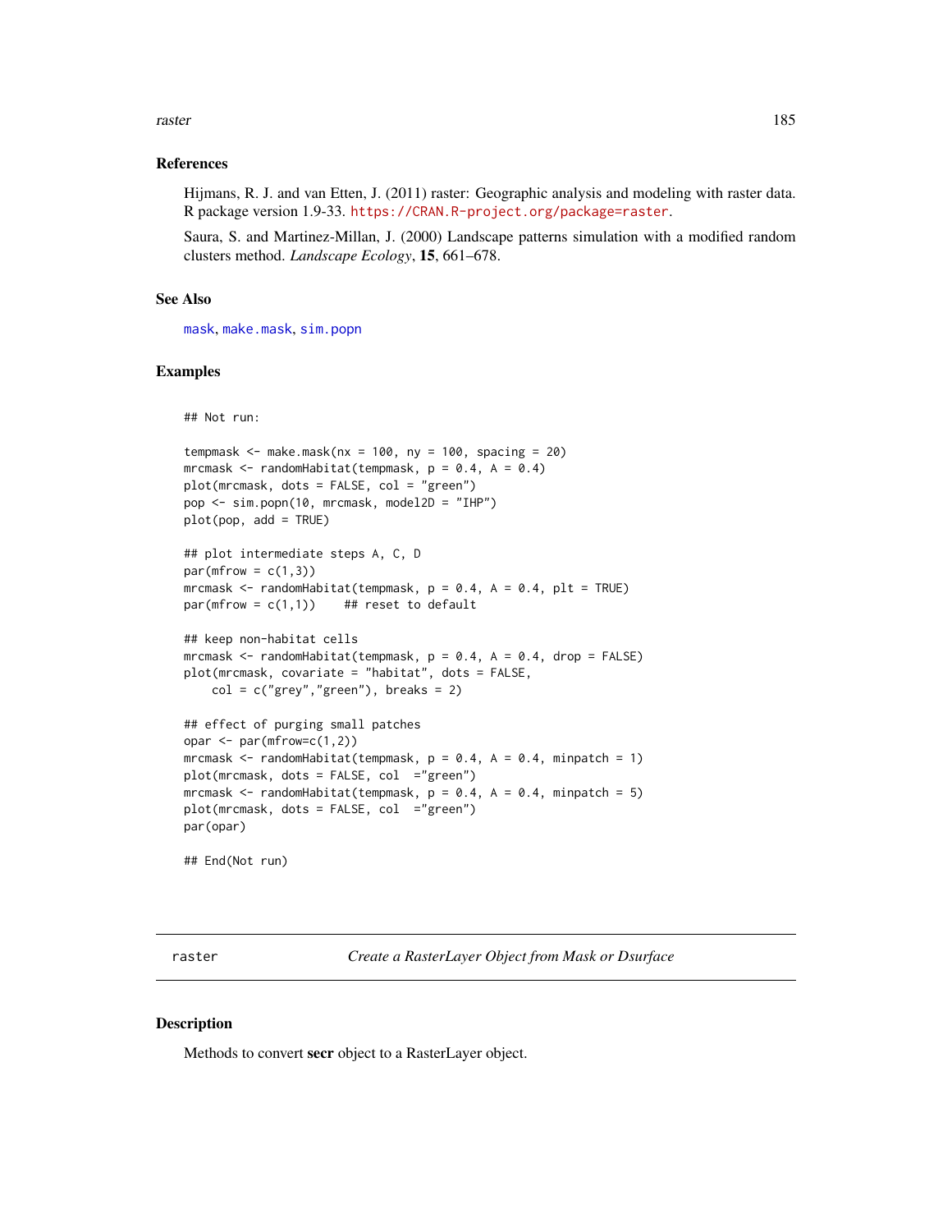## References

Hijmans, R. J. and van Etten, J. (2011) raster: Geographic analysis and modeling with raster data. R package version 1.9-33. https://CRAN.R-project.org/package=raster.

Saura, S. and Martinez-Millan, J. (2000) Landscape patterns simulation with a modified random clusters method. *Landscape Ecology*, **15**, 661–678.

## See Also

mask, make.mask, sim.popn

## Examples

```
## Not run:

tempmask <- make.mask(nx = 100, ny = 100, spacing = 20)
mrcmask <- randomHabitat(tempmask, p = 0.4, A = 0.4)
plot(mrcmask, dots = FALSE, col = "green")
pop <- sim.popn(10, mrcmask, model2D = "IHP")
plot(pop, add = TRUE)

## plot intermediate steps A, C, D
par(mfrow = c(1,3))
mrcmask <- randomHabitat(tempmask, p = 0.4, A = 0.4, plt = TRUE)
par(mfrow = c(1,1))    ## reset to default

## keep non-habitat cells
mrcmask <- randomHabitat(tempmask, p = 0.4, A = 0.4, drop = FALSE)
plot(mrcmask, covariate = "habitat", dots = FALSE,
    col = c("grey","green"), breaks = 2)

## effect of purging small patches
opar <- par(mfrow=c(1,2))
mrcmask <- randomHabitat(tempmask, p = 0.4, A = 0.4, minpatch = 1)
plot(mrcmask, dots = FALSE, col  ="green")
mrcmask <- randomHabitat(tempmask, p = 0.4, A = 0.4, minpatch = 5)
plot(mrcmask, dots = FALSE, col  ="green")
par(opar)

## End(Not run)
```

---

# raster — *Create a RasterLayer Object from Mask or Dsurface*

## Description

Methods to convert **secr** object to a RasterLayer object.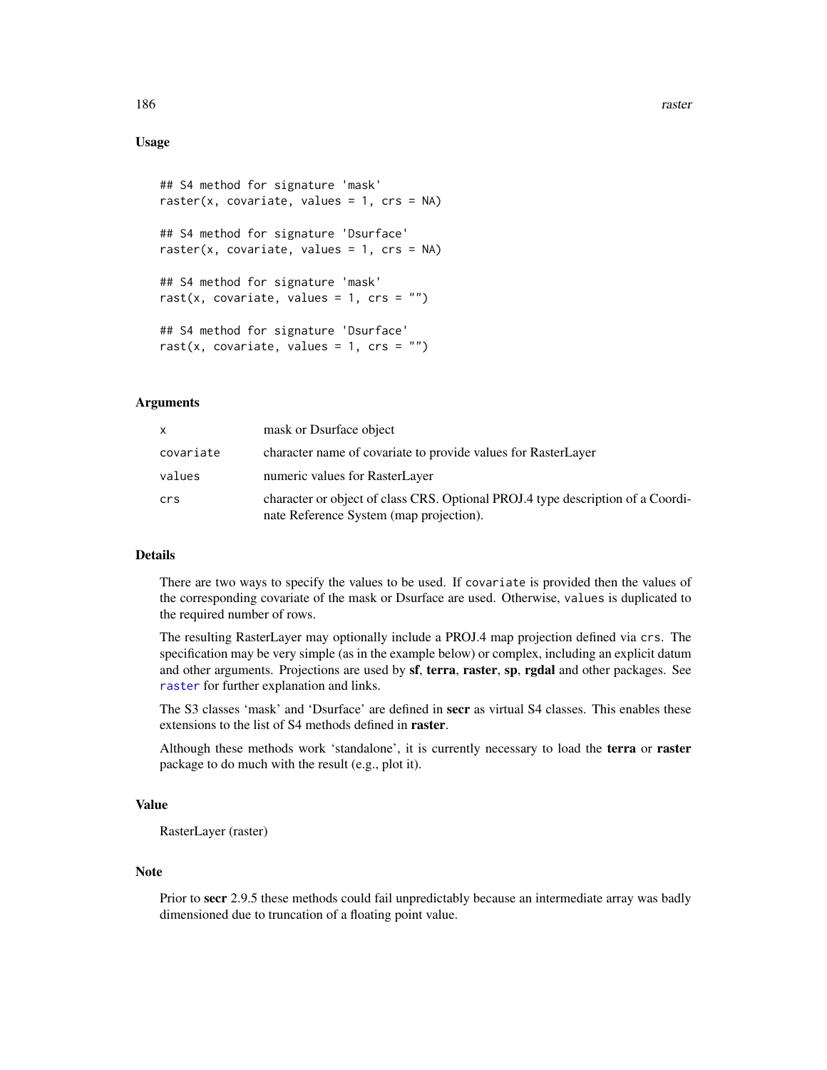## Usage

```
## S4 method for signature 'mask'
raster(x, covariate, values = 1, crs = NA)

## S4 method for signature 'Dsurface'
raster(x, covariate, values = 1, crs = NA)

## S4 method for signature 'mask'
rast(x, covariate, values = 1, crs = "")

## S4 method for signature 'Dsurface'
rast(x, covariate, values = 1, crs = "")
```

## Arguments

| | |
|---|---|
| `x` | mask or Dsurface object |
| `covariate` | character name of covariate to provide values for RasterLayer |
| `values` | numeric values for RasterLayer |
| `crs` | character or object of class CRS. Optional PROJ.4 type description of a Coordinate Reference System (map projection). |

## Details

There are two ways to specify the values to be used. If `covariate` is provided then the values of the corresponding covariate of the mask or Dsurface are used. Otherwise, `values` is duplicated to the required number of rows.

The resulting RasterLayer may optionally include a PROJ.4 map projection defined via `crs`. The specification may be very simple (as in the example below) or complex, including an explicit datum and other arguments. Projections are used by **sf**, **terra**, **raster**, **sp**, **rgdal** and other packages. See `raster` for further explanation and links.

The S3 classes 'mask' and 'Dsurface' are defined in **secr** as virtual S4 classes. This enables these extensions to the list of S4 methods defined in **raster**.

Although these methods work 'standalone', it is currently necessary to load the **terra** or **raster** package to do much with the result (e.g., plot it).

## Value

RasterLayer (raster)

## Note

Prior to **secr** 2.9.5 these methods could fail unpredictably because an intermediate array was badly dimensioned due to truncation of a floating point value.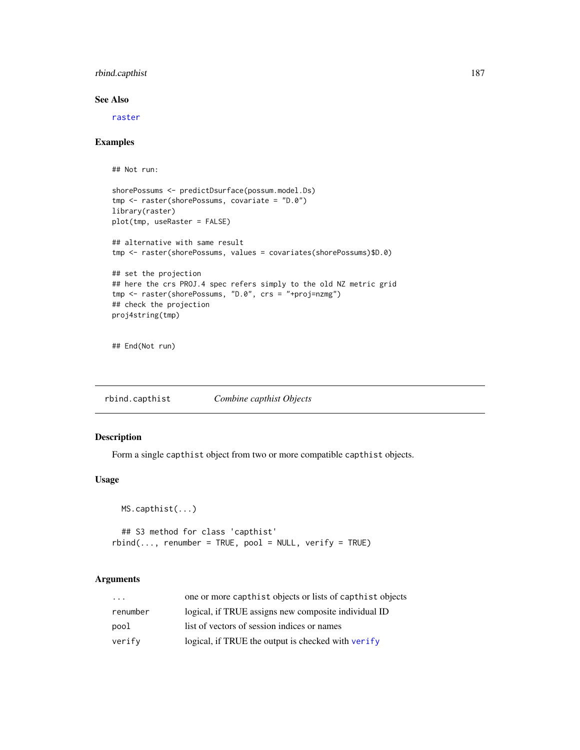## See Also

raster

## Examples

```
## Not run:

shorePossums <- predictDsurface(possum.model.Ds)
tmp <- raster(shorePossums, covariate = "D.0")
library(raster)
plot(tmp, useRaster = FALSE)

## alternative with same result
tmp <- raster(shorePossums, values = covariates(shorePossums)$D.0)

## set the projection
## here the crs PROJ.4 spec refers simply to the old NZ metric grid
tmp <- raster(shorePossums, "D.0", crs = "+proj=nzmg")
## check the projection
proj4string(tmp)


## End(Not run)
```

---

# rbind.capthist *Combine capthist Objects*

## Description

Form a single capthist object from two or more compatible capthist objects.

## Usage

```
  MS.capthist(...)

  ## S3 method for class 'capthist'
rbind(..., renumber = TRUE, pool = NULL, verify = TRUE)
```

## Arguments

| | |
|---|---|
| ... | one or more capthist objects or lists of capthist objects |
| renumber | logical, if TRUE assigns new composite individual ID |
| pool | list of vectors of session indices or names |
| verify | logical, if TRUE the output is checked with verify |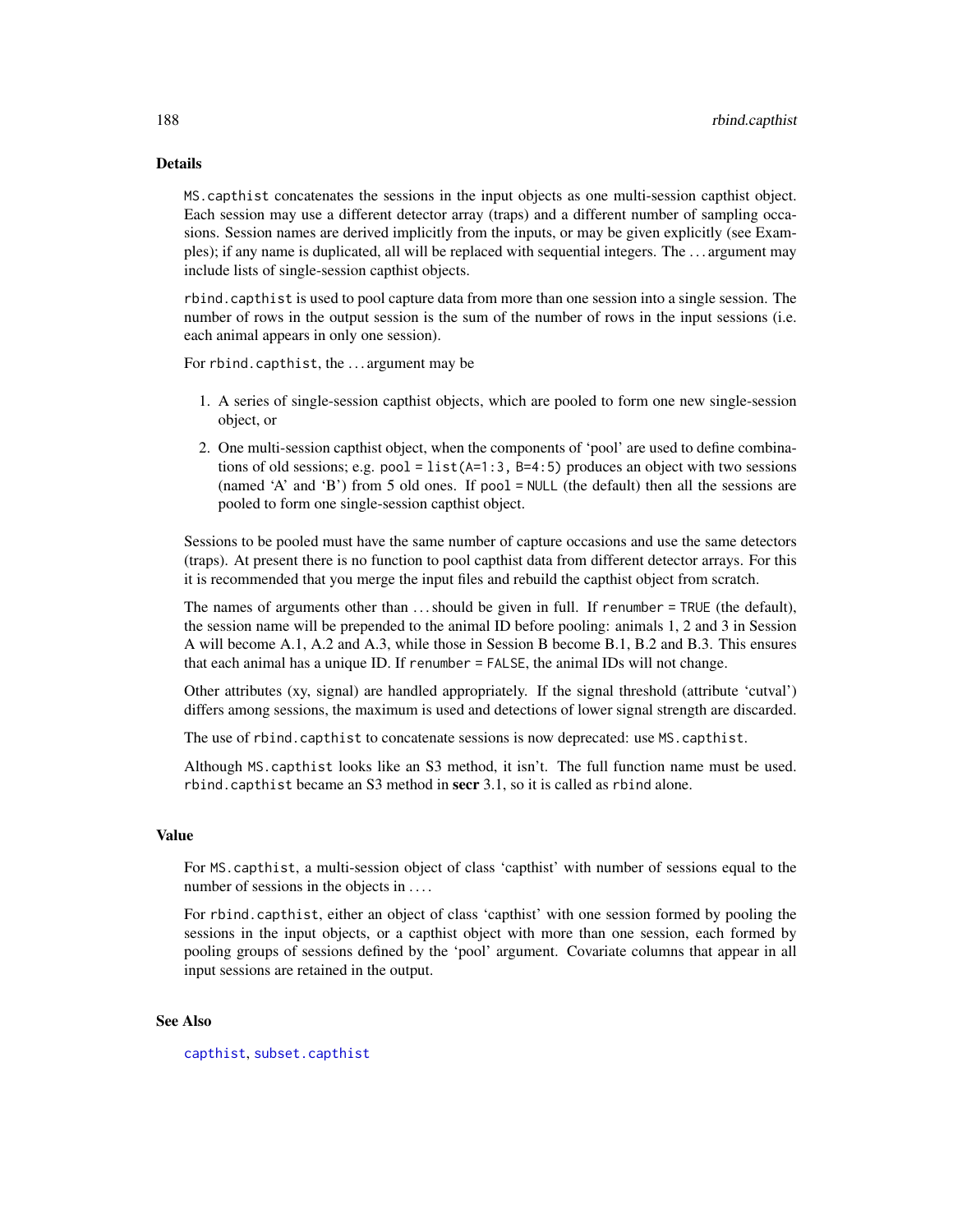## Details

`MS.capthist` concatenates the sessions in the input objects as one multi-session capthist object. Each session may use a different detector array (traps) and a different number of sampling occasions. Session names are derived implicitly from the inputs, or may be given explicitly (see Examples); if any name is duplicated, all will be replaced with sequential integers. The ... argument may include lists of single-session capthist objects.

`rbind.capthist` is used to pool capture data from more than one session into a single session. The number of rows in the output session is the sum of the number of rows in the input sessions (i.e. each animal appears in only one session).

For `rbind.capthist`, the ... argument may be

1. A series of single-session capthist objects, which are pooled to form one new single-session object, or
2. One multi-session capthist object, when the components of 'pool' are used to define combinations of old sessions; e.g. `pool = list(A=1:3, B=4:5)` produces an object with two sessions (named 'A' and 'B') from 5 old ones. If `pool = NULL` (the default) then all the sessions are pooled to form one single-session capthist object.

Sessions to be pooled must have the same number of capture occasions and use the same detectors (traps). At present there is no function to pool capthist data from different detector arrays. For this it is recommended that you merge the input files and rebuild the capthist object from scratch.

The names of arguments other than ... should be given in full. If `renumber = TRUE` (the default), the session name will be prepended to the animal ID before pooling: animals 1, 2 and 3 in Session A will become A.1, A.2 and A.3, while those in Session B become B.1, B.2 and B.3. This ensures that each animal has a unique ID. If `renumber = FALSE`, the animal IDs will not change.

Other attributes (xy, signal) are handled appropriately. If the signal threshold (attribute 'cutval') differs among sessions, the maximum is used and detections of lower signal strength are discarded.

The use of `rbind.capthist` to concatenate sessions is now deprecated: use `MS.capthist`.

Although `MS.capthist` looks like an S3 method, it isn't. The full function name must be used. `rbind.capthist` became an S3 method in **secr** 3.1, so it is called as `rbind` alone.

## Value

For `MS.capthist`, a multi-session object of class 'capthist' with number of sessions equal to the number of sessions in the objects in ....

For `rbind.capthist`, either an object of class 'capthist' with one session formed by pooling the sessions in the input objects, or a capthist object with more than one session, each formed by pooling groups of sessions defined by the 'pool' argument. Covariate columns that appear in all input sessions are retained in the output.

## See Also

`capthist`, `subset.capthist`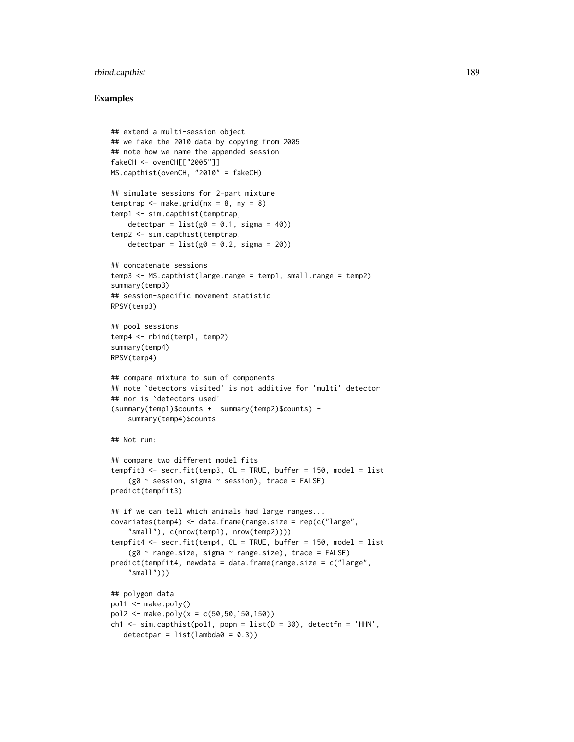## Examples

```
## extend a multi-session object
## we fake the 2010 data by copying from 2005
## note how we name the appended session
fakeCH <- ovenCH[["2005"]]
MS.capthist(ovenCH, "2010" = fakeCH)

## simulate sessions for 2-part mixture
temptrap <- make.grid(nx = 8, ny = 8)
temp1 <- sim.capthist(temptrap,
    detectpar = list(g0 = 0.1, sigma = 40))
temp2 <- sim.capthist(temptrap,
    detectpar = list(g0 = 0.2, sigma = 20))

## concatenate sessions
temp3 <- MS.capthist(large.range = temp1, small.range = temp2)
summary(temp3)
## session-specific movement statistic
RPSV(temp3)

## pool sessions
temp4 <- rbind(temp1, temp2)
summary(temp4)
RPSV(temp4)

## compare mixture to sum of components
## note `detectors visited' is not additive for 'multi' detector
## nor is `detectors used'
(summary(temp1)$counts +  summary(temp2)$counts) -
    summary(temp4)$counts

## Not run:

## compare two different model fits
tempfit3 <- secr.fit(temp3, CL = TRUE, buffer = 150, model = list
    (g0 ~ session, sigma ~ session), trace = FALSE)
predict(tempfit3)

## if we can tell which animals had large ranges...
covariates(temp4) <- data.frame(range.size = rep(c("large",
    "small"), c(nrow(temp1), nrow(temp2))))
tempfit4 <- secr.fit(temp4, CL = TRUE, buffer = 150, model = list
    (g0 ~ range.size, sigma ~ range.size), trace = FALSE)
predict(tempfit4, newdata = data.frame(range.size = c("large",
    "small")))

## polygon data
pol1 <- make.poly()
pol2 <- make.poly(x = c(50,50,150,150))
ch1 <- sim.capthist(pol1, popn = list(D = 30), detectfn = 'HHN',
   detectpar = list(lambda0 = 0.3))
```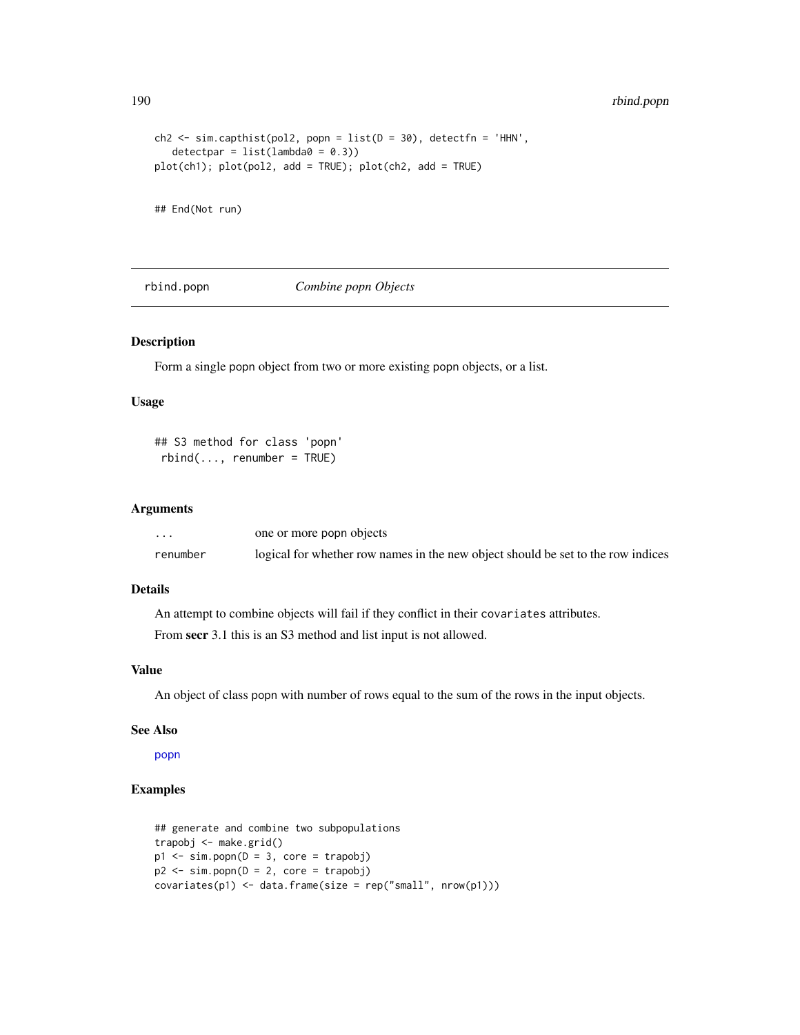```
ch2 <- sim.capthist(pol2, popn = list(D = 30), detectfn = 'HHN',
   detectpar = list(lambda0 = 0.3))
plot(ch1); plot(pol2, add = TRUE); plot(ch2, add = TRUE)


## End(Not run)
```

## rbind.popn *Combine popn Objects*

### Description

Form a single popn object from two or more existing popn objects, or a list.

### Usage

```
## S3 method for class 'popn'
 rbind(..., renumber = TRUE)
```

### Arguments

| | |
|---|---|
| ... | one or more popn objects |
| renumber | logical for whether row names in the new object should be set to the row indices |

### Details

An attempt to combine objects will fail if they conflict in their `covariates` attributes.

From **secr** 3.1 this is an S3 method and list input is not allowed.

### Value

An object of class popn with number of rows equal to the sum of the rows in the input objects.

### See Also

popn

### Examples

```
## generate and combine two subpopulations
trapobj <- make.grid()
p1 <- sim.popn(D = 3, core = trapobj)
p2 <- sim.popn(D = 2, core = trapobj)
covariates(p1) <- data.frame(size = rep("small", nrow(p1)))
```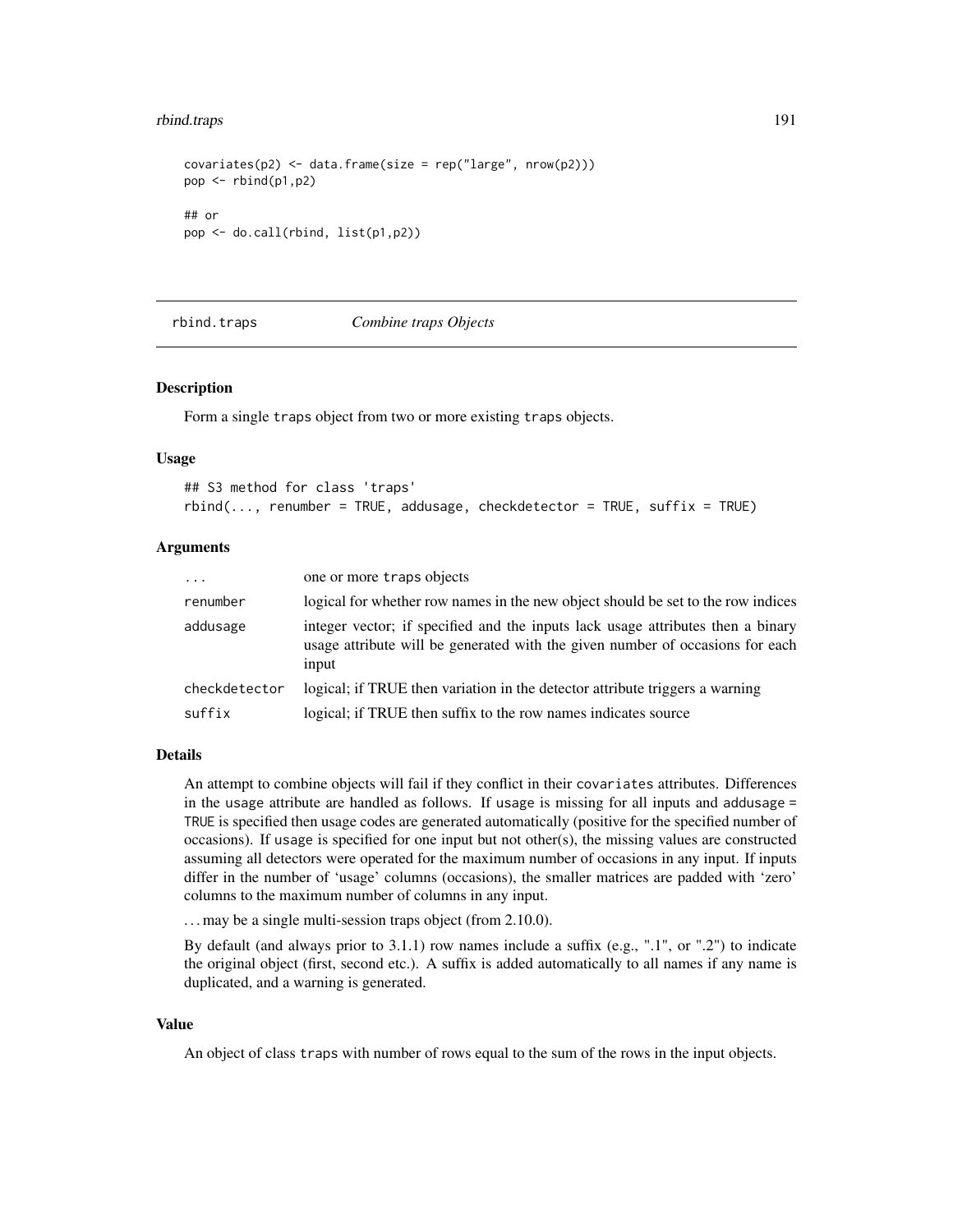```
covariates(p2) <- data.frame(size = rep("large", nrow(p2)))
pop <- rbind(p1,p2)

## or
pop <- do.call(rbind, list(p1,p2))
```

---

## rbind.traps — *Combine traps Objects*

---

### Description

Form a single traps object from two or more existing traps objects.

### Usage

```
## S3 method for class 'traps'
rbind(..., renumber = TRUE, addusage, checkdetector = TRUE, suffix = TRUE)
```

### Arguments

| | |
|---|---|
| ... | one or more traps objects |
| renumber | logical for whether row names in the new object should be set to the row indices |
| addusage | integer vector; if specified and the inputs lack usage attributes then a binary usage attribute will be generated with the given number of occasions for each input |
| checkdetector | logical; if TRUE then variation in the detector attribute triggers a warning |
| suffix | logical; if TRUE then suffix to the row names indicates source |

### Details

An attempt to combine objects will fail if they conflict in their covariates attributes. Differences in the usage attribute are handled as follows. If usage is missing for all inputs and addusage = TRUE is specified then usage codes are generated automatically (positive for the specified number of occasions). If usage is specified for one input but not other(s), the missing values are constructed assuming all detectors were operated for the maximum number of occasions in any input. If inputs differ in the number of 'usage' columns (occasions), the smaller matrices are padded with 'zero' columns to the maximum number of columns in any input.

... may be a single multi-session traps object (from 2.10.0).

By default (and always prior to 3.1.1) row names include a suffix (e.g., ".1", or ".2") to indicate the original object (first, second etc.). A suffix is added automatically to all names if any name is duplicated, and a warning is generated.

### Value

An object of class traps with number of rows equal to the sum of the rows in the input objects.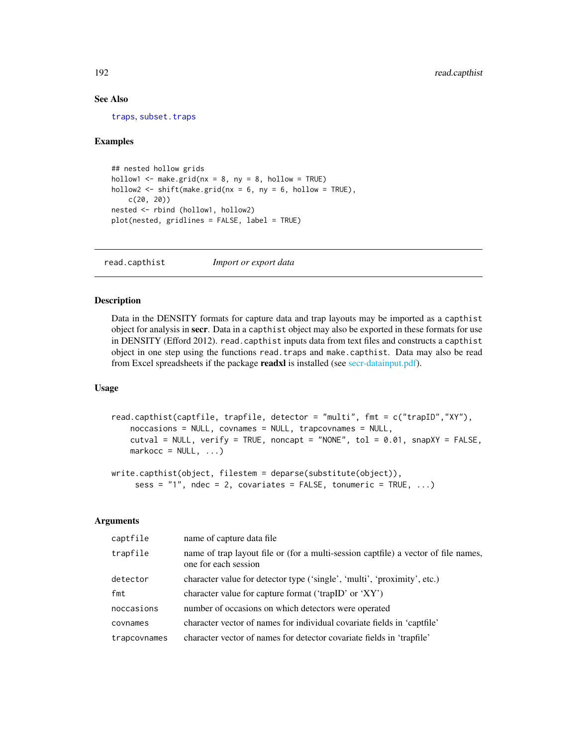### See Also

traps, subset.traps

### Examples

```
## nested hollow grids
hollow1 <- make.grid(nx = 8, ny = 8, hollow = TRUE)
hollow2 <- shift(make.grid(nx = 6, ny = 6, hollow = TRUE),
    c(20, 20))
nested <- rbind (hollow1, hollow2)
plot(nested, gridlines = FALSE, label = TRUE)
```

---

## read.capthist *Import or export data*

---

### Description

Data in the DENSITY formats for capture data and trap layouts may be imported as a `capthist` object for analysis in **secr**. Data in a `capthist` object may also be exported in these formats for use in DENSITY (Efford 2012). `read.capthist` inputs data from text files and constructs a `capthist` object in one step using the functions `read.traps` and `make.capthist`. Data may also be read from Excel spreadsheets if the package **readxl** is installed (see secr-datainput.pdf).

### Usage

```
read.capthist(captfile, trapfile, detector = "multi", fmt = c("trapID","XY"),
    noccasions = NULL, covnames = NULL, trapcovnames = NULL,
    cutval = NULL, verify = TRUE, noncapt = "NONE", tol = 0.01, snapXY = FALSE,
    markocc = NULL, ...)

write.capthist(object, filestem = deparse(substitute(object)),
     sess = "1", ndec = 2, covariates = FALSE, tonumeric = TRUE, ...)
```

### Arguments

| | |
|---|---|
| captfile | name of capture data file |
| trapfile | name of trap layout file or (for a multi-session captfile) a vector of file names, one for each session |
| detector | character value for detector type ('single', 'multi', 'proximity', etc.) |
| fmt | character value for capture format ('trapID' or 'XY') |
| noccasions | number of occasions on which detectors were operated |
| covnames | character vector of names for individual covariate fields in 'captfile' |
| trapcovnames | character vector of names for detector covariate fields in 'trapfile' |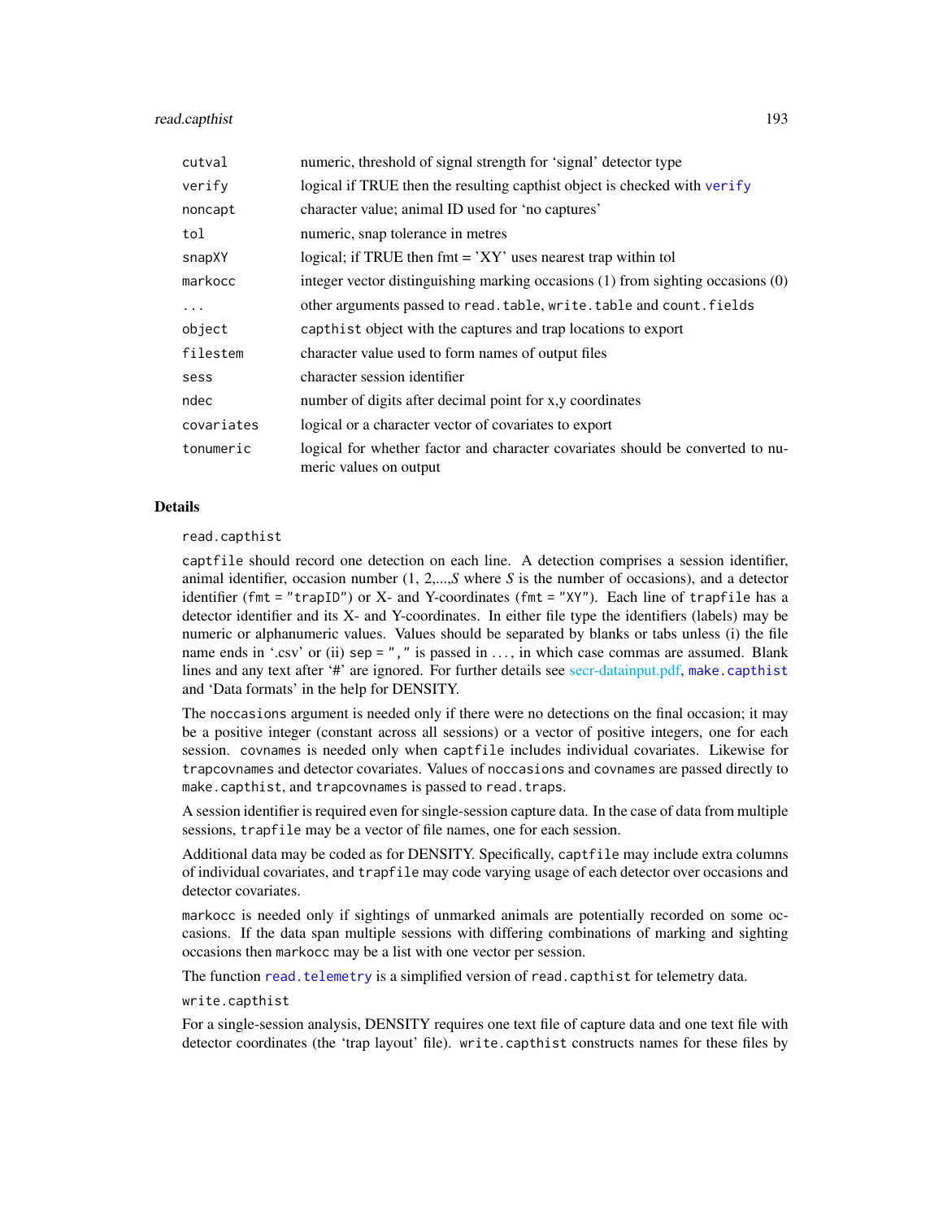| | |
|---|---|
| `cutval` | numeric, threshold of signal strength for 'signal' detector type |
| `verify` | logical if TRUE then the resulting capthist object is checked with `verify` |
| `noncapt` | character value; animal ID used for 'no captures' |
| `tol` | numeric, snap tolerance in metres |
| `snapXY` | logical; if TRUE then fmt = 'XY' uses nearest trap within tol |
| `markocc` | integer vector distinguishing marking occasions (1) from sighting occasions (0) |
| `...` | other arguments passed to `read.table`, `write.table` and `count.fields` |
| `object` | `capthist` object with the captures and trap locations to export |
| `filestem` | character value used to form names of output files |
| `sess` | character session identifier |
| `ndec` | number of digits after decimal point for x,y coordinates |
| `covariates` | logical or a character vector of covariates to export |
| `tonumeric` | logical for whether factor and character covariates should be converted to numeric values on output |

## Details

`read.capthist`

`captfile` should record one detection on each line. A detection comprises a session identifier, animal identifier, occasion number (1, 2,...,*S* where *S* is the number of occasions), and a detector identifier (`fmt = "trapID"`) or X- and Y-coordinates (`fmt = "XY"`). Each line of `trapfile` has a detector identifier and its X- and Y-coordinates. In either file type the identifiers (labels) may be numeric or alphanumeric values. Values should be separated by blanks or tabs unless (i) the file name ends in '.csv' or (ii) `sep = ","` is passed in ..., in which case commas are assumed. Blank lines and any text after '#' are ignored. For further details see secr-datainput.pdf, `make.capthist` and 'Data formats' in the help for DENSITY.

The `noccasions` argument is needed only if there were no detections on the final occasion; it may be a positive integer (constant across all sessions) or a vector of positive integers, one for each session. `covnames` is needed only when `captfile` includes individual covariates. Likewise for `trapcovnames` and detector covariates. Values of `noccasions` and `covnames` are passed directly to `make.capthist`, and `trapcovnames` is passed to `read.traps`.

A session identifier is required even for single-session capture data. In the case of data from multiple sessions, `trapfile` may be a vector of file names, one for each session.

Additional data may be coded as for DENSITY. Specifically, `captfile` may include extra columns of individual covariates, and `trapfile` may code varying usage of each detector over occasions and detector covariates.

`markocc` is needed only if sightings of unmarked animals are potentially recorded on some occasions. If the data span multiple sessions with differing combinations of marking and sighting occasions then `markocc` may be a list with one vector per session.

The function `read.telemetry` is a simplified version of `read.capthist` for telemetry data.

`write.capthist`

For a single-session analysis, DENSITY requires one text file of capture data and one text file with detector coordinates (the 'trap layout' file). `write.capthist` constructs names for these files by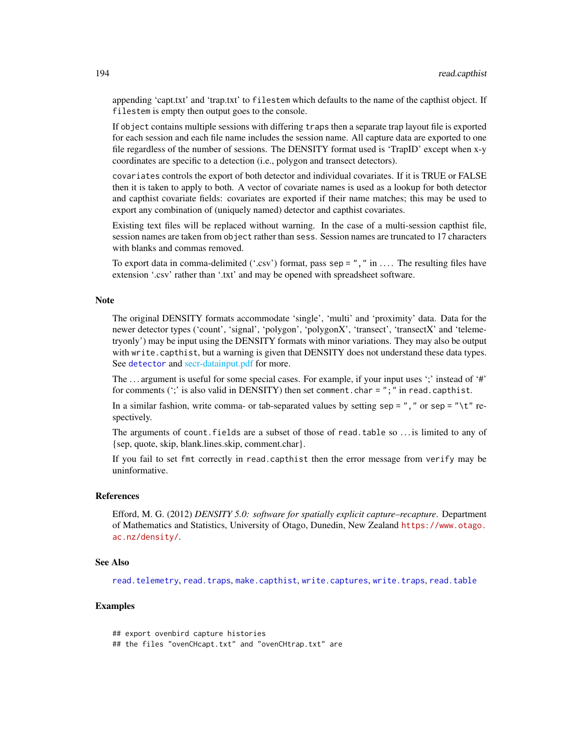appending 'capt.txt' and 'trap.txt' to `filestem` which defaults to the name of the capthist object. If `filestem` is empty then output goes to the console.

If `object` contains multiple sessions with differing `traps` then a separate trap layout file is exported for each session and each file name includes the session name. All capture data are exported to one file regardless of the number of sessions. The DENSITY format used is 'TrapID' except when x-y coordinates are specific to a detection (i.e., polygon and transect detectors).

`covariates` controls the export of both detector and individual covariates. If it is TRUE or FALSE then it is taken to apply to both. A vector of covariate names is used as a lookup for both detector and capthist covariate fields: covariates are exported if their name matches; this may be used to export any combination of (uniquely named) detector and capthist covariates.

Existing text files will be replaced without warning. In the case of a multi-session capthist file, session names are taken from `object` rather than `sess`. Session names are truncated to 17 characters with blanks and commas removed.

To export data in comma-delimited ('.csv') format, pass `sep = ","` in .... The resulting files have extension '.csv' rather than '.txt' and may be opened with spreadsheet software.

## Note

The original DENSITY formats accommodate 'single', 'multi' and 'proximity' data. Data for the newer detector types ('count', 'signal', 'polygon', 'polygonX', 'transect', 'transectX' and 'telemetryonly') may be input using the DENSITY formats with minor variations. They may also be output with `write.capthist`, but a warning is given that DENSITY does not understand these data types. See `detector` and secr-datainput.pdf for more.

The ... argument is useful for some special cases. For example, if your input uses ';' instead of '#' for comments (';' is also valid in DENSITY) then set `comment.char = ";"` in `read.capthist`.

In a similar fashion, write comma- or tab-separated values by setting `sep = ","` or `sep = "\t"` respectively.

The arguments of `count.fields` are a subset of those of `read.table` so ... is limited to any of {sep, quote, skip, blank.lines.skip, comment.char}.

If you fail to set `fmt` correctly in `read.capthist` then the error message from `verify` may be uninformative.

## References

Efford, M. G. (2012) *DENSITY 5.0: software for spatially explicit capture–recapture*. Department of Mathematics and Statistics, University of Otago, Dunedin, New Zealand https://www.otago.ac.nz/density/.

## See Also

`read.telemetry`, `read.traps`, `make.capthist`, `write.captures`, `write.traps`, `read.table`

## Examples

```
## export ovenbird capture histories
## the files "ovenCHcapt.txt" and "ovenCHtrap.txt" are
```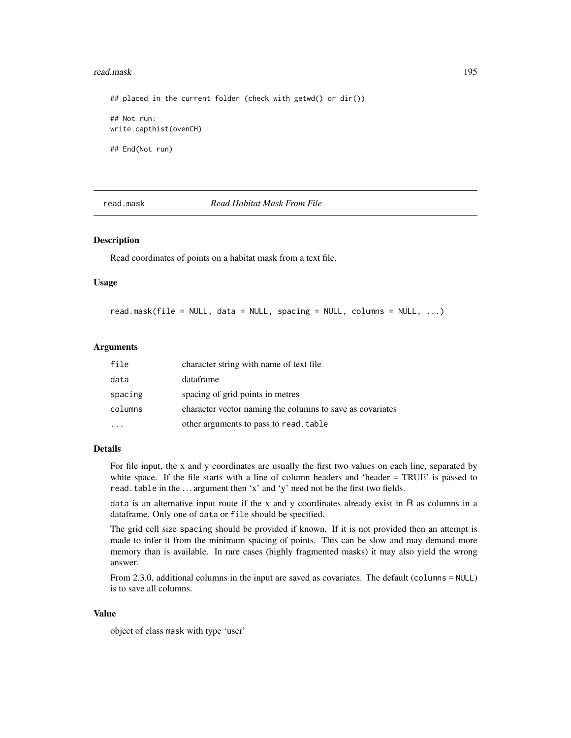```
## placed in the current folder (check with getwd() or dir())

## Not run:
write.capthist(ovenCH)

## End(Not run)
```

---

## read.mask — *Read Habitat Mask From File*

### Description

Read coordinates of points on a habitat mask from a text file.

### Usage

```
read.mask(file = NULL, data = NULL, spacing = NULL, columns = NULL, ...)
```

### Arguments

| | |
|---|---|
| file | character string with name of text file |
| data | dataframe |
| spacing | spacing of grid points in metres |
| columns | character vector naming the columns to save as covariates |
| ... | other arguments to pass to `read.table` |

### Details

For file input, the x and y coordinates are usually the first two values on each line, separated by white space. If the file starts with a line of column headers and 'header = TRUE' is passed to `read.table` in the ... argument then 'x' and 'y' need not be the first two fields.

`data` is an alternative input route if the x and y coordinates already exist in R as columns in a dataframe. Only one of `data` or `file` should be specified.

The grid cell size `spacing` should be provided if known. If it is not provided then an attempt is made to infer it from the minimum spacing of points. This can be slow and may demand more memory than is available. In rare cases (highly fragmented masks) it may also yield the wrong answer.

From 2.3.0, additional columns in the input are saved as covariates. The default (`columns = NULL`) is to save all columns.

### Value

object of class `mask` with type 'user'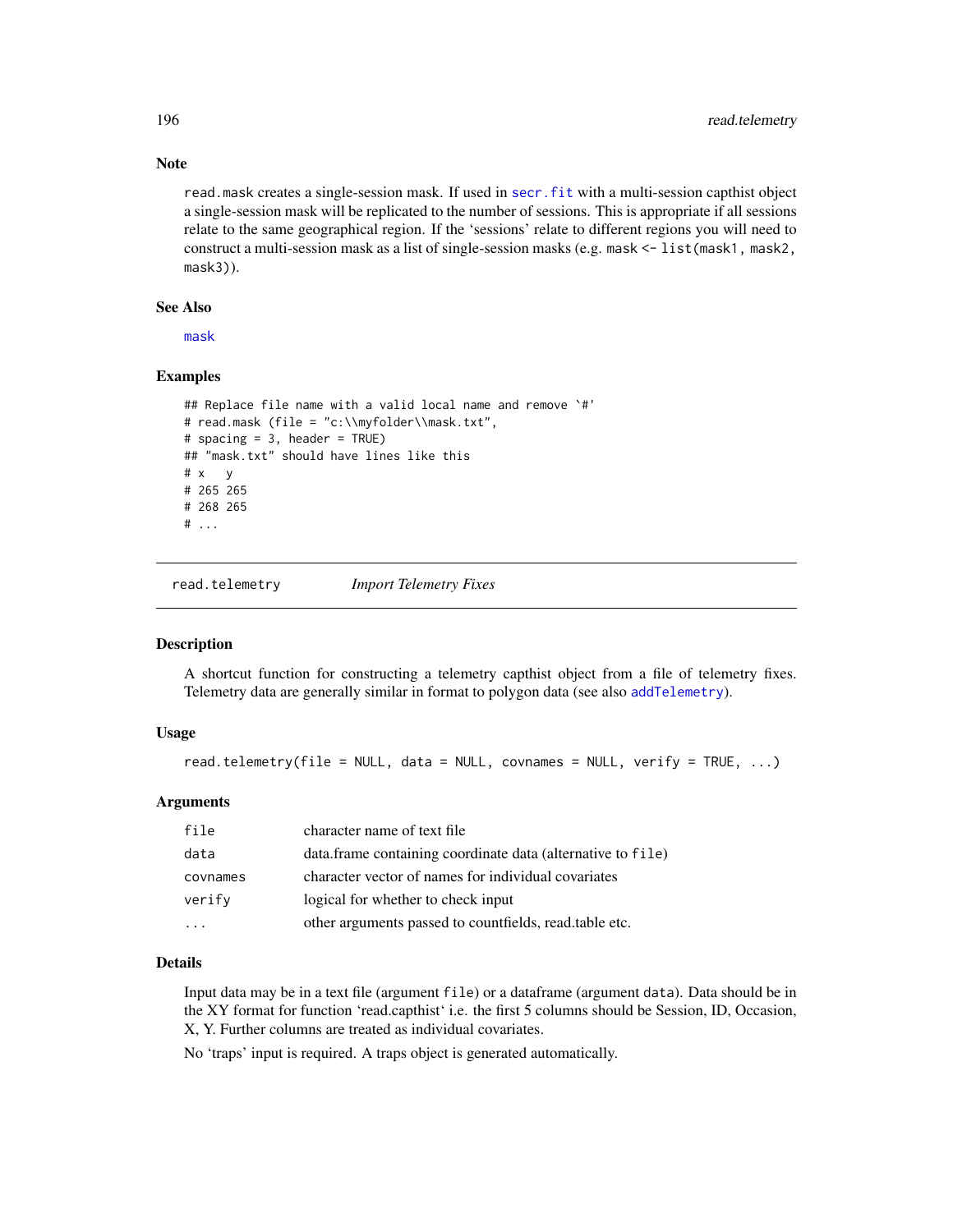## Note

`read.mask` creates a single-session mask. If used in `secr.fit` with a multi-session capthist object a single-session mask will be replicated to the number of sessions. This is appropriate if all sessions relate to the same geographical region. If the 'sessions' relate to different regions you will need to construct a multi-session mask as a list of single-session masks (e.g. `mask <- list(mask1, mask2, mask3)`).

## See Also

`mask`

## Examples

```
## Replace file name with a valid local name and remove `#'
# read.mask (file = "c:\\myfolder\\mask.txt",
# spacing = 3, header = TRUE)
## "mask.txt" should have lines like this
# x   y
# 265 265
# 268 265
# ...
```

---

# read.telemetry — *Import Telemetry Fixes*

## Description

A shortcut function for constructing a telemetry capthist object from a file of telemetry fixes. Telemetry data are generally similar in format to polygon data (see also `addTelemetry`).

## Usage

```
read.telemetry(file = NULL, data = NULL, covnames = NULL, verify = TRUE, ...)
```

## Arguments

| | |
|---|---|
| `file` | character name of text file |
| `data` | data.frame containing coordinate data (alternative to `file`) |
| `covnames` | character vector of names for individual covariates |
| `verify` | logical for whether to check input |
| `...` | other arguments passed to countfields, read.table etc. |

## Details

Input data may be in a text file (argument `file`) or a dataframe (argument `data`). Data should be in the XY format for function 'read.capthist' i.e. the first 5 columns should be Session, ID, Occasion, X, Y. Further columns are treated as individual covariates.

No 'traps' input is required. A traps object is generated automatically.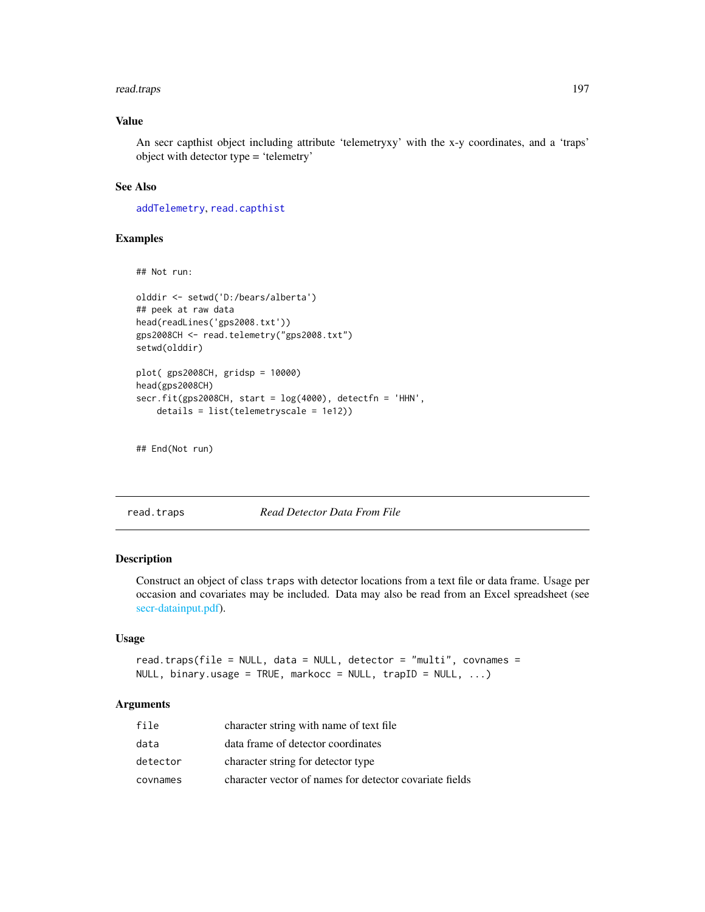### Value

An secr capthist object including attribute 'telemetryxy' with the x-y coordinates, and a 'traps' object with detector type = 'telemetry'

### See Also

addTelemetry, read.capthist

### Examples

```
## Not run:

olddir <- setwd('D:/bears/alberta')
## peek at raw data
head(readLines('gps2008.txt'))
gps2008CH <- read.telemetry("gps2008.txt")
setwd(olddir)

plot( gps2008CH, gridsp = 10000)
head(gps2008CH)
secr.fit(gps2008CH, start = log(4000), detectfn = 'HHN',
    details = list(telemetryscale = 1e12))


## End(Not run)
```

---

## read.traps *Read Detector Data From File*

### Description

Construct an object of class traps with detector locations from a text file or data frame. Usage per occasion and covariates may be included. Data may also be read from an Excel spreadsheet (see secr-datainput.pdf).

### Usage

```
read.traps(file = NULL, data = NULL, detector = "multi", covnames =
NULL, binary.usage = TRUE, markocc = NULL, trapID = NULL, ...)
```

### Arguments

| | |
|---|---|
| file | character string with name of text file |
| data | data frame of detector coordinates |
| detector | character string for detector type |
| covnames | character vector of names for detector covariate fields |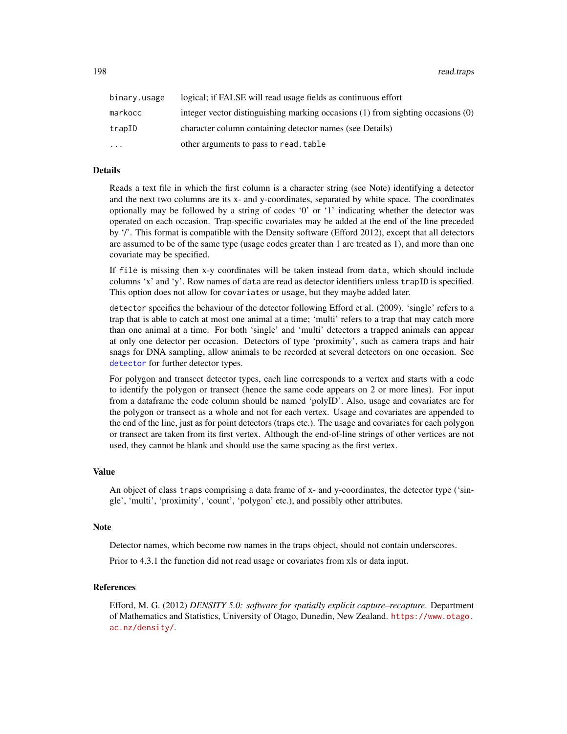| | |
|---|---|
| `binary.usage` | logical; if FALSE will read usage fields as continuous effort |
| `markocc` | integer vector distinguishing marking occasions (1) from sighting occasions (0) |
| `trapID` | character column containing detector names (see Details) |
| `...` | other arguments to pass to `read.table` |

## Details

Reads a text file in which the first column is a character string (see Note) identifying a detector and the next two columns are its x- and y-coordinates, separated by white space. The coordinates optionally may be followed by a string of codes '0' or '1' indicating whether the detector was operated on each occasion. Trap-specific covariates may be added at the end of the line preceded by '/'. This format is compatible with the Density software (Efford 2012), except that all detectors are assumed to be of the same type (usage codes greater than 1 are treated as 1), and more than one covariate may be specified.

If `file` is missing then x-y coordinates will be taken instead from `data`, which should include columns 'x' and 'y'. Row names of `data` are read as detector identifiers unless `trapID` is specified. This option does not allow for `covariates` or `usage`, but they maybe added later.

`detector` specifies the behaviour of the detector following Efford et al. (2009). 'single' refers to a trap that is able to catch at most one animal at a time; 'multi' refers to a trap that may catch more than one animal at a time. For both 'single' and 'multi' detectors a trapped animals can appear at only one detector per occasion. Detectors of type 'proximity', such as camera traps and hair snags for DNA sampling, allow animals to be recorded at several detectors on one occasion. See `detector` for further detector types.

For polygon and transect detector types, each line corresponds to a vertex and starts with a code to identify the polygon or transect (hence the same code appears on 2 or more lines). For input from a dataframe the code column should be named 'polyID'. Also, usage and covariates are for the polygon or transect as a whole and not for each vertex. Usage and covariates are appended to the end of the line, just as for point detectors (traps etc.). The usage and covariates for each polygon or transect are taken from its first vertex. Although the end-of-line strings of other vertices are not used, they cannot be blank and should use the same spacing as the first vertex.

## Value

An object of class `traps` comprising a data frame of x- and y-coordinates, the detector type ('single', 'multi', 'proximity', 'count', 'polygon' etc.), and possibly other attributes.

## Note

Detector names, which become row names in the traps object, should not contain underscores.

Prior to 4.3.1 the function did not read usage or covariates from xls or data input.

## References

Efford, M. G. (2012) *DENSITY 5.0: software for spatially explicit capture–recapture*. Department of Mathematics and Statistics, University of Otago, Dunedin, New Zealand. https://www.otago.ac.nz/density/.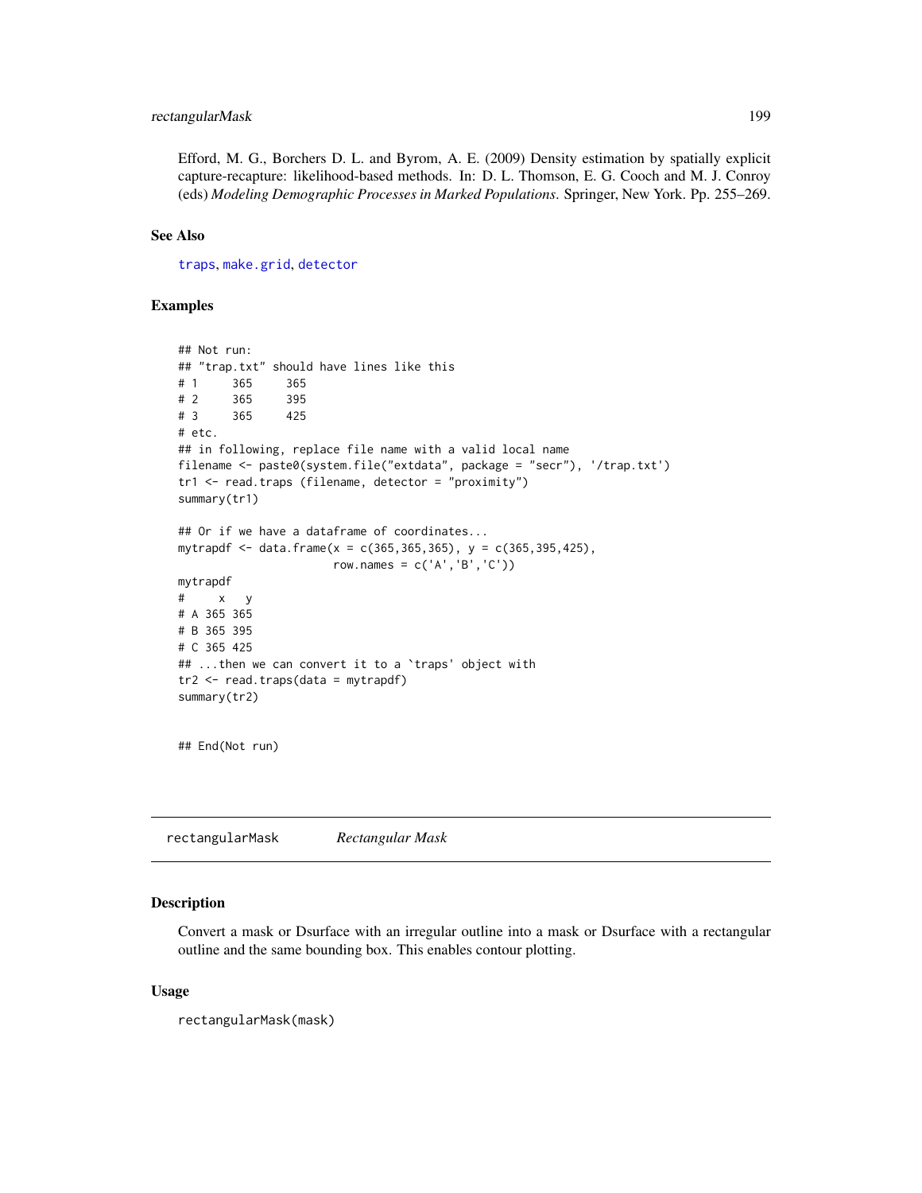Efford, M. G., Borchers D. L. and Byrom, A. E. (2009) Density estimation by spatially explicit capture-recapture: likelihood-based methods. In: D. L. Thomson, E. G. Cooch and M. J. Conroy (eds) *Modeling Demographic Processes in Marked Populations*. Springer, New York. Pp. 255–269.

### See Also

traps, make.grid, detector

### Examples

```
## Not run:
## "trap.txt" should have lines like this
# 1     365     365
# 2     365     395
# 3     365     425
# etc.
## in following, replace file name with a valid local name
filename <- paste0(system.file("extdata", package = "secr"), '/trap.txt')
tr1 <- read.traps (filename, detector = "proximity")
summary(tr1)

## Or if we have a dataframe of coordinates...
mytrapdf <- data.frame(x = c(365,365,365), y = c(365,395,425),
                       row.names = c('A','B','C'))
mytrapdf
#     x   y
# A 365 365
# B 365 395
# C 365 425
## ...then we can convert it to a `traps' object with
tr2 <- read.traps(data = mytrapdf)
summary(tr2)


## End(Not run)
```

---

## rectangularMask    *Rectangular Mask*

### Description

Convert a mask or Dsurface with an irregular outline into a mask or Dsurface with a rectangular outline and the same bounding box. This enables contour plotting.

### Usage

```
rectangularMask(mask)
```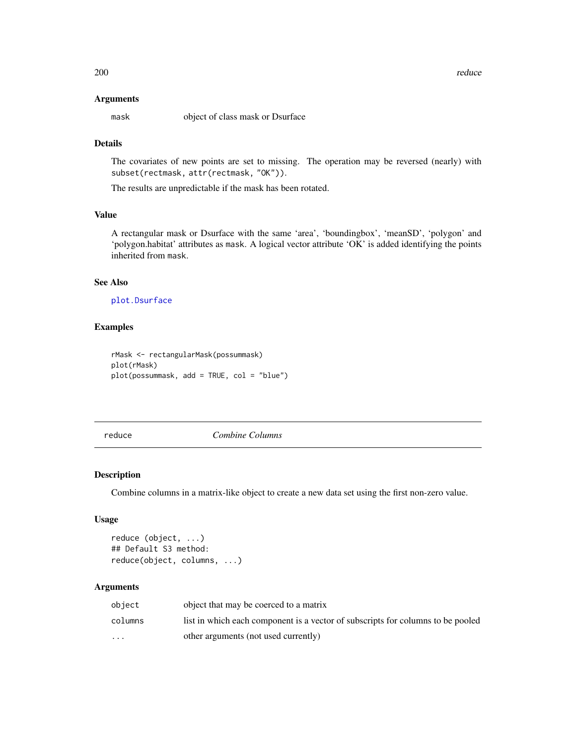### Arguments

| | |
|---|---|
| mask | object of class mask or Dsurface |

### Details

The covariates of new points are set to missing. The operation may be reversed (nearly) with `subset(rectmask, attr(rectmask, "OK"))`.

The results are unpredictable if the mask has been rotated.

### Value

A rectangular mask or Dsurface with the same 'area', 'boundingbox', 'meanSD', 'polygon' and 'polygon.habitat' attributes as `mask`. A logical vector attribute 'OK' is added identifying the points inherited from `mask`.

### See Also

`plot.Dsurface`

### Examples

```
rMask <- rectangularMask(possummask)
plot(rMask)
plot(possummask, add = TRUE, col = "blue")
```

---

## reduce *Combine Columns*

---

### Description

Combine columns in a matrix-like object to create a new data set using the first non-zero value.

### Usage

```
reduce (object, ...)
## Default S3 method:
reduce(object, columns, ...)
```

### Arguments

| | |
|---|---|
| object | object that may be coerced to a matrix |
| columns | list in which each component is a vector of subscripts for columns to be pooled |
| ... | other arguments (not used currently) |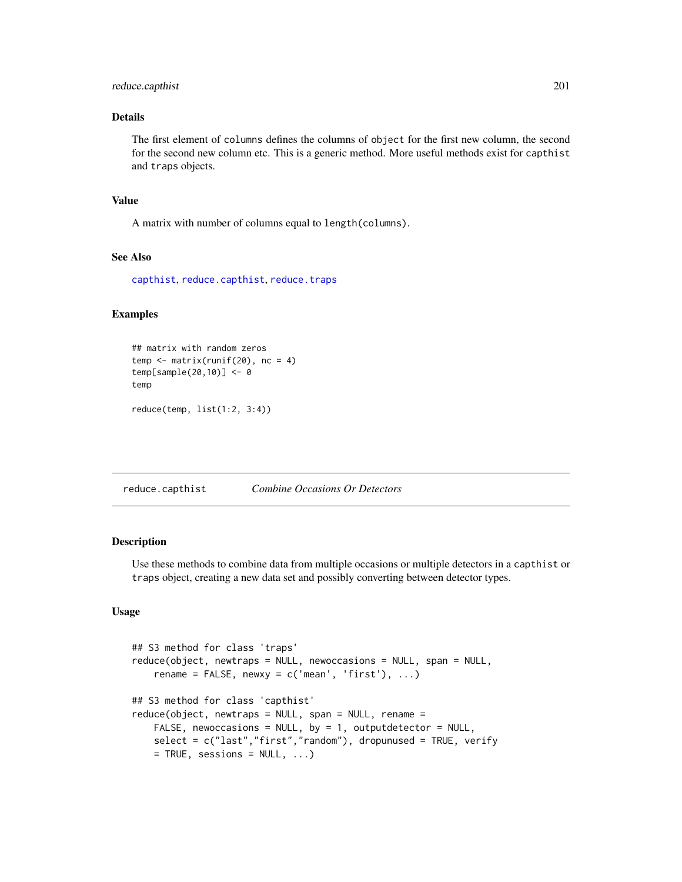### Details

The first element of `columns` defines the columns of `object` for the first new column, the second for the second new column etc. This is a generic method. More useful methods exist for `capthist` and `traps` objects.

### Value

A matrix with number of columns equal to `length(columns)`.

### See Also

`capthist`, `reduce.capthist`, `reduce.traps`

### Examples

```
## matrix with random zeros
temp <- matrix(runif(20), nc = 4)
temp[sample(20,10)] <- 0
temp

reduce(temp, list(1:2, 3:4))
```

---

## reduce.capthist — *Combine Occasions Or Detectors*

### Description

Use these methods to combine data from multiple occasions or multiple detectors in a `capthist` or `traps` object, creating a new data set and possibly converting between detector types.

### Usage

```
## S3 method for class 'traps'
reduce(object, newtraps = NULL, newoccasions = NULL, span = NULL,
    rename = FALSE, newxy = c('mean', 'first'), ...)

## S3 method for class 'capthist'
reduce(object, newtraps = NULL, span = NULL, rename =
    FALSE, newoccasions = NULL, by = 1, outputdetector = NULL,
    select = c("last","first","random"), dropunused = TRUE, verify
    = TRUE, sessions = NULL, ...)
```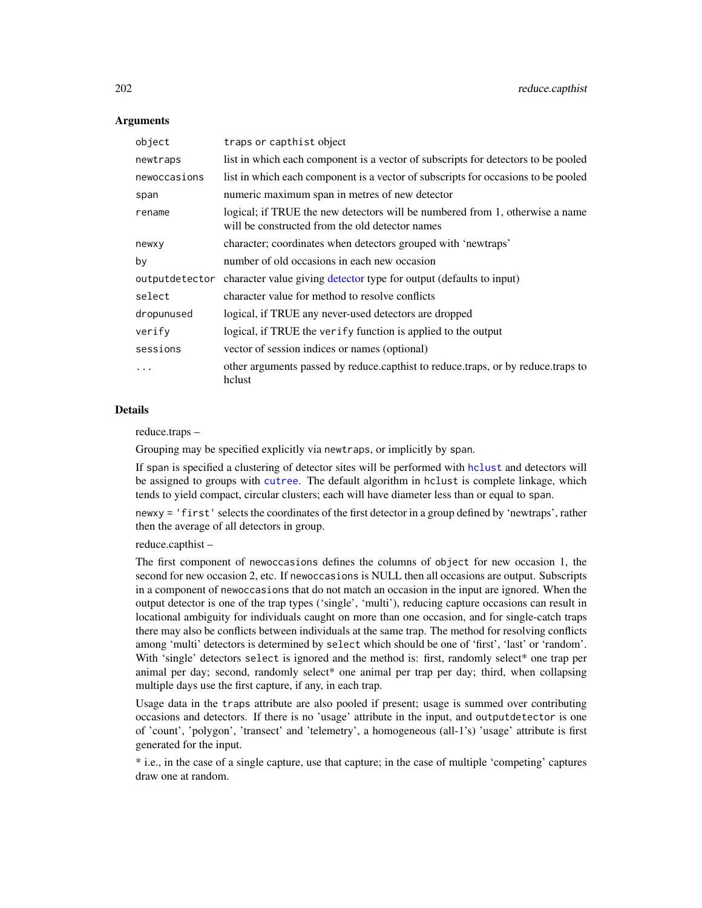## Arguments

| | |
|---|---|
| `object` | `traps` or `capthist` object |
| `newtraps` | list in which each component is a vector of subscripts for detectors to be pooled |
| `newoccasions` | list in which each component is a vector of subscripts for occasions to be pooled |
| `span` | numeric maximum span in metres of new detector |
| `rename` | logical; if TRUE the new detectors will be numbered from 1, otherwise a name will be constructed from the old detector names |
| `newxy` | character; coordinates when detectors grouped with 'newtraps' |
| `by` | number of old occasions in each new occasion |
| `outputdetector` | character value giving detector type for output (defaults to input) |
| `select` | character value for method to resolve conflicts |
| `dropunused` | logical, if TRUE any never-used detectors are dropped |
| `verify` | logical, if TRUE the `verify` function is applied to the output |
| `sessions` | vector of session indices or names (optional) |
| `...` | other arguments passed by reduce.capthist to reduce.traps, or by reduce.traps to hclust |

## Details

reduce.traps –

Grouping may be specified explicitly via `newtraps`, or implicitly by `span`.

If `span` is specified a clustering of detector sites will be performed with `hclust` and detectors will be assigned to groups with `cutree`. The default algorithm in hclust is complete linkage, which tends to yield compact, circular clusters; each will have diameter less than or equal to `span`.

`newxy = 'first'` selects the coordinates of the first detector in a group defined by 'newtraps', rather then the average of all detectors in group.

reduce.capthist –

The first component of `newoccasions` defines the columns of `object` for new occasion 1, the second for new occasion 2, etc. If `newoccasions` is NULL then all occasions are output. Subscripts in a component of `newoccasions` that do not match an occasion in the input are ignored. When the output detector is one of the trap types ('single', 'multi'), reducing capture occasions can result in locational ambiguity for individuals caught on more than one occasion, and for single-catch traps there may also be conflicts between individuals at the same trap. The method for resolving conflicts among 'multi' detectors is determined by `select` which should be one of 'first', 'last' or 'random'. With 'single' detectors `select` is ignored and the method is: first, randomly select* one trap per animal per day; second, randomly select* one animal per trap per day; third, when collapsing multiple days use the first capture, if any, in each trap.

Usage data in the `traps` attribute are also pooled if present; usage is summed over contributing occasions and detectors. If there is no 'usage' attribute in the input, and `outputdetector` is one of 'count', 'polygon', 'transect' and 'telemetry', a homogeneous (all-1's) 'usage' attribute is first generated for the input.

* i.e., in the case of a single capture, use that capture; in the case of multiple 'competing' captures draw one at random.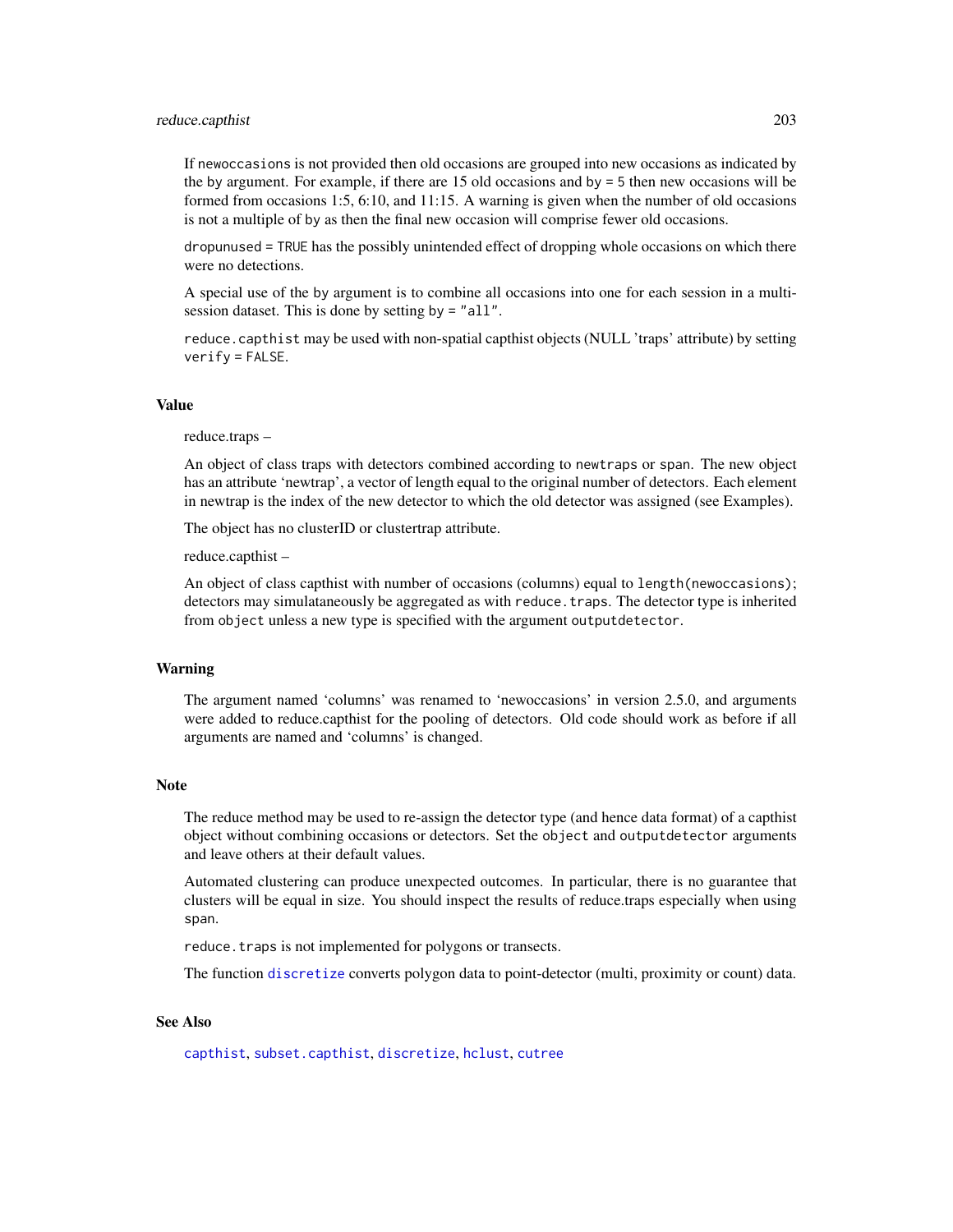If `newoccasions` is not provided then old occasions are grouped into new occasions as indicated by the `by` argument. For example, if there are 15 old occasions and `by = 5` then new occasions will be formed from occasions 1:5, 6:10, and 11:15. A warning is given when the number of old occasions is not a multiple of `by` as then the final new occasion will comprise fewer old occasions.

`dropunused = TRUE` has the possibly unintended effect of dropping whole occasions on which there were no detections.

A special use of the `by` argument is to combine all occasions into one for each session in a multi-session dataset. This is done by setting `by = "all"`.

`reduce.capthist` may be used with non-spatial capthist objects (NULL 'traps' attribute) by setting `verify = FALSE`.

## Value

reduce.traps –

An object of class traps with detectors combined according to `newtraps` or `span`. The new object has an attribute 'newtrap', a vector of length equal to the original number of detectors. Each element in newtrap is the index of the new detector to which the old detector was assigned (see Examples).

The object has no clusterID or clustertrap attribute.

reduce.capthist –

An object of class capthist with number of occasions (columns) equal to `length(newoccasions)`; detectors may simulataneously be aggregated as with `reduce.traps`. The detector type is inherited from `object` unless a new type is specified with the argument `outputdetector`.

## Warning

The argument named 'columns' was renamed to 'newoccasions' in version 2.5.0, and arguments were added to reduce.capthist for the pooling of detectors. Old code should work as before if all arguments are named and 'columns' is changed.

## Note

The reduce method may be used to re-assign the detector type (and hence data format) of a capthist object without combining occasions or detectors. Set the `object` and `outputdetector` arguments and leave others at their default values.

Automated clustering can produce unexpected outcomes. In particular, there is no guarantee that clusters will be equal in size. You should inspect the results of reduce.traps especially when using `span`.

`reduce.traps` is not implemented for polygons or transects.

The function `discretize` converts polygon data to point-detector (multi, proximity or count) data.

## See Also

`capthist`, `subset.capthist`, `discretize`, `hclust`, `cutree`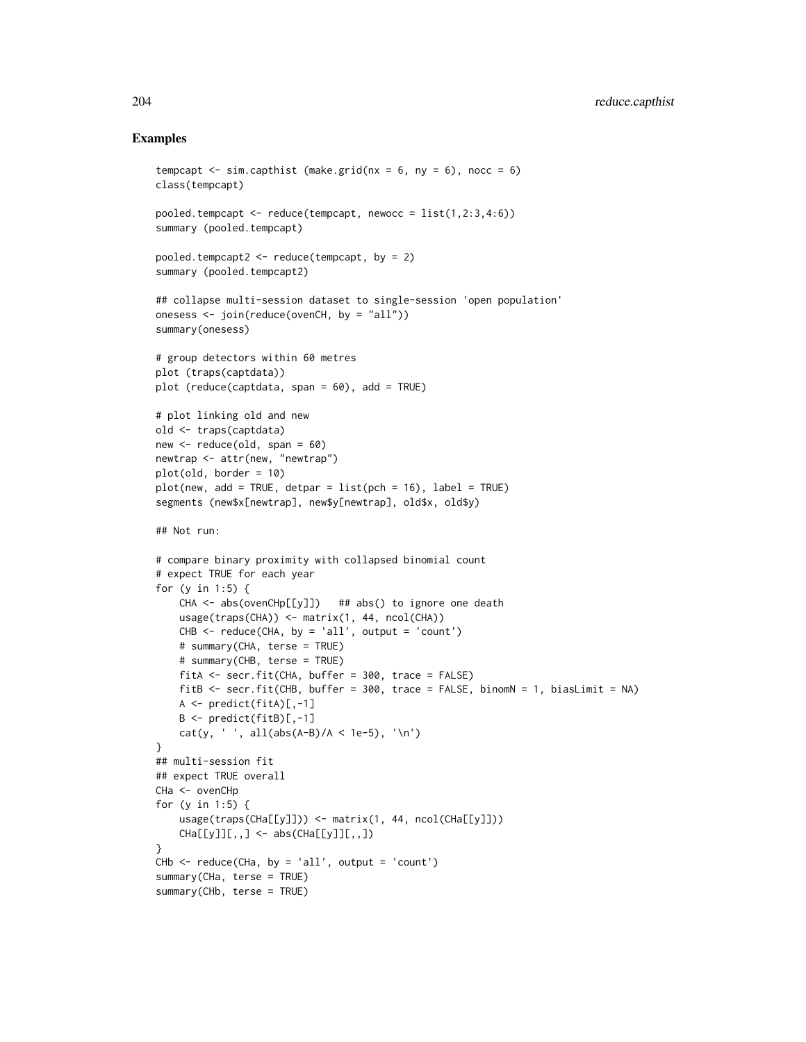## Examples

```
tempcapt <- sim.capthist (make.grid(nx = 6, ny = 6), nocc = 6)
class(tempcapt)

pooled.tempcapt <- reduce(tempcapt, newocc = list(1,2:3,4:6))
summary (pooled.tempcapt)

pooled.tempcapt2 <- reduce(tempcapt, by = 2)
summary (pooled.tempcapt2)

## collapse multi-session dataset to single-session 'open population'
onesess <- join(reduce(ovenCH, by = "all"))
summary(onesess)

# group detectors within 60 metres
plot (traps(captdata))
plot (reduce(captdata, span = 60), add = TRUE)

# plot linking old and new
old <- traps(captdata)
new <- reduce(old, span = 60)
newtrap <- attr(new, "newtrap")
plot(old, border = 10)
plot(new, add = TRUE, detpar = list(pch = 16), label = TRUE)
segments (new$x[newtrap], new$y[newtrap], old$x, old$y)

## Not run:

# compare binary proximity with collapsed binomial count
# expect TRUE for each year
for (y in 1:5) {
    CHA <- abs(ovenCHp[[y]])   ## abs() to ignore one death
    usage(traps(CHA)) <- matrix(1, 44, ncol(CHA))
    CHB <- reduce(CHA, by = 'all', output = 'count')
    # summary(CHA, terse = TRUE)
    # summary(CHB, terse = TRUE)
    fitA <- secr.fit(CHA, buffer = 300, trace = FALSE)
    fitB <- secr.fit(CHB, buffer = 300, trace = FALSE, binomN = 1, biasLimit = NA)
    A <- predict(fitA)[,-1]
    B <- predict(fitB)[,-1]
    cat(y, ' ', all(abs(A-B)/A < 1e-5), '\n')
}
## multi-session fit
## expect TRUE overall
CHa <- ovenCHp
for (y in 1:5) {
    usage(traps(CHa[[y]])) <- matrix(1, 44, ncol(CHa[[y]]))
    CHa[[y]][,,] <- abs(CHa[[y]][,,])
}
CHb <- reduce(CHa, by = 'all', output = 'count')
summary(CHa, terse = TRUE)
summary(CHb, terse = TRUE)
```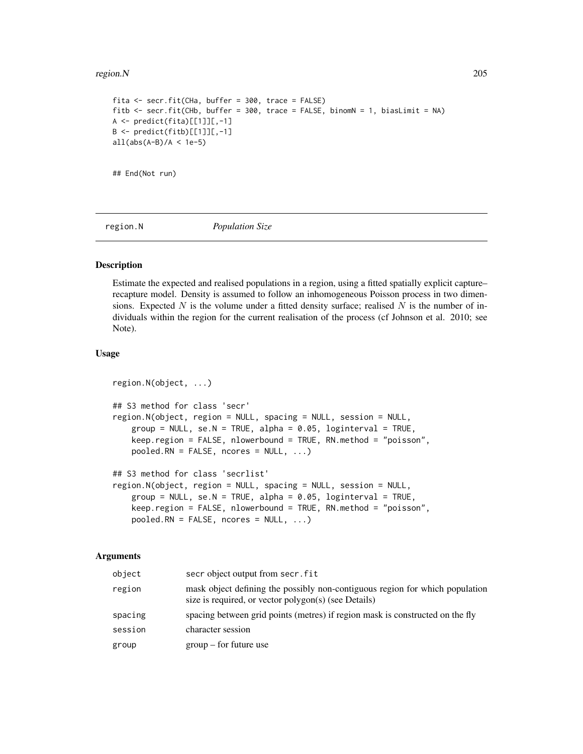```
fita <- secr.fit(CHa, buffer = 300, trace = FALSE)
fitb <- secr.fit(CHb, buffer = 300, trace = FALSE, binomN = 1, biasLimit = NA)
A <- predict(fita)[[1]][,-1]
B <- predict(fitb)[[1]][,-1]
all(abs(A-B)/A < 1e-5)


## End(Not run)
```

---

region.N    *Population Size*

---

## Description

Estimate the expected and realised populations in a region, using a fitted spatially explicit capture–recapture model. Density is assumed to follow an inhomogeneous Poisson process in two dimensions. Expected $N$ is the volume under a fitted density surface; realised $N$ is the number of individuals within the region for the current realisation of the process (cf Johnson et al. 2010; see Note).

## Usage

```
region.N(object, ...)

## S3 method for class 'secr'
region.N(object, region = NULL, spacing = NULL, session = NULL,
    group = NULL, se.N = TRUE, alpha = 0.05, loginterval = TRUE,
    keep.region = FALSE, nlowerbound = TRUE, RN.method = "poisson",
    pooled.RN = FALSE, ncores = NULL, ...)

## S3 method for class 'secrlist'
region.N(object, region = NULL, spacing = NULL, session = NULL,
    group = NULL, se.N = TRUE, alpha = 0.05, loginterval = TRUE,
    keep.region = FALSE, nlowerbound = TRUE, RN.method = "poisson",
    pooled.RN = FALSE, ncores = NULL, ...)
```

## Arguments

| | |
|---|---|
| object | secr object output from secr.fit |
| region | mask object defining the possibly non-contiguous region for which population size is required, or vector polygon(s) (see Details) |
| spacing | spacing between grid points (metres) if region mask is constructed on the fly |
| session | character session |
| group | group – for future use |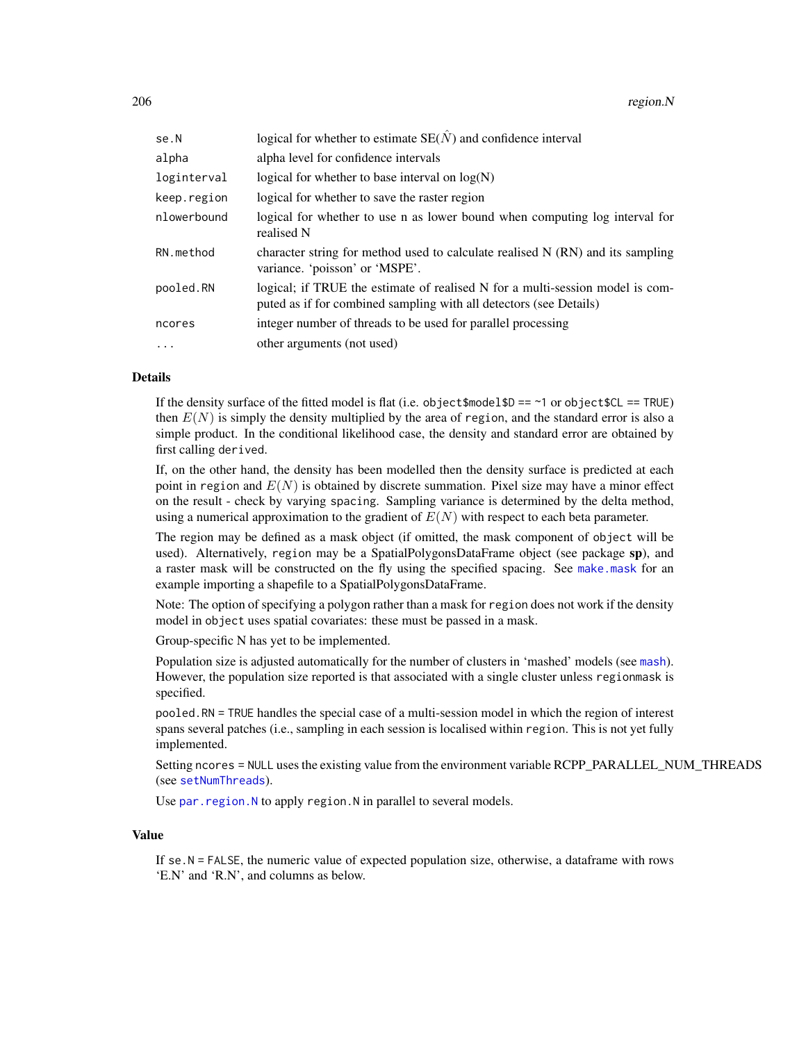| | |
|---|---|
| se.N | logical for whether to estimate SE($\hat{N}$) and confidence interval |
| alpha | alpha level for confidence intervals |
| loginterval | logical for whether to base interval on log(N) |
| keep.region | logical for whether to save the raster region |
| nlowerbound | logical for whether to use n as lower bound when computing log interval for realised N |
| RN.method | character string for method used to calculate realised N (RN) and its sampling variance. 'poisson' or 'MSPE'. |
| pooled.RN | logical; if TRUE the estimate of realised N for a multi-session model is computed as if for combined sampling with all detectors (see Details) |
| ncores | integer number of threads to be used for parallel processing |
| ... | other arguments (not used) |

### Details

If the density surface of the fitted model is flat (i.e. `object$model$D == ~1` or `object$CL == TRUE`) then $E(N)$ is simply the density multiplied by the area of `region`, and the standard error is also a simple product. In the conditional likelihood case, the density and standard error are obtained by first calling `derived`.

If, on the other hand, the density has been modelled then the density surface is predicted at each point in `region` and $E(N)$ is obtained by discrete summation. Pixel size may have a minor effect on the result - check by varying `spacing`. Sampling variance is determined by the delta method, using a numerical approximation to the gradient of $E(N)$ with respect to each beta parameter.

The region may be defined as a mask object (if omitted, the mask component of `object` will be used). Alternatively, `region` may be a SpatialPolygonsDataFrame object (see package **sp**), and a raster mask will be constructed on the fly using the specified spacing. See `make.mask` for an example importing a shapefile to a SpatialPolygonsDataFrame.

Note: The option of specifying a polygon rather than a mask for `region` does not work if the density model in `object` uses spatial covariates: these must be passed in a mask.

Group-specific N has yet to be implemented.

Population size is adjusted automatically for the number of clusters in 'mashed' models (see `mash`). However, the population size reported is that associated with a single cluster unless `regionmask` is specified.

`pooled.RN = TRUE` handles the special case of a multi-session model in which the region of interest spans several patches (i.e., sampling in each session is localised within `region`. This is not yet fully implemented.

Setting `ncores = NULL` uses the existing value from the environment variable RCPP_PARALLEL_NUM_THREADS (see `setNumThreads`).

Use `par.region.N` to apply `region.N` in parallel to several models.

### Value

If `se.N = FALSE`, the numeric value of expected population size, otherwise, a dataframe with rows 'E.N' and 'R.N', and columns as below.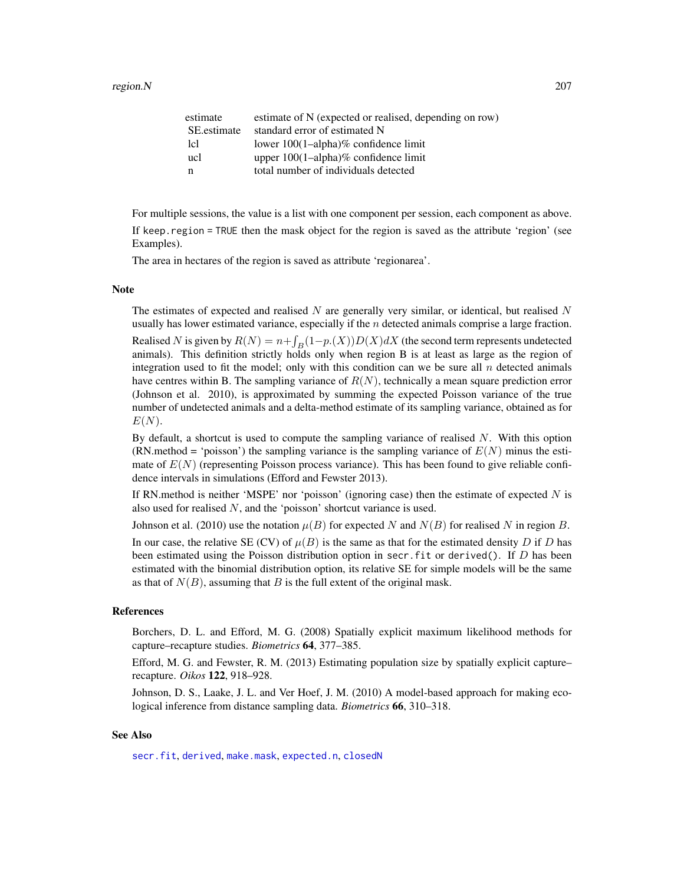| | |
|---|---|
| estimate | estimate of N (expected or realised, depending on row) |
| SE.estimate | standard error of estimated N |
| lcl | lower 100(1–alpha)% confidence limit |
| ucl | upper 100(1–alpha)% confidence limit |
| n | total number of individuals detected |

For multiple sessions, the value is a list with one component per session, each component as above.

If `keep.region = TRUE` then the mask object for the region is saved as the attribute 'region' (see Examples).

The area in hectares of the region is saved as attribute 'regionarea'.

## Note

The estimates of expected and realised $N$ are generally very similar, or identical, but realised $N$ usually has lower estimated variance, especially if the $n$ detected animals comprise a large fraction.

Realised $N$ is given by $R(N) = n + \int_B (1 - p.(X)) D(X) dX$ (the second term represents undetected animals). This definition strictly holds only when region B is at least as large as the region of integration used to fit the model; only with this condition can we be sure all $n$ detected animals have centres within B. The sampling variance of $R(N)$, technically a mean square prediction error (Johnson et al. 2010), is approximated by summing the expected Poisson variance of the true number of undetected animals and a delta-method estimate of its sampling variance, obtained as for $E(N)$.

By default, a shortcut is used to compute the sampling variance of realised $N$. With this option (RN.method = 'poisson') the sampling variance is the sampling variance of $E(N)$ minus the estimate of $E(N)$ (representing Poisson process variance). This has been found to give reliable confidence intervals in simulations (Efford and Fewster 2013).

If RN.method is neither 'MSPE' nor 'poisson' (ignoring case) then the estimate of expected $N$ is also used for realised $N$, and the 'poisson' shortcut variance is used.

Johnson et al. (2010) use the notation $\mu(B)$ for expected $N$ and $N(B)$ for realised $N$ in region $B$.

In our case, the relative SE (CV) of $\mu(B)$ is the same as that for the estimated density $D$ if $D$ has been estimated using the Poisson distribution option in `secr.fit` or `derived()`. If $D$ has been estimated with the binomial distribution option, its relative SE for simple models will be the same as that of $N(B)$, assuming that $B$ is the full extent of the original mask.

## References

Borchers, D. L. and Efford, M. G. (2008) Spatially explicit maximum likelihood methods for capture–recapture studies. *Biometrics* **64**, 377–385.

Efford, M. G. and Fewster, R. M. (2013) Estimating population size by spatially explicit capture–recapture. *Oikos* **122**, 918–928.

Johnson, D. S., Laake, J. L. and Ver Hoef, J. M. (2010) A model-based approach for making ecological inference from distance sampling data. *Biometrics* **66**, 310–318.

## See Also

`secr.fit`, `derived`, `make.mask`, `expected.n`, `closedN`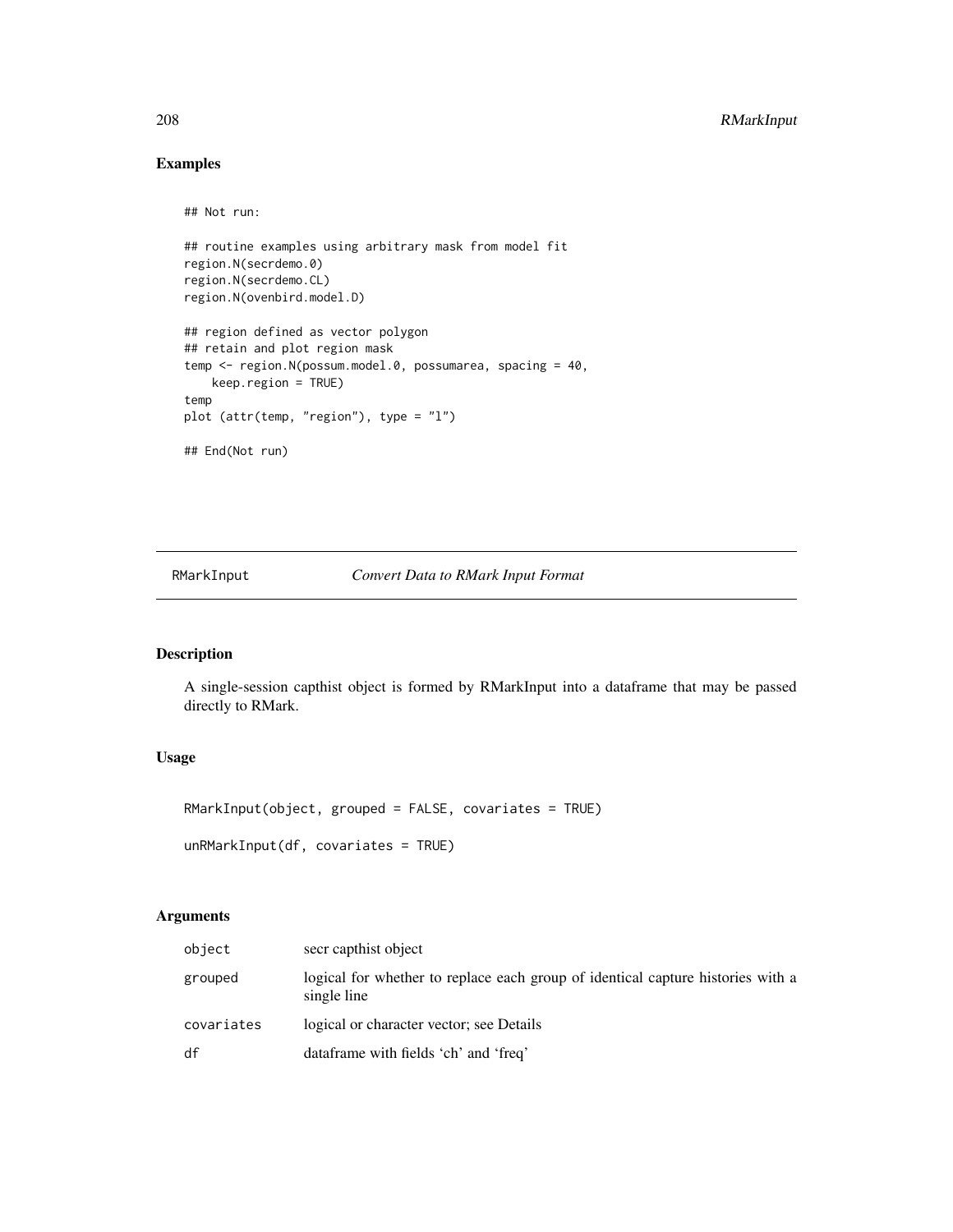## Examples

```
## Not run:

## routine examples using arbitrary mask from model fit
region.N(secrdemo.0)
region.N(secrdemo.CL)
region.N(ovenbird.model.D)

## region defined as vector polygon
## retain and plot region mask
temp <- region.N(possum.model.0, possumarea, spacing = 40,
    keep.region = TRUE)
temp
plot (attr(temp, "region"), type = "l")

## End(Not run)
```

---

# RMarkInput — *Convert Data to RMark Input Format*

---

## Description

A single-session capthist object is formed by RMarkInput into a dataframe that may be passed directly to RMark.

## Usage

```
RMarkInput(object, grouped = FALSE, covariates = TRUE)

unRMarkInput(df, covariates = TRUE)
```

## Arguments

| | |
|---|---|
| object | secr capthist object |
| grouped | logical for whether to replace each group of identical capture histories with a single line |
| covariates | logical or character vector; see Details |
| df | dataframe with fields 'ch' and 'freq' |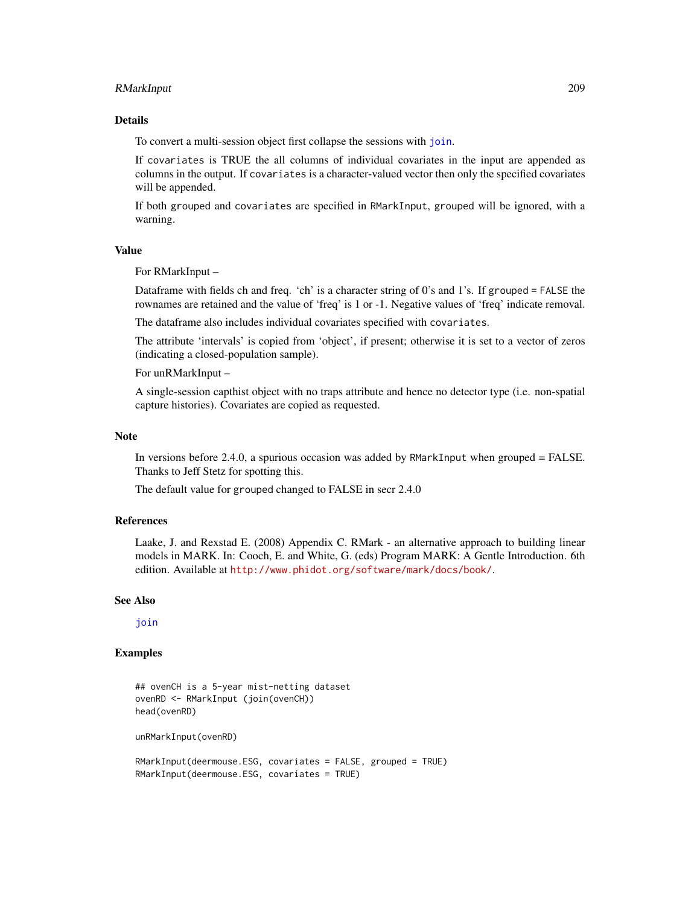## Details

To convert a multi-session object first collapse the sessions with `join`.

If `covariates` is TRUE the all columns of individual covariates in the input are appended as columns in the output. If `covariates` is a character-valued vector then only the specified covariates will be appended.

If both `grouped` and `covariates` are specified in `RMarkInput`, `grouped` will be ignored, with a warning.

## Value

For RMarkInput –

Dataframe with fields ch and freq. 'ch' is a character string of 0's and 1's. If `grouped = FALSE` the rownames are retained and the value of 'freq' is 1 or -1. Negative values of 'freq' indicate removal.

The dataframe also includes individual covariates specified with `covariates`.

The attribute 'intervals' is copied from 'object', if present; otherwise it is set to a vector of zeros (indicating a closed-population sample).

For unRMarkInput –

A single-session capthist object with no traps attribute and hence no detector type (i.e. non-spatial capture histories). Covariates are copied as requested.

## Note

In versions before 2.4.0, a spurious occasion was added by `RMarkInput` when grouped = FALSE. Thanks to Jeff Stetz for spotting this.

The default value for `grouped` changed to FALSE in secr 2.4.0

## References

Laake, J. and Rexstad E. (2008) Appendix C. RMark - an alternative approach to building linear models in MARK. In: Cooch, E. and White, G. (eds) Program MARK: A Gentle Introduction. 6th edition. Available at http://www.phidot.org/software/mark/docs/book/.

## See Also

`join`

## Examples

```
## ovenCH is a 5-year mist-netting dataset
ovenRD <- RMarkInput (join(ovenCH))
head(ovenRD)

unRMarkInput(ovenRD)

RMarkInput(deermouse.ESG, covariates = FALSE, grouped = TRUE)
RMarkInput(deermouse.ESG, covariates = TRUE)
```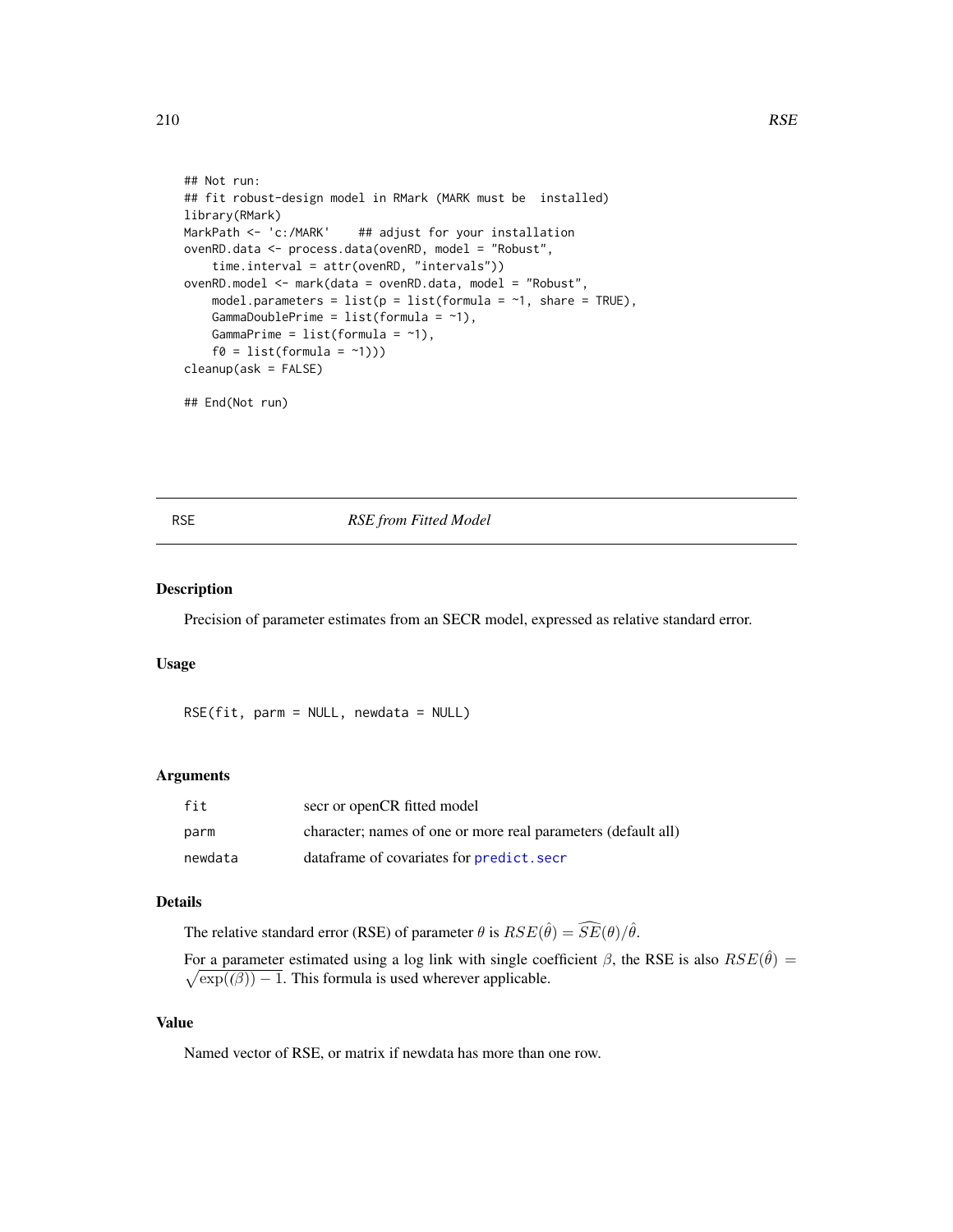```
## Not run:
## fit robust-design model in RMark (MARK must be  installed)
library(RMark)
MarkPath <- 'c:/MARK'    ## adjust for your installation
ovenRD.data <- process.data(ovenRD, model = "Robust",
    time.interval = attr(ovenRD, "intervals"))
ovenRD.model <- mark(data = ovenRD.data, model = "Robust",
    model.parameters = list(p = list(formula = ~1, share = TRUE),
    GammaDoublePrime = list(formula = ~1),
    GammaPrime = list(formula = ~1),
    f0 = list(formula = ~1)))
cleanup(ask = FALSE)

## End(Not run)
```

---

RSE *RSE from Fitted Model*

---

## Description

Precision of parameter estimates from an SECR model, expressed as relative standard error.

## Usage

```
RSE(fit, parm = NULL, newdata = NULL)
```

## Arguments

| | |
|---|---|
| fit | secr or openCR fitted model |
| parm | character; names of one or more real parameters (default all) |
| newdata | dataframe of covariates for predict.secr |

## Details

The relative standard error (RSE) of parameter $\theta$ is $RSE(\hat{\theta}) = \widehat{SE}(\theta)/\hat{\theta}$.

For a parameter estimated using a log link with single coefficient $\beta$, the RSE is also $RSE(\hat{\theta}) = \sqrt{\exp((\beta)) - 1}$. This formula is used wherever applicable.

## Value

Named vector of RSE, or matrix if newdata has more than one row.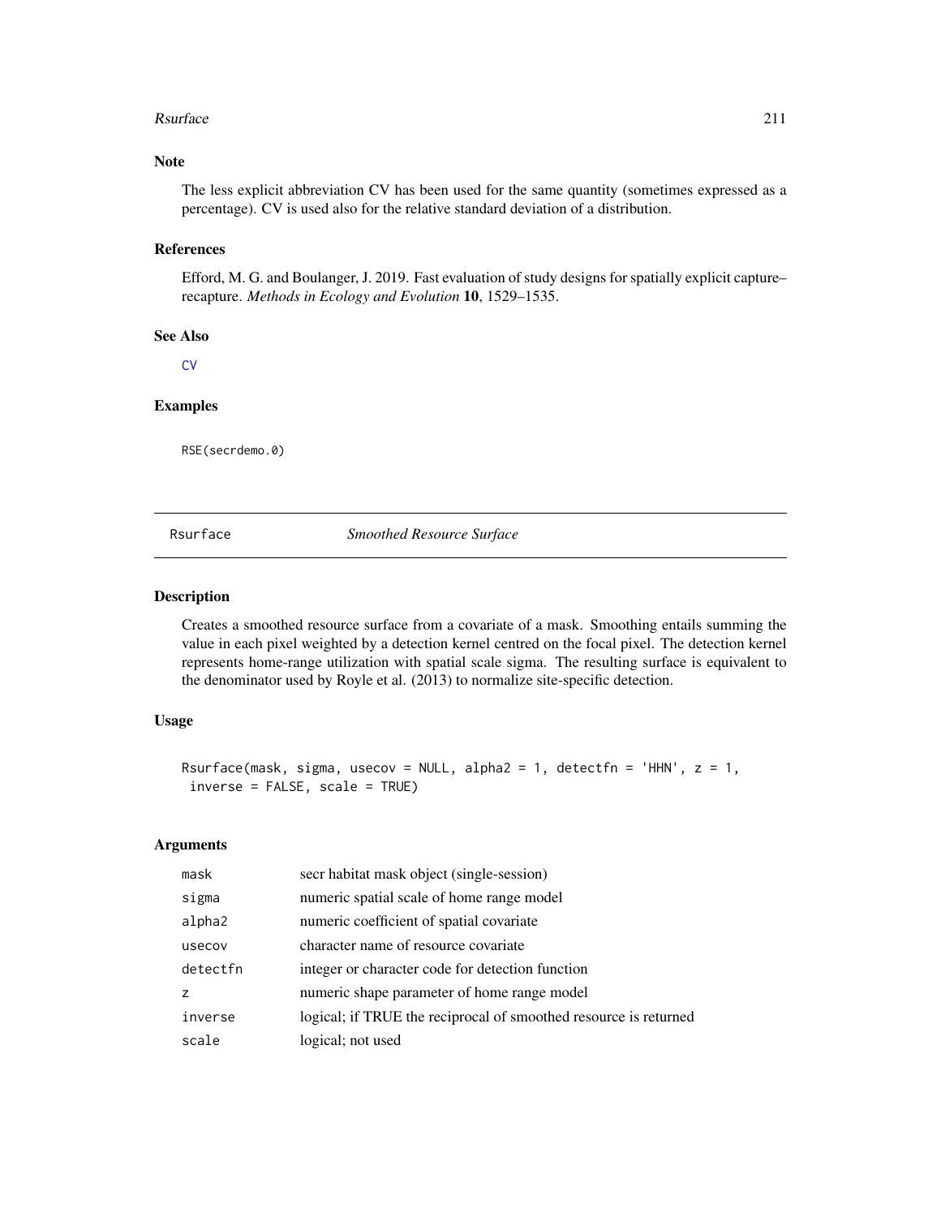## Note

The less explicit abbreviation CV has been used for the same quantity (sometimes expressed as a percentage). CV is used also for the relative standard deviation of a distribution.

## References

Efford, M. G. and Boulanger, J. 2019. Fast evaluation of study designs for spatially explicit capture–recapture. *Methods in Ecology and Evolution* **10**, 1529–1535.

## See Also

CV

## Examples

```
RSE(secrdemo.0)
```

---

# Rsurface — *Smoothed Resource Surface*

## Description

Creates a smoothed resource surface from a covariate of a mask. Smoothing entails summing the value in each pixel weighted by a detection kernel centred on the focal pixel. The detection kernel represents home-range utilization with spatial scale sigma. The resulting surface is equivalent to the denominator used by Royle et al. (2013) to normalize site-specific detection.

## Usage

```
Rsurface(mask, sigma, usecov = NULL, alpha2 = 1, detectfn = 'HHN', z = 1,
 inverse = FALSE, scale = TRUE)
```

## Arguments

| | |
|---|---|
| mask | secr habitat mask object (single-session) |
| sigma | numeric spatial scale of home range model |
| alpha2 | numeric coefficient of spatial covariate |
| usecov | character name of resource covariate |
| detectfn | integer or character code for detection function |
| z | numeric shape parameter of home range model |
| inverse | logical; if TRUE the reciprocal of smoothed resource is returned |
| scale | logical; not used |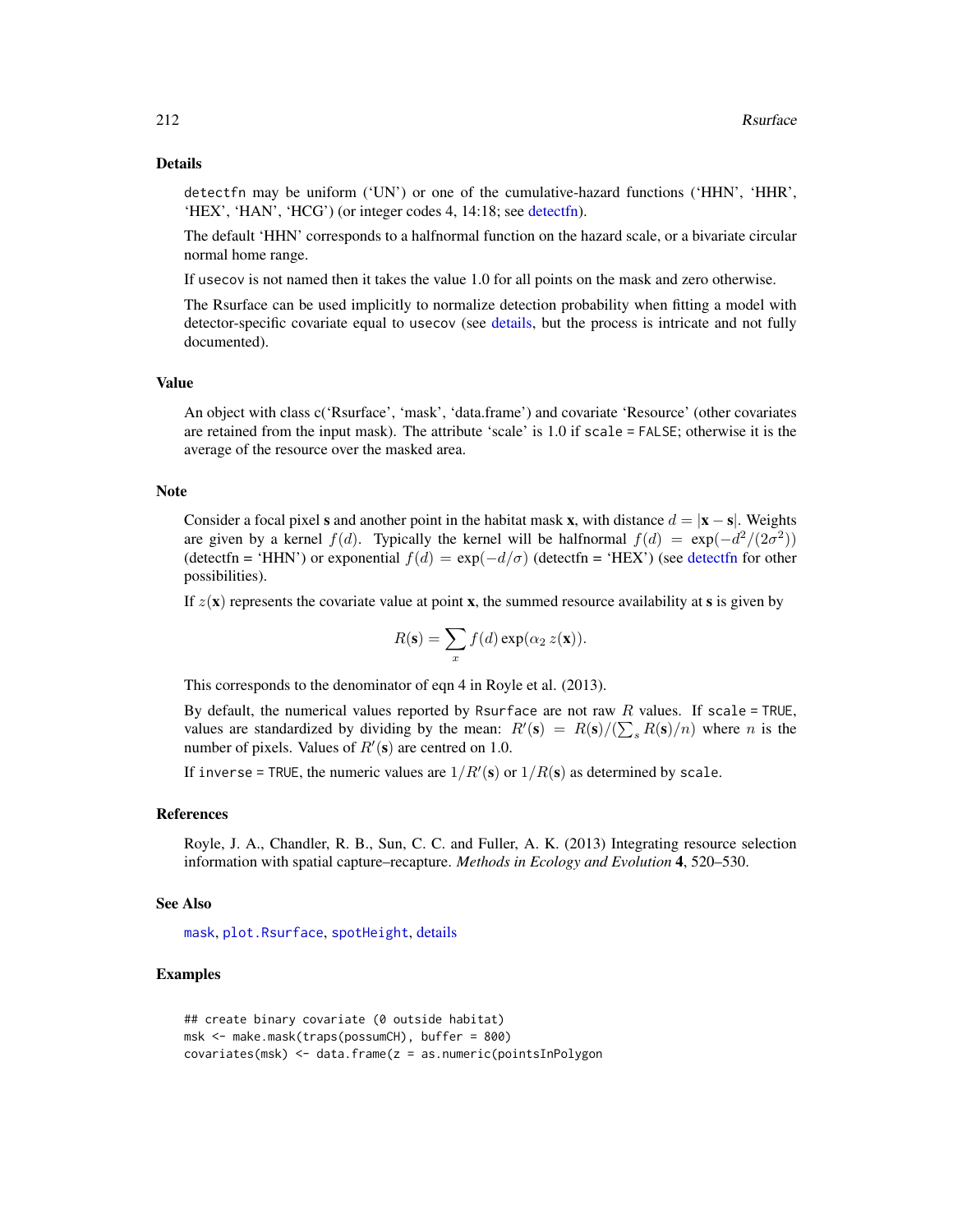### Details

`detectfn` may be uniform ('UN') or one of the cumulative-hazard functions ('HHN', 'HHR', 'HEX', 'HAN', 'HCG') (or integer codes 4, 14:18; see detectfn).

The default 'HHN' corresponds to a halfnormal function on the hazard scale, or a bivariate circular normal home range.

If `usecov` is not named then it takes the value 1.0 for all points on the mask and zero otherwise.

The Rsurface can be used implicitly to normalize detection probability when fitting a model with detector-specific covariate equal to `usecov` (see details, but the process is intricate and not fully documented).

### Value

An object with class c('Rsurface', 'mask', 'data.frame') and covariate 'Resource' (other covariates are retained from the input mask). The attribute 'scale' is 1.0 if `scale = FALSE`; otherwise it is the average of the resource over the masked area.

### Note

Consider a focal pixel **s** and another point in the habitat mask **x**, with distance $d = |\mathbf{x} - \mathbf{s}|$. Weights are given by a kernel $f(d)$. Typically the kernel will be halfnormal $f(d) = \exp(-d^2/(2\sigma^2))$ (detectfn = 'HHN') or exponential $f(d) = \exp(-d/\sigma)$ (detectfn = 'HEX') (see detectfn for other possibilities).

If $z(\mathbf{x})$ represents the covariate value at point **x**, the summed resource availability at **s** is given by

$$R(\mathbf{s}) = \sum_x f(d) \exp(\alpha_2 \, z(\mathbf{x})).$$

This corresponds to the denominator of eqn 4 in Royle et al. (2013).

By default, the numerical values reported by `Rsurface` are not raw $R$ values. If `scale = TRUE`, values are standardized by dividing by the mean: $R'(\mathbf{s}) = R(\mathbf{s})/(\sum_s R(\mathbf{s})/n)$ where $n$ is the number of pixels. Values of $R'(\mathbf{s})$ are centred on 1.0.

If `inverse = TRUE`, the numeric values are $1/R'(\mathbf{s})$ or $1/R(\mathbf{s})$ as determined by `scale`.

### References

Royle, J. A., Chandler, R. B., Sun, C. C. and Fuller, A. K. (2013) Integrating resource selection information with spatial capture–recapture. *Methods in Ecology and Evolution* **4**, 520–530.

### See Also

`mask`, `plot.Rsurface`, `spotHeight`, details

### Examples

```
## create binary covariate (0 outside habitat)
msk <- make.mask(traps(possumCH), buffer = 800)
covariates(msk) <- data.frame(z = as.numeric(pointsInPolygon
```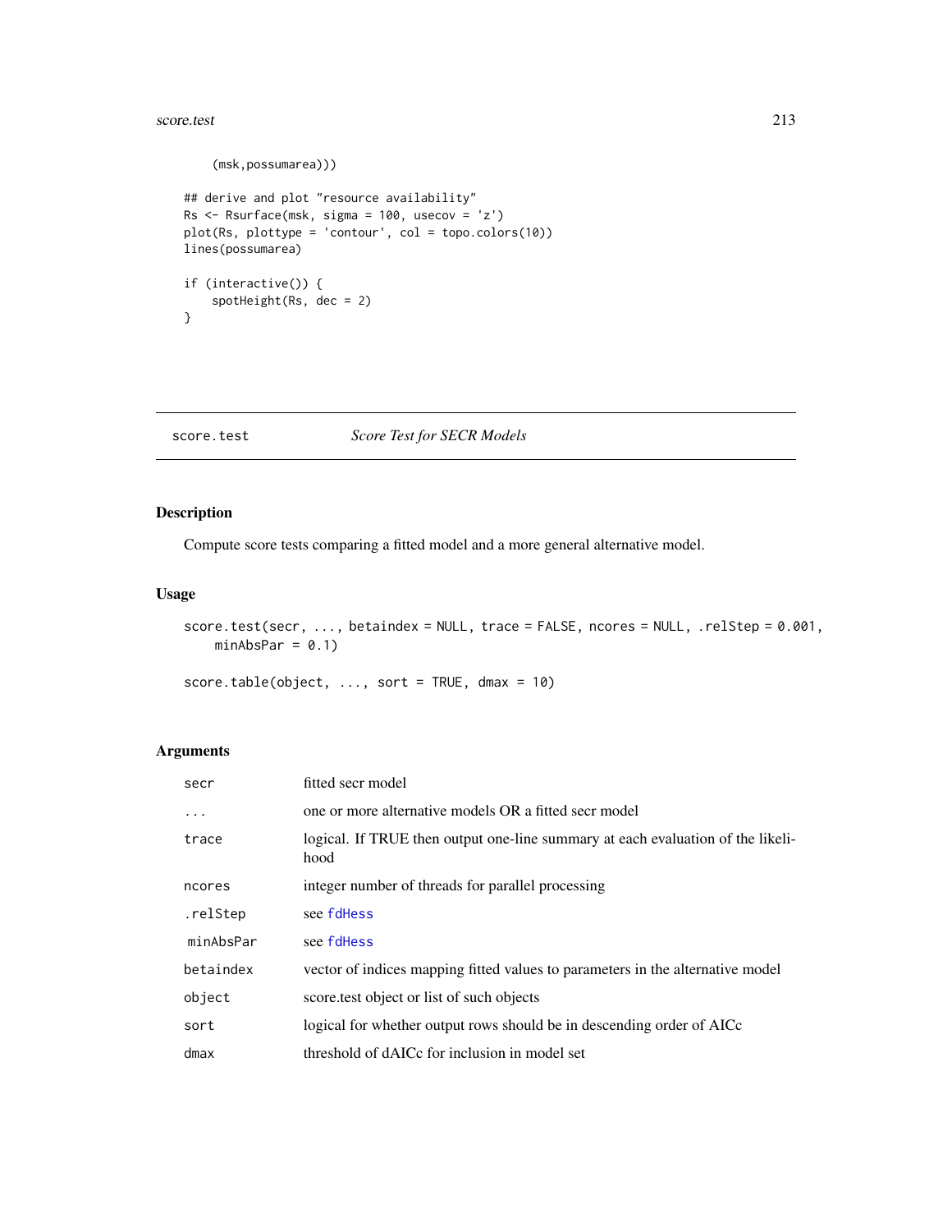```
    (msk,possumarea)))

## derive and plot "resource availability"
Rs <- Rsurface(msk, sigma = 100, usecov = 'z')
plot(Rs, plottype = 'contour', col = topo.colors(10))
lines(possumarea)

if (interactive()) {
    spotHeight(Rs, dec = 2)
}
```

---

score.test    *Score Test for SECR Models*

---

## Description

Compute score tests comparing a fitted model and a more general alternative model.

## Usage

```
score.test(secr, ..., betaindex = NULL, trace = FALSE, ncores = NULL, .relStep = 0.001,
    minAbsPar = 0.1)

score.table(object, ..., sort = TRUE, dmax = 10)
```

## Arguments

| | |
|---|---|
| secr | fitted secr model |
| ... | one or more alternative models OR a fitted secr model |
| trace | logical. If TRUE then output one-line summary at each evaluation of the likelihood |
| ncores | integer number of threads for parallel processing |
| .relStep | see fdHess |
| minAbsPar | see fdHess |
| betaindex | vector of indices mapping fitted values to parameters in the alternative model |
| object | score.test object or list of such objects |
| sort | logical for whether output rows should be in descending order of AICc |
| dmax | threshold of dAICc for inclusion in model set |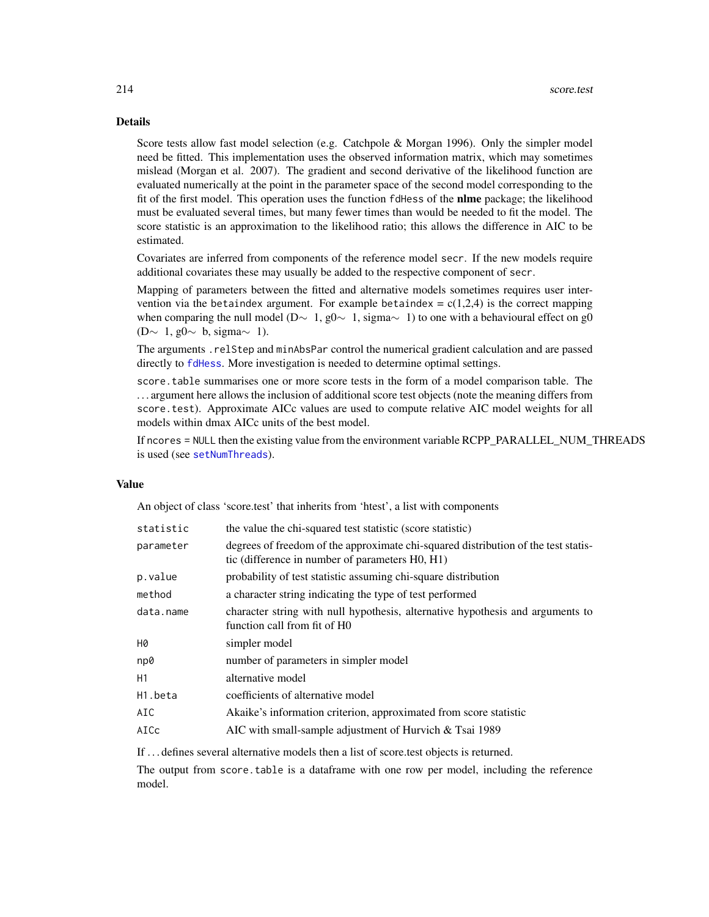### Details

Score tests allow fast model selection (e.g. Catchpole & Morgan 1996). Only the simpler model need be fitted. This implementation uses the observed information matrix, which may sometimes mislead (Morgan et al. 2007). The gradient and second derivative of the likelihood function are evaluated numerically at the point in the parameter space of the second model corresponding to the fit of the first model. This operation uses the function `fdHess` of the **nlme** package; the likelihood must be evaluated several times, but many fewer times than would be needed to fit the model. The score statistic is an approximation to the likelihood ratio; this allows the difference in AIC to be estimated.

Covariates are inferred from components of the reference model `secr`. If the new models require additional covariates these may usually be added to the respective component of `secr`.

Mapping of parameters between the fitted and alternative models sometimes requires user intervention via the `betaindex` argument. For example `betaindex = c(1,2,4)` is the correct mapping when comparing the null model (D~ 1, g0~ 1, sigma~ 1) to one with a behavioural effect on g0 (D~ 1, g0~ b, sigma~ 1).

The arguments `.relStep` and `minAbsPar` control the numerical gradient calculation and are passed directly to `fdHess`. More investigation is needed to determine optimal settings.

`score.table` summarises one or more score tests in the form of a model comparison table. The ... argument here allows the inclusion of additional score test objects (note the meaning differs from `score.test`). Approximate AICc values are used to compute relative AIC model weights for all models within dmax AICc units of the best model.

If `ncores = NULL` then the existing value from the environment variable RCPP_PARALLEL_NUM_THREADS is used (see `setNumThreads`).

### Value

An object of class 'score.test' that inherits from 'htest', a list with components

| | |
|---|---|
| `statistic` | the value the chi-squared test statistic (score statistic) |
| `parameter` | degrees of freedom of the approximate chi-squared distribution of the test statistic (difference in number of parameters H0, H1) |
| `p.value` | probability of test statistic assuming chi-square distribution |
| `method` | a character string indicating the type of test performed |
| `data.name` | character string with null hypothesis, alternative hypothesis and arguments to function call from fit of H0 |
| `H0` | simpler model |
| `np0` | number of parameters in simpler model |
| `H1` | alternative model |
| `H1.beta` | coefficients of alternative model |
| `AIC` | Akaike's information criterion, approximated from score statistic |
| `AICc` | AIC with small-sample adjustment of Hurvich & Tsai 1989 |

If ... defines several alternative models then a list of score.test objects is returned.

The output from `score.table` is a dataframe with one row per model, including the reference model.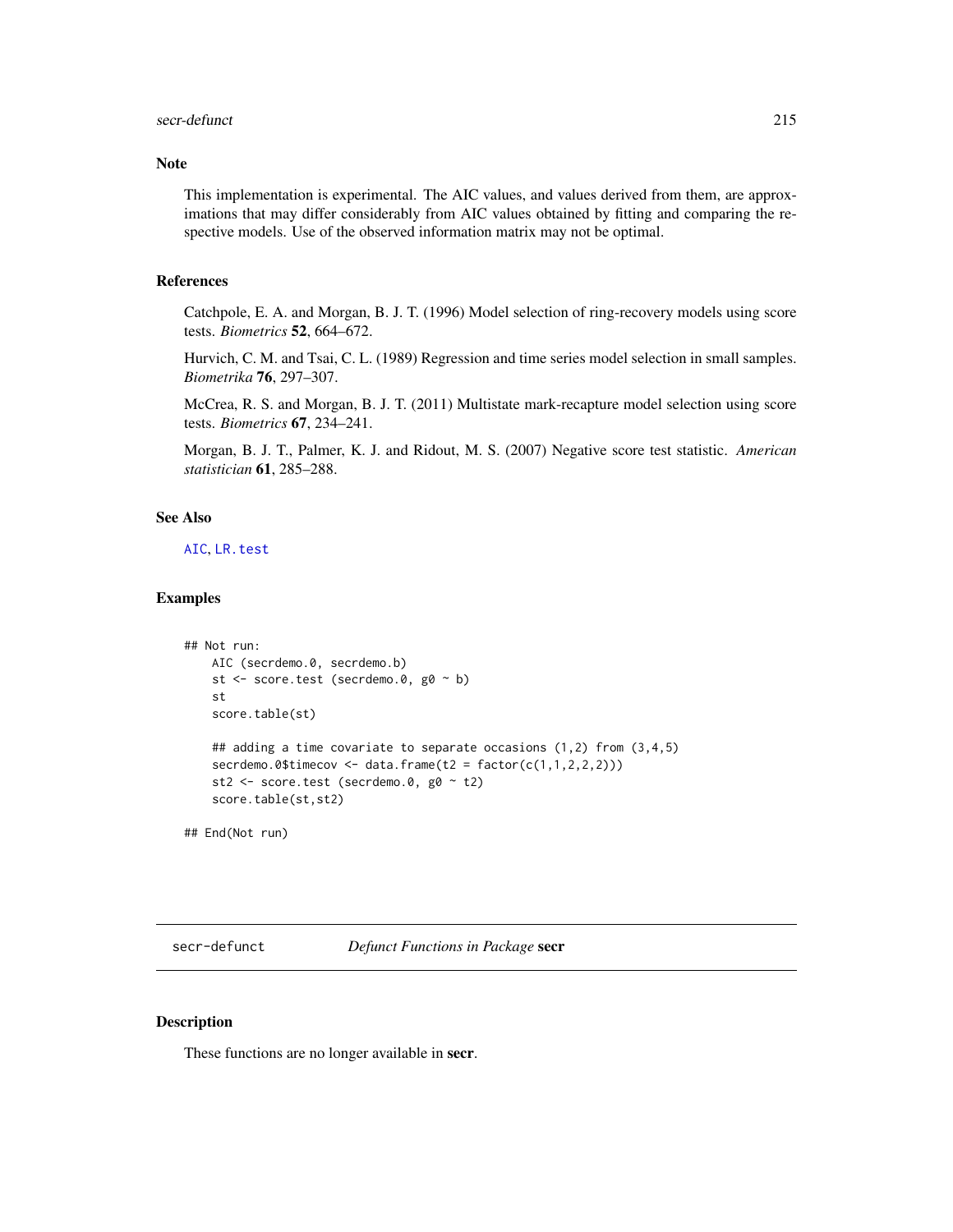## Note

This implementation is experimental. The AIC values, and values derived from them, are approximations that may differ considerably from AIC values obtained by fitting and comparing the respective models. Use of the observed information matrix may not be optimal.

## References

Catchpole, E. A. and Morgan, B. J. T. (1996) Model selection of ring-recovery models using score tests. *Biometrics* **52**, 664–672.

Hurvich, C. M. and Tsai, C. L. (1989) Regression and time series model selection in small samples. *Biometrika* **76**, 297–307.

McCrea, R. S. and Morgan, B. J. T. (2011) Multistate mark-recapture model selection using score tests. *Biometrics* **67**, 234–241.

Morgan, B. J. T., Palmer, K. J. and Ridout, M. S. (2007) Negative score test statistic. *American statistician* **61**, 285–288.

## See Also

AIC, LR.test

## Examples

```
## Not run:
    AIC (secrdemo.0, secrdemo.b)
    st <- score.test (secrdemo.0, g0 ~ b)
    st
    score.table(st)

    ## adding a time covariate to separate occasions (1,2) from (3,4,5)
    secrdemo.0$timecov <- data.frame(t2 = factor(c(1,1,2,2,2)))
    st2 <- score.test (secrdemo.0, g0 ~ t2)
    score.table(st,st2)

## End(Not run)
```

---

# secr-defunct    *Defunct Functions in Package* **secr**

## Description

These functions are no longer available in **secr**.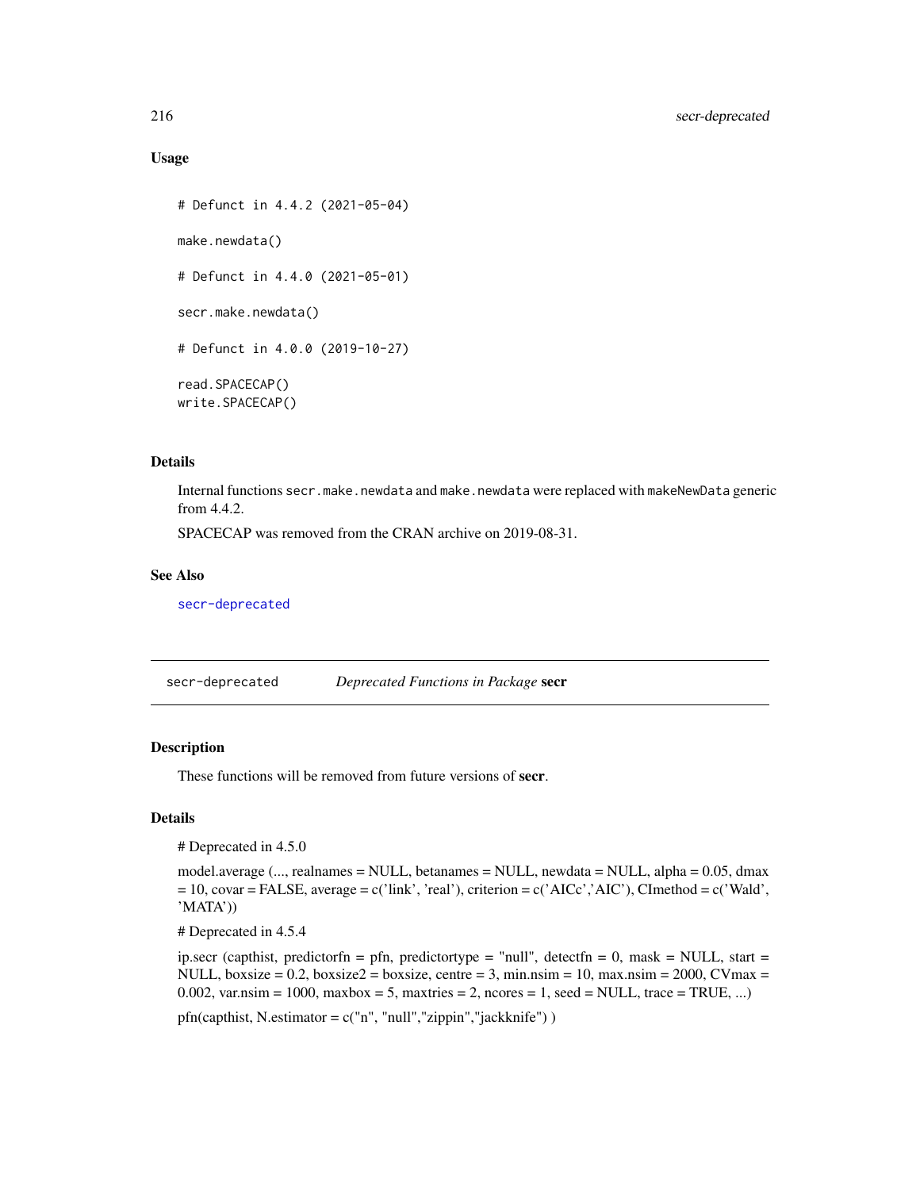### Usage

```
# Defunct in 4.4.2 (2021-05-04)

make.newdata()

# Defunct in 4.4.0 (2021-05-01)

secr.make.newdata()

# Defunct in 4.0.0 (2019-10-27)

read.SPACECAP()
write.SPACECAP()
```

### Details

Internal functions `secr.make.newdata` and `make.newdata` were replaced with `makeNewData` generic from 4.4.2.

SPACECAP was removed from the CRAN archive on 2019-08-31.

### See Also

secr-deprecated

---

## secr-deprecated *Deprecated Functions in Package* **secr**

### Description

These functions will be removed from future versions of **secr**.

### Details

# Deprecated in 4.5.0

model.average (..., realnames = NULL, betanames = NULL, newdata = NULL, alpha = 0.05, dmax = 10, covar = FALSE, average = c('link', 'real'), criterion = c('AICc','AIC'), CImethod = c('Wald', 'MATA'))

# Deprecated in 4.5.4

ip.secr (capthist, predictorfn = pfn, predictortype = "null", detectfn = 0, mask = NULL, start = NULL, boxsize = 0.2, boxsize2 = boxsize, centre = 3, min.nsim = 10, max.nsim = 2000, CVmax = 0.002, var.nsim = 1000, maxbox = 5, maxtries = 2, ncores = 1, seed = NULL, trace = TRUE, ...)

pfn(capthist, N.estimator = c("n", "null","zippin","jackknife") )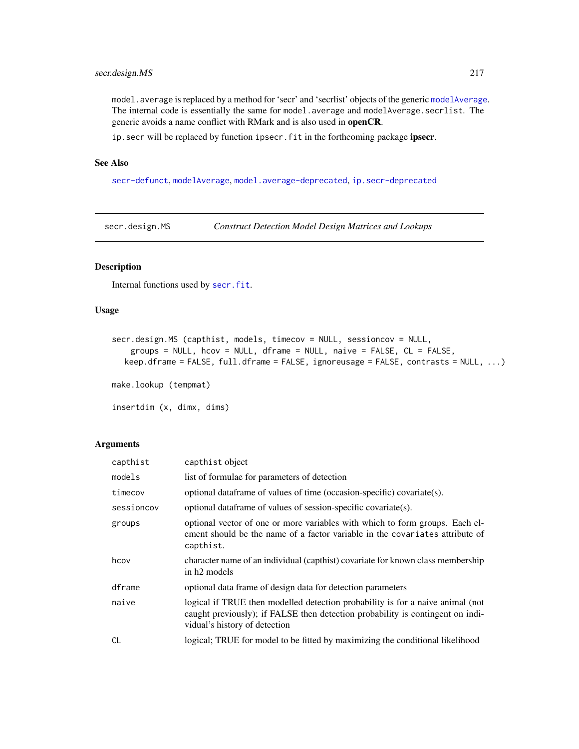model.average is replaced by a method for 'secr' and 'secrlist' objects of the generic modelAverage. The internal code is essentially the same for model.average and modelAverage.secrlist. The generic avoids a name conflict with RMark and is also used in **openCR**.

ip.secr will be replaced by function ipsecr.fit in the forthcoming package **ipsecr**.

### See Also

secr-defunct, modelAverage, model.average-deprecated, ip.secr-deprecated

---

## secr.design.MS — *Construct Detection Model Design Matrices and Lookups*

### Description

Internal functions used by secr.fit.

### Usage

```
secr.design.MS (capthist, models, timecov = NULL, sessioncov = NULL,
    groups = NULL, hcov = NULL, dframe = NULL, naive = FALSE, CL = FALSE,
   keep.dframe = FALSE, full.dframe = FALSE, ignoreusage = FALSE, contrasts = NULL, ...)

make.lookup (tempmat)

insertdim (x, dimx, dims)
```

### Arguments

| | |
|---|---|
| capthist | capthist object |
| models | list of formulae for parameters of detection |
| timecov | optional dataframe of values of time (occasion-specific) covariate(s). |
| sessioncov | optional dataframe of values of session-specific covariate(s). |
| groups | optional vector of one or more variables with which to form groups. Each element should be the name of a factor variable in the covariates attribute of capthist. |
| hcov | character name of an individual (capthist) covariate for known class membership in h2 models |
| dframe | optional data frame of design data for detection parameters |
| naive | logical if TRUE then modelled detection probability is for a naive animal (not caught previously); if FALSE then detection probability is contingent on individual's history of detection |
| CL | logical; TRUE for model to be fitted by maximizing the conditional likelihood |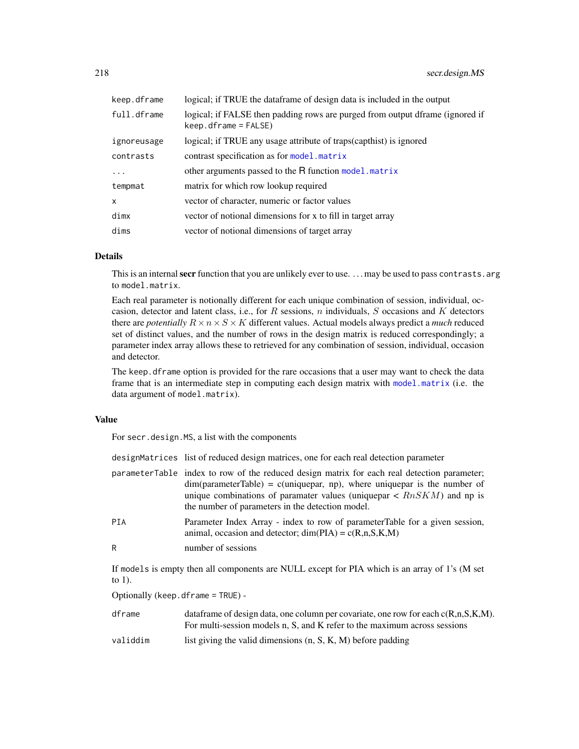| | |
|---|---|
| `keep.dframe` | logical; if TRUE the dataframe of design data is included in the output |
| `full.dframe` | logical; if FALSE then padding rows are purged from output dframe (ignored if `keep.dframe = FALSE`) |
| `ignoreusage` | logical; if TRUE any usage attribute of traps(capthist) is ignored |
| `contrasts` | contrast specification as for `model.matrix` |
| `...` | other arguments passed to the R function `model.matrix` |
| `tempmat` | matrix for which row lookup required |
| `x` | vector of character, numeric or factor values |
| `dimx` | vector of notional dimensions for x to fill in target array |
| `dims` | vector of notional dimensions of target array |

## Details

This is an internal **secr** function that you are unlikely ever to use. ... may be used to pass `contrasts.arg` to `model.matrix`.

Each real parameter is notionally different for each unique combination of session, individual, occasion, detector and latent class, i.e., for $R$ sessions, $n$ individuals, $S$ occasions and $K$ detectors there are *potentially* $R \times n \times S \times K$ different values. Actual models always predict a *much* reduced set of distinct values, and the number of rows in the design matrix is reduced correspondingly; a parameter index array allows these to retrieved for any combination of session, individual, occasion and detector.

The `keep.dframe` option is provided for the rare occasions that a user may want to check the data frame that is an intermediate step in computing each design matrix with `model.matrix` (i.e. the data argument of `model.matrix`).

## Value

For `secr.design.MS`, a list with the components

| | |
|---|---|
| `designMatrices` | list of reduced design matrices, one for each real detection parameter |
| `parameterTable` | index to row of the reduced design matrix for each real detection parameter; dim(parameterTable) = c(uniquepar, np), where uniquepar is the number of unique combinations of paramater values (uniquepar < $RnSKM$) and np is the number of parameters in the detection model. |
| `PIA` | Parameter Index Array - index to row of parameterTable for a given session, animal, occasion and detector; dim(PIA) = c(R,n,S,K,M) |
| `R` | number of sessions |

If `models` is empty then all components are NULL except for PIA which is an array of 1's (M set to 1).

Optionally (`keep.dframe = TRUE`) -

| | |
|---|---|
| `dframe` | dataframe of design data, one column per covariate, one row for each c(R,n,S,K,M). For multi-session models n, S, and K refer to the maximum across sessions |
| `validdim` | list giving the valid dimensions (n, S, K, M) before padding |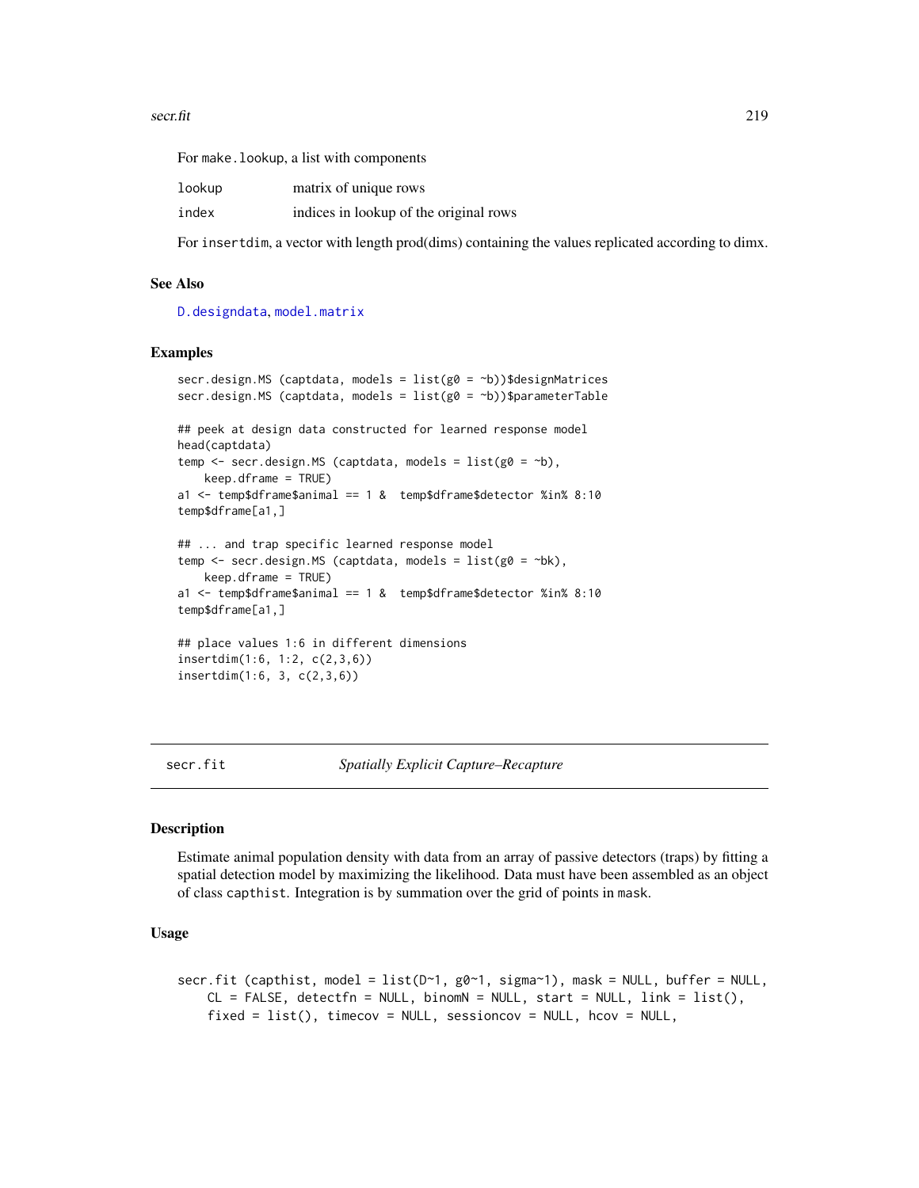For make.lookup, a list with components

| | |
|---|---|
| lookup | matrix of unique rows |
| index | indices in lookup of the original rows |

For insertdim, a vector with length prod(dims) containing the values replicated according to dimx.

### See Also

D.designdata, model.matrix

### Examples

```
secr.design.MS (captdata, models = list(g0 = ~b))$designMatrices
secr.design.MS (captdata, models = list(g0 = ~b))$parameterTable

## peek at design data constructed for learned response model
head(captdata)
temp <- secr.design.MS (captdata, models = list(g0 = ~b),
    keep.dframe = TRUE)
a1 <- temp$dframe$animal == 1 &  temp$dframe$detector %in% 8:10
temp$dframe[a1,]

## ... and trap specific learned response model
temp <- secr.design.MS (captdata, models = list(g0 = ~bk),
    keep.dframe = TRUE)
a1 <- temp$dframe$animal == 1 &  temp$dframe$detector %in% 8:10
temp$dframe[a1,]

## place values 1:6 in different dimensions
insertdim(1:6, 1:2, c(2,3,6))
insertdim(1:6, 3, c(2,3,6))
```

## secr.fit *Spatially Explicit Capture–Recapture*

### Description

Estimate animal population density with data from an array of passive detectors (traps) by fitting a spatial detection model by maximizing the likelihood. Data must have been assembled as an object of class capthist. Integration is by summation over the grid of points in mask.

### Usage

```
secr.fit (capthist, model = list(D~1, g0~1, sigma~1), mask = NULL, buffer = NULL,
    CL = FALSE, detectfn = NULL, binomN = NULL, start = NULL, link = list(),
    fixed = list(), timecov = NULL, sessioncov = NULL, hcov = NULL,
```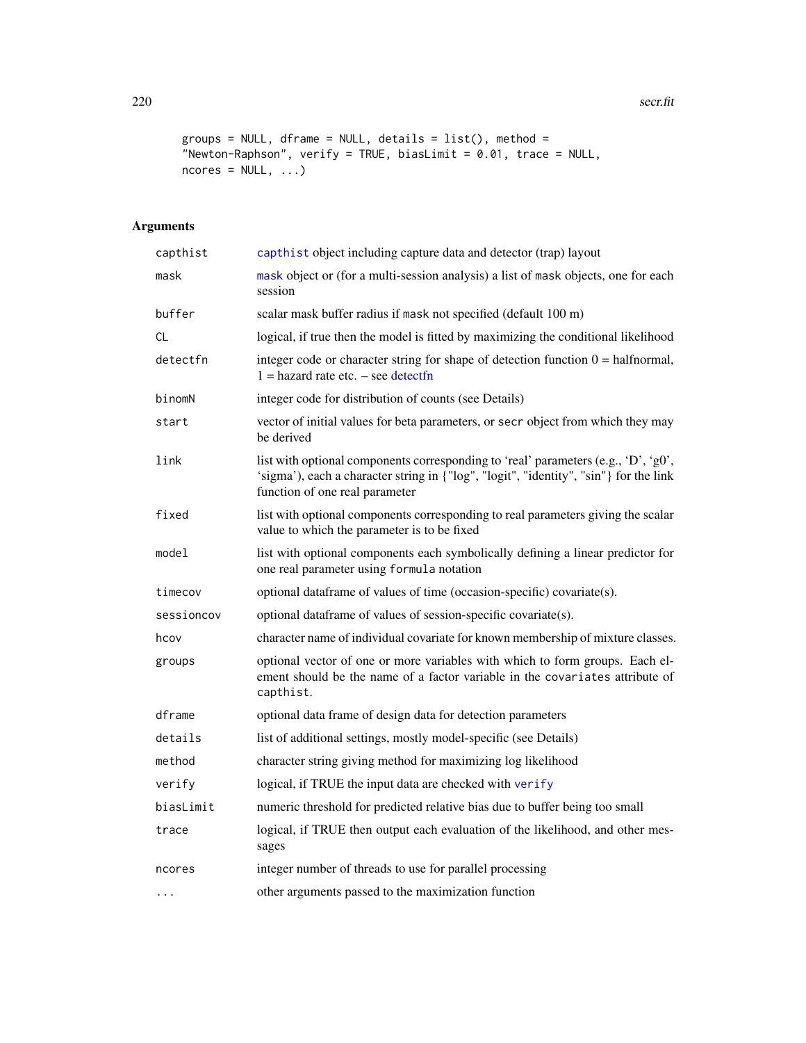```
groups = NULL, dframe = NULL, details = list(), method =
"Newton-Raphson", verify = TRUE, biasLimit = 0.01, trace = NULL,
ncores = NULL, ...)
```

## Arguments

| | |
|---|---|
| `capthist` | `capthist` object including capture data and detector (trap) layout |
| `mask` | `mask` object or (for a multi-session analysis) a list of `mask` objects, one for each session |
| `buffer` | scalar mask buffer radius if `mask` not specified (default 100 m) |
| `CL` | logical, if true then the model is fitted by maximizing the conditional likelihood |
| `detectfn` | integer code or character string for shape of detection function 0 = halfnormal, 1 = hazard rate etc. – see detectfn |
| `binomN` | integer code for distribution of counts (see Details) |
| `start` | vector of initial values for beta parameters, or `secr` object from which they may be derived |
| `link` | list with optional components corresponding to 'real' parameters (e.g., 'D', 'g0', 'sigma'), each a character string in {"log", "logit", "identity", "sin"} for the link function of one real parameter |
| `fixed` | list with optional components corresponding to real parameters giving the scalar value to which the parameter is to be fixed |
| `model` | list with optional components each symbolically defining a linear predictor for one real parameter using `formula` notation |
| `timecov` | optional dataframe of values of time (occasion-specific) covariate(s). |
| `sessioncov` | optional dataframe of values of session-specific covariate(s). |
| `hcov` | character name of individual covariate for known membership of mixture classes. |
| `groups` | optional vector of one or more variables with which to form groups. Each element should be the name of a factor variable in the `covariates` attribute of `capthist`. |
| `dframe` | optional data frame of design data for detection parameters |
| `details` | list of additional settings, mostly model-specific (see Details) |
| `method` | character string giving method for maximizing log likelihood |
| `verify` | logical, if TRUE the input data are checked with `verify` |
| `biasLimit` | numeric threshold for predicted relative bias due to buffer being too small |
| `trace` | logical, if TRUE then output each evaluation of the likelihood, and other messages |
| `ncores` | integer number of threads to use for parallel processing |
| `...` | other arguments passed to the maximization function |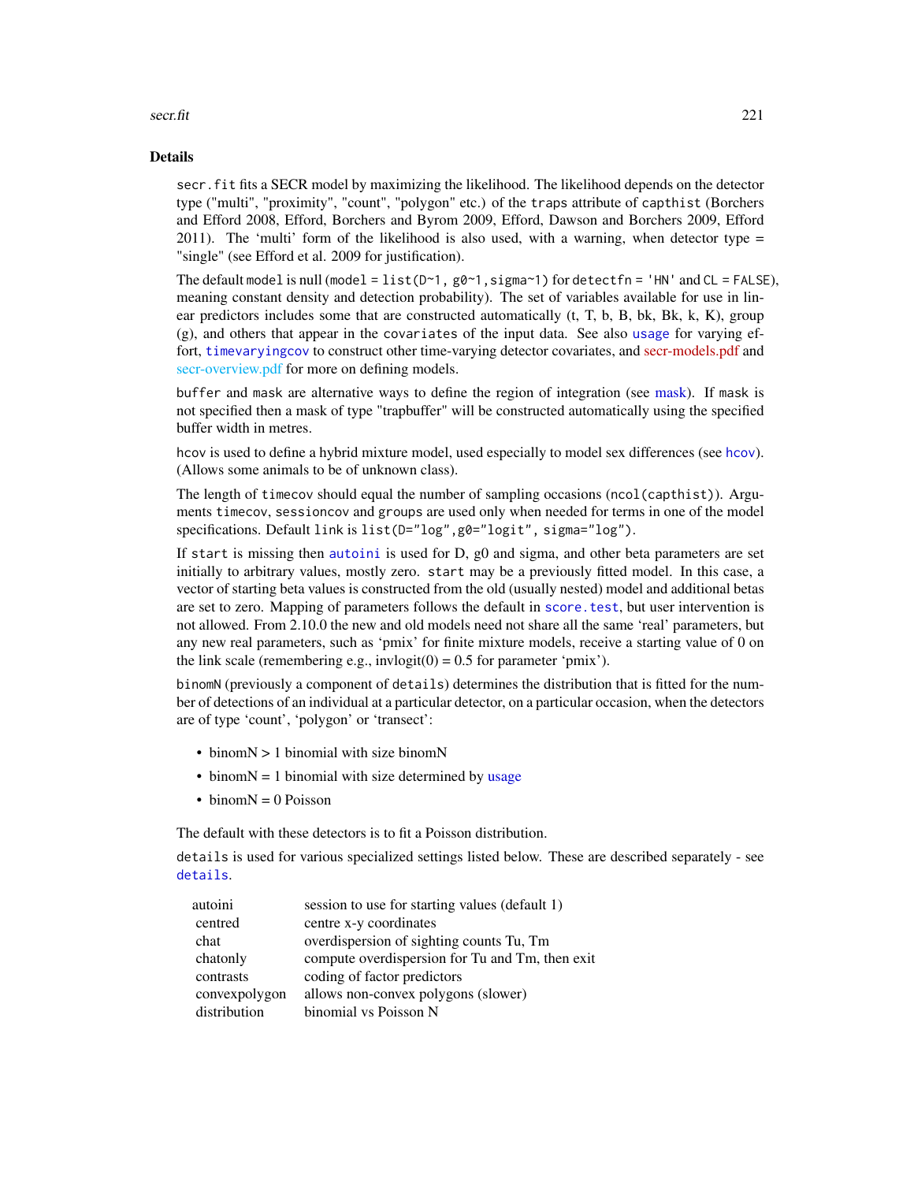## Details

`secr.fit` fits a SECR model by maximizing the likelihood. The likelihood depends on the detector type ("multi", "proximity", "count", "polygon" etc.) of the `traps` attribute of `capthist` (Borchers and Efford 2008, Efford, Borchers and Byrom 2009, Efford, Dawson and Borchers 2009, Efford 2011). The 'multi' form of the likelihood is also used, with a warning, when detector type = "single" (see Efford et al. 2009 for justification).

The default `model` is null (`model = list(D~1, g0~1,sigma~1)` for `detectfn = 'HN'` and `CL = FALSE`), meaning constant density and detection probability). The set of variables available for use in linear predictors includes some that are constructed automatically (t, T, b, B, bk, Bk, k, K), group (g), and others that appear in the `covariates` of the input data. See also `usage` for varying effort, `timevaryingcov` to construct other time-varying detector covariates, and secr-models.pdf and secr-overview.pdf for more on defining models.

`buffer` and `mask` are alternative ways to define the region of integration (see mask). If `mask` is not specified then a mask of type "trapbuffer" will be constructed automatically using the specified buffer width in metres.

`hcov` is used to define a hybrid mixture model, used especially to model sex differences (see `hcov`). (Allows some animals to be of unknown class).

The length of `timecov` should equal the number of sampling occasions (`ncol(capthist)`). Arguments `timecov`, `sessioncov` and `groups` are used only when needed for terms in one of the model specifications. Default `link` is `list(D="log",g0="logit", sigma="log")`.

If `start` is missing then `autoini` is used for D, g0 and sigma, and other beta parameters are set initially to arbitrary values, mostly zero. `start` may be a previously fitted model. In this case, a vector of starting beta values is constructed from the old (usually nested) model and additional betas are set to zero. Mapping of parameters follows the default in `score.test`, but user intervention is not allowed. From 2.10.0 the new and old models need not share all the same 'real' parameters, but any new real parameters, such as 'pmix' for finite mixture models, receive a starting value of 0 on the link scale (remembering e.g., invlogit(0) = 0.5 for parameter 'pmix').

`binomN` (previously a component of `details`) determines the distribution that is fitted for the number of detections of an individual at a particular detector, on a particular occasion, when the detectors are of type 'count', 'polygon' or 'transect':

- binomN > 1 binomial with size binomN
- binomN = 1 binomial with size determined by usage
- binomN = 0 Poisson

The default with these detectors is to fit a Poisson distribution.

`details` is used for various specialized settings listed below. These are described separately - see `details`.

| | |
|---|---|
| autoini | session to use for starting values (default 1) |
| centred | centre x-y coordinates |
| chat | overdispersion of sighting counts Tu, Tm |
| chatonly | compute overdispersion for Tu and Tm, then exit |
| contrasts | coding of factor predictors |
| convexpolygon | allows non-convex polygons (slower) |
| distribution | binomial vs Poisson N |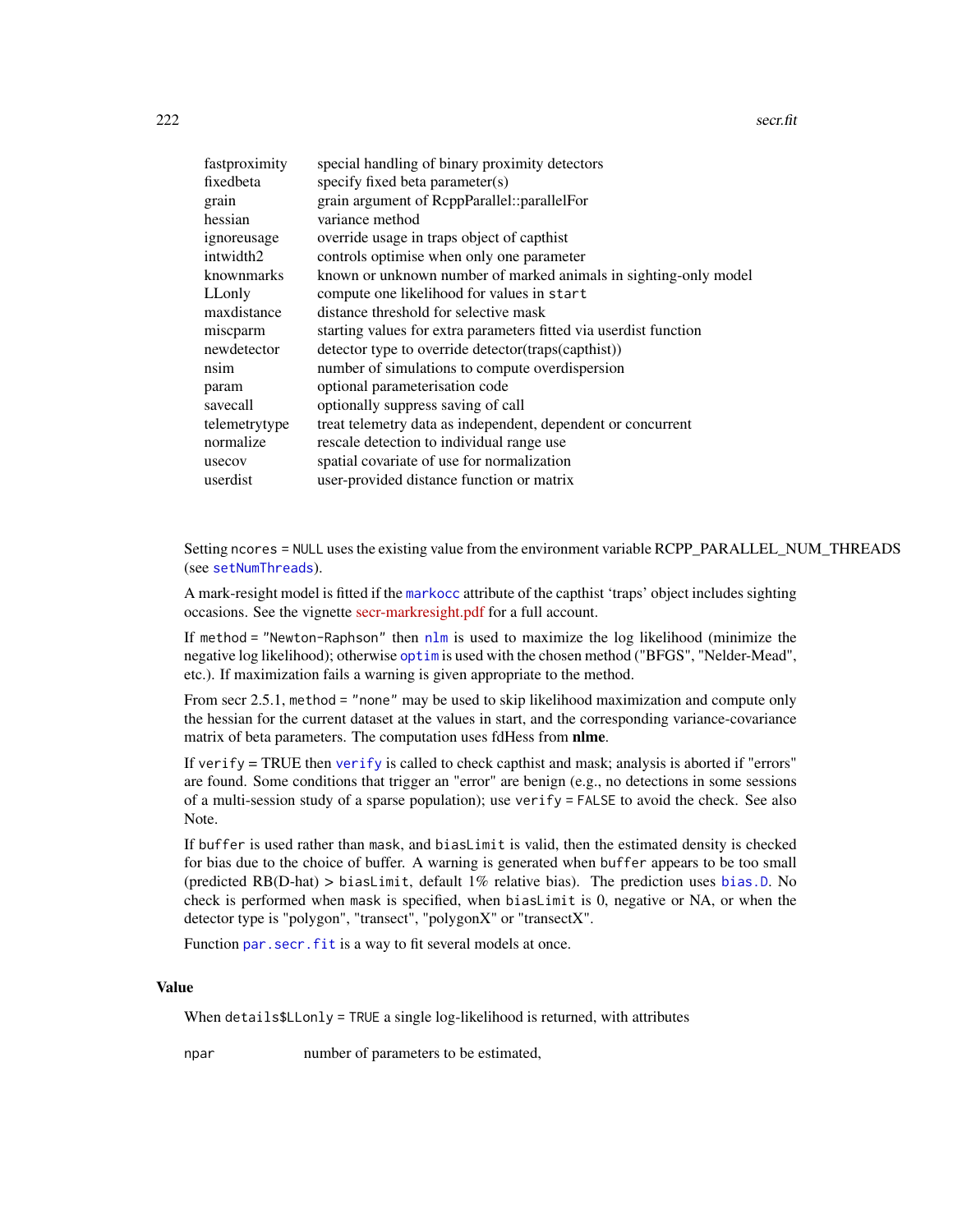| | |
|---|---|
| fastproximity | special handling of binary proximity detectors |
| fixedbeta | specify fixed beta parameter(s) |
| grain | grain argument of RcppParallel::parallelFor |
| hessian | variance method |
| ignoreusage | override usage in traps object of capthist |
| intwidth2 | controls optimise when only one parameter |
| knownmarks | known or unknown number of marked animals in sighting-only model |
| LLonly | compute one likelihood for values in `start` |
| maxdistance | distance threshold for selective mask |
| miscparm | starting values for extra parameters fitted via userdist function |
| newdetector | detector type to override detector(traps(capthist)) |
| nsim | number of simulations to compute overdispersion |
| param | optional parameterisation code |
| savecall | optionally suppress saving of call |
| telemetrytype | treat telemetry data as independent, dependent or concurrent |
| normalize | rescale detection to individual range use |
| usecov | spatial covariate of use for normalization |
| userdist | user-provided distance function or matrix |

Setting `ncores = NULL` uses the existing value from the environment variable RCPP_PARALLEL_NUM_THREADS (see `setNumThreads`).

A mark-resight model is fitted if the `markocc` attribute of the capthist 'traps' object includes sighting occasions. See the vignette secr-markresight.pdf for a full account.

If `method = "Newton-Raphson"` then `nlm` is used to maximize the log likelihood (minimize the negative log likelihood); otherwise `optim` is used with the chosen method ("BFGS", "Nelder-Mead", etc.). If maximization fails a warning is given appropriate to the method.

From secr 2.5.1, `method = "none"` may be used to skip likelihood maximization and compute only the hessian for the current dataset at the values in start, and the corresponding variance-covariance matrix of beta parameters. The computation uses fdHess from **nlme**.

If `verify` = TRUE then `verify` is called to check capthist and mask; analysis is aborted if "errors" are found. Some conditions that trigger an "error" are benign (e.g., no detections in some sessions of a multi-session study of a sparse population); use `verify = FALSE` to avoid the check. See also Note.

If `buffer` is used rather than `mask`, and `biasLimit` is valid, then the estimated density is checked for bias due to the choice of buffer. A warning is generated when `buffer` appears to be too small (predicted RB(D-hat) > `biasLimit`, default 1% relative bias). The prediction uses `bias.D`. No check is performed when `mask` is specified, when `biasLimit` is 0, negative or NA, or when the detector type is "polygon", "transect", "polygonX" or "transectX".

Function `par.secr.fit` is a way to fit several models at once.

## Value

When `details$LLonly = TRUE` a single log-likelihood is returned, with attributes

| | |
|---|---|
| `npar` | number of parameters to be estimated, |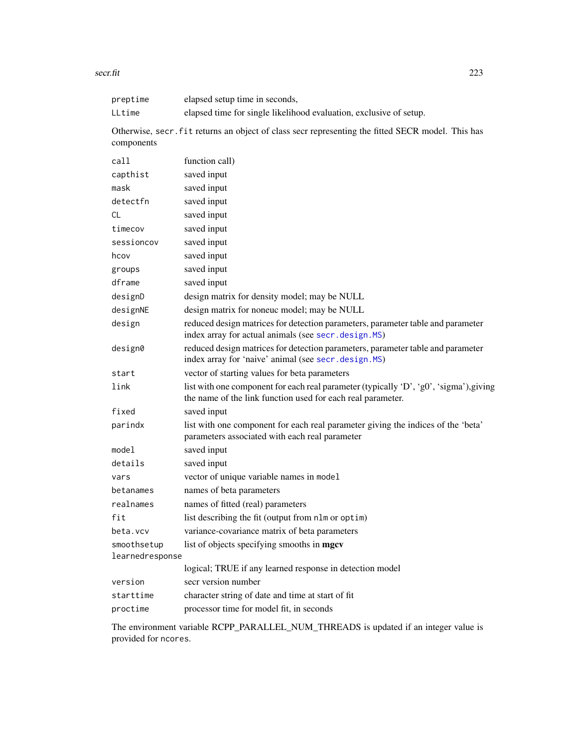| | |
|---|---|
| `preptime` | elapsed setup time in seconds, |
| `LLtime` | elapsed time for single likelihood evaluation, exclusive of setup. |

Otherwise, `secr.fit` returns an object of class secr representing the fitted SECR model. This has components

| | |
|---|---|
| `call` | function call) |
| `capthist` | saved input |
| `mask` | saved input |
| `detectfn` | saved input |
| `CL` | saved input |
| `timecov` | saved input |
| `sessioncov` | saved input |
| `hcov` | saved input |
| `groups` | saved input |
| `dframe` | saved input |
| `designD` | design matrix for density model; may be NULL |
| `designNE` | design matrix for noneuc model; may be NULL |
| `design` | reduced design matrices for detection parameters, parameter table and parameter index array for actual animals (see `secr.design.MS`) |
| `design0` | reduced design matrices for detection parameters, parameter table and parameter index array for 'naive' animal (see `secr.design.MS`) |
| `start` | vector of starting values for beta parameters |
| `link` | list with one component for each real parameter (typically 'D', 'g0', 'sigma'),giving the name of the link function used for each real parameter. |
| `fixed` | saved input |
| `parindx` | list with one component for each real parameter giving the indices of the 'beta' parameters associated with each real parameter |
| `model` | saved input |
| `details` | saved input |
| `vars` | vector of unique variable names in `model` |
| `betanames` | names of beta parameters |
| `realnames` | names of fitted (real) parameters |
| `fit` | list describing the fit (output from `nlm` or `optim`) |
| `beta.vcv` | variance-covariance matrix of beta parameters |
| `smoothsetup` | list of objects specifying smooths in **mgcv** |
| `learnedresponse` | logical; TRUE if any learned response in detection model |
| `version` | secr version number |
| `starttime` | character string of date and time at start of fit |
| `proctime` | processor time for model fit, in seconds |

The environment variable RCPP_PARALLEL_NUM_THREADS is updated if an integer value is provided for `ncores`.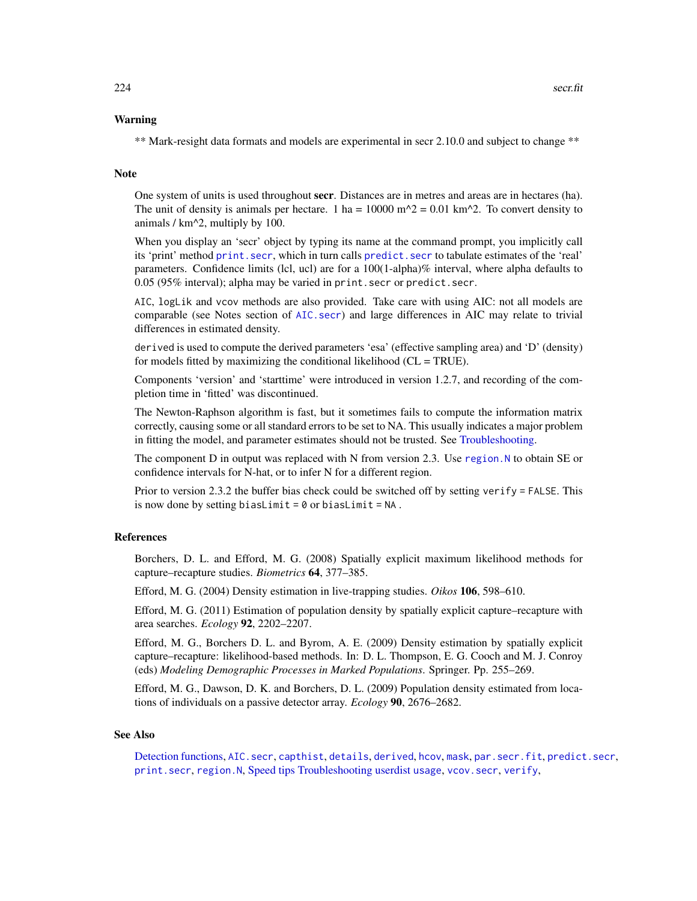### Warning

** Mark-resight data formats and models are experimental in secr 2.10.0 and subject to change **

### Note

One system of units is used throughout **secr**. Distances are in metres and areas are in hectares (ha). The unit of density is animals per hectare. 1 ha = 10000 m^2 = 0.01 km^2. To convert density to animals / km^2, multiply by 100.

When you display an 'secr' object by typing its name at the command prompt, you implicitly call its 'print' method `print.secr`, which in turn calls `predict.secr` to tabulate estimates of the 'real' parameters. Confidence limits (lcl, ucl) are for a 100(1-alpha)% interval, where alpha defaults to 0.05 (95% interval); alpha may be varied in `print.secr` or `predict.secr`.

`AIC`, `logLik` and `vcov` methods are also provided. Take care with using AIC: not all models are comparable (see Notes section of `AIC.secr`) and large differences in AIC may relate to trivial differences in estimated density.

`derived` is used to compute the derived parameters 'esa' (effective sampling area) and 'D' (density) for models fitted by maximizing the conditional likelihood (CL = TRUE).

Components 'version' and 'starttime' were introduced in version 1.2.7, and recording of the completion time in 'fitted' was discontinued.

The Newton-Raphson algorithm is fast, but it sometimes fails to compute the information matrix correctly, causing some or all standard errors to be set to NA. This usually indicates a major problem in fitting the model, and parameter estimates should not be trusted. See Troubleshooting.

The component D in output was replaced with N from version 2.3. Use `region.N` to obtain SE or confidence intervals for N-hat, or to infer N for a different region.

Prior to version 2.3.2 the buffer bias check could be switched off by setting `verify = FALSE`. This is now done by setting `biasLimit = 0` or `biasLimit = NA` .

### References

Borchers, D. L. and Efford, M. G. (2008) Spatially explicit maximum likelihood methods for capture–recapture studies. *Biometrics* **64**, 377–385.

Efford, M. G. (2004) Density estimation in live-trapping studies. *Oikos* **106**, 598–610.

Efford, M. G. (2011) Estimation of population density by spatially explicit capture–recapture with area searches. *Ecology* **92**, 2202–2207.

Efford, M. G., Borchers D. L. and Byrom, A. E. (2009) Density estimation by spatially explicit capture–recapture: likelihood-based methods. In: D. L. Thompson, E. G. Cooch and M. J. Conroy (eds) *Modeling Demographic Processes in Marked Populations*. Springer. Pp. 255–269.

Efford, M. G., Dawson, D. K. and Borchers, D. L. (2009) Population density estimated from locations of individuals on a passive detector array. *Ecology* **90**, 2676–2682.

### See Also

Detection functions, `AIC.secr`, `capthist`, `details`, `derived`, `hcov`, `mask`, `par.secr.fit`, `predict.secr`, `print.secr`, `region.N`, Speed tips Troubleshooting userdist usage, `vcov.secr`, `verify`,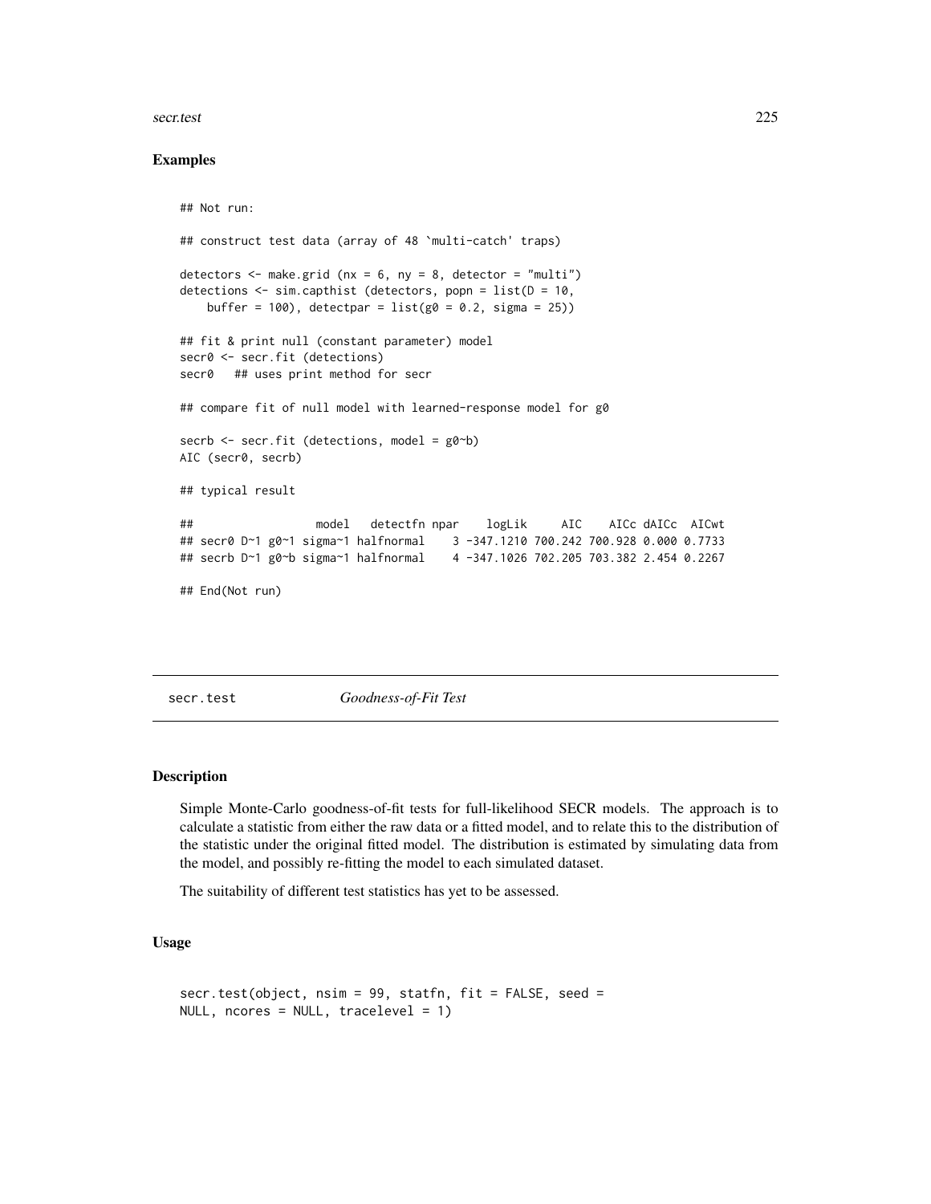### Examples

```
## Not run:

## construct test data (array of 48 `multi-catch' traps)

detectors <- make.grid (nx = 6, ny = 8, detector = "multi")
detections <- sim.capthist (detectors, popn = list(D = 10,
    buffer = 100), detectpar = list(g0 = 0.2, sigma = 25))

## fit & print null (constant parameter) model
secr0 <- secr.fit (detections)
secr0   ## uses print method for secr

## compare fit of null model with learned-response model for g0

secrb <- secr.fit (detections, model = g0~b)
AIC (secr0, secrb)

## typical result

##                 model   detectfn npar    logLik     AIC    AICc dAICc  AICwt
## secr0 D~1 g0~1 sigma~1 halfnormal    3 -347.1210 700.242 700.928 0.000 0.7733
## secrb D~1 g0~b sigma~1 halfnormal    4 -347.1026 702.205 703.382 2.454 0.2267

## End(Not run)
```

---

## secr.test &nbsp;&nbsp;&nbsp;&nbsp; *Goodness-of-Fit Test*

---

### Description

Simple Monte-Carlo goodness-of-fit tests for full-likelihood SECR models. The approach is to calculate a statistic from either the raw data or a fitted model, and to relate this to the distribution of the statistic under the original fitted model. The distribution is estimated by simulating data from the model, and possibly re-fitting the model to each simulated dataset.

The suitability of different test statistics has yet to be assessed.

### Usage

```
secr.test(object, nsim = 99, statfn, fit = FALSE, seed =
NULL, ncores = NULL, tracelevel = 1)
```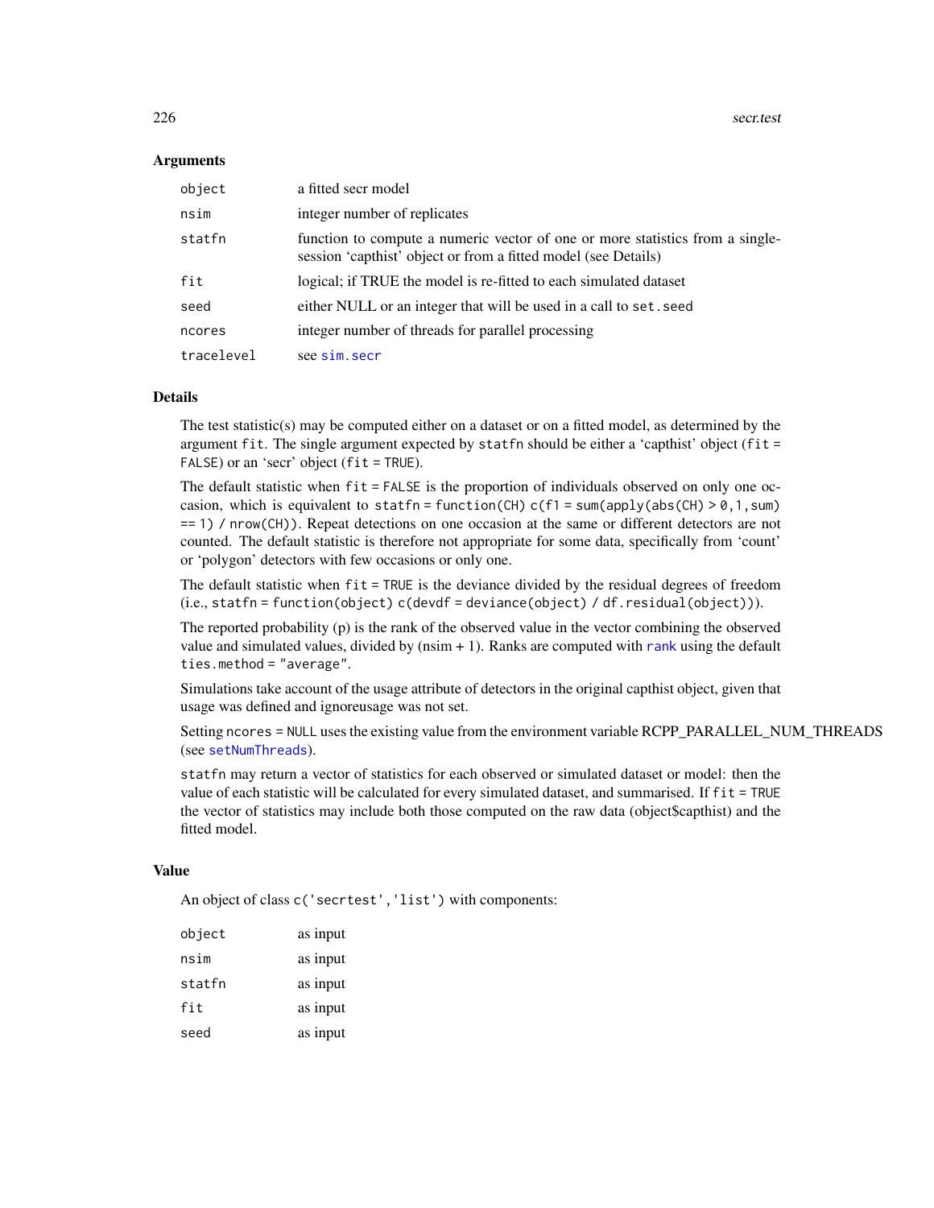## Arguments

| | |
|---|---|
| `object` | a fitted secr model |
| `nsim` | integer number of replicates |
| `statfn` | function to compute a numeric vector of one or more statistics from a single-session 'capthist' object or from a fitted model (see Details) |
| `fit` | logical; if TRUE the model is re-fitted to each simulated dataset |
| `seed` | either NULL or an integer that will be used in a call to `set.seed` |
| `ncores` | integer number of threads for parallel processing |
| `tracelevel` | see `sim.secr` |

## Details

The test statistic(s) may be computed either on a dataset or on a fitted model, as determined by the argument `fit`. The single argument expected by `statfn` should be either a 'capthist' object (`fit = FALSE`) or an 'secr' object (`fit = TRUE`).

The default statistic when `fit = FALSE` is the proportion of individuals observed on only one occasion, which is equivalent to `statfn = function(CH) c(f1 = sum(apply(abs(CH) > 0,1,sum) == 1) / nrow(CH))`. Repeat detections on one occasion at the same or different detectors are not counted. The default statistic is therefore not appropriate for some data, specifically from 'count' or 'polygon' detectors with few occasions or only one.

The default statistic when `fit = TRUE` is the deviance divided by the residual degrees of freedom (i.e., `statfn = function(object) c(devdf = deviance(object) / df.residual(object))`).

The reported probability (p) is the rank of the observed value in the vector combining the observed value and simulated values, divided by (nsim + 1). Ranks are computed with `rank` using the default `ties.method = "average"`.

Simulations take account of the usage attribute of detectors in the original capthist object, given that usage was defined and ignoreusage was not set.

Setting `ncores = NULL` uses the existing value from the environment variable RCPP_PARALLEL_NUM_THREADS (see `setNumThreads`).

`statfn` may return a vector of statistics for each observed or simulated dataset or model: then the value of each statistic will be calculated for every simulated dataset, and summarised. If `fit = TRUE` the vector of statistics may include both those computed on the raw data (object$capthist) and the fitted model.

## Value

An object of class `c('secrtest','list')` with components:

| | |
|---|---|
| `object` | as input |
| `nsim` | as input |
| `statfn` | as input |
| `fit` | as input |
| `seed` | as input |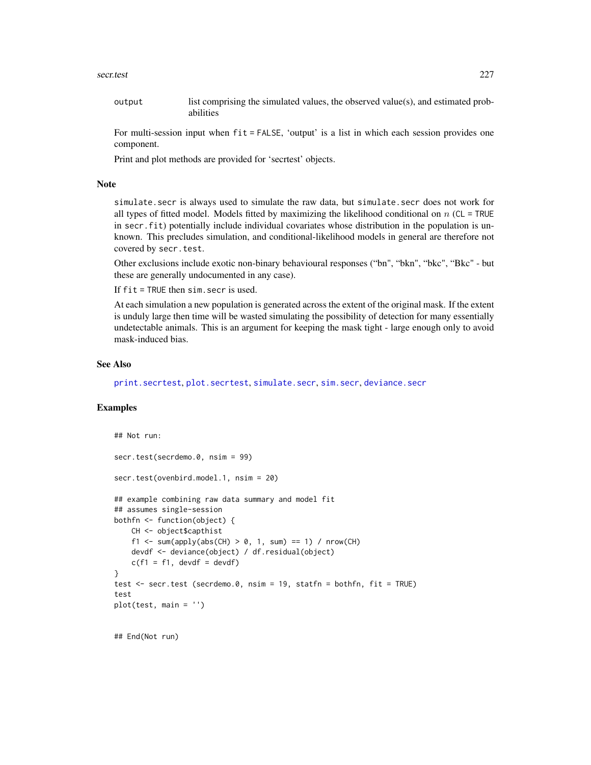output  list comprising the simulated values, the observed value(s), and estimated probabilities

For multi-session input when fit = FALSE, 'output' is a list in which each session provides one component.

Print and plot methods are provided for 'secrtest' objects.

## Note

simulate.secr is always used to simulate the raw data, but simulate.secr does not work for all types of fitted model. Models fitted by maximizing the likelihood conditional on $n$ (CL = TRUE in secr.fit) potentially include individual covariates whose distribution in the population is unknown. This precludes simulation, and conditional-likelihood models in general are therefore not covered by secr.test.

Other exclusions include exotic non-binary behavioural responses ("bn", "bkn", "bkc", "Bkc" - but these are generally undocumented in any case).

If fit = TRUE then sim.secr is used.

At each simulation a new population is generated across the extent of the original mask. If the extent is unduly large then time will be wasted simulating the possibility of detection for many essentially undetectable animals. This is an argument for keeping the mask tight - large enough only to avoid mask-induced bias.

## See Also

print.secrtest, plot.secrtest, simulate.secr, sim.secr, deviance.secr

## Examples

```
## Not run:

secr.test(secrdemo.0, nsim = 99)

secr.test(ovenbird.model.1, nsim = 20)

## example combining raw data summary and model fit
## assumes single-session
bothfn <- function(object) {
    CH <- object$capthist
    f1 <- sum(apply(abs(CH) > 0, 1, sum) == 1) / nrow(CH)
    devdf <- deviance(object) / df.residual(object)
    c(f1 = f1, devdf = devdf)
}
test <- secr.test (secrdemo.0, nsim = 19, statfn = bothfn, fit = TRUE)
test
plot(test, main = '')


## End(Not run)
```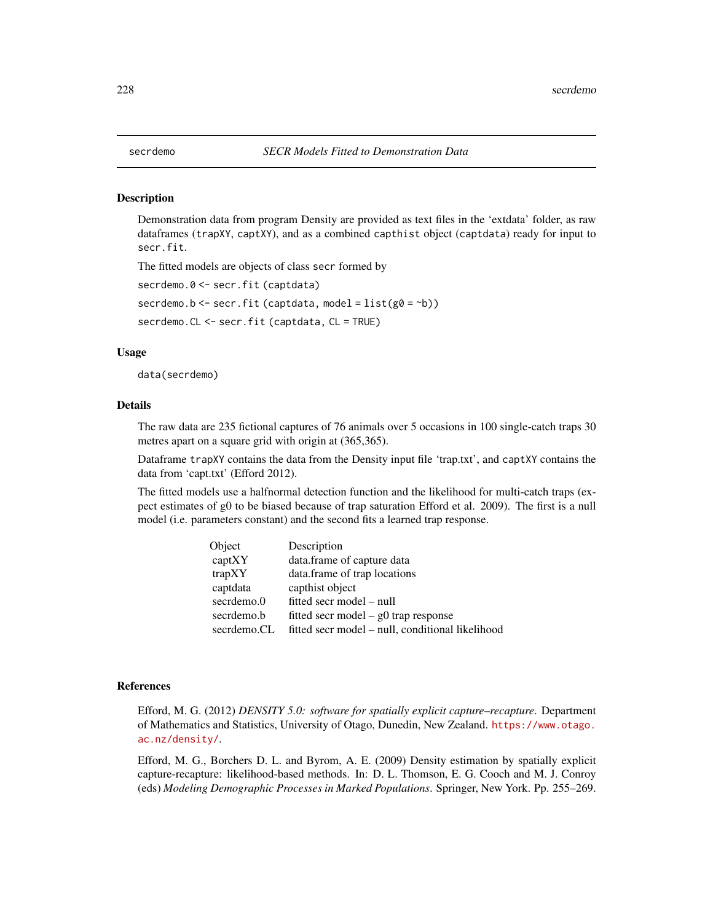`secrdemo` *SECR Models Fitted to Demonstration Data*

## Description

Demonstration data from program Density are provided as text files in the 'extdata' folder, as raw dataframes (`trapXY`, `captXY`), and as a combined `capthist` object (`captdata`) ready for input to `secr.fit`.

The fitted models are objects of class `secr` formed by

```
secrdemo.0 <- secr.fit (captdata)
secrdemo.b <- secr.fit (captdata, model = list(g0 = ~b))
secrdemo.CL <- secr.fit (captdata, CL = TRUE)
```

## Usage

```
data(secrdemo)
```

## Details

The raw data are 235 fictional captures of 76 animals over 5 occasions in 100 single-catch traps 30 metres apart on a square grid with origin at (365,365).

Dataframe `trapXY` contains the data from the Density input file 'trap.txt', and `captXY` contains the data from 'capt.txt' (Efford 2012).

The fitted models use a halfnormal detection function and the likelihood for multi-catch traps (expect estimates of g0 to be biased because of trap saturation Efford et al. 2009). The first is a null model (i.e. parameters constant) and the second fits a learned trap response.

| Object | Description |
|---|---|
| captXY | data.frame of capture data |
| trapXY | data.frame of trap locations |
| captdata | capthist object |
| secrdemo.0 | fitted secr model – null |
| secrdemo.b | fitted secr model – g0 trap response |
| secrdemo.CL | fitted secr model – null, conditional likelihood |

## References

Efford, M. G. (2012) *DENSITY 5.0: software for spatially explicit capture–recapture*. Department of Mathematics and Statistics, University of Otago, Dunedin, New Zealand. https://www.otago.ac.nz/density/.

Efford, M. G., Borchers D. L. and Byrom, A. E. (2009) Density estimation by spatially explicit capture-recapture: likelihood-based methods. In: D. L. Thomson, E. G. Cooch and M. J. Conroy (eds) *Modeling Demographic Processes in Marked Populations*. Springer, New York. Pp. 255–269.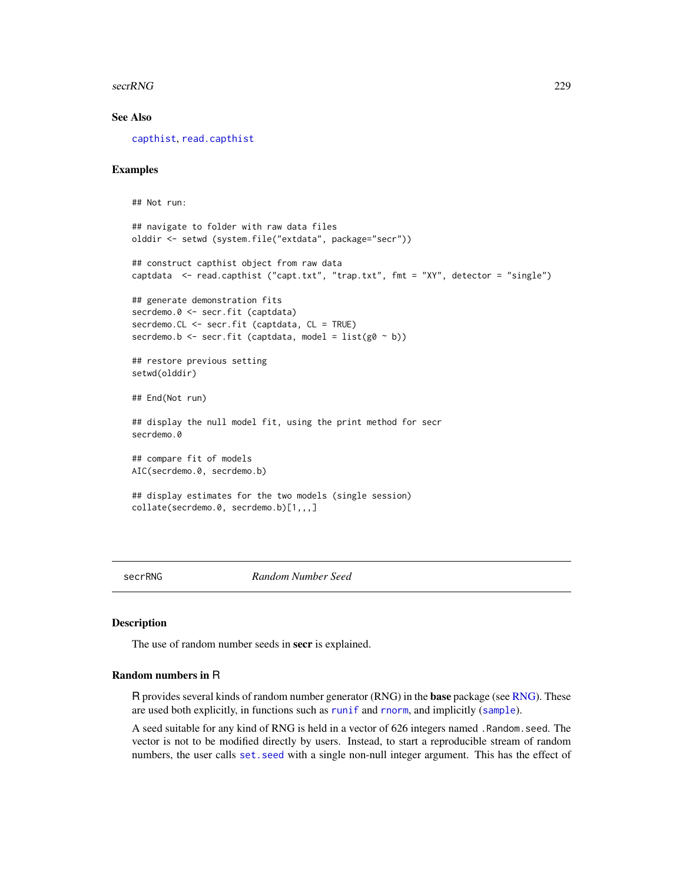## See Also

capthist, read.capthist

## Examples

```
## Not run:

## navigate to folder with raw data files
olddir <- setwd (system.file("extdata", package="secr"))

## construct capthist object from raw data
captdata  <- read.capthist ("capt.txt", "trap.txt", fmt = "XY", detector = "single")

## generate demonstration fits
secrdemo.0 <- secr.fit (captdata)
secrdemo.CL <- secr.fit (captdata, CL = TRUE)
secrdemo.b <- secr.fit (captdata, model = list(g0 ~ b))

## restore previous setting
setwd(olddir)

## End(Not run)

## display the null model fit, using the print method for secr
secrdemo.0

## compare fit of models
AIC(secrdemo.0, secrdemo.b)

## display estimates for the two models (single session)
collate(secrdemo.0, secrdemo.b)[1,,,]
```

---

secrRNG *Random Number Seed*

---

## Description

The use of random number seeds in **secr** is explained.

## Random numbers in R

R provides several kinds of random number generator (RNG) in the **base** package (see RNG). These are used both explicitly, in functions such as `runif` and `rnorm`, and implicitly (`sample`).

A seed suitable for any kind of RNG is held in a vector of 626 integers named `.Random.seed`. The vector is not to be modified directly by users. Instead, to start a reproducible stream of random numbers, the user calls `set.seed` with a single non-null integer argument. This has the effect of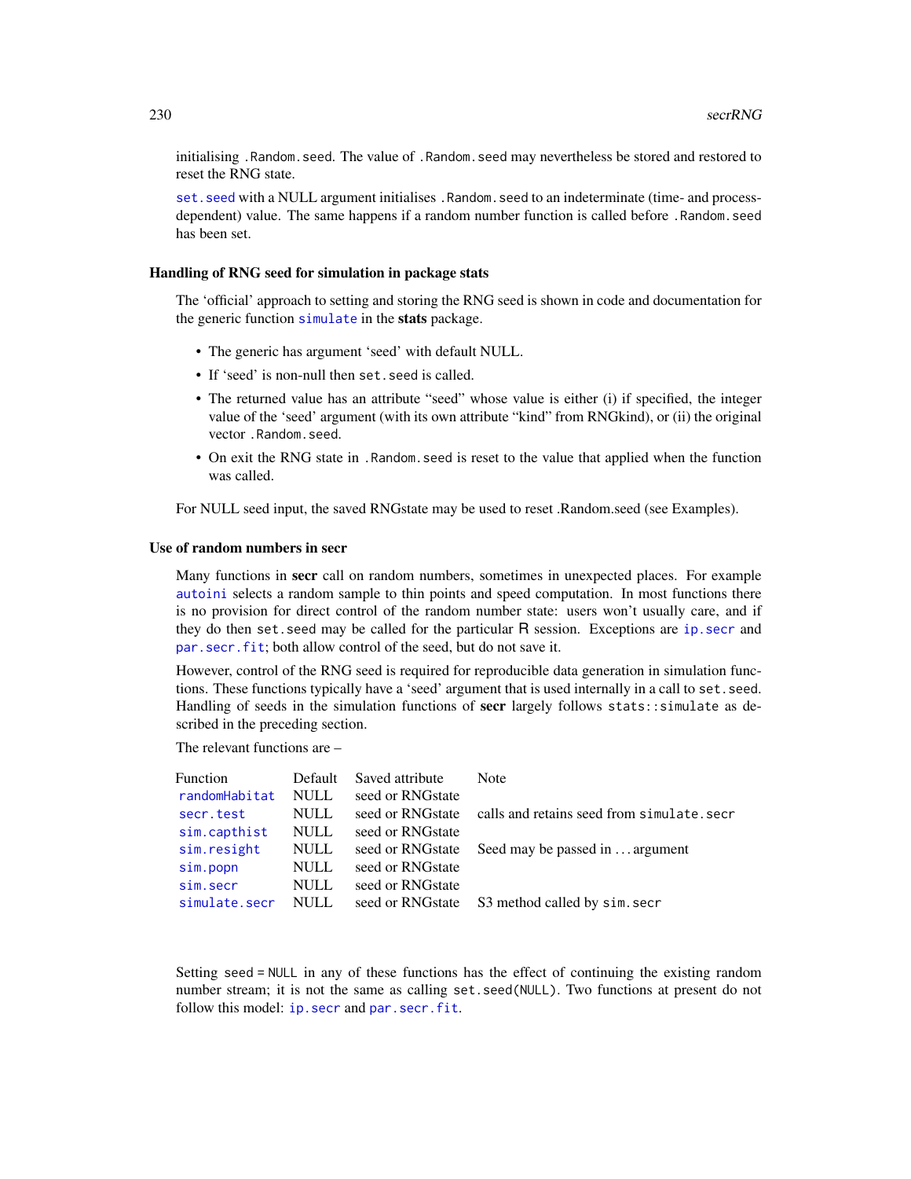initialising `.Random.seed`. The value of `.Random.seed` may nevertheless be stored and restored to reset the RNG state.

`set.seed` with a NULL argument initialises `.Random.seed` to an indeterminate (time- and process-dependent) value. The same happens if a random number function is called before `.Random.seed` has been set.

### Handling of RNG seed for simulation in package stats

The 'official' approach to setting and storing the RNG seed is shown in code and documentation for the generic function `simulate` in the **stats** package.

- The generic has argument 'seed' with default NULL.
- If 'seed' is non-null then `set.seed` is called.
- The returned value has an attribute "seed" whose value is either (i) if specified, the integer value of the 'seed' argument (with its own attribute "kind" from RNGkind), or (ii) the original vector `.Random.seed`.
- On exit the RNG state in `.Random.seed` is reset to the value that applied when the function was called.

For NULL seed input, the saved RNGstate may be used to reset .Random.seed (see Examples).

### Use of random numbers in secr

Many functions in **secr** call on random numbers, sometimes in unexpected places. For example `autoini` selects a random sample to thin points and speed computation. In most functions there is no provision for direct control of the random number state: users won't usually care, and if they do then `set.seed` may be called for the particular R session. Exceptions are `ip.secr` and `par.secr.fit`; both allow control of the seed, but do not save it.

However, control of the RNG seed is required for reproducible data generation in simulation functions. These functions typically have a 'seed' argument that is used internally in a call to `set.seed`. Handling of seeds in the simulation functions of **secr** largely follows `stats::simulate` as described in the preceding section.

The relevant functions are –

| Function | Default | Saved attribute | Note |
|---|---|---|---|
| `randomHabitat` | NULL | seed or RNGstate | |
| `secr.test` | NULL | seed or RNGstate | calls and retains seed from `simulate.secr` |
| `sim.capthist` | NULL | seed or RNGstate | |
| `sim.resight` | NULL | seed or RNGstate | Seed may be passed in ... argument |
| `sim.popn` | NULL | seed or RNGstate | |
| `sim.secr` | NULL | seed or RNGstate | |
| `simulate.secr` | NULL | seed or RNGstate | S3 method called by `sim.secr` |

Setting `seed = NULL` in any of these functions has the effect of continuing the existing random number stream; it is not the same as calling `set.seed(NULL)`. Two functions at present do not follow this model: `ip.secr` and `par.secr.fit`.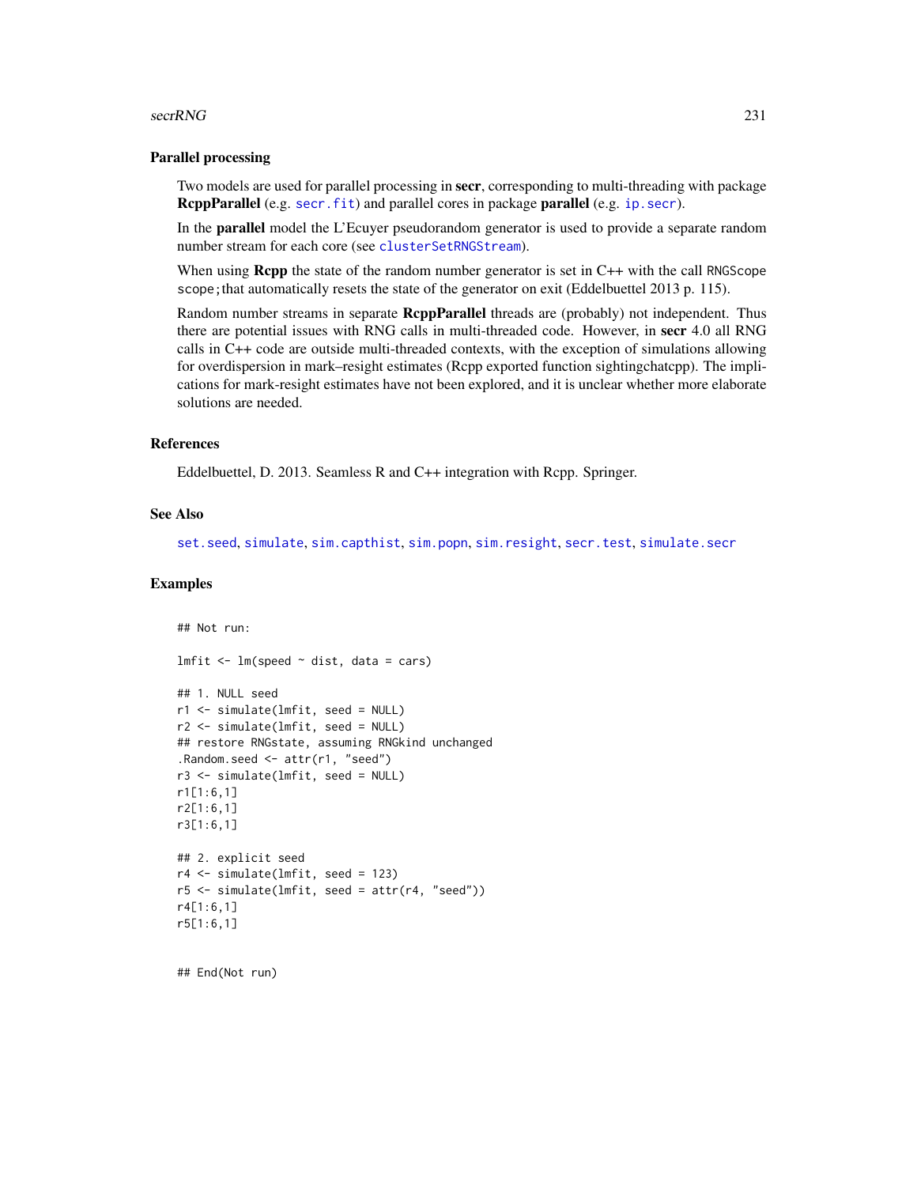### Parallel processing

Two models are used for parallel processing in **secr**, corresponding to multi-threading with package **RcppParallel** (e.g. `secr.fit`) and parallel cores in package **parallel** (e.g. `ip.secr`).

In the **parallel** model the L'Ecuyer pseudorandom generator is used to provide a separate random number stream for each core (see `clusterSetRNGStream`).

When using **Rcpp** the state of the random number generator is set in C++ with the call `RNGScope scope;` that automatically resets the state of the generator on exit (Eddelbuettel 2013 p. 115).

Random number streams in separate **RcppParallel** threads are (probably) not independent. Thus there are potential issues with RNG calls in multi-threaded code. However, in **secr** 4.0 all RNG calls in C++ code are outside multi-threaded contexts, with the exception of simulations allowing for overdispersion in mark–resight estimates (Rcpp exported function sightingchatcpp). The implications for mark-resight estimates have not been explored, and it is unclear whether more elaborate solutions are needed.

### References

Eddelbuettel, D. 2013. Seamless R and C++ integration with Rcpp. Springer.

### See Also

`set.seed`, `simulate`, `sim.capthist`, `sim.popn`, `sim.resight`, `secr.test`, `simulate.secr`

### Examples

```
## Not run:

lmfit <- lm(speed ~ dist, data = cars)

## 1. NULL seed
r1 <- simulate(lmfit, seed = NULL)
r2 <- simulate(lmfit, seed = NULL)
## restore RNGstate, assuming RNGkind unchanged
.Random.seed <- attr(r1, "seed")
r3 <- simulate(lmfit, seed = NULL)
r1[1:6,1]
r2[1:6,1]
r3[1:6,1]

## 2. explicit seed
r4 <- simulate(lmfit, seed = 123)
r5 <- simulate(lmfit, seed = attr(r4, "seed"))
r4[1:6,1]
r5[1:6,1]


## End(Not run)
```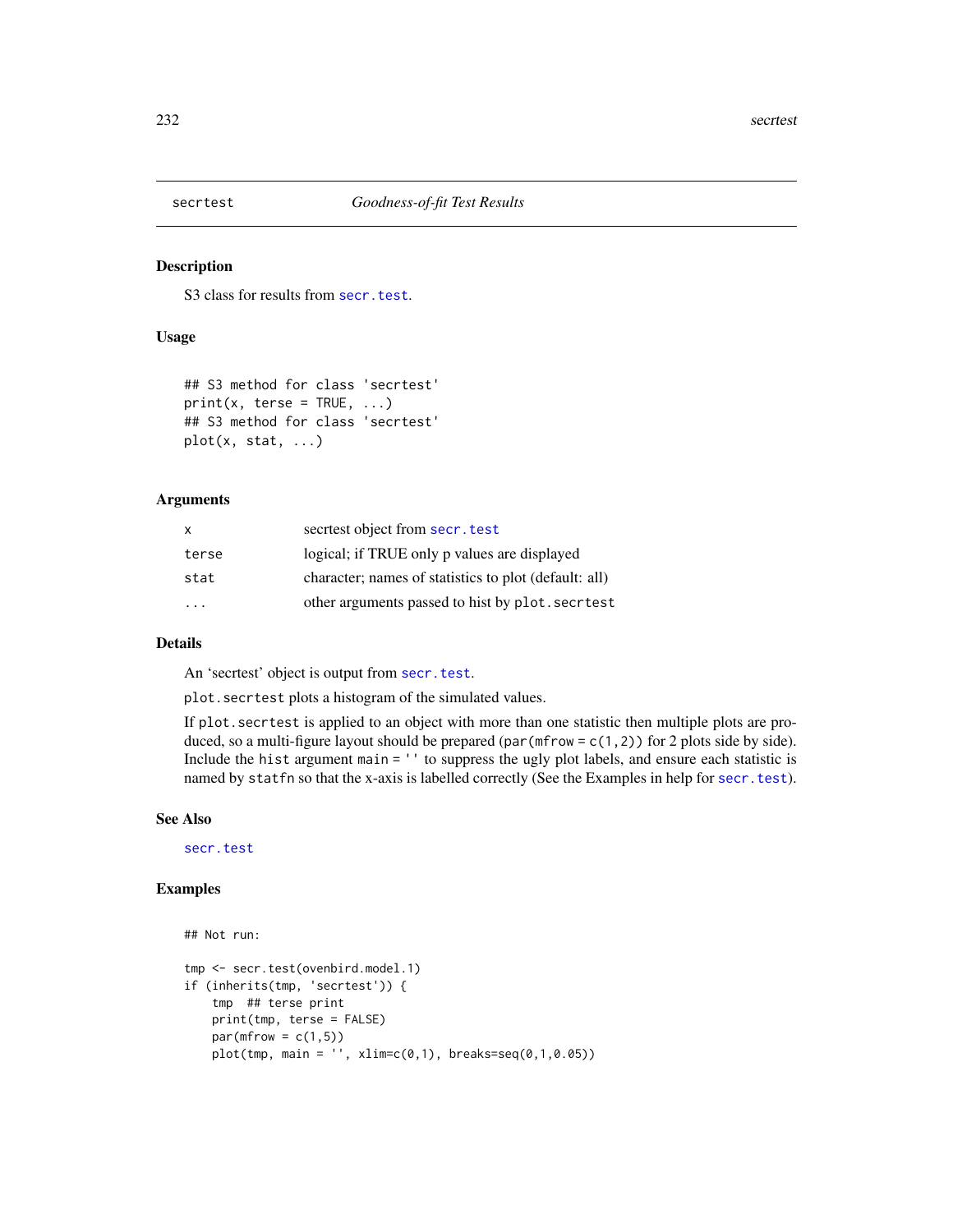# secrtest — *Goodness-of-fit Test Results*

## Description

S3 class for results from `secr.test`.

## Usage

```
## S3 method for class 'secrtest'
print(x, terse = TRUE, ...)
## S3 method for class 'secrtest'
plot(x, stat, ...)
```

## Arguments

| | |
|---|---|
| `x` | secrtest object from `secr.test` |
| `terse` | logical; if TRUE only p values are displayed |
| `stat` | character; names of statistics to plot (default: all) |
| `...` | other arguments passed to hist by `plot.secrtest` |

## Details

An 'secrtest' object is output from `secr.test`.

`plot.secrtest` plots a histogram of the simulated values.

If `plot.secrtest` is applied to an object with more than one statistic then multiple plots are produced, so a multi-figure layout should be prepared (`par(mfrow = c(1,2))` for 2 plots side by side). Include the `hist` argument `main = ''` to suppress the ugly plot labels, and ensure each statistic is named by `statfn` so that the x-axis is labelled correctly (See the Examples in help for `secr.test`).

## See Also

`secr.test`

## Examples

```
## Not run:

tmp <- secr.test(ovenbird.model.1)
if (inherits(tmp, 'secrtest')) {
    tmp  ## terse print
    print(tmp, terse = FALSE)
    par(mfrow = c(1,5))
    plot(tmp, main = '', xlim=c(0,1), breaks=seq(0,1,0.05))
```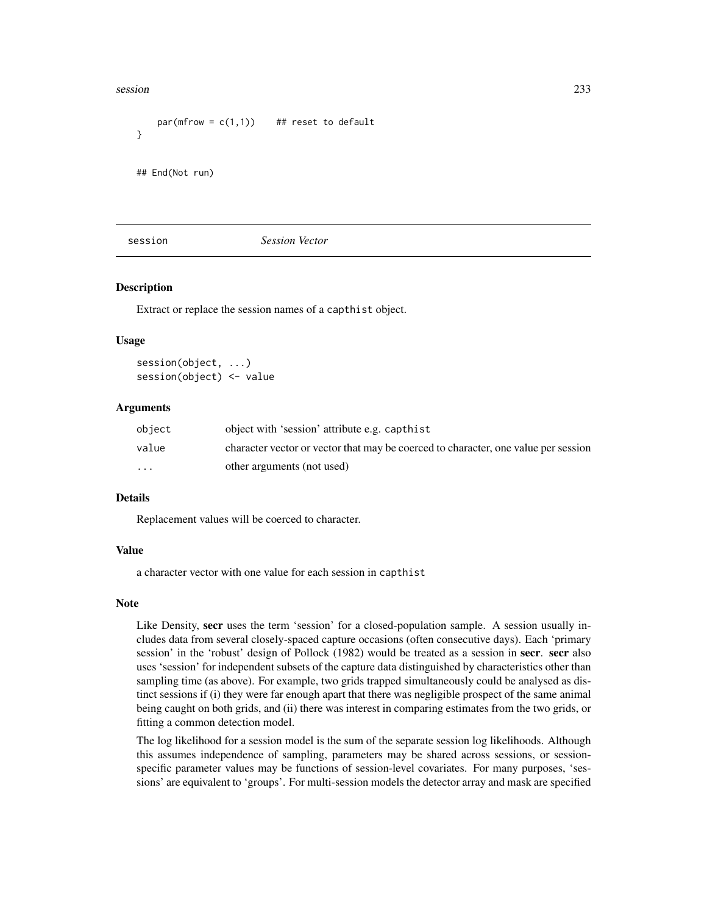```
    par(mfrow = c(1,1))    ## reset to default
}

## End(Not run)
```

---

## session — *Session Vector*

### Description

Extract or replace the session names of a capthist object.

### Usage

```
session(object, ...)
session(object) <- value
```

### Arguments

| | |
|---|---|
| object | object with 'session' attribute e.g. capthist |
| value | character vector or vector that may be coerced to character, one value per session |
| ... | other arguments (not used) |

### Details

Replacement values will be coerced to character.

### Value

a character vector with one value for each session in capthist

### Note

Like Density, **secr** uses the term 'session' for a closed-population sample. A session usually includes data from several closely-spaced capture occasions (often consecutive days). Each 'primary session' in the 'robust' design of Pollock (1982) would be treated as a session in **secr**. **secr** also uses 'session' for independent subsets of the capture data distinguished by characteristics other than sampling time (as above). For example, two grids trapped simultaneously could be analysed as distinct sessions if (i) they were far enough apart that there was negligible prospect of the same animal being caught on both grids, and (ii) there was interest in comparing estimates from the two grids, or fitting a common detection model.

The log likelihood for a session model is the sum of the separate session log likelihoods. Although this assumes independence of sampling, parameters may be shared across sessions, or session-specific parameter values may be functions of session-level covariates. For many purposes, 'sessions' are equivalent to 'groups'. For multi-session models the detector array and mask are specified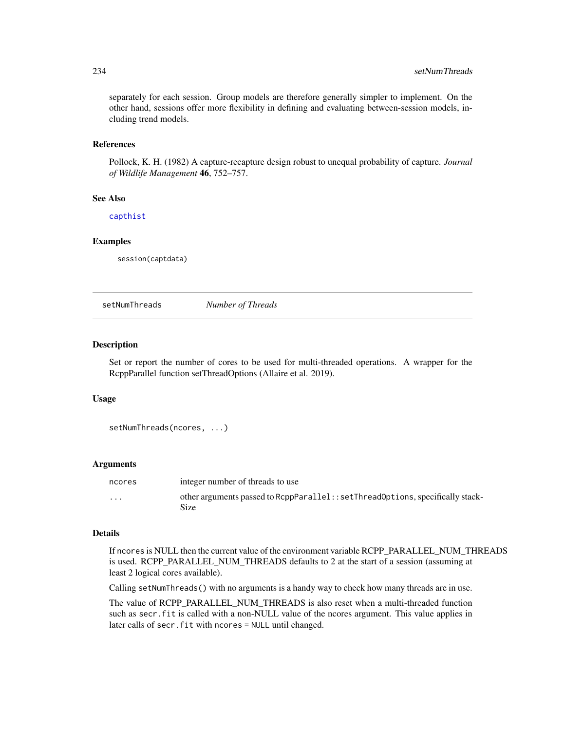separately for each session. Group models are therefore generally simpler to implement. On the other hand, sessions offer more flexibility in defining and evaluating between-session models, including trend models.

### References

Pollock, K. H. (1982) A capture-recapture design robust to unequal probability of capture. *Journal of Wildlife Management* **46**, 752–757.

### See Also

capthist

### Examples

```
session(captdata)
```

---

## setNumThreads *Number of Threads*

---

### Description

Set or report the number of cores to be used for multi-threaded operations. A wrapper for the RcppParallel function setThreadOptions (Allaire et al. 2019).

### Usage

```
setNumThreads(ncores, ...)
```

### Arguments

| | |
|---|---|
| ncores | integer number of threads to use |
| ... | other arguments passed to `RcppParallel::setThreadOptions`, specifically stackSize |

### Details

If `ncores` is NULL then the current value of the environment variable RCPP_PARALLEL_NUM_THREADS is used. RCPP_PARALLEL_NUM_THREADS defaults to 2 at the start of a session (assuming at least 2 logical cores available).

Calling `setNumThreads()` with no arguments is a handy way to check how many threads are in use.

The value of RCPP_PARALLEL_NUM_THREADS is also reset when a multi-threaded function such as `secr.fit` is called with a non-NULL value of the ncores argument. This value applies in later calls of `secr.fit` with `ncores = NULL` until changed.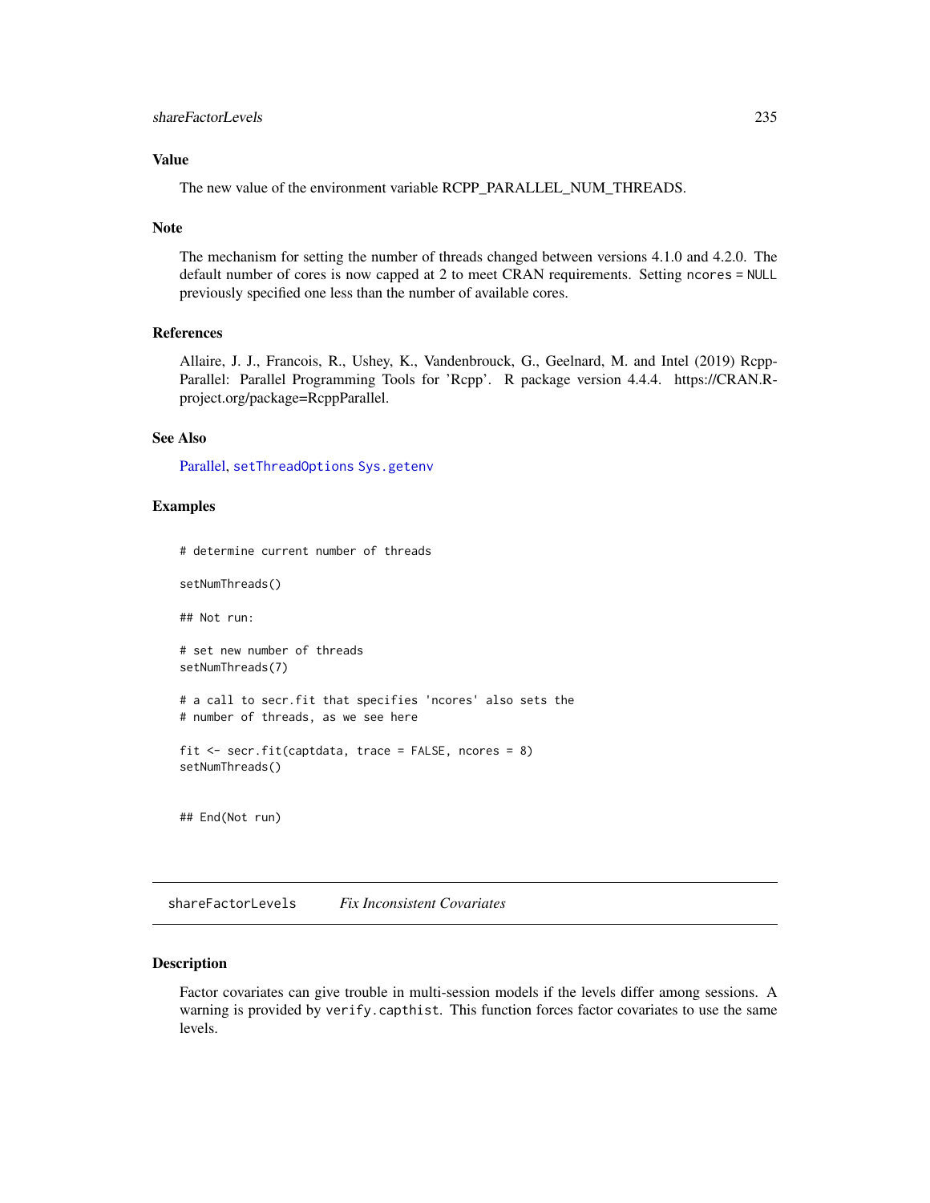### Value

The new value of the environment variable RCPP_PARALLEL_NUM_THREADS.

### Note

The mechanism for setting the number of threads changed between versions 4.1.0 and 4.2.0. The default number of cores is now capped at 2 to meet CRAN requirements. Setting `ncores = NULL` previously specified one less than the number of available cores.

### References

Allaire, J. J., Francois, R., Ushey, K., Vandenbrouck, G., Geelnard, M. and Intel (2019) RcppParallel: Parallel Programming Tools for 'Rcpp'. R package version 4.4.4. https://CRAN.R-project.org/package=RcppParallel.

### See Also

Parallel, `setThreadOptions` `Sys.getenv`

### Examples

```
# determine current number of threads

setNumThreads()

## Not run:

# set new number of threads
setNumThreads(7)

# a call to secr.fit that specifies 'ncores' also sets the
# number of threads, as we see here

fit <- secr.fit(captdata, trace = FALSE, ncores = 8)
setNumThreads()


## End(Not run)
```

---

## `shareFactorLevels` *Fix Inconsistent Covariates*

---

### Description

Factor covariates can give trouble in multi-session models if the levels differ among sessions. A warning is provided by `verify.capthist`. This function forces factor covariates to use the same levels.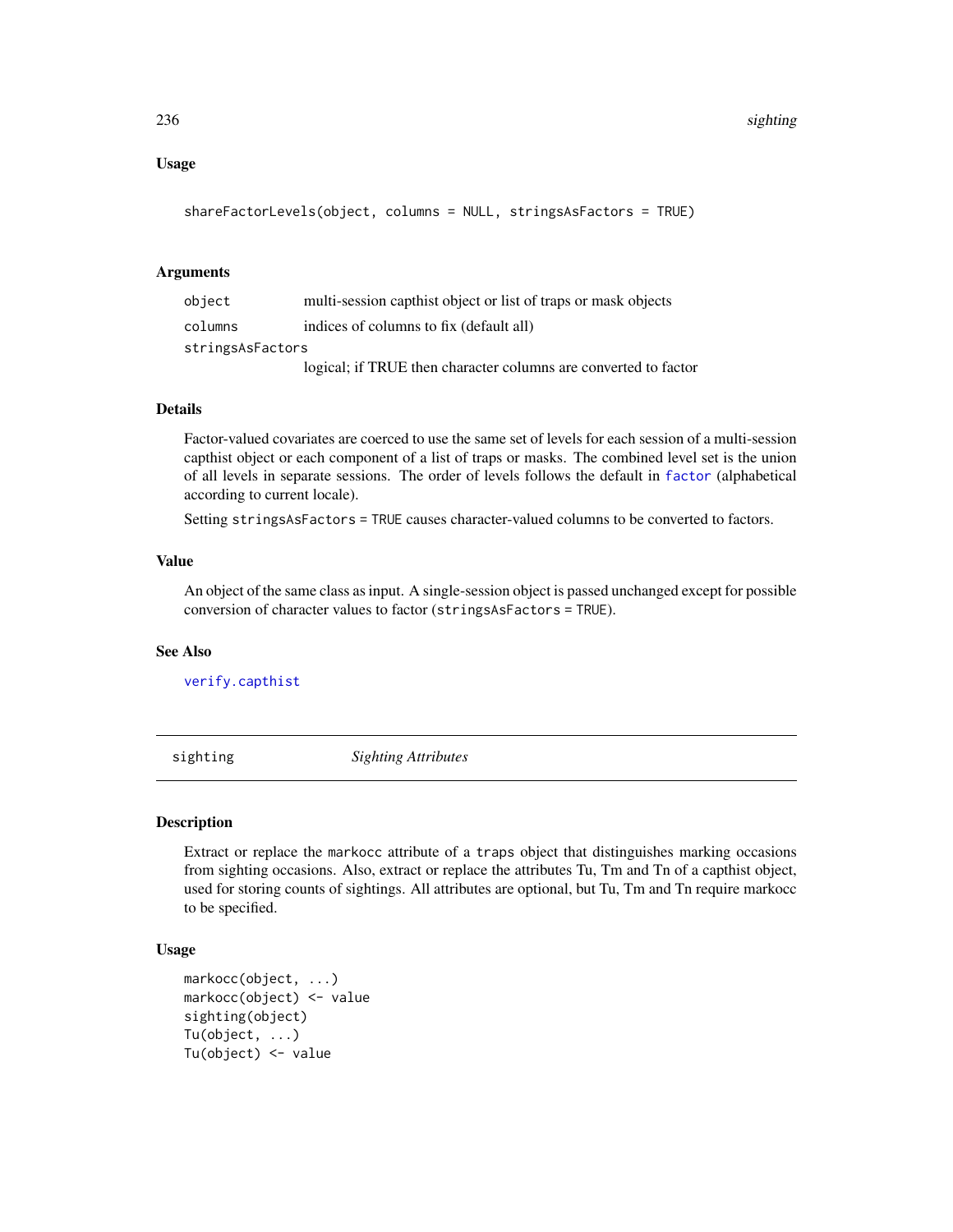## Usage

```
shareFactorLevels(object, columns = NULL, stringsAsFactors = TRUE)
```

## Arguments

| | |
|---|---|
| object | multi-session capthist object or list of traps or mask objects |
| columns | indices of columns to fix (default all) |
| stringsAsFactors | logical; if TRUE then character columns are converted to factor |

## Details

Factor-valued covariates are coerced to use the same set of levels for each session of a multi-session capthist object or each component of a list of traps or masks. The combined level set is the union of all levels in separate sessions. The order of levels follows the default in `factor` (alphabetical according to current locale).

Setting `stringsAsFactors = TRUE` causes character-valued columns to be converted to factors.

## Value

An object of the same class as input. A single-session object is passed unchanged except for possible conversion of character values to factor (`stringsAsFactors = TRUE`).

## See Also

`verify.capthist`

---

# sighting — *Sighting Attributes*

## Description

Extract or replace the `markocc` attribute of a `traps` object that distinguishes marking occasions from sighting occasions. Also, extract or replace the attributes Tu, Tm and Tn of a capthist object, used for storing counts of sightings. All attributes are optional, but Tu, Tm and Tn require markocc to be specified.

## Usage

```
markocc(object, ...)
markocc(object) <- value
sighting(object)
Tu(object, ...)
Tu(object) <- value
```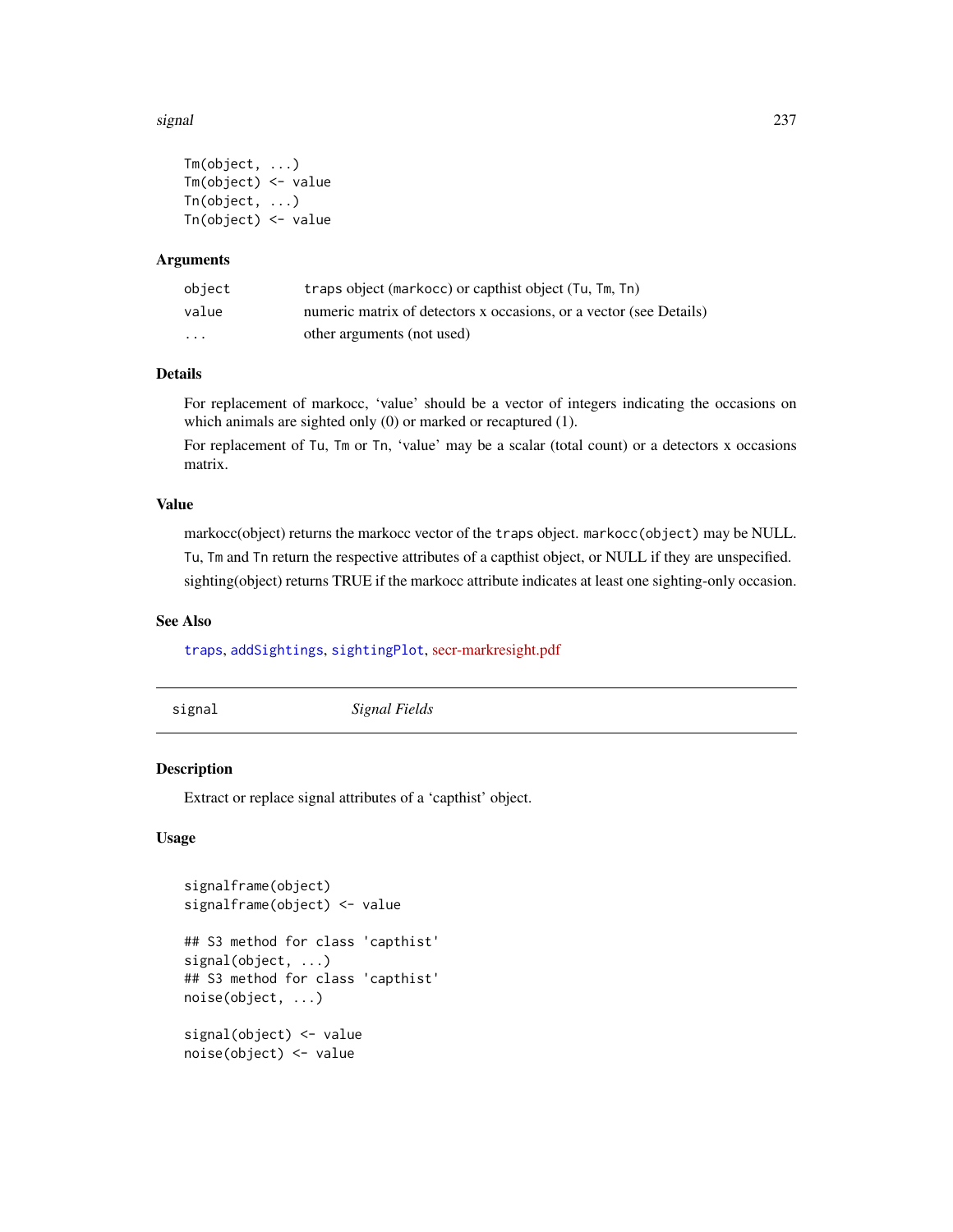```
Tm(object, ...)
Tm(object) <- value
Tn(object, ...)
Tn(object) <- value
```

### Arguments

| | |
|---|---|
| object | traps object (markocc) or capthist object (Tu, Tm, Tn) |
| value | numeric matrix of detectors x occasions, or a vector (see Details) |
| ... | other arguments (not used) |

### Details

For replacement of markocc, 'value' should be a vector of integers indicating the occasions on which animals are sighted only (0) or marked or recaptured (1).

For replacement of Tu, Tm or Tn, 'value' may be a scalar (total count) or a detectors x occasions matrix.

### Value

markocc(object) returns the markocc vector of the traps object. markocc(object) may be NULL.

Tu, Tm and Tn return the respective attributes of a capthist object, or NULL if they are unspecified.

sighting(object) returns TRUE if the markocc attribute indicates at least one sighting-only occasion.

### See Also

traps, addSightings, sightingPlot, secr-markresight.pdf

---

## signal — *Signal Fields*

### Description

Extract or replace signal attributes of a 'capthist' object.

### Usage

```
signalframe(object)
signalframe(object) <- value

## S3 method for class 'capthist'
signal(object, ...)
## S3 method for class 'capthist'
noise(object, ...)

signal(object) <- value
noise(object) <- value
```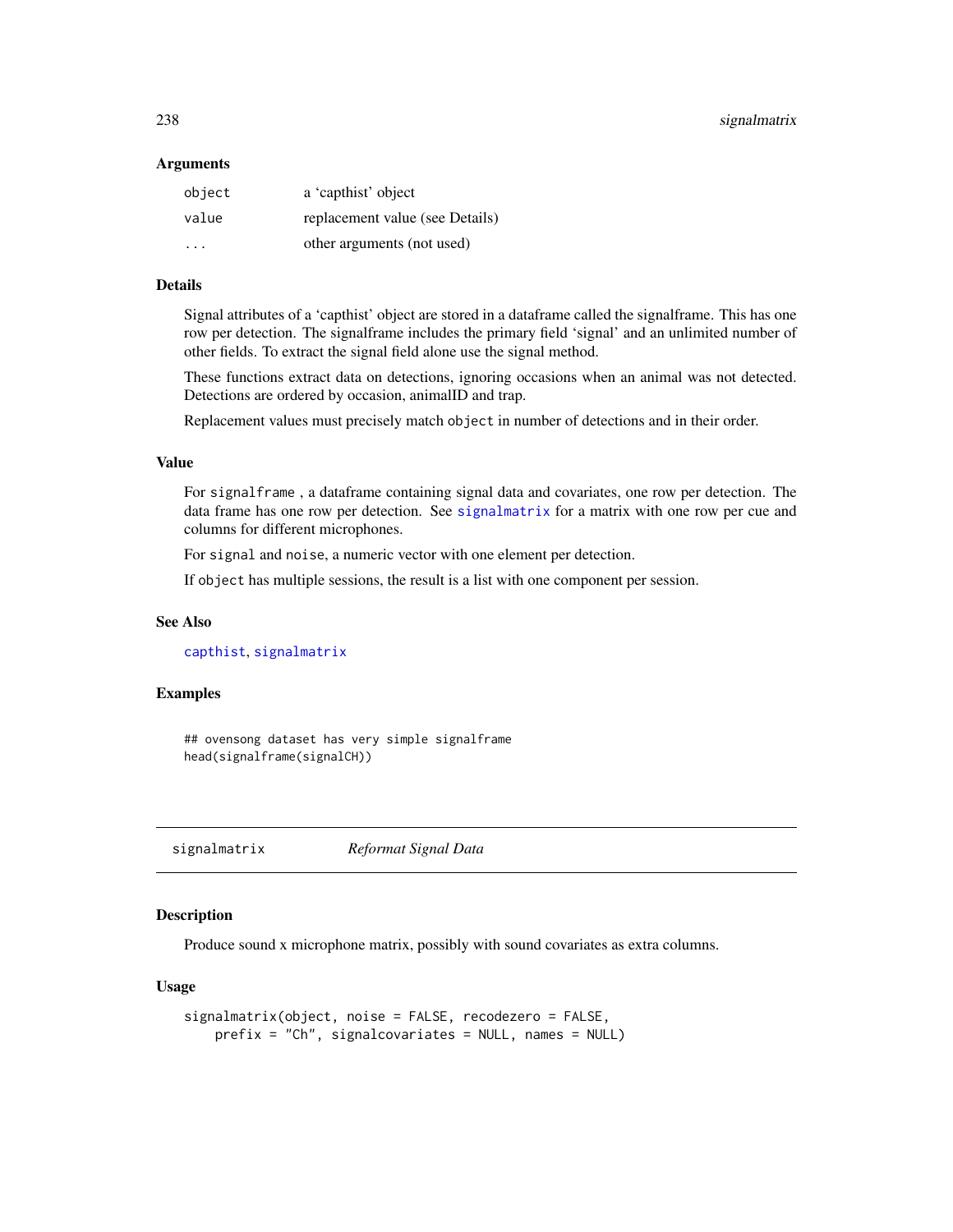### Arguments

| | |
|---|---|
| `object` | a 'capthist' object |
| `value` | replacement value (see Details) |
| `...` | other arguments (not used) |

### Details

Signal attributes of a 'capthist' object are stored in a dataframe called the signalframe. This has one row per detection. The signalframe includes the primary field 'signal' and an unlimited number of other fields. To extract the signal field alone use the signal method.

These functions extract data on detections, ignoring occasions when an animal was not detected. Detections are ordered by occasion, animalID and trap.

Replacement values must precisely match `object` in number of detections and in their order.

### Value

For `signalframe` , a dataframe containing signal data and covariates, one row per detection. The data frame has one row per detection. See `signalmatrix` for a matrix with one row per cue and columns for different microphones.

For `signal` and `noise`, a numeric vector with one element per detection.

If `object` has multiple sessions, the result is a list with one component per session.

### See Also

`capthist`, `signalmatrix`

### Examples

```
## ovensong dataset has very simple signalframe
head(signalframe(signalCH))
```

---

## signalmatrix *Reformat Signal Data*

---

### Description

Produce sound x microphone matrix, possibly with sound covariates as extra columns.

### Usage

```
signalmatrix(object, noise = FALSE, recodezero = FALSE,
    prefix = "Ch", signalcovariates = NULL, names = NULL)
```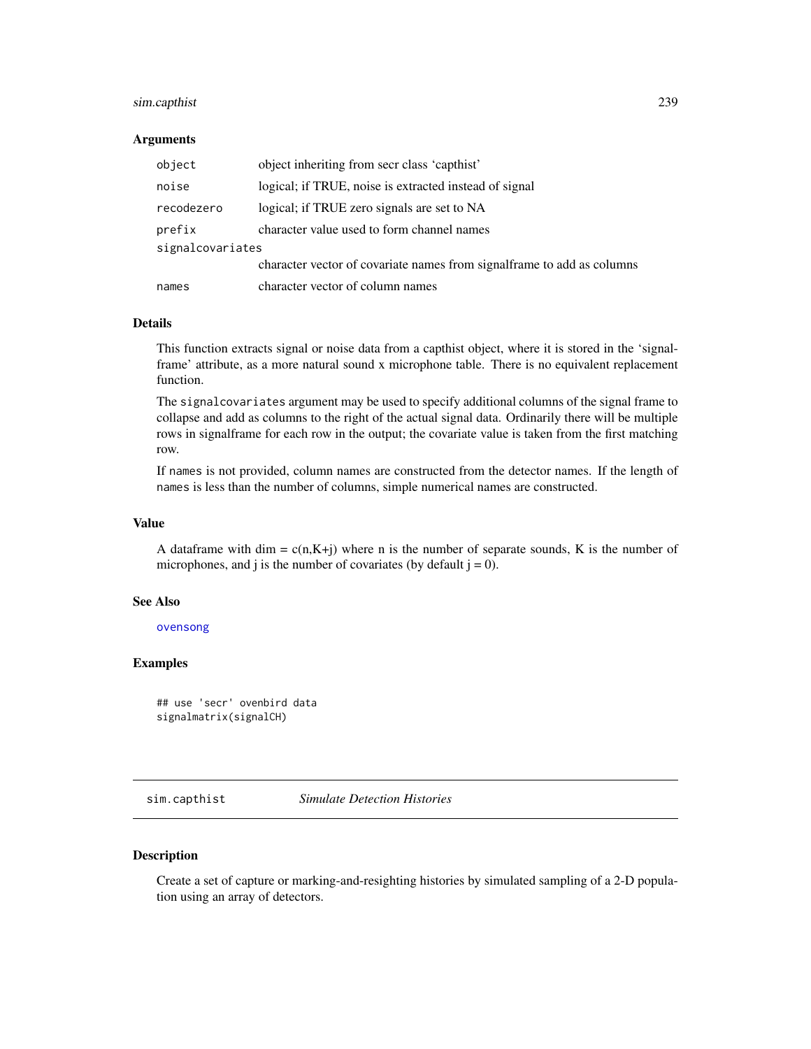### Arguments

| | |
|---|---|
| `object` | object inheriting from secr class 'capthist' |
| `noise` | logical; if TRUE, noise is extracted instead of signal |
| `recodezero` | logical; if TRUE zero signals are set to NA |
| `prefix` | character value used to form channel names |
| `signalcovariates` | character vector of covariate names from signalframe to add as columns |
| `names` | character vector of column names |

### Details

This function extracts signal or noise data from a capthist object, where it is stored in the 'signalframe' attribute, as a more natural sound x microphone table. There is no equivalent replacement function.

The `signalcovariates` argument may be used to specify additional columns of the signal frame to collapse and add as columns to the right of the actual signal data. Ordinarily there will be multiple rows in signalframe for each row in the output; the covariate value is taken from the first matching row.

If `names` is not provided, column names are constructed from the detector names. If the length of `names` is less than the number of columns, simple numerical names are constructed.

### Value

A dataframe with dim = c(n,K+j) where n is the number of separate sounds, K is the number of microphones, and j is the number of covariates (by default j = 0).

### See Also

ovensong

### Examples

```
## use 'secr' ovenbird data
signalmatrix(signalCH)
```

---

## sim.capthist — *Simulate Detection Histories*

### Description

Create a set of capture or marking-and-resighting histories by simulated sampling of a 2-D population using an array of detectors.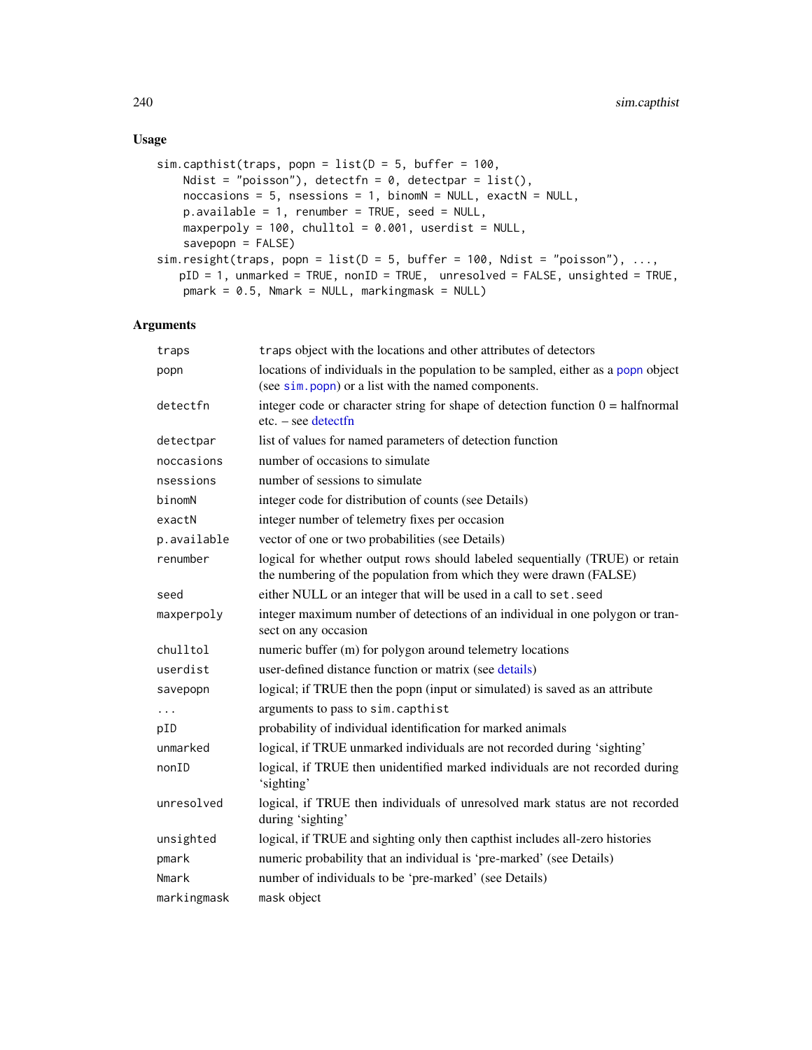## Usage

```
sim.capthist(traps, popn = list(D = 5, buffer = 100,
    Ndist = "poisson"), detectfn = 0, detectpar = list(),
    noccasions = 5, nsessions = 1, binomN = NULL, exactN = NULL,
    p.available = 1, renumber = TRUE, seed = NULL,
    maxperpoly = 100, chulltol = 0.001, userdist = NULL,
    savepopn = FALSE)
sim.resight(traps, popn = list(D = 5, buffer = 100, Ndist = "poisson"), ...,
   pID = 1, unmarked = TRUE, nonID = TRUE,  unresolved = FALSE, unsighted = TRUE,
    pmark = 0.5, Nmark = NULL, markingmask = NULL)
```

## Arguments

| | |
|---|---|
| traps | traps object with the locations and other attributes of detectors |
| popn | locations of individuals in the population to be sampled, either as a popn object (see sim.popn) or a list with the named components. |
| detectfn | integer code or character string for shape of detection function 0 = halfnormal etc. – see detectfn |
| detectpar | list of values for named parameters of detection function |
| noccasions | number of occasions to simulate |
| nsessions | number of sessions to simulate |
| binomN | integer code for distribution of counts (see Details) |
| exactN | integer number of telemetry fixes per occasion |
| p.available | vector of one or two probabilities (see Details) |
| renumber | logical for whether output rows should labeled sequentially (TRUE) or retain the numbering of the population from which they were drawn (FALSE) |
| seed | either NULL or an integer that will be used in a call to set.seed |
| maxperpoly | integer maximum number of detections of an individual in one polygon or transect on any occasion |
| chulltol | numeric buffer (m) for polygon around telemetry locations |
| userdist | user-defined distance function or matrix (see details) |
| savepopn | logical; if TRUE then the popn (input or simulated) is saved as an attribute |
| ... | arguments to pass to sim.capthist |
| pID | probability of individual identification for marked animals |
| unmarked | logical, if TRUE unmarked individuals are not recorded during 'sighting' |
| nonID | logical, if TRUE then unidentified marked individuals are not recorded during 'sighting' |
| unresolved | logical, if TRUE then individuals of unresolved mark status are not recorded during 'sighting' |
| unsighted | logical, if TRUE and sighting only then capthist includes all-zero histories |
| pmark | numeric probability that an individual is 'pre-marked' (see Details) |
| Nmark | number of individuals to be 'pre-marked' (see Details) |
| markingmask | mask object |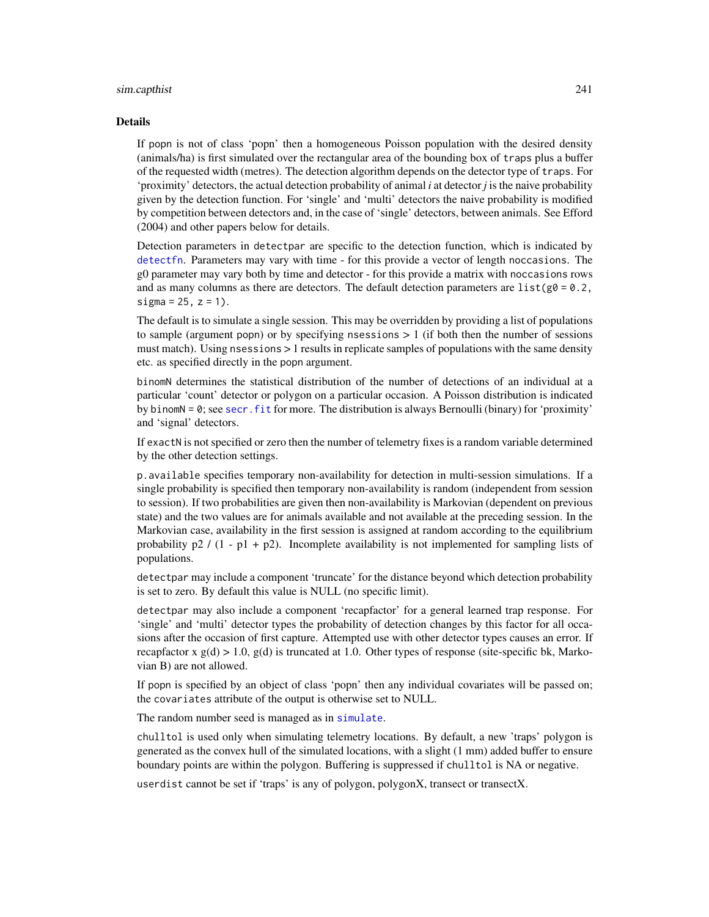### Details

If popn is not of class 'popn' then a homogeneous Poisson population with the desired density (animals/ha) is first simulated over the rectangular area of the bounding box of `traps` plus a buffer of the requested width (metres). The detection algorithm depends on the detector type of `traps`. For 'proximity' detectors, the actual detection probability of animal *i* at detector *j* is the naive probability given by the detection function. For 'single' and 'multi' detectors the naive probability is modified by competition between detectors and, in the case of 'single' detectors, between animals. See Efford (2004) and other papers below for details.

Detection parameters in `detectpar` are specific to the detection function, which is indicated by `detectfn`. Parameters may vary with time - for this provide a vector of length `noccasions`. The g0 parameter may vary both by time and detector - for this provide a matrix with `noccasions` rows and as many columns as there are detectors. The default detection parameters are `list(g0 = 0.2, sigma = 25, z = 1)`.

The default is to simulate a single session. This may be overridden by providing a list of populations to sample (argument popn) or by specifying `nsessions` > 1 (if both then the number of sessions must match). Using `nsessions` > 1 results in replicate samples of populations with the same density etc. as specified directly in the popn argument.

`binomN` determines the statistical distribution of the number of detections of an individual at a particular 'count' detector or polygon on a particular occasion. A Poisson distribution is indicated by `binomN = 0`; see `secr.fit` for more. The distribution is always Bernoulli (binary) for 'proximity' and 'signal' detectors.

If `exactN` is not specified or zero then the number of telemetry fixes is a random variable determined by the other detection settings.

`p.available` specifies temporary non-availability for detection in multi-session simulations. If a single probability is specified then temporary non-availability is random (independent from session to session). If two probabilities are given then non-availability is Markovian (dependent on previous state) and the two values are for animals available and not available at the preceding session. In the Markovian case, availability in the first session is assigned at random according to the equilibrium probability p2 / (1 - p1 + p2). Incomplete availability is not implemented for sampling lists of populations.

`detectpar` may include a component 'truncate' for the distance beyond which detection probability is set to zero. By default this value is NULL (no specific limit).

`detectpar` may also include a component 'recapfactor' for a general learned trap response. For 'single' and 'multi' detector types the probability of detection changes by this factor for all occasions after the occasion of first capture. Attempted use with other detector types causes an error. If recapfactor x g(d) > 1.0, g(d) is truncated at 1.0. Other types of response (site-specific bk, Markovian B) are not allowed.

If popn is specified by an object of class 'popn' then any individual covariates will be passed on; the `covariates` attribute of the output is otherwise set to NULL.

The random number seed is managed as in `simulate`.

`chulltol` is used only when simulating telemetry locations. By default, a new 'traps' polygon is generated as the convex hull of the simulated locations, with a slight (1 mm) added buffer to ensure boundary points are within the polygon. Buffering is suppressed if `chulltol` is NA or negative.

`userdist` cannot be set if 'traps' is any of polygon, polygonX, transect or transectX.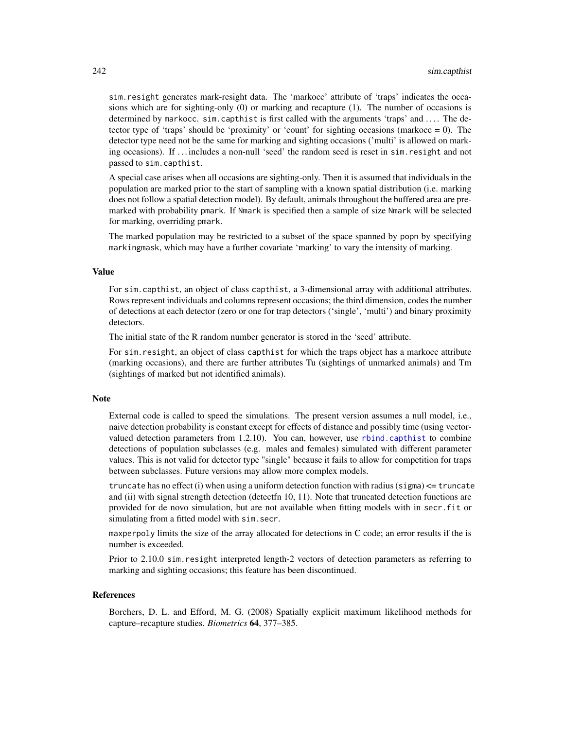sim.resight generates mark-resight data. The 'markocc' attribute of 'traps' indicates the occasions which are for sighting-only (0) or marking and recapture (1). The number of occasions is determined by markocc. sim.capthist is first called with the arguments 'traps' and .... The detector type of 'traps' should be 'proximity' or 'count' for sighting occasions (markocc = 0). The detector type need not be the same for marking and sighting occasions ('multi' is allowed on marking occasions). If ... includes a non-null 'seed' the random seed is reset in sim.resight and not passed to sim.capthist.

A special case arises when all occasions are sighting-only. Then it is assumed that individuals in the population are marked prior to the start of sampling with a known spatial distribution (i.e. marking does not follow a spatial detection model). By default, animals throughout the buffered area are premarked with probability pmark. If Nmark is specified then a sample of size Nmark will be selected for marking, overriding pmark.

The marked population may be restricted to a subset of the space spanned by popn by specifying markingmask, which may have a further covariate 'marking' to vary the intensity of marking.

## Value

For sim.capthist, an object of class capthist, a 3-dimensional array with additional attributes. Rows represent individuals and columns represent occasions; the third dimension, codes the number of detections at each detector (zero or one for trap detectors ('single', 'multi') and binary proximity detectors.

The initial state of the R random number generator is stored in the 'seed' attribute.

For sim.resight, an object of class capthist for which the traps object has a markocc attribute (marking occasions), and there are further attributes Tu (sightings of unmarked animals) and Tm (sightings of marked but not identified animals).

## Note

External code is called to speed the simulations. The present version assumes a null model, i.e., naive detection probability is constant except for effects of distance and possibly time (using vector-valued detection parameters from 1.2.10). You can, however, use rbind.capthist to combine detections of population subclasses (e.g. males and females) simulated with different parameter values. This is not valid for detector type "single" because it fails to allow for competition for traps between subclasses. Future versions may allow more complex models.

truncate has no effect (i) when using a uniform detection function with radius (sigma) <= truncate and (ii) with signal strength detection (detectfn 10, 11). Note that truncated detection functions are provided for de novo simulation, but are not available when fitting models with in secr.fit or simulating from a fitted model with sim.secr.

maxperpoly limits the size of the array allocated for detections in C code; an error results if the is number is exceeded.

Prior to 2.10.0 sim.resight interpreted length-2 vectors of detection parameters as referring to marking and sighting occasions; this feature has been discontinued.

## References

Borchers, D. L. and Efford, M. G. (2008) Spatially explicit maximum likelihood methods for capture–recapture studies. *Biometrics* **64**, 377–385.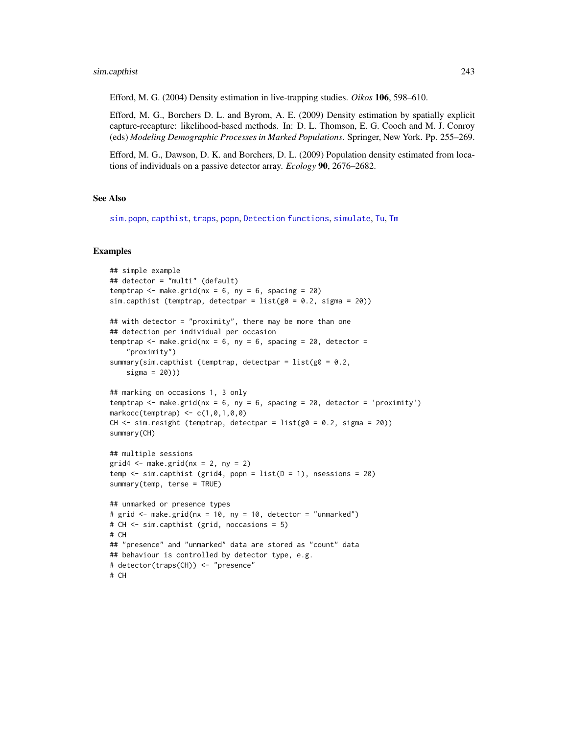Efford, M. G. (2004) Density estimation in live-trapping studies. *Oikos* **106**, 598–610.

Efford, M. G., Borchers D. L. and Byrom, A. E. (2009) Density estimation by spatially explicit capture-recapture: likelihood-based methods. In: D. L. Thomson, E. G. Cooch and M. J. Conroy (eds) *Modeling Demographic Processes in Marked Populations*. Springer, New York. Pp. 255–269.

Efford, M. G., Dawson, D. K. and Borchers, D. L. (2009) Population density estimated from locations of individuals on a passive detector array. *Ecology* **90**, 2676–2682.

## See Also

sim.popn, capthist, traps, popn, Detection functions, simulate, Tu, Tm

## Examples

```
## simple example
## detector = "multi" (default)
temptrap <- make.grid(nx = 6, ny = 6, spacing = 20)
sim.capthist (temptrap, detectpar = list(g0 = 0.2, sigma = 20))

## with detector = "proximity", there may be more than one
## detection per individual per occasion
temptrap <- make.grid(nx = 6, ny = 6, spacing = 20, detector =
    "proximity")
summary(sim.capthist (temptrap, detectpar = list(g0 = 0.2,
    sigma = 20)))

## marking on occasions 1, 3 only
temptrap <- make.grid(nx = 6, ny = 6, spacing = 20, detector = 'proximity')
markocc(temptrap) <- c(1,0,1,0,0)
CH <- sim.resight (temptrap, detectpar = list(g0 = 0.2, sigma = 20))
summary(CH)

## multiple sessions
grid4 <- make.grid(nx = 2, ny = 2)
temp <- sim.capthist (grid4, popn = list(D = 1), nsessions = 20)
summary(temp, terse = TRUE)

## unmarked or presence types
# grid <- make.grid(nx = 10, ny = 10, detector = "unmarked")
# CH <- sim.capthist (grid, noccasions = 5)
# CH
## "presence" and "unmarked" data are stored as "count" data
## behaviour is controlled by detector type, e.g.
# detector(traps(CH)) <- "presence"
# CH
```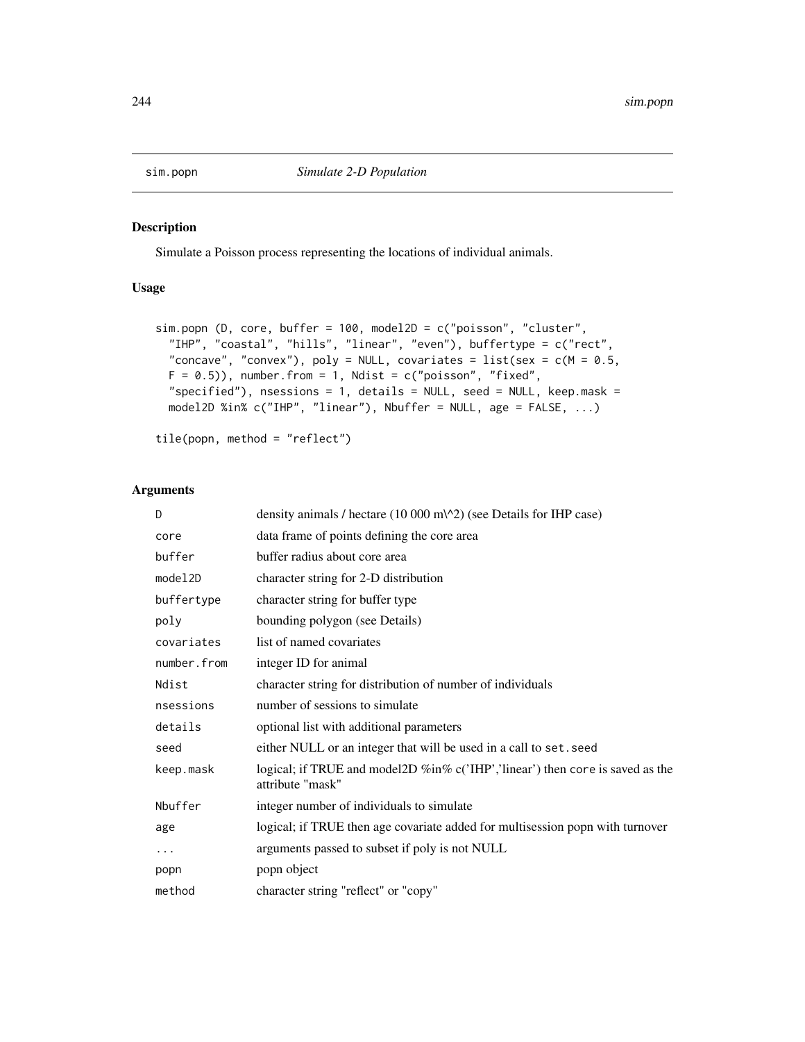sim.popn *Simulate 2-D Population*

## Description

Simulate a Poisson process representing the locations of individual animals.

## Usage

```
sim.popn (D, core, buffer = 100, model2D = c("poisson", "cluster",
  "IHP", "coastal", "hills", "linear", "even"), buffertype = c("rect",
  "concave", "convex"), poly = NULL, covariates = list(sex = c(M = 0.5,
  F = 0.5)), number.from = 1, Ndist = c("poisson", "fixed",
  "specified"), nsessions = 1, details = NULL, seed = NULL, keep.mask =
  model2D %in% c("IHP", "linear"), Nbuffer = NULL, age = FALSE, ...)

tile(popn, method = "reflect")
```

## Arguments

| | |
|---|---|
| D | density animals / hectare (10 000 m\^2) (see Details for IHP case) |
| core | data frame of points defining the core area |
| buffer | buffer radius about core area |
| model2D | character string for 2-D distribution |
| buffertype | character string for buffer type |
| poly | bounding polygon (see Details) |
| covariates | list of named covariates |
| number.from | integer ID for animal |
| Ndist | character string for distribution of number of individuals |
| nsessions | number of sessions to simulate |
| details | optional list with additional parameters |
| seed | either NULL or an integer that will be used in a call to `set.seed` |
| keep.mask | logical; if TRUE and model2D %in% c('IHP','linear') then `core` is saved as the attribute "mask" |
| Nbuffer | integer number of individuals to simulate |
| age | logical; if TRUE then age covariate added for multisession popn with turnover |
| ... | arguments passed to subset if poly is not NULL |
| popn | popn object |
| method | character string "reflect" or "copy" |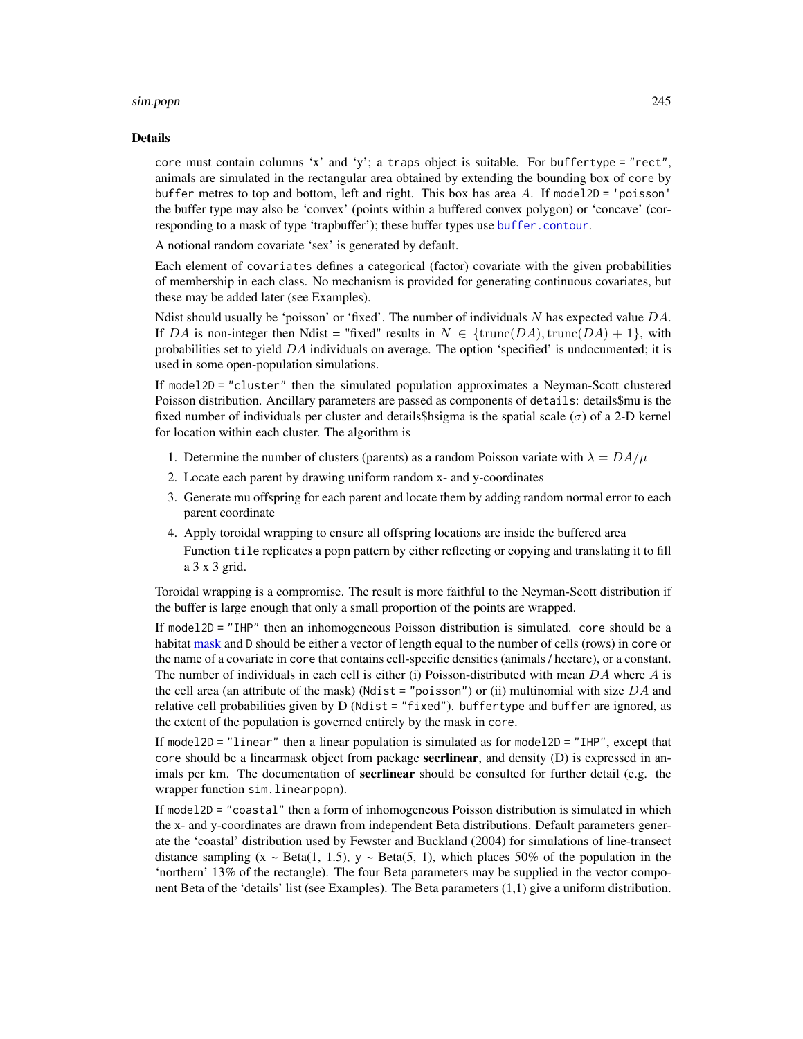## Details

core must contain columns 'x' and 'y'; a traps object is suitable. For buffertype = "rect", animals are simulated in the rectangular area obtained by extending the bounding box of core by buffer metres to top and bottom, left and right. This box has area $A$. If model2D = 'poisson' the buffer type may also be 'convex' (points within a buffered convex polygon) or 'concave' (corresponding to a mask of type 'trapbuffer'); these buffer types use buffer.contour.

A notional random covariate 'sex' is generated by default.

Each element of covariates defines a categorical (factor) covariate with the given probabilities of membership in each class. No mechanism is provided for generating continuous covariates, but these may be added later (see Examples).

Ndist should usually be 'poisson' or 'fixed'. The number of individuals $N$ has expected value $DA$. If $DA$ is non-integer then Ndist = "fixed" results in $N \in \{\mathrm{trunc}(DA), \mathrm{trunc}(DA) + 1\}$, with probabilities set to yield $DA$ individuals on average. The option 'specified' is undocumented; it is used in some open-population simulations.

If model2D = "cluster" then the simulated population approximates a Neyman-Scott clustered Poisson distribution. Ancillary parameters are passed as components of details: details$mu is the fixed number of individuals per cluster and details$hsigma is the spatial scale ($\sigma$) of a 2-D kernel for location within each cluster. The algorithm is

1. Determine the number of clusters (parents) as a random Poisson variate with $\lambda = DA/\mu$
2. Locate each parent by drawing uniform random x- and y-coordinates
3. Generate mu offspring for each parent and locate them by adding random normal error to each parent coordinate
4. Apply toroidal wrapping to ensure all offspring locations are inside the buffered area

   Function tile replicates a popn pattern by either reflecting or copying and translating it to fill a 3 x 3 grid.

Toroidal wrapping is a compromise. The result is more faithful to the Neyman-Scott distribution if the buffer is large enough that only a small proportion of the points are wrapped.

If model2D = "IHP" then an inhomogeneous Poisson distribution is simulated. core should be a habitat mask and D should be either a vector of length equal to the number of cells (rows) in core or the name of a covariate in core that contains cell-specific densities (animals / hectare), or a constant. The number of individuals in each cell is either (i) Poisson-distributed with mean $DA$ where $A$ is the cell area (an attribute of the mask) (Ndist = "poisson") or (ii) multinomial with size $DA$ and relative cell probabilities given by D (Ndist = "fixed"). buffertype and buffer are ignored, as the extent of the population is governed entirely by the mask in core.

If model2D = "linear" then a linear population is simulated as for model2D = "IHP", except that core should be a linearmask object from package **secrlinear**, and density (D) is expressed in animals per km. The documentation of **secrlinear** should be consulted for further detail (e.g. the wrapper function sim.linearpopn).

If model2D = "coastal" then a form of inhomogeneous Poisson distribution is simulated in which the x- and y-coordinates are drawn from independent Beta distributions. Default parameters generate the 'coastal' distribution used by Fewster and Buckland (2004) for simulations of line-transect distance sampling (x ~ Beta(1, 1.5), y ~ Beta(5, 1), which places 50% of the population in the 'northern' 13% of the rectangle). The four Beta parameters may be supplied in the vector component Beta of the 'details' list (see Examples). The Beta parameters (1,1) give a uniform distribution.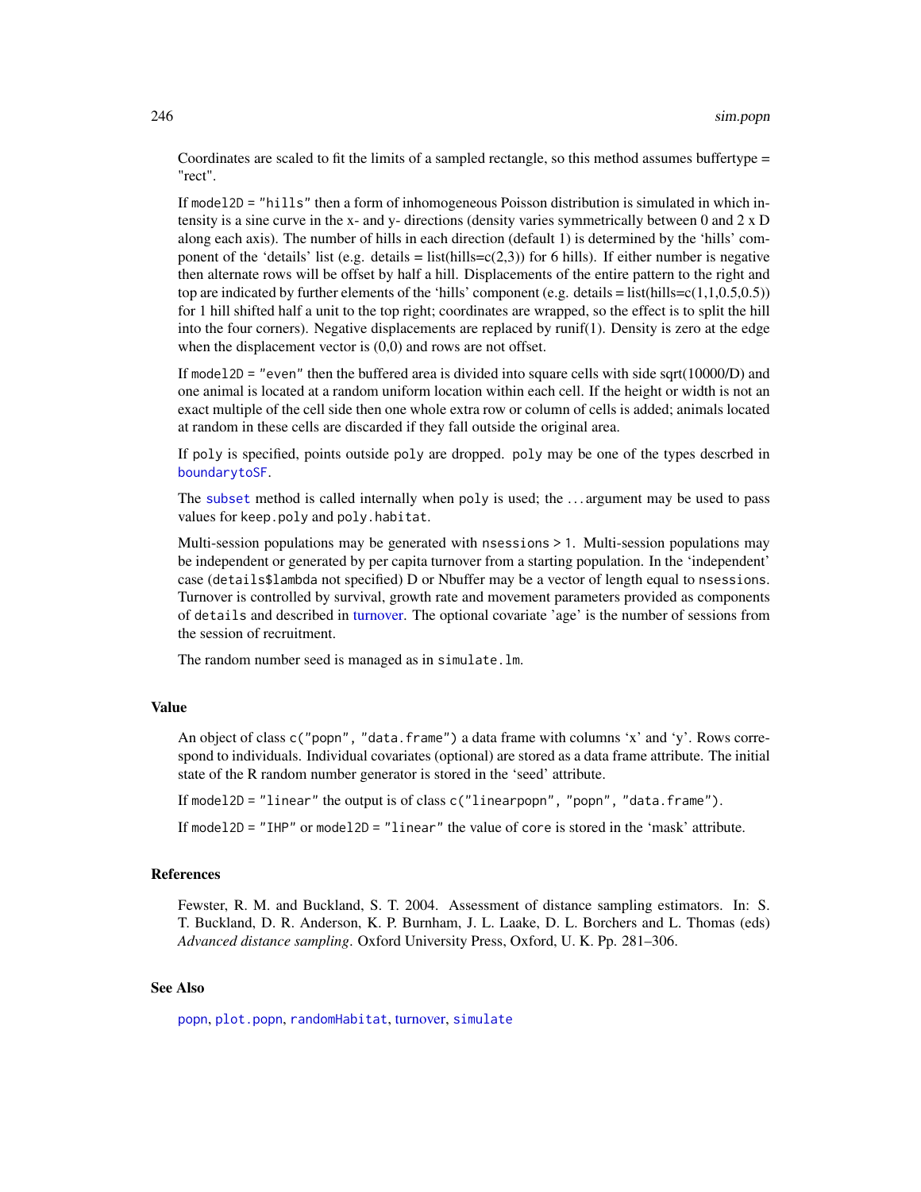Coordinates are scaled to fit the limits of a sampled rectangle, so this method assumes buffertype = "rect".

If `model2D = "hills"` then a form of inhomogeneous Poisson distribution is simulated in which intensity is a sine curve in the x- and y- directions (density varies symmetrically between 0 and 2 x D along each axis). The number of hills in each direction (default 1) is determined by the 'hills' component of the 'details' list (e.g. details = list(hills=c(2,3)) for 6 hills). If either number is negative then alternate rows will be offset by half a hill. Displacements of the entire pattern to the right and top are indicated by further elements of the 'hills' component (e.g. details = list(hills=c(1,1,0.5,0.5)) for 1 hill shifted half a unit to the top right; coordinates are wrapped, so the effect is to split the hill into the four corners). Negative displacements are replaced by runif(1). Density is zero at the edge when the displacement vector is (0,0) and rows are not offset.

If `model2D = "even"` then the buffered area is divided into square cells with side sqrt(10000/D) and one animal is located at a random uniform location within each cell. If the height or width is not an exact multiple of the cell side then one whole extra row or column of cells is added; animals located at random in these cells are discarded if they fall outside the original area.

If `poly` is specified, points outside `poly` are dropped. `poly` may be one of the types descrbed in `boundarytoSF`.

The `subset` method is called internally when `poly` is used; the ... argument may be used to pass values for `keep.poly` and `poly.habitat`.

Multi-session populations may be generated with `nsessions > 1`. Multi-session populations may be independent or generated by per capita turnover from a starting population. In the 'independent' case (`details$lambda` not specified) D or Nbuffer may be a vector of length equal to `nsessions`. Turnover is controlled by survival, growth rate and movement parameters provided as components of `details` and described in turnover. The optional covariate 'age' is the number of sessions from the session of recruitment.

The random number seed is managed as in `simulate.lm`.

## Value

An object of class `c("popn", "data.frame")` a data frame with columns 'x' and 'y'. Rows correspond to individuals. Individual covariates (optional) are stored as a data frame attribute. The initial state of the R random number generator is stored in the 'seed' attribute.

If `model2D = "linear"` the output is of class `c("linearpopn", "popn", "data.frame")`.

If `model2D = "IHP"` or `model2D = "linear"` the value of `core` is stored in the 'mask' attribute.

## References

Fewster, R. M. and Buckland, S. T. 2004. Assessment of distance sampling estimators. In: S. T. Buckland, D. R. Anderson, K. P. Burnham, J. L. Laake, D. L. Borchers and L. Thomas (eds) *Advanced distance sampling*. Oxford University Press, Oxford, U. K. Pp. 281–306.

## See Also

`popn`, `plot.popn`, `randomHabitat`, turnover, `simulate`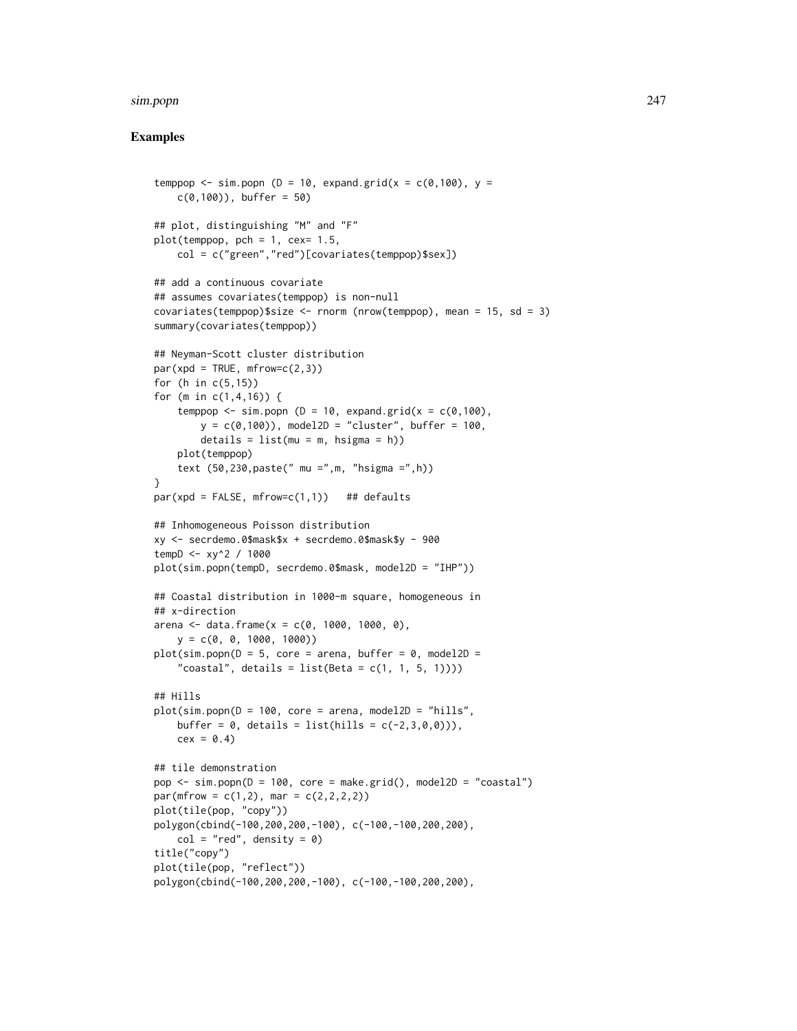## Examples

```
temppop <- sim.popn (D = 10, expand.grid(x = c(0,100), y =
    c(0,100)), buffer = 50)

## plot, distinguishing "M" and "F"
plot(temppop, pch = 1, cex= 1.5,
    col = c("green","red")[covariates(temppop)$sex])

## add a continuous covariate
## assumes covariates(temppop) is non-null
covariates(temppop)$size <- rnorm (nrow(temppop), mean = 15, sd = 3)
summary(covariates(temppop))

## Neyman-Scott cluster distribution
par(xpd = TRUE, mfrow=c(2,3))
for (h in c(5,15))
for (m in c(1,4,16)) {
    temppop <- sim.popn (D = 10, expand.grid(x = c(0,100),
        y = c(0,100)), model2D = "cluster", buffer = 100,
        details = list(mu = m, hsigma = h))
    plot(temppop)
    text (50,230,paste(" mu =",m, "hsigma =",h))
}
par(xpd = FALSE, mfrow=c(1,1))   ## defaults

## Inhomogeneous Poisson distribution
xy <- secrdemo.0$mask$x + secrdemo.0$mask$y - 900
tempD <- xy^2 / 1000
plot(sim.popn(tempD, secrdemo.0$mask, model2D = "IHP"))

## Coastal distribution in 1000-m square, homogeneous in
## x-direction
arena <- data.frame(x = c(0, 1000, 1000, 0),
    y = c(0, 0, 1000, 1000))
plot(sim.popn(D = 5, core = arena, buffer = 0, model2D =
    "coastal", details = list(Beta = c(1, 1, 5, 1))))

## Hills
plot(sim.popn(D = 100, core = arena, model2D = "hills",
    buffer = 0, details = list(hills = c(-2,3,0,0))),
    cex = 0.4)

## tile demonstration
pop <- sim.popn(D = 100, core = make.grid(), model2D = "coastal")
par(mfrow = c(1,2), mar = c(2,2,2,2))
plot(tile(pop, "copy"))
polygon(cbind(-100,200,200,-100), c(-100,-100,200,200),
    col = "red", density = 0)
title("copy")
plot(tile(pop, "reflect"))
polygon(cbind(-100,200,200,-100), c(-100,-100,200,200),
```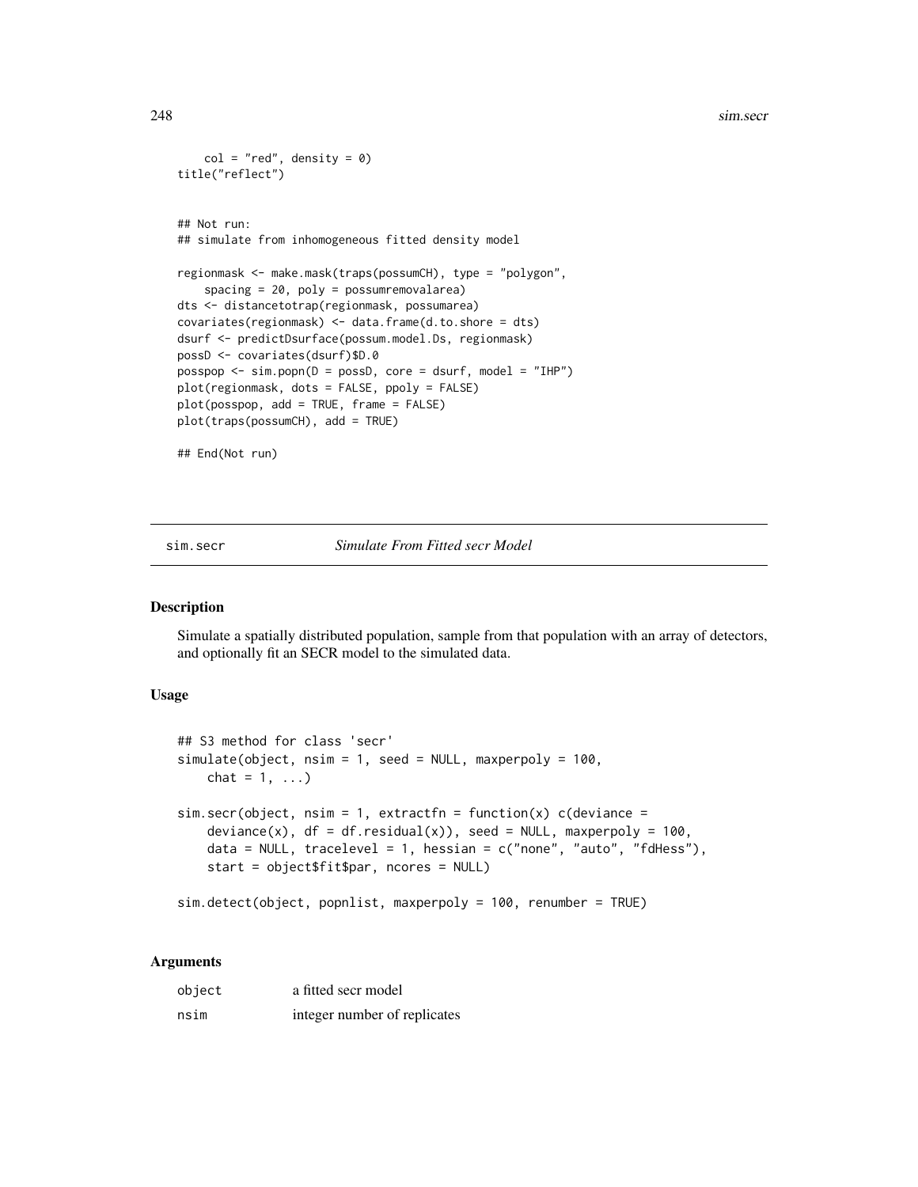```
    col = "red", density = 0)
title("reflect")


## Not run:
## simulate from inhomogeneous fitted density model

regionmask <- make.mask(traps(possumCH), type = "polygon",
    spacing = 20, poly = possumremovalarea)
dts <- distancetotrap(regionmask, possumarea)
covariates(regionmask) <- data.frame(d.to.shore = dts)
dsurf <- predictDsurface(possum.model.Ds, regionmask)
possD <- covariates(dsurf)$D.0
posspop <- sim.popn(D = possD, core = dsurf, model = "IHP")
plot(regionmask, dots = FALSE, ppoly = FALSE)
plot(posspop, add = TRUE, frame = FALSE)
plot(traps(possumCH), add = TRUE)

## End(Not run)
```

---

sim.secr *Simulate From Fitted secr Model*

---

## Description

Simulate a spatially distributed population, sample from that population with an array of detectors, and optionally fit an SECR model to the simulated data.

## Usage

```
## S3 method for class 'secr'
simulate(object, nsim = 1, seed = NULL, maxperpoly = 100,
    chat = 1, ...)

sim.secr(object, nsim = 1, extractfn = function(x) c(deviance =
    deviance(x), df = df.residual(x)), seed = NULL, maxperpoly = 100,
    data = NULL, tracelevel = 1, hessian = c("none", "auto", "fdHess"),
    start = object$fit$par, ncores = NULL)

sim.detect(object, popnlist, maxperpoly = 100, renumber = TRUE)
```

## Arguments

| | |
|---|---|
| object | a fitted secr model |
| nsim | integer number of replicates |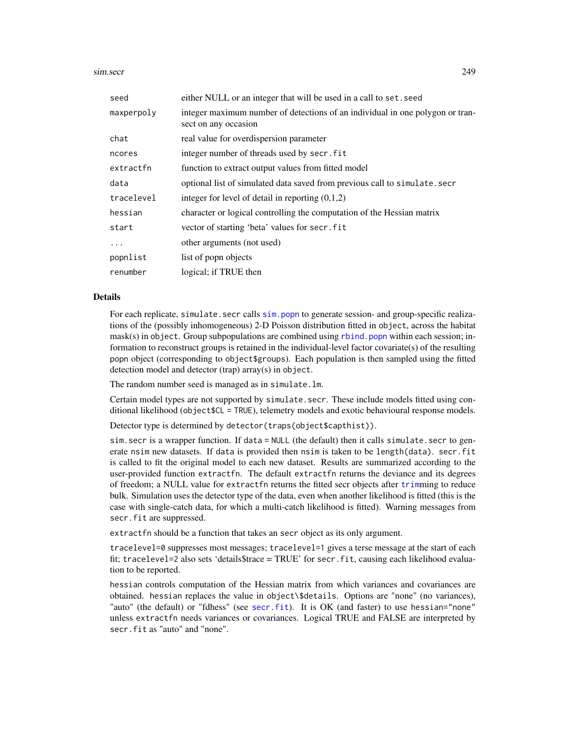| | |
|---|---|
| seed | either NULL or an integer that will be used in a call to set.seed |
| maxperpoly | integer maximum number of detections of an individual in one polygon or transect on any occasion |
| chat | real value for overdispersion parameter |
| ncores | integer number of threads used by secr.fit |
| extractfn | function to extract output values from fitted model |
| data | optional list of simulated data saved from previous call to simulate.secr |
| tracelevel | integer for level of detail in reporting (0,1,2) |
| hessian | character or logical controlling the computation of the Hessian matrix |
| start | vector of starting 'beta' values for secr.fit |
| ... | other arguments (not used) |
| popnlist | list of popn objects |
| renumber | logical; if TRUE then |

## Details

For each replicate, simulate.secr calls sim.popn to generate session- and group-specific realizations of the (possibly inhomogeneous) 2-D Poisson distribution fitted in object, across the habitat mask(s) in object. Group subpopulations are combined using rbind.popn within each session; information to reconstruct groups is retained in the individual-level factor covariate(s) of the resulting popn object (corresponding to object$groups). Each population is then sampled using the fitted detection model and detector (trap) array(s) in object.

The random number seed is managed as in simulate.lm.

Certain model types are not supported by simulate.secr. These include models fitted using conditional likelihood (object$CL = TRUE), telemetry models and exotic behavioural response models.

Detector type is determined by detector(traps(object$capthist)).

sim.secr is a wrapper function. If data = NULL (the default) then it calls simulate.secr to generate nsim new datasets. If data is provided then nsim is taken to be length(data). secr.fit is called to fit the original model to each new dataset. Results are summarized according to the user-provided function extractfn. The default extractfn returns the deviance and its degrees of freedom; a NULL value for extractfn returns the fitted secr objects after trimming to reduce bulk. Simulation uses the detector type of the data, even when another likelihood is fitted (this is the case with single-catch data, for which a multi-catch likelihood is fitted). Warning messages from secr.fit are suppressed.

extractfn should be a function that takes an secr object as its only argument.

tracelevel=0 suppresses most messages; tracelevel=1 gives a terse message at the start of each fit; tracelevel=2 also sets 'details$trace = TRUE' for secr.fit, causing each likelihood evaluation to be reported.

hessian controls computation of the Hessian matrix from which variances and covariances are obtained. hessian replaces the value in object\$details. Options are "none" (no variances), "auto" (the default) or "fdhess" (see secr.fit). It is OK (and faster) to use hessian="none" unless extractfn needs variances or covariances. Logical TRUE and FALSE are interpreted by secr.fit as "auto" and "none".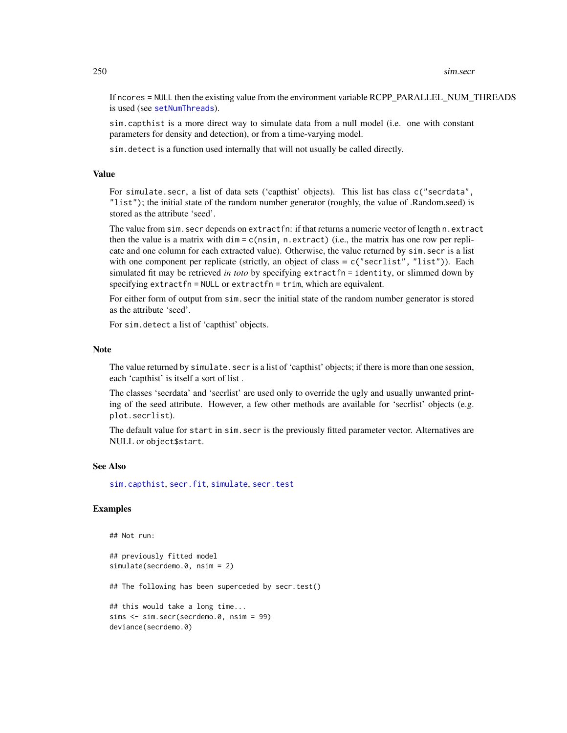If `ncores = NULL` then the existing value from the environment variable RCPP_PARALLEL_NUM_THREADS is used (see `setNumThreads`).

`sim.capthist` is a more direct way to simulate data from a null model (i.e. one with constant parameters for density and detection), or from a time-varying model.

`sim.detect` is a function used internally that will not usually be called directly.

## Value

For `simulate.secr`, a list of data sets ('capthist' objects). This list has class `c("secrdata", "list")`; the initial state of the random number generator (roughly, the value of .Random.seed) is stored as the attribute 'seed'.

The value from `sim.secr` depends on `extractfn`: if that returns a numeric vector of length `n.extract` then the value is a matrix with `dim = c(nsim, n.extract)` (i.e., the matrix has one row per replicate and one column for each extracted value). Otherwise, the value returned by `sim.secr` is a list with one component per replicate (strictly, an object of class = `c("secrlist", "list")`). Each simulated fit may be retrieved *in toto* by specifying `extractfn = identity`, or slimmed down by specifying `extractfn = NULL` or `extractfn = trim`, which are equivalent.

For either form of output from `sim.secr` the initial state of the random number generator is stored as the attribute 'seed'.

For `sim.detect` a list of 'capthist' objects.

## Note

The value returned by `simulate.secr` is a list of 'capthist' objects; if there is more than one session, each 'capthist' is itself a sort of list .

The classes 'secrdata' and 'secrlist' are used only to override the ugly and usually unwanted printing of the seed attribute. However, a few other methods are available for 'secrlist' objects (e.g. `plot.secrlist`).

The default value for `start` in `sim.secr` is the previously fitted parameter vector. Alternatives are NULL or `object$start`.

## See Also

`sim.capthist`, `secr.fit`, `simulate`, `secr.test`

## Examples

```
## Not run:

## previously fitted model
simulate(secrdemo.0, nsim = 2)

## The following has been superceded by secr.test()

## this would take a long time...
sims <- sim.secr(secrdemo.0, nsim = 99)
deviance(secrdemo.0)
```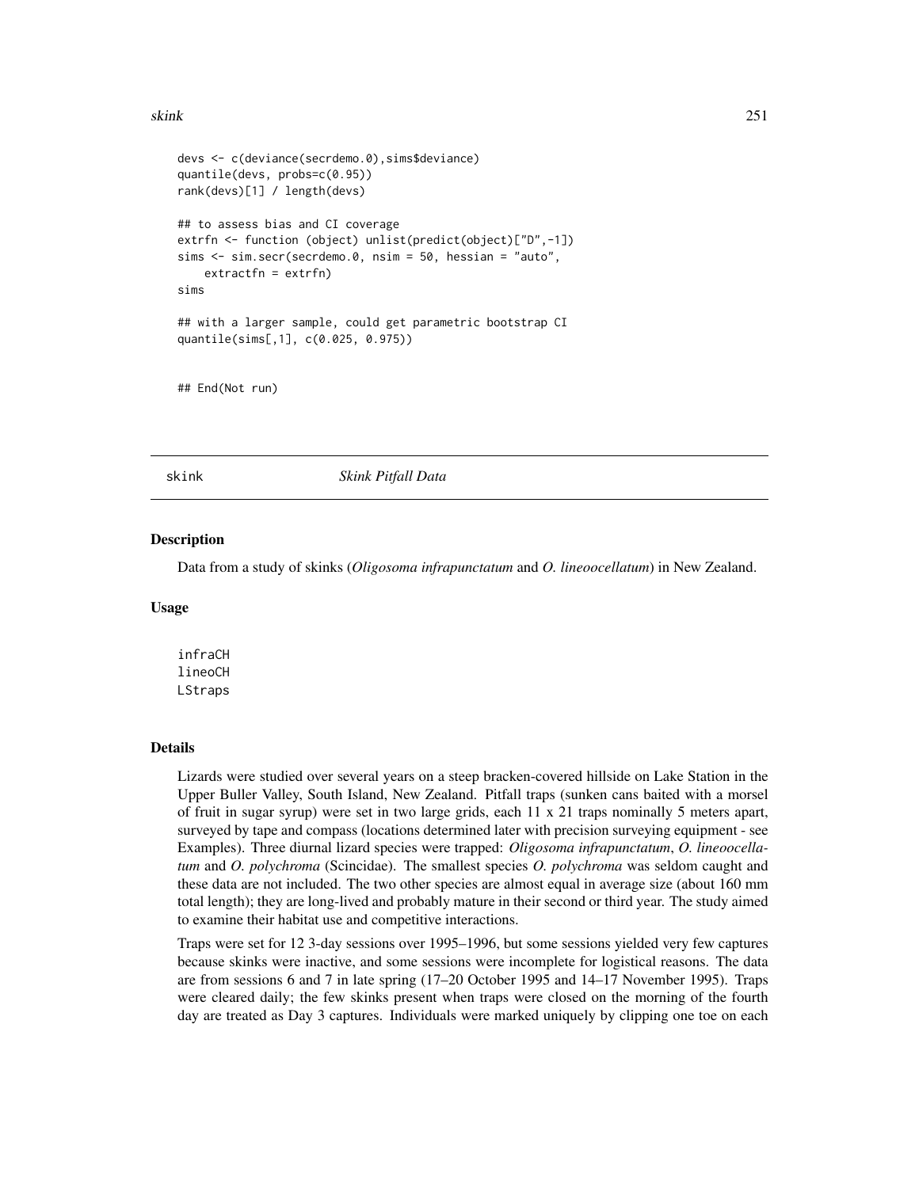```
devs <- c(deviance(secrdemo.0),sims$deviance)
quantile(devs, probs=c(0.95))
rank(devs)[1] / length(devs)

## to assess bias and CI coverage
extrfn <- function (object) unlist(predict(object)["D",-1])
sims <- sim.secr(secrdemo.0, nsim = 50, hessian = "auto",
    extractfn = extrfn)
sims

## with a larger sample, could get parametric bootstrap CI
quantile(sims[,1], c(0.025, 0.975))


## End(Not run)
```

## skink *Skink Pitfall Data*

### Description

Data from a study of skinks (*Oligosoma infrapunctatum* and *O. lineoocellatum*) in New Zealand.

### Usage

```
infraCH
lineoCH
LStraps
```

### Details

Lizards were studied over several years on a steep bracken-covered hillside on Lake Station in the Upper Buller Valley, South Island, New Zealand. Pitfall traps (sunken cans baited with a morsel of fruit in sugar syrup) were set in two large grids, each 11 x 21 traps nominally 5 meters apart, surveyed by tape and compass (locations determined later with precision surveying equipment - see Examples). Three diurnal lizard species were trapped: *Oligosoma infrapunctatum*, *O. lineoocellatum* and *O. polychroma* (Scincidae). The smallest species *O. polychroma* was seldom caught and these data are not included. The two other species are almost equal in average size (about 160 mm total length); they are long-lived and probably mature in their second or third year. The study aimed to examine their habitat use and competitive interactions.

Traps were set for 12 3-day sessions over 1995–1996, but some sessions yielded very few captures because skinks were inactive, and some sessions were incomplete for logistical reasons. The data are from sessions 6 and 7 in late spring (17–20 October 1995 and 14–17 November 1995). Traps were cleared daily; the few skinks present when traps were closed on the morning of the fourth day are treated as Day 3 captures. Individuals were marked uniquely by clipping one toe on each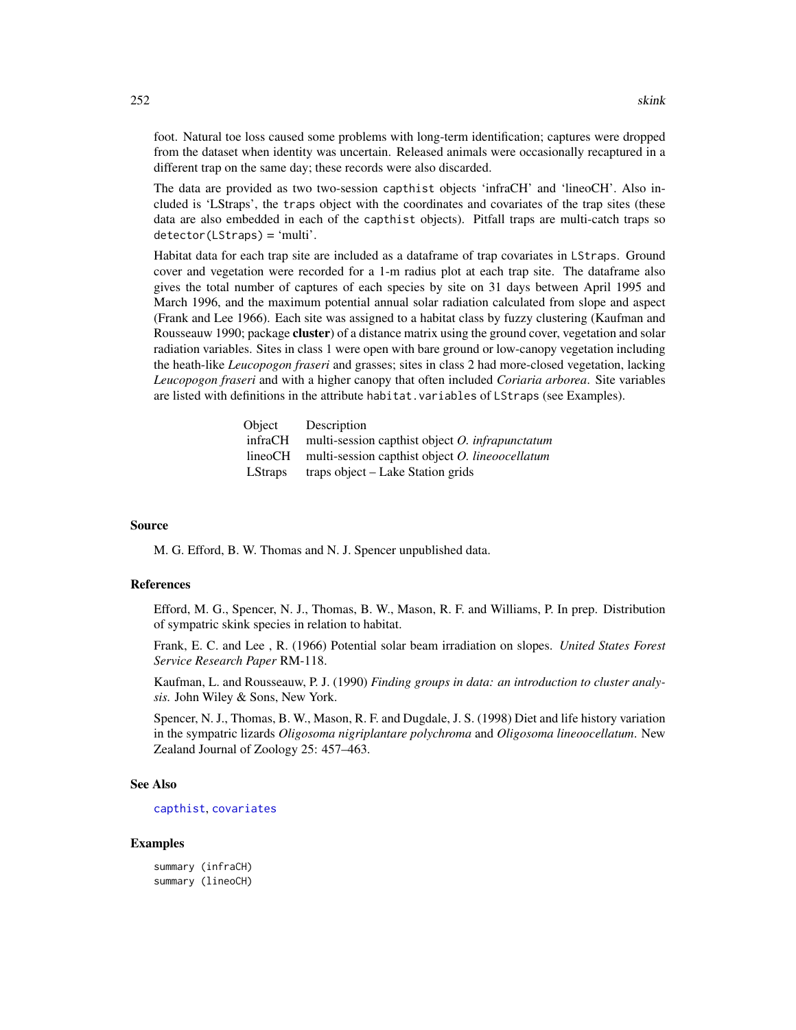foot. Natural toe loss caused some problems with long-term identification; captures were dropped from the dataset when identity was uncertain. Released animals were occasionally recaptured in a different trap on the same day; these records were also discarded.

The data are provided as two two-session `capthist` objects 'infraCH' and 'lineoCH'. Also included is 'LStraps', the `traps` object with the coordinates and covariates of the trap sites (these data are also embedded in each of the `capthist` objects). Pitfall traps are multi-catch traps so `detector(LStraps) = 'multi'`.

Habitat data for each trap site are included as a dataframe of trap covariates in `LStraps`. Ground cover and vegetation were recorded for a 1-m radius plot at each trap site. The dataframe also gives the total number of captures of each species by site on 31 days between April 1995 and March 1996, and the maximum potential annual solar radiation calculated from slope and aspect (Frank and Lee 1966). Each site was assigned to a habitat class by fuzzy clustering (Kaufman and Rousseauw 1990; package **cluster**) of a distance matrix using the ground cover, vegetation and solar radiation variables. Sites in class 1 were open with bare ground or low-canopy vegetation including the heath-like *Leucopogon fraseri* and grasses; sites in class 2 had more-closed vegetation, lacking *Leucopogon fraseri* and with a higher canopy that often included *Coriaria arborea*. Site variables are listed with definitions in the attribute `habitat.variables` of `LStraps` (see Examples).

| Object | Description |
|---|---|
| infraCH | multi-session capthist object *O. infrapunctatum* |
| lineoCH | multi-session capthist object *O. lineoocellatum* |
| LStraps | traps object – Lake Station grids |

## Source

M. G. Efford, B. W. Thomas and N. J. Spencer unpublished data.

## References

Efford, M. G., Spencer, N. J., Thomas, B. W., Mason, R. F. and Williams, P. In prep. Distribution of sympatric skink species in relation to habitat.

Frank, E. C. and Lee , R. (1966) Potential solar beam irradiation on slopes. *United States Forest Service Research Paper* RM-118.

Kaufman, L. and Rousseauw, P. J. (1990) *Finding groups in data: an introduction to cluster analysis.* John Wiley & Sons, New York.

Spencer, N. J., Thomas, B. W., Mason, R. F. and Dugdale, J. S. (1998) Diet and life history variation in the sympatric lizards *Oligosoma nigriplantare polychroma* and *Oligosoma lineoocellatum*. New Zealand Journal of Zoology 25: 457–463.

## See Also

`capthist`, `covariates`

## Examples

```
summary (infraCH)
summary (lineoCH)
```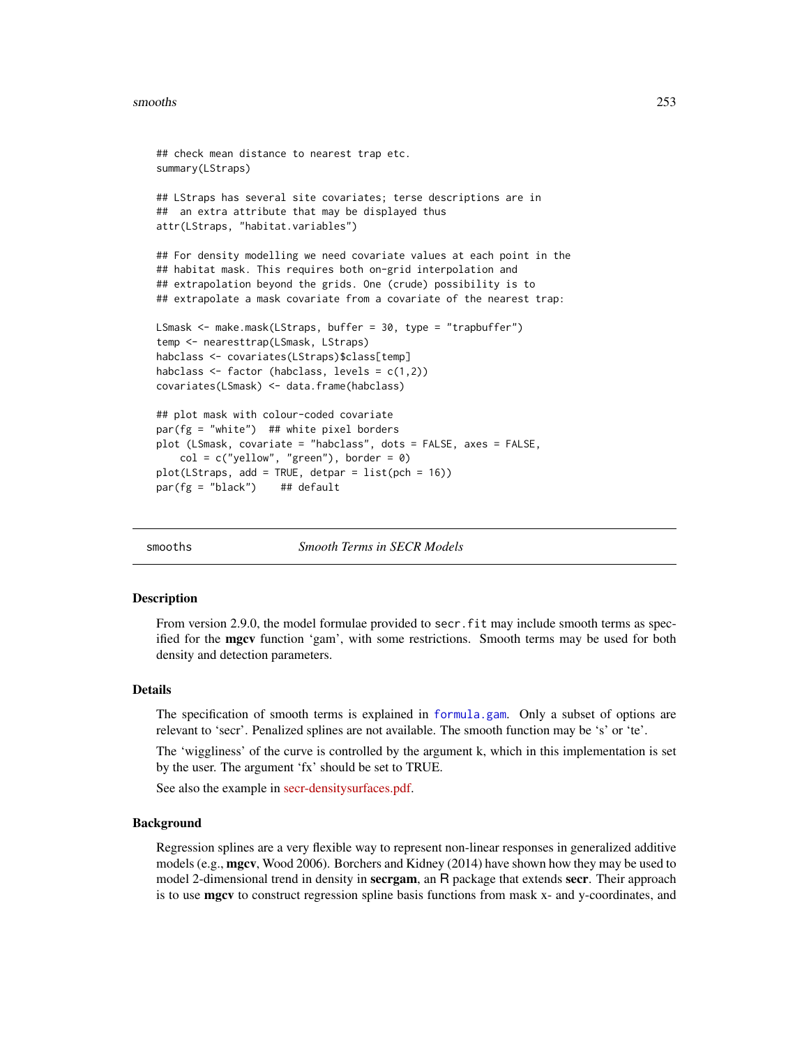```
## check mean distance to nearest trap etc.
summary(LStraps)

## LStraps has several site covariates; terse descriptions are in
##  an extra attribute that may be displayed thus
attr(LStraps, "habitat.variables")

## For density modelling we need covariate values at each point in the
## habitat mask. This requires both on-grid interpolation and
## extrapolation beyond the grids. One (crude) possibility is to
## extrapolate a mask covariate from a covariate of the nearest trap:

LSmask <- make.mask(LStraps, buffer = 30, type = "trapbuffer")
temp <- nearesttrap(LSmask, LStraps)
habclass <- covariates(LStraps)$class[temp]
habclass <- factor (habclass, levels = c(1,2))
covariates(LSmask) <- data.frame(habclass)

## plot mask with colour-coded covariate
par(fg = "white")  ## white pixel borders
plot (LSmask, covariate = "habclass", dots = FALSE, axes = FALSE,
    col = c("yellow", "green"), border = 0)
plot(LStraps, add = TRUE, detpar = list(pch = 16))
par(fg = "black")    ## default
```

---

smooths *Smooth Terms in SECR Models*

---

## Description

From version 2.9.0, the model formulae provided to `secr.fit` may include smooth terms as specified for the **mgcv** function 'gam', with some restrictions. Smooth terms may be used for both density and detection parameters.

## Details

The specification of smooth terms is explained in formula.gam. Only a subset of options are relevant to 'secr'. Penalized splines are not available. The smooth function may be 's' or 'te'.

The 'wiggliness' of the curve is controlled by the argument k, which in this implementation is set by the user. The argument 'fx' should be set to TRUE.

See also the example in secr-densitysurfaces.pdf.

## Background

Regression splines are a very flexible way to represent non-linear responses in generalized additive models (e.g., **mgcv**, Wood 2006). Borchers and Kidney (2014) have shown how they may be used to model 2-dimensional trend in density in **secrgam**, an R package that extends **secr**. Their approach is to use **mgcv** to construct regression spline basis functions from mask x- and y-coordinates, and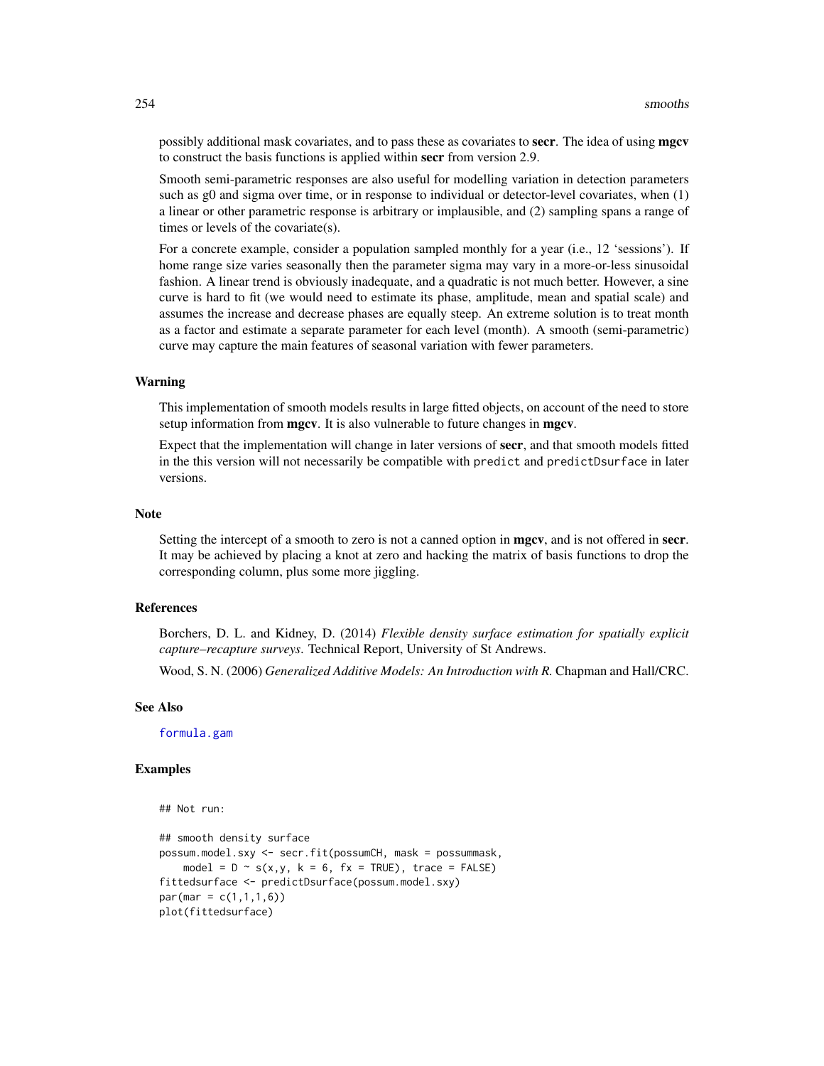possibly additional mask covariates, and to pass these as covariates to **secr**. The idea of using **mgcv** to construct the basis functions is applied within **secr** from version 2.9.

Smooth semi-parametric responses are also useful for modelling variation in detection parameters such as g0 and sigma over time, or in response to individual or detector-level covariates, when (1) a linear or other parametric response is arbitrary or implausible, and (2) sampling spans a range of times or levels of the covariate(s).

For a concrete example, consider a population sampled monthly for a year (i.e., 12 'sessions'). If home range size varies seasonally then the parameter sigma may vary in a more-or-less sinusoidal fashion. A linear trend is obviously inadequate, and a quadratic is not much better. However, a sine curve is hard to fit (we would need to estimate its phase, amplitude, mean and spatial scale) and assumes the increase and decrease phases are equally steep. An extreme solution is to treat month as a factor and estimate a separate parameter for each level (month). A smooth (semi-parametric) curve may capture the main features of seasonal variation with fewer parameters.

### Warning

This implementation of smooth models results in large fitted objects, on account of the need to store setup information from **mgcv**. It is also vulnerable to future changes in **mgcv**.

Expect that the implementation will change in later versions of **secr**, and that smooth models fitted in the this version will not necessarily be compatible with `predict` and `predictDsurface` in later versions.

### Note

Setting the intercept of a smooth to zero is not a canned option in **mgcv**, and is not offered in **secr**. It may be achieved by placing a knot at zero and hacking the matrix of basis functions to drop the corresponding column, plus some more jiggling.

### References

Borchers, D. L. and Kidney, D. (2014) *Flexible density surface estimation for spatially explicit capture–recapture surveys*. Technical Report, University of St Andrews.

Wood, S. N. (2006) *Generalized Additive Models: An Introduction with R.* Chapman and Hall/CRC.

### See Also

formula.gam

### Examples

```
## Not run:

## smooth density surface
possum.model.sxy <- secr.fit(possumCH, mask = possummask,
    model = D ~ s(x,y, k = 6, fx = TRUE), trace = FALSE)
fittedsurface <- predictDsurface(possum.model.sxy)
par(mar = c(1,1,1,6))
plot(fittedsurface)
```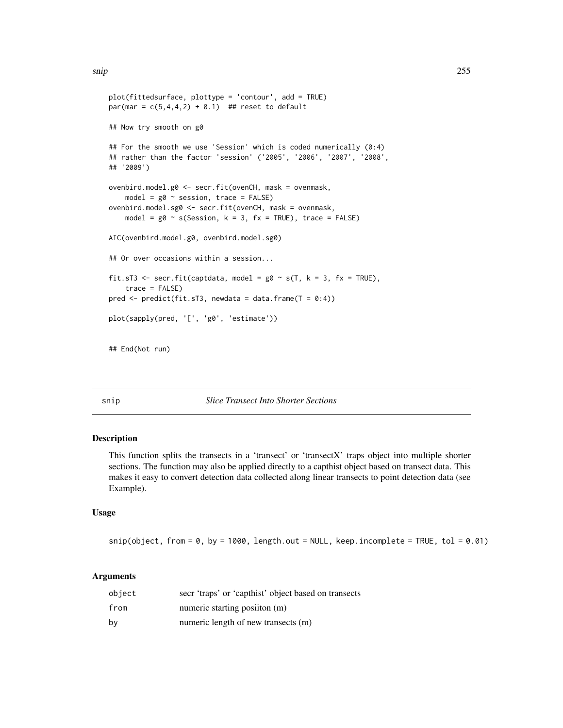```
plot(fittedsurface, plottype = 'contour', add = TRUE)
par(mar = c(5,4,4,2) + 0.1)  ## reset to default

## Now try smooth on g0

## For the smooth we use 'Session' which is coded numerically (0:4)
## rather than the factor 'session' ('2005', '2006', '2007', '2008',
## '2009')

ovenbird.model.g0 <- secr.fit(ovenCH, mask = ovenmask,
    model = g0 ~ session, trace = FALSE)
ovenbird.model.sg0 <- secr.fit(ovenCH, mask = ovenmask,
    model = g0 ~ s(Session, k = 3, fx = TRUE), trace = FALSE)

AIC(ovenbird.model.g0, ovenbird.model.sg0)

## Or over occasions within a session...

fit.sT3 <- secr.fit(captdata, model = g0 ~ s(T, k = 3, fx = TRUE),
    trace = FALSE)
pred <- predict(fit.sT3, newdata = data.frame(T = 0:4))

plot(sapply(pred, '[', 'g0', 'estimate'))


## End(Not run)
```

---

snip *Slice Transect Into Shorter Sections*

---

## Description

This function splits the transects in a 'transect' or 'transectX' traps object into multiple shorter sections. The function may also be applied directly to a capthist object based on transect data. This makes it easy to convert detection data collected along linear transects to point detection data (see Example).

## Usage

```
snip(object, from = 0, by = 1000, length.out = NULL, keep.incomplete = TRUE, tol = 0.01)
```

## Arguments

| | |
|---|---|
| `object` | secr 'traps' or 'capthist' object based on transects |
| `from` | numeric starting posiiton (m) |
| `by` | numeric length of new transects (m) |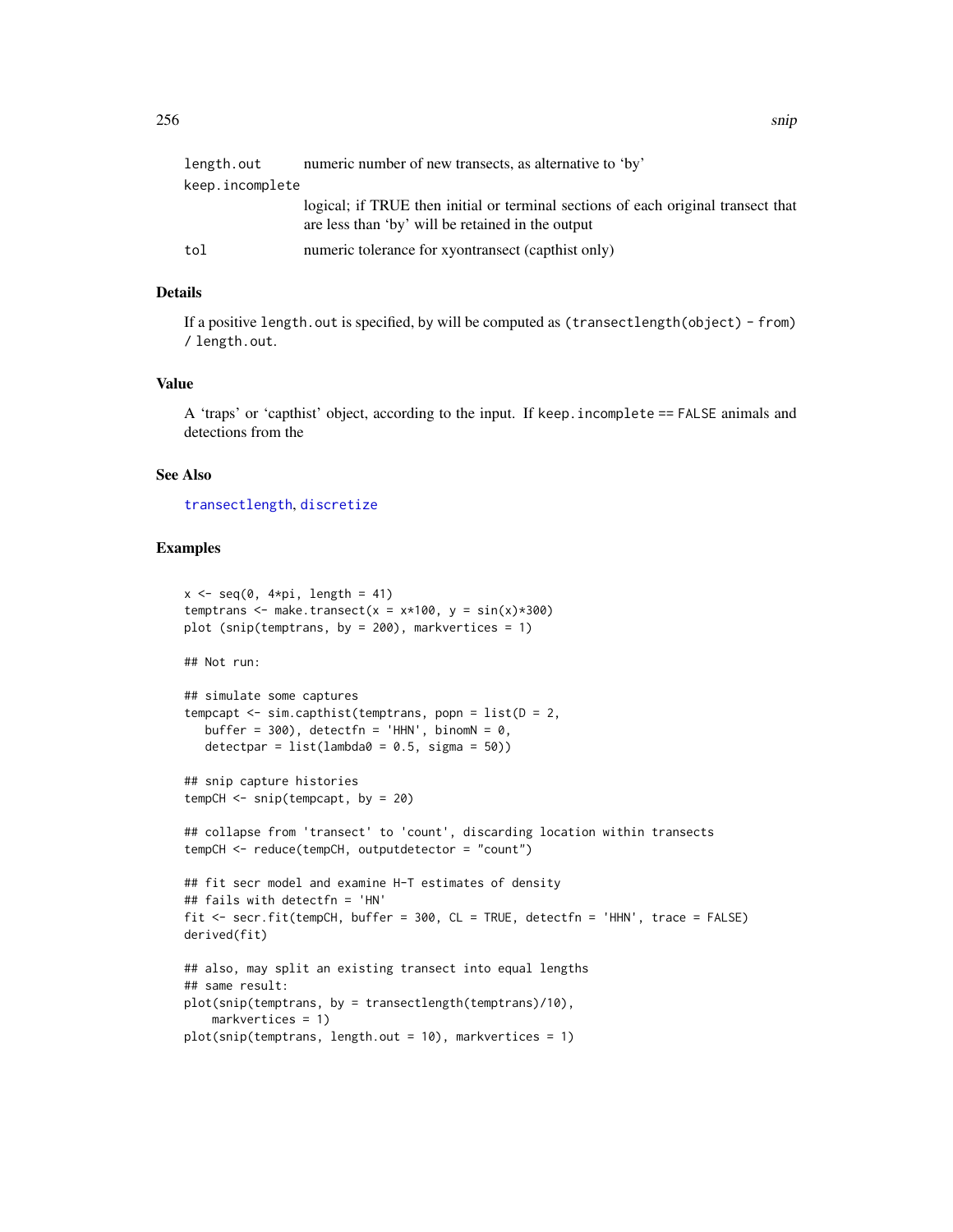| | |
|---|---|
| length.out | numeric number of new transects, as alternative to 'by' |
| keep.incomplete | logical; if TRUE then initial or terminal sections of each original transect that are less than 'by' will be retained in the output |
| tol | numeric tolerance for xyontransect (capthist only) |

## Details

If a positive length.out is specified, by will be computed as (transectlength(object) - from) / length.out.

## Value

A 'traps' or 'capthist' object, according to the input. If keep.incomplete == FALSE animals and detections from the

## See Also

transectlength, discretize

## Examples

```
x <- seq(0, 4*pi, length = 41)
temptrans <- make.transect(x = x*100, y = sin(x)*300)
plot (snip(temptrans, by = 200), markvertices = 1)

## Not run:

## simulate some captures
tempcapt <- sim.capthist(temptrans, popn = list(D = 2,
   buffer = 300), detectfn = 'HHN', binomN = 0,
   detectpar = list(lambda0 = 0.5, sigma = 50))

## snip capture histories
tempCH <- snip(tempcapt, by = 20)

## collapse from 'transect' to 'count', discarding location within transects
tempCH <- reduce(tempCH, outputdetector = "count")

## fit secr model and examine H-T estimates of density
## fails with detectfn = 'HN'
fit <- secr.fit(tempCH, buffer = 300, CL = TRUE, detectfn = 'HHN', trace = FALSE)
derived(fit)

## also, may split an existing transect into equal lengths
## same result:
plot(snip(temptrans, by = transectlength(temptrans)/10),
    markvertices = 1)
plot(snip(temptrans, length.out = 10), markvertices = 1)
```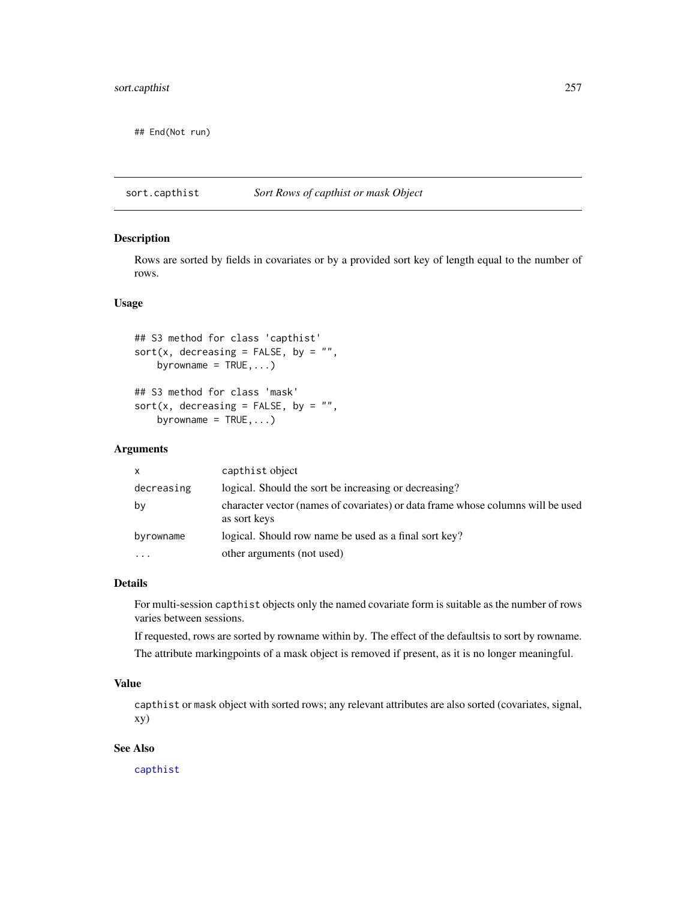```
## End(Not run)
```

---

## sort.capthist — *Sort Rows of capthist or mask Object*

### Description

Rows are sorted by fields in covariates or by a provided sort key of length equal to the number of rows.

### Usage

```
## S3 method for class 'capthist'
sort(x, decreasing = FALSE, by = "",
    byrowname = TRUE,...)

## S3 method for class 'mask'
sort(x, decreasing = FALSE, by = "",
    byrowname = TRUE,...)
```

### Arguments

| | |
|---|---|
| `x` | `capthist` object |
| `decreasing` | logical. Should the sort be increasing or decreasing? |
| `by` | character vector (names of covariates) or data frame whose columns will be used as sort keys |
| `byrowname` | logical. Should row name be used as a final sort key? |
| `...` | other arguments (not used) |

### Details

For multi-session `capthist` objects only the named covariate form is suitable as the number of rows varies between sessions.

If requested, rows are sorted by rowname within `by`. The effect of the defaultsis to sort by rowname.

The attribute markingpoints of a mask object is removed if present, as it is no longer meaningful.

### Value

`capthist` or `mask` object with sorted rows; any relevant attributes are also sorted (covariates, signal, xy)

### See Also

`capthist`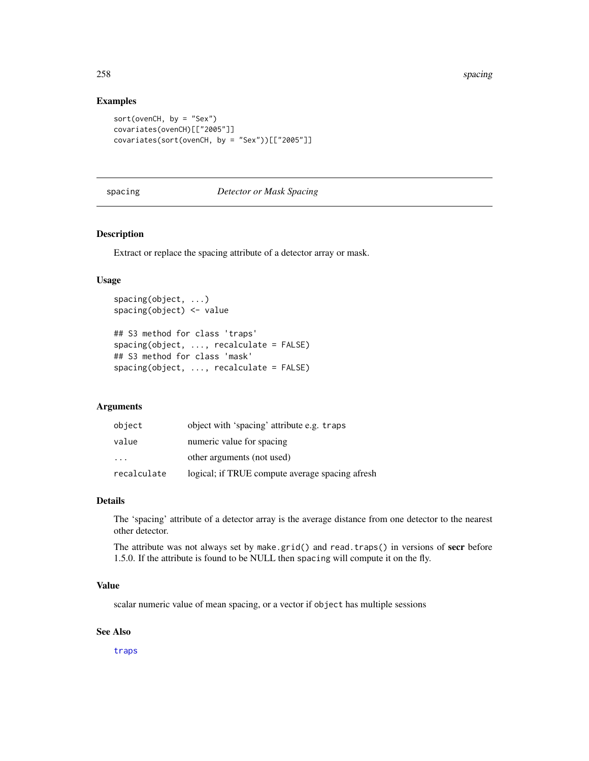## Examples

```
sort(ovenCH, by = "Sex")
covariates(ovenCH)[["2005"]]
covariates(sort(ovenCH, by = "Sex"))[["2005"]]
```

---

# spacing    *Detector or Mask Spacing*

---

### Description

Extract or replace the spacing attribute of a detector array or mask.

### Usage

```
spacing(object, ...)
spacing(object) <- value

## S3 method for class 'traps'
spacing(object, ..., recalculate = FALSE)
## S3 method for class 'mask'
spacing(object, ..., recalculate = FALSE)
```

### Arguments

| | |
|---|---|
| `object` | object with 'spacing' attribute e.g. `traps` |
| `value` | numeric value for spacing |
| `...` | other arguments (not used) |
| `recalculate` | logical; if TRUE compute average spacing afresh |

### Details

The 'spacing' attribute of a detector array is the average distance from one detector to the nearest other detector.

The attribute was not always set by `make.grid()` and `read.traps()` in versions of **secr** before 1.5.0. If the attribute is found to be NULL then `spacing` will compute it on the fly.

### Value

scalar numeric value of mean spacing, or a vector if `object` has multiple sessions

### See Also

`traps`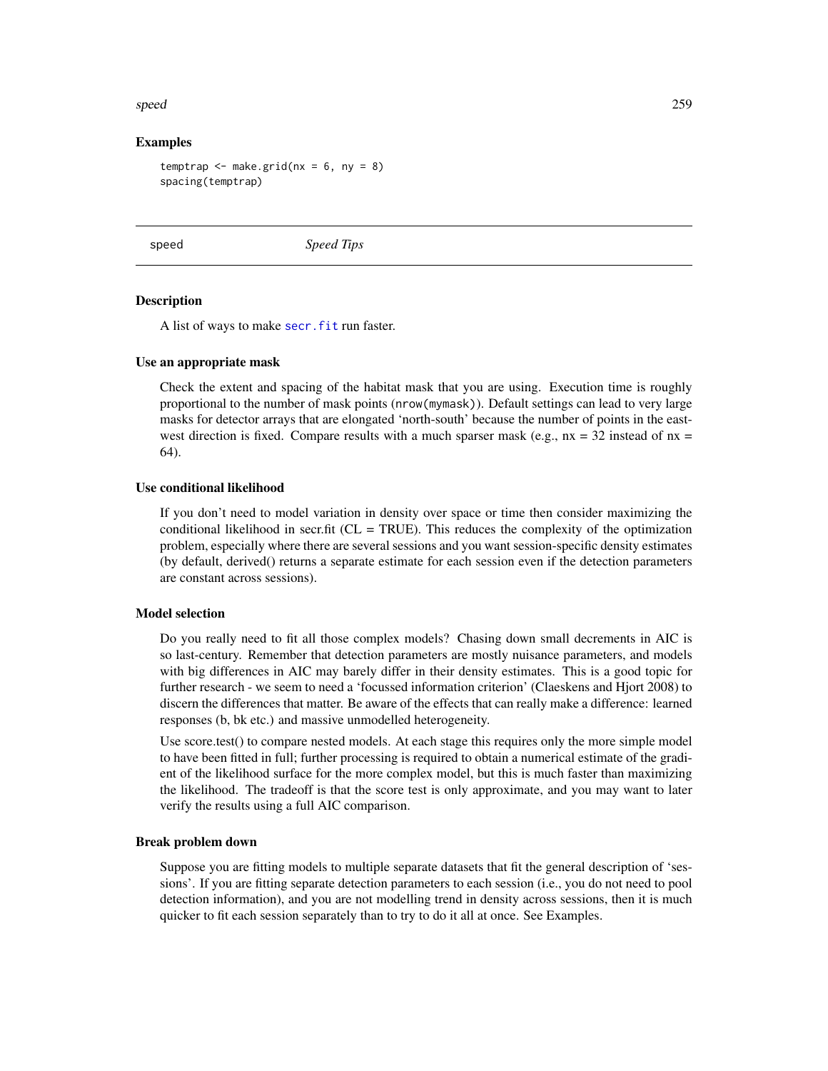### Examples

```
temptrap <- make.grid(nx = 6, ny = 8)
spacing(temptrap)
```

---

## speed — *Speed Tips*

---

### Description

A list of ways to make `secr.fit` run faster.

### Use an appropriate mask

Check the extent and spacing of the habitat mask that you are using. Execution time is roughly proportional to the number of mask points (`nrow(mymask)`). Default settings can lead to very large masks for detector arrays that are elongated 'north-south' because the number of points in the east-west direction is fixed. Compare results with a much sparser mask (e.g., nx = 32 instead of nx = 64).

### Use conditional likelihood

If you don't need to model variation in density over space or time then consider maximizing the conditional likelihood in secr.fit (CL = TRUE). This reduces the complexity of the optimization problem, especially where there are several sessions and you want session-specific density estimates (by default, derived() returns a separate estimate for each session even if the detection parameters are constant across sessions).

### Model selection

Do you really need to fit all those complex models? Chasing down small decrements in AIC is so last-century. Remember that detection parameters are mostly nuisance parameters, and models with big differences in AIC may barely differ in their density estimates. This is a good topic for further research - we seem to need a 'focussed information criterion' (Claeskens and Hjort 2008) to discern the differences that matter. Be aware of the effects that can really make a difference: learned responses (b, bk etc.) and massive unmodelled heterogeneity.

Use score.test() to compare nested models. At each stage this requires only the more simple model to have been fitted in full; further processing is required to obtain a numerical estimate of the gradient of the likelihood surface for the more complex model, but this is much faster than maximizing the likelihood. The tradeoff is that the score test is only approximate, and you may want to later verify the results using a full AIC comparison.

### Break problem down

Suppose you are fitting models to multiple separate datasets that fit the general description of 'sessions'. If you are fitting separate detection parameters to each session (i.e., you do not need to pool detection information), and you are not modelling trend in density across sessions, then it is much quicker to fit each session separately than to try to do it all at once. See Examples.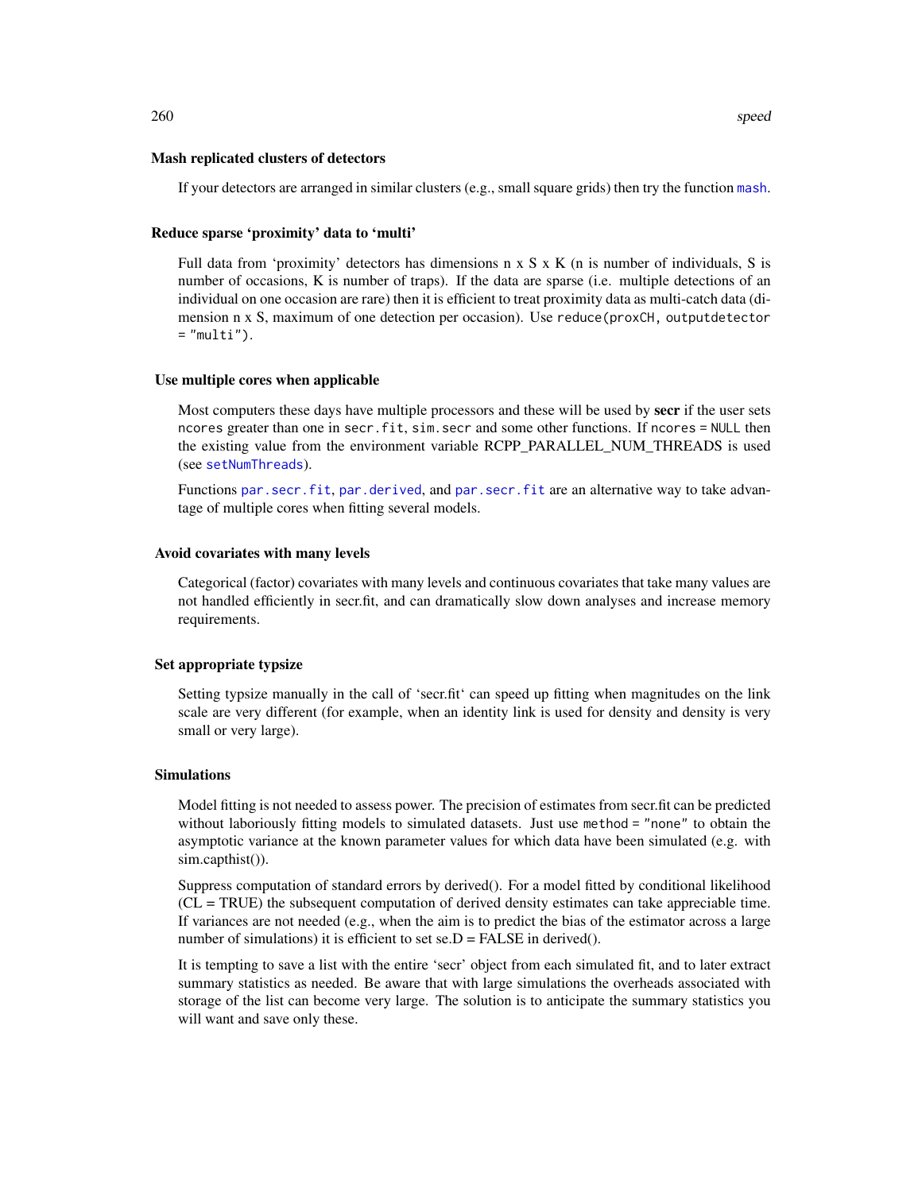### Mash replicated clusters of detectors

If your detectors are arranged in similar clusters (e.g., small square grids) then try the function `mash`.

### Reduce sparse 'proximity' data to 'multi'

Full data from 'proximity' detectors has dimensions n x S x K (n is number of individuals, S is number of occasions, K is number of traps). If the data are sparse (i.e. multiple detections of an individual on one occasion are rare) then it is efficient to treat proximity data as multi-catch data (dimension n x S, maximum of one detection per occasion). Use `reduce(proxCH, outputdetector = "multi")`.

### Use multiple cores when applicable

Most computers these days have multiple processors and these will be used by **secr** if the user sets `ncores` greater than one in `secr.fit`, `sim.secr` and some other functions. If `ncores = NULL` then the existing value from the environment variable RCPP_PARALLEL_NUM_THREADS is used (see `setNumThreads`).

Functions `par.secr.fit`, `par.derived`, and `par.secr.fit` are an alternative way to take advantage of multiple cores when fitting several models.

### Avoid covariates with many levels

Categorical (factor) covariates with many levels and continuous covariates that take many values are not handled efficiently in secr.fit, and can dramatically slow down analyses and increase memory requirements.

### Set appropriate typsize

Setting typsize manually in the call of 'secr.fit' can speed up fitting when magnitudes on the link scale are very different (for example, when an identity link is used for density and density is very small or very large).

### Simulations

Model fitting is not needed to assess power. The precision of estimates from secr.fit can be predicted without laboriously fitting models to simulated datasets. Just use `method = "none"` to obtain the asymptotic variance at the known parameter values for which data have been simulated (e.g. with sim.capthist()).

Suppress computation of standard errors by derived(). For a model fitted by conditional likelihood (CL = TRUE) the subsequent computation of derived density estimates can take appreciable time. If variances are not needed (e.g., when the aim is to predict the bias of the estimator across a large number of simulations) it is efficient to set se.D = FALSE in derived().

It is tempting to save a list with the entire 'secr' object from each simulated fit, and to later extract summary statistics as needed. Be aware that with large simulations the overheads associated with storage of the list can become very large. The solution is to anticipate the summary statistics you will want and save only these.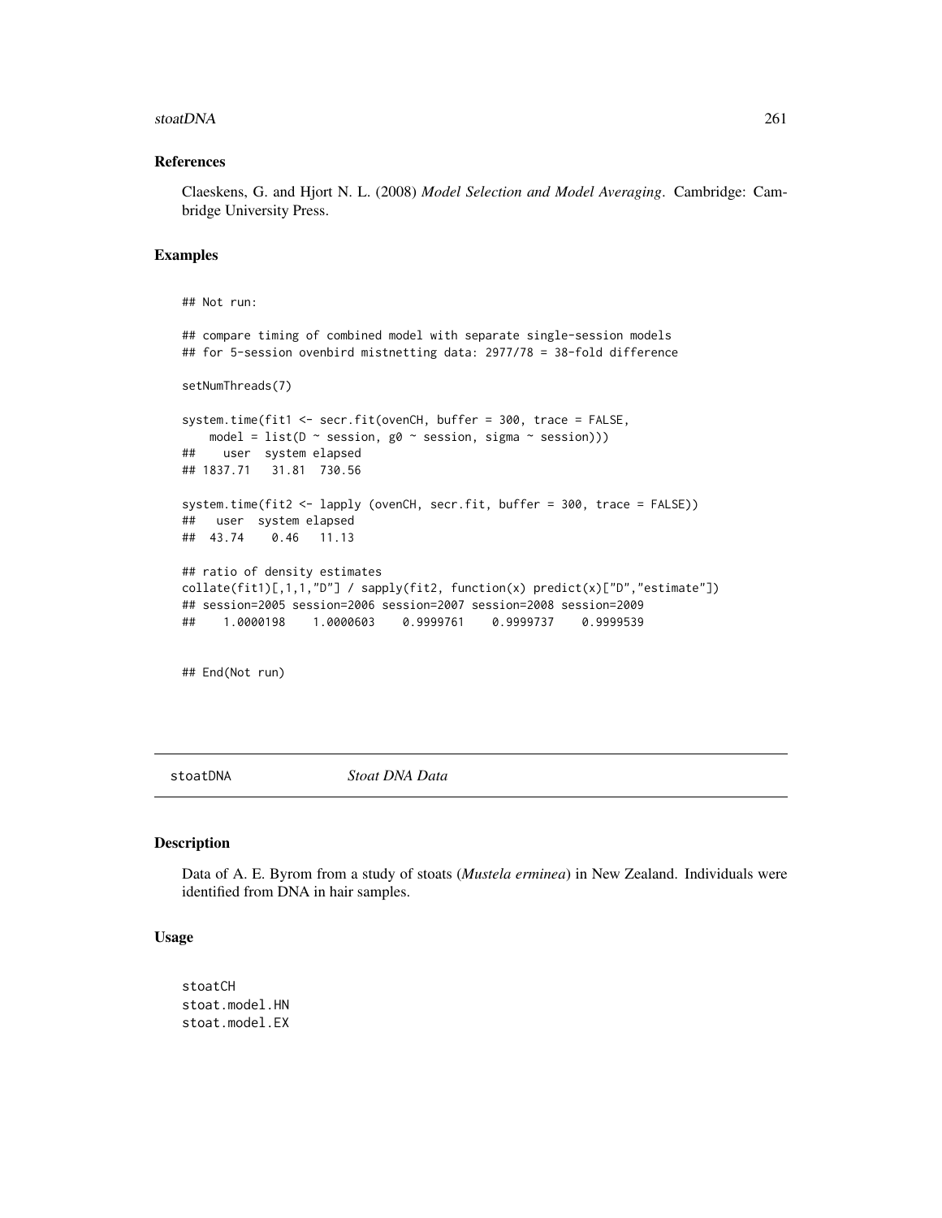### References

Claeskens, G. and Hjort N. L. (2008) *Model Selection and Model Averaging*. Cambridge: Cambridge University Press.

### Examples

```
## Not run:

## compare timing of combined model with separate single-session models
## for 5-session ovenbird mistnetting data: 2977/78 = 38-fold difference

setNumThreads(7)

system.time(fit1 <- secr.fit(ovenCH, buffer = 300, trace = FALSE,
    model = list(D ~ session, g0 ~ session, sigma ~ session)))
##    user  system elapsed
## 1837.71   31.81  730.56

system.time(fit2 <- lapply (ovenCH, secr.fit, buffer = 300, trace = FALSE))
##   user  system elapsed
##  43.74    0.46   11.13

## ratio of density estimates
collate(fit1)[,1,1,"D"] / sapply(fit2, function(x) predict(x)["D","estimate"])
## session=2005 session=2006 session=2007 session=2008 session=2009
##    1.0000198    1.0000603    0.9999761    0.9999737    0.9999539


## End(Not run)
```

---

stoatDNA *Stoat DNA Data*

---

### Description

Data of A. E. Byrom from a study of stoats (*Mustela erminea*) in New Zealand. Individuals were identified from DNA in hair samples.

### Usage

```
stoatCH
stoat.model.HN
stoat.model.EX
```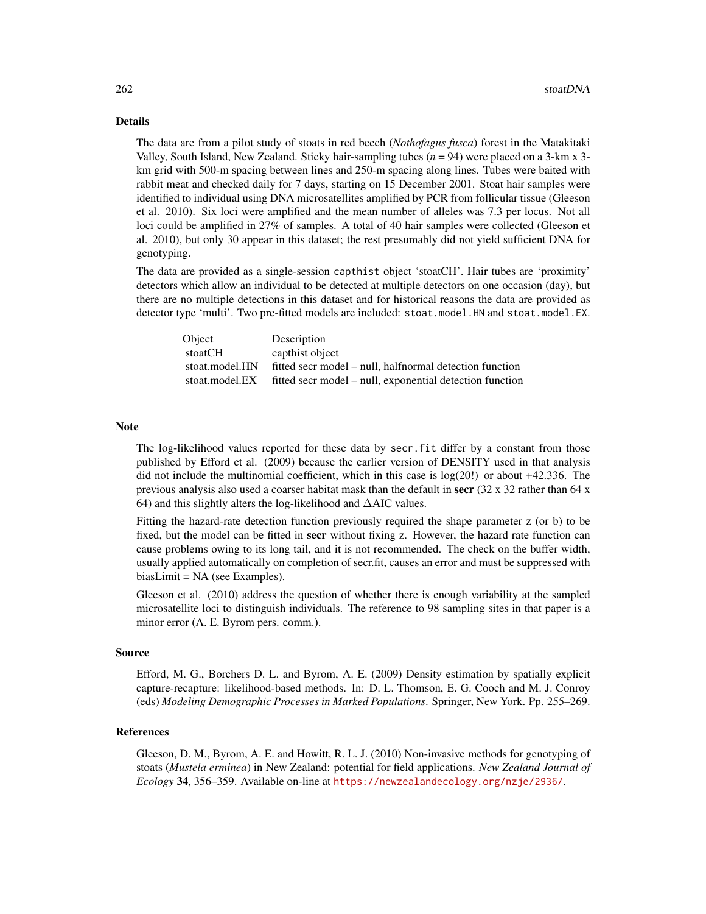## Details

The data are from a pilot study of stoats in red beech (*Nothofagus fusca*) forest in the Matakitaki Valley, South Island, New Zealand. Sticky hair-sampling tubes ($n$ = 94) were placed on a 3-km x 3-km grid with 500-m spacing between lines and 250-m spacing along lines. Tubes were baited with rabbit meat and checked daily for 7 days, starting on 15 December 2001. Stoat hair samples were identified to individual using DNA microsatellites amplified by PCR from follicular tissue (Gleeson et al. 2010). Six loci were amplified and the mean number of alleles was 7.3 per locus. Not all loci could be amplified in 27% of samples. A total of 40 hair samples were collected (Gleeson et al. 2010), but only 30 appear in this dataset; the rest presumably did not yield sufficient DNA for genotyping.

The data are provided as a single-session `capthist` object 'stoatCH'. Hair tubes are 'proximity' detectors which allow an individual to be detected at multiple detectors on one occasion (day), but there are no multiple detections in this dataset and for historical reasons the data are provided as detector type 'multi'. Two pre-fitted models are included: `stoat.model.HN` and `stoat.model.EX`.

| Object | Description |
|---|---|
| stoatCH | capthist object |
| stoat.model.HN | fitted secr model – null, halfnormal detection function |
| stoat.model.EX | fitted secr model – null, exponential detection function |

## Note

The log-likelihood values reported for these data by `secr.fit` differ by a constant from those published by Efford et al. (2009) because the earlier version of DENSITY used in that analysis did not include the multinomial coefficient, which in this case is log(20!) or about +42.336. The previous analysis also used a coarser habitat mask than the default in **secr** (32 x 32 rather than 64 x 64) and this slightly alters the log-likelihood and $\Delta$AIC values.

Fitting the hazard-rate detection function previously required the shape parameter z (or b) to be fixed, but the model can be fitted in **secr** without fixing z. However, the hazard rate function can cause problems owing to its long tail, and it is not recommended. The check on the buffer width, usually applied automatically on completion of secr.fit, causes an error and must be suppressed with biasLimit = NA (see Examples).

Gleeson et al. (2010) address the question of whether there is enough variability at the sampled microsatellite loci to distinguish individuals. The reference to 98 sampling sites in that paper is a minor error (A. E. Byrom pers. comm.).

## Source

Efford, M. G., Borchers D. L. and Byrom, A. E. (2009) Density estimation by spatially explicit capture-recapture: likelihood-based methods. In: D. L. Thomson, E. G. Cooch and M. J. Conroy (eds) *Modeling Demographic Processes in Marked Populations*. Springer, New York. Pp. 255–269.

## References

Gleeson, D. M., Byrom, A. E. and Howitt, R. L. J. (2010) Non-invasive methods for genotyping of stoats (*Mustela erminea*) in New Zealand: potential for field applications. *New Zealand Journal of Ecology* **34**, 356–359. Available on-line at https://newzealandecology.org/nzje/2936/.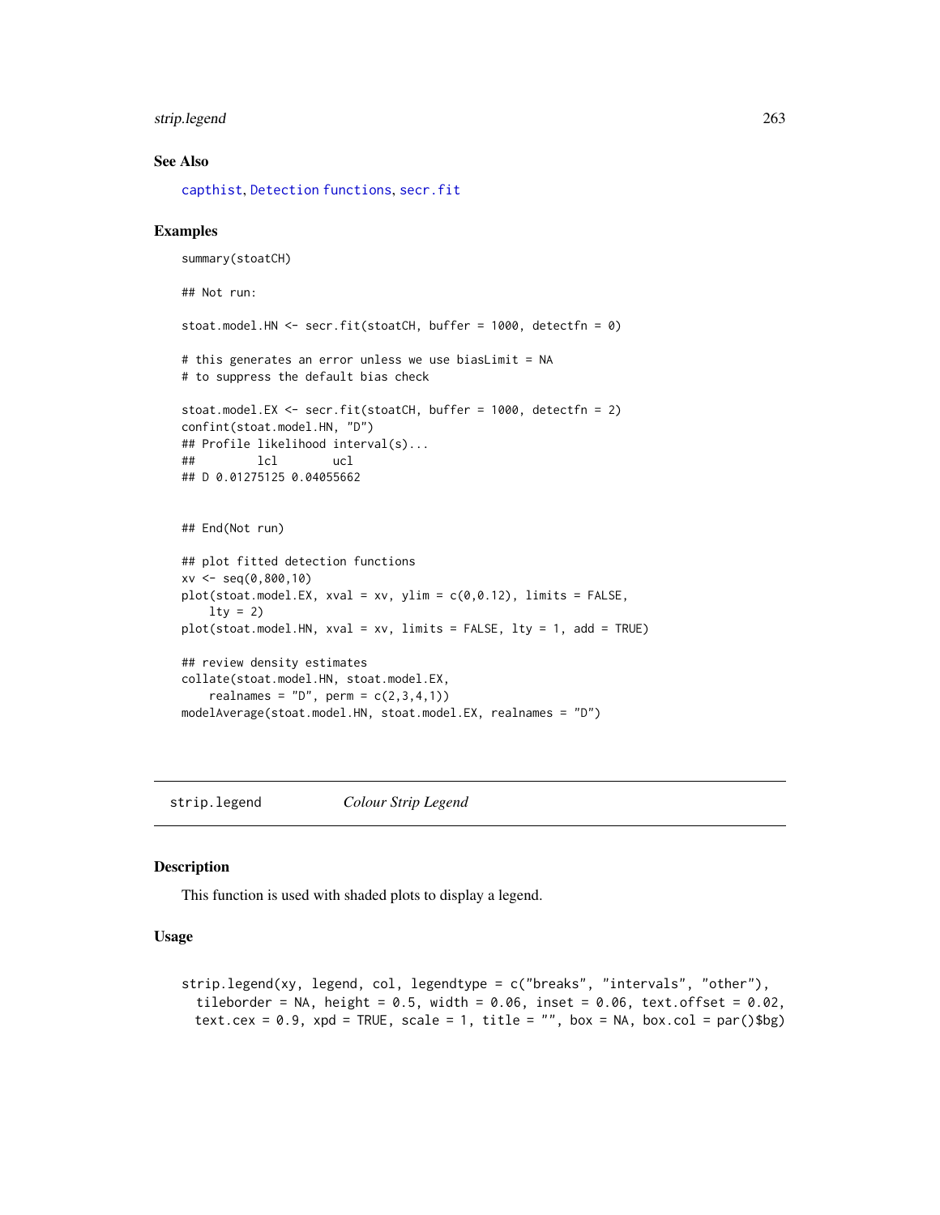### See Also

capthist, Detection functions, secr.fit

### Examples

```
summary(stoatCH)

## Not run:

stoat.model.HN <- secr.fit(stoatCH, buffer = 1000, detectfn = 0)

# this generates an error unless we use biasLimit = NA
# to suppress the default bias check

stoat.model.EX <- secr.fit(stoatCH, buffer = 1000, detectfn = 2)
confint(stoat.model.HN, "D")
## Profile likelihood interval(s)...
##         lcl        ucl
## D 0.01275125 0.04055662


## End(Not run)

## plot fitted detection functions
xv <- seq(0,800,10)
plot(stoat.model.EX, xval = xv, ylim = c(0,0.12), limits = FALSE,
    lty = 2)
plot(stoat.model.HN, xval = xv, limits = FALSE, lty = 1, add = TRUE)

## review density estimates
collate(stoat.model.HN, stoat.model.EX,
    realnames = "D", perm = c(2,3,4,1))
modelAverage(stoat.model.HN, stoat.model.EX, realnames = "D")
```

---

## strip.legend *Colour Strip Legend*

### Description

This function is used with shaded plots to display a legend.

### Usage

```
strip.legend(xy, legend, col, legendtype = c("breaks", "intervals", "other"),
  tileborder = NA, height = 0.5, width = 0.06, inset = 0.06, text.offset = 0.02,
  text.cex = 0.9, xpd = TRUE, scale = 1, title = "", box = NA, box.col = par()$bg)
```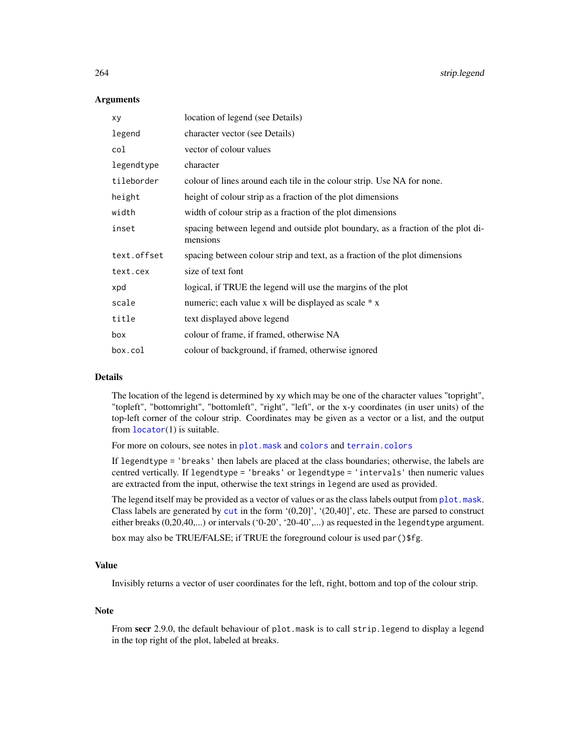### Arguments

| | |
|---|---|
| `xy` | location of legend (see Details) |
| `legend` | character vector (see Details) |
| `col` | vector of colour values |
| `legendtype` | character |
| `tileborder` | colour of lines around each tile in the colour strip. Use NA for none. |
| `height` | height of colour strip as a fraction of the plot dimensions |
| `width` | width of colour strip as a fraction of the plot dimensions |
| `inset` | spacing between legend and outside plot boundary, as a fraction of the plot dimensions |
| `text.offset` | spacing between colour strip and text, as a fraction of the plot dimensions |
| `text.cex` | size of text font |
| `xpd` | logical, if TRUE the legend will use the margins of the plot |
| `scale` | numeric; each value x will be displayed as scale * x |
| `title` | text displayed above legend |
| `box` | colour of frame, if framed, otherwise NA |
| `box.col` | colour of background, if framed, otherwise ignored |

### Details

The location of the legend is determined by xy which may be one of the character values "topright", "topleft", "bottomright", "bottomleft", "right", "left", or the x-y coordinates (in user units) of the top-left corner of the colour strip. Coordinates may be given as a vector or a list, and the output from `locator`(1) is suitable.

For more on colours, see notes in `plot.mask` and `colors` and `terrain.colors`

If `legendtype = 'breaks'` then labels are placed at the class boundaries; otherwise, the labels are centred vertically. If `legendtype = 'breaks'` or `legendtype = 'intervals'` then numeric values are extracted from the input, otherwise the text strings in `legend` are used as provided.

The legend itself may be provided as a vector of values or as the class labels output from `plot.mask`. Class labels are generated by `cut` in the form '(0,20]', '(20,40]', etc. These are parsed to construct either breaks (0,20,40,...) or intervals ('0-20', '20-40',...) as requested in the `legendtype` argument.

`box` may also be TRUE/FALSE; if TRUE the foreground colour is used `par()$fg`.

### Value

Invisibly returns a vector of user coordinates for the left, right, bottom and top of the colour strip.

### Note

From **secr** 2.9.0, the default behaviour of `plot.mask` is to call `strip.legend` to display a legend in the top right of the plot, labeled at breaks.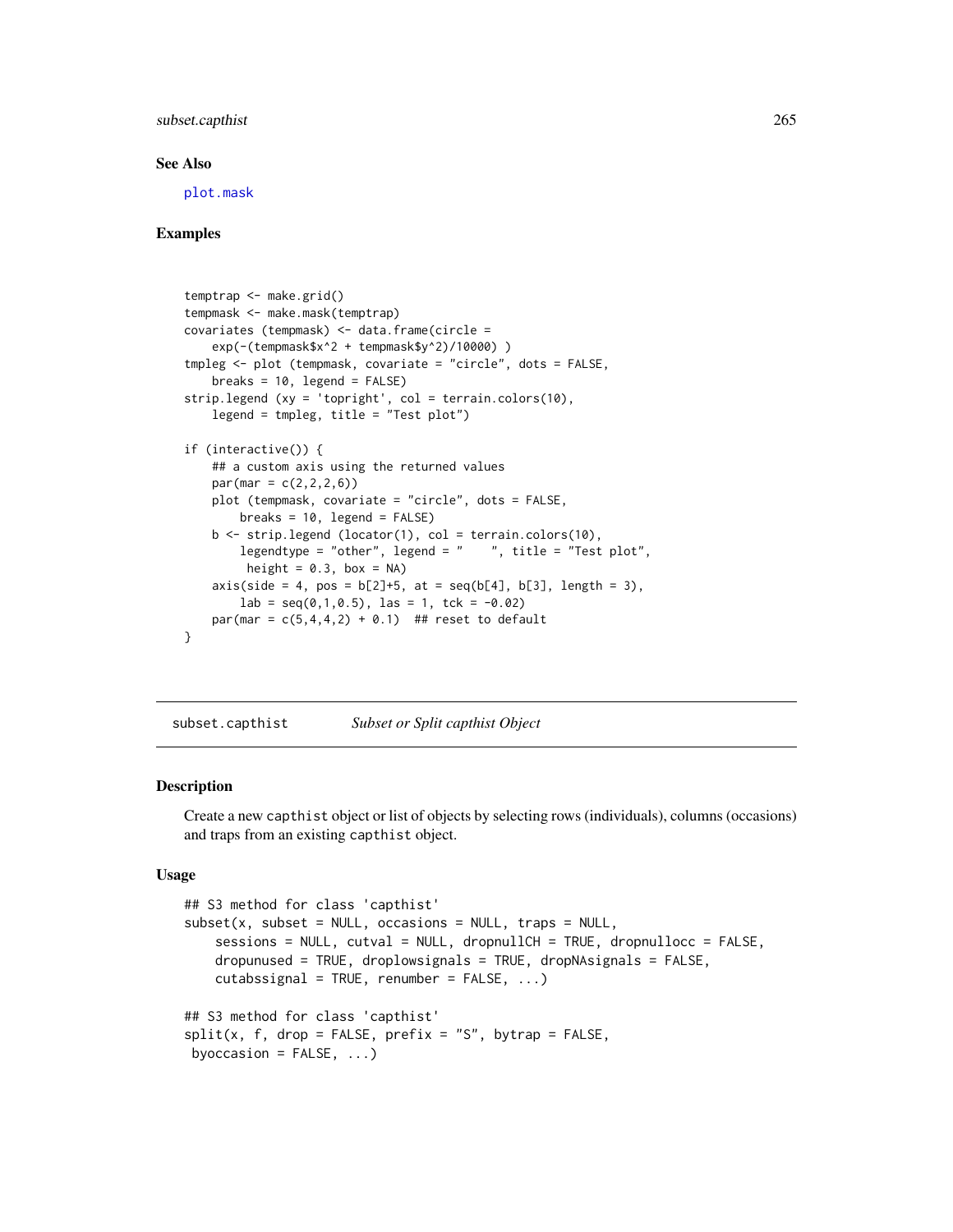### See Also

plot.mask

### Examples

```
temptrap <- make.grid()
tempmask <- make.mask(temptrap)
covariates (tempmask) <- data.frame(circle =
    exp(-(tempmask$x^2 + tempmask$y^2)/10000) )
tmpleg <- plot (tempmask, covariate = "circle", dots = FALSE,
    breaks = 10, legend = FALSE)
strip.legend (xy = 'topright', col = terrain.colors(10),
    legend = tmpleg, title = "Test plot")

if (interactive()) {
    ## a custom axis using the returned values
    par(mar = c(2,2,2,6))
    plot (tempmask, covariate = "circle", dots = FALSE,
        breaks = 10, legend = FALSE)
    b <- strip.legend (locator(1), col = terrain.colors(10),
        legendtype = "other", legend = "    ", title = "Test plot",
         height = 0.3, box = NA)
    axis(side = 4, pos = b[2]+5, at = seq(b[4], b[3], length = 3),
        lab = seq(0,1,0.5), las = 1, tck = -0.02)
    par(mar = c(5,4,4,2) + 0.1)  ## reset to default
}
```

---

## subset.capthist — *Subset or Split capthist Object*

### Description

Create a new capthist object or list of objects by selecting rows (individuals), columns (occasions) and traps from an existing capthist object.

### Usage

```
## S3 method for class 'capthist'
subset(x, subset = NULL, occasions = NULL, traps = NULL,
    sessions = NULL, cutval = NULL, dropnullCH = TRUE, dropnullocc = FALSE,
    dropunused = TRUE, droplowsignals = TRUE, dropNAsignals = FALSE,
    cutabssignal = TRUE, renumber = FALSE, ...)

## S3 method for class 'capthist'
split(x, f, drop = FALSE, prefix = "S", bytrap = FALSE,
 byoccasion = FALSE, ...)
```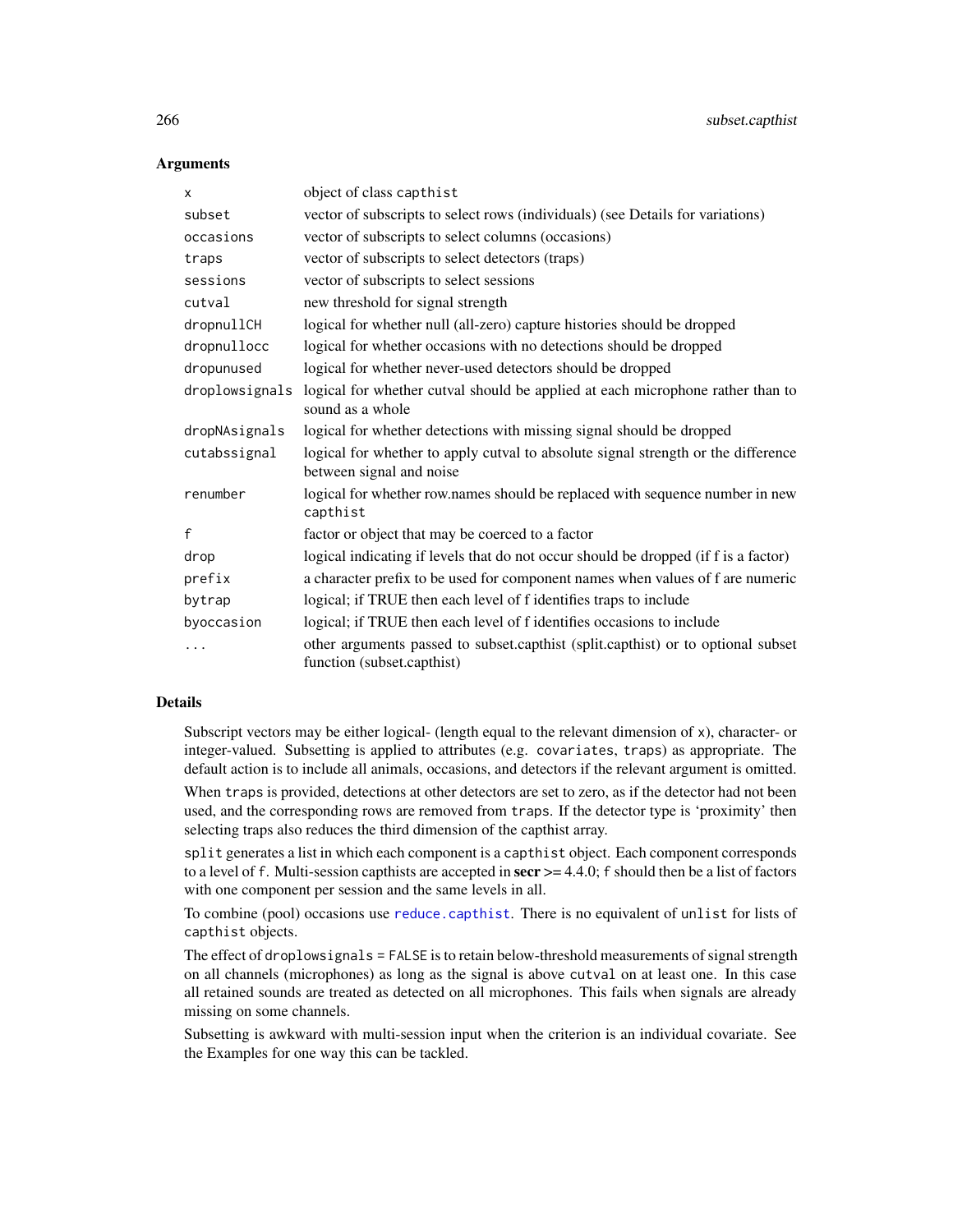## Arguments

| | |
|---|---|
| `x` | object of class `capthist` |
| `subset` | vector of subscripts to select rows (individuals) (see Details for variations) |
| `occasions` | vector of subscripts to select columns (occasions) |
| `traps` | vector of subscripts to select detectors (traps) |
| `sessions` | vector of subscripts to select sessions |
| `cutval` | new threshold for signal strength |
| `dropnullCH` | logical for whether null (all-zero) capture histories should be dropped |
| `dropnullocc` | logical for whether occasions with no detections should be dropped |
| `dropunused` | logical for whether never-used detectors should be dropped |
| `droplowsignals` | logical for whether cutval should be applied at each microphone rather than to sound as a whole |
| `dropNAsignals` | logical for whether detections with missing signal should be dropped |
| `cutabssignal` | logical for whether to apply cutval to absolute signal strength or the difference between signal and noise |
| `renumber` | logical for whether row.names should be replaced with sequence number in new `capthist` |
| `f` | factor or object that may be coerced to a factor |
| `drop` | logical indicating if levels that do not occur should be dropped (if f is a factor) |
| `prefix` | a character prefix to be used for component names when values of f are numeric |
| `bytrap` | logical; if TRUE then each level of f identifies traps to include |
| `byoccasion` | logical; if TRUE then each level of f identifies occasions to include |
| `...` | other arguments passed to subset.capthist (split.capthist) or to optional subset function (subset.capthist) |

## Details

Subscript vectors may be either logical- (length equal to the relevant dimension of `x`), character- or integer-valued. Subsetting is applied to attributes (e.g. `covariates`, `traps`) as appropriate. The default action is to include all animals, occasions, and detectors if the relevant argument is omitted.

When `traps` is provided, detections at other detectors are set to zero, as if the detector had not been used, and the corresponding rows are removed from `traps`. If the detector type is 'proximity' then selecting traps also reduces the third dimension of the capthist array.

`split` generates a list in which each component is a `capthist` object. Each component corresponds to a level of `f`. Multi-session capthists are accepted in **secr** >= 4.4.0; `f` should then be a list of factors with one component per session and the same levels in all.

To combine (pool) occasions use `reduce.capthist`. There is no equivalent of `unlist` for lists of `capthist` objects.

The effect of `droplowsignals = FALSE` is to retain below-threshold measurements of signal strength on all channels (microphones) as long as the signal is above `cutval` on at least one. In this case all retained sounds are treated as detected on all microphones. This fails when signals are already missing on some channels.

Subsetting is awkward with multi-session input when the criterion is an individual covariate. See the Examples for one way this can be tackled.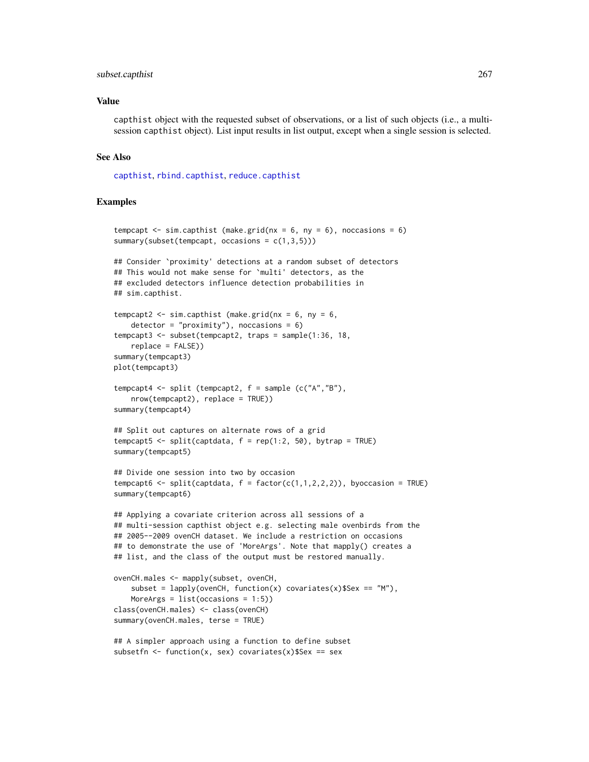### Value

capthist object with the requested subset of observations, or a list of such objects (i.e., a multi-session capthist object). List input results in list output, except when a single session is selected.

### See Also

capthist, rbind.capthist, reduce.capthist

### Examples

```
tempcapt <- sim.capthist (make.grid(nx = 6, ny = 6), noccasions = 6)
summary(subset(tempcapt, occasions = c(1,3,5)))

## Consider `proximity' detections at a random subset of detectors
## This would not make sense for `multi' detectors, as the
## excluded detectors influence detection probabilities in
## sim.capthist.

tempcapt2 <- sim.capthist (make.grid(nx = 6, ny = 6,
    detector = "proximity"), noccasions = 6)
tempcapt3 <- subset(tempcapt2, traps = sample(1:36, 18,
    replace = FALSE))
summary(tempcapt3)
plot(tempcapt3)

tempcapt4 <- split (tempcapt2, f = sample (c("A","B"),
    nrow(tempcapt2), replace = TRUE))
summary(tempcapt4)

## Split out captures on alternate rows of a grid
tempcapt5 <- split(captdata, f = rep(1:2, 50), bytrap = TRUE)
summary(tempcapt5)

## Divide one session into two by occasion
tempcapt6 <- split(captdata, f = factor(c(1,1,2,2,2)), byoccasion = TRUE)
summary(tempcapt6)

## Applying a covariate criterion across all sessions of a
## multi-session capthist object e.g. selecting male ovenbirds from the
## 2005--2009 ovenCH dataset. We include a restriction on occasions
## to demonstrate the use of 'MoreArgs'. Note that mapply() creates a
## list, and the class of the output must be restored manually.

ovenCH.males <- mapply(subset, ovenCH,
    subset = lapply(ovenCH, function(x) covariates(x)$Sex == "M"),
    MoreArgs = list(occasions = 1:5))
class(ovenCH.males) <- class(ovenCH)
summary(ovenCH.males, terse = TRUE)

## A simpler approach using a function to define subset
subsetfn <- function(x, sex) covariates(x)$Sex == sex
```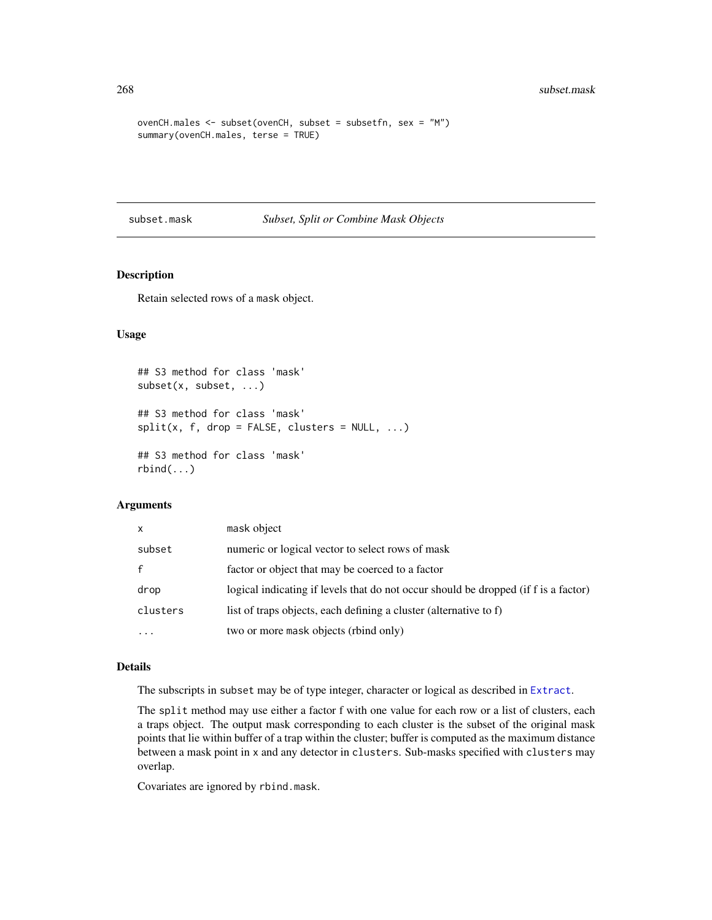```
ovenCH.males <- subset(ovenCH, subset = subsetfn, sex = "M")
summary(ovenCH.males, terse = TRUE)
```

## subset.mask — *Subset, Split or Combine Mask Objects*

### Description

Retain selected rows of a mask object.

### Usage

```
## S3 method for class 'mask'
subset(x, subset, ...)

## S3 method for class 'mask'
split(x, f, drop = FALSE, clusters = NULL, ...)

## S3 method for class 'mask'
rbind(...)
```

### Arguments

| | |
|---|---|
| `x` | mask object |
| `subset` | numeric or logical vector to select rows of mask |
| `f` | factor or object that may be coerced to a factor |
| `drop` | logical indicating if levels that do not occur should be dropped (if f is a factor) |
| `clusters` | list of traps objects, each defining a cluster (alternative to f) |
| `...` | two or more mask objects (rbind only) |

### Details

The subscripts in `subset` may be of type integer, character or logical as described in `Extract`.

The `split` method may use either a factor f with one value for each row or a list of clusters, each a traps object. The output mask corresponding to each cluster is the subset of the original mask points that lie within buffer of a trap within the cluster; buffer is computed as the maximum distance between a mask point in `x` and any detector in `clusters`. Sub-masks specified with `clusters` may overlap.

Covariates are ignored by `rbind.mask`.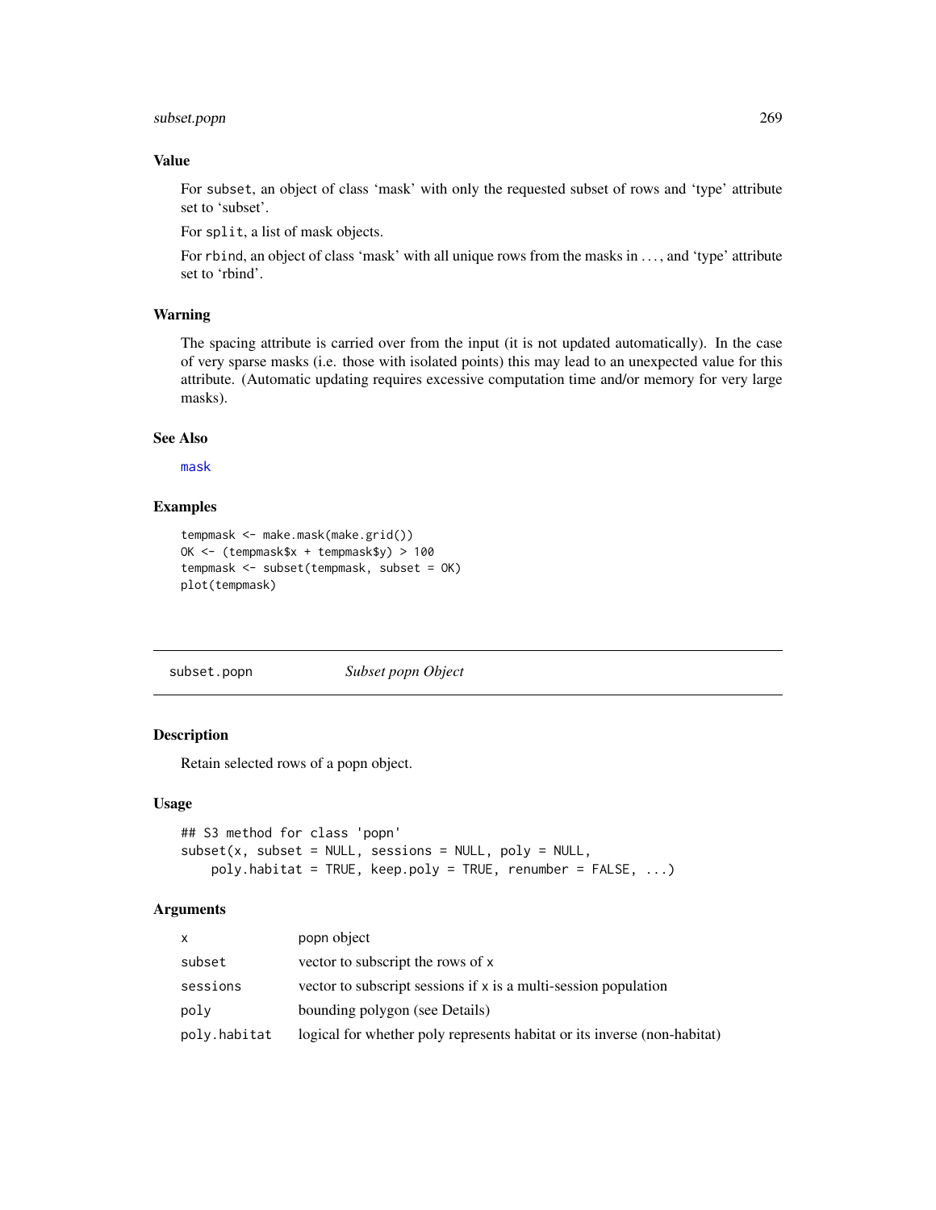### Value

For `subset`, an object of class 'mask' with only the requested subset of rows and 'type' attribute set to 'subset'.

For `split`, a list of mask objects.

For `rbind`, an object of class 'mask' with all unique rows from the masks in ..., and 'type' attribute set to 'rbind'.

### Warning

The spacing attribute is carried over from the input (it is not updated automatically). In the case of very sparse masks (i.e. those with isolated points) this may lead to an unexpected value for this attribute. (Automatic updating requires excessive computation time and/or memory for very large masks).

### See Also

mask

### Examples

```
tempmask <- make.mask(make.grid())
OK <- (tempmask$x + tempmask$y) > 100
tempmask <- subset(tempmask, subset = OK)
plot(tempmask)
```

---

## subset.popn    *Subset popn Object*

### Description

Retain selected rows of a popn object.

### Usage

```
## S3 method for class 'popn'
subset(x, subset = NULL, sessions = NULL, poly = NULL,
    poly.habitat = TRUE, keep.poly = TRUE, renumber = FALSE, ...)
```

### Arguments

| | |
|---|---|
| x | popn object |
| subset | vector to subscript the rows of x |
| sessions | vector to subscript sessions if x is a multi-session population |
| poly | bounding polygon (see Details) |
| poly.habitat | logical for whether poly represents habitat or its inverse (non-habitat) |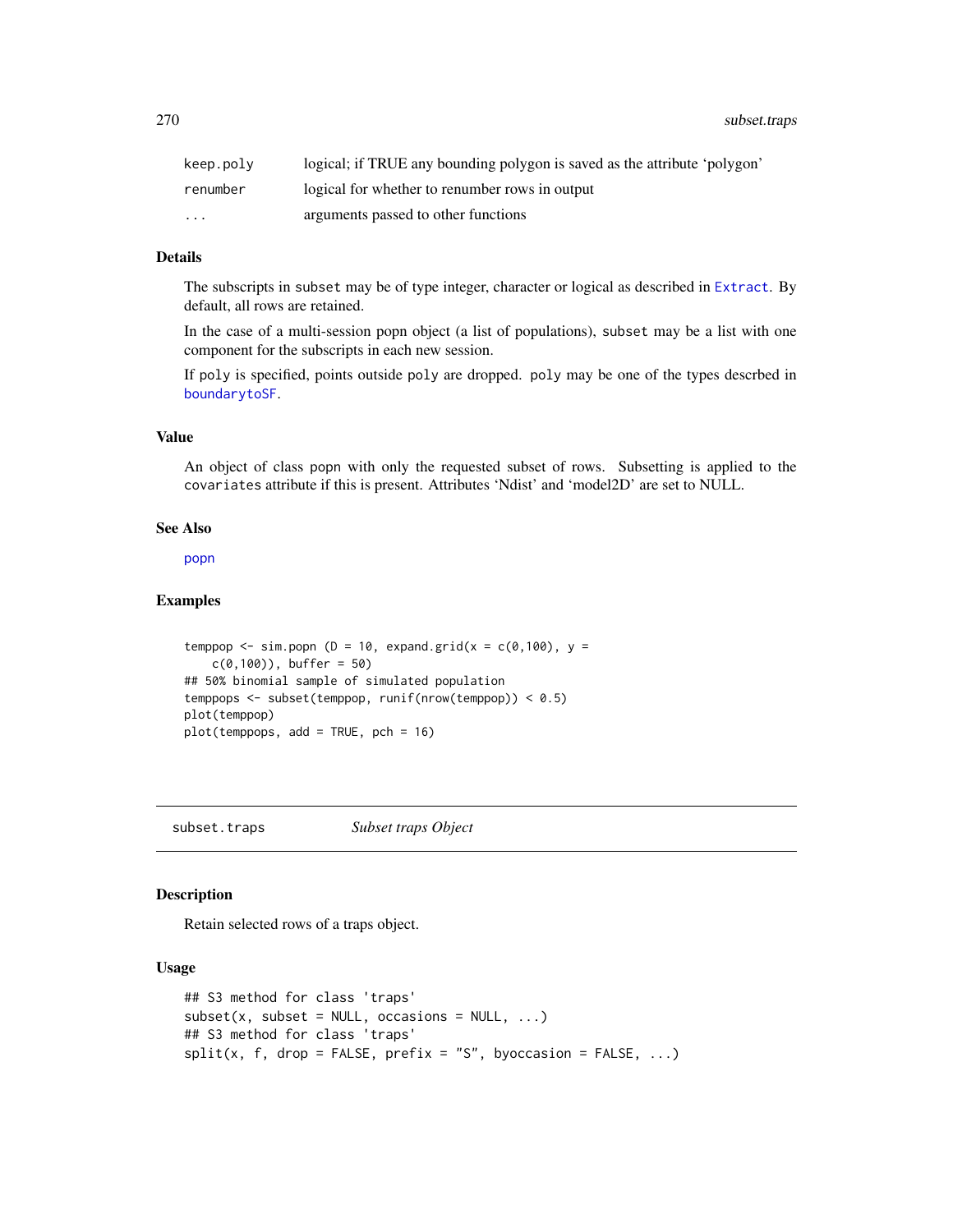| | |
|---|---|
| keep.poly | logical; if TRUE any bounding polygon is saved as the attribute 'polygon' |
| renumber | logical for whether to renumber rows in output |
| ... | arguments passed to other functions |

### Details

The subscripts in subset may be of type integer, character or logical as described in Extract. By default, all rows are retained.

In the case of a multi-session popn object (a list of populations), subset may be a list with one component for the subscripts in each new session.

If poly is specified, points outside poly are dropped. poly may be one of the types descrbed in boundarytoSF.

### Value

An object of class popn with only the requested subset of rows. Subsetting is applied to the covariates attribute if this is present. Attributes 'Ndist' and 'model2D' are set to NULL.

### See Also

popn

### Examples

```
temppop <- sim.popn (D = 10, expand.grid(x = c(0,100), y =
    c(0,100)), buffer = 50)
## 50% binomial sample of simulated population
temppops <- subset(temppop, runif(nrow(temppop)) < 0.5)
plot(temppop)
plot(temppops, add = TRUE, pch = 16)
```

---

## subset.traps *Subset traps Object*

---

### Description

Retain selected rows of a traps object.

### Usage

```
## S3 method for class 'traps'
subset(x, subset = NULL, occasions = NULL, ...)
## S3 method for class 'traps'
split(x, f, drop = FALSE, prefix = "S", byoccasion = FALSE, ...)
```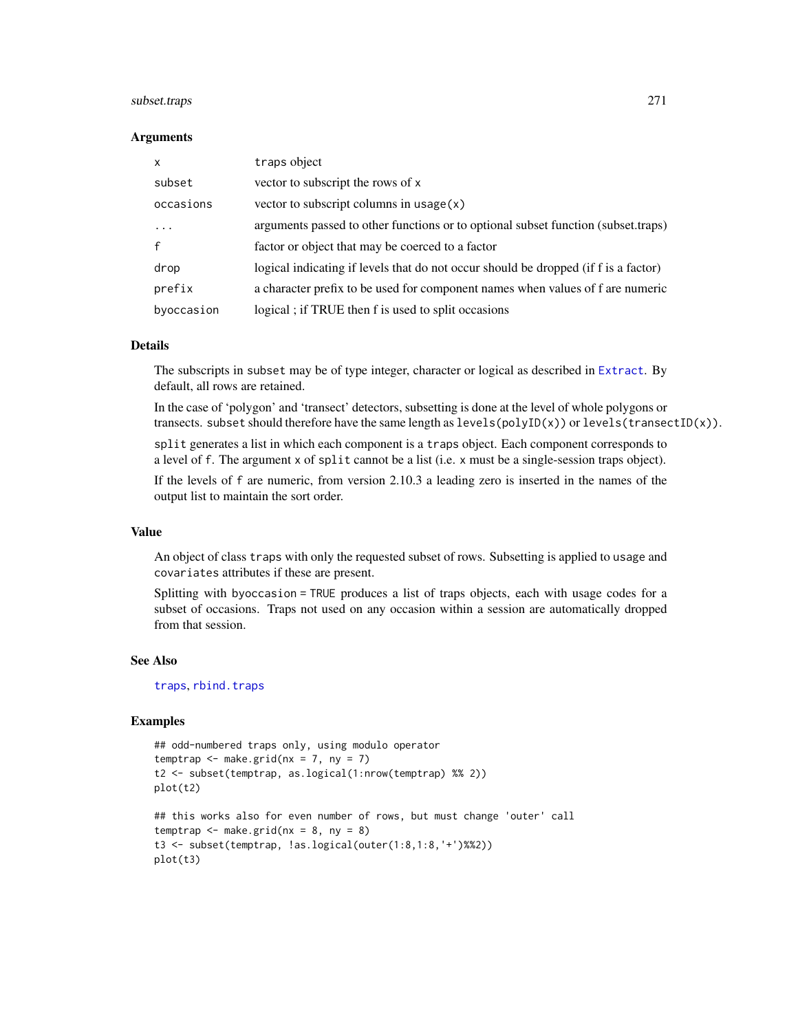### Arguments

| | |
|---|---|
| `x` | `traps` object |
| `subset` | vector to subscript the rows of `x` |
| `occasions` | vector to subscript columns in `usage(x)` |
| `...` | arguments passed to other functions or to optional subset function (subset.traps) |
| `f` | factor or object that may be coerced to a factor |
| `drop` | logical indicating if levels that do not occur should be dropped (if f is a factor) |
| `prefix` | a character prefix to be used for component names when values of f are numeric |
| `byoccasion` | logical ; if TRUE then f is used to split occasions |

### Details

The subscripts in `subset` may be of type integer, character or logical as described in `Extract`. By default, all rows are retained.

In the case of 'polygon' and 'transect' detectors, subsetting is done at the level of whole polygons or transects. `subset` should therefore have the same length as `levels(polyID(x))` or `levels(transectID(x))`.

`split` generates a list in which each component is a `traps` object. Each component corresponds to a level of `f`. The argument `x` of `split` cannot be a list (i.e. `x` must be a single-session traps object).

If the levels of `f` are numeric, from version 2.10.3 a leading zero is inserted in the names of the output list to maintain the sort order.

### Value

An object of class `traps` with only the requested subset of rows. Subsetting is applied to `usage` and `covariates` attributes if these are present.

Splitting with `byoccasion = TRUE` produces a list of traps objects, each with usage codes for a subset of occasions. Traps not used on any occasion within a session are automatically dropped from that session.

### See Also

`traps`, `rbind.traps`

### Examples

```
## odd-numbered traps only, using modulo operator
temptrap <- make.grid(nx = 7, ny = 7)
t2 <- subset(temptrap, as.logical(1:nrow(temptrap) %% 2))
plot(t2)

## this works also for even number of rows, but must change 'outer' call
temptrap <- make.grid(nx = 8, ny = 8)
t3 <- subset(temptrap, !as.logical(outer(1:8,1:8,'+')%%2))
plot(t3)
```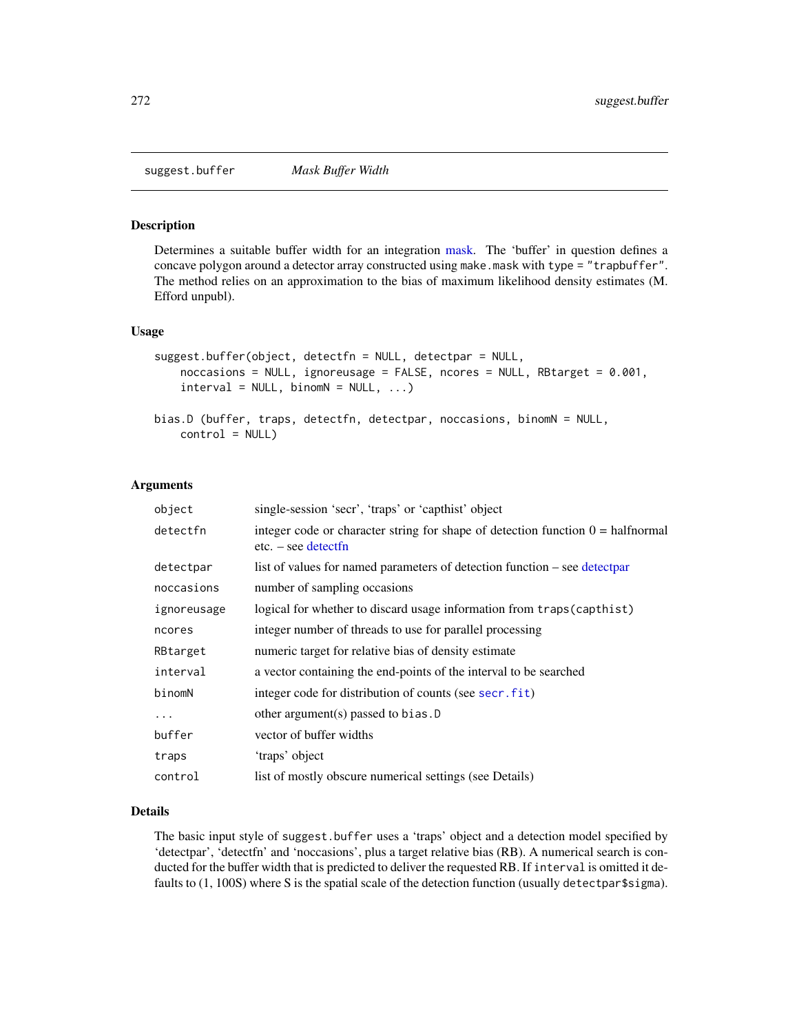## suggest.buffer *Mask Buffer Width*

### Description

Determines a suitable buffer width for an integration mask. The 'buffer' in question defines a concave polygon around a detector array constructed using `make.mask` with `type = "trapbuffer"`. The method relies on an approximation to the bias of maximum likelihood density estimates (M. Efford unpubl).

### Usage

```
suggest.buffer(object, detectfn = NULL, detectpar = NULL,
    noccasions = NULL, ignoreusage = FALSE, ncores = NULL, RBtarget = 0.001,
    interval = NULL, binomN = NULL, ...)

bias.D (buffer, traps, detectfn, detectpar, noccasions, binomN = NULL,
    control = NULL)
```

### Arguments

| | |
|---|---|
| `object` | single-session 'secr', 'traps' or 'capthist' object |
| `detectfn` | integer code or character string for shape of detection function 0 = halfnormal etc. – see detectfn |
| `detectpar` | list of values for named parameters of detection function – see detectpar |
| `noccasions` | number of sampling occasions |
| `ignoreusage` | logical for whether to discard usage information from `traps(capthist)` |
| `ncores` | integer number of threads to use for parallel processing |
| `RBtarget` | numeric target for relative bias of density estimate |
| `interval` | a vector containing the end-points of the interval to be searched |
| `binomN` | integer code for distribution of counts (see `secr.fit`) |
| `...` | other argument(s) passed to `bias.D` |
| `buffer` | vector of buffer widths |
| `traps` | 'traps' object |
| `control` | list of mostly obscure numerical settings (see Details) |

### Details

The basic input style of `suggest.buffer` uses a 'traps' object and a detection model specified by 'detectpar', 'detectfn' and 'noccasions', plus a target relative bias (RB). A numerical search is conducted for the buffer width that is predicted to deliver the requested RB. If `interval` is omitted it defaults to (1, 100S) where S is the spatial scale of the detection function (usually `detectpar$sigma`).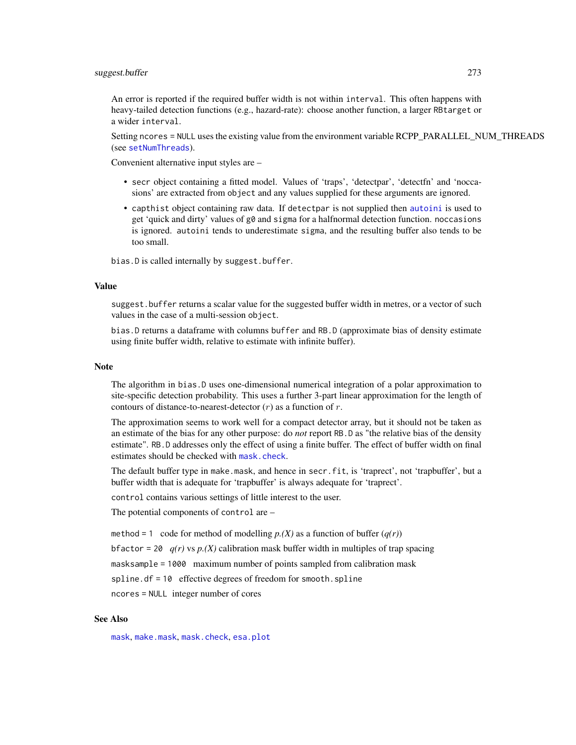An error is reported if the required buffer width is not within `interval`. This often happens with heavy-tailed detection functions (e.g., hazard-rate): choose another function, a larger `RBtarget` or a wider `interval`.

Setting `ncores = NULL` uses the existing value from the environment variable RCPP_PARALLEL_NUM_THREADS (see `setNumThreads`).

Convenient alternative input styles are –

- `secr` object containing a fitted model. Values of 'traps', 'detectpar', 'detectfn' and 'noccasions' are extracted from `object` and any values supplied for these arguments are ignored.
- `capthist` object containing raw data. If `detectpar` is not supplied then `autoini` is used to get 'quick and dirty' values of `g0` and `sigma` for a halfnormal detection function. `noccasions` is ignored. `autoini` tends to underestimate `sigma`, and the resulting buffer also tends to be too small.

`bias.D` is called internally by `suggest.buffer`.

## Value

`suggest.buffer` returns a scalar value for the suggested buffer width in metres, or a vector of such values in the case of a multi-session `object`.

`bias.D` returns a dataframe with columns `buffer` and `RB.D` (approximate bias of density estimate using finite buffer width, relative to estimate with infinite buffer).

## Note

The algorithm in `bias.D` uses one-dimensional numerical integration of a polar approximation to site-specific detection probability. This uses a further 3-part linear approximation for the length of contours of distance-to-nearest-detector ($r$) as a function of $r$.

The approximation seems to work well for a compact detector array, but it should not be taken as an estimate of the bias for any other purpose: do *not* report `RB.D` as "the relative bias of the density estimate". `RB.D` addresses only the effect of using a finite buffer. The effect of buffer width on final estimates should be checked with `mask.check`.

The default buffer type in `make.mask`, and hence in `secr.fit`, is 'traprect', not 'trapbuffer', but a buffer width that is adequate for 'trapbuffer' is always adequate for 'traprect'.

`control` contains various settings of little interest to the user.

The potential components of `control` are –

`method = 1` code for method of modelling *p.(X)* as a function of buffer (*q(r)*)

`bfactor = 20` *q(r)* vs *p.(X)* calibration mask buffer width in multiples of trap spacing

`masksample = 1000` maximum number of points sampled from calibration mask

`spline.df = 10` effective degrees of freedom for `smooth.spline`

`ncores = NULL` integer number of cores

## See Also

`mask`, `make.mask`, `mask.check`, `esa.plot`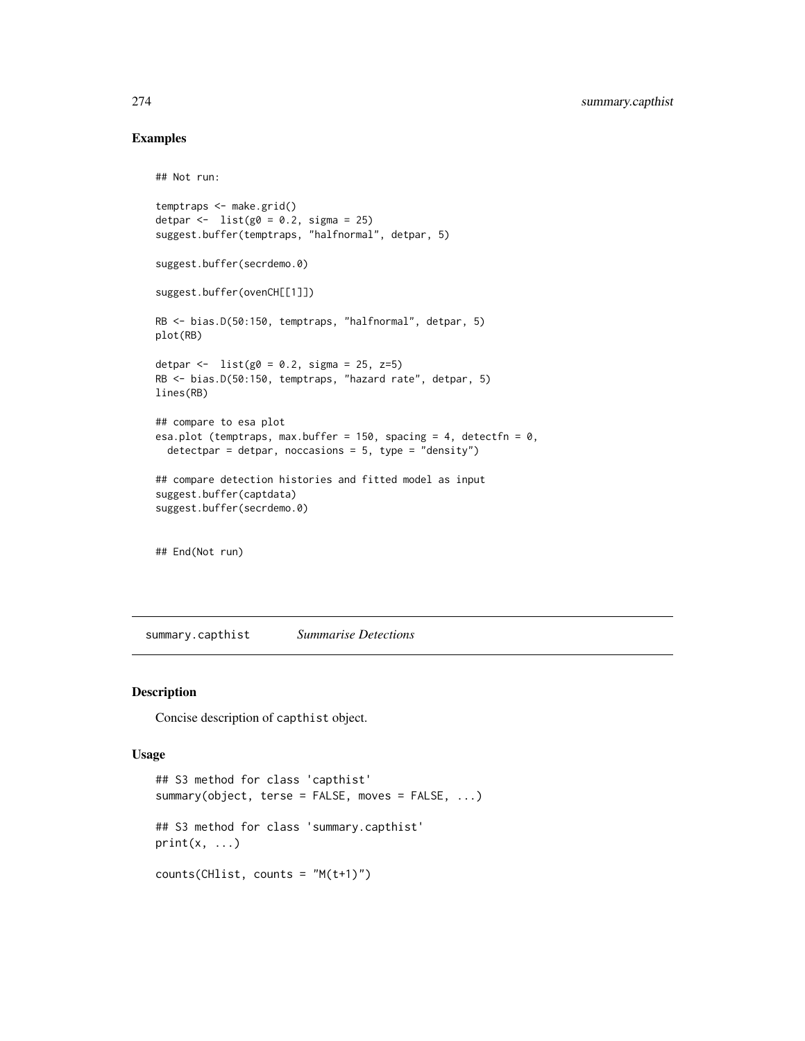## Examples

```
## Not run:

temptraps <- make.grid()
detpar <-  list(g0 = 0.2, sigma = 25)
suggest.buffer(temptraps, "halfnormal", detpar, 5)

suggest.buffer(secrdemo.0)

suggest.buffer(ovenCH[[1]])

RB <- bias.D(50:150, temptraps, "halfnormal", detpar, 5)
plot(RB)

detpar <-  list(g0 = 0.2, sigma = 25, z=5)
RB <- bias.D(50:150, temptraps, "hazard rate", detpar, 5)
lines(RB)

## compare to esa plot
esa.plot (temptraps, max.buffer = 150, spacing = 4, detectfn = 0,
  detectpar = detpar, noccasions = 5, type = "density")

## compare detection histories and fitted model as input
suggest.buffer(captdata)
suggest.buffer(secrdemo.0)


## End(Not run)
```

---

summary.capthist *Summarise Detections*

## Description

Concise description of capthist object.

## Usage

```
## S3 method for class 'capthist'
summary(object, terse = FALSE, moves = FALSE, ...)

## S3 method for class 'summary.capthist'
print(x, ...)

counts(CHlist, counts = "M(t+1)")
```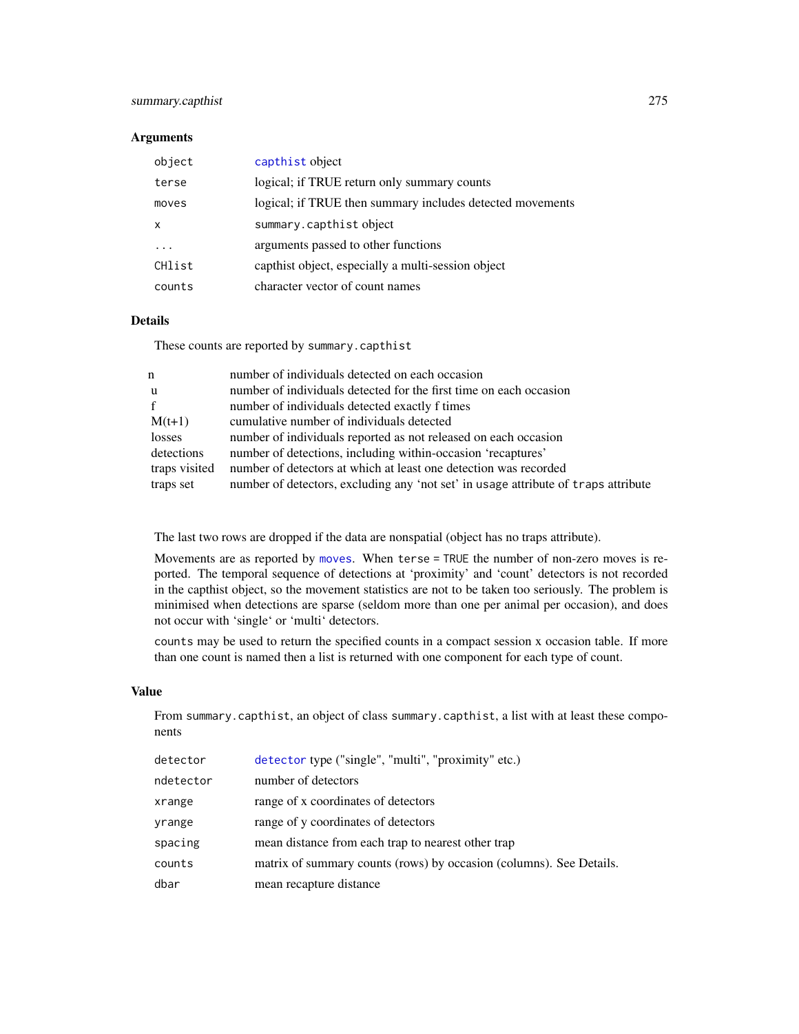### Arguments

| | |
|---|---|
| `object` | capthist object |
| `terse` | logical; if TRUE return only summary counts |
| `moves` | logical; if TRUE then summary includes detected movements |
| `x` | `summary.capthist` object |
| `...` | arguments passed to other functions |
| `CHlist` | capthist object, especially a multi-session object |
| `counts` | character vector of count names |

### Details

These counts are reported by `summary.capthist`

| | |
|---|---|
| n | number of individuals detected on each occasion |
| u | number of individuals detected for the first time on each occasion |
| f | number of individuals detected exactly f times |
| M(t+1) | cumulative number of individuals detected |
| losses | number of individuals reported as not released on each occasion |
| detections | number of detections, including within-occasion 'recaptures' |
| traps visited | number of detectors at which at least one detection was recorded |
| traps set | number of detectors, excluding any 'not set' in `usage` attribute of `traps` attribute |

The last two rows are dropped if the data are nonspatial (object has no traps attribute).

Movements are as reported by `moves`. When `terse = TRUE` the number of non-zero moves is reported. The temporal sequence of detections at 'proximity' and 'count' detectors is not recorded in the capthist object, so the movement statistics are not to be taken too seriously. The problem is minimised when detections are sparse (seldom more than one per animal per occasion), and does not occur with 'single' or 'multi' detectors.

`counts` may be used to return the specified counts in a compact session x occasion table. If more than one count is named then a list is returned with one component for each type of count.

### Value

From `summary.capthist`, an object of class `summary.capthist`, a list with at least these components

| | |
|---|---|
| `detector` | detector type ("single", "multi", "proximity" etc.) |
| `ndetector` | number of detectors |
| `xrange` | range of x coordinates of detectors |
| `yrange` | range of y coordinates of detectors |
| `spacing` | mean distance from each trap to nearest other trap |
| `counts` | matrix of summary counts (rows) by occasion (columns). See Details. |
| `dbar` | mean recapture distance |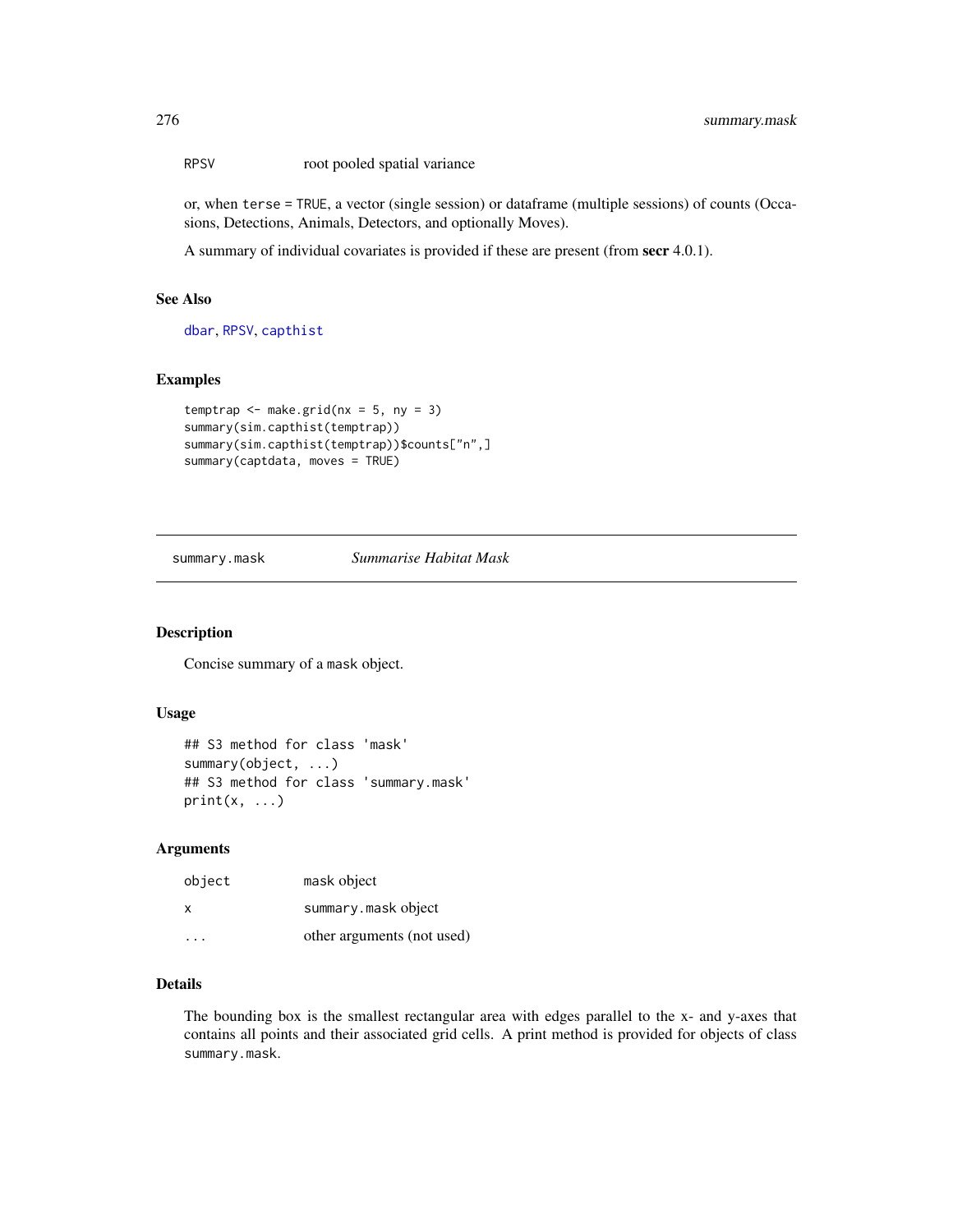| | |
|---|---|
| RPSV | root pooled spatial variance |

or, when terse = TRUE, a vector (single session) or dataframe (multiple sessions) of counts (Occasions, Detections, Animals, Detectors, and optionally Moves).

A summary of individual covariates is provided if these are present (from **secr** 4.0.1).

### See Also

dbar, RPSV, capthist

### Examples

```
temptrap <- make.grid(nx = 5, ny = 3)
summary(sim.capthist(temptrap))
summary(sim.capthist(temptrap))$counts["n",]
summary(captdata, moves = TRUE)
```

---

## summary.mask *Summarise Habitat Mask*

### Description

Concise summary of a mask object.

### Usage

```
## S3 method for class 'mask'
summary(object, ...)
## S3 method for class 'summary.mask'
print(x, ...)
```

### Arguments

| | |
|---|---|
| object | mask object |
| x | summary.mask object |
| ... | other arguments (not used) |

### Details

The bounding box is the smallest rectangular area with edges parallel to the x- and y-axes that contains all points and their associated grid cells. A print method is provided for objects of class summary.mask.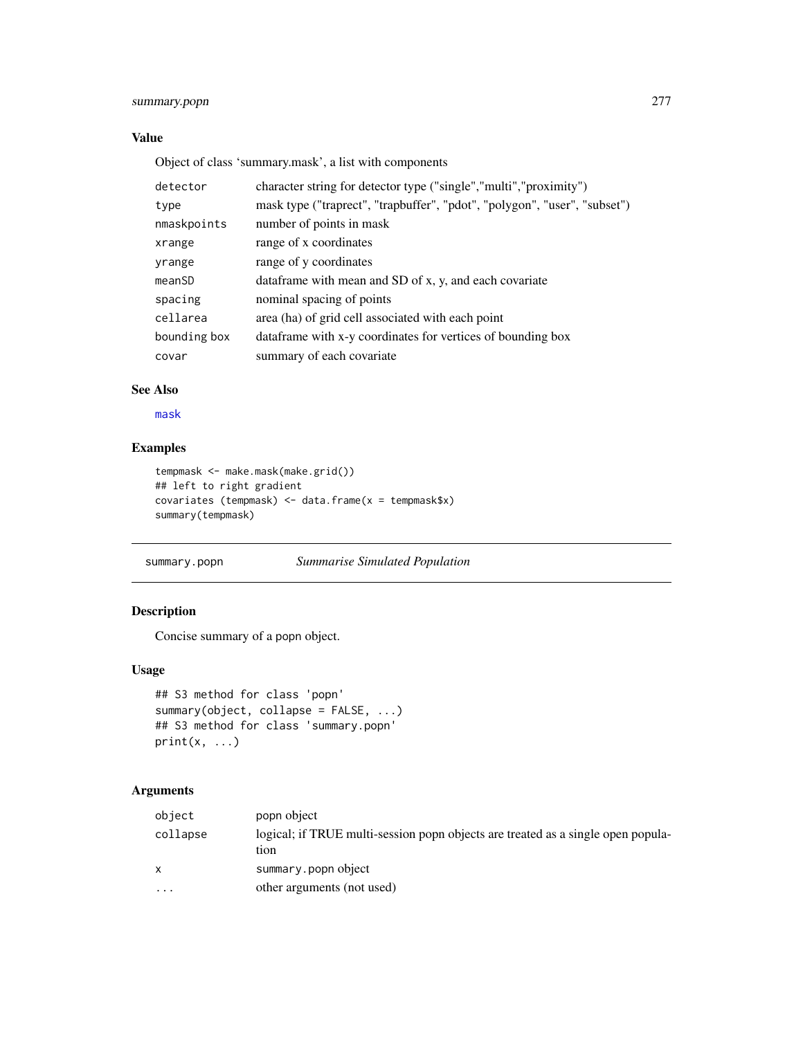## Value

Object of class 'summary.mask', a list with components

| | |
|---|---|
| `detector` | character string for detector type ("single","multi","proximity") |
| `type` | mask type ("traprect", "trapbuffer", "pdot", "polygon", "user", "subset") |
| `nmaskpoints` | number of points in mask |
| `xrange` | range of x coordinates |
| `yrange` | range of y coordinates |
| `meanSD` | dataframe with mean and SD of x, y, and each covariate |
| `spacing` | nominal spacing of points |
| `cellarea` | area (ha) of grid cell associated with each point |
| `bounding box` | dataframe with x-y coordinates for vertices of bounding box |
| `covar` | summary of each covariate |

## See Also

`mask`

## Examples

```
tempmask <- make.mask(make.grid())
## left to right gradient
covariates (tempmask) <- data.frame(x = tempmask$x)
summary(tempmask)
```

---

# summary.popn — *Summarise Simulated Population*

## Description

Concise summary of a popn object.

## Usage

```
## S3 method for class 'popn'
summary(object, collapse = FALSE, ...)
## S3 method for class 'summary.popn'
print(x, ...)
```

## Arguments

| | |
|---|---|
| `object` | popn object |
| `collapse` | logical; if TRUE multi-session popn objects are treated as a single open population |
| `x` | `summary.popn` object |
| `...` | other arguments (not used) |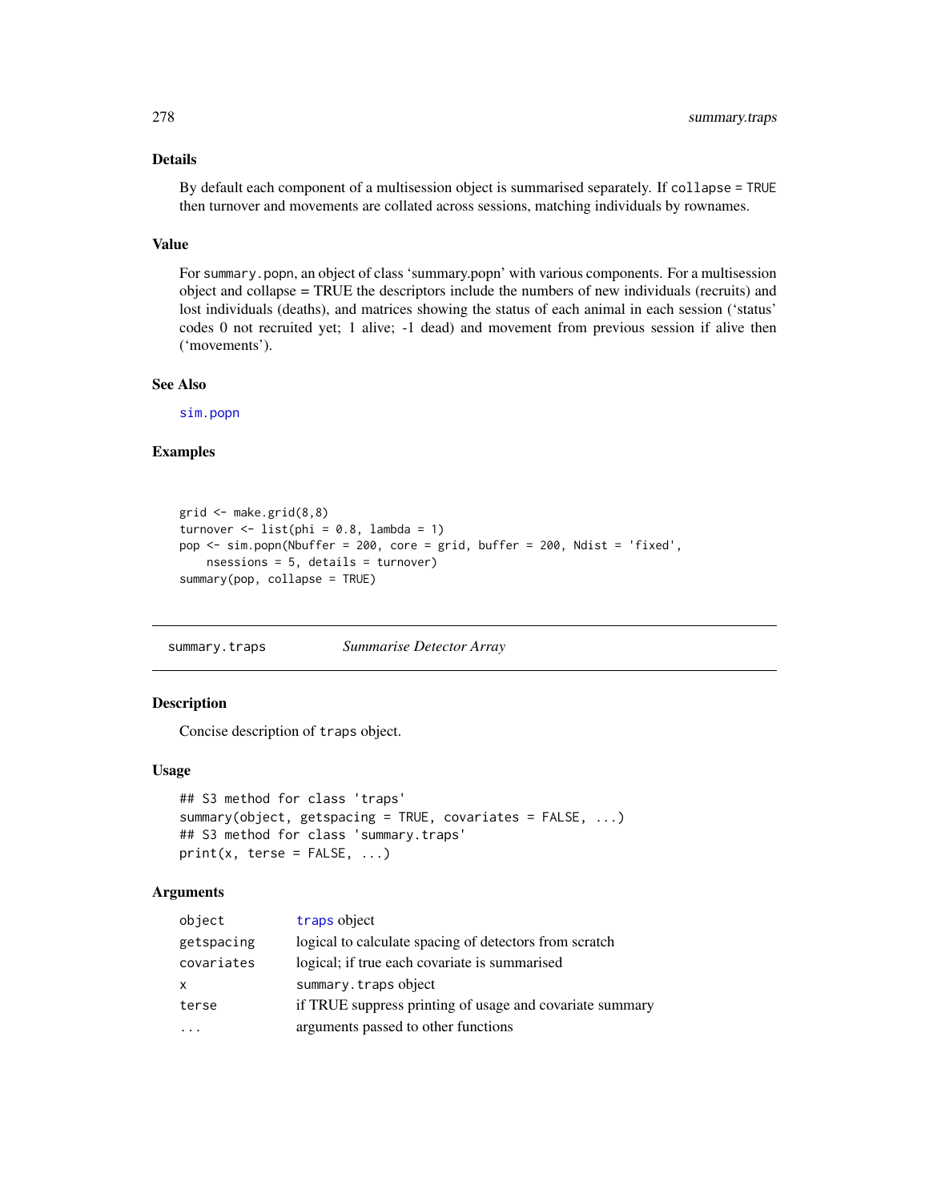### Details

By default each component of a multisession object is summarised separately. If `collapse = TRUE` then turnover and movements are collated across sessions, matching individuals by rownames.

### Value

For `summary.popn`, an object of class 'summary.popn' with various components. For a multisession object and collapse = TRUE the descriptors include the numbers of new individuals (recruits) and lost individuals (deaths), and matrices showing the status of each animal in each session ('status' codes 0 not recruited yet; 1 alive; -1 dead) and movement from previous session if alive then ('movements').

### See Also

sim.popn

### Examples

```
grid <- make.grid(8,8)
turnover <- list(phi = 0.8, lambda = 1)
pop <- sim.popn(Nbuffer = 200, core = grid, buffer = 200, Ndist = 'fixed',
    nsessions = 5, details = turnover)
summary(pop, collapse = TRUE)
```

---

## summary.traps — *Summarise Detector Array*

### Description

Concise description of `traps` object.

### Usage

```
## S3 method for class 'traps'
summary(object, getspacing = TRUE, covariates = FALSE, ...)
## S3 method for class 'summary.traps'
print(x, terse = FALSE, ...)
```

### Arguments

| | |
|---|---|
| `object` | traps object |
| `getspacing` | logical to calculate spacing of detectors from scratch |
| `covariates` | logical; if true each covariate is summarised |
| `x` | `summary.traps` object |
| `terse` | if TRUE suppress printing of usage and covariate summary |
| `...` | arguments passed to other functions |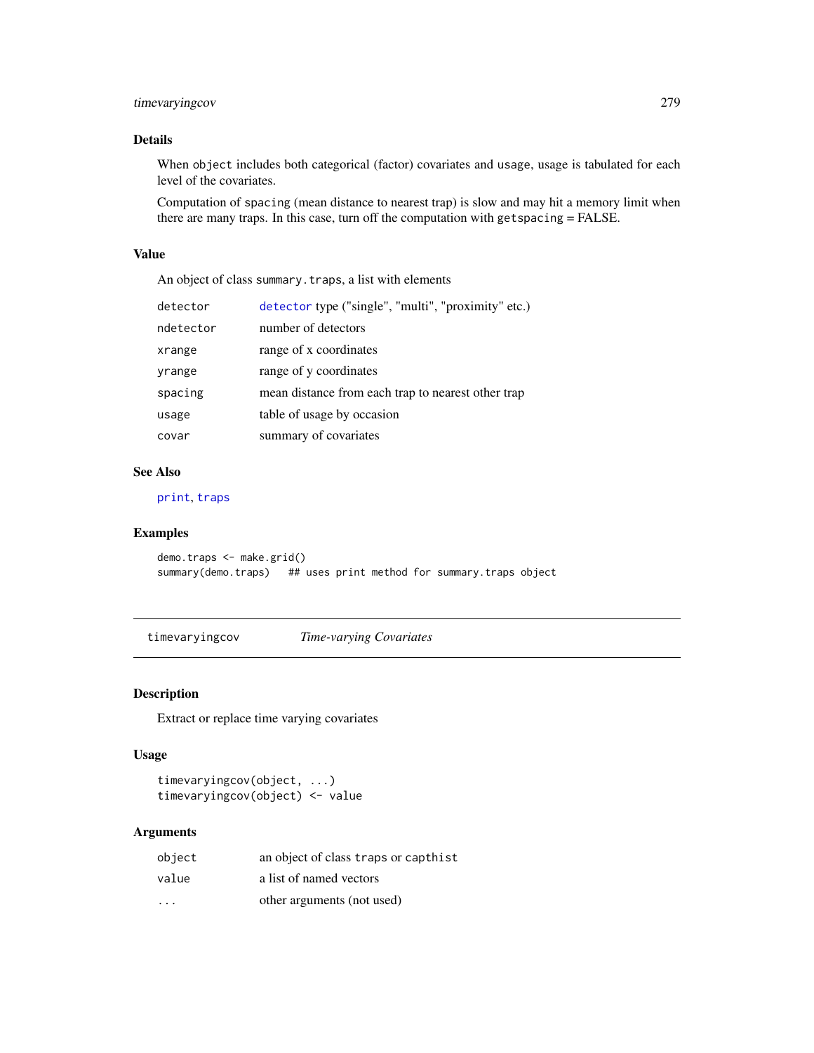## Details

When `object` includes both categorical (factor) covariates and `usage`, usage is tabulated for each level of the covariates.

Computation of `spacing` (mean distance to nearest trap) is slow and may hit a memory limit when there are many traps. In this case, turn off the computation with `getspacing` = FALSE.

## Value

An object of class `summary.traps`, a list with elements

| | |
|---|---|
| `detector` | `detector` type ("single", "multi", "proximity" etc.) |
| `ndetector` | number of detectors |
| `xrange` | range of x coordinates |
| `yrange` | range of y coordinates |
| `spacing` | mean distance from each trap to nearest other trap |
| `usage` | table of usage by occasion |
| `covar` | summary of covariates |

## See Also

`print`, `traps`

## Examples

```
demo.traps <- make.grid()
summary(demo.traps)   ## uses print method for summary.traps object
```

---

# timevaryingcov — *Time-varying Covariates*

## Description

Extract or replace time varying covariates

## Usage

```
timevaryingcov(object, ...)
timevaryingcov(object) <- value
```

## Arguments

| | |
|---|---|
| `object` | an object of class `traps` or `capthist` |
| `value` | a list of named vectors |
| `...` | other arguments (not used) |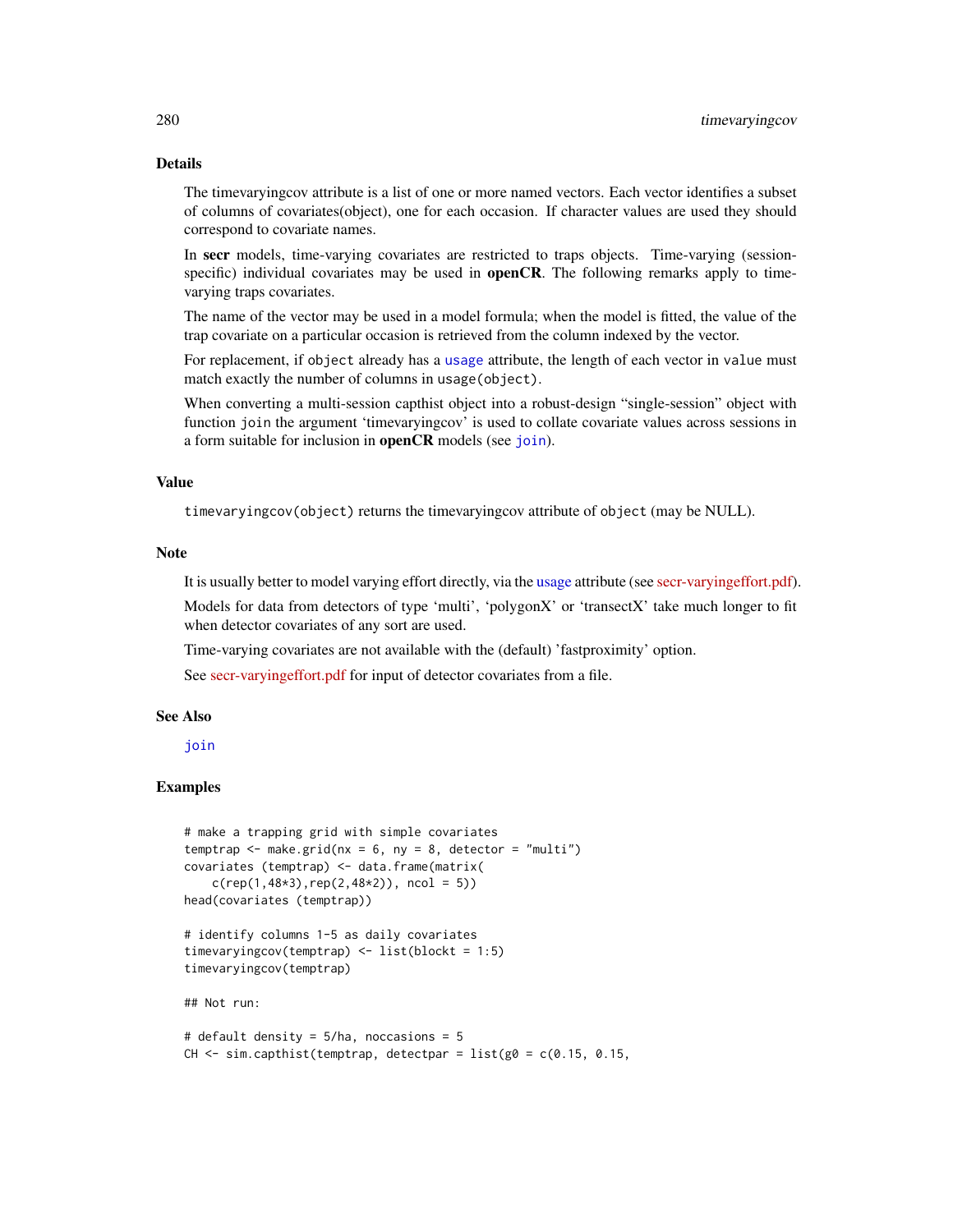## Details

The timevaryingcov attribute is a list of one or more named vectors. Each vector identifies a subset of columns of covariates(object), one for each occasion. If character values are used they should correspond to covariate names.

In **secr** models, time-varying covariates are restricted to traps objects. Time-varying (session-specific) individual covariates may be used in **openCR**. The following remarks apply to time-varying traps covariates.

The name of the vector may be used in a model formula; when the model is fitted, the value of the trap covariate on a particular occasion is retrieved from the column indexed by the vector.

For replacement, if `object` already has a `usage` attribute, the length of each vector in `value` must match exactly the number of columns in `usage(object)`.

When converting a multi-session capthist object into a robust-design "single-session" object with function `join` the argument 'timevaryingcov' is used to collate covariate values across sessions in a form suitable for inclusion in **openCR** models (see `join`).

## Value

`timevaryingcov(object)` returns the timevaryingcov attribute of `object` (may be NULL).

## Note

It is usually better to model varying effort directly, via the usage attribute (see secr-varyingeffort.pdf).

Models for data from detectors of type 'multi', 'polygonX' or 'transectX' take much longer to fit when detector covariates of any sort are used.

Time-varying covariates are not available with the (default) 'fastproximity' option.

See secr-varyingeffort.pdf for input of detector covariates from a file.

## See Also

`join`

## Examples

```
# make a trapping grid with simple covariates
temptrap <- make.grid(nx = 6, ny = 8, detector = "multi")
covariates (temptrap) <- data.frame(matrix(
    c(rep(1,48*3),rep(2,48*2)), ncol = 5))
head(covariates (temptrap))

# identify columns 1-5 as daily covariates
timevaryingcov(temptrap) <- list(blockt = 1:5)
timevaryingcov(temptrap)

## Not run:

# default density = 5/ha, noccasions = 5
CH <- sim.capthist(temptrap, detectpar = list(g0 = c(0.15, 0.15,
```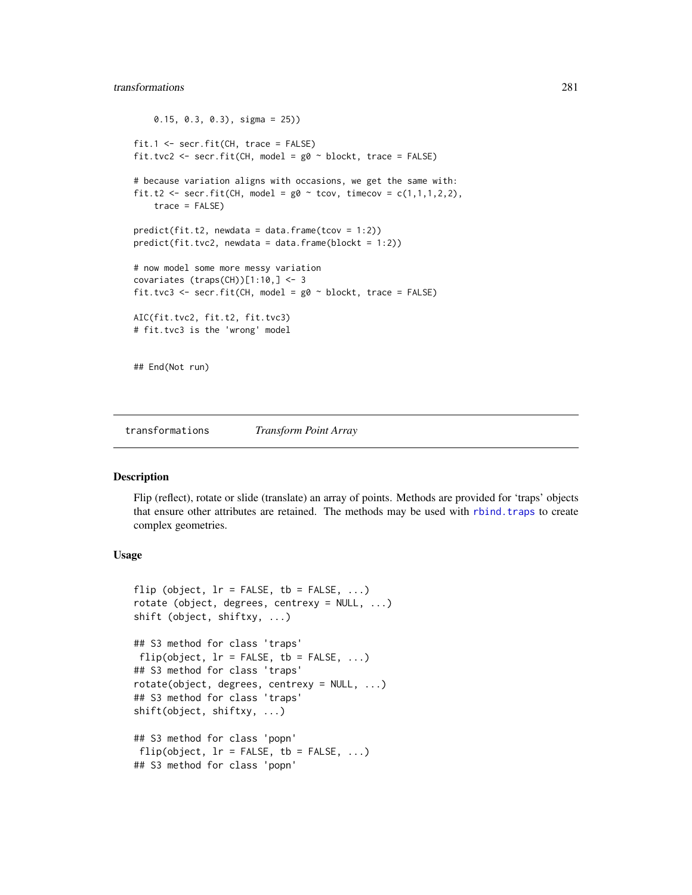```
    0.15, 0.3, 0.3), sigma = 25))

fit.1 <- secr.fit(CH, trace = FALSE)
fit.tvc2 <- secr.fit(CH, model = g0 ~ blockt, trace = FALSE)

# because variation aligns with occasions, we get the same with:
fit.t2 <- secr.fit(CH, model = g0 ~ tcov, timecov = c(1,1,1,2,2),
    trace = FALSE)

predict(fit.t2, newdata = data.frame(tcov = 1:2))
predict(fit.tvc2, newdata = data.frame(blockt = 1:2))

# now model some more messy variation
covariates (traps(CH))[1:10,] <- 3
fit.tvc3 <- secr.fit(CH, model = g0 ~ blockt, trace = FALSE)

AIC(fit.tvc2, fit.t2, fit.tvc3)
# fit.tvc3 is the 'wrong' model


## End(Not run)
```

## transformations    *Transform Point Array*

### Description

Flip (reflect), rotate or slide (translate) an array of points. Methods are provided for 'traps' objects that ensure other attributes are retained. The methods may be used with rbind.traps to create complex geometries.

### Usage

```
flip (object, lr = FALSE, tb = FALSE, ...)
rotate (object, degrees, centrexy = NULL, ...)
shift (object, shiftxy, ...)

## S3 method for class 'traps'
 flip(object, lr = FALSE, tb = FALSE, ...)
## S3 method for class 'traps'
rotate(object, degrees, centrexy = NULL, ...)
## S3 method for class 'traps'
shift(object, shiftxy, ...)

## S3 method for class 'popn'
 flip(object, lr = FALSE, tb = FALSE, ...)
## S3 method for class 'popn'
```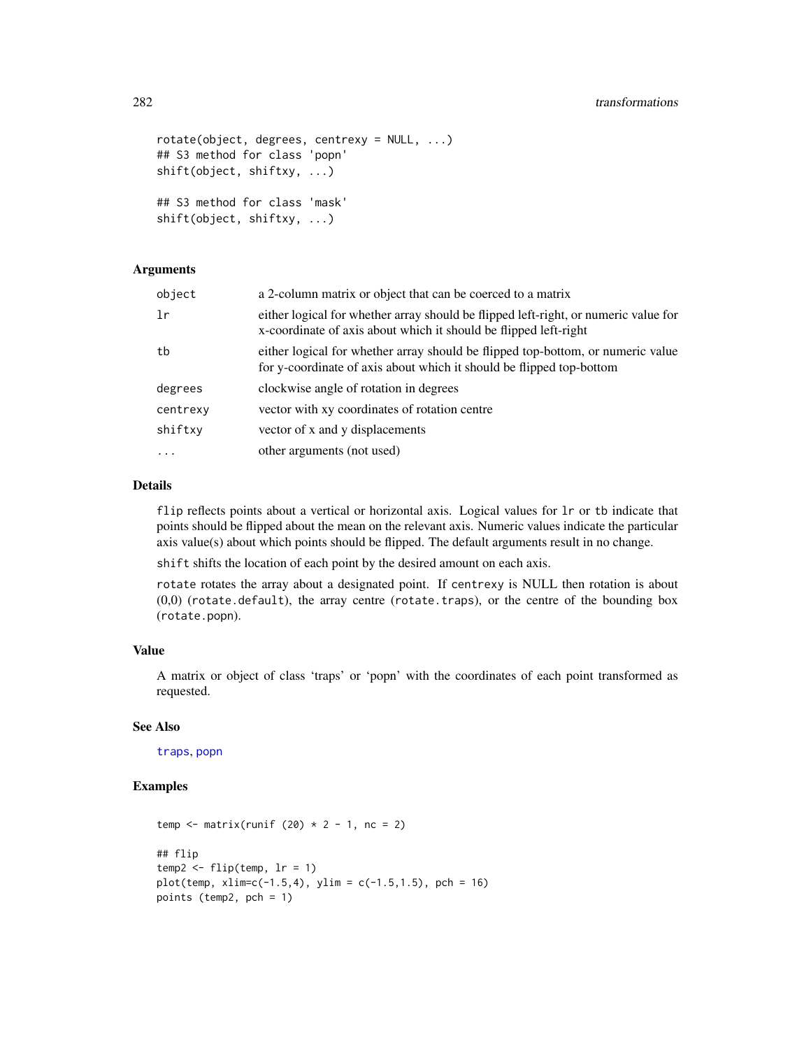```
rotate(object, degrees, centrexy = NULL, ...)
## S3 method for class 'popn'
shift(object, shiftxy, ...)

## S3 method for class 'mask'
shift(object, shiftxy, ...)
```

### Arguments

| | |
|---|---|
| `object` | a 2-column matrix or object that can be coerced to a matrix |
| `lr` | either logical for whether array should be flipped left-right, or numeric value for x-coordinate of axis about which it should be flipped left-right |
| `tb` | either logical for whether array should be flipped top-bottom, or numeric value for y-coordinate of axis about which it should be flipped top-bottom |
| `degrees` | clockwise angle of rotation in degrees |
| `centrexy` | vector with xy coordinates of rotation centre |
| `shiftxy` | vector of x and y displacements |
| `...` | other arguments (not used) |

### Details

`flip` reflects points about a vertical or horizontal axis. Logical values for `lr` or `tb` indicate that points should be flipped about the mean on the relevant axis. Numeric values indicate the particular axis value(s) about which points should be flipped. The default arguments result in no change.

`shift` shifts the location of each point by the desired amount on each axis.

`rotate` rotates the array about a designated point. If `centrexy` is NULL then rotation is about (0,0) (`rotate.default`), the array centre (`rotate.traps`), or the centre of the bounding box (`rotate.popn`).

### Value

A matrix or object of class 'traps' or 'popn' with the coordinates of each point transformed as requested.

### See Also

`traps`, `popn`

### Examples

```
temp <- matrix(runif (20) * 2 - 1, nc = 2)

## flip
temp2 <- flip(temp, lr = 1)
plot(temp, xlim=c(-1.5,4), ylim = c(-1.5,1.5), pch = 16)
points (temp2, pch = 1)
```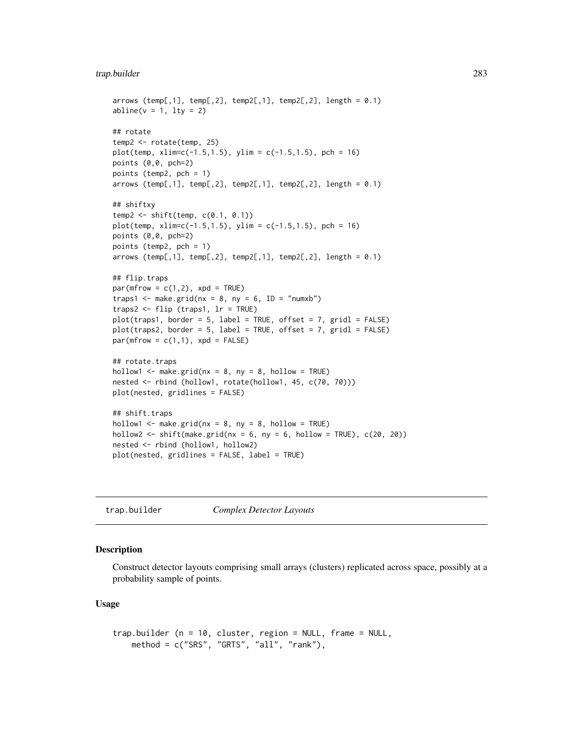```
arrows (temp[,1], temp[,2], temp2[,1], temp2[,2], length = 0.1)
abline(v = 1, lty = 2)

## rotate
temp2 <- rotate(temp, 25)
plot(temp, xlim=c(-1.5,1.5), ylim = c(-1.5,1.5), pch = 16)
points (0,0, pch=2)
points (temp2, pch = 1)
arrows (temp[,1], temp[,2], temp2[,1], temp2[,2], length = 0.1)

## shiftxy
temp2 <- shift(temp, c(0.1, 0.1))
plot(temp, xlim=c(-1.5,1.5), ylim = c(-1.5,1.5), pch = 16)
points (0,0, pch=2)
points (temp2, pch = 1)
arrows (temp[,1], temp[,2], temp2[,1], temp2[,2], length = 0.1)

## flip.traps
par(mfrow = c(1,2), xpd = TRUE)
traps1 <- make.grid(nx = 8, ny = 6, ID = "numxb")
traps2 <- flip (traps1, lr = TRUE)
plot(traps1, border = 5, label = TRUE, offset = 7, gridl = FALSE)
plot(traps2, border = 5, label = TRUE, offset = 7, gridl = FALSE)
par(mfrow = c(1,1), xpd = FALSE)

## rotate.traps
hollow1 <- make.grid(nx = 8, ny = 8, hollow = TRUE)
nested <- rbind (hollow1, rotate(hollow1, 45, c(70, 70)))
plot(nested, gridlines = FALSE)

## shift.traps
hollow1 <- make.grid(nx = 8, ny = 8, hollow = TRUE)
hollow2 <- shift(make.grid(nx = 6, ny = 6, hollow = TRUE), c(20, 20))
nested <- rbind (hollow1, hollow2)
plot(nested, gridlines = FALSE, label = TRUE)
```

---

## trap.builder — *Complex Detector Layouts*

### Description

Construct detector layouts comprising small arrays (clusters) replicated across space, possibly at a probability sample of points.

### Usage

```
trap.builder (n = 10, cluster, region = NULL, frame = NULL,
    method = c("SRS", "GRTS", "all", "rank"),
```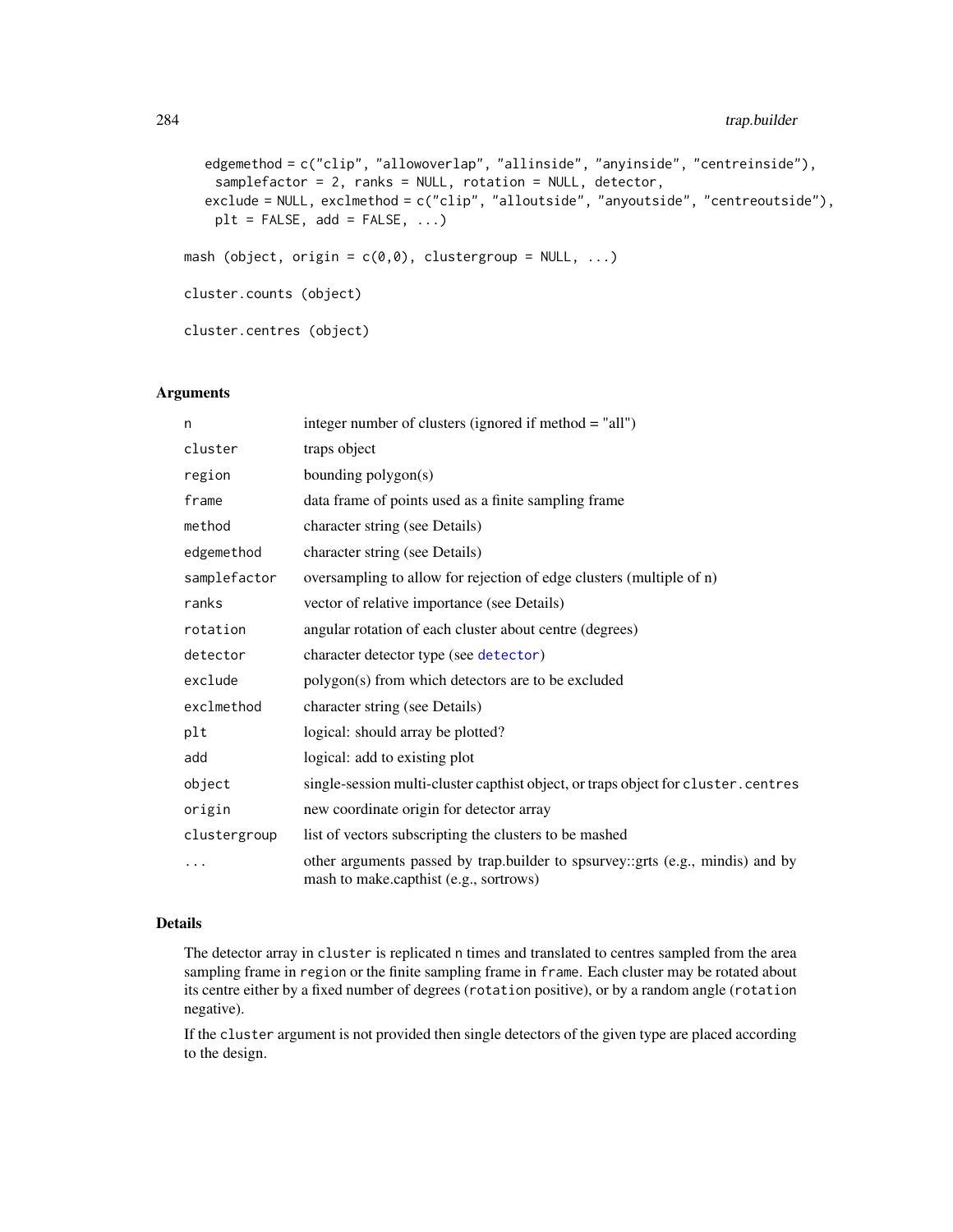```
    edgemethod = c("clip", "allowoverlap", "allinside", "anyinside", "centreinside"),
     samplefactor = 2, ranks = NULL, rotation = NULL, detector,
    exclude = NULL, exclmethod = c("clip", "alloutside", "anyoutside", "centreoutside"),
     plt = FALSE, add = FALSE, ...)

mash (object, origin = c(0,0), clustergroup = NULL, ...)

cluster.counts (object)

cluster.centres (object)
```

### Arguments

| | |
|---|---|
| `n` | integer number of clusters (ignored if method = "all") |
| `cluster` | traps object |
| `region` | bounding polygon(s) |
| `frame` | data frame of points used as a finite sampling frame |
| `method` | character string (see Details) |
| `edgemethod` | character string (see Details) |
| `samplefactor` | oversampling to allow for rejection of edge clusters (multiple of n) |
| `ranks` | vector of relative importance (see Details) |
| `rotation` | angular rotation of each cluster about centre (degrees) |
| `detector` | character detector type (see detector) |
| `exclude` | polygon(s) from which detectors are to be excluded |
| `exclmethod` | character string (see Details) |
| `plt` | logical: should array be plotted? |
| `add` | logical: add to existing plot |
| `object` | single-session multi-cluster capthist object, or traps object for `cluster.centres` |
| `origin` | new coordinate origin for detector array |
| `clustergroup` | list of vectors subscripting the clusters to be mashed |
| `...` | other arguments passed by trap.builder to spsurvey::grts (e.g., mindis) and by mash to make.capthist (e.g., sortrows) |

### Details

The detector array in `cluster` is replicated `n` times and translated to centres sampled from the area sampling frame in `region` or the finite sampling frame in `frame`. Each cluster may be rotated about its centre either by a fixed number of degrees (`rotation` positive), or by a random angle (`rotation` negative).

If the `cluster` argument is not provided then single detectors of the given type are placed according to the design.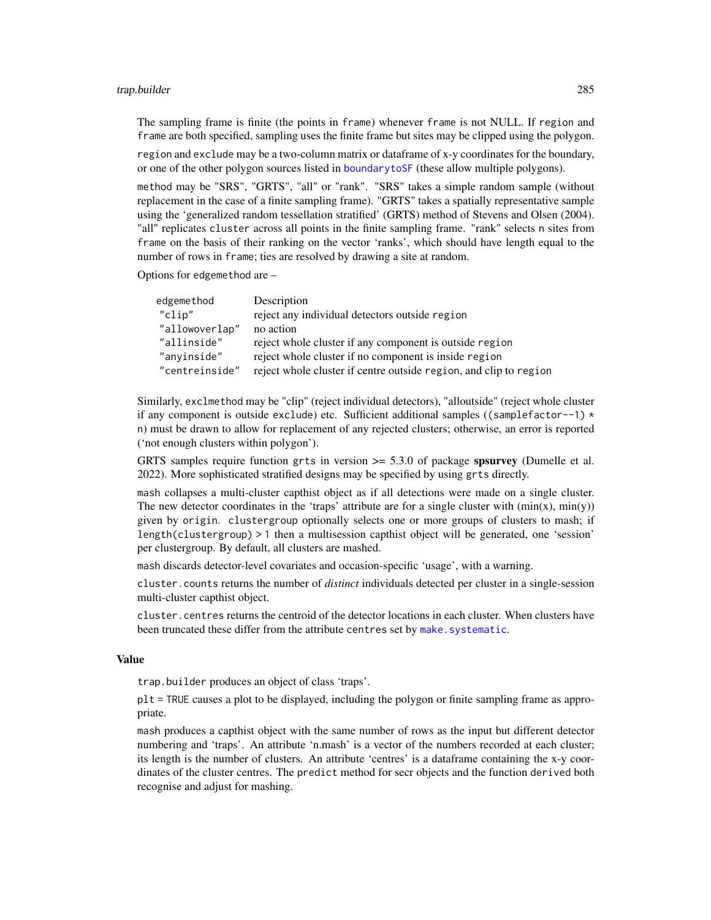The sampling frame is finite (the points in `frame`) whenever `frame` is not NULL. If `region` and `frame` are both specified, sampling uses the finite frame but sites may be clipped using the polygon.

`region` and `exclude` may be a two-column matrix or dataframe of x-y coordinates for the boundary, or one of the other polygon sources listed in `boundarytoSF` (these allow multiple polygons).

`method` may be "SRS", "GRTS", "all" or "rank". "SRS" takes a simple random sample (without replacement in the case of a finite sampling frame). "GRTS" takes a spatially representative sample using the 'generalized random tessellation stratified' (GRTS) method of Stevens and Olsen (2004). "all" replicates `cluster` across all points in the finite sampling frame. "rank" selects `n` sites from `frame` on the basis of their ranking on the vector 'ranks', which should have length equal to the number of rows in `frame`; ties are resolved by drawing a site at random.

Options for `edgemethod` are –

| edgemethod | Description |
|---|---|
| "clip" | reject any individual detectors outside `region` |
| "allowoverlap" | no action |
| "allinside" | reject whole cluster if any component is outside `region` |
| "anyinside" | reject whole cluster if no component is inside `region` |
| "centreinside" | reject whole cluster if centre outside `region`, and clip to `region` |

Similarly, `exclmethod` may be "clip" (reject individual detectors), "alloutside" (reject whole cluster if any component is outside `exclude`) etc. Sufficient additional samples (`(samplefactor--1) * n`) must be drawn to allow for replacement of any rejected clusters; otherwise, an error is reported ('not enough clusters within polygon').

GRTS samples require function `grts` in version >= 5.3.0 of package **spsurvey** (Dumelle et al. 2022). More sophisticated stratified designs may be specified by using `grts` directly.

`mash` collapses a multi-cluster capthist object as if all detections were made on a single cluster. The new detector coordinates in the 'traps' attribute are for a single cluster with (min(x), min(y)) given by `origin`. `clustergroup` optionally selects one or more groups of clusters to mash; if `length(clustergroup) > 1` then a multisession capthist object will be generated, one 'session' per clustergroup. By default, all clusters are mashed.

`mash` discards detector-level covariates and occasion-specific 'usage', with a warning.

`cluster.counts` returns the number of *distinct* individuals detected per cluster in a single-session multi-cluster capthist object.

`cluster.centres` returns the centroid of the detector locations in each cluster. When clusters have been truncated these differ from the attribute `centres` set by `make.systematic`.

## Value

`trap.builder` produces an object of class 'traps'.

`plt = TRUE` causes a plot to be displayed, including the polygon or finite sampling frame as appropriate.

`mash` produces a capthist object with the same number of rows as the input but different detector numbering and 'traps'. An attribute 'n.mash' is a vector of the numbers recorded at each cluster; its length is the number of clusters. An attribute 'centres' is a dataframe containing the x-y coordinates of the cluster centres. The `predict` method for secr objects and the function `derived` both recognise and adjust for mashing.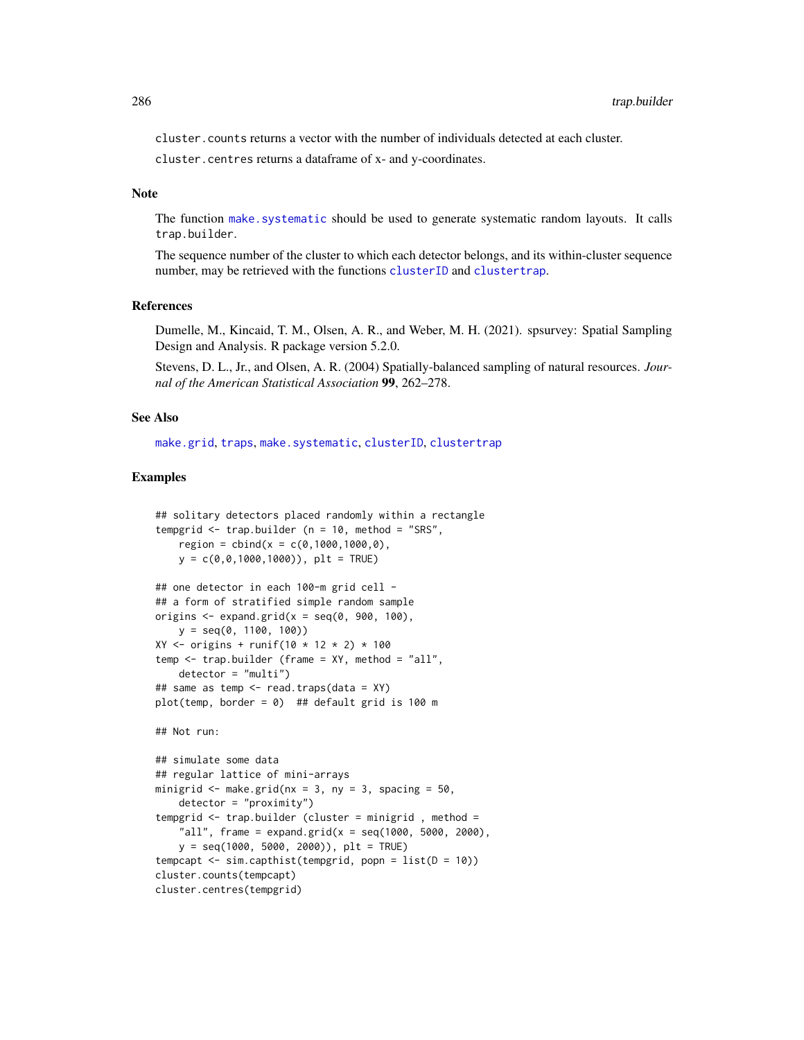`cluster.counts` returns a vector with the number of individuals detected at each cluster.

`cluster.centres` returns a dataframe of x- and y-coordinates.

## Note

The function `make.systematic` should be used to generate systematic random layouts. It calls `trap.builder`.

The sequence number of the cluster to which each detector belongs, and its within-cluster sequence number, may be retrieved with the functions `clusterID` and `clustertrap`.

## References

Dumelle, M., Kincaid, T. M., Olsen, A. R., and Weber, M. H. (2021). spsurvey: Spatial Sampling Design and Analysis. R package version 5.2.0.

Stevens, D. L., Jr., and Olsen, A. R. (2004) Spatially-balanced sampling of natural resources. *Journal of the American Statistical Association* **99**, 262–278.

## See Also

`make.grid`, `traps`, `make.systematic`, `clusterID`, `clustertrap`

## Examples

```
## solitary detectors placed randomly within a rectangle
tempgrid <- trap.builder (n = 10, method = "SRS",
    region = cbind(x = c(0,1000,1000,0),
    y = c(0,0,1000,1000)), plt = TRUE)

## one detector in each 100-m grid cell -
## a form of stratified simple random sample
origins <- expand.grid(x = seq(0, 900, 100),
    y = seq(0, 1100, 100))
XY <- origins + runif(10 * 12 * 2) * 100
temp <- trap.builder (frame = XY, method = "all",
    detector = "multi")
## same as temp <- read.traps(data = XY)
plot(temp, border = 0)  ## default grid is 100 m

## Not run:

## simulate some data
## regular lattice of mini-arrays
minigrid <- make.grid(nx = 3, ny = 3, spacing = 50,
    detector = "proximity")
tempgrid <- trap.builder (cluster = minigrid , method =
    "all", frame = expand.grid(x = seq(1000, 5000, 2000),
    y = seq(1000, 5000, 2000)), plt = TRUE)
tempcapt <- sim.capthist(tempgrid, popn = list(D = 10))
cluster.counts(tempcapt)
cluster.centres(tempgrid)
```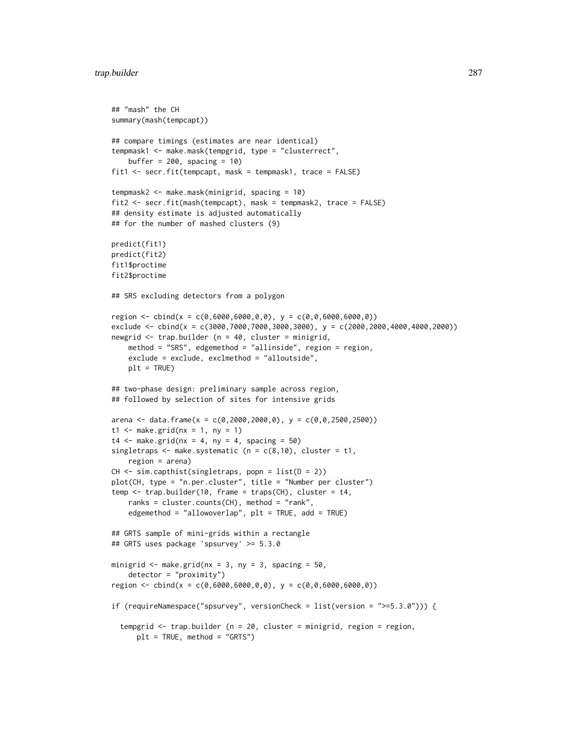```
## "mash" the CH
summary(mash(tempcapt))

## compare timings (estimates are near identical)
tempmask1 <- make.mask(tempgrid, type = "clusterrect",
    buffer = 200, spacing = 10)
fit1 <- secr.fit(tempcapt, mask = tempmask1, trace = FALSE)

tempmask2 <- make.mask(minigrid, spacing = 10)
fit2 <- secr.fit(mash(tempcapt), mask = tempmask2, trace = FALSE)
## density estimate is adjusted automatically
## for the number of mashed clusters (9)

predict(fit1)
predict(fit2)
fit1$proctime
fit2$proctime

## SRS excluding detectors from a polygon

region <- cbind(x = c(0,6000,6000,0,0), y = c(0,0,6000,6000,0))
exclude <- cbind(x = c(3000,7000,7000,3000,3000), y = c(2000,2000,4000,4000,2000))
newgrid <- trap.builder (n = 40, cluster = minigrid,
    method = "SRS", edgemethod = "allinside", region = region,
    exclude = exclude, exclmethod = "alloutside",
    plt = TRUE)

## two-phase design: preliminary sample across region,
## followed by selection of sites for intensive grids

arena <- data.frame(x = c(0,2000,2000,0), y = c(0,0,2500,2500))
t1 <- make.grid(nx = 1, ny = 1)
t4 <- make.grid(nx = 4, ny = 4, spacing = 50)
singletraps <- make.systematic (n = c(8,10), cluster = t1,
    region = arena)
CH <- sim.capthist(singletraps, popn = list(D = 2))
plot(CH, type = "n.per.cluster", title = "Number per cluster")
temp <- trap.builder(10, frame = traps(CH), cluster = t4,
    ranks = cluster.counts(CH), method = "rank",
    edgemethod = "allowoverlap", plt = TRUE, add = TRUE)

## GRTS sample of mini-grids within a rectangle
## GRTS uses package 'spsurvey' >= 5.3.0

minigrid <- make.grid(nx = 3, ny = 3, spacing = 50,
    detector = "proximity")
region <- cbind(x = c(0,6000,6000,0,0), y = c(0,0,6000,6000,0))

if (requireNamespace("spsurvey", versionCheck = list(version = ">=5.3.0"))) {

  tempgrid <- trap.builder (n = 20, cluster = minigrid, region = region,
      plt = TRUE, method = "GRTS")
```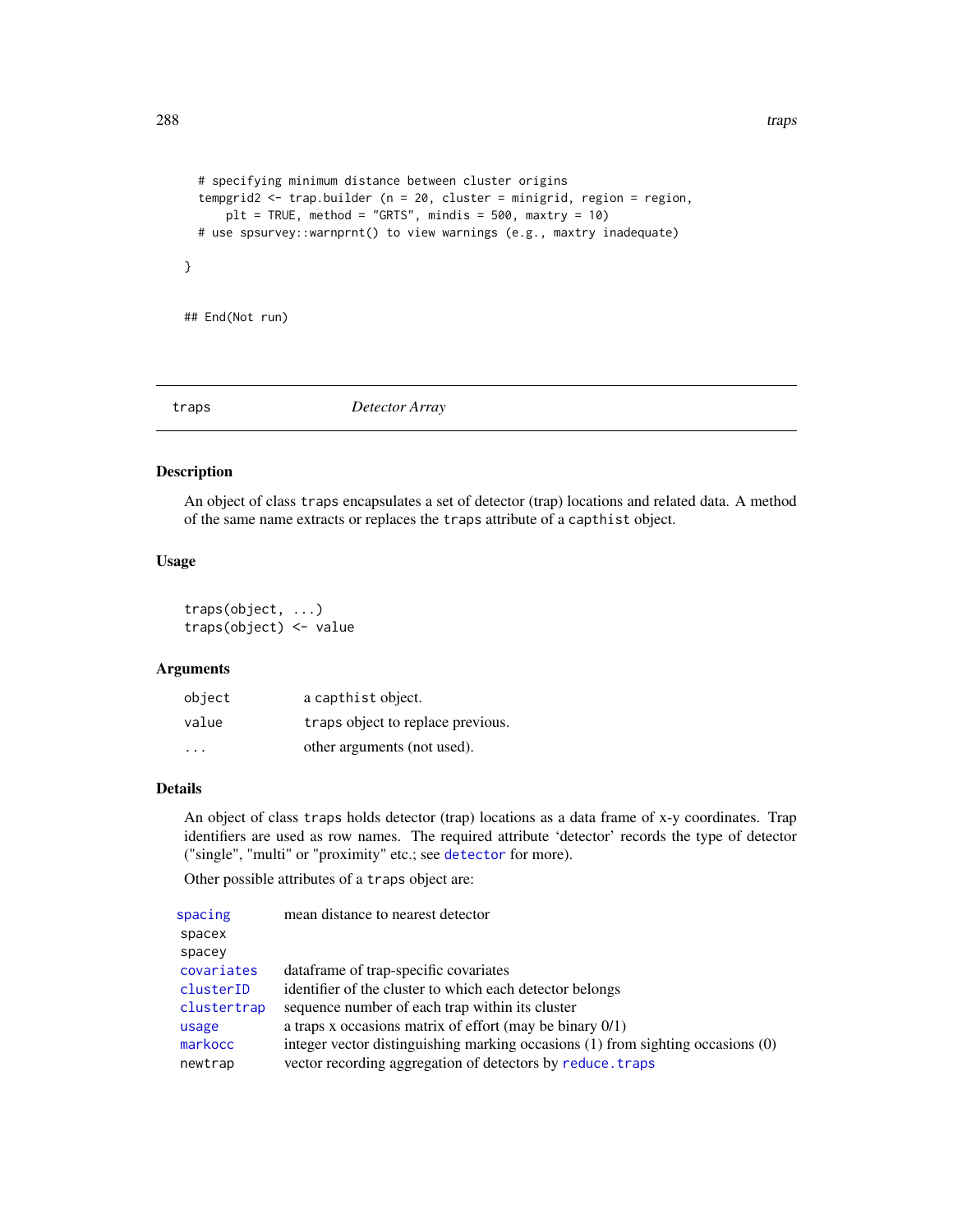```
  # specifying minimum distance between cluster origins
  tempgrid2 <- trap.builder (n = 20, cluster = minigrid, region = region,
      plt = TRUE, method = "GRTS", mindis = 500, maxtry = 10)
  # use spsurvey::warnprnt() to view warnings (e.g., maxtry inadequate)

}

## End(Not run)
```

---

traps *Detector Array*

---

## Description

An object of class `traps` encapsulates a set of detector (trap) locations and related data. A method of the same name extracts or replaces the `traps` attribute of a `capthist` object.

## Usage

```
traps(object, ...)
traps(object) <- value
```

## Arguments

| | |
|---|---|
| `object` | a `capthist` object. |
| `value` | `traps` object to replace previous. |
| `...` | other arguments (not used). |

## Details

An object of class `traps` holds detector (trap) locations as a data frame of x-y coordinates. Trap identifiers are used as row names. The required attribute 'detector' records the type of detector ("single", "multi" or "proximity" etc.; see `detector` for more).

Other possible attributes of a `traps` object are:

| | |
|---|---|
| `spacing` | mean distance to nearest detector |
| `spacex` | |
| `spacey` | |
| `covariates` | dataframe of trap-specific covariates |
| `clusterID` | identifier of the cluster to which each detector belongs |
| `clustertrap` | sequence number of each trap within its cluster |
| `usage` | a traps x occasions matrix of effort (may be binary 0/1) |
| `markocc` | integer vector distinguishing marking occasions (1) from sighting occasions (0) |
| `newtrap` | vector recording aggregation of detectors by `reduce.traps` |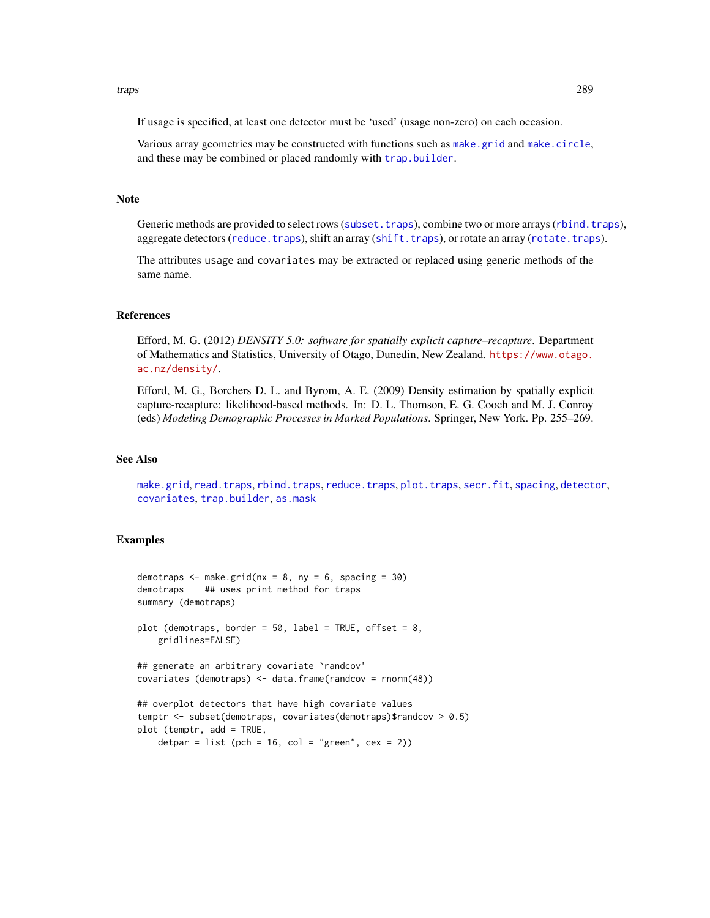If usage is specified, at least one detector must be 'used' (usage non-zero) on each occasion.

Various array geometries may be constructed with functions such as make.grid and make.circle, and these may be combined or placed randomly with trap.builder.

## Note

Generic methods are provided to select rows (subset.traps), combine two or more arrays (rbind.traps), aggregate detectors (reduce.traps), shift an array (shift.traps), or rotate an array (rotate.traps).

The attributes usage and covariates may be extracted or replaced using generic methods of the same name.

## References

Efford, M. G. (2012) *DENSITY 5.0: software for spatially explicit capture–recapture*. Department of Mathematics and Statistics, University of Otago, Dunedin, New Zealand. https://www.otago.ac.nz/density/.

Efford, M. G., Borchers D. L. and Byrom, A. E. (2009) Density estimation by spatially explicit capture-recapture: likelihood-based methods. In: D. L. Thomson, E. G. Cooch and M. J. Conroy (eds) *Modeling Demographic Processes in Marked Populations*. Springer, New York. Pp. 255–269.

## See Also

make.grid, read.traps, rbind.traps, reduce.traps, plot.traps, secr.fit, spacing, detector, covariates, trap.builder, as.mask

## Examples

```
demotraps <- make.grid(nx = 8, ny = 6, spacing = 30)
demotraps    ## uses print method for traps
summary (demotraps)

plot (demotraps, border = 50, label = TRUE, offset = 8,
    gridlines=FALSE)

## generate an arbitrary covariate `randcov'
covariates (demotraps) <- data.frame(randcov = rnorm(48))

## overplot detectors that have high covariate values
temptr <- subset(demotraps, covariates(demotraps)$randcov > 0.5)
plot (temptr, add = TRUE,
    detpar = list (pch = 16, col = "green", cex = 2))
```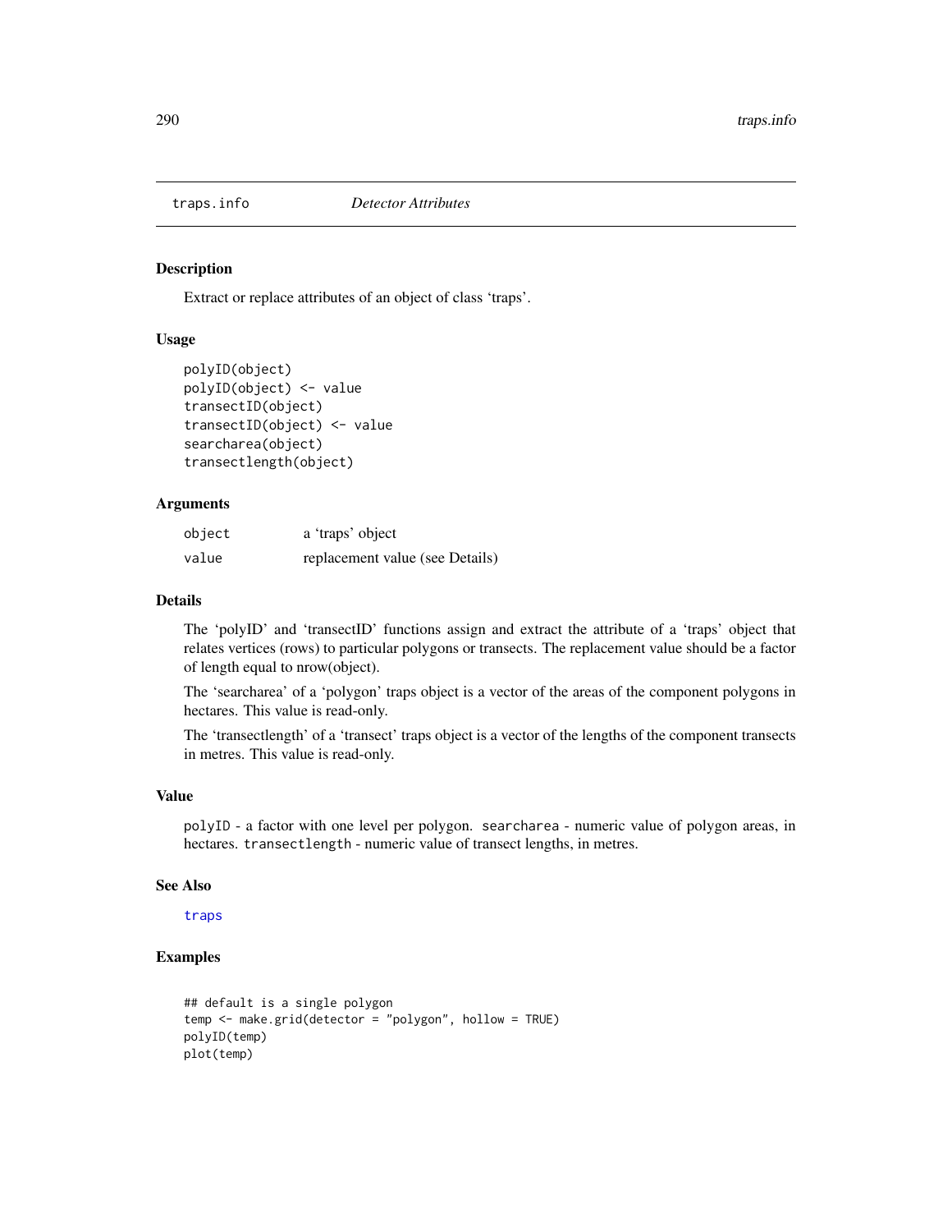# traps.info — *Detector Attributes*

## Description

Extract or replace attributes of an object of class 'traps'.

## Usage

```
polyID(object)
polyID(object) <- value
transectID(object)
transectID(object) <- value
searcharea(object)
transectlength(object)
```

## Arguments

| | |
|---|---|
| object | a 'traps' object |
| value | replacement value (see Details) |

## Details

The 'polyID' and 'transectID' functions assign and extract the attribute of a 'traps' object that relates vertices (rows) to particular polygons or transects. The replacement value should be a factor of length equal to nrow(object).

The 'searcharea' of a 'polygon' traps object is a vector of the areas of the component polygons in hectares. This value is read-only.

The 'transectlength' of a 'transect' traps object is a vector of the lengths of the component transects in metres. This value is read-only.

## Value

`polyID` - a factor with one level per polygon. `searcharea` - numeric value of polygon areas, in hectares. `transectlength` - numeric value of transect lengths, in metres.

## See Also

traps

## Examples

```
## default is a single polygon
temp <- make.grid(detector = "polygon", hollow = TRUE)
polyID(temp)
plot(temp)
```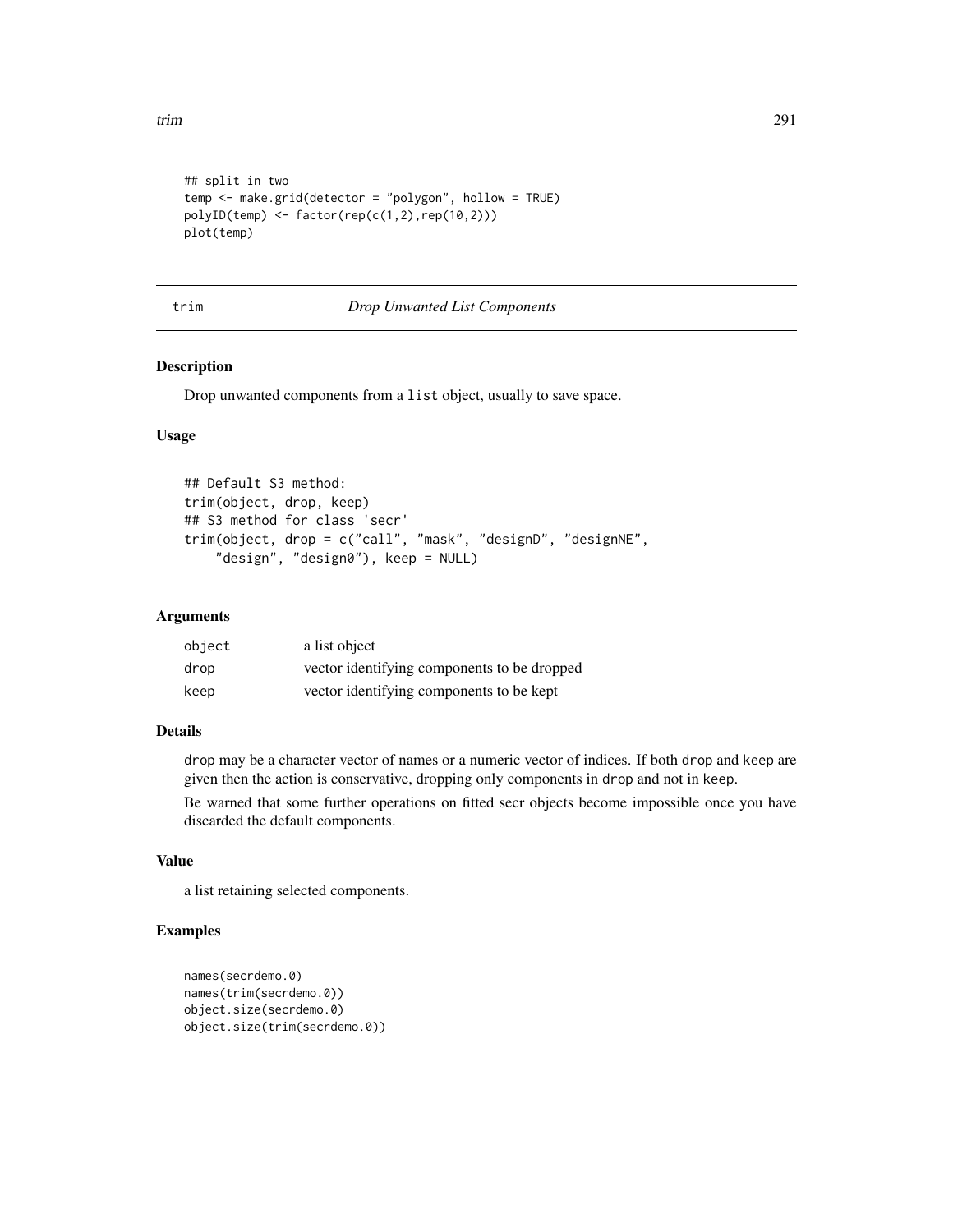```
## split in two
temp <- make.grid(detector = "polygon", hollow = TRUE)
polyID(temp) <- factor(rep(c(1,2),rep(10,2)))
plot(temp)
```

## trim — *Drop Unwanted List Components*

### Description

Drop unwanted components from a `list` object, usually to save space.

### Usage

```
## Default S3 method:
trim(object, drop, keep)
## S3 method for class 'secr'
trim(object, drop = c("call", "mask", "designD", "designNE",
    "design", "design0"), keep = NULL)
```

### Arguments

| | |
|---|---|
| `object` | a list object |
| `drop` | vector identifying components to be dropped |
| `keep` | vector identifying components to be kept |

### Details

`drop` may be a character vector of names or a numeric vector of indices. If both `drop` and `keep` are given then the action is conservative, dropping only components in `drop` and not in `keep`.

Be warned that some further operations on fitted secr objects become impossible once you have discarded the default components.

### Value

a list retaining selected components.

### Examples

```
names(secrdemo.0)
names(trim(secrdemo.0))
object.size(secrdemo.0)
object.size(trim(secrdemo.0))
```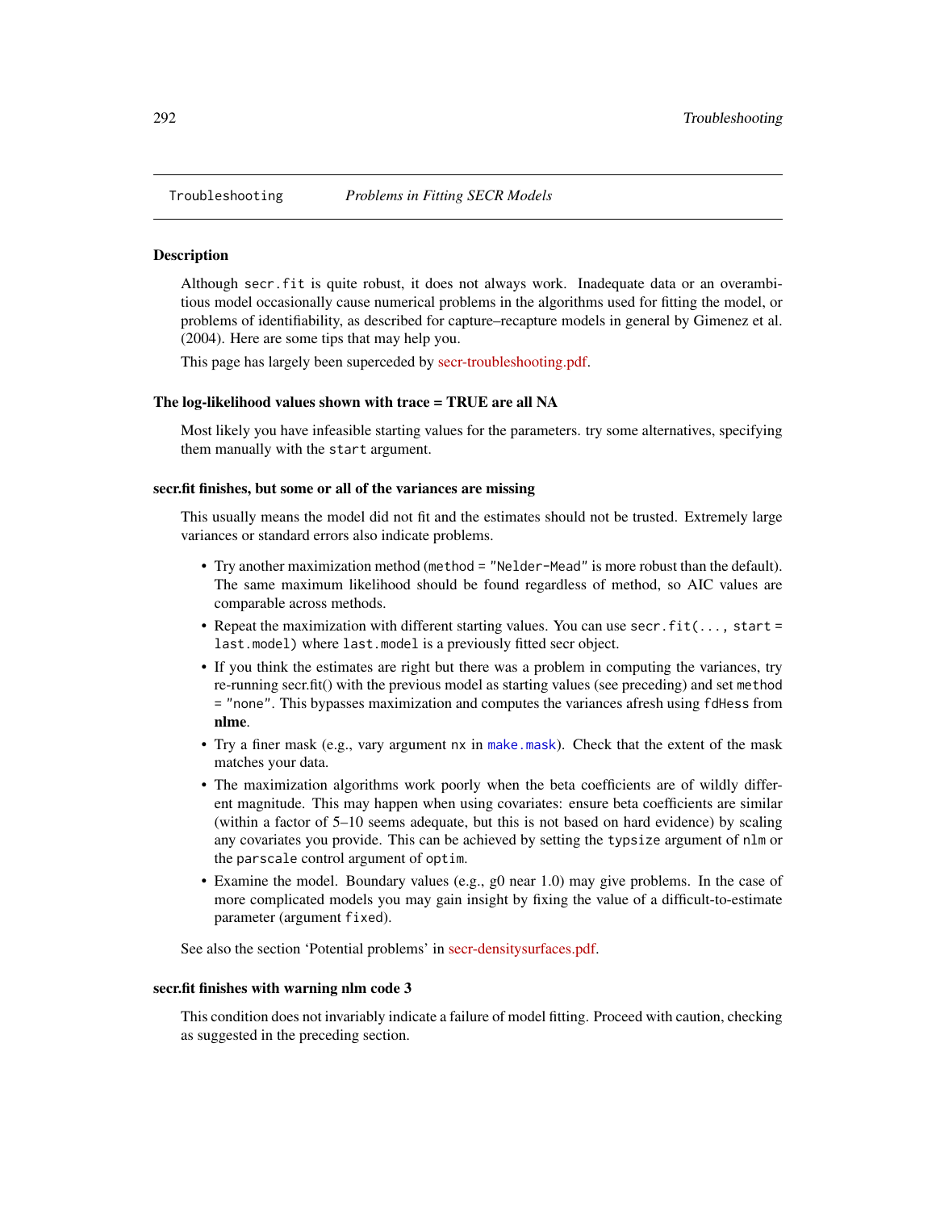Troubleshoting *Problems in Fitting SECR Models*

## Description

Although `secr.fit` is quite robust, it does not always work. Inadequate data or an overambitious model occasionally cause numerical problems in the algorithms used for fitting the model, or problems of identifiability, as described for capture–recapture models in general by Gimenez et al. (2004). Here are some tips that may help you.

This page has largely been superceded by secr-troubleshooting.pdf.

## The log-likelihood values shown with trace = TRUE are all NA

Most likely you have infeasible starting values for the parameters. try some alternatives, specifying them manually with the `start` argument.

## secr.fit finishes, but some or all of the variances are missing

This usually means the model did not fit and the estimates should not be trusted. Extremely large variances or standard errors also indicate problems.

- Try another maximization method (`method = "Nelder-Mead"` is more robust than the default). The same maximum likelihood should be found regardless of method, so AIC values are comparable across methods.
- Repeat the maximization with different starting values. You can use `secr.fit(..., start = last.model)` where `last.model` is a previously fitted secr object.
- If you think the estimates are right but there was a problem in computing the variances, try re-running secr.fit() with the previous model as starting values (see preceding) and set `method = "none"`. This bypasses maximization and computes the variances afresh using `fdHess` from **nlme**.
- Try a finer mask (e.g., vary argument `nx` in `make.mask`). Check that the extent of the mask matches your data.
- The maximization algorithms work poorly when the beta coefficients are of wildly different magnitude. This may happen when using covariates: ensure beta coefficients are similar (within a factor of 5–10 seems adequate, but this is not based on hard evidence) by scaling any covariates you provide. This can be achieved by setting the `typsize` argument of `nlm` or the `parscale` control argument of `optim`.
- Examine the model. Boundary values (e.g., g0 near 1.0) may give problems. In the case of more complicated models you may gain insight by fixing the value of a difficult-to-estimate parameter (argument `fixed`).

See also the section 'Potential problems' in secr-densitysurfaces.pdf.

## secr.fit finishes with warning nlm code 3

This condition does not invariably indicate a failure of model fitting. Proceed with caution, checking as suggested in the preceding section.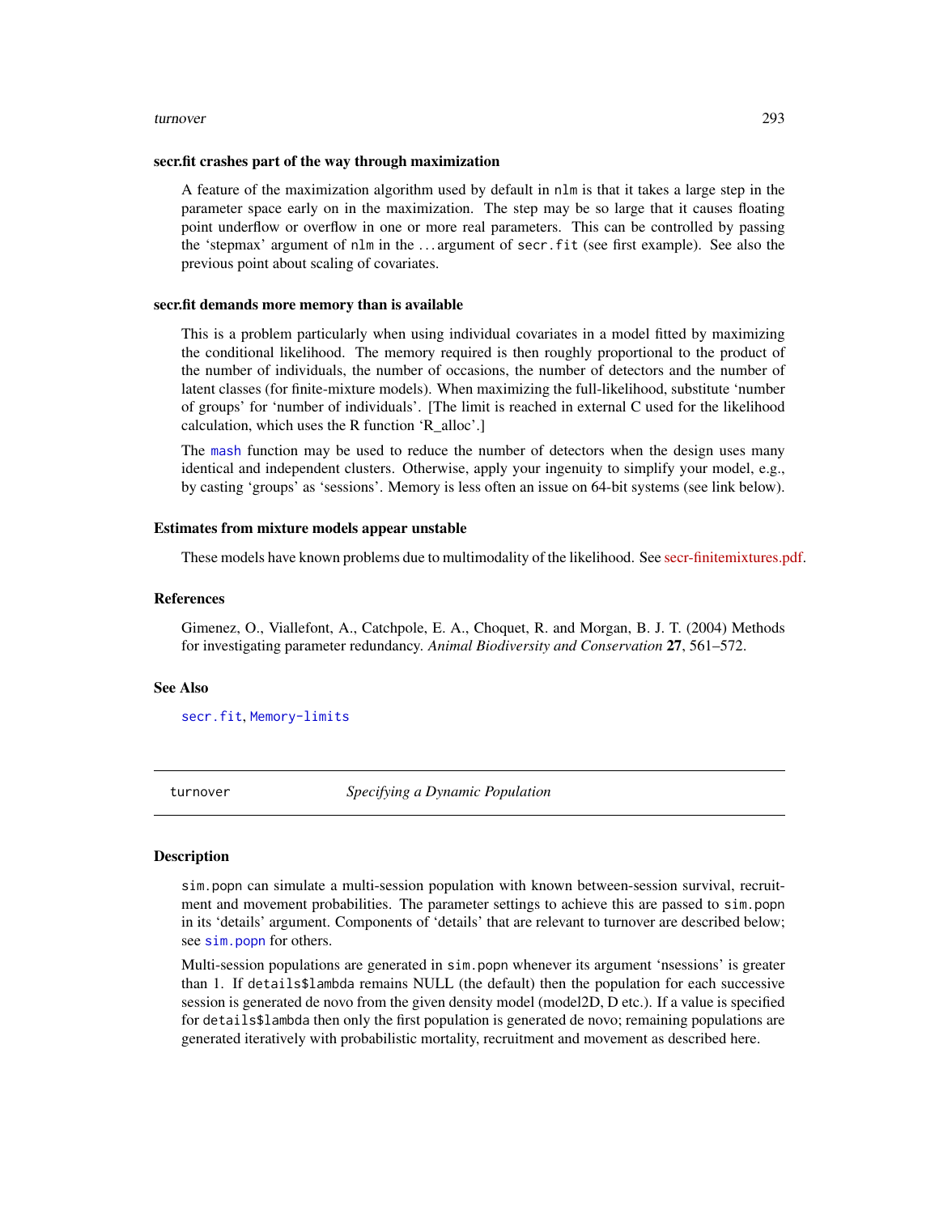### secr.fit crashes part of the way through maximization

A feature of the maximization algorithm used by default in `nlm` is that it takes a large step in the parameter space early on in the maximization. The step may be so large that it causes floating point underflow or overflow in one or more real parameters. This can be controlled by passing the 'stepmax' argument of `nlm` in the ... argument of `secr.fit` (see first example). See also the previous point about scaling of covariates.

### secr.fit demands more memory than is available

This is a problem particularly when using individual covariates in a model fitted by maximizing the conditional likelihood. The memory required is then roughly proportional to the product of the number of individuals, the number of occasions, the number of detectors and the number of latent classes (for finite-mixture models). When maximizing the full-likelihood, substitute 'number of groups' for 'number of individuals'. [The limit is reached in external C used for the likelihood calculation, which uses the R function 'R_alloc'.]

The `mash` function may be used to reduce the number of detectors when the design uses many identical and independent clusters. Otherwise, apply your ingenuity to simplify your model, e.g., by casting 'groups' as 'sessions'. Memory is less often an issue on 64-bit systems (see link below).

### Estimates from mixture models appear unstable

These models have known problems due to multimodality of the likelihood. See secr-finitemixtures.pdf.

## References

Gimenez, O., Viallefont, A., Catchpole, E. A., Choquet, R. and Morgan, B. J. T. (2004) Methods for investigating parameter redundancy. *Animal Biodiversity and Conservation* **27**, 561–572.

## See Also

`secr.fit`, `Memory-limits`

---

# turnover — *Specifying a Dynamic Population*

## Description

`sim.popn` can simulate a multi-session population with known between-session survival, recruitment and movement probabilities. The parameter settings to achieve this are passed to `sim.popn` in its 'details' argument. Components of 'details' that are relevant to turnover are described below; see `sim.popn` for others.

Multi-session populations are generated in `sim.popn` whenever its argument 'nsessions' is greater than 1. If `details$lambda` remains NULL (the default) then the population for each successive session is generated de novo from the given density model (model2D, D etc.). If a value is specified for `details$lambda` then only the first population is generated de novo; remaining populations are generated iteratively with probabilistic mortality, recruitment and movement as described here.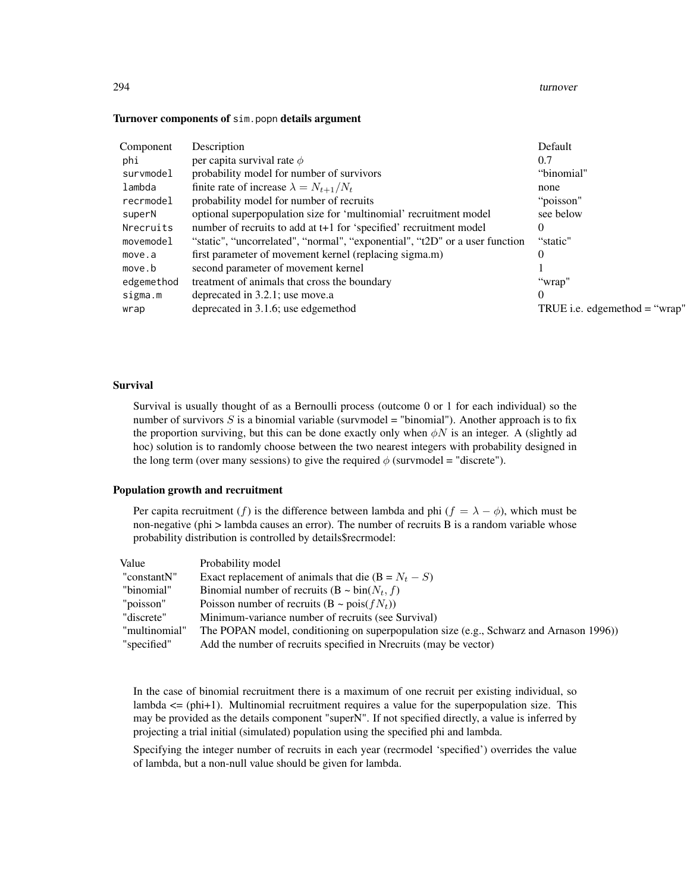### Turnover components of `sim.popn` details argument

| Component | Description | Default |
|---|---|---|
| `phi` | per capita survival rate $\phi$ | 0.7 |
| `survmodel` | probability model for number of survivors | “binomial" |
| `lambda` | finite rate of increase $\lambda = N_{t+1}/N_t$ | none |
| `recrmodel` | probability model for number of recruits | “poisson" |
| `superN` | optional superpopulation size for ‘multinomial’ recruitment model | see below |
| `Nrecruits` | number of recruits to add at t+1 for ‘specified’ recruitment model | 0 |
| `movemodel` | “static", “uncorrelated", “normal", “exponential", “t2D" or a user function | “static" |
| `move.a` | first parameter of movement kernel (replacing sigma.m) | 0 |
| `move.b` | second parameter of movement kernel | 1 |
| `edgemethod` | treatment of animals that cross the boundary | “wrap" |
| `sigma.m` | deprecated in 3.2.1; use move.a | 0 |
| `wrap` | deprecated in 3.1.6; use edgemethod | TRUE i.e. edgemethod = “wrap" |

### Survival

Survival is usually thought of as a Bernoulli process (outcome 0 or 1 for each individual) so the number of survivors $S$ is a binomial variable (survmodel = "binomial"). Another approach is to fix the proportion surviving, but this can be done exactly only when $\phi N$ is an integer. A (slightly ad hoc) solution is to randomly choose between the two nearest integers with probability designed in the long term (over many sessions) to give the required $\phi$ (survmodel = "discrete").

### Population growth and recruitment

Per capita recruitment ($f$) is the difference between lambda and phi ($f = \lambda - \phi$), which must be non-negative (phi > lambda causes an error). The number of recruits B is a random variable whose probability distribution is controlled by details$recrmodel:

| Value | Probability model |
|---|---|
| "constantN" | Exact replacement of animals that die (B = $N_t - S$) |
| "binomial" | Binomial number of recruits (B ~ $\text{bin}(N_t, f)$) |
| "poisson" | Poisson number of recruits (B ~ $\text{pois}(fN_t)$) |
| "discrete" | Minimum-variance number of recruits (see Survival) |
| "multinomial" | The POPAN model, conditioning on superpopulation size (e.g., Schwarz and Arnason 1996)) |
| "specified" | Add the number of recruits specified in Nrecruits (may be vector) |

In the case of binomial recruitment there is a maximum of one recruit per existing individual, so lambda <= (phi+1). Multinomial recruitment requires a value for the superpopulation size. This may be provided as the details component "superN". If not specified directly, a value is inferred by projecting a trial initial (simulated) population using the specified phi and lambda.

Specifying the integer number of recruits in each year (recrmodel ‘specified’) overrides the value of lambda, but a non-null value should be given for lambda.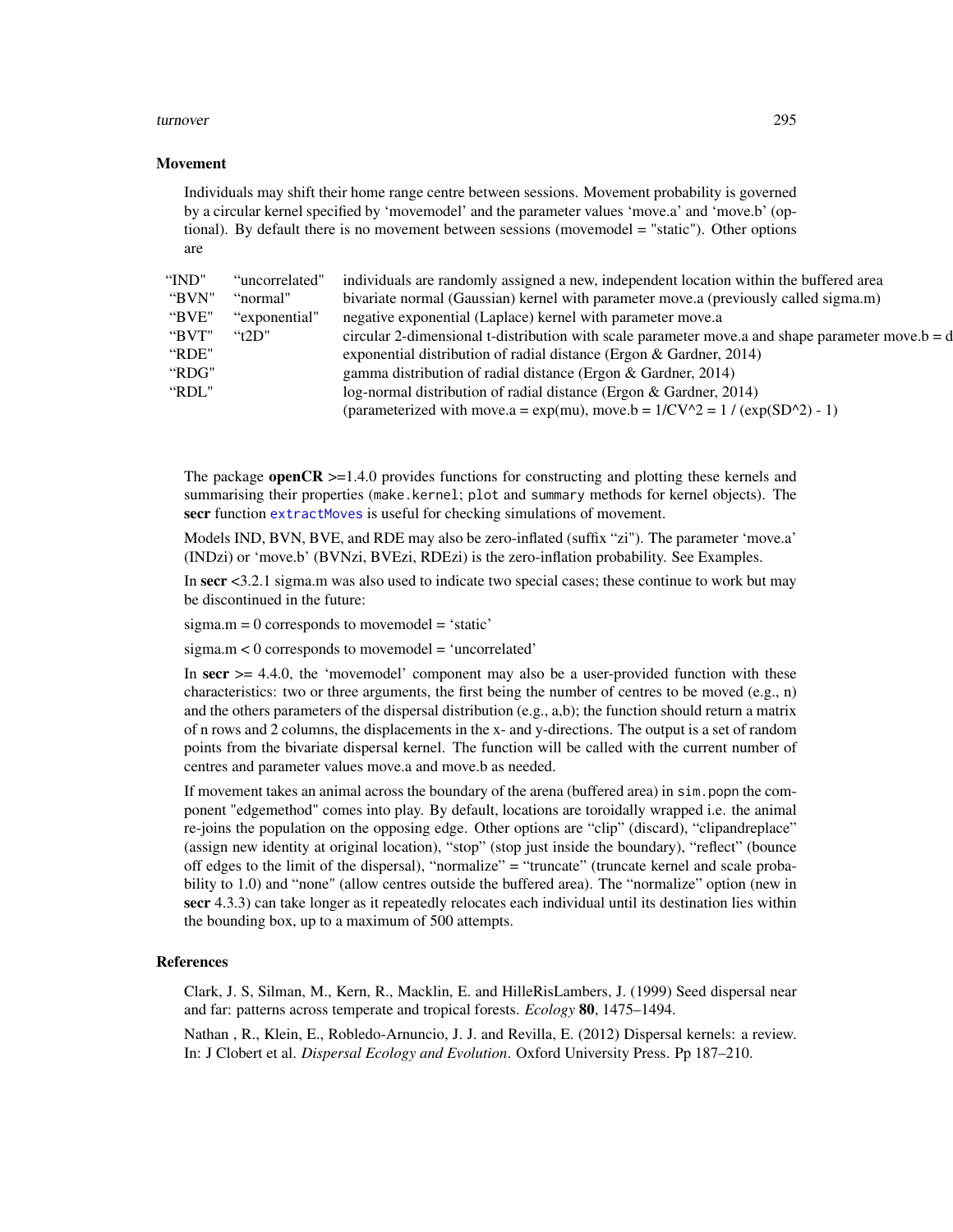### Movement

Individuals may shift their home range centre between sessions. Movement probability is governed by a circular kernel specified by 'movemodel' and the parameter values 'move.a' and 'move.b' (optional). By default there is no movement between sessions (movemodel = "static"). Other options are

| | | |
|---|---|---|
| "IND" | "uncorrelated" | individuals are randomly assigned a new, independent location within the buffered area |
| "BVN" | "normal" | bivariate normal (Gaussian) kernel with parameter move.a (previously called sigma.m) |
| "BVE" | "exponential" | negative exponential (Laplace) kernel with parameter move.a |
| "BVT" | "t2D" | circular 2-dimensional t-distribution with scale parameter move.a and shape parameter move.b = d |
| "RDE" | | exponential distribution of radial distance (Ergon & Gardner, 2014) |
| "RDG" | | gamma distribution of radial distance (Ergon & Gardner, 2014) |
| "RDL" | | log-normal distribution of radial distance (Ergon & Gardner, 2014) |
| | | (parameterized with move.a = exp(mu), move.b = 1/CV^2 = 1 / (exp(SD^2) - 1) |

The package **openCR** >=1.4.0 provides functions for constructing and plotting these kernels and summarising their properties (`make.kernel`; `plot` and `summary` methods for kernel objects). The **secr** function `extractMoves` is useful for checking simulations of movement.

Models IND, BVN, BVE, and RDE may also be zero-inflated (suffix "zi"). The parameter 'move.a' (INDzi) or 'move.b' (BVNzi, BVEzi, RDEzi) is the zero-inflation probability. See Examples.

In **secr** <3.2.1 sigma.m was also used to indicate two special cases; these continue to work but may be discontinued in the future:

sigma.m = 0 corresponds to movemodel = 'static'

sigma.m < 0 corresponds to movemodel = 'uncorrelated'

In **secr** >= 4.4.0, the 'movemodel' component may also be a user-provided function with these characteristics: two or three arguments, the first being the number of centres to be moved (e.g., n) and the others parameters of the dispersal distribution (e.g., a,b); the function should return a matrix of n rows and 2 columns, the displacements in the x- and y-directions. The output is a set of random points from the bivariate dispersal kernel. The function will be called with the current number of centres and parameter values move.a and move.b as needed.

If movement takes an animal across the boundary of the arena (buffered area) in `sim.popn` the component "edgemethod" comes into play. By default, locations are toroidally wrapped i.e. the animal re-joins the population on the opposing edge. Other options are "clip" (discard), "clipandreplace" (assign new identity at original location), "stop" (stop just inside the boundary), "reflect" (bounce off edges to the limit of the dispersal), "normalize" = "truncate" (truncate kernel and scale probability to 1.0) and "none" (allow centres outside the buffered area). The "normalize" option (new in **secr** 4.3.3) can take longer as it repeatedly relocates each individual until its destination lies within the bounding box, up to a maximum of 500 attempts.

### References

Clark, J. S, Silman, M., Kern, R., Macklin, E. and HilleRisLambers, J. (1999) Seed dispersal near and far: patterns across temperate and tropical forests. *Ecology* **80**, 1475–1494.

Nathan , R., Klein, E., Robledo-Arnuncio, J. J. and Revilla, E. (2012) Dispersal kernels: a review. In: J Clobert et al. *Dispersal Ecology and Evolution*. Oxford University Press. Pp 187–210.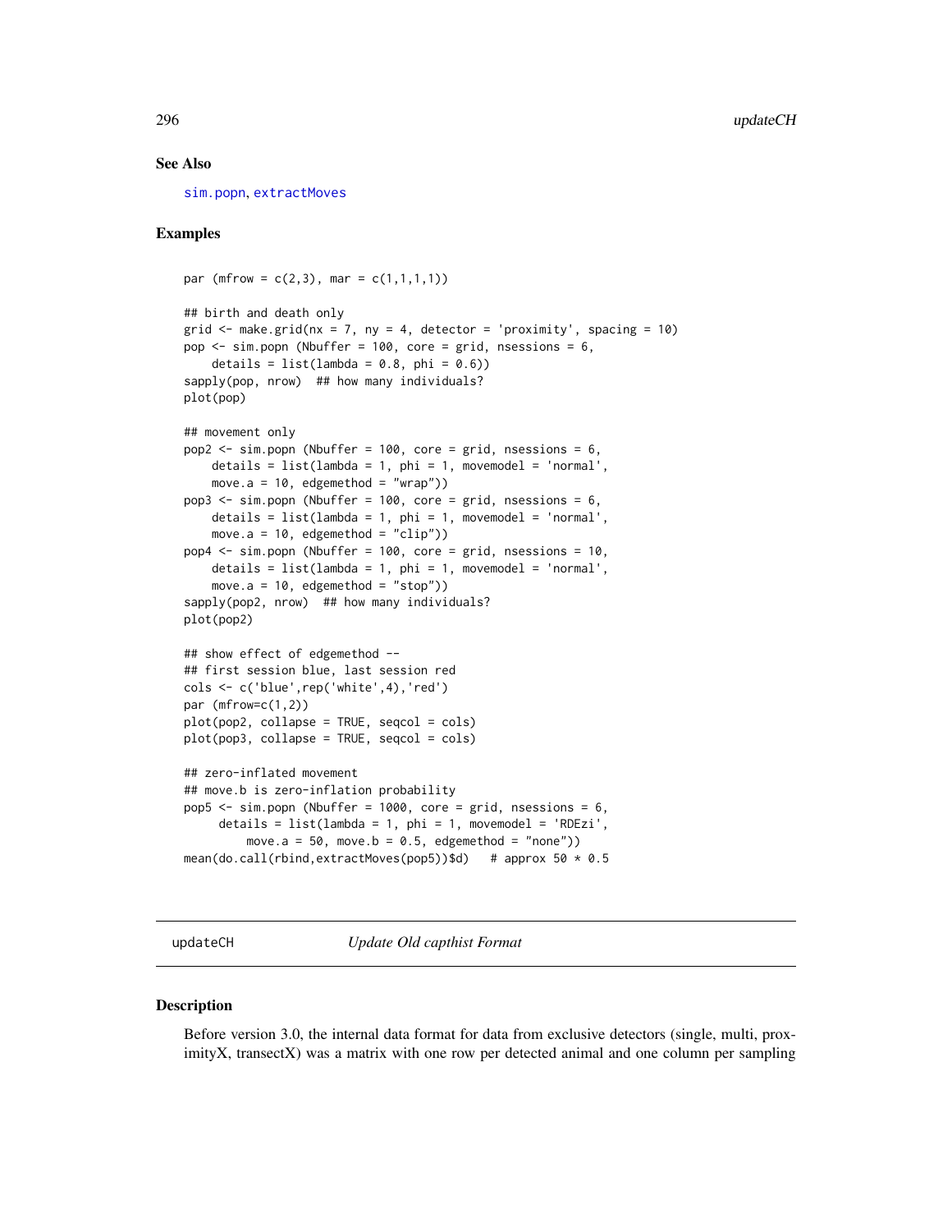## See Also

sim.popn, extractMoves

## Examples

```
par (mfrow = c(2,3), mar = c(1,1,1,1))

## birth and death only
grid <- make.grid(nx = 7, ny = 4, detector = 'proximity', spacing = 10)
pop <- sim.popn (Nbuffer = 100, core = grid, nsessions = 6,
    details = list(lambda = 0.8, phi = 0.6))
sapply(pop, nrow)  ## how many individuals?
plot(pop)

## movement only
pop2 <- sim.popn (Nbuffer = 100, core = grid, nsessions = 6,
    details = list(lambda = 1, phi = 1, movemodel = 'normal',
    move.a = 10, edgemethod = "wrap"))
pop3 <- sim.popn (Nbuffer = 100, core = grid, nsessions = 6,
    details = list(lambda = 1, phi = 1, movemodel = 'normal',
    move.a = 10, edgemethod = "clip"))
pop4 <- sim.popn (Nbuffer = 100, core = grid, nsessions = 10,
    details = list(lambda = 1, phi = 1, movemodel = 'normal',
    move.a = 10, edgemethod = "stop"))
sapply(pop2, nrow)  ## how many individuals?
plot(pop2)

## show effect of edgemethod --
## first session blue, last session red
cols <- c('blue',rep('white',4),'red')
par (mfrow=c(1,2))
plot(pop2, collapse = TRUE, seqcol = cols)
plot(pop3, collapse = TRUE, seqcol = cols)

## zero-inflated movement
## move.b is zero-inflation probability
pop5 <- sim.popn (Nbuffer = 1000, core = grid, nsessions = 6,
     details = list(lambda = 1, phi = 1, movemodel = 'RDEzi',
         move.a = 50, move.b = 0.5, edgemethod = "none"))
mean(do.call(rbind,extractMoves(pop5))$d)   # approx 50 * 0.5
```

---

# updateCH *Update Old capthist Format*

## Description

Before version 3.0, the internal data format for data from exclusive detectors (single, multi, proximityX, transectX) was a matrix with one row per detected animal and one column per sampling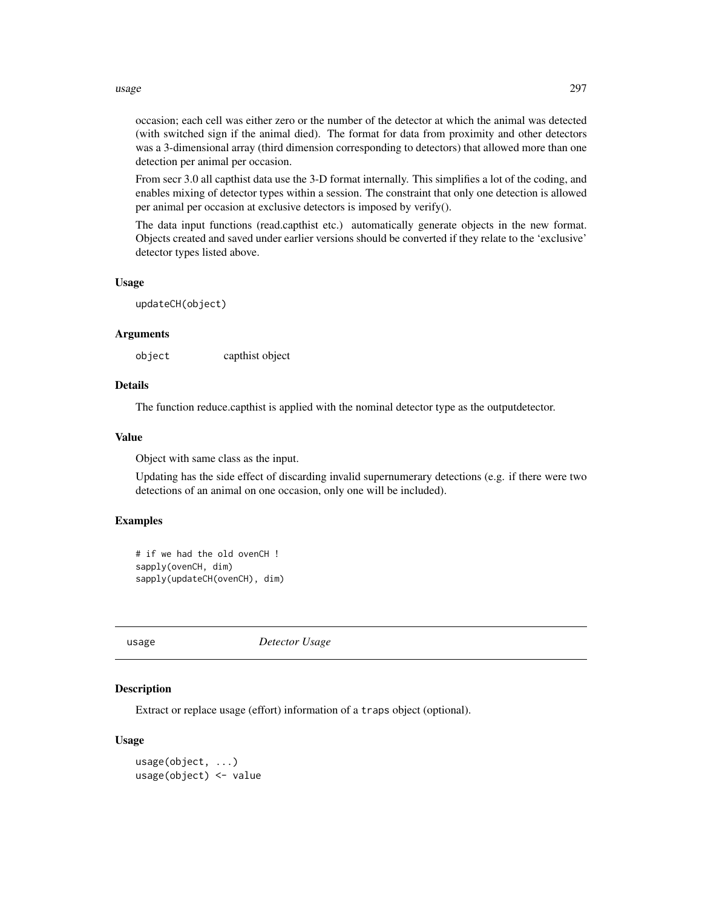occasion; each cell was either zero or the number of the detector at which the animal was detected (with switched sign if the animal died). The format for data from proximity and other detectors was a 3-dimensional array (third dimension corresponding to detectors) that allowed more than one detection per animal per occasion.

From secr 3.0 all capthist data use the 3-D format internally. This simplifies a lot of the coding, and enables mixing of detector types within a session. The constraint that only one detection is allowed per animal per occasion at exclusive detectors is imposed by verify().

The data input functions (read.capthist etc.) automatically generate objects in the new format. Objects created and saved under earlier versions should be converted if they relate to the 'exclusive' detector types listed above.

### Usage

```
updateCH(object)
```

### Arguments

| | |
|---|---|
| `object` | capthist object |

### Details

The function reduce.capthist is applied with the nominal detector type as the outputdetector.

### Value

Object with same class as the input.

Updating has the side effect of discarding invalid supernumerary detections (e.g. if there were two detections of an animal on one occasion, only one will be included).

### Examples

```
# if we had the old ovenCH !
sapply(ovenCH, dim)
sapply(updateCH(ovenCH), dim)
```

---

## `usage` *Detector Usage*

### Description

Extract or replace usage (effort) information of a `traps` object (optional).

### Usage

```
usage(object, ...)
usage(object) <- value
```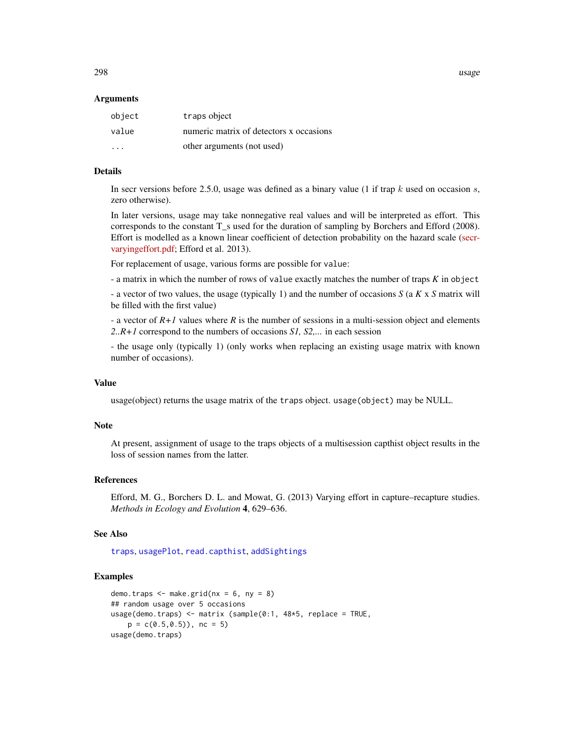### Arguments

| | |
|---|---|
| `object` | `traps` object |
| `value` | numeric matrix of detectors x occasions |
| `...` | other arguments (not used) |

### Details

In secr versions before 2.5.0, usage was defined as a binary value (1 if trap $k$ used on occasion $s$, zero otherwise).

In later versions, usage may take nonnegative real values and will be interpreted as effort. This corresponds to the constant T_s used for the duration of sampling by Borchers and Efford (2008). Effort is modelled as a known linear coefficient of detection probability on the hazard scale (secr-varyingeffort.pdf; Efford et al. 2013).

For replacement of usage, various forms are possible for `value`:

- a matrix in which the number of rows of `value` exactly matches the number of traps *K* in `object`

- a vector of two values, the usage (typically 1) and the number of occasions *S* (a *K* x *S* matrix will be filled with the first value)

- a vector of *R+1* values where *R* is the number of sessions in a multi-session object and elements *2..R+1* correspond to the numbers of occasions *S1, S2,...* in each session

- the usage only (typically 1) (only works when replacing an existing usage matrix with known number of occasions).

### Value

usage(object) returns the usage matrix of the `traps` object. `usage(object)` may be NULL.

### Note

At present, assignment of usage to the traps objects of a multisession capthist object results in the loss of session names from the latter.

### References

Efford, M. G., Borchers D. L. and Mowat, G. (2013) Varying effort in capture–recapture studies. *Methods in Ecology and Evolution* **4**, 629–636.

### See Also

`traps`, `usagePlot`, `read.capthist`, `addSightings`

### Examples

```
demo.traps <- make.grid(nx = 6, ny = 8)
## random usage over 5 occasions
usage(demo.traps) <- matrix (sample(0:1, 48*5, replace = TRUE,
    p = c(0.5,0.5)), nc = 5)
usage(demo.traps)
```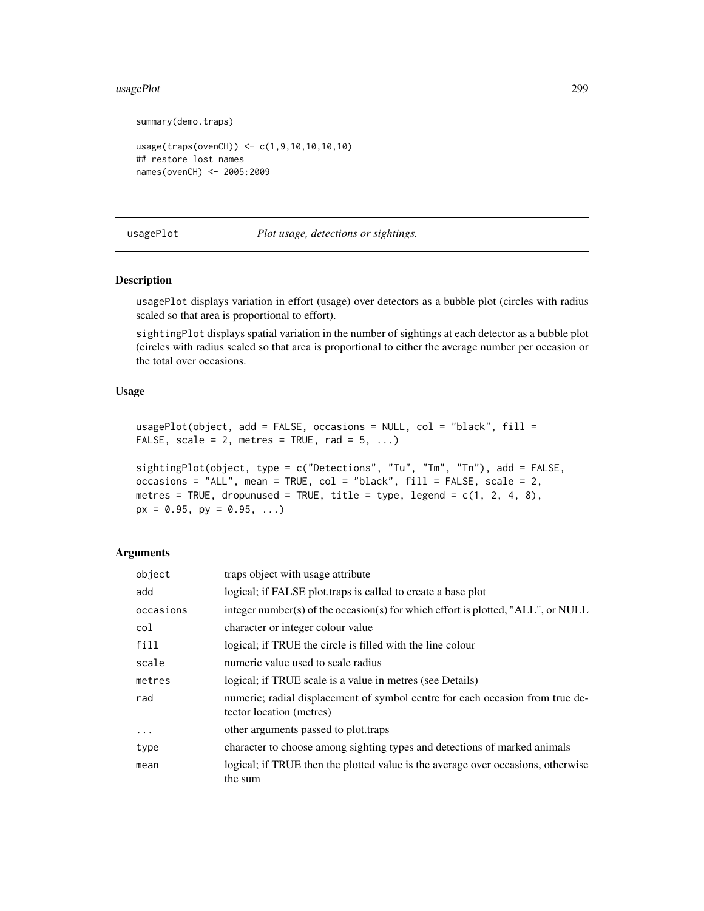```
summary(demo.traps)

usage(traps(ovenCH)) <- c(1,9,10,10,10,10)
## restore lost names
names(ovenCH) <- 2005:2009
```

---

## usagePlot — *Plot usage, detections or sightings.*

### Description

usagePlot displays variation in effort (usage) over detectors as a bubble plot (circles with radius scaled so that area is proportional to effort).

sightingPlot displays spatial variation in the number of sightings at each detector as a bubble plot (circles with radius scaled so that area is proportional to either the average number per occasion or the total over occasions.

### Usage

```
usagePlot(object, add = FALSE, occasions = NULL, col = "black", fill =
FALSE, scale = 2, metres = TRUE, rad = 5, ...)

sightingPlot(object, type = c("Detections", "Tu", "Tm", "Tn"), add = FALSE,
occasions = "ALL", mean = TRUE, col = "black", fill = FALSE, scale = 2,
metres = TRUE, dropunused = TRUE, title = type, legend = c(1, 2, 4, 8),
px = 0.95, py = 0.95, ...)
```

### Arguments

| | |
|---|---|
| object | traps object with usage attribute |
| add | logical; if FALSE plot.traps is called to create a base plot |
| occasions | integer number(s) of the occasion(s) for which effort is plotted, "ALL", or NULL |
| col | character or integer colour value |
| fill | logical; if TRUE the circle is filled with the line colour |
| scale | numeric value used to scale radius |
| metres | logical; if TRUE scale is a value in metres (see Details) |
| rad | numeric; radial displacement of symbol centre for each occasion from true detector location (metres) |
| ... | other arguments passed to plot.traps |
| type | character to choose among sighting types and detections of marked animals |
| mean | logical; if TRUE then the plotted value is the average over occasions, otherwise the sum |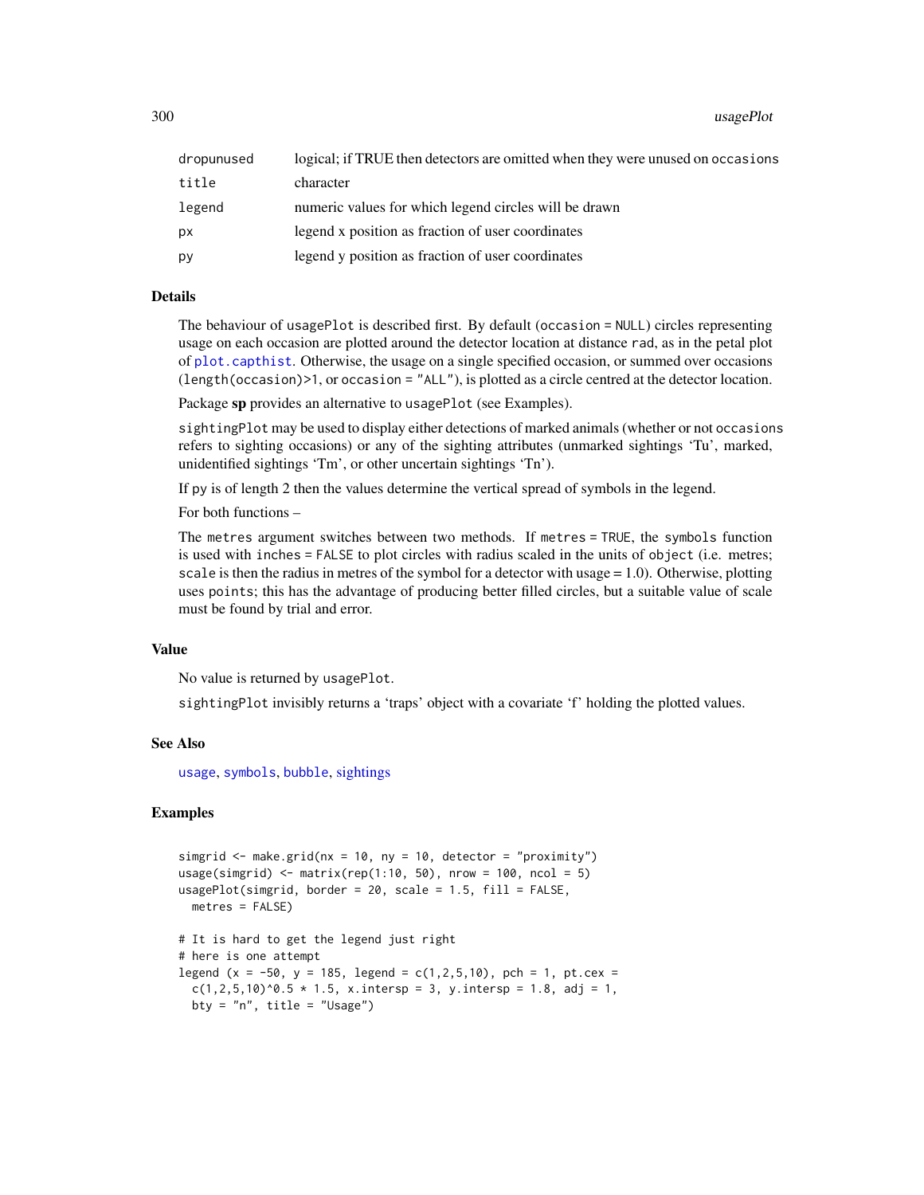| | |
|---|---|
| dropunused | logical; if TRUE then detectors are omitted when they were unused on occasions |
| title | character |
| legend | numeric values for which legend circles will be drawn |
| px | legend x position as fraction of user coordinates |
| py | legend y position as fraction of user coordinates |

## Details

The behaviour of `usagePlot` is described first. By default (`occasion = NULL`) circles representing usage on each occasion are plotted around the detector location at distance `rad`, as in the petal plot of `plot.capthist`. Otherwise, the usage on a single specified occasion, or summed over occasions (`length(occasion)>1`, or `occasion = "ALL"`), is plotted as a circle centred at the detector location.

Package **sp** provides an alternative to `usagePlot` (see Examples).

`sightingPlot` may be used to display either detections of marked animals (whether or not `occasions` refers to sighting occasions) or any of the sighting attributes (unmarked sightings 'Tu', marked, unidentified sightings 'Tm', or other uncertain sightings 'Tn').

If `py` is of length 2 then the values determine the vertical spread of symbols in the legend.

For both functions –

The `metres` argument switches between two methods. If `metres = TRUE`, the `symbols` function is used with `inches = FALSE` to plot circles with radius scaled in the units of `object` (i.e. metres; `scale` is then the radius in metres of the symbol for a detector with usage = 1.0). Otherwise, plotting uses `points`; this has the advantage of producing better filled circles, but a suitable value of scale must be found by trial and error.

## Value

No value is returned by `usagePlot`.

`sightingPlot` invisibly returns a 'traps' object with a covariate 'f' holding the plotted values.

## See Also

`usage`, `symbols`, `bubble`, `sightings`

## Examples

```
simgrid <- make.grid(nx = 10, ny = 10, detector = "proximity")
usage(simgrid) <- matrix(rep(1:10, 50), nrow = 100, ncol = 5)
usagePlot(simgrid, border = 20, scale = 1.5, fill = FALSE,
  metres = FALSE)

# It is hard to get the legend just right
# here is one attempt
legend (x = -50, y = 185, legend = c(1,2,5,10), pch = 1, pt.cex =
  c(1,2,5,10)^0.5 * 1.5, x.intersp = 3, y.intersp = 1.8, adj = 1,
  bty = "n", title = "Usage")
```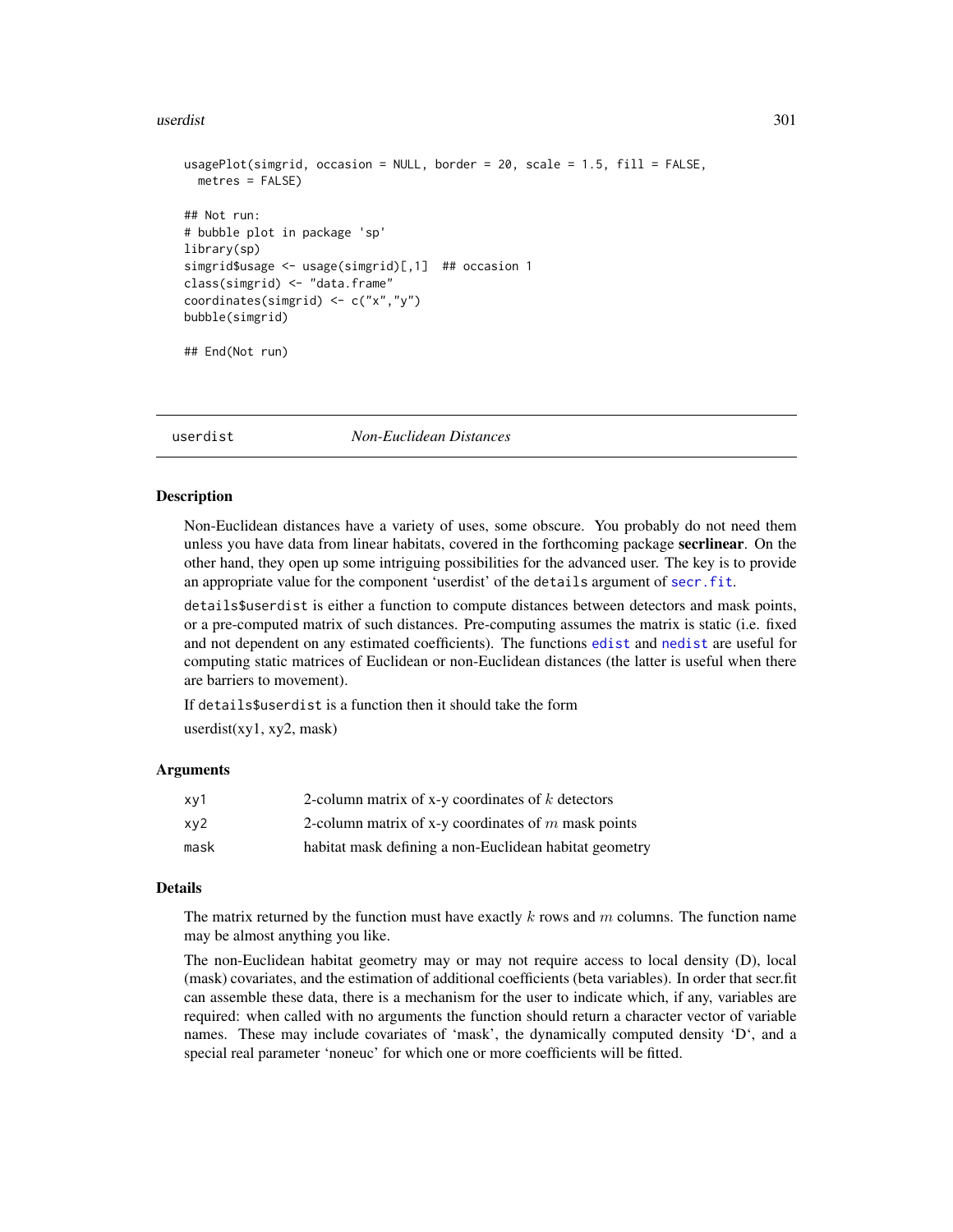```
usagePlot(simgrid, occasion = NULL, border = 20, scale = 1.5, fill = FALSE,
  metres = FALSE)

## Not run:
# bubble plot in package 'sp'
library(sp)
simgrid$usage <- usage(simgrid)[,1]  ## occasion 1
class(simgrid) <- "data.frame"
coordinates(simgrid) <- c("x","y")
bubble(simgrid)

## End(Not run)
```

---

## userdist *Non-Euclidean Distances*

### Description

Non-Euclidean distances have a variety of uses, some obscure. You probably do not need them unless you have data from linear habitats, covered in the forthcoming package **secrlinear**. On the other hand, they open up some intriguing possibilities for the advanced user. The key is to provide an appropriate value for the component 'userdist' of the `details` argument of `secr.fit`.

`details$userdist` is either a function to compute distances between detectors and mask points, or a pre-computed matrix of such distances. Pre-computing assumes the matrix is static (i.e. fixed and not dependent on any estimated coefficients). The functions `edist` and `nedist` are useful for computing static matrices of Euclidean or non-Euclidean distances (the latter is useful when there are barriers to movement).

If `details$userdist` is a function then it should take the form

userdist(xy1, xy2, mask)

### Arguments

| | |
|---|---|
| `xy1` | 2-column matrix of x-y coordinates of $k$ detectors |
| `xy2` | 2-column matrix of x-y coordinates of $m$ mask points |
| `mask` | habitat mask defining a non-Euclidean habitat geometry |

### Details

The matrix returned by the function must have exactly $k$ rows and $m$ columns. The function name may be almost anything you like.

The non-Euclidean habitat geometry may or may not require access to local density (D), local (mask) covariates, and the estimation of additional coefficients (beta variables). In order that secr.fit can assemble these data, there is a mechanism for the user to indicate which, if any, variables are required: when called with no arguments the function should return a character vector of variable names. These may include covariates of 'mask', the dynamically computed density 'D', and a special real parameter 'noneuc' for which one or more coefficients will be fitted.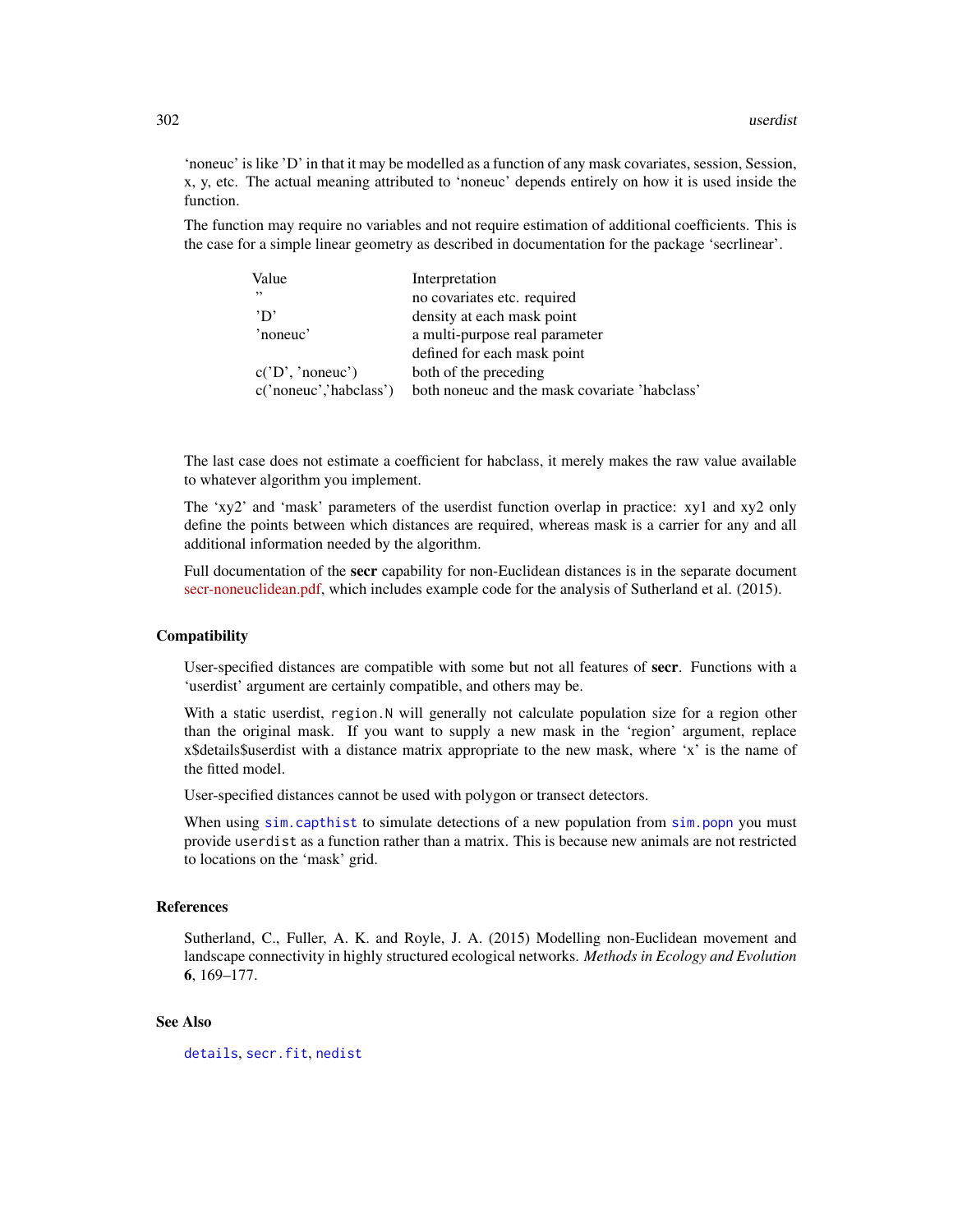'noneuc' is like 'D' in that it may be modelled as a function of any mask covariates, session, Session, x, y, etc. The actual meaning attributed to 'noneuc' depends entirely on how it is used inside the function.

The function may require no variables and not require estimation of additional coefficients. This is the case for a simple linear geometry as described in documentation for the package 'secrlinear'.

| Value | Interpretation |
|---|---|
| '' | no covariates etc. required |
| 'D' | density at each mask point |
| 'noneuc' | a multi-purpose real parameter defined for each mask point |
| c('D', 'noneuc') | both of the preceding |
| c('noneuc','habclass') | both noneuc and the mask covariate 'habclass' |

The last case does not estimate a coefficient for habclass, it merely makes the raw value available to whatever algorithm you implement.

The 'xy2' and 'mask' parameters of the userdist function overlap in practice: xy1 and xy2 only define the points between which distances are required, whereas mask is a carrier for any and all additional information needed by the algorithm.

Full documentation of the **secr** capability for non-Euclidean distances is in the separate document secr-noneuclidean.pdf, which includes example code for the analysis of Sutherland et al. (2015).

## Compatibility

User-specified distances are compatible with some but not all features of **secr**. Functions with a 'userdist' argument are certainly compatible, and others may be.

With a static userdist, `region.N` will generally not calculate population size for a region other than the original mask. If you want to supply a new mask in the 'region' argument, replace x$details$userdist with a distance matrix appropriate to the new mask, where 'x' is the name of the fitted model.

User-specified distances cannot be used with polygon or transect detectors.

When using `sim.capthist` to simulate detections of a new population from `sim.popn` you must provide `userdist` as a function rather than a matrix. This is because new animals are not restricted to locations on the 'mask' grid.

## References

Sutherland, C., Fuller, A. K. and Royle, J. A. (2015) Modelling non-Euclidean movement and landscape connectivity in highly structured ecological networks. *Methods in Ecology and Evolution* **6**, 169–177.

## See Also

`details`, `secr.fit`, `nedist`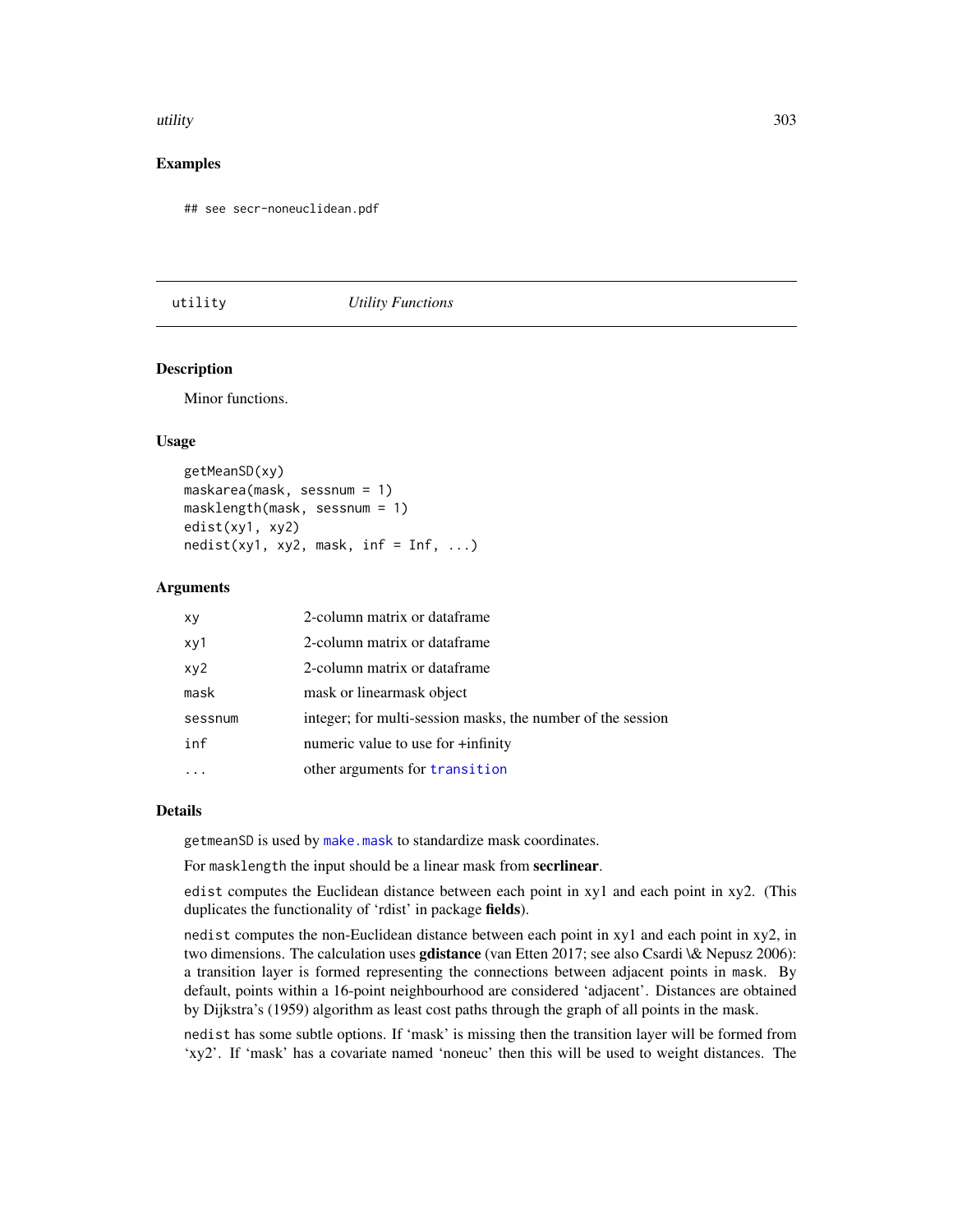## Examples

```
## see secr-noneuclidean.pdf
```

---

# utility — *Utility Functions*

## Description

Minor functions.

## Usage

```
getMeanSD(xy)
maskarea(mask, sessnum = 1)
masklength(mask, sessnum = 1)
edist(xy1, xy2)
nedist(xy1, xy2, mask, inf = Inf, ...)
```

## Arguments

| | |
|---|---|
| `xy` | 2-column matrix or dataframe |
| `xy1` | 2-column matrix or dataframe |
| `xy2` | 2-column matrix or dataframe |
| `mask` | mask or linearmask object |
| `sessnum` | integer; for multi-session masks, the number of the session |
| `inf` | numeric value to use for +infinity |
| `...` | other arguments for `transition` |

## Details

`getmeanSD` is used by `make.mask` to standardize mask coordinates.

For `masklength` the input should be a linear mask from **secrlinear**.

`edist` computes the Euclidean distance between each point in xy1 and each point in xy2. (This duplicates the functionality of 'rdist' in package **fields**).

`nedist` computes the non-Euclidean distance between each point in xy1 and each point in xy2, in two dimensions. The calculation uses **gdistance** (van Etten 2017; see also Csardi \& Nepusz 2006): a transition layer is formed representing the connections between adjacent points in `mask`. By default, points within a 16-point neighbourhood are considered 'adjacent'. Distances are obtained by Dijkstra's (1959) algorithm as least cost paths through the graph of all points in the mask.

`nedist` has some subtle options. If 'mask' is missing then the transition layer will be formed from 'xy2'. If 'mask' has a covariate named 'noneuc' then this will be used to weight distances. The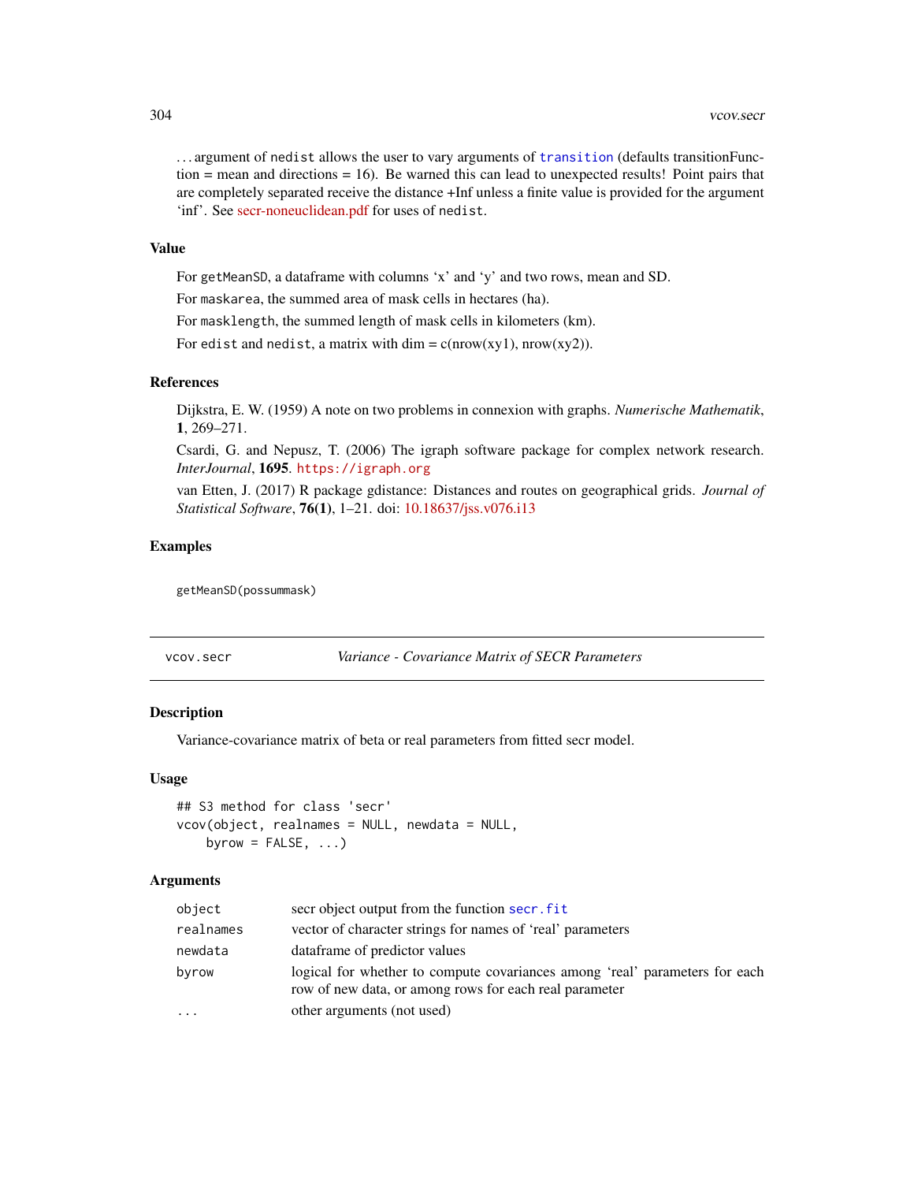... argument of `nedist` allows the user to vary arguments of `transition` (defaults transitionFunction = mean and directions = 16). Be warned this can lead to unexpected results! Point pairs that are completely separated receive the distance +Inf unless a finite value is provided for the argument 'inf'. See secr-noneuclidean.pdf for uses of `nedist`.

### Value

For `getMeanSD`, a dataframe with columns 'x' and 'y' and two rows, mean and SD.

For `maskarea`, the summed area of mask cells in hectares (ha).

For `masklength`, the summed length of mask cells in kilometers (km).

For `edist` and `nedist`, a matrix with dim = c(nrow(xy1), nrow(xy2)).

### References

Dijkstra, E. W. (1959) A note on two problems in connexion with graphs. *Numerische Mathematik*, **1**, 269–271.

Csardi, G. and Nepusz, T. (2006) The igraph software package for complex network research. *InterJournal*, **1695**. `https://igraph.org`

van Etten, J. (2017) R package gdistance: Distances and routes on geographical grids. *Journal of Statistical Software*, **76(1)**, 1–21. doi: 10.18637/jss.v076.i13

### Examples

```
getMeanSD(possummask)
```

---

## vcov.secr — *Variance - Covariance Matrix of SECR Parameters*

---

### Description

Variance-covariance matrix of beta or real parameters from fitted secr model.

### Usage

```
## S3 method for class 'secr'
vcov(object, realnames = NULL, newdata = NULL,
    byrow = FALSE, ...)
```

### Arguments

| | |
|---|---|
| `object` | secr object output from the function `secr.fit` |
| `realnames` | vector of character strings for names of 'real' parameters |
| `newdata` | dataframe of predictor values |
| `byrow` | logical for whether to compute covariances among 'real' parameters for each row of new data, or among rows for each real parameter |
| `...` | other arguments (not used) |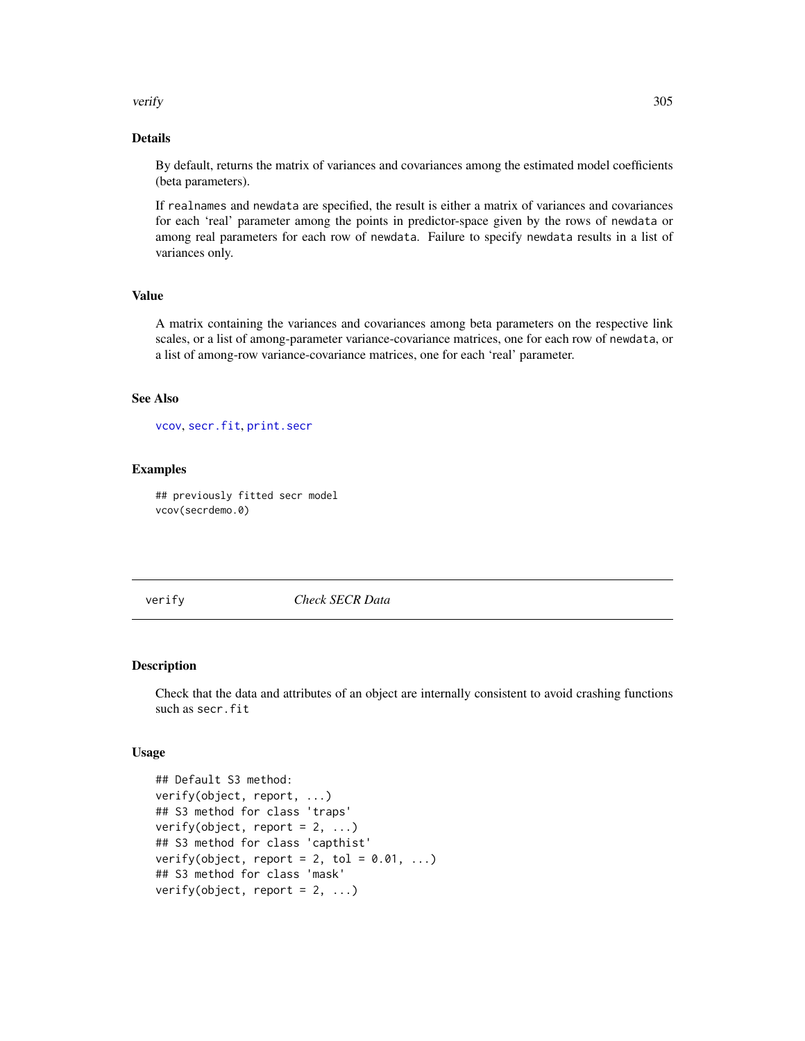### Details

By default, returns the matrix of variances and covariances among the estimated model coefficients (beta parameters).

If `realnames` and `newdata` are specified, the result is either a matrix of variances and covariances for each 'real' parameter among the points in predictor-space given by the rows of `newdata` or among real parameters for each row of `newdata`. Failure to specify `newdata` results in a list of variances only.

### Value

A matrix containing the variances and covariances among beta parameters on the respective link scales, or a list of among-parameter variance-covariance matrices, one for each row of `newdata`, or a list of among-row variance-covariance matrices, one for each 'real' parameter.

### See Also

`vcov`, `secr.fit`, `print.secr`

### Examples

```
## previously fitted secr model
vcov(secrdemo.0)
```

---

## verify — *Check SECR Data*

### Description

Check that the data and attributes of an object are internally consistent to avoid crashing functions such as `secr.fit`

### Usage

```
## Default S3 method:
verify(object, report, ...)
## S3 method for class 'traps'
verify(object, report = 2, ...)
## S3 method for class 'capthist'
verify(object, report = 2, tol = 0.01, ...)
## S3 method for class 'mask'
verify(object, report = 2, ...)
```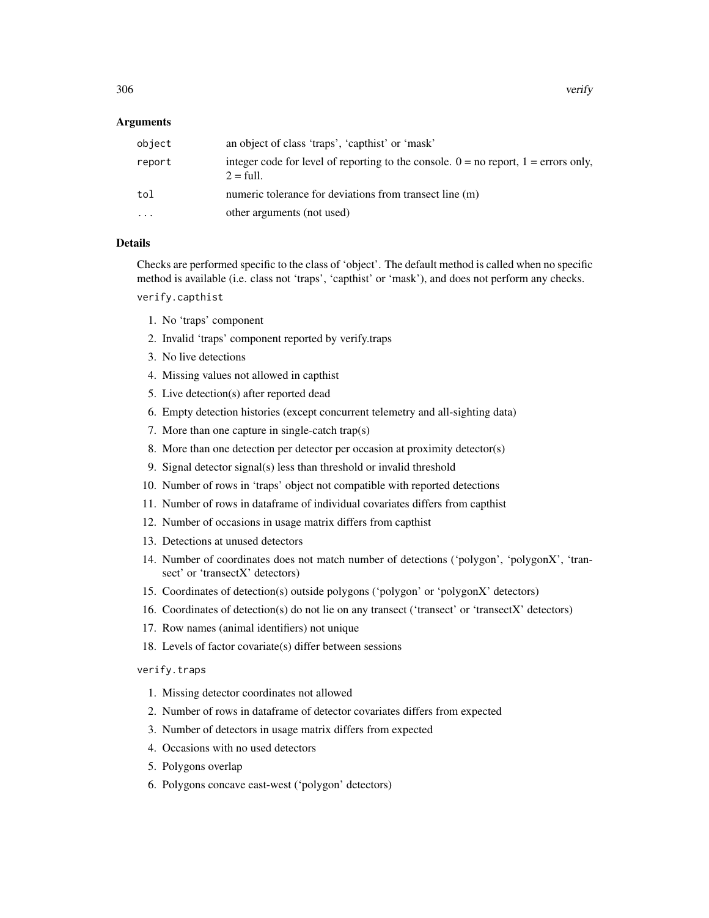## Arguments

| | |
|---|---|
| `object` | an object of class 'traps', 'capthist' or 'mask' |
| `report` | integer code for level of reporting to the console. 0 = no report, 1 = errors only, 2 = full. |
| `tol` | numeric tolerance for deviations from transect line (m) |
| `...` | other arguments (not used) |

## Details

Checks are performed specific to the class of 'object'. The default method is called when no specific method is available (i.e. class not 'traps', 'capthist' or 'mask'), and does not perform any checks.

`verify.capthist`

1. No 'traps' component
2. Invalid 'traps' component reported by verify.traps
3. No live detections
4. Missing values not allowed in capthist
5. Live detection(s) after reported dead
6. Empty detection histories (except concurrent telemetry and all-sighting data)
7. More than one capture in single-catch trap(s)
8. More than one detection per detector per occasion at proximity detector(s)
9. Signal detector signal(s) less than threshold or invalid threshold
10. Number of rows in 'traps' object not compatible with reported detections
11. Number of rows in dataframe of individual covariates differs from capthist
12. Number of occasions in usage matrix differs from capthist
13. Detections at unused detectors
14. Number of coordinates does not match number of detections ('polygon', 'polygonX', 'transect' or 'transectX' detectors)
15. Coordinates of detection(s) outside polygons ('polygon' or 'polygonX' detectors)
16. Coordinates of detection(s) do not lie on any transect ('transect' or 'transectX' detectors)
17. Row names (animal identifiers) not unique
18. Levels of factor covariate(s) differ between sessions

`verify.traps`

1. Missing detector coordinates not allowed
2. Number of rows in dataframe of detector covariates differs from expected
3. Number of detectors in usage matrix differs from expected
4. Occasions with no used detectors
5. Polygons overlap
6. Polygons concave east-west ('polygon' detectors)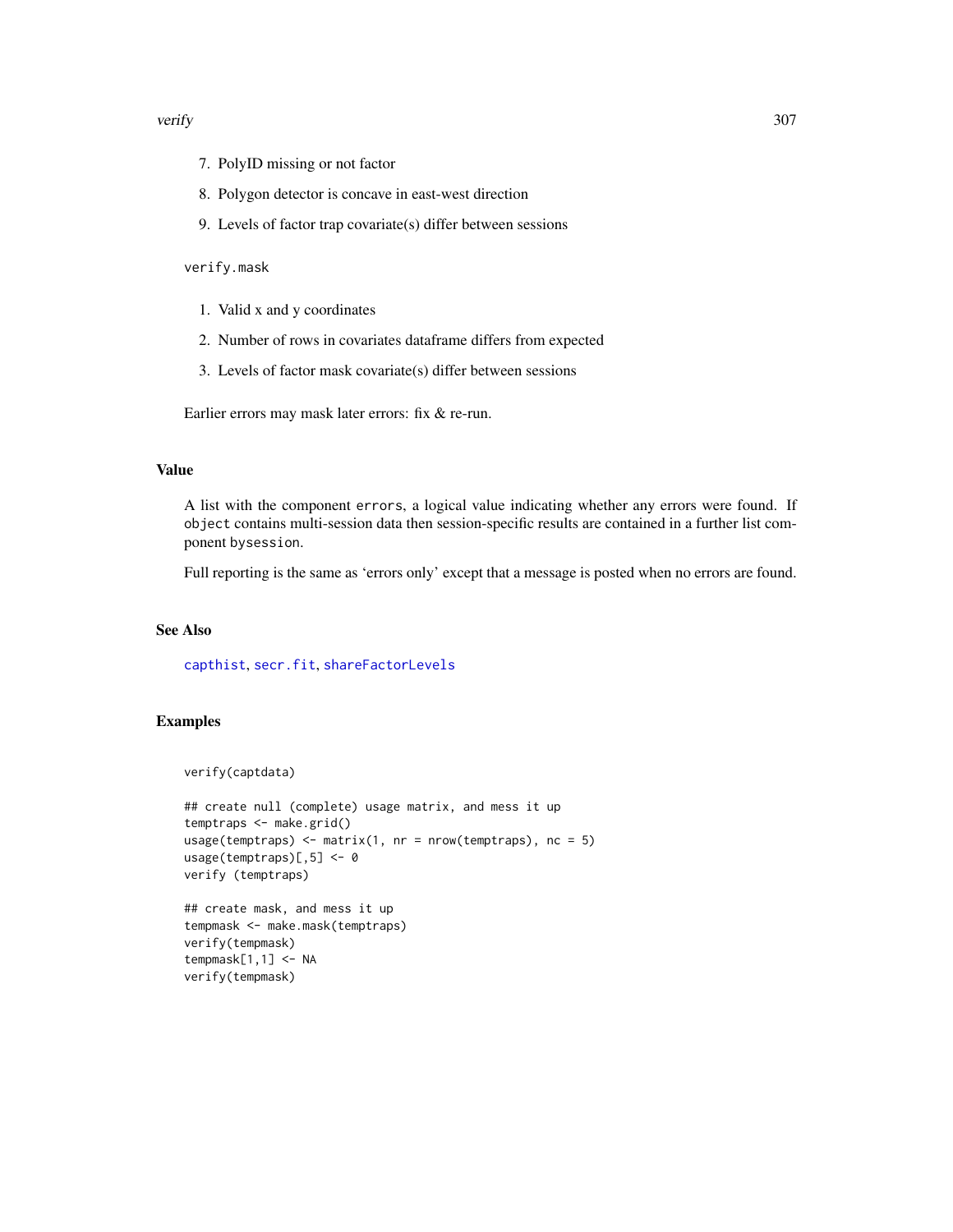7. PolyID missing or not factor
8. Polygon detector is concave in east-west direction
9. Levels of factor trap covariate(s) differ between sessions

`verify.mask`

1. Valid x and y coordinates
2. Number of rows in covariates dataframe differs from expected
3. Levels of factor mask covariate(s) differ between sessions

Earlier errors may mask later errors: fix & re-run.

## Value

A list with the component `errors`, a logical value indicating whether any errors were found. If `object` contains multi-session data then session-specific results are contained in a further list component `bysession`.

Full reporting is the same as 'errors only' except that a message is posted when no errors are found.

## See Also

`capthist`, `secr.fit`, `shareFactorLevels`

## Examples

```
verify(captdata)

## create null (complete) usage matrix, and mess it up
temptraps <- make.grid()
usage(temptraps) <- matrix(1, nr = nrow(temptraps), nc = 5)
usage(temptraps)[,5] <- 0
verify (temptraps)

## create mask, and mess it up
tempmask <- make.mask(temptraps)
verify(tempmask)
tempmask[1,1] <- NA
verify(tempmask)
```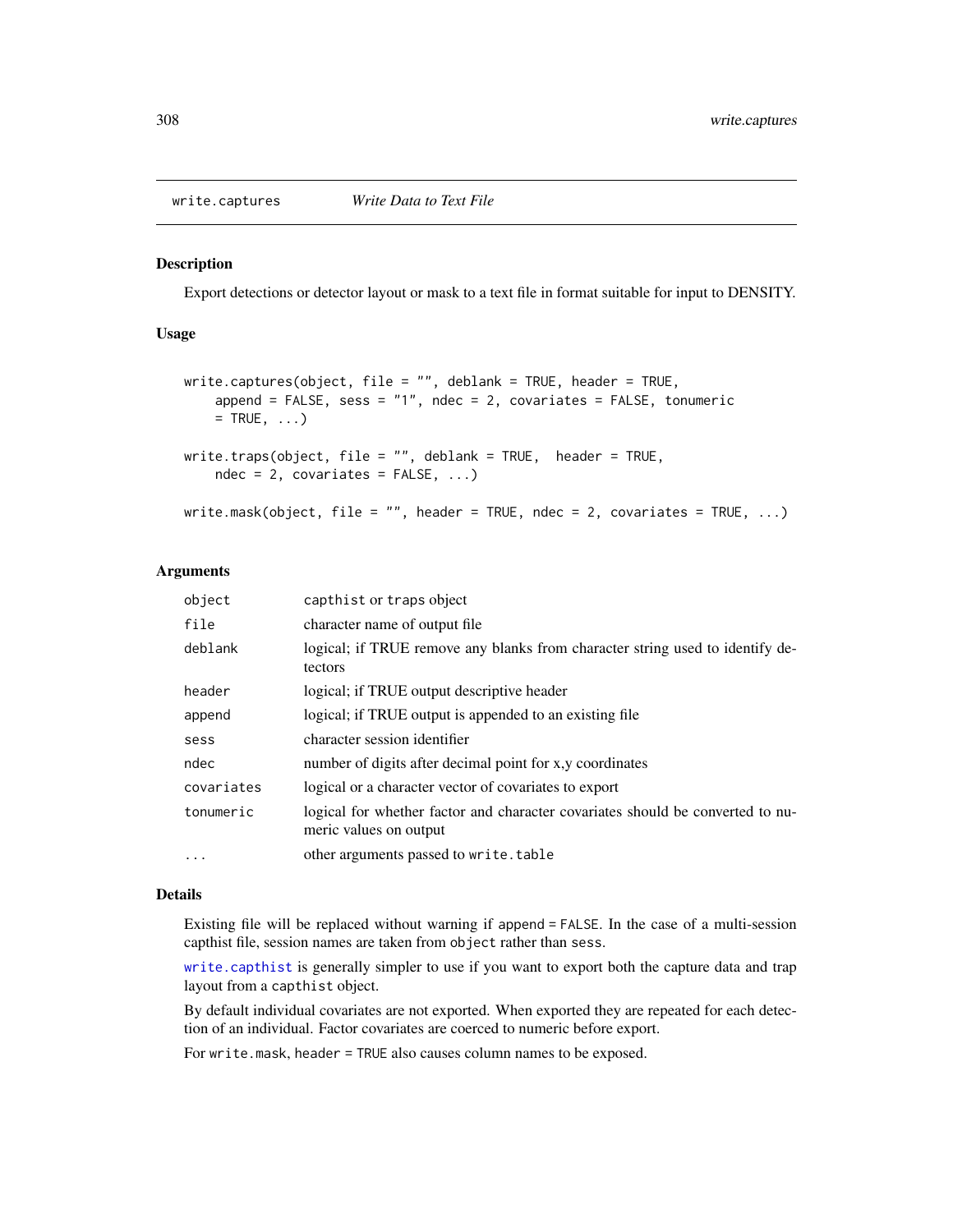write.captures *Write Data to Text File*

## Description

Export detections or detector layout or mask to a text file in format suitable for input to DENSITY.

## Usage

```
write.captures(object, file = "", deblank = TRUE, header = TRUE,
    append = FALSE, sess = "1", ndec = 2, covariates = FALSE, tonumeric
    = TRUE, ...)

write.traps(object, file = "", deblank = TRUE,  header = TRUE,
    ndec = 2, covariates = FALSE, ...)

write.mask(object, file = "", header = TRUE, ndec = 2, covariates = TRUE, ...)
```

## Arguments

| | |
|---|---|
| `object` | capthist or traps object |
| `file` | character name of output file |
| `deblank` | logical; if TRUE remove any blanks from character string used to identify detectors |
| `header` | logical; if TRUE output descriptive header |
| `append` | logical; if TRUE output is appended to an existing file |
| `sess` | character session identifier |
| `ndec` | number of digits after decimal point for x,y coordinates |
| `covariates` | logical or a character vector of covariates to export |
| `tonumeric` | logical for whether factor and character covariates should be converted to numeric values on output |
| `...` | other arguments passed to `write.table` |

## Details

Existing file will be replaced without warning if `append = FALSE`. In the case of a multi-session capthist file, session names are taken from `object` rather than `sess`.

`write.capthist` is generally simpler to use if you want to export both the capture data and trap layout from a `capthist` object.

By default individual covariates are not exported. When exported they are repeated for each detection of an individual. Factor covariates are coerced to numeric before export.

For `write.mask`, `header = TRUE` also causes column names to be exposed.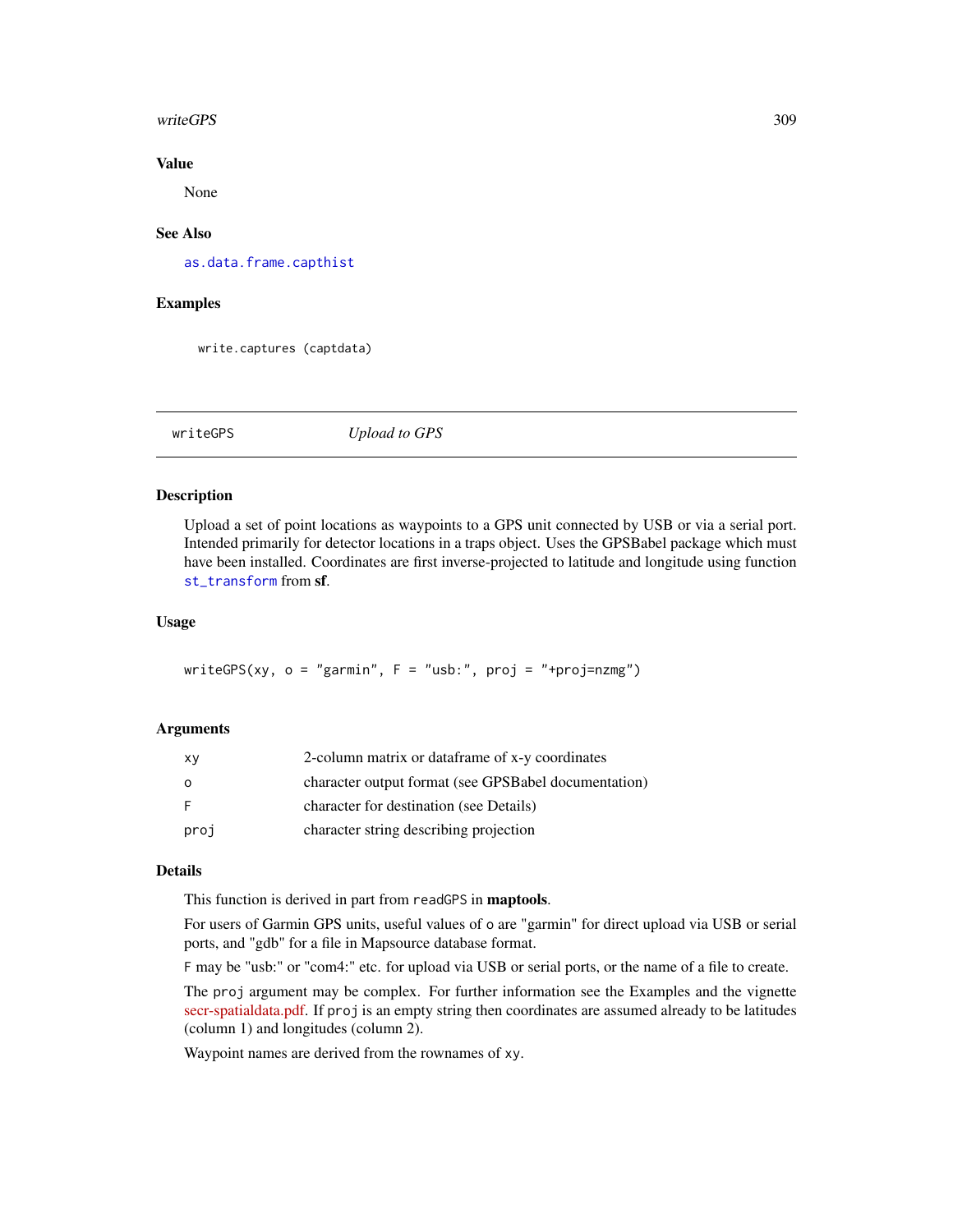### Value

None

### See Also

as.data.frame.capthist

### Examples

```
write.captures (captdata)
```

---

## writeGPS *Upload to GPS*

---

### Description

Upload a set of point locations as waypoints to a GPS unit connected by USB or via a serial port. Intended primarily for detector locations in a traps object. Uses the GPSBabel package which must have been installed. Coordinates are first inverse-projected to latitude and longitude using function `st_transform` from **sf**.

### Usage

```
writeGPS(xy, o = "garmin", F = "usb:", proj = "+proj=nzmg")
```

### Arguments

| | |
|---|---|
| `xy` | 2-column matrix or dataframe of x-y coordinates |
| `o` | character output format (see GPSBabel documentation) |
| `F` | character for destination (see Details) |
| `proj` | character string describing projection |

### Details

This function is derived in part from `readGPS` in **maptools**.

For users of Garmin GPS units, useful values of `o` are "garmin" for direct upload via USB or serial ports, and "gdb" for a file in Mapsource database format.

`F` may be "usb:" or "com4:" etc. for upload via USB or serial ports, or the name of a file to create.

The `proj` argument may be complex. For further information see the Examples and the vignette secr-spatialdata.pdf. If `proj` is an empty string then coordinates are assumed already to be latitudes (column 1) and longitudes (column 2).

Waypoint names are derived from the rownames of `xy`.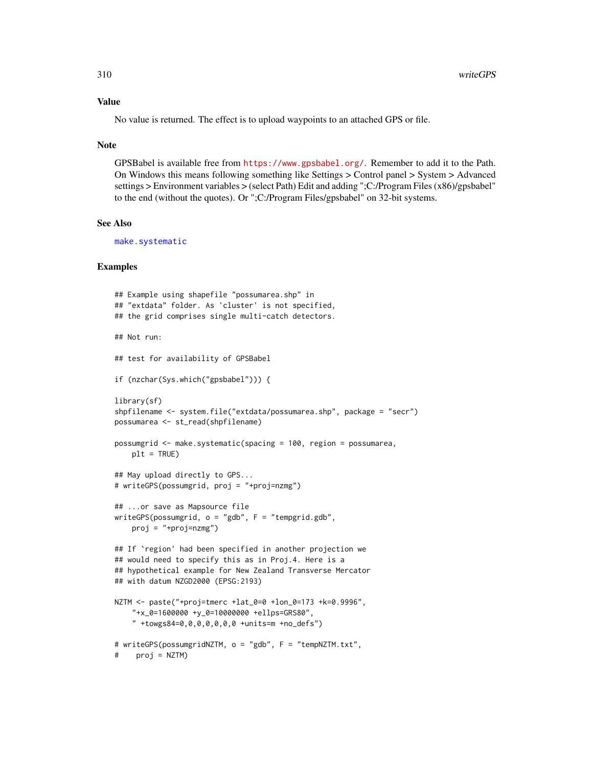## Value

No value is returned. The effect is to upload waypoints to an attached GPS or file.

## Note

GPSBabel is available free from https://www.gpsbabel.org/. Remember to add it to the Path. On Windows this means following something like Settings > Control panel > System > Advanced settings > Environment variables > (select Path) Edit and adding ";C:/Program Files (x86)/gpsbabel" to the end (without the quotes). Or ";C:/Program Files/gpsbabel" on 32-bit systems.

## See Also

make.systematic

## Examples

```
## Example using shapefile "possumarea.shp" in
## "extdata" folder. As 'cluster' is not specified,
## the grid comprises single multi-catch detectors.

## Not run:

## test for availability of GPSBabel

if (nzchar(Sys.which("gpsbabel"))) {

library(sf)
shpfilename <- system.file("extdata/possumarea.shp", package = "secr")
possumarea <- st_read(shpfilename)

possumgrid <- make.systematic(spacing = 100, region = possumarea,
    plt = TRUE)

## May upload directly to GPS...
# writeGPS(possumgrid, proj = "+proj=nzmg")

## ...or save as Mapsource file
writeGPS(possumgrid, o = "gdb", F = "tempgrid.gdb",
    proj = "+proj=nzmg")

## If `region' had been specified in another projection we
## would need to specify this as in Proj.4. Here is a
## hypothetical example for New Zealand Transverse Mercator
## with datum NZGD2000 (EPSG:2193)

NZTM <- paste("+proj=tmerc +lat_0=0 +lon_0=173 +k=0.9996",
    "+x_0=1600000 +y_0=10000000 +ellps=GRS80",
    " +towgs84=0,0,0,0,0,0,0 +units=m +no_defs")

# writeGPS(possumgridNZTM, o = "gdb", F = "tempNZTM.txt",
#    proj = NZTM)
```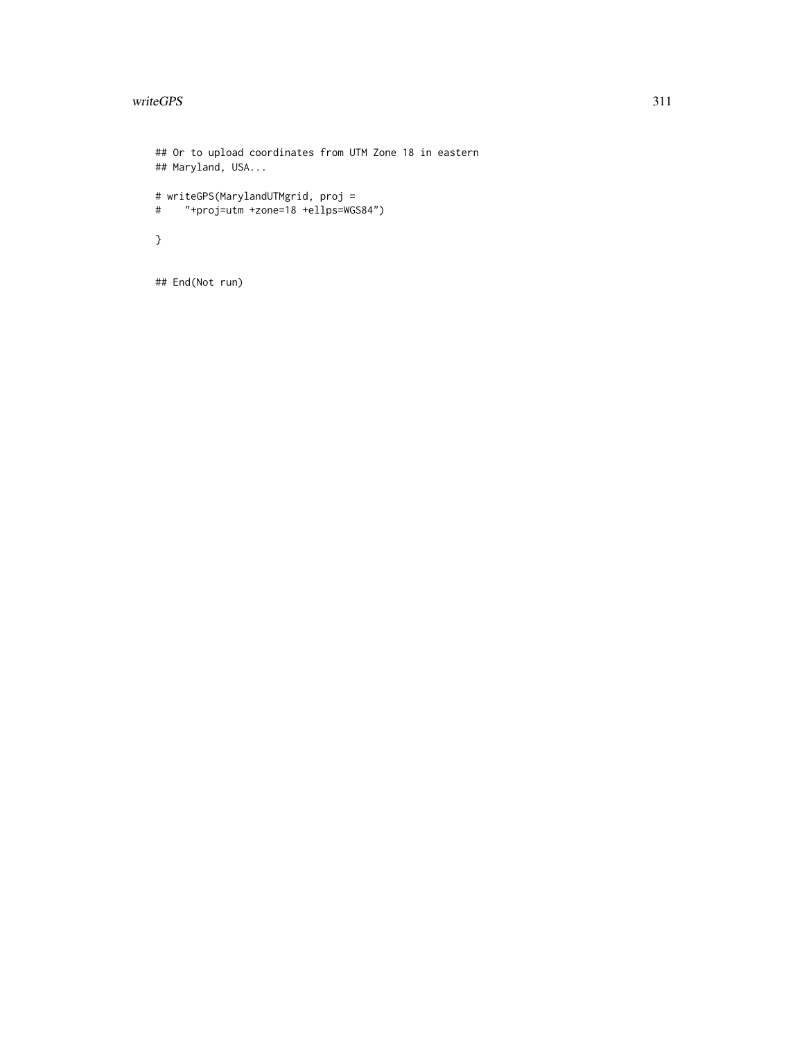```
## Or to upload coordinates from UTM Zone 18 in eastern
## Maryland, USA...

# writeGPS(MarylandUTMgrid, proj =
#     "+proj=utm +zone=18 +ellps=WGS84")

}


## End(Not run)
```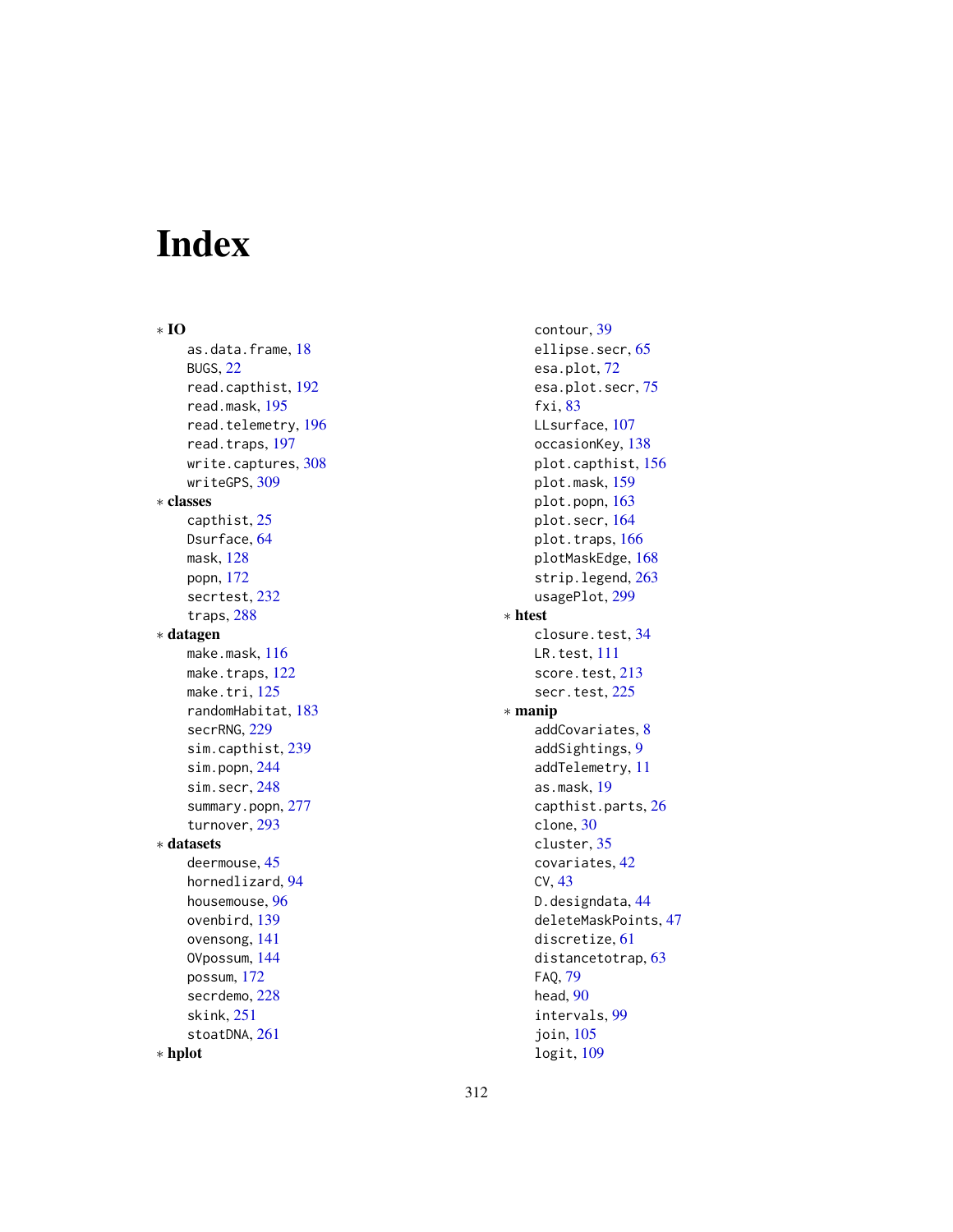# Index

∗ **IO**
- as.data.frame, 18
- BUGS, 22
- read.capthist, 192
- read.mask, 195
- read.telemetry, 196
- read.traps, 197
- write.captures, 308
- writeGPS, 309

∗ **classes**
- capthist, 25
- Dsurface, 64
- mask, 128
- popn, 172
- secrtest, 232
- traps, 288

∗ **datagen**
- make.mask, 116
- make.traps, 122
- make.tri, 125
- randomHabitat, 183
- secrRNG, 229
- sim.capthist, 239
- sim.popn, 244
- sim.secr, 248
- summary.popn, 277
- turnover, 293

∗ **datasets**
- deermouse, 45
- hornedlizard, 94
- housemouse, 96
- ovenbird, 139
- ovensong, 141
- OVpossum, 144
- possum, 172
- secrdemo, 228
- skink, 251
- stoatDNA, 261

∗ **hplot**
- contour, 39
- ellipse.secr, 65
- esa.plot, 72
- esa.plot.secr, 75
- fxi, 83
- LLsurface, 107
- occasionKey, 138
- plot.capthist, 156
- plot.mask, 159
- plot.popn, 163
- plot.secr, 164
- plot.traps, 166
- plotMaskEdge, 168
- strip.legend, 263
- usagePlot, 299

∗ **htest**
- closure.test, 34
- LR.test, 111
- score.test, 213
- secr.test, 225

∗ **manip**
- addCovariates, 8
- addSightings, 9
- addTelemetry, 11
- as.mask, 19
- capthist.parts, 26
- clone, 30
- cluster, 35
- covariates, 42
- CV, 43
- D.designdata, 44
- deleteMaskPoints, 47
- discretize, 61
- distancetotrap, 63
- FAQ, 79
- head, 90
- intervals, 99
- join, 105
- logit, 109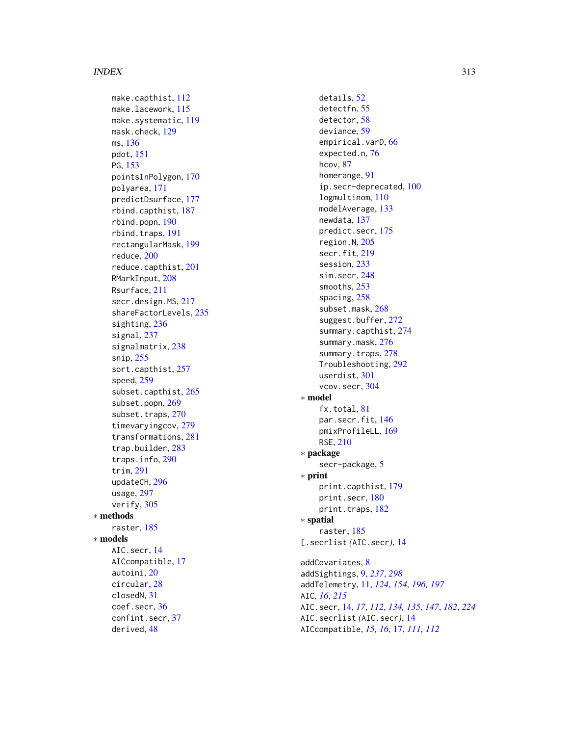make.capthist, 112
make.lacework, 115
make.systematic, 119
mask.check, 129
ms, 136
pdot, 151
PG, 153
pointsInPolygon, 170
polyarea, 171
predictDsurface, 177
rbind.capthist, 187
rbind.popn, 190
rbind.traps, 191
rectangularMask, 199
reduce, 200
reduce.capthist, 201
RMarkInput, 208
Rsurface, 211
secr.design.MS, 217
shareFactorLevels, 235
sighting, 236
signal, 237
signalmatrix, 238
snip, 255
sort.capthist, 257
speed, 259
subset.capthist, 265
subset.popn, 269
subset.traps, 270
timevaryingcov, 279
transformations, 281
trap.builder, 283
traps.info, 290
trim, 291
updateCH, 296
usage, 297
verify, 305

∗ **methods**

raster, 185

∗ **models**

AIC.secr, 14
AICcompatible, 17
autoini, 20
circular, 28
closedN, 31
coef.secr, 36
confint.secr, 37
derived, 48
details, 52
detectfn, 55
detector, 58
deviance, 59
empirical.varD, 66
expected.n, 76
hcov, 87
homerange, 91
ip.secr-deprecated, 100
logmultinom, 110
modelAverage, 133
newdata, 137
predict.secr, 175
region.N, 205
secr.fit, 219
session, 233
sim.secr, 248
smooths, 253
spacing, 258
subset.mask, 268
suggest.buffer, 272
summary.capthist, 274
summary.mask, 276
summary.traps, 278
Troubleshooting, 292
userdist, 301
vcov.secr, 304

∗ **model**

fx.total, 81
par.secr.fit, 146
pmixProfileLL, 169
RSE, 210

∗ **package**

secr-package, 5

∗ **print**

print.capthist, 179
print.secr, 180
print.traps, 182

∗ **spatial**

raster, 185

[.secrlist *(*AIC.secr*)*, 14

addCovariates, 8
addSightings, 9, *237*, *298*
addTelemetry, 11, *124*, *154*, *196, 197*
AIC, *16*, *215*
AIC.secr, 14, *17*, *112*, *134, 135*, *147*, *182*, *224*
AIC.secrlist *(*AIC.secr*)*, 14
AICcompatible, *15, 16*, 17, *111, 112*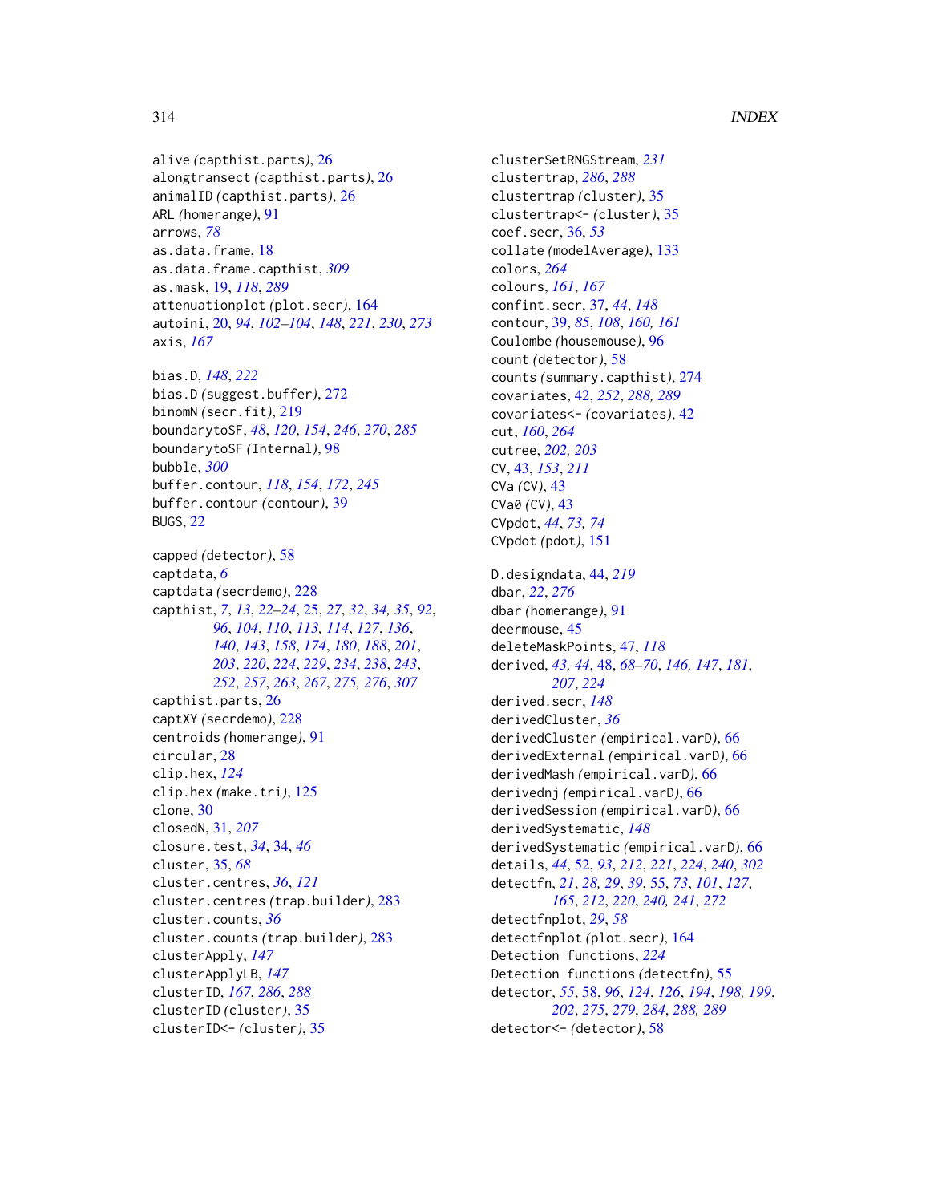alive (capthist.parts), 26
alongtransect (capthist.parts), 26
animalID (capthist.parts), 26
ARL (homerange), 91
arrows, *78*
as.data.frame, 18
as.data.frame.capthist, *309*
as.mask, 19, *118*, 289
attenuationplot (plot.secr), 164
autoini, 20, *94*, *102–104*, *148*, *221*, *230*, *273*
axis, *167*

bias.D, *148*, *222*
bias.D (suggest.buffer), 272
binomN (secr.fit), 219
boundarytoSF, *48*, *120*, *154*, *246*, *270*, *285*
boundarytoSF (Internal), 98
bubble, *300*
buffer.contour, *118*, *154*, *172*, *245*
buffer.contour (contour), 39
BUGS, 22

capped (detector), 58
captdata, *6*
captdata (secrdemo), 228
capthist, *7*, *13*, *22–24*, 25, *27*, *32*, *34, 35*, *92*, *96*, *104*, *110*, *113, 114*, *127*, *136*, *140*, *143*, *158*, *174*, *180*, *188*, *201*, *203*, *220*, *224*, *229*, *234*, *238*, *243*, *252*, *257*, *263*, *267*, *275, 276*, *307*
capthist.parts, 26
captXY (secrdemo), 228
centroids (homerange), 91
circular, 28
clip.hex, *124*
clip.hex (make.tri), 125
clone, 30
closedN, 31, *207*
closure.test, *34*, 34, *46*
cluster, 35, *68*
cluster.centres, *36*, *121*
cluster.centres (trap.builder), 283
cluster.counts, *36*
cluster.counts (trap.builder), 283
clusterApply, *147*
clusterApplyLB, *147*
clusterID, *167*, *286*, *288*
clusterID (cluster), 35
clusterID<- (cluster), 35
clusterSetRNGStream, *231*
clustertrap, *286*, *288*
clustertrap (cluster), 35
clustertrap<- (cluster), 35
coef.secr, 36, *53*
collate (modelAverage), 133
colors, *264*
colours, *161*, *167*
confint.secr, 37, *44*, *148*
contour, 39, *85*, *108*, *160, 161*
Coulombe (housemouse), 96
count (detector), 58
counts (summary.capthist), 274
covariates, 42, *252*, *288, 289*
covariates<- (covariates), 42
cut, *160*, *264*
cutree, *202, 203*
CV, 43, *153*, *211*
CVa (CV), 43
CVa0 (CV), 43
CVpdot, *44*, *73, 74*
CVpdot (pdot), 151

D.designdata, 44, *219*
dbar, *22*, *276*
dbar (homerange), 91
deermouse, 45
deleteMaskPoints, 47, *118*
derived, *43, 44*, 48, *68–70*, *146, 147*, *181*, *207*, *224*
derived.secr, *148*
derivedCluster, *36*
derivedCluster (empirical.varD), 66
derivedExternal (empirical.varD), 66
derivedMash (empirical.varD), 66
derivednj (empirical.varD), 66
derivedSession (empirical.varD), 66
derivedSystematic, *148*
derivedSystematic (empirical.varD), 66
details, *44*, 52, *93*, *212*, *221*, *224*, *240*, *302*
detectfn, *21*, *28, 29*, *39*, 55, *73*, *101*, *127*, *165*, *212*, *220*, *240, 241*, *272*
detectfnplot, *29*, *58*
detectfnplot (plot.secr), 164
Detection functions, *224*
Detection functions (detectfn), 55
detector, *55*, 58, *96*, *124*, *126*, *194*, *198, 199*, *202*, *275*, *279*, *284*, *288, 289*
detector<- (detector), 58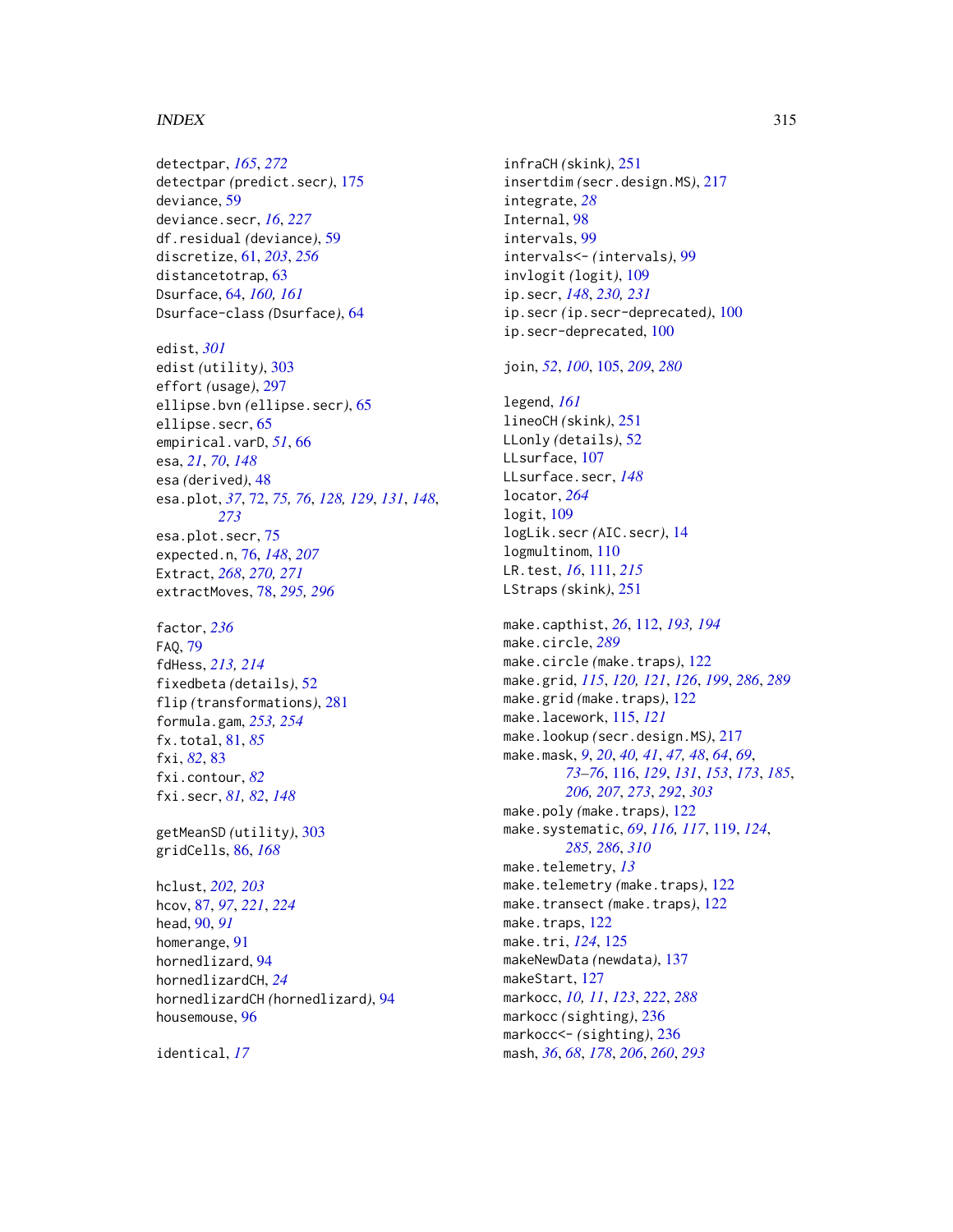detectpar, *165*, *272*
detectpar (predict.secr), 175
deviance, 59
deviance.secr, *16*, *227*
df.residual (deviance), 59
discretize, 61, *203*, *256*
distancetotrap, 63
Dsurface, 64, *160, 161*
Dsurface-class (Dsurface), 64

edist, *301*
edist (utility), 303
effort (usage), 297
ellipse.bvn (ellipse.secr), 65
ellipse.secr, 65
empirical.varD, *51*, 66
esa, *21*, *70*, *148*
esa (derived), 48
esa.plot, *37*, 72, *75, 76*, *128, 129*, *131*, *148*, *273*
esa.plot.secr, 75
expected.n, 76, *148*, *207*
Extract, *268*, *270, 271*
extractMoves, 78, *295, 296*

factor, *236*
FAQ, 79
fdHess, *213, 214*
fixedbeta (details), 52
flip (transformations), 281
formula.gam, *253, 254*
fx.total, 81, *85*
fxi, *82*, 83
fxi.contour, *82*
fxi.secr, *81, 82*, *148*

getMeanSD (utility), 303
gridCells, 86, *168*

hclust, *202, 203*
hcov, 87, *97*, *221*, *224*
head, 90, *91*
homerange, 91
hornedlizard, 94
hornedlizardCH, *24*
hornedlizardCH (hornedlizard), 94
housemouse, 96

identical, *17*

infraCH (skink), 251
insertdim (secr.design.MS), 217
integrate, *28*
Internal, 98
intervals, 99
intervals<- (intervals), 99
invlogit (logit), 109
ip.secr, *148*, *230, 231*
ip.secr (ip.secr-deprecated), 100
ip.secr-deprecated, 100

join, *52*, *100*, 105, *209*, *280*

legend, *161*
lineoCH (skink), 251
LLonly (details), 52
LLsurface, 107
LLsurface.secr, *148*
locator, *264*
logit, 109
logLik.secr (AIC.secr), 14
logmultinom, 110
LR.test, *16*, 111, *215*
LStraps (skink), 251

make.capthist, *26*, 112, *193, 194*
make.circle, *289*
make.circle (make.traps), 122
make.grid, *115*, *120, 121*, *126*, *199*, *286*, *289*
make.grid (make.traps), 122
make.lacework, 115, *121*
make.lookup (secr.design.MS), 217
make.mask, *9*, *20*, *40, 41*, *47, 48*, *64*, *69*, *73–76*, 116, *129*, *131*, *153*, *173*, *185*, *206, 207*, *273*, *292*, *303*
make.poly (make.traps), 122
make.systematic, *69*, *116, 117*, 119, *124*, *285, 286*, *310*
make.telemetry, *13*
make.telemetry (make.traps), 122
make.transect (make.traps), 122
make.traps, 122
make.tri, *124*, 125
makeNewData (newdata), 137
makeStart, 127
markocc, *10, 11*, *123*, *222*, *288*
markocc (sighting), 236
markocc<- (sighting), 236
mash, *36*, *68*, *178*, *206*, *260*, *293*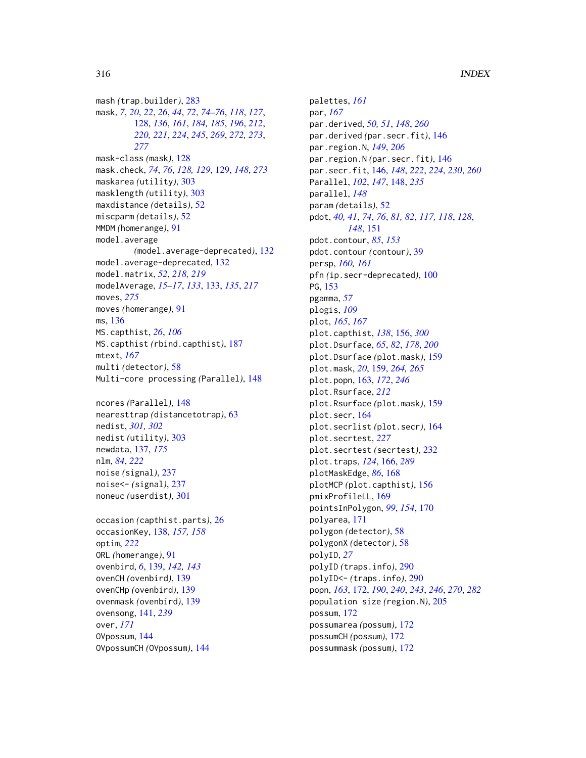mash *(*trap.builder*)*, 283
mask, *7*, *20*, *22*, *26*, *44*, *72*, *74–76*, *118*, *127*, 128, *136*, *161*, *184, 185*, *196*, *212*, *220, 221*, *224*, *245*, *269*, *272, 273*, *277*
mask-class *(*mask*)*, 128
mask.check, *74*, *76*, *128, 129*, 129, *148*, *273*
maskarea *(*utility*)*, 303
masklength *(*utility*)*, 303
maxdistance *(*details*)*, 52
miscparm *(*details*)*, 52
MMDM *(*homerange*)*, 91
model.average *(*model.average-deprecated*)*, 132
model.average-deprecated, 132
model.matrix, *52*, *218, 219*
modelAverage, *15–17*, *133*, 133, *135*, *217*
moves, *275*
moves *(*homerange*)*, 91
ms, 136
MS.capthist, *26*, *106*
MS.capthist *(*rbind.capthist*)*, 187
mtext, *167*
multi *(*detector*)*, 58
Multi-core processing *(*Parallel*)*, 148

ncores *(*Parallel*)*, 148
nearesttrap *(*distancetotrap*)*, 63
nedist, *301, 302*
nedist *(*utility*)*, 303
newdata, 137, *175*
nlm, *84*, *222*
noise *(*signal*)*, 237
noise<- *(*signal*)*, 237
noneuc *(*userdist*)*, 301

occasion *(*capthist.parts*)*, 26
occasionKey, 138, *157, 158*
optim, *222*
ORL *(*homerange*)*, 91
ovenbird, *6*, 139, *142, 143*
ovenCH *(*ovenbird*)*, 139
ovenCHp *(*ovenbird*)*, 139
ovenmask *(*ovenbird*)*, 139
ovensong, 141, *239*
over, *171*
OVpossum, 144
OVpossumCH *(*OVpossum*)*, 144

palettes, *161*
par, *167*
par.derived, *50, 51*, *148*, *260*
par.derived *(*par.secr.fit*)*, 146
par.region.N, *149*, *206*
par.region.N *(*par.secr.fit*)*, 146
par.secr.fit, 146, *148*, *222*, *224*, *230*, *260*
Parallel, *102*, *147*, 148, *235*
parallel, *148*
param *(*details*)*, 52
pdot, *40, 41*, *74*, *76*, *81, 82*, *117, 118*, *128*, *148*, 151
pdot.contour, *85*, *153*
pdot.contour *(*contour*)*, 39
persp, *160, 161*
pfn *(*ip.secr-deprecated*)*, 100
PG, 153
pgamma, *57*
plogis, *109*
plot, *165*, *167*
plot.capthist, *138*, 156, *300*
plot.Dsurface, *65*, *82*, *178*, *200*
plot.Dsurface *(*plot.mask*)*, 159
plot.mask, *20*, 159, *264, 265*
plot.popn, 163, *172*, *246*
plot.Rsurface, *212*
plot.Rsurface *(*plot.mask*)*, 159
plot.secr, 164
plot.secrlist *(*plot.secr*)*, 164
plot.secrtest, *227*
plot.secrtest *(*secrtest*)*, 232
plot.traps, *124*, 166, *289*
plotMaskEdge, *86*, 168
plotMCP *(*plot.capthist*)*, 156
pmixProfileLL, 169
pointsInPolygon, *99*, *154*, 170
polyarea, 171
polygon *(*detector*)*, 58
polygonX *(*detector*)*, 58
polyID, *27*
polyID *(*traps.info*)*, 290
polyID<- *(*traps.info*)*, 290
popn, *163*, 172, *190*, *240*, *243*, *246*, *270*, *282*
population size *(*region.N*)*, 205
possum, 172
possumarea *(*possum*)*, 172
possumCH *(*possum*)*, 172
possummask *(*possum*)*, 172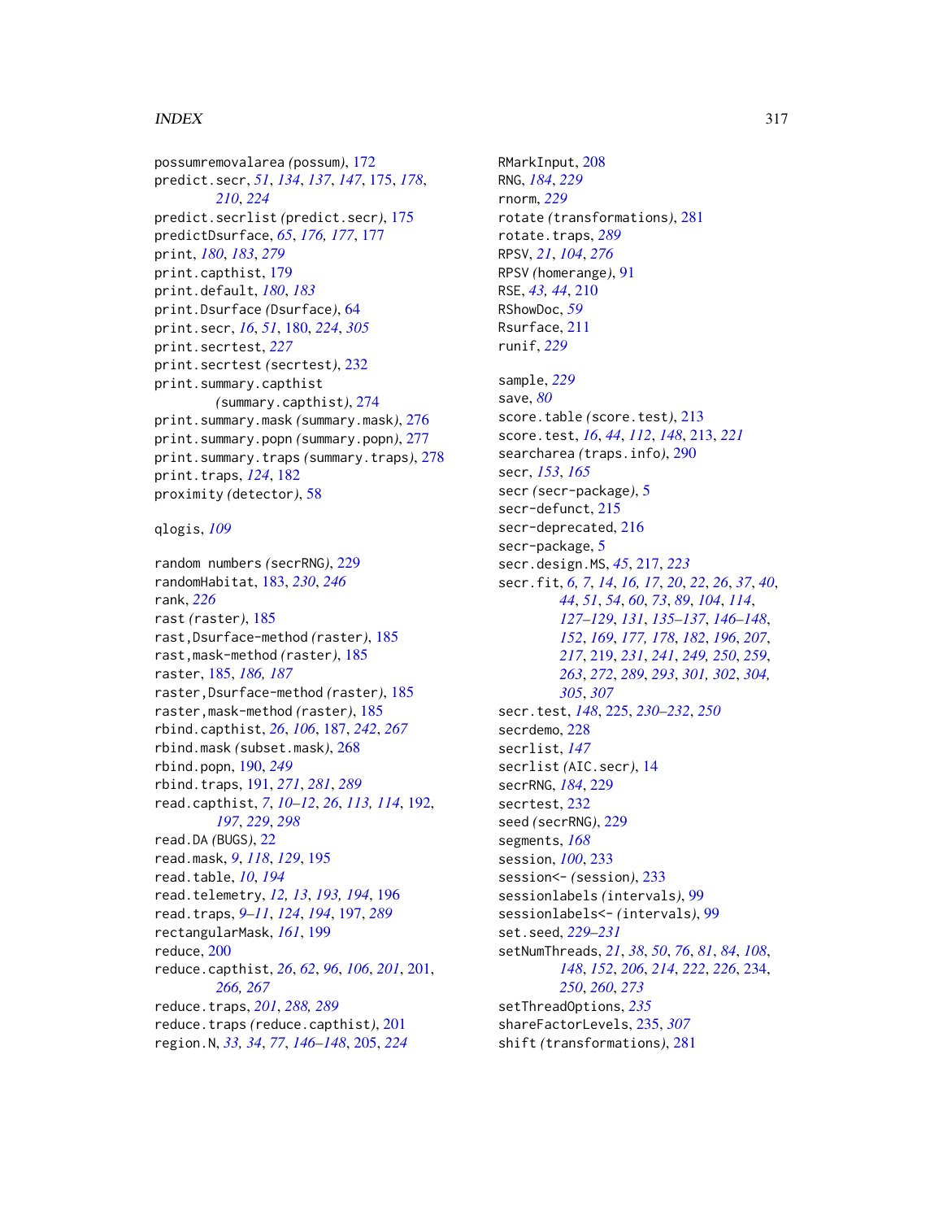possumremovalarea *(possum)*, 172
predict.secr, *51*, *134*, *137*, *147*, 175, *178*, *210*, *224*
predict.secrlist *(predict.secr)*, 175
predictDsurface, *65*, *176, 177*, 177
print, *180*, *183*, *279*
print.capthist, 179
print.default, *180*, *183*
print.Dsurface *(Dsurface)*, 64
print.secr, *16*, *51*, 180, *224*, *305*
print.secrtest, *227*
print.secrtest *(secrtest)*, 232
print.summary.capthist *(summary.capthist)*, 274
print.summary.mask *(summary.mask)*, 276
print.summary.popn *(summary.popn)*, 277
print.summary.traps *(summary.traps)*, 278
print.traps, *124*, 182
proximity *(detector)*, 58

qlogis, *109*

random numbers *(secrRNG)*, 229
randomHabitat, 183, *230*, *246*
rank, *226*
rast *(raster)*, 185
rast,Dsurface-method *(raster)*, 185
rast,mask-method *(raster)*, 185
raster, 185, *186, 187*
raster,Dsurface-method *(raster)*, 185
raster,mask-method *(raster)*, 185
rbind.capthist, *26*, *106*, 187, *242*, *267*
rbind.mask *(subset.mask)*, 268
rbind.popn, 190, *249*
rbind.traps, 191, *271*, *281*, *289*
read.capthist, *7*, *10–12*, *26*, *113, 114*, 192, *197*, *229*, *298*
read.DA *(BUGS)*, 22
read.mask, *9*, *118*, *129*, 195
read.table, *10*, *194*
read.telemetry, *12, 13*, *193, 194*, 196
read.traps, *9–11*, *124*, *194*, 197, *289*
rectangularMask, *161*, 199
reduce, 200
reduce.capthist, *26*, *62*, *96*, *106*, *201*, 201, *266, 267*
reduce.traps, *201*, *288, 289*
reduce.traps *(reduce.capthist)*, 201
region.N, *33, 34*, *77*, *146–148*, 205, *224*

RMarkInput, 208
RNG, *184*, *229*
rnorm, *229*
rotate *(transformations)*, 281
rotate.traps, *289*
RPSV, *21*, *104*, *276*
RPSV *(homerange)*, 91
RSE, *43, 44*, 210
RShowDoc, *59*
Rsurface, 211
runif, *229*

sample, *229*
save, *80*
score.table *(score.test)*, 213
score.test, *16*, *44*, *112*, *148*, 213, *221*
searcharea *(traps.info)*, 290
secr, *153*, *165*
secr *(secr-package)*, 5
secr-defunct, 215
secr-deprecated, 216
secr-package, 5
secr.design.MS, *45*, 217, *223*
secr.fit, *6, 7*, *14*, *16, 17*, *20*, *22*, *26*, *37*, *40*, *44*, *51*, *54*, *60*, *73*, *89*, *104*, *114*, *127–129*, *131*, *135–137*, *146–148*, *152*, *169*, *177, 178*, *182*, *196*, *207*, *217*, 219, *231*, *241*, *249*, *250*, *259*, *263*, *272*, *289*, *293*, *301, 302*, *304*, *305*, *307*
secr.test, *148*, 225, *230–232*, *250*
secrdemo, 228
secrlist, *147*
secrlist *(AIC.secr)*, 14
secrRNG, *184*, 229
secrtest, 232
seed *(secrRNG)*, 229
segments, *168*
session, *100*, 233
session<- *(session)*, 233
sessionlabels *(intervals)*, 99
sessionlabels<- *(intervals)*, 99
set.seed, *229–231*
setNumThreads, *21*, *38*, *50*, *76*, *81*, *84*, *108*, *148*, *152*, *206*, *214*, *222*, *226*, 234, *250*, *260*, *273*
setThreadOptions, *235*
shareFactorLevels, 235, *307*
shift *(transformations)*, 281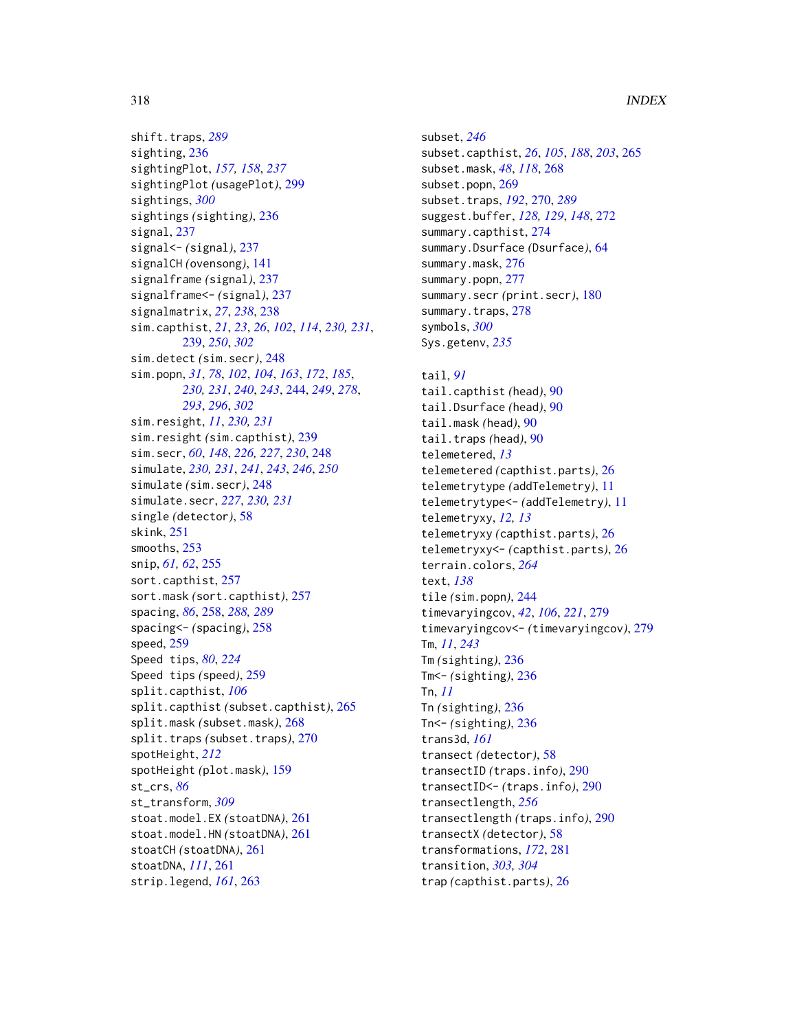shift.traps, *289*
sighting, 236
sightingPlot, *157, 158*, *237*
sightingPlot *(usagePlot)*, 299
sightings, *300*
sightings *(sighting)*, 236
signal, 237
signal<- *(signal)*, 237
signalCH *(ovensong)*, 141
signalframe *(signal)*, 237
signalframe<- *(signal)*, 237
signalmatrix, *27*, *238*, 238
sim.capthist, *21*, *23*, *26*, *102*, *114*, *230, 231*, *239*, *250*, *302*
sim.detect *(sim.secr)*, 248
sim.popn, *31*, *78*, *102*, *104*, *163*, *172*, *185*, *230, 231*, *240*, *243*, 244, *249*, *278*, *293*, *296*, *302*
sim.resight, *11*, *230, 231*
sim.resight *(sim.capthist)*, 239
sim.secr, *60*, *148*, *226, 227*, *230*, 248
simulate, *230, 231*, *241*, *243*, *246*, *250*
simulate *(sim.secr)*, 248
simulate.secr, *227*, *230, 231*
single *(detector)*, 58
skink, 251
smooths, 253
snip, *61, 62*, 255
sort.capthist, 257
sort.mask *(sort.capthist)*, 257
spacing, *86*, 258, *288, 289*
spacing<- *(spacing)*, 258
speed, 259
Speed tips, *80*, *224*
Speed tips *(speed)*, 259
split.capthist, *106*
split.capthist *(subset.capthist)*, 265
split.mask *(subset.mask)*, 268
split.traps *(subset.traps)*, 270
spotHeight, *212*
spotHeight *(plot.mask)*, 159
st_crs, *86*
st_transform, *309*
stoat.model.EX *(stoatDNA)*, 261
stoat.model.HN *(stoatDNA)*, 261
stoatCH *(stoatDNA)*, 261
stoatDNA, *111*, 261
strip.legend, *161*, 263
subset, *246*
subset.capthist, *26*, *105*, *188*, *203*, 265
subset.mask, *48*, *118*, 268
subset.popn, 269
subset.traps, *192*, 270, *289*
suggest.buffer, *128, 129*, *148*, 272
summary.capthist, 274
summary.Dsurface *(Dsurface)*, 64
summary.mask, 276
summary.popn, 277
summary.secr *(print.secr)*, 180
summary.traps, 278
symbols, *300*
Sys.getenv, *235*

tail, *91*
tail.capthist *(head)*, 90
tail.Dsurface *(head)*, 90
tail.mask *(head)*, 90
tail.traps *(head)*, 90
telemetered, *13*
telemetered *(capthist.parts)*, 26
telemetrytype *(addTelemetry)*, 11
telemetrytype<- *(addTelemetry)*, 11
telemetryxy, *12, 13*
telemetryxy *(capthist.parts)*, 26
telemetryxy<- *(capthist.parts)*, 26
terrain.colors, *264*
text, *138*
tile *(sim.popn)*, 244
timevaryingcov, *42*, *106*, *221*, 279
timevaryingcov<- *(timevaryingcov)*, 279
Tm, *11*, *243*
Tm *(sighting)*, 236
Tm<- *(sighting)*, 236
Tn, *11*
Tn *(sighting)*, 236
Tn<- *(sighting)*, 236
trans3d, *161*
transect *(detector)*, 58
transectID *(traps.info)*, 290
transectID<- *(traps.info)*, 290
transectlength, *256*
transectlength *(traps.info)*, 290
transectX *(detector)*, 58
transformations, *172*, 281
transition, *303, 304*
trap *(capthist.parts)*, 26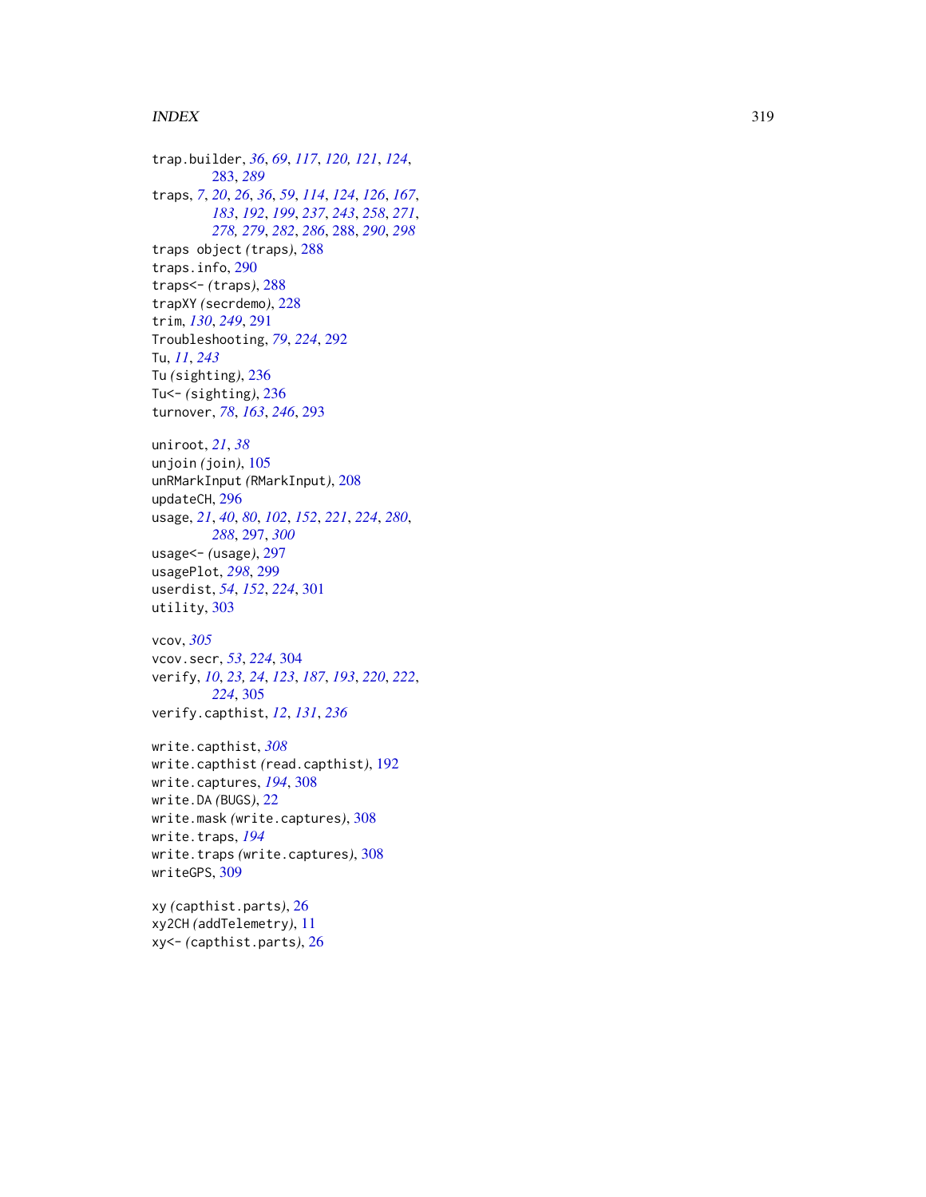trap.builder, *36*, *69*, *117*, *120, 121*, *124*, 283, *289*
traps, *7*, *20*, *26*, *36*, *59*, *114*, *124*, *126*, *167*, *183*, *192*, *199*, *237*, *243*, *258*, *271*, *278, 279*, *282*, *286*, 288, *290*, *298*
traps object *(*traps*)*, 288
traps.info, 290
traps<- *(*traps*)*, 288
trapXY *(*secrdemo*)*, 228
trim, *130*, *249*, 291
Troubleshooting, *79*, *224*, 292
Tu, *11*, *243*
Tu *(*sighting*)*, 236
Tu<- *(*sighting*)*, 236
turnover, *78*, *163*, *246*, 293

uniroot, *21*, *38*
unjoin *(*join*)*, 105
unRMarkInput *(*RMarkInput*)*, 208
updateCH, 296
usage, *21*, *40*, *80*, *102*, *152*, *221*, *224*, *280*, *288*, 297, *300*
usage<- *(*usage*)*, 297
usagePlot, *298*, 299
userdist, *54*, *152*, *224*, 301
utility, 303

vcov, *305*
vcov.secr, *53*, *224*, 304
verify, *10*, *23, 24*, *123*, *187*, *193*, *220*, *222*, *224*, 305
verify.capthist, *12*, *131*, *236*

write.capthist, *308*
write.capthist *(*read.capthist*)*, 192
write.captures, *194*, 308
write.DA *(*BUGS*)*, 22
write.mask *(*write.captures*)*, 308
write.traps, *194*
write.traps *(*write.captures*)*, 308
writeGPS, 309

xy *(*capthist.parts*)*, 26
xy2CH *(*addTelemetry*)*, 11
xy<- *(*capthist.parts*)*, 26